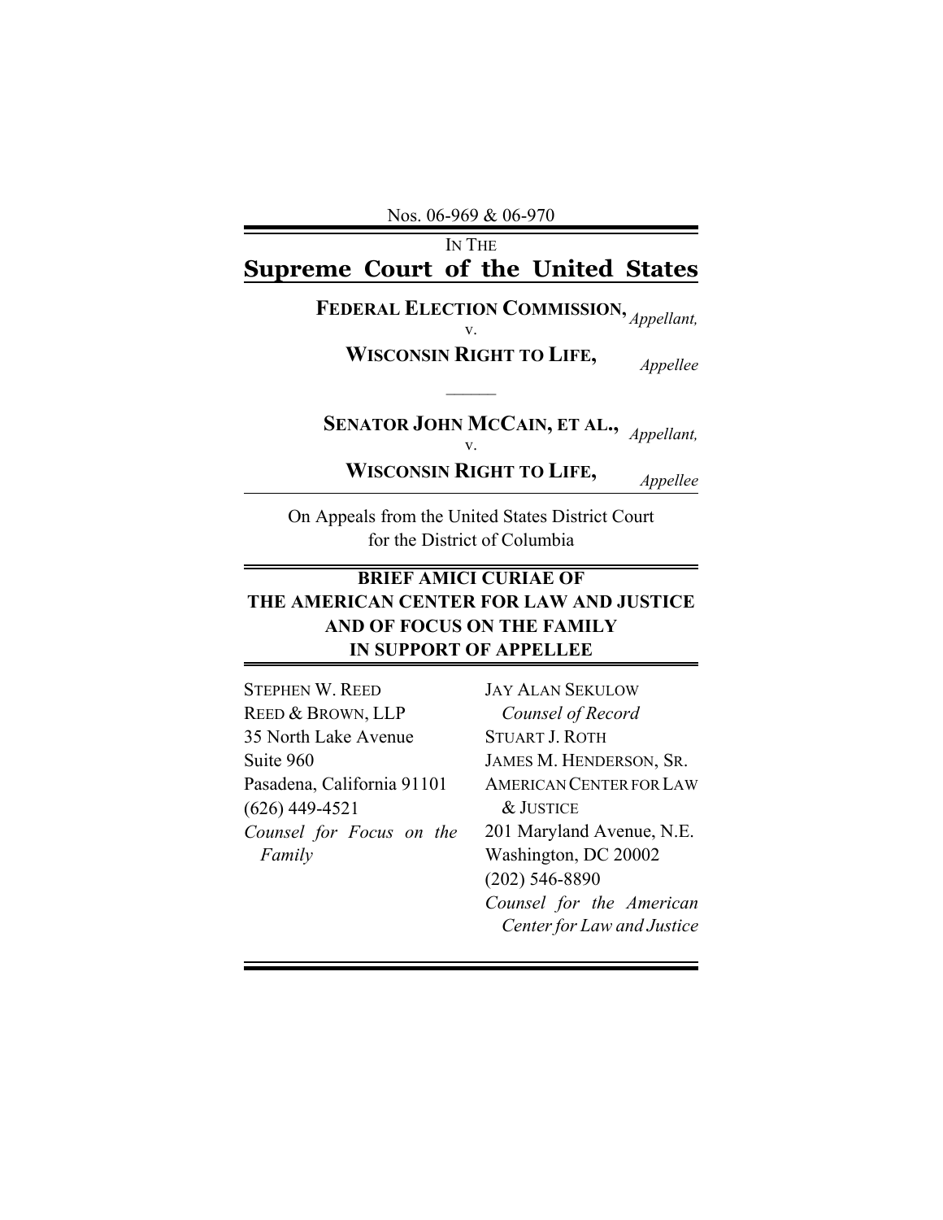Nos. 06-969 & 06-970

IN THE

# Supreme Court of the United States

**FEDERAL ELECTION COMMISSION,** *Appellant,*

v.

**WISCONSIN RIGHT TO LIFE,** *Appellee*

---

**SENATOR JOHN MCCAIN, ET AL.,** *Appellant,*

v.

**WISCONSIN RIGHT TO LIFE,** *Appellee*

---

On Appeals from the United States District Court for the District of Columbia

---

**BRIEF AMICI CURIAE OF THE AMERICAN CENTER FOR LAW AND JUSTICE AND OF FOCUS ON THE FAMILY IN SUPPORT OF APPELLEE**

---

STEPHEN W. REED
REED & BROWN, LLP
35 North Lake Avenue
Suite 960
Pasadena, California 91101
(626) 449-4521
*Counsel for Focus on the Family*

JAY ALAN SEKULOW
*Counsel of Record*
STUART J. ROTH
JAMES M. HENDERSON, SR.
AMERICAN CENTER FOR LAW & JUSTICE
201 Maryland Avenue, N.E.
Washington, DC 20002
(202) 546-8890
*Counsel for the American Center for Law and Justice*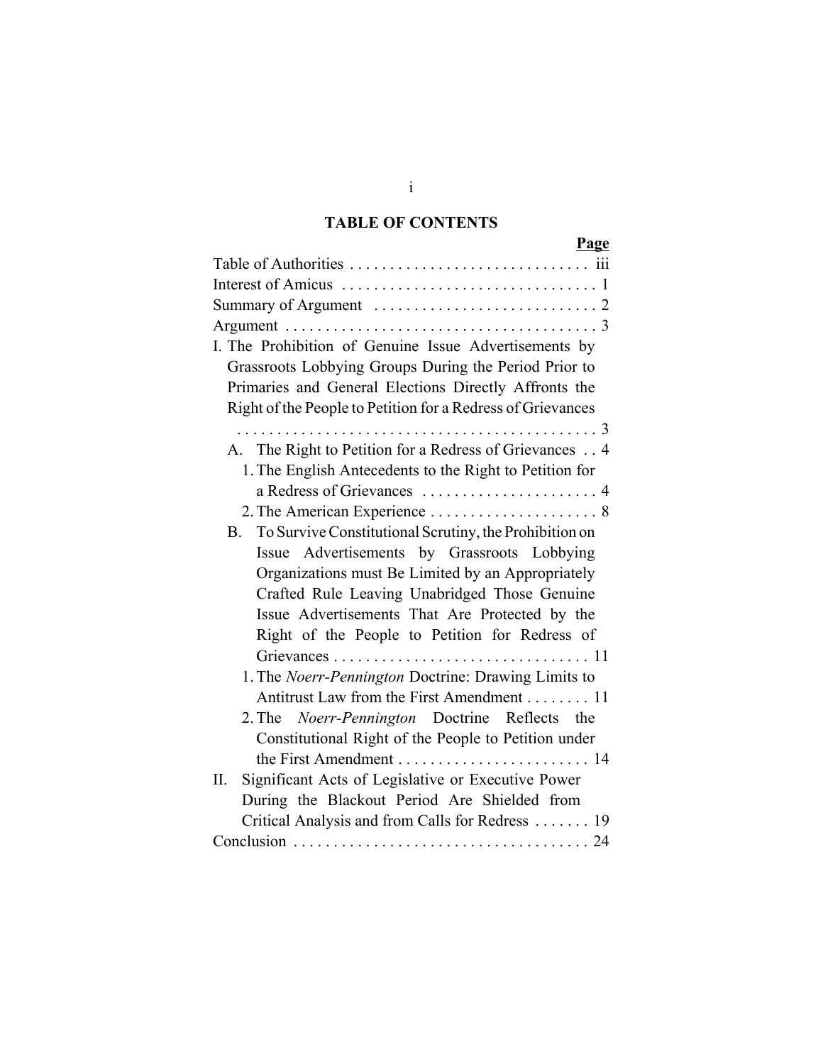# TABLE OF CONTENTS

| | Page |
|---|---|
| Table of Authorities | iii |
| Interest of Amicus | 1 |
| Summary of Argument | 2 |
| Argument | 3 |
| I. The Prohibition of Genuine Issue Advertisements by Grassroots Lobbying Groups During the Period Prior to Primaries and General Elections Directly Affronts the Right of the People to Petition for a Redress of Grievances | 3 |
| A. The Right to Petition for a Redress of Grievances | 4 |
| 1. The English Antecedents to the Right to Petition for a Redress of Grievances | 4 |
| 2. The American Experience | 8 |
| B. To Survive Constitutional Scrutiny, the Prohibition on Issue Advertisements by Grassroots Lobbying Organizations must Be Limited by an Appropriately Crafted Rule Leaving Unabridged Those Genuine Issue Advertisements That Are Protected by the Right of the People to Petition for Redress of Grievances | 11 |
| 1. The *Noerr-Pennington* Doctrine: Drawing Limits to Antitrust Law from the First Amendment | 11 |
| 2. The *Noerr-Pennington* Doctrine Reflects the Constitutional Right of the People to Petition under the First Amendment | 14 |
| II. Significant Acts of Legislative or Executive Power During the Blackout Period Are Shielded from Critical Analysis and from Calls for Redress | 19 |
| Conclusion | 24 |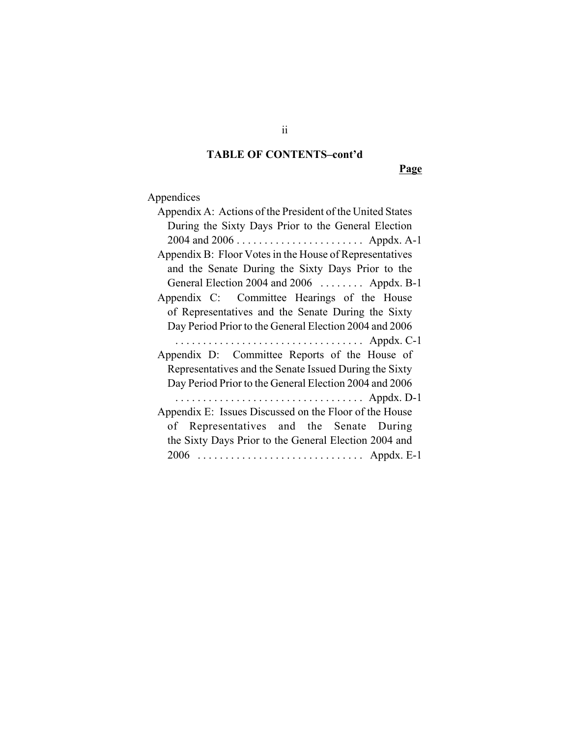**TABLE OF CONTENTS–cont'd**

**Page**

Appendices

- Appendix A: Actions of the President of the United States During the Sixty Days Prior to the General Election 2004 and 2006 . . . . . . . . . . . . . . . . . . . . . . . Appdx. A-1
- Appendix B: Floor Votes in the House of Representatives and the Senate During the Sixty Days Prior to the General Election 2004 and 2006 . . . . . . . . Appdx. B-1
- Appendix C: Committee Hearings of the House of Representatives and the Senate During the Sixty Day Period Prior to the General Election 2004 and 2006 . . . . . . . . . . . . . . . . . . . . . . . . . . . . . . . . . Appdx. C-1
- Appendix D: Committee Reports of the House of Representatives and the Senate Issued During the Sixty Day Period Prior to the General Election 2004 and 2006 . . . . . . . . . . . . . . . . . . . . . . . . . . . . . . . . . Appdx. D-1
- Appendix E: Issues Discussed on the Floor of the House of Representatives and the Senate During the Sixty Days Prior to the General Election 2004 and 2006 . . . . . . . . . . . . . . . . . . . . . . . . . . . . . Appdx. E-1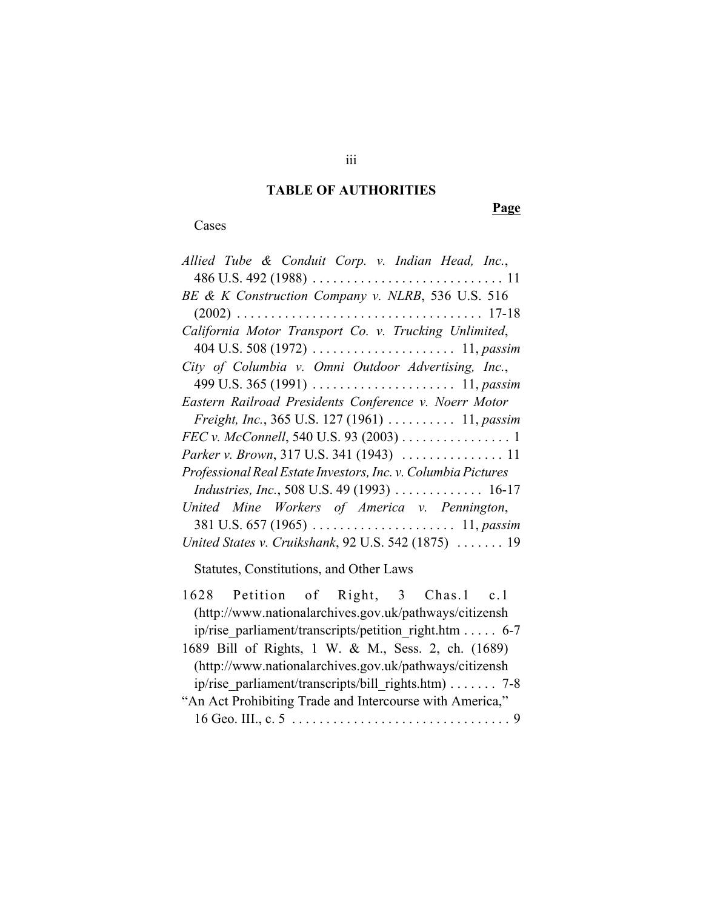# TABLE OF AUTHORITIES

**Page**

Cases

*Allied Tube & Conduit Corp. v. Indian Head, Inc.*, 486 U.S. 492 (1988) . . . . . . . . . . . . . . . . . . . . . . . . . . . . 11

*BE & K Construction Company v. NLRB*, 536 U.S. 516 (2002) . . . . . . . . . . . . . . . . . . . . . . . . . . . . . . . . . . . . 17-18

*California Motor Transport Co. v. Trucking Unlimited*, 404 U.S. 508 (1972) . . . . . . . . . . . . . . . . . . . . . 11, *passim*

*City of Columbia v. Omni Outdoor Advertising, Inc.*, 499 U.S. 365 (1991) . . . . . . . . . . . . . . . . . . . . . 11, *passim*

*Eastern Railroad Presidents Conference v. Noerr Motor Freight, Inc.*, 365 U.S. 127 (1961) . . . . . . . . . . 11, *passim*

*FEC v. McConnell*, 540 U.S. 93 (2003) . . . . . . . . . . . . . . . . 1

*Parker v. Brown*, 317 U.S. 341 (1943) . . . . . . . . . . . . . . . 11

*Professional Real Estate Investors, Inc. v. Columbia Pictures Industries, Inc.*, 508 U.S. 49 (1993) . . . . . . . . . . . . . 16-17

*United Mine Workers of America v. Pennington*, 381 U.S. 657 (1965) . . . . . . . . . . . . . . . . . . . . . 11, *passim*

*United States v. Cruikshank*, 92 U.S. 542 (1875) . . . . . . . 19

Statutes, Constitutions, and Other Laws

1628 Petition of Right, 3 Chas.1 c.1 (http://www.nationalarchives.gov.uk/pathways/citizenship/rise_parliament/transcripts/petition_right.htm . . . . . 6-7

1689 Bill of Rights, 1 W. & M., Sess. 2, ch. (1689) (http://www.nationalarchives.gov.uk/pathways/citizenship/rise_parliament/transcripts/bill_rights.htm) . . . . . . . 7-8

"An Act Prohibiting Trade and Intercourse with America," 16 Geo. III., c. 5 . . . . . . . . . . . . . . . . . . . . . . . . . . . . . . . . 9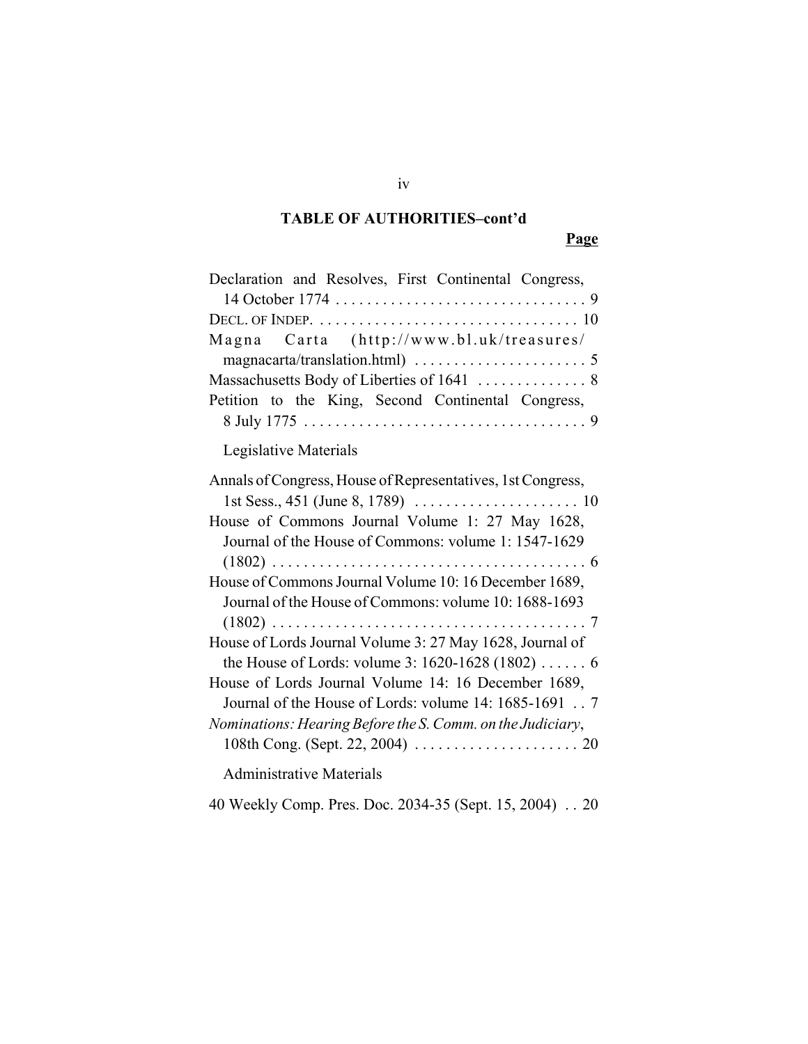## TABLE OF AUTHORITIES–cont'd

**Page**

Declaration and Resolves, First Continental Congress, 14 October 1774 . . . . . . . . . . . . . . . . . . . . . . . . . . . . . . . . 9

DECL. OF INDEP. . . . . . . . . . . . . . . . . . . . . . . . . . . . . . . . . . . 10

Magna Carta (http://www.bl.uk/treasures/magnacarta/translation.html) . . . . . . . . . . . . . . . . . . . . . . 5

Massachusetts Body of Liberties of 1641 . . . . . . . . . . . . . . 8

Petition to the King, Second Continental Congress, 8 July 1775 . . . . . . . . . . . . . . . . . . . . . . . . . . . . . . . . . . . . 9

Legislative Materials

Annals of Congress, House of Representatives, 1st Congress, 1st Sess., 451 (June 8, 1789) . . . . . . . . . . . . . . . . . . . . . 10

House of Commons Journal Volume 1: 27 May 1628, Journal of the House of Commons: volume 1: 1547-1629 (1802) . . . . . . . . . . . . . . . . . . . . . . . . . . . . . . . . . . . . . . . . 6

House of Commons Journal Volume 10: 16 December 1689, Journal of the House of Commons: volume 10: 1688-1693 (1802) . . . . . . . . . . . . . . . . . . . . . . . . . . . . . . . . . . . . . . . . 7

House of Lords Journal Volume 3: 27 May 1628, Journal of the House of Lords: volume 3: 1620-1628 (1802) . . . . . . 6

House of Lords Journal Volume 14: 16 December 1689, Journal of the House of Lords: volume 14: 1685-1691 . . 7

*Nominations: Hearing Before the S. Comm. on the Judiciary*, 108th Cong. (Sept. 22, 2004) . . . . . . . . . . . . . . . . . . . . . 20

Administrative Materials

40 Weekly Comp. Pres. Doc. 2034-35 (Sept. 15, 2004) . . 20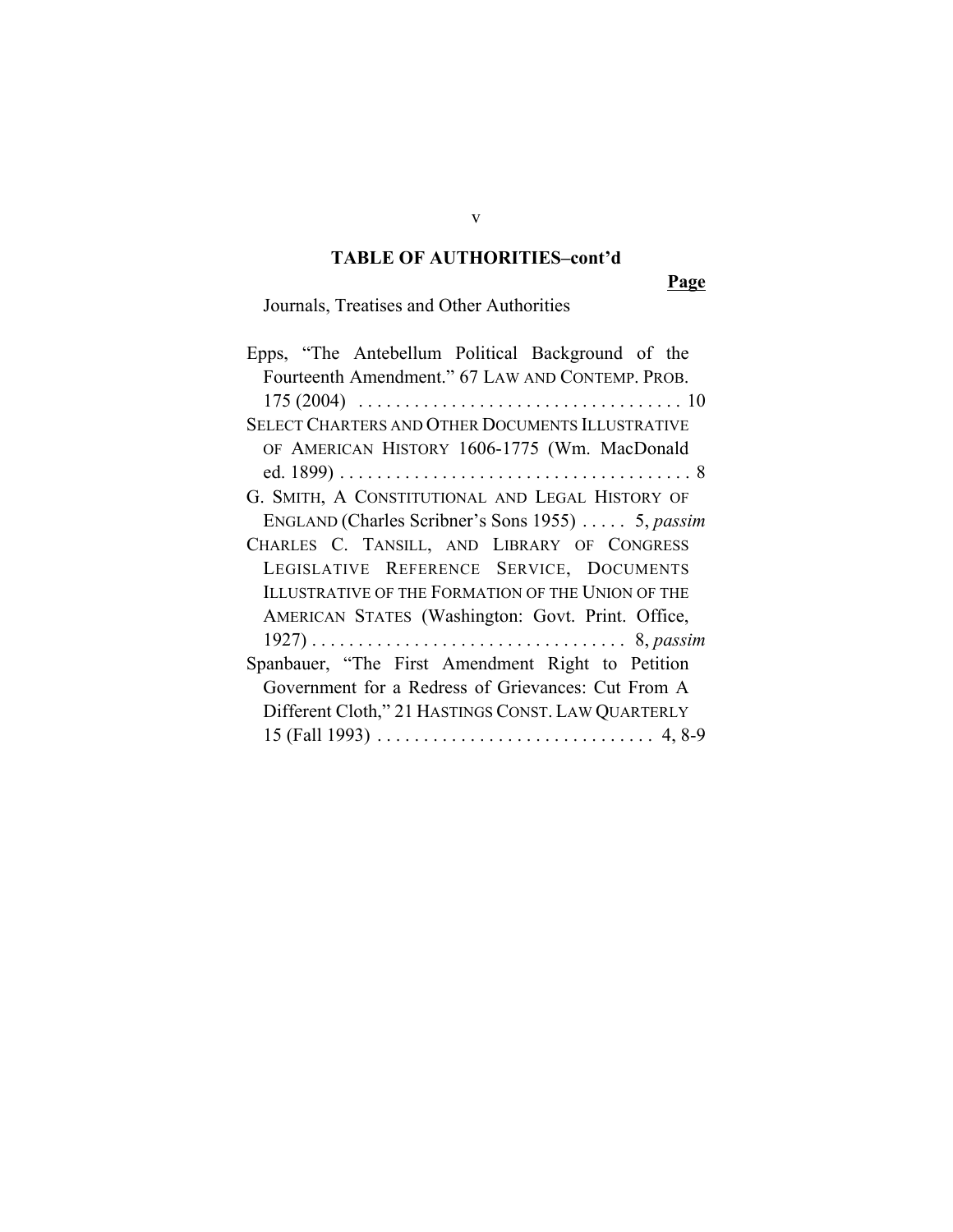## TABLE OF AUTHORITIES–cont'd

**Page**

Journals, Treatises and Other Authorities

Epps, "The Antebellum Political Background of the Fourteenth Amendment." 67 LAW AND CONTEMP. PROB. 175 (2004) . . . . . . . . . . . . . . . . . . . . . . . . . . . . . . . . . . . 10

SELECT CHARTERS AND OTHER DOCUMENTS ILLUSTRATIVE OF AMERICAN HISTORY 1606-1775 (Wm. MacDonald ed. 1899) . . . . . . . . . . . . . . . . . . . . . . . . . . . . . . . . . . . . . . 8

G. SMITH, A CONSTITUTIONAL AND LEGAL HISTORY OF ENGLAND (Charles Scribner's Sons 1955) . . . . . 5, *passim*

CHARLES C. TANSILL, AND LIBRARY OF CONGRESS LEGISLATIVE REFERENCE SERVICE, DOCUMENTS ILLUSTRATIVE OF THE FORMATION OF THE UNION OF THE AMERICAN STATES (Washington: Govt. Print. Office, 1927) . . . . . . . . . . . . . . . . . . . . . . . . . . . . . . . . . . 8, *passim*

Spanbauer, "The First Amendment Right to Petition Government for a Redress of Grievances: Cut From A Different Cloth," 21 HASTINGS CONST. LAW QUARTERLY 15 (Fall 1993) . . . . . . . . . . . . . . . . . . . . . . . . . . . . . . 4, 8-9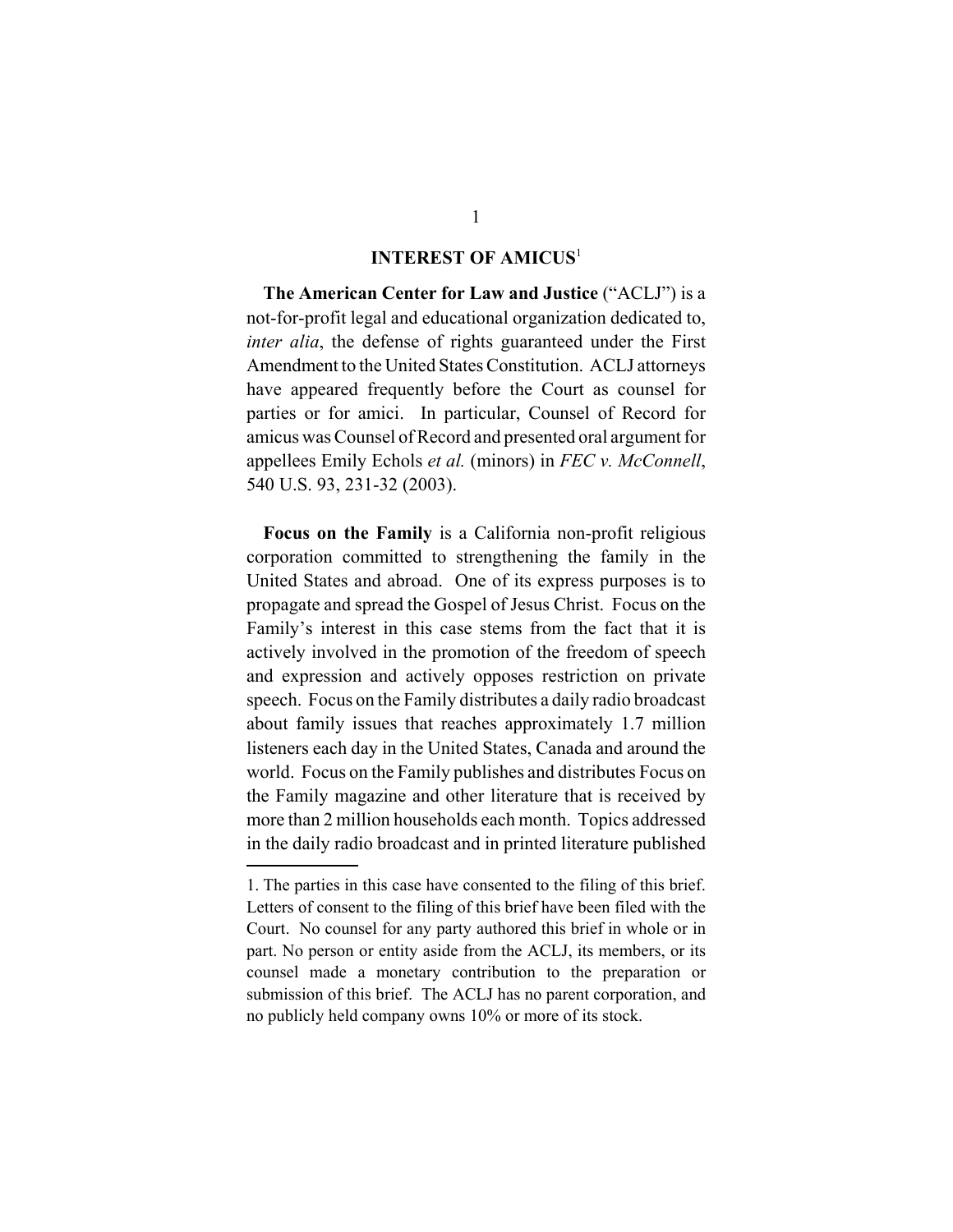## INTEREST OF AMICUS[1]

**The American Center for Law and Justice** ("ACLJ") is a not-for-profit legal and educational organization dedicated to, *inter alia*, the defense of rights guaranteed under the First Amendment to the United States Constitution. ACLJ attorneys have appeared frequently before the Court as counsel for parties or for amici. In particular, Counsel of Record for amicus was Counsel of Record and presented oral argument for appellees Emily Echols *et al.* (minors) in *FEC v. McConnell*, 540 U.S. 93, 231-32 (2003).

**Focus on the Family** is a California non-profit religious corporation committed to strengthening the family in the United States and abroad. One of its express purposes is to propagate and spread the Gospel of Jesus Christ. Focus on the Family's interest in this case stems from the fact that it is actively involved in the promotion of the freedom of speech and expression and actively opposes restriction on private speech. Focus on the Family distributes a daily radio broadcast about family issues that reaches approximately 1.7 million listeners each day in the United States, Canada and around the world. Focus on the Family publishes and distributes Focus on the Family magazine and other literature that is received by more than 2 million households each month. Topics addressed in the daily radio broadcast and in printed literature published

---

1. The parties in this case have consented to the filing of this brief. Letters of consent to the filing of this brief have been filed with the Court. No counsel for any party authored this brief in whole or in part. No person or entity aside from the ACLJ, its members, or its counsel made a monetary contribution to the preparation or submission of this brief. The ACLJ has no parent corporation, and no publicly held company owns 10% or more of its stock.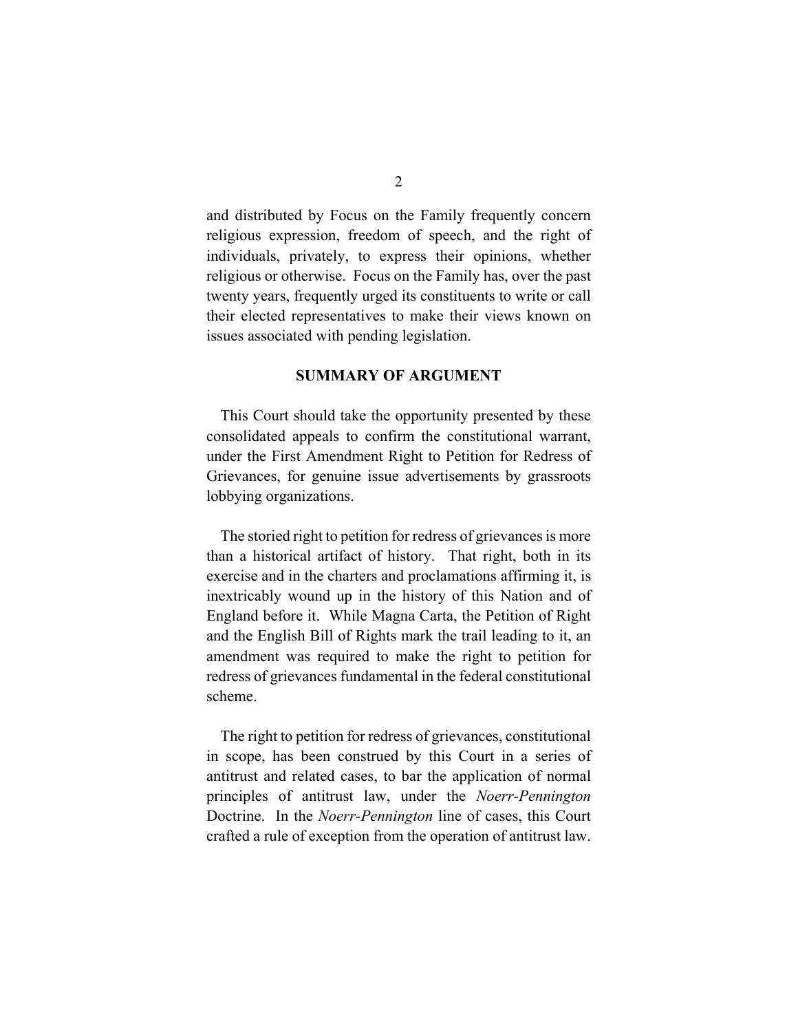and distributed by Focus on the Family frequently concern religious expression, freedom of speech, and the right of individuals, privately, to express their opinions, whether religious or otherwise. Focus on the Family has, over the past twenty years, frequently urged its constituents to write or call their elected representatives to make their views known on issues associated with pending legislation.

## SUMMARY OF ARGUMENT

This Court should take the opportunity presented by these consolidated appeals to confirm the constitutional warrant, under the First Amendment Right to Petition for Redress of Grievances, for genuine issue advertisements by grassroots lobbying organizations.

The storied right to petition for redress of grievances is more than a historical artifact of history. That right, both in its exercise and in the charters and proclamations affirming it, is inextricably wound up in the history of this Nation and of England before it. While Magna Carta, the Petition of Right and the English Bill of Rights mark the trail leading to it, an amendment was required to make the right to petition for redress of grievances fundamental in the federal constitutional scheme.

The right to petition for redress of grievances, constitutional in scope, has been construed by this Court in a series of antitrust and related cases, to bar the application of normal principles of antitrust law, under the *Noerr-Pennington* Doctrine. In the *Noerr-Pennington* line of cases, this Court crafted a rule of exception from the operation of antitrust law.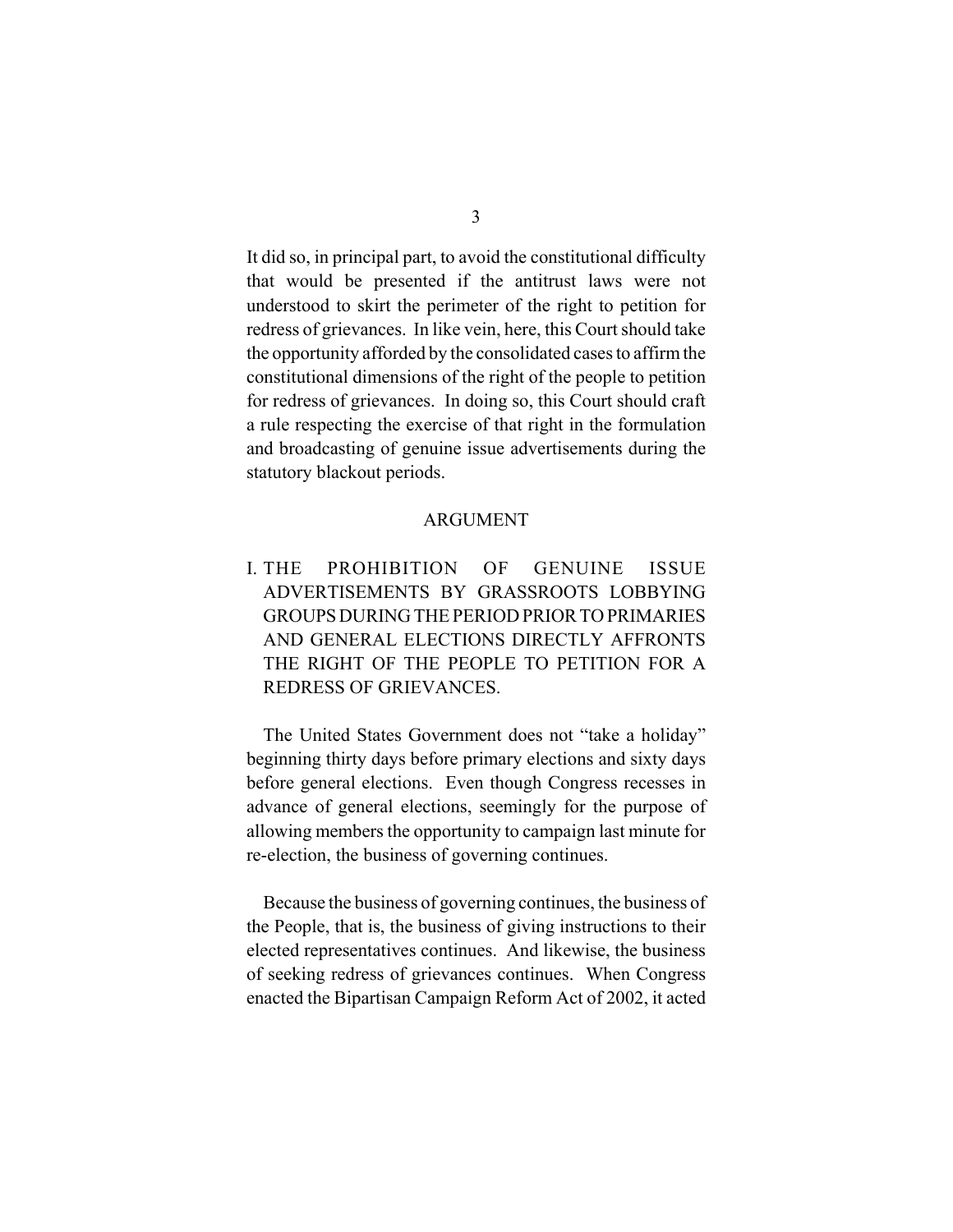It did so, in principal part, to avoid the constitutional difficulty that would be presented if the antitrust laws were not understood to skirt the perimeter of the right to petition for redress of grievances. In like vein, here, this Court should take the opportunity afforded by the consolidated cases to affirm the constitutional dimensions of the right of the people to petition for redress of grievances. In doing so, this Court should craft a rule respecting the exercise of that right in the formulation and broadcasting of genuine issue advertisements during the statutory blackout periods.

## ARGUMENT

### I. THE PROHIBITION OF GENUINE ISSUE ADVERTISEMENTS BY GRASSROOTS LOBBYING GROUPS DURING THE PERIOD PRIOR TO PRIMARIES AND GENERAL ELECTIONS DIRECTLY AFFRONTS THE RIGHT OF THE PEOPLE TO PETITION FOR A REDRESS OF GRIEVANCES.

The United States Government does not "take a holiday" beginning thirty days before primary elections and sixty days before general elections. Even though Congress recesses in advance of general elections, seemingly for the purpose of allowing members the opportunity to campaign last minute for re-election, the business of governing continues.

Because the business of governing continues, the business of the People, that is, the business of giving instructions to their elected representatives continues. And likewise, the business of seeking redress of grievances continues. When Congress enacted the Bipartisan Campaign Reform Act of 2002, it acted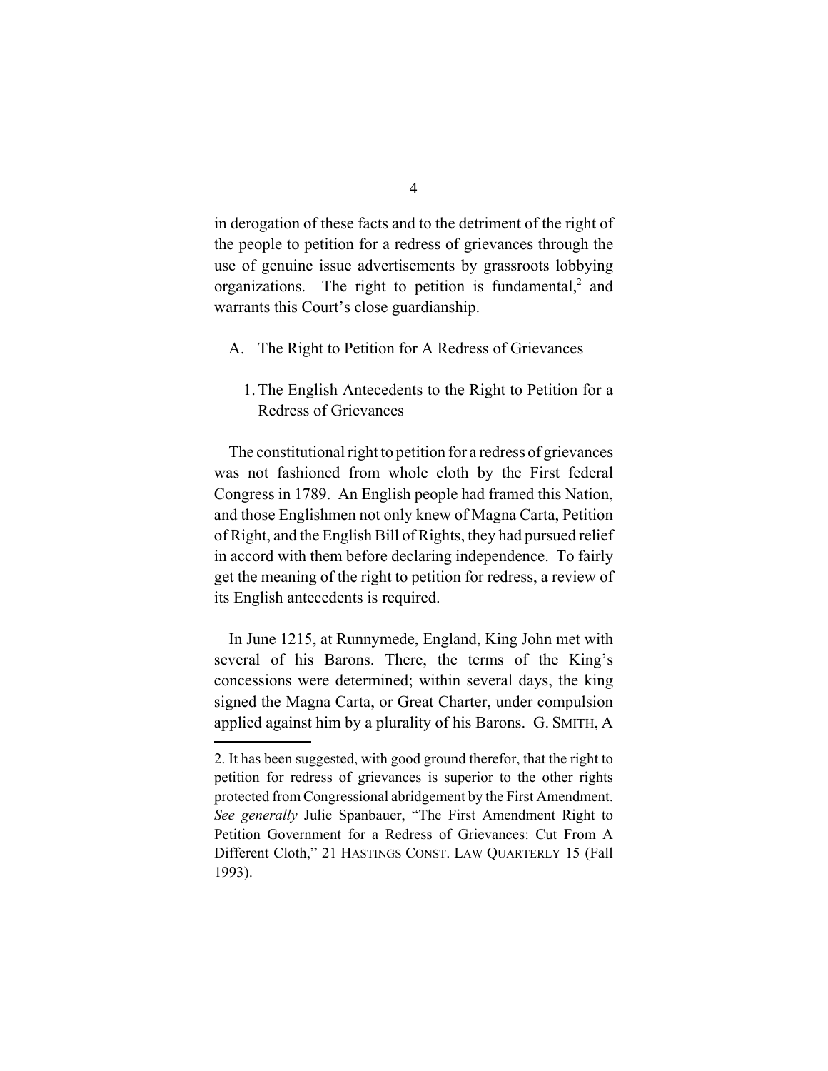in derogation of these facts and to the detriment of the right of the people to petition for a redress of grievances through the use of genuine issue advertisements by grassroots lobbying organizations. The right to petition is fundamental,[2] and warrants this Court's close guardianship.

## A. The Right to Petition for A Redress of Grievances

### 1. The English Antecedents to the Right to Petition for a Redress of Grievances

The constitutional right to petition for a redress of grievances was not fashioned from whole cloth by the First federal Congress in 1789. An English people had framed this Nation, and those Englishmen not only knew of Magna Carta, Petition of Right, and the English Bill of Rights, they had pursued relief in accord with them before declaring independence. To fairly get the meaning of the right to petition for redress, a review of its English antecedents is required.

In June 1215, at Runnymede, England, King John met with several of his Barons. There, the terms of the King's concessions were determined; within several days, the king signed the Magna Carta, or Great Charter, under compulsion applied against him by a plurality of his Barons. G. SMITH, A

---

2. It has been suggested, with good ground therefor, that the right to petition for redress of grievances is superior to the other rights protected from Congressional abridgement by the First Amendment. *See generally* Julie Spanbauer, "The First Amendment Right to Petition Government for a Redress of Grievances: Cut From A Different Cloth," 21 HASTINGS CONST. LAW QUARTERLY 15 (Fall 1993).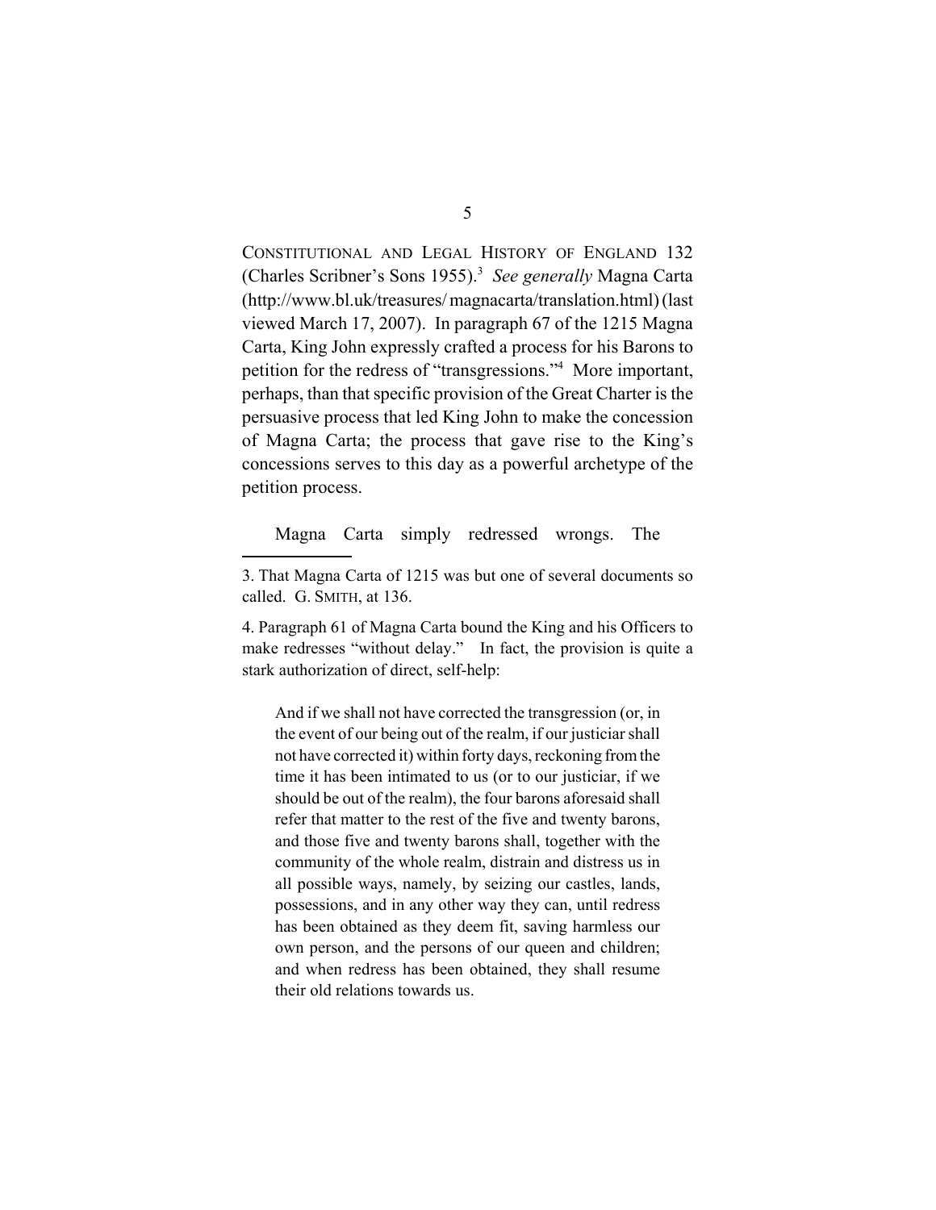CONSTITUTIONAL AND LEGAL HISTORY OF ENGLAND 132 (Charles Scribner's Sons 1955).[3] *See generally* Magna Carta (http://www.bl.uk/treasures/ magnacarta/translation.html) (last viewed March 17, 2007). In paragraph 67 of the 1215 Magna Carta, King John expressly crafted a process for his Barons to petition for the redress of "transgressions."[4] More important, perhaps, than that specific provision of the Great Charter is the persuasive process that led King John to make the concession of Magna Carta; the process that gave rise to the King's concessions serves to this day as a powerful archetype of the petition process.

Magna Carta simply redressed wrongs. The

---

3. That Magna Carta of 1215 was but one of several documents so called. G. SMITH, at 136.

4. Paragraph 61 of Magna Carta bound the King and his Officers to make redresses "without delay." In fact, the provision is quite a stark authorization of direct, self-help:

> And if we shall not have corrected the transgression (or, in the event of our being out of the realm, if our justiciar shall not have corrected it) within forty days, reckoning from the time it has been intimated to us (or to our justiciar, if we should be out of the realm), the four barons aforesaid shall refer that matter to the rest of the five and twenty barons, and those five and twenty barons shall, together with the community of the whole realm, distrain and distress us in all possible ways, namely, by seizing our castles, lands, possessions, and in any other way they can, until redress has been obtained as they deem fit, saving harmless our own person, and the persons of our queen and children; and when redress has been obtained, they shall resume their old relations towards us.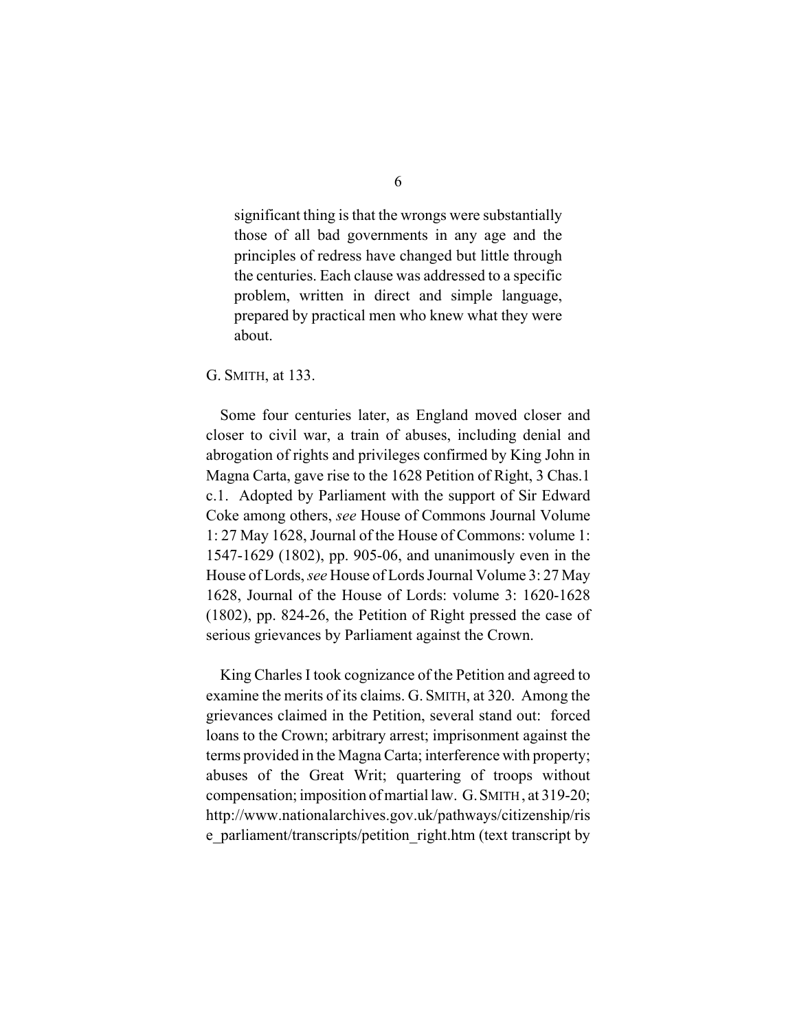> significant thing is that the wrongs were substantially those of all bad governments in any age and the principles of redress have changed but little through the centuries. Each clause was addressed to a specific problem, written in direct and simple language, prepared by practical men who knew what they were about.

G. SMITH, at 133.

Some four centuries later, as England moved closer and closer to civil war, a train of abuses, including denial and abrogation of rights and privileges confirmed by King John in Magna Carta, gave rise to the 1628 Petition of Right, 3 Chas.1 c.1. Adopted by Parliament with the support of Sir Edward Coke among others, *see* House of Commons Journal Volume 1: 27 May 1628, Journal of the House of Commons: volume 1: 1547-1629 (1802), pp. 905-06, and unanimously even in the House of Lords, *see* House of Lords Journal Volume 3: 27 May 1628, Journal of the House of Lords: volume 3: 1620-1628 (1802), pp. 824-26, the Petition of Right pressed the case of serious grievances by Parliament against the Crown.

King Charles I took cognizance of the Petition and agreed to examine the merits of its claims. G. SMITH, at 320. Among the grievances claimed in the Petition, several stand out: forced loans to the Crown; arbitrary arrest; imprisonment against the terms provided in the Magna Carta; interference with property; abuses of the Great Writ; quartering of troops without compensation; imposition of martial law. G. SMITH, at 319-20; http://www.nationalarchives.gov.uk/pathways/citizenship/rise_parliament/transcripts/petition_right.htm (text transcript by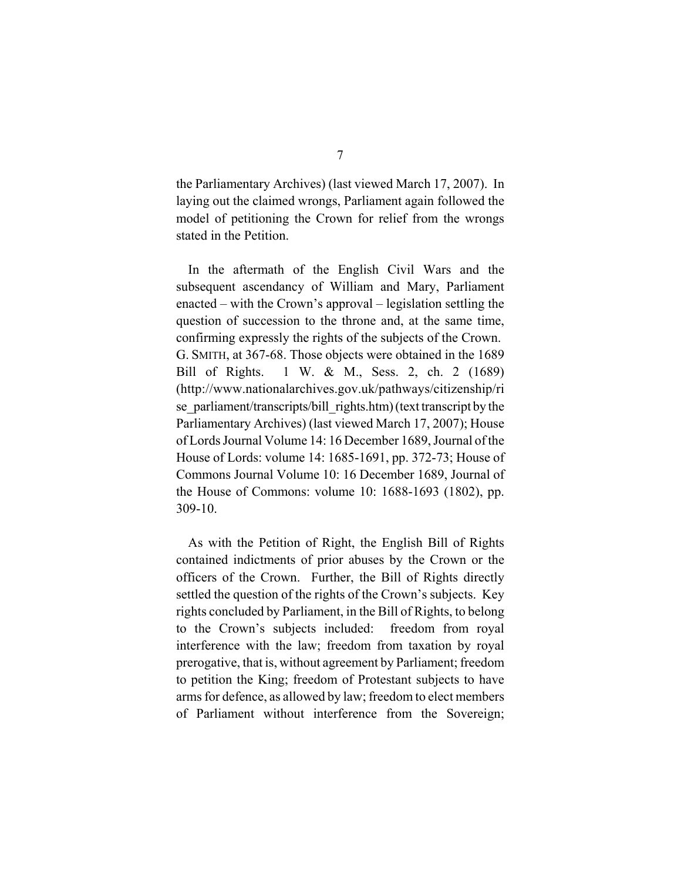the Parliamentary Archives) (last viewed March 17, 2007). In laying out the claimed wrongs, Parliament again followed the model of petitioning the Crown for relief from the wrongs stated in the Petition.

In the aftermath of the English Civil Wars and the subsequent ascendancy of William and Mary, Parliament enacted – with the Crown's approval – legislation settling the question of succession to the throne and, at the same time, confirming expressly the rights of the subjects of the Crown. G. SMITH, at 367-68. Those objects were obtained in the 1689 Bill of Rights. 1 W. & M., Sess. 2, ch. 2 (1689) (http://www.nationalarchives.gov.uk/pathways/citizenship/rise_parliament/transcripts/bill_rights.htm) (text transcript by the Parliamentary Archives) (last viewed March 17, 2007); House of Lords Journal Volume 14: 16 December 1689, Journal of the House of Lords: volume 14: 1685-1691, pp. 372-73; House of Commons Journal Volume 10: 16 December 1689, Journal of the House of Commons: volume 10: 1688-1693 (1802), pp. 309-10.

As with the Petition of Right, the English Bill of Rights contained indictments of prior abuses by the Crown or the officers of the Crown. Further, the Bill of Rights directly settled the question of the rights of the Crown's subjects. Key rights concluded by Parliament, in the Bill of Rights, to belong to the Crown's subjects included: freedom from royal interference with the law; freedom from taxation by royal prerogative, that is, without agreement by Parliament; freedom to petition the King; freedom of Protestant subjects to have arms for defence, as allowed by law; freedom to elect members of Parliament without interference from the Sovereign;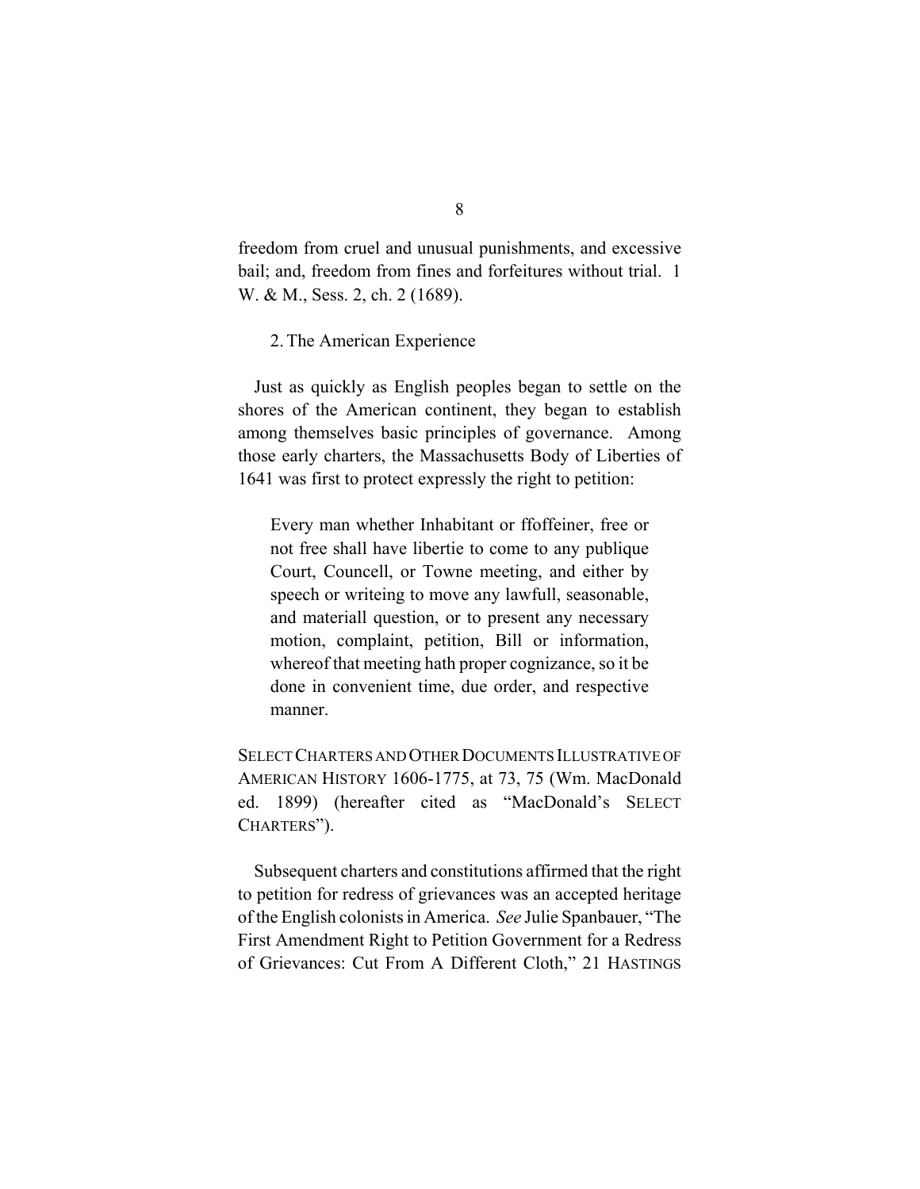freedom from cruel and unusual punishments, and excessive bail; and, freedom from fines and forfeitures without trial. 1 W. & M., Sess. 2, ch. 2 (1689).

2. The American Experience

Just as quickly as English peoples began to settle on the shores of the American continent, they began to establish among themselves basic principles of governance. Among those early charters, the Massachusetts Body of Liberties of 1641 was first to protect expressly the right to petition:

> Every man whether Inhabitant or ffoffeiner, free or not free shall have libertie to come to any publique Court, Councell, or Towne meeting, and either by speech or writeing to move any lawfull, seasonable, and materiall question, or to present any necessary motion, complaint, petition, Bill or information, whereof that meeting hath proper cognizance, so it be done in convenient time, due order, and respective manner.

SELECT CHARTERS AND OTHER DOCUMENTS ILLUSTRATIVE OF AMERICAN HISTORY 1606-1775, at 73, 75 (Wm. MacDonald ed. 1899) (hereafter cited as "MacDonald's SELECT CHARTERS").

Subsequent charters and constitutions affirmed that the right to petition for redress of grievances was an accepted heritage of the English colonists in America. *See* Julie Spanbauer, "The First Amendment Right to Petition Government for a Redress of Grievances: Cut From A Different Cloth," 21 HASTINGS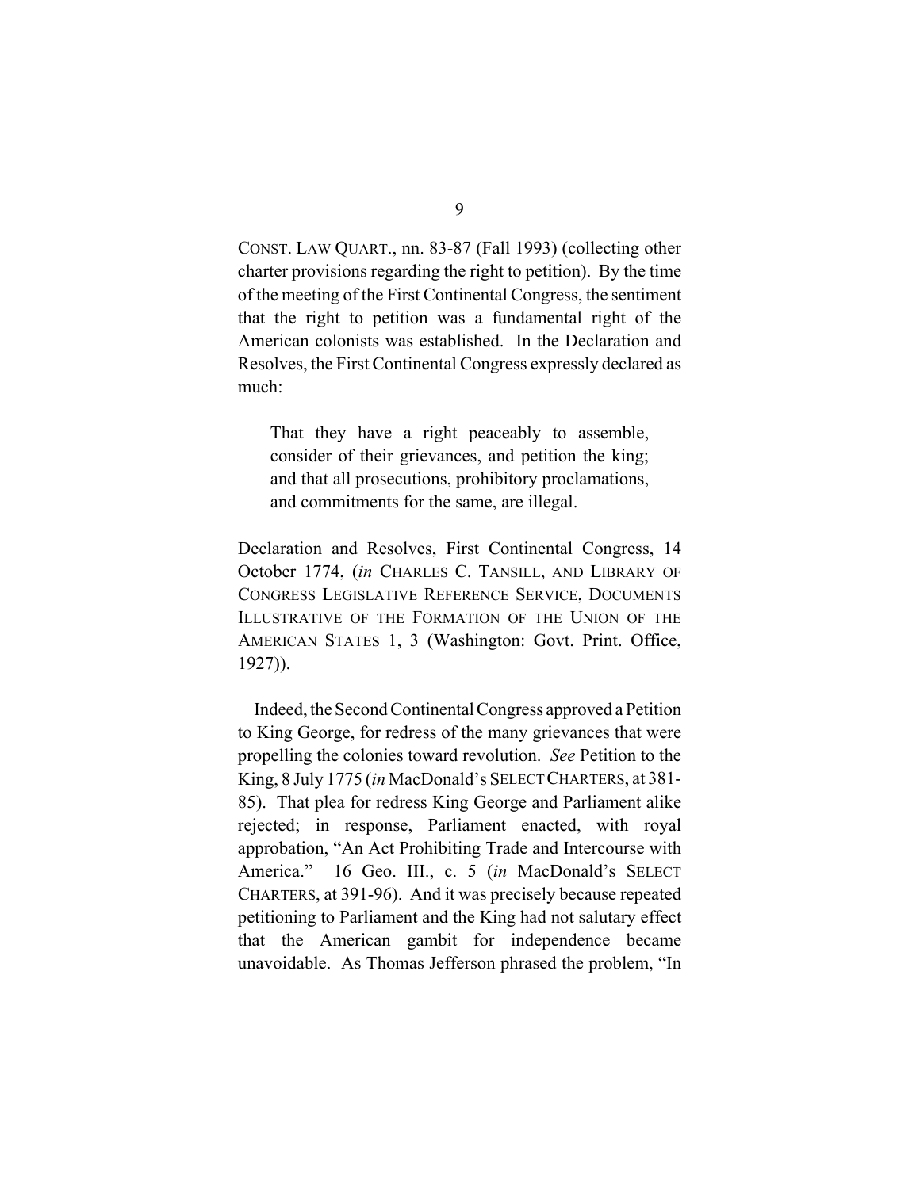CONST. LAW QUART., nn. 83-87 (Fall 1993) (collecting other charter provisions regarding the right to petition). By the time of the meeting of the First Continental Congress, the sentiment that the right to petition was a fundamental right of the American colonists was established. In the Declaration and Resolves, the First Continental Congress expressly declared as much:

> That they have a right peaceably to assemble, consider of their grievances, and petition the king; and that all prosecutions, prohibitory proclamations, and commitments for the same, are illegal.

Declaration and Resolves, First Continental Congress, 14 October 1774, (*in* CHARLES C. TANSILL, AND LIBRARY OF CONGRESS LEGISLATIVE REFERENCE SERVICE, DOCUMENTS ILLUSTRATIVE OF THE FORMATION OF THE UNION OF THE AMERICAN STATES 1, 3 (Washington: Govt. Print. Office, 1927)).

Indeed, the Second Continental Congress approved a Petition to King George, for redress of the many grievances that were propelling the colonies toward revolution. *See* Petition to the King, 8 July 1775 (*in* MacDonald's SELECT CHARTERS, at 381-85). That plea for redress King George and Parliament alike rejected; in response, Parliament enacted, with royal approbation, "An Act Prohibiting Trade and Intercourse with America." 16 Geo. III., c. 5 (*in* MacDonald's SELECT CHARTERS, at 391-96). And it was precisely because repeated petitioning to Parliament and the King had not salutary effect that the American gambit for independence became unavoidable. As Thomas Jefferson phrased the problem, "In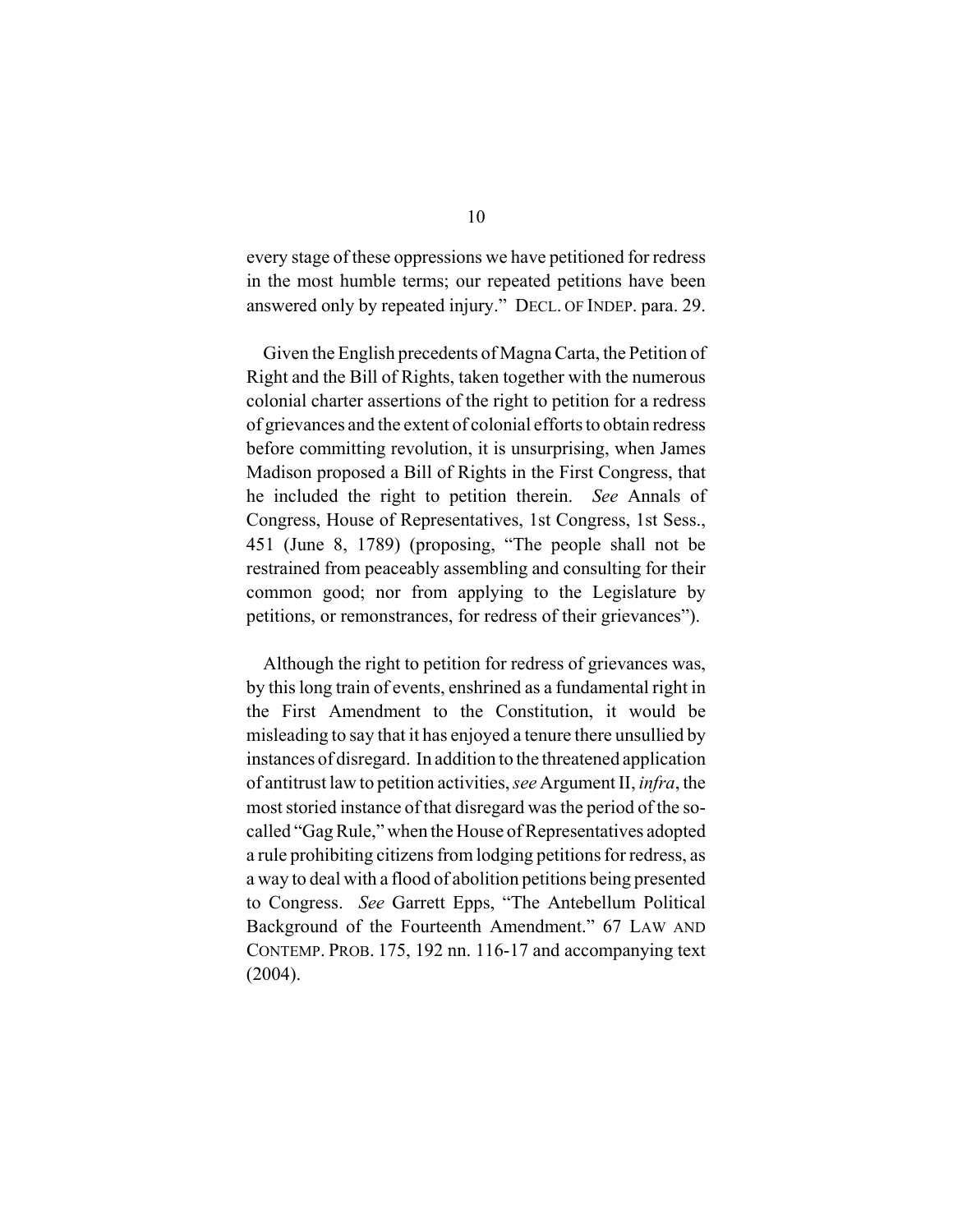every stage of these oppressions we have petitioned for redress in the most humble terms; our repeated petitions have been answered only by repeated injury." DECL. OF INDEP. para. 29.

Given the English precedents of Magna Carta, the Petition of Right and the Bill of Rights, taken together with the numerous colonial charter assertions of the right to petition for a redress of grievances and the extent of colonial efforts to obtain redress before committing revolution, it is unsurprising, when James Madison proposed a Bill of Rights in the First Congress, that he included the right to petition therein. *See* Annals of Congress, House of Representatives, 1st Congress, 1st Sess., 451 (June 8, 1789) (proposing, "The people shall not be restrained from peaceably assembling and consulting for their common good; nor from applying to the Legislature by petitions, or remonstrances, for redress of their grievances").

Although the right to petition for redress of grievances was, by this long train of events, enshrined as a fundamental right in the First Amendment to the Constitution, it would be misleading to say that it has enjoyed a tenure there unsullied by instances of disregard. In addition to the threatened application of antitrust law to petition activities, *see* Argument II, *infra*, the most storied instance of that disregard was the period of the so-called "Gag Rule," when the House of Representatives adopted a rule prohibiting citizens from lodging petitions for redress, as a way to deal with a flood of abolition petitions being presented to Congress. *See* Garrett Epps, "The Antebellum Political Background of the Fourteenth Amendment." 67 LAW AND CONTEMP. PROB. 175, 192 nn. 116-17 and accompanying text (2004).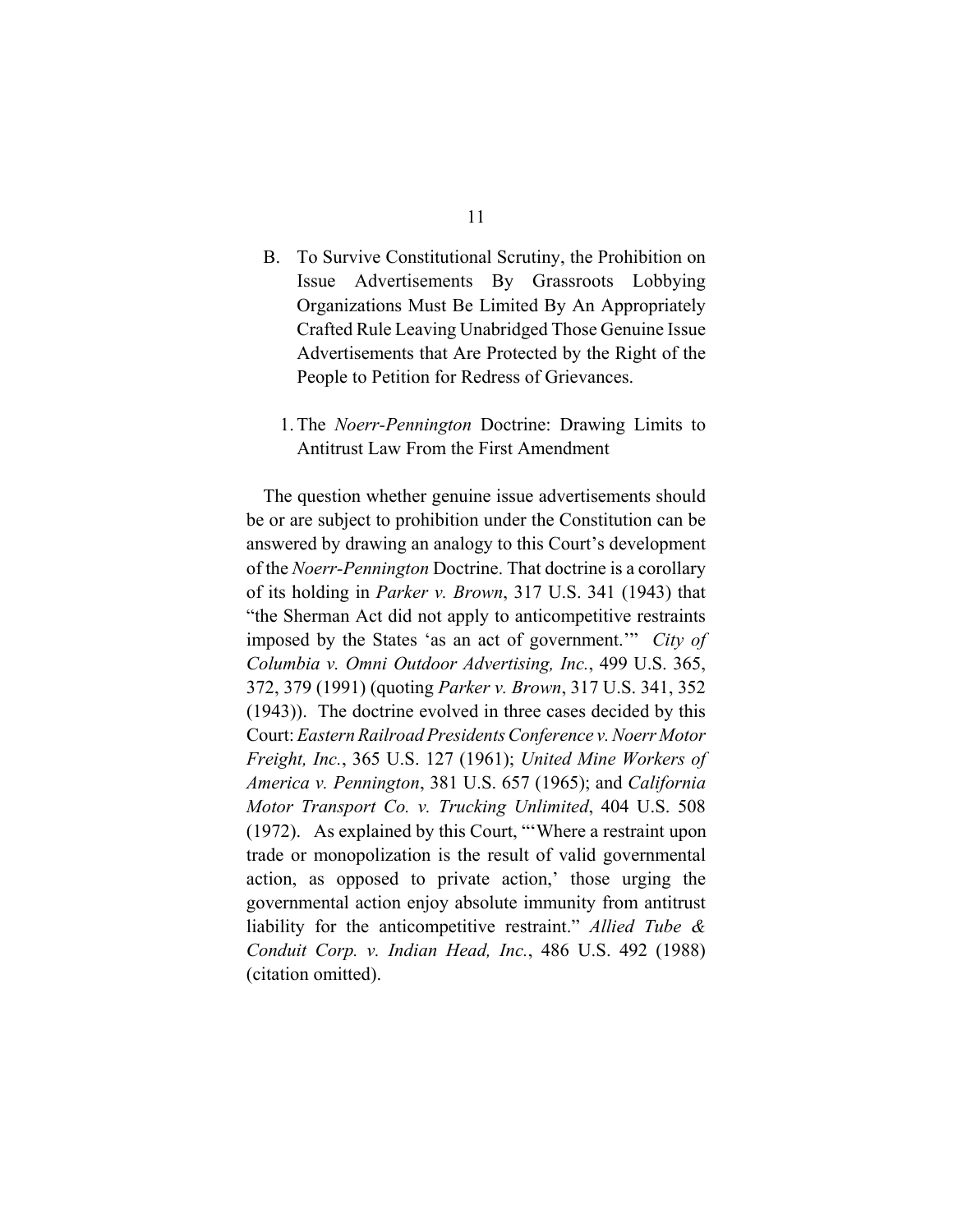B. To Survive Constitutional Scrutiny, the Prohibition on Issue Advertisements By Grassroots Lobbying Organizations Must Be Limited By An Appropriately Crafted Rule Leaving Unabridged Those Genuine Issue Advertisements that Are Protected by the Right of the People to Petition for Redress of Grievances.

1. The *Noerr-Pennington* Doctrine: Drawing Limits to Antitrust Law From the First Amendment

The question whether genuine issue advertisements should be or are subject to prohibition under the Constitution can be answered by drawing an analogy to this Court's development of the *Noerr-Pennington* Doctrine. That doctrine is a corollary of its holding in *Parker v. Brown*, 317 U.S. 341 (1943) that "the Sherman Act did not apply to anticompetitive restraints imposed by the States 'as an act of government.'" *City of Columbia v. Omni Outdoor Advertising, Inc.*, 499 U.S. 365, 372, 379 (1991) (quoting *Parker v. Brown*, 317 U.S. 341, 352 (1943)). The doctrine evolved in three cases decided by this Court: *Eastern Railroad Presidents Conference v. Noerr Motor Freight, Inc.*, 365 U.S. 127 (1961); *United Mine Workers of America v. Pennington*, 381 U.S. 657 (1965); and *California Motor Transport Co. v. Trucking Unlimited*, 404 U.S. 508 (1972). As explained by this Court, "'Where a restraint upon trade or monopolization is the result of valid governmental action, as opposed to private action,' those urging the governmental action enjoy absolute immunity from antitrust liability for the anticompetitive restraint." *Allied Tube & Conduit Corp. v. Indian Head, Inc.*, 486 U.S. 492 (1988) (citation omitted).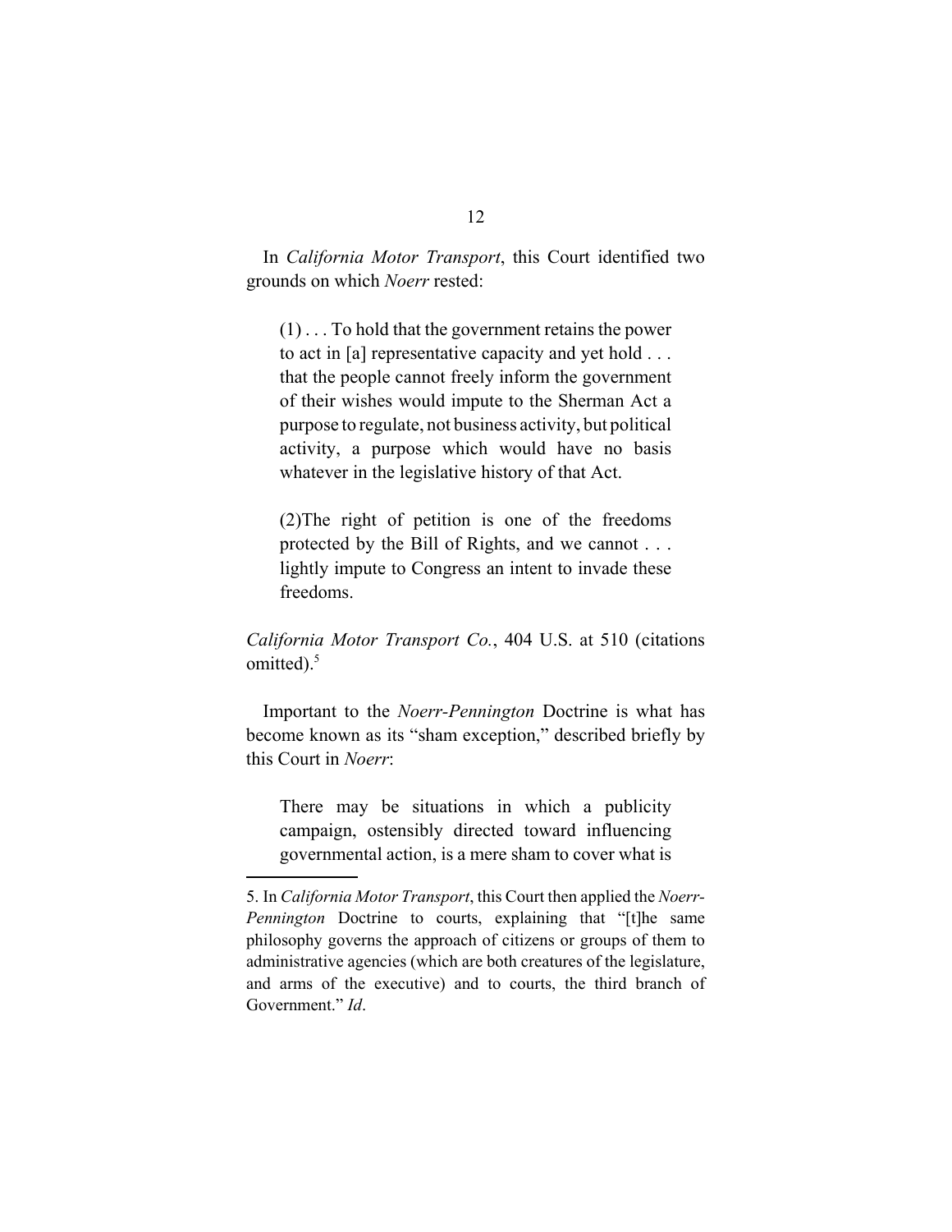In *California Motor Transport*, this Court identified two grounds on which *Noerr* rested:

> (1) . . . To hold that the government retains the power to act in [a] representative capacity and yet hold . . . that the people cannot freely inform the government of their wishes would impute to the Sherman Act a purpose to regulate, not business activity, but political activity, a purpose which would have no basis whatever in the legislative history of that Act.
>
> (2)The right of petition is one of the freedoms protected by the Bill of Rights, and we cannot . . . lightly impute to Congress an intent to invade these freedoms.

*California Motor Transport Co.*, 404 U.S. at 510 (citations omitted).[5]

Important to the *Noerr-Pennington* Doctrine is what has become known as its "sham exception," described briefly by this Court in *Noerr*:

> There may be situations in which a publicity campaign, ostensibly directed toward influencing governmental action, is a mere sham to cover what is

---

5. In *California Motor Transport*, this Court then applied the *Noerr-Pennington* Doctrine to courts, explaining that "[t]he same philosophy governs the approach of citizens or groups of them to administrative agencies (which are both creatures of the legislature, and arms of the executive) and to courts, the third branch of Government." *Id*.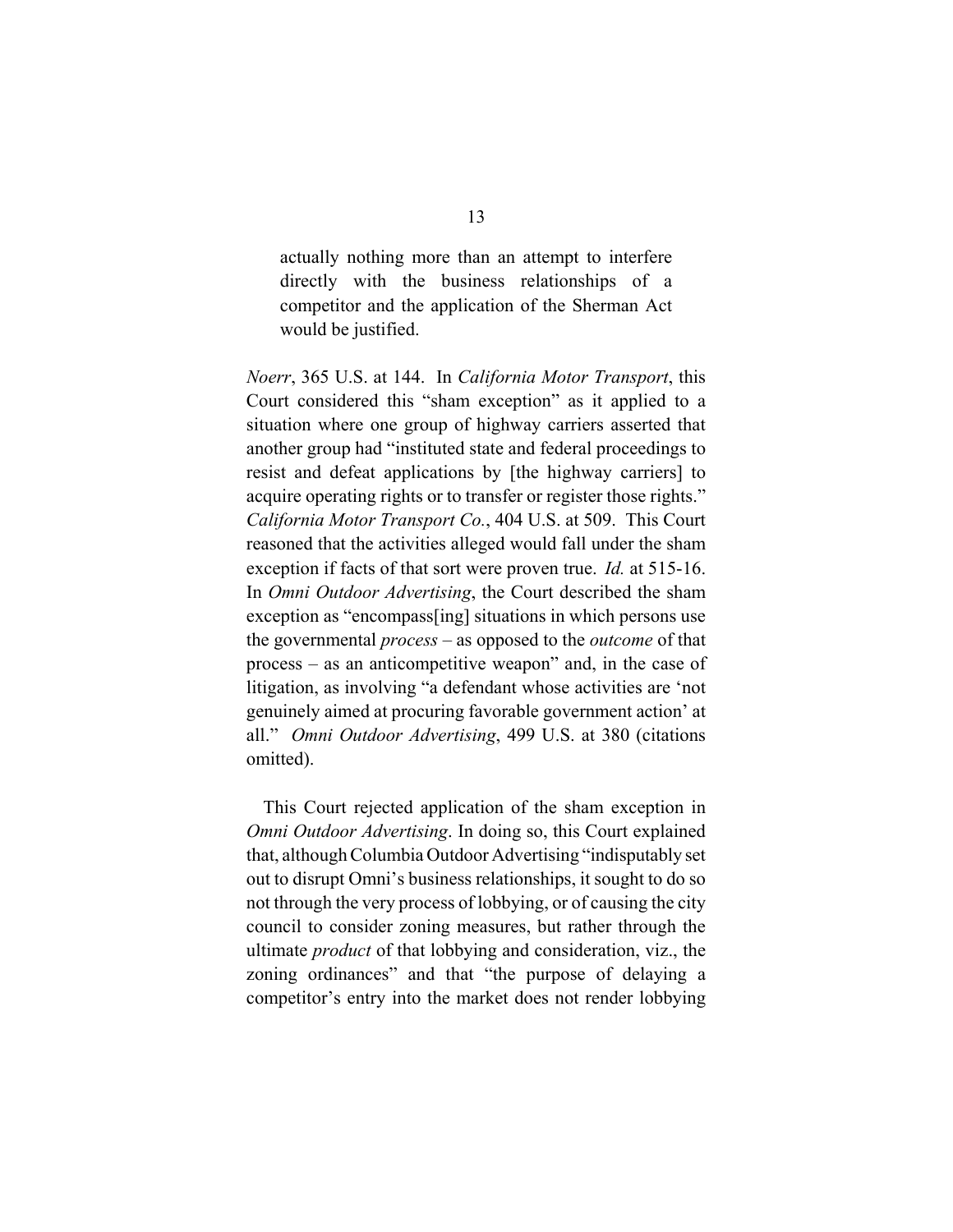> actually nothing more than an attempt to interfere directly with the business relationships of a competitor and the application of the Sherman Act would be justified.

*Noerr*, 365 U.S. at 144. In *California Motor Transport*, this Court considered this "sham exception" as it applied to a situation where one group of highway carriers asserted that another group had "instituted state and federal proceedings to resist and defeat applications by [the highway carriers] to acquire operating rights or to transfer or register those rights." *California Motor Transport Co.*, 404 U.S. at 509. This Court reasoned that the activities alleged would fall under the sham exception if facts of that sort were proven true. *Id.* at 515-16. In *Omni Outdoor Advertising*, the Court described the sham exception as "encompass[ing] situations in which persons use the governmental *process* – as opposed to the *outcome* of that process – as an anticompetitive weapon" and, in the case of litigation, as involving "a defendant whose activities are 'not genuinely aimed at procuring favorable government action' at all." *Omni Outdoor Advertising*, 499 U.S. at 380 (citations omitted).

This Court rejected application of the sham exception in *Omni Outdoor Advertising*. In doing so, this Court explained that, although Columbia Outdoor Advertising "indisputably set out to disrupt Omni's business relationships, it sought to do so not through the very process of lobbying, or of causing the city council to consider zoning measures, but rather through the ultimate *product* of that lobbying and consideration, viz., the zoning ordinances" and that "the purpose of delaying a competitor's entry into the market does not render lobbying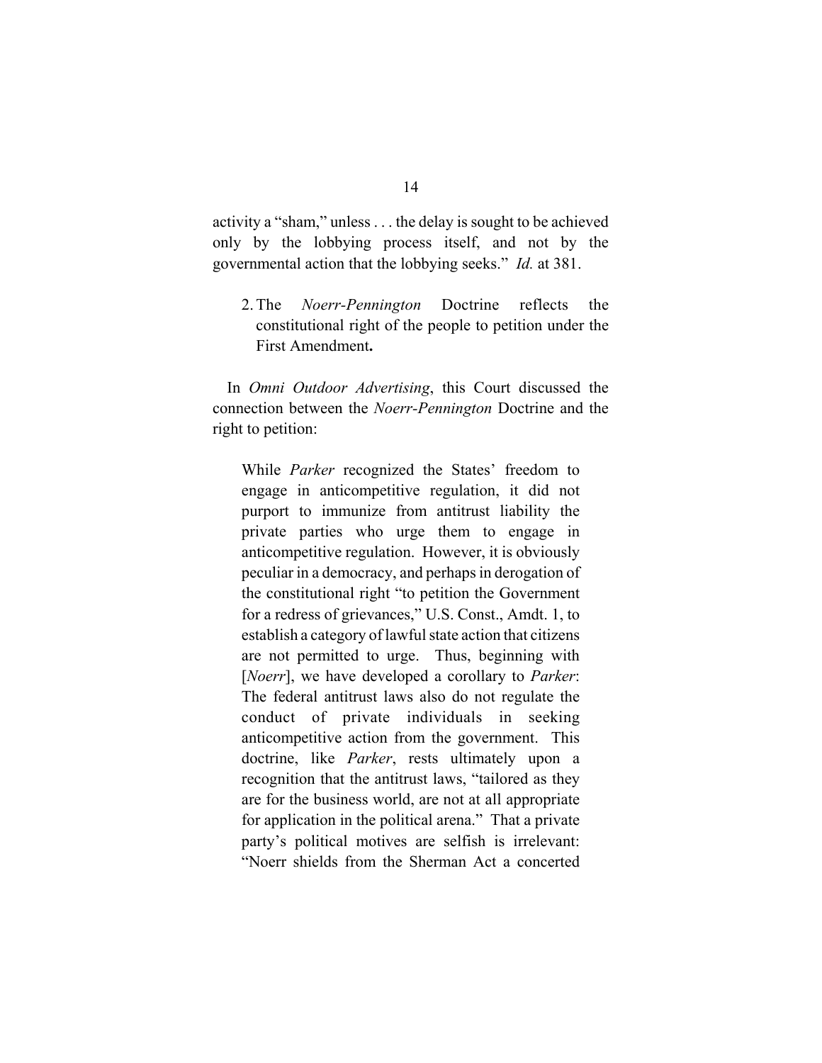activity a "sham," unless . . . the delay is sought to be achieved only by the lobbying process itself, and not by the governmental action that the lobbying seeks." *Id.* at 381.

2. The *Noerr-Pennington* Doctrine reflects the constitutional right of the people to petition under the First Amendment**.**

In *Omni Outdoor Advertising*, this Court discussed the connection between the *Noerr-Pennington* Doctrine and the right to petition:

> While *Parker* recognized the States' freedom to engage in anticompetitive regulation, it did not purport to immunize from antitrust liability the private parties who urge them to engage in anticompetitive regulation. However, it is obviously peculiar in a democracy, and perhaps in derogation of the constitutional right "to petition the Government for a redress of grievances," U.S. Const., Amdt. 1, to establish a category of lawful state action that citizens are not permitted to urge. Thus, beginning with [*Noerr*], we have developed a corollary to *Parker*: The federal antitrust laws also do not regulate the conduct of private individuals in seeking anticompetitive action from the government. This doctrine, like *Parker*, rests ultimately upon a recognition that the antitrust laws, "tailored as they are for the business world, are not at all appropriate for application in the political arena." That a private party's political motives are selfish is irrelevant: "Noerr shields from the Sherman Act a concerted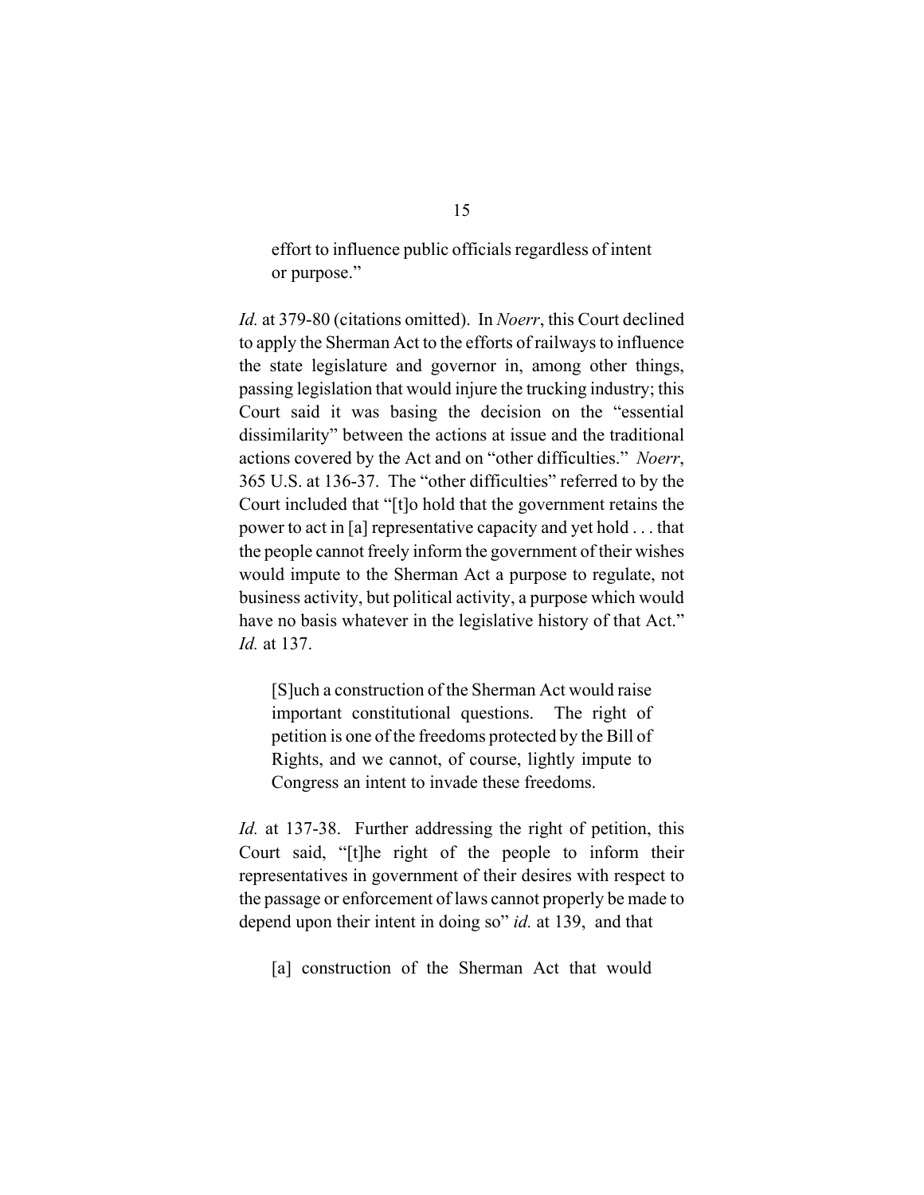> effort to influence public officials regardless of intent or purpose."

*Id.* at 379-80 (citations omitted). In *Noerr*, this Court declined to apply the Sherman Act to the efforts of railways to influence the state legislature and governor in, among other things, passing legislation that would injure the trucking industry; this Court said it was basing the decision on the "essential dissimilarity" between the actions at issue and the traditional actions covered by the Act and on "other difficulties." *Noerr*, 365 U.S. at 136-37. The "other difficulties" referred to by the Court included that "[t]o hold that the government retains the power to act in [a] representative capacity and yet hold . . . that the people cannot freely inform the government of their wishes would impute to the Sherman Act a purpose to regulate, not business activity, but political activity, a purpose which would have no basis whatever in the legislative history of that Act." *Id.* at 137.

> [S]uch a construction of the Sherman Act would raise important constitutional questions. The right of petition is one of the freedoms protected by the Bill of Rights, and we cannot, of course, lightly impute to Congress an intent to invade these freedoms.

*Id.* at 137-38. Further addressing the right of petition, this Court said, "[t]he right of the people to inform their representatives in government of their desires with respect to the passage or enforcement of laws cannot properly be made to depend upon their intent in doing so" *id.* at 139, and that

> [a] construction of the Sherman Act that would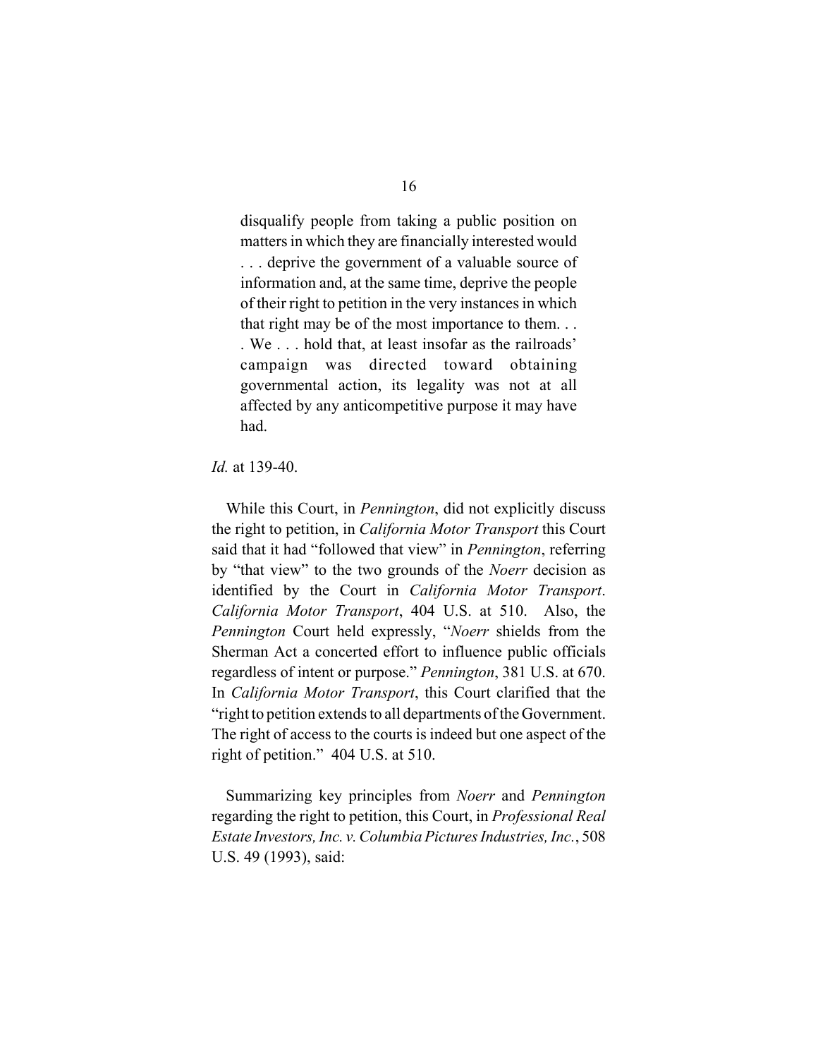> disqualify people from taking a public position on matters in which they are financially interested would . . . deprive the government of a valuable source of information and, at the same time, deprive the people of their right to petition in the very instances in which that right may be of the most importance to them. . . . We . . . hold that, at least insofar as the railroads' campaign was directed toward obtaining governmental action, its legality was not at all affected by any anticompetitive purpose it may have had.

*Id.* at 139-40.

While this Court, in *Pennington*, did not explicitly discuss the right to petition, in *California Motor Transport* this Court said that it had "followed that view" in *Pennington*, referring by "that view" to the two grounds of the *Noerr* decision as identified by the Court in *California Motor Transport*. *California Motor Transport*, 404 U.S. at 510. Also, the *Pennington* Court held expressly, "*Noerr* shields from the Sherman Act a concerted effort to influence public officials regardless of intent or purpose." *Pennington*, 381 U.S. at 670. In *California Motor Transport*, this Court clarified that the "right to petition extends to all departments of the Government. The right of access to the courts is indeed but one aspect of the right of petition." 404 U.S. at 510.

Summarizing key principles from *Noerr* and *Pennington* regarding the right to petition, this Court, in *Professional Real Estate Investors, Inc. v. Columbia Pictures Industries, Inc.*, 508 U.S. 49 (1993), said: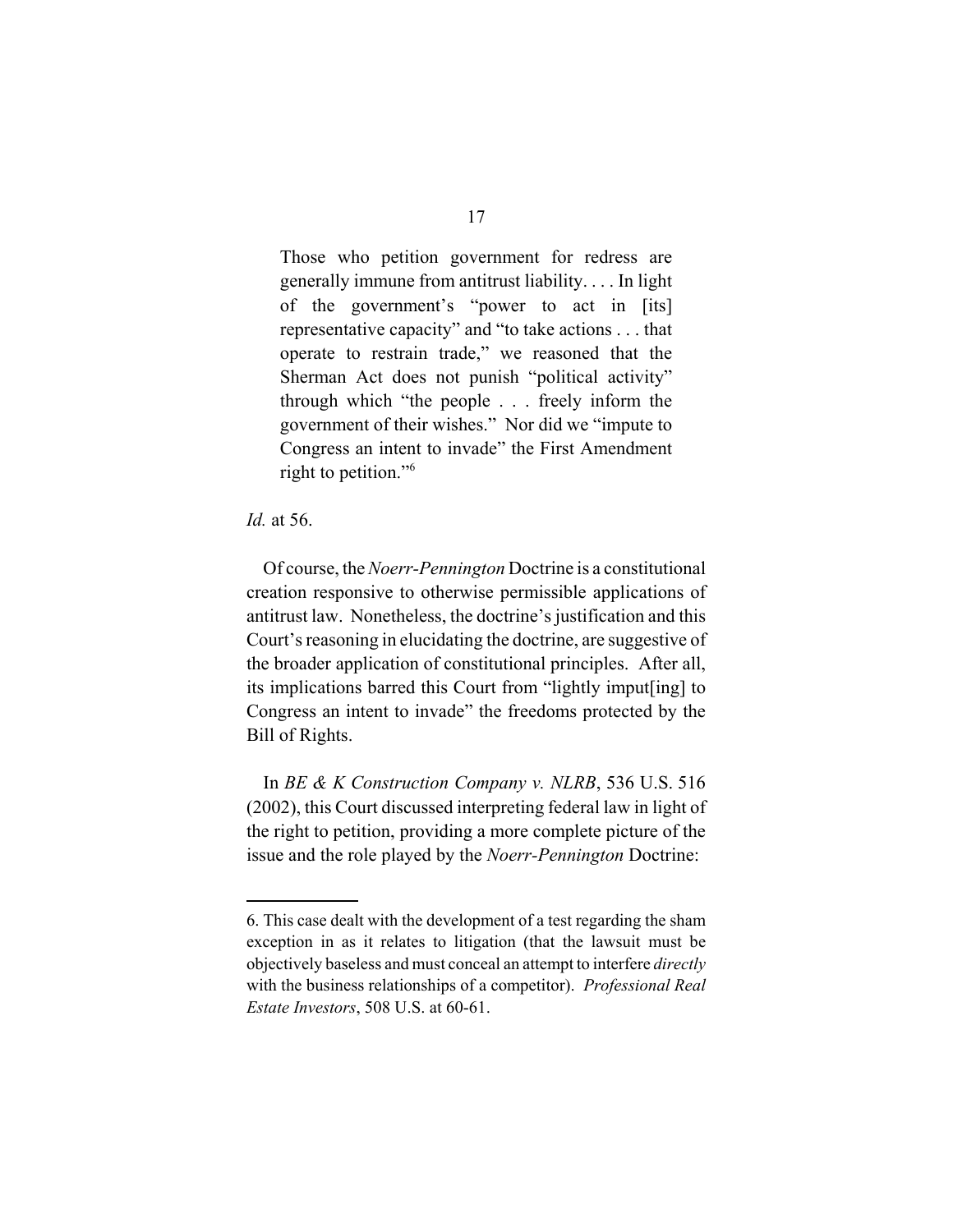> Those who petition government for redress are generally immune from antitrust liability. . . . In light of the government's "power to act in [its] representative capacity" and "to take actions . . . that operate to restrain trade," we reasoned that the Sherman Act does not punish "political activity" through which "the people . . . freely inform the government of their wishes." Nor did we "impute to Congress an intent to invade" the First Amendment right to petition."[6]

*Id.* at 56.

Of course, the *Noerr-Pennington* Doctrine is a constitutional creation responsive to otherwise permissible applications of antitrust law. Nonetheless, the doctrine's justification and this Court's reasoning in elucidating the doctrine, are suggestive of the broader application of constitutional principles. After all, its implications barred this Court from "lightly imput[ing] to Congress an intent to invade" the freedoms protected by the Bill of Rights.

In *BE & K Construction Company v. NLRB*, 536 U.S. 516 (2002), this Court discussed interpreting federal law in light of the right to petition, providing a more complete picture of the issue and the role played by the *Noerr-Pennington* Doctrine:

---

6. This case dealt with the development of a test regarding the sham exception in as it relates to litigation (that the lawsuit must be objectively baseless and must conceal an attempt to interfere *directly* with the business relationships of a competitor). *Professional Real Estate Investors*, 508 U.S. at 60-61.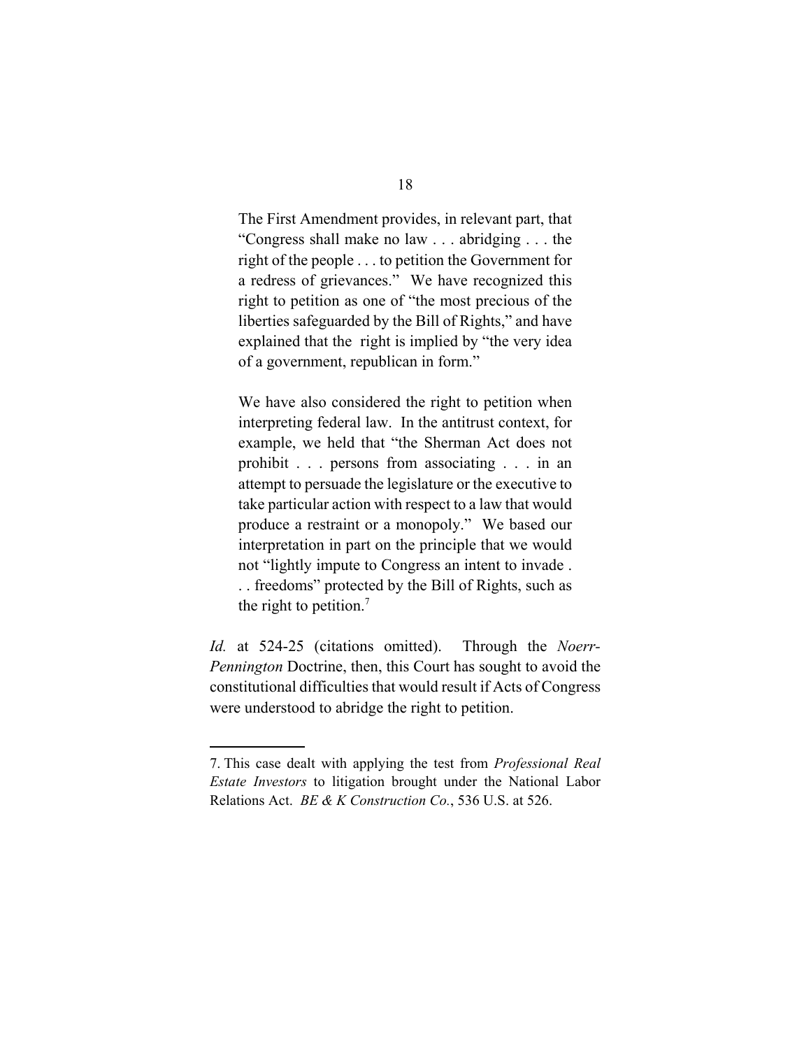> The First Amendment provides, in relevant part, that "Congress shall make no law . . . abridging . . . the right of the people . . . to petition the Government for a redress of grievances." We have recognized this right to petition as one of "the most precious of the liberties safeguarded by the Bill of Rights," and have explained that the right is implied by "the very idea of a government, republican in form."
>
> We have also considered the right to petition when interpreting federal law. In the antitrust context, for example, we held that "the Sherman Act does not prohibit . . . persons from associating . . . in an attempt to persuade the legislature or the executive to take particular action with respect to a law that would produce a restraint or a monopoly." We based our interpretation in part on the principle that we would not "lightly impute to Congress an intent to invade . . . freedoms" protected by the Bill of Rights, such as the right to petition.[7]

*Id.* at 524-25 (citations omitted). Through the *Noerr-Pennington* Doctrine, then, this Court has sought to avoid the constitutional difficulties that would result if Acts of Congress were understood to abridge the right to petition.

---

7. This case dealt with applying the test from *Professional Real Estate Investors* to litigation brought under the National Labor Relations Act. *BE & K Construction Co.*, 536 U.S. at 526.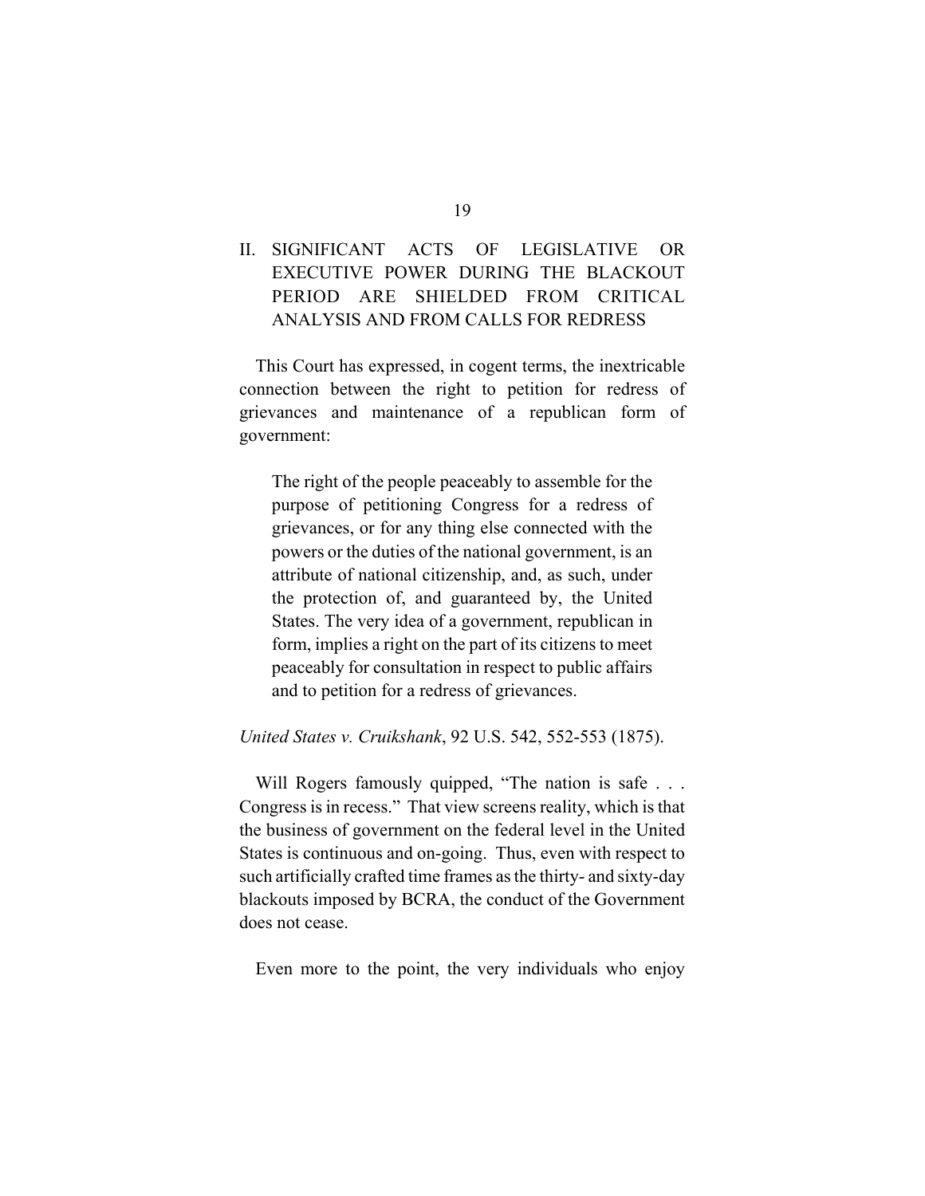## II. SIGNIFICANT ACTS OF LEGISLATIVE OR EXECUTIVE POWER DURING THE BLACKOUT PERIOD ARE SHIELDED FROM CRITICAL ANALYSIS AND FROM CALLS FOR REDRESS

This Court has expressed, in cogent terms, the inextricable connection between the right to petition for redress of grievances and maintenance of a republican form of government:

> The right of the people peaceably to assemble for the purpose of petitioning Congress for a redress of grievances, or for any thing else connected with the powers or the duties of the national government, is an attribute of national citizenship, and, as such, under the protection of, and guaranteed by, the United States. The very idea of a government, republican in form, implies a right on the part of its citizens to meet peaceably for consultation in respect to public affairs and to petition for a redress of grievances.

*United States v. Cruikshank*, 92 U.S. 542, 552-553 (1875).

Will Rogers famously quipped, "The nation is safe . . . Congress is in recess." That view screens reality, which is that the business of government on the federal level in the United States is continuous and on-going. Thus, even with respect to such artificially crafted time frames as the thirty- and sixty-day blackouts imposed by BCRA, the conduct of the Government does not cease.

Even more to the point, the very individuals who enjoy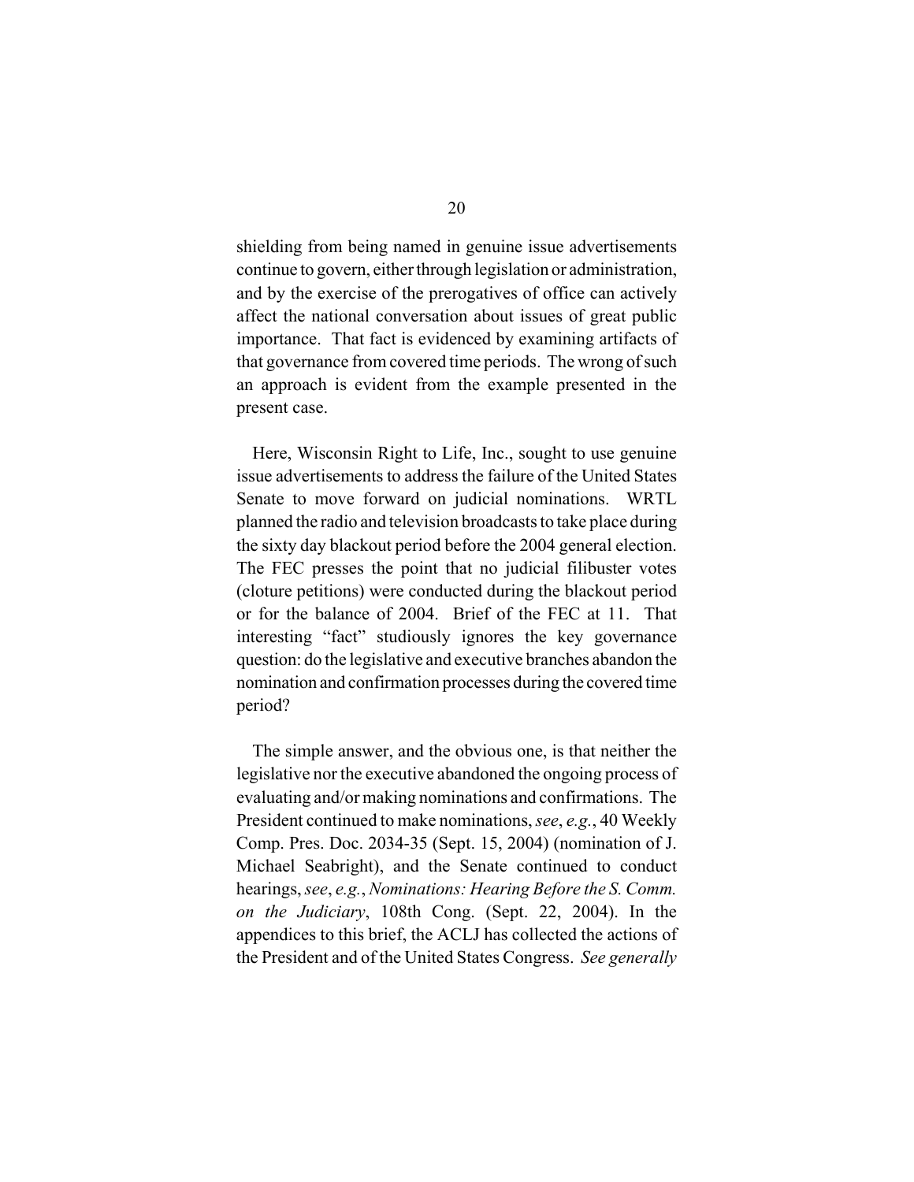shielding from being named in genuine issue advertisements continue to govern, either through legislation or administration, and by the exercise of the prerogatives of office can actively affect the national conversation about issues of great public importance. That fact is evidenced by examining artifacts of that governance from covered time periods. The wrong of such an approach is evident from the example presented in the present case.

Here, Wisconsin Right to Life, Inc., sought to use genuine issue advertisements to address the failure of the United States Senate to move forward on judicial nominations. WRTL planned the radio and television broadcasts to take place during the sixty day blackout period before the 2004 general election. The FEC presses the point that no judicial filibuster votes (cloture petitions) were conducted during the blackout period or for the balance of 2004. Brief of the FEC at 11. That interesting "fact" studiously ignores the key governance question: do the legislative and executive branches abandon the nomination and confirmation processes during the covered time period?

The simple answer, and the obvious one, is that neither the legislative nor the executive abandoned the ongoing process of evaluating and/or making nominations and confirmations. The President continued to make nominations, *see*, *e.g.*, 40 Weekly Comp. Pres. Doc. 2034-35 (Sept. 15, 2004) (nomination of J. Michael Seabright), and the Senate continued to conduct hearings, *see*, *e.g.*, *Nominations: Hearing Before the S. Comm. on the Judiciary*, 108th Cong. (Sept. 22, 2004). In the appendices to this brief, the ACLJ has collected the actions of the President and of the United States Congress. *See generally*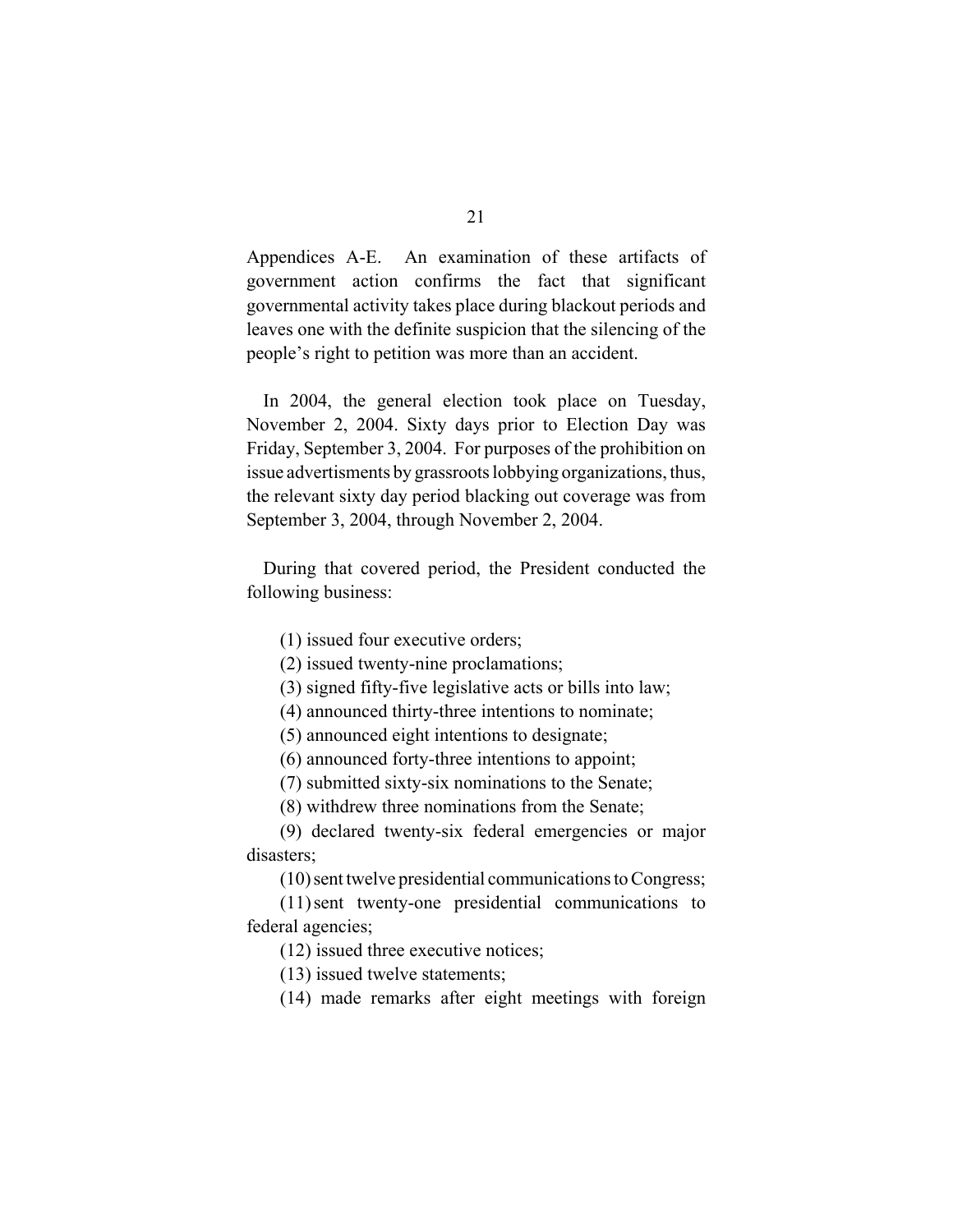Appendices A-E. An examination of these artifacts of government action confirms the fact that significant governmental activity takes place during blackout periods and leaves one with the definite suspicion that the silencing of the people's right to petition was more than an accident.

In 2004, the general election took place on Tuesday, November 2, 2004. Sixty days prior to Election Day was Friday, September 3, 2004. For purposes of the prohibition on issue advertisments by grassroots lobbying organizations, thus, the relevant sixty day period blacking out coverage was from September 3, 2004, through November 2, 2004.

During that covered period, the President conducted the following business:

(1) issued four executive orders;

(2) issued twenty-nine proclamations;

(3) signed fifty-five legislative acts or bills into law;

(4) announced thirty-three intentions to nominate;

(5) announced eight intentions to designate;

(6) announced forty-three intentions to appoint;

(7) submitted sixty-six nominations to the Senate;

(8) withdrew three nominations from the Senate;

(9) declared twenty-six federal emergencies or major disasters;

(10) sent twelve presidential communications to Congress;

(11) sent twenty-one presidential communications to federal agencies;

(12) issued three executive notices;

(13) issued twelve statements;

(14) made remarks after eight meetings with foreign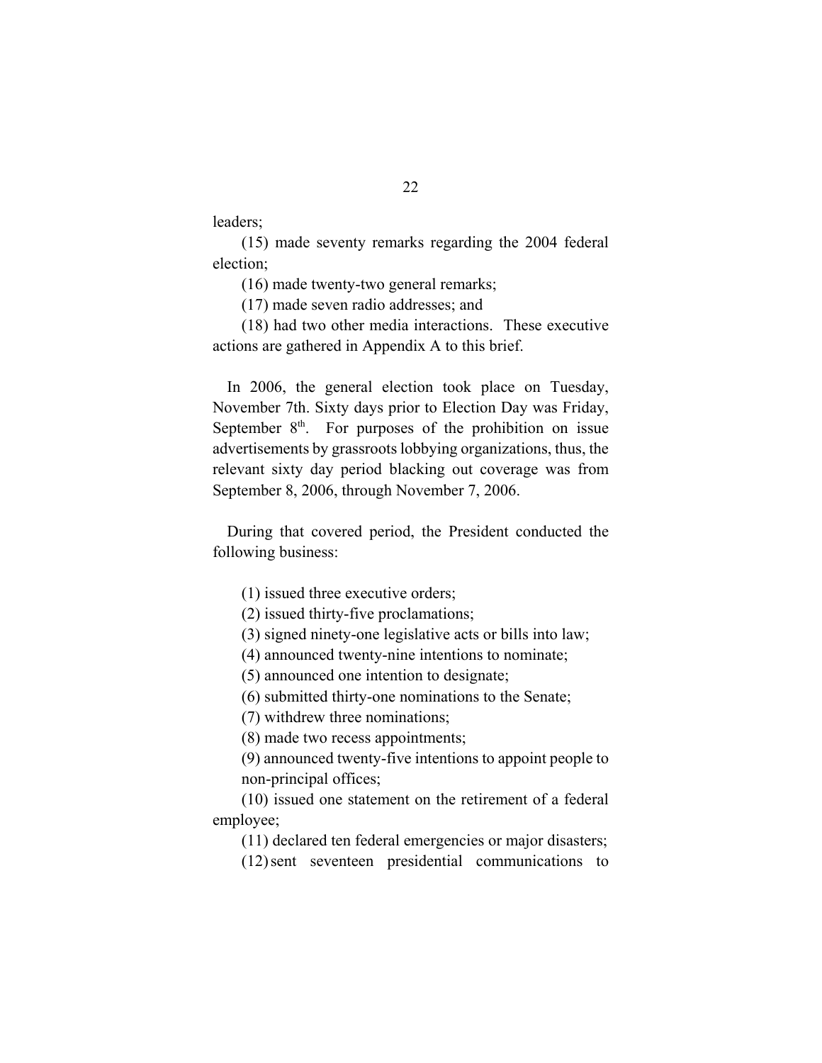leaders;

(15) made seventy remarks regarding the 2004 federal election;

(16) made twenty-two general remarks;

(17) made seven radio addresses; and

(18) had two other media interactions. These executive actions are gathered in Appendix A to this brief.

In 2006, the general election took place on Tuesday, November 7th. Sixty days prior to Election Day was Friday, September 8th. For purposes of the prohibition on issue advertisements by grassroots lobbying organizations, thus, the relevant sixty day period blacking out coverage was from September 8, 2006, through November 7, 2006.

During that covered period, the President conducted the following business:

(1) issued three executive orders;

(2) issued thirty-five proclamations;

(3) signed ninety-one legislative acts or bills into law;

(4) announced twenty-nine intentions to nominate;

(5) announced one intention to designate;

(6) submitted thirty-one nominations to the Senate;

(7) withdrew three nominations;

(8) made two recess appointments;

(9) announced twenty-five intentions to appoint people to non-principal offices;

(10) issued one statement on the retirement of a federal employee;

(11) declared ten federal emergencies or major disasters;

(12) sent seventeen presidential communications to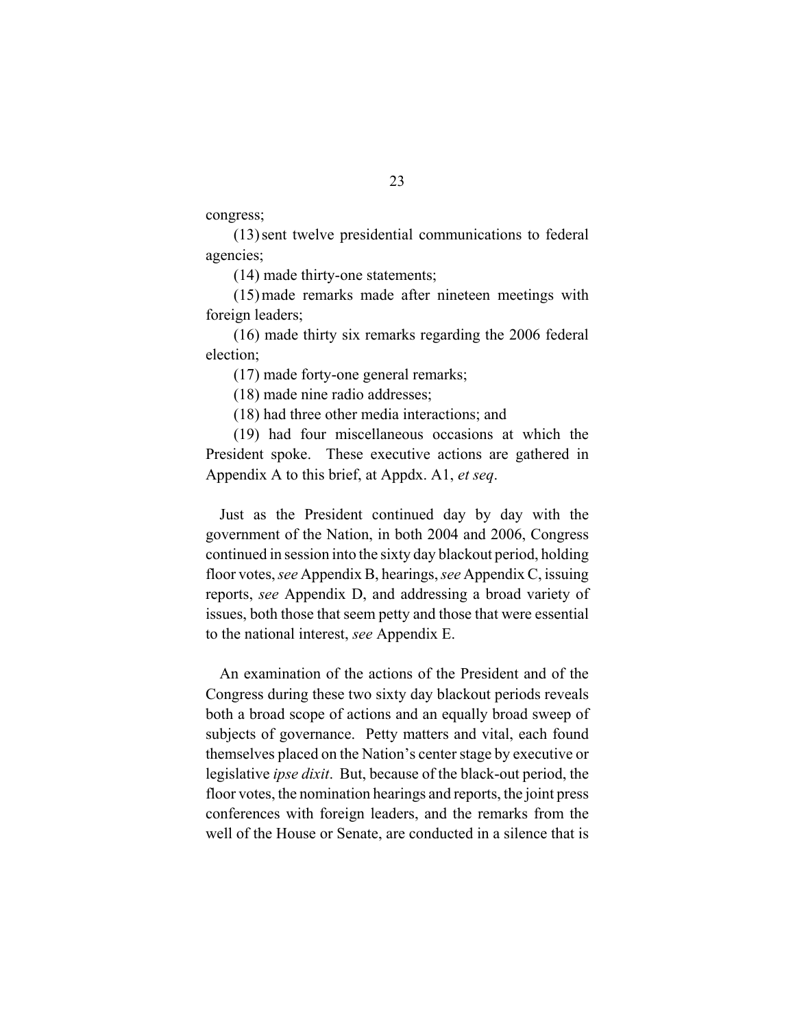congress;

(13) sent twelve presidential communications to federal agencies;

(14) made thirty-one statements;

(15) made remarks made after nineteen meetings with foreign leaders;

(16) made thirty six remarks regarding the 2006 federal election;

(17) made forty-one general remarks;

(18) made nine radio addresses;

(18) had three other media interactions; and

(19) had four miscellaneous occasions at which the President spoke. These executive actions are gathered in Appendix A to this brief, at Appdx. A1, *et seq*.

Just as the President continued day by day with the government of the Nation, in both 2004 and 2006, Congress continued in session into the sixty day blackout period, holding floor votes, *see* Appendix B, hearings, *see* Appendix C, issuing reports, *see* Appendix D, and addressing a broad variety of issues, both those that seem petty and those that were essential to the national interest, *see* Appendix E.

An examination of the actions of the President and of the Congress during these two sixty day blackout periods reveals both a broad scope of actions and an equally broad sweep of subjects of governance. Petty matters and vital, each found themselves placed on the Nation's center stage by executive or legislative *ipse dixit*. But, because of the black-out period, the floor votes, the nomination hearings and reports, the joint press conferences with foreign leaders, and the remarks from the well of the House or Senate, are conducted in a silence that is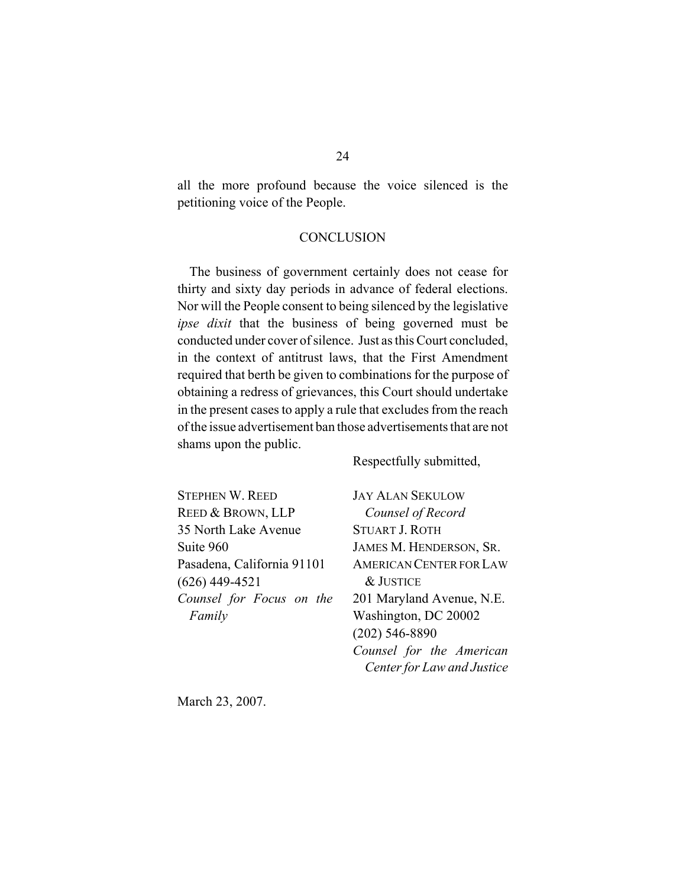all the more profound because the voice silenced is the petitioning voice of the People.

## CONCLUSION

The business of government certainly does not cease for thirty and sixty day periods in advance of federal elections. Nor will the People consent to being silenced by the legislative *ipse dixit* that the business of being governed must be conducted under cover of silence. Just as this Court concluded, in the context of antitrust laws, that the First Amendment required that berth be given to combinations for the purpose of obtaining a redress of grievances, this Court should undertake in the present cases to apply a rule that excludes from the reach of the issue advertisement ban those advertisements that are not shams upon the public.

Respectfully submitted,

STEPHEN W. REED
REED & BROWN, LLP
35 North Lake Avenue
Suite 960
Pasadena, California 91101
(626) 449-4521
*Counsel for Focus on the Family*

JAY ALAN SEKULOW
*Counsel of Record*
STUART J. ROTH
JAMES M. HENDERSON, SR.
AMERICAN CENTER FOR LAW & JUSTICE
201 Maryland Avenue, N.E.
Washington, DC 20002
(202) 546-8890
*Counsel for the American Center for Law and Justice*

March 23, 2007.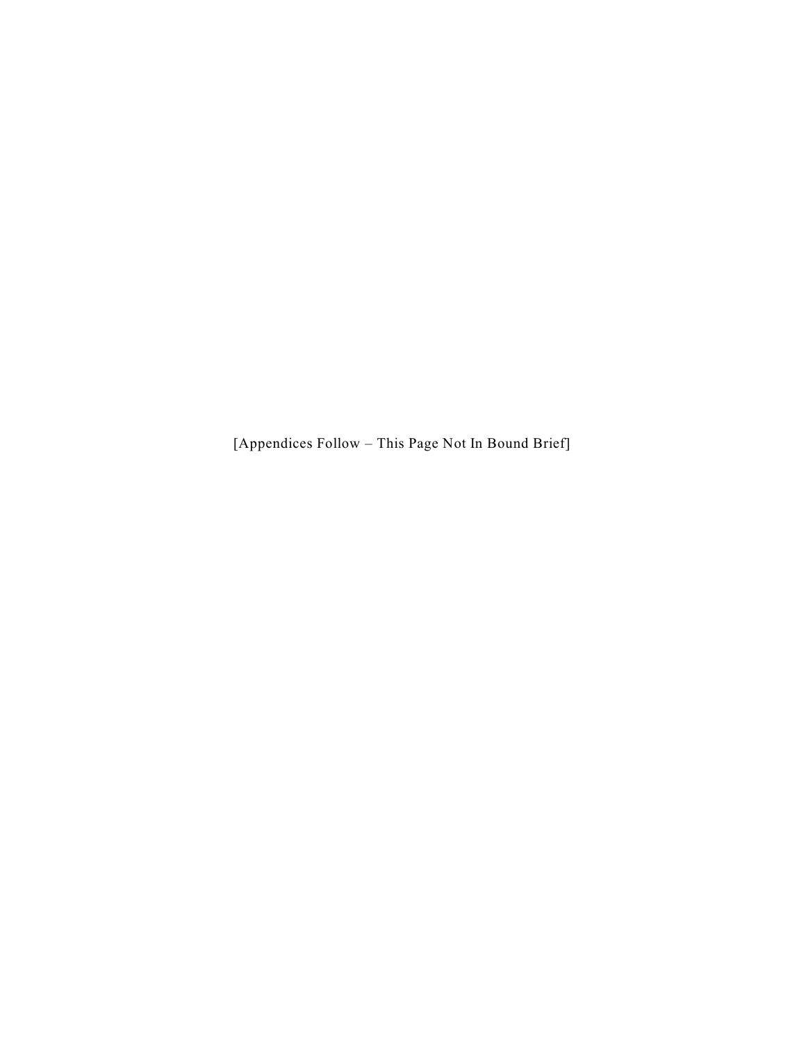[Appendices Follow – This Page Not In Bound Brief]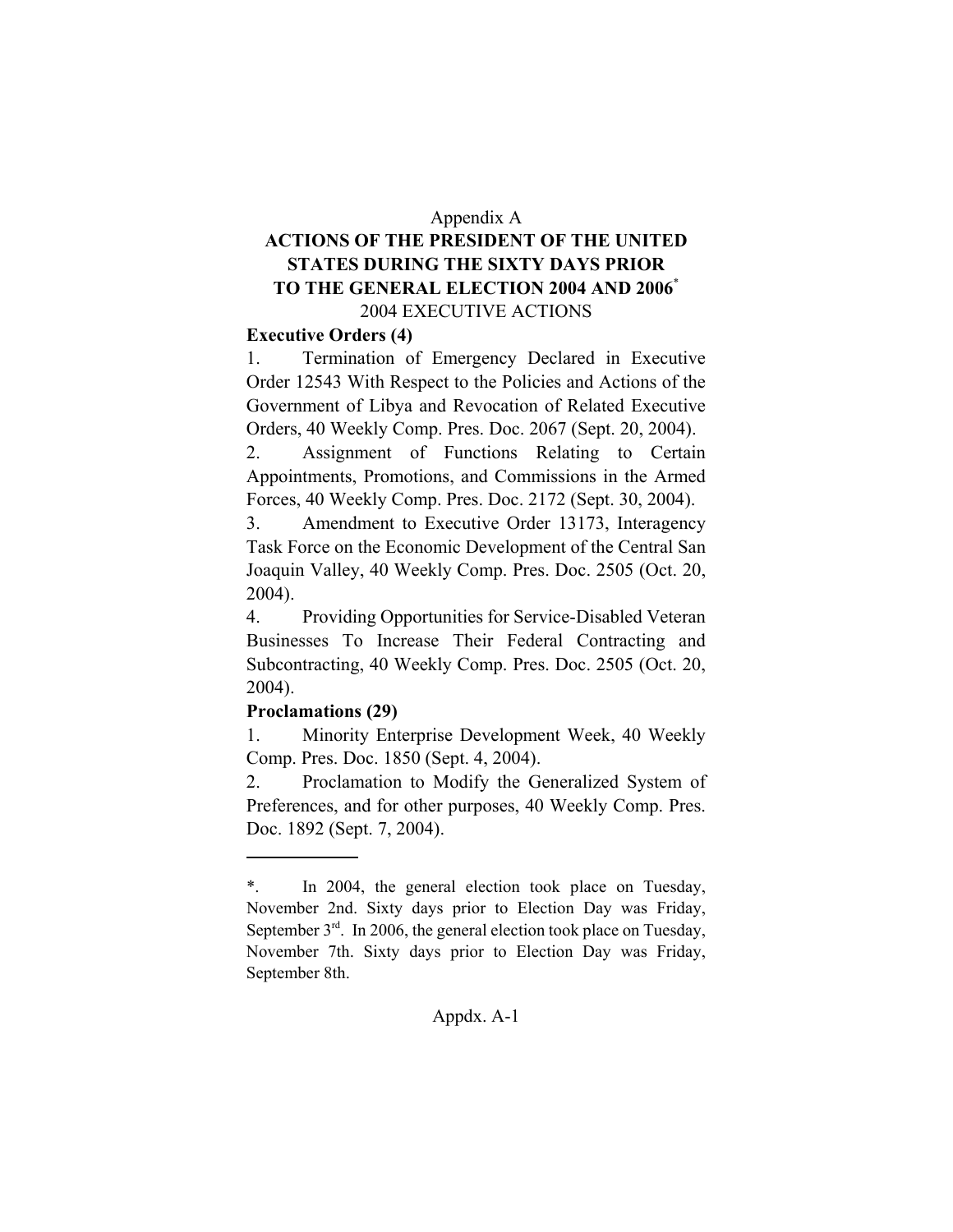Appendix A

# ACTIONS OF THE PRESIDENT OF THE UNITED STATES DURING THE SIXTY DAYS PRIOR TO THE GENERAL ELECTION 2004 AND 2006*

2004 EXECUTIVE ACTIONS

**Executive Orders (4)**

1. Termination of Emergency Declared in Executive Order 12543 With Respect to the Policies and Actions of the Government of Libya and Revocation of Related Executive Orders, 40 Weekly Comp. Pres. Doc. 2067 (Sept. 20, 2004).
2. Assignment of Functions Relating to Certain Appointments, Promotions, and Commissions in the Armed Forces, 40 Weekly Comp. Pres. Doc. 2172 (Sept. 30, 2004).
3. Amendment to Executive Order 13173, Interagency Task Force on the Economic Development of the Central San Joaquin Valley, 40 Weekly Comp. Pres. Doc. 2505 (Oct. 20, 2004).
4. Providing Opportunities for Service-Disabled Veteran Businesses To Increase Their Federal Contracting and Subcontracting, 40 Weekly Comp. Pres. Doc. 2505 (Oct. 20, 2004).

**Proclamations (29)**

1. Minority Enterprise Development Week, 40 Weekly Comp. Pres. Doc. 1850 (Sept. 4, 2004).
2. Proclamation to Modify the Generalized System of Preferences, and for other purposes, 40 Weekly Comp. Pres. Doc. 1892 (Sept. 7, 2004).

---

*. In 2004, the general election took place on Tuesday, November 2nd. Sixty days prior to Election Day was Friday, September 3rd. In 2006, the general election took place on Tuesday, November 7th. Sixty days prior to Election Day was Friday, September 8th.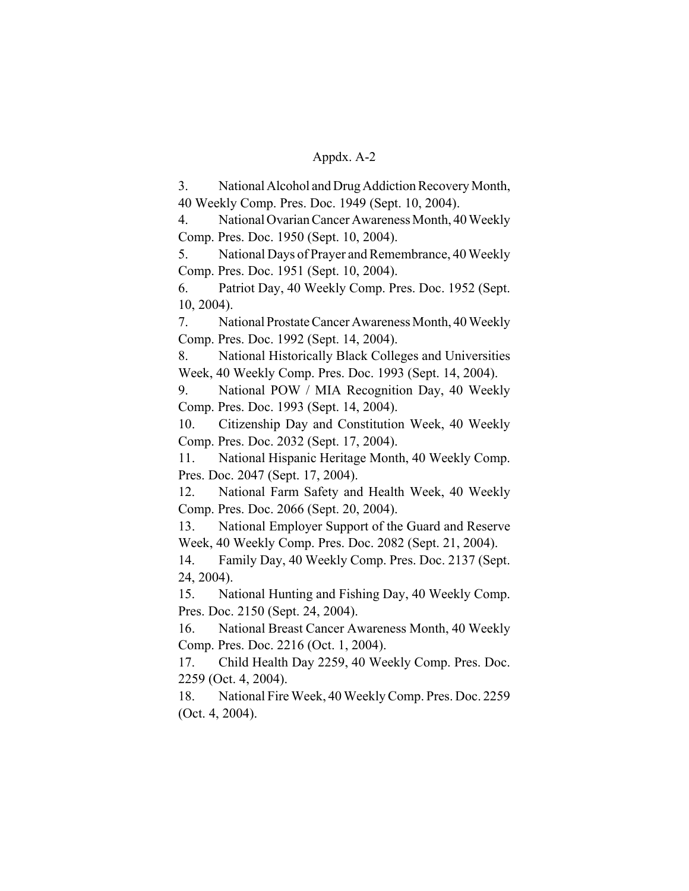Appdx. A-2

3. National Alcohol and Drug Addiction Recovery Month, 40 Weekly Comp. Pres. Doc. 1949 (Sept. 10, 2004).

4. National Ovarian Cancer Awareness Month, 40 Weekly Comp. Pres. Doc. 1950 (Sept. 10, 2004).

5. National Days of Prayer and Remembrance, 40 Weekly Comp. Pres. Doc. 1951 (Sept. 10, 2004).

6. Patriot Day, 40 Weekly Comp. Pres. Doc. 1952 (Sept. 10, 2004).

7. National Prostate Cancer Awareness Month, 40 Weekly Comp. Pres. Doc. 1992 (Sept. 14, 2004).

8. National Historically Black Colleges and Universities Week, 40 Weekly Comp. Pres. Doc. 1993 (Sept. 14, 2004).

9. National POW / MIA Recognition Day, 40 Weekly Comp. Pres. Doc. 1993 (Sept. 14, 2004).

10. Citizenship Day and Constitution Week, 40 Weekly Comp. Pres. Doc. 2032 (Sept. 17, 2004).

11. National Hispanic Heritage Month, 40 Weekly Comp. Pres. Doc. 2047 (Sept. 17, 2004).

12. National Farm Safety and Health Week, 40 Weekly Comp. Pres. Doc. 2066 (Sept. 20, 2004).

13. National Employer Support of the Guard and Reserve Week, 40 Weekly Comp. Pres. Doc. 2082 (Sept. 21, 2004).

14. Family Day, 40 Weekly Comp. Pres. Doc. 2137 (Sept. 24, 2004).

15. National Hunting and Fishing Day, 40 Weekly Comp. Pres. Doc. 2150 (Sept. 24, 2004).

16. National Breast Cancer Awareness Month, 40 Weekly Comp. Pres. Doc. 2216 (Oct. 1, 2004).

17. Child Health Day 2259, 40 Weekly Comp. Pres. Doc. 2259 (Oct. 4, 2004).

18. National Fire Week, 40 Weekly Comp. Pres. Doc. 2259 (Oct. 4, 2004).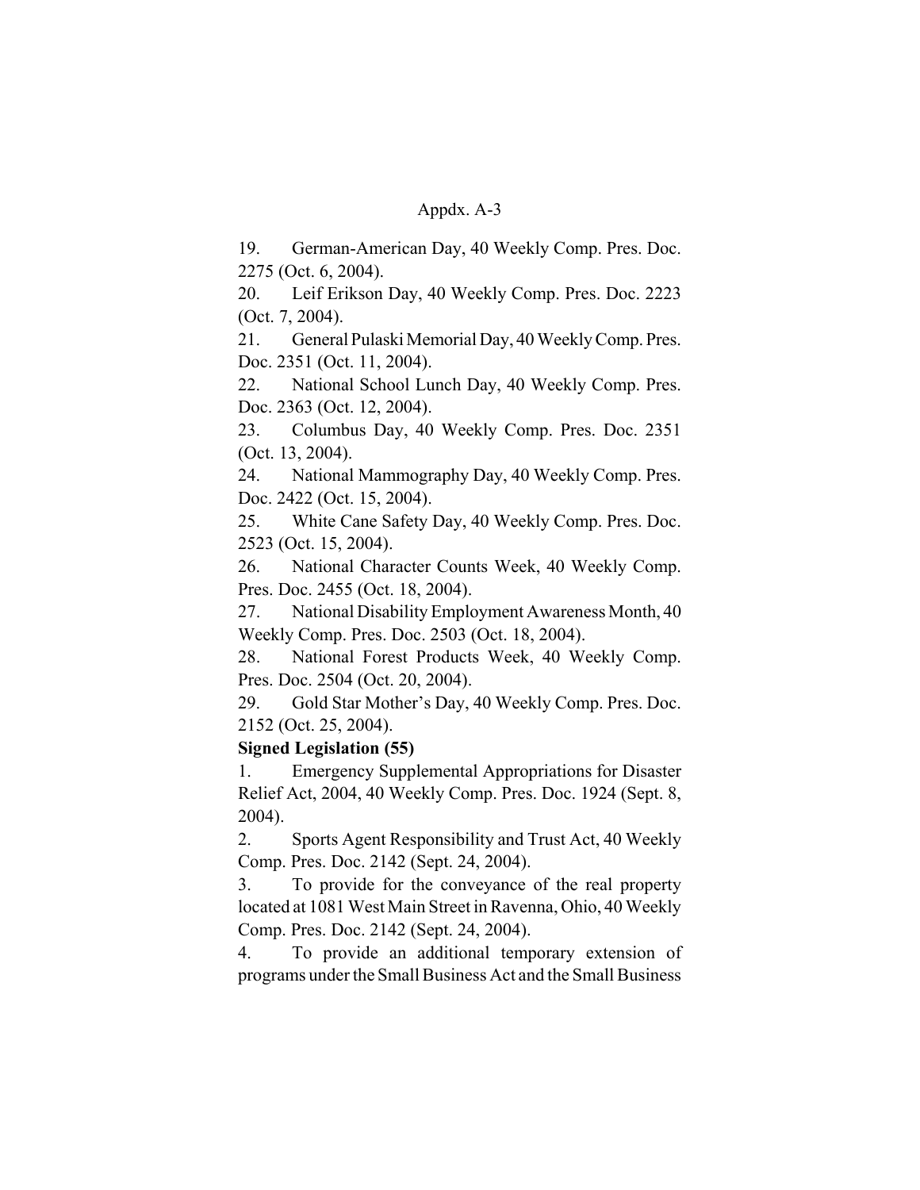19. German-American Day, 40 Weekly Comp. Pres. Doc. 2275 (Oct. 6, 2004).

20. Leif Erikson Day, 40 Weekly Comp. Pres. Doc. 2223 (Oct. 7, 2004).

21. General Pulaski Memorial Day, 40 Weekly Comp. Pres. Doc. 2351 (Oct. 11, 2004).

22. National School Lunch Day, 40 Weekly Comp. Pres. Doc. 2363 (Oct. 12, 2004).

23. Columbus Day, 40 Weekly Comp. Pres. Doc. 2351 (Oct. 13, 2004).

24. National Mammography Day, 40 Weekly Comp. Pres. Doc. 2422 (Oct. 15, 2004).

25. White Cane Safety Day, 40 Weekly Comp. Pres. Doc. 2523 (Oct. 15, 2004).

26. National Character Counts Week, 40 Weekly Comp. Pres. Doc. 2455 (Oct. 18, 2004).

27. National Disability Employment Awareness Month, 40 Weekly Comp. Pres. Doc. 2503 (Oct. 18, 2004).

28. National Forest Products Week, 40 Weekly Comp. Pres. Doc. 2504 (Oct. 20, 2004).

29. Gold Star Mother's Day, 40 Weekly Comp. Pres. Doc. 2152 (Oct. 25, 2004).

**Signed Legislation (55)**

1. Emergency Supplemental Appropriations for Disaster Relief Act, 2004, 40 Weekly Comp. Pres. Doc. 1924 (Sept. 8, 2004).

2. Sports Agent Responsibility and Trust Act, 40 Weekly Comp. Pres. Doc. 2142 (Sept. 24, 2004).

3. To provide for the conveyance of the real property located at 1081 West Main Street in Ravenna, Ohio, 40 Weekly Comp. Pres. Doc. 2142 (Sept. 24, 2004).

4. To provide an additional temporary extension of programs under the Small Business Act and the Small Business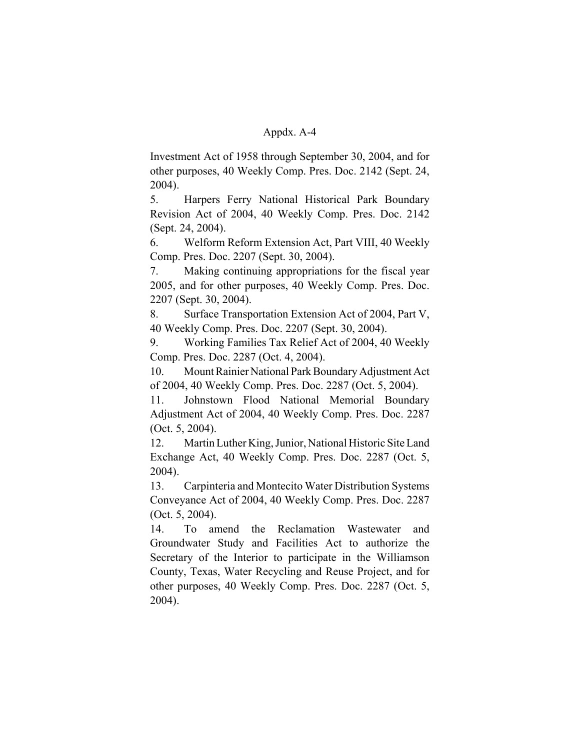Investment Act of 1958 through September 30, 2004, and for other purposes, 40 Weekly Comp. Pres. Doc. 2142 (Sept. 24, 2004).

5. Harpers Ferry National Historical Park Boundary Revision Act of 2004, 40 Weekly Comp. Pres. Doc. 2142 (Sept. 24, 2004).

6. Welform Reform Extension Act, Part VIII, 40 Weekly Comp. Pres. Doc. 2207 (Sept. 30, 2004).

7. Making continuing appropriations for the fiscal year 2005, and for other purposes, 40 Weekly Comp. Pres. Doc. 2207 (Sept. 30, 2004).

8. Surface Transportation Extension Act of 2004, Part V, 40 Weekly Comp. Pres. Doc. 2207 (Sept. 30, 2004).

9. Working Families Tax Relief Act of 2004, 40 Weekly Comp. Pres. Doc. 2287 (Oct. 4, 2004).

10. Mount Rainier National Park Boundary Adjustment Act of 2004, 40 Weekly Comp. Pres. Doc. 2287 (Oct. 5, 2004).

11. Johnstown Flood National Memorial Boundary Adjustment Act of 2004, 40 Weekly Comp. Pres. Doc. 2287 (Oct. 5, 2004).

12. Martin Luther King, Junior, National Historic Site Land Exchange Act, 40 Weekly Comp. Pres. Doc. 2287 (Oct. 5, 2004).

13. Carpinteria and Montecito Water Distribution Systems Conveyance Act of 2004, 40 Weekly Comp. Pres. Doc. 2287 (Oct. 5, 2004).

14. To amend the Reclamation Wastewater and Groundwater Study and Facilities Act to authorize the Secretary of the Interior to participate in the Williamson County, Texas, Water Recycling and Reuse Project, and for other purposes, 40 Weekly Comp. Pres. Doc. 2287 (Oct. 5, 2004).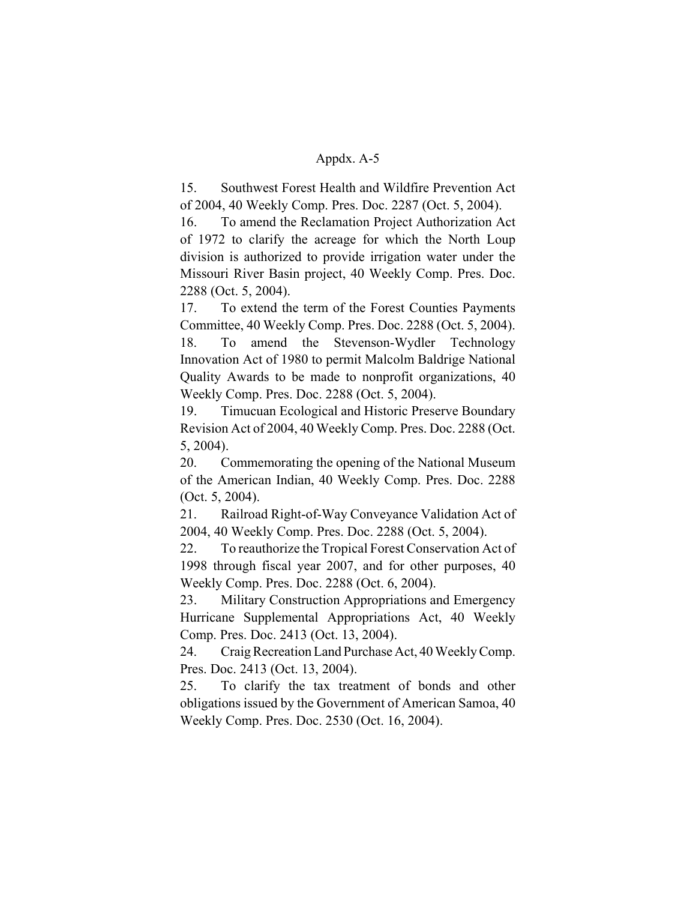Appdx. A-5

15. Southwest Forest Health and Wildfire Prevention Act of 2004, 40 Weekly Comp. Pres. Doc. 2287 (Oct. 5, 2004).

16. To amend the Reclamation Project Authorization Act of 1972 to clarify the acreage for which the North Loup division is authorized to provide irrigation water under the Missouri River Basin project, 40 Weekly Comp. Pres. Doc. 2288 (Oct. 5, 2004).

17. To extend the term of the Forest Counties Payments Committee, 40 Weekly Comp. Pres. Doc. 2288 (Oct. 5, 2004).

18. To amend the Stevenson-Wydler Technology Innovation Act of 1980 to permit Malcolm Baldrige National Quality Awards to be made to nonprofit organizations, 40 Weekly Comp. Pres. Doc. 2288 (Oct. 5, 2004).

19. Timucuan Ecological and Historic Preserve Boundary Revision Act of 2004, 40 Weekly Comp. Pres. Doc. 2288 (Oct. 5, 2004).

20. Commemorating the opening of the National Museum of the American Indian, 40 Weekly Comp. Pres. Doc. 2288 (Oct. 5, 2004).

21. Railroad Right-of-Way Conveyance Validation Act of 2004, 40 Weekly Comp. Pres. Doc. 2288 (Oct. 5, 2004).

22. To reauthorize the Tropical Forest Conservation Act of 1998 through fiscal year 2007, and for other purposes, 40 Weekly Comp. Pres. Doc. 2288 (Oct. 6, 2004).

23. Military Construction Appropriations and Emergency Hurricane Supplemental Appropriations Act, 40 Weekly Comp. Pres. Doc. 2413 (Oct. 13, 2004).

24. Craig Recreation Land Purchase Act, 40 Weekly Comp. Pres. Doc. 2413 (Oct. 13, 2004).

25. To clarify the tax treatment of bonds and other obligations issued by the Government of American Samoa, 40 Weekly Comp. Pres. Doc. 2530 (Oct. 16, 2004).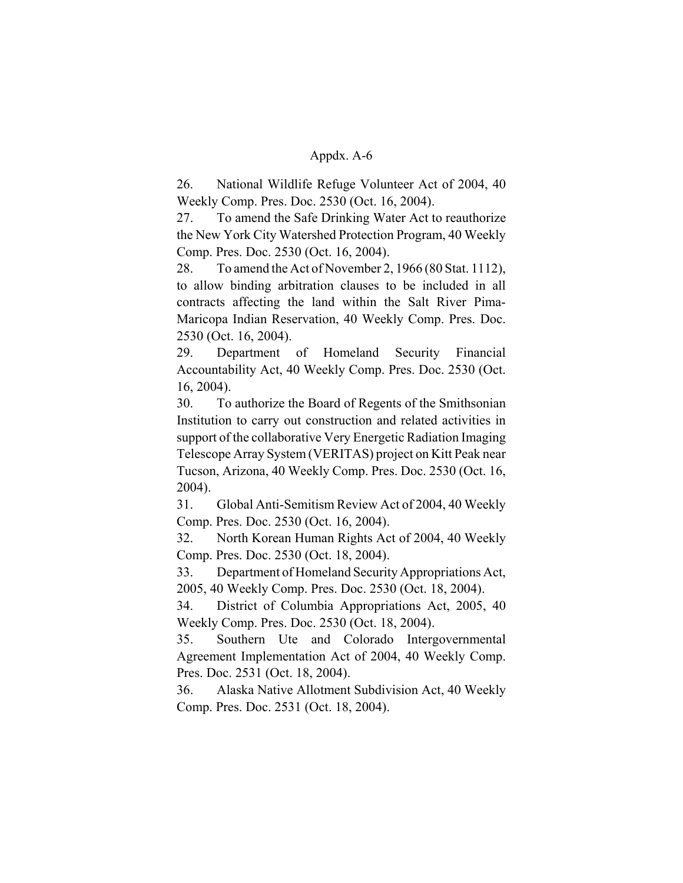26. National Wildlife Refuge Volunteer Act of 2004, 40 Weekly Comp. Pres. Doc. 2530 (Oct. 16, 2004).

27. To amend the Safe Drinking Water Act to reauthorize the New York City Watershed Protection Program, 40 Weekly Comp. Pres. Doc. 2530 (Oct. 16, 2004).

28. To amend the Act of November 2, 1966 (80 Stat. 1112), to allow binding arbitration clauses to be included in all contracts affecting the land within the Salt River Pima-Maricopa Indian Reservation, 40 Weekly Comp. Pres. Doc. 2530 (Oct. 16, 2004).

29. Department of Homeland Security Financial Accountability Act, 40 Weekly Comp. Pres. Doc. 2530 (Oct. 16, 2004).

30. To authorize the Board of Regents of the Smithsonian Institution to carry out construction and related activities in support of the collaborative Very Energetic Radiation Imaging Telescope Array System (VERITAS) project on Kitt Peak near Tucson, Arizona, 40 Weekly Comp. Pres. Doc. 2530 (Oct. 16, 2004).

31. Global Anti-Semitism Review Act of 2004, 40 Weekly Comp. Pres. Doc. 2530 (Oct. 16, 2004).

32. North Korean Human Rights Act of 2004, 40 Weekly Comp. Pres. Doc. 2530 (Oct. 18, 2004).

33. Department of Homeland Security Appropriations Act, 2005, 40 Weekly Comp. Pres. Doc. 2530 (Oct. 18, 2004).

34. District of Columbia Appropriations Act, 2005, 40 Weekly Comp. Pres. Doc. 2530 (Oct. 18, 2004).

35. Southern Ute and Colorado Intergovernmental Agreement Implementation Act of 2004, 40 Weekly Comp. Pres. Doc. 2531 (Oct. 18, 2004).

36. Alaska Native Allotment Subdivision Act, 40 Weekly Comp. Pres. Doc. 2531 (Oct. 18, 2004).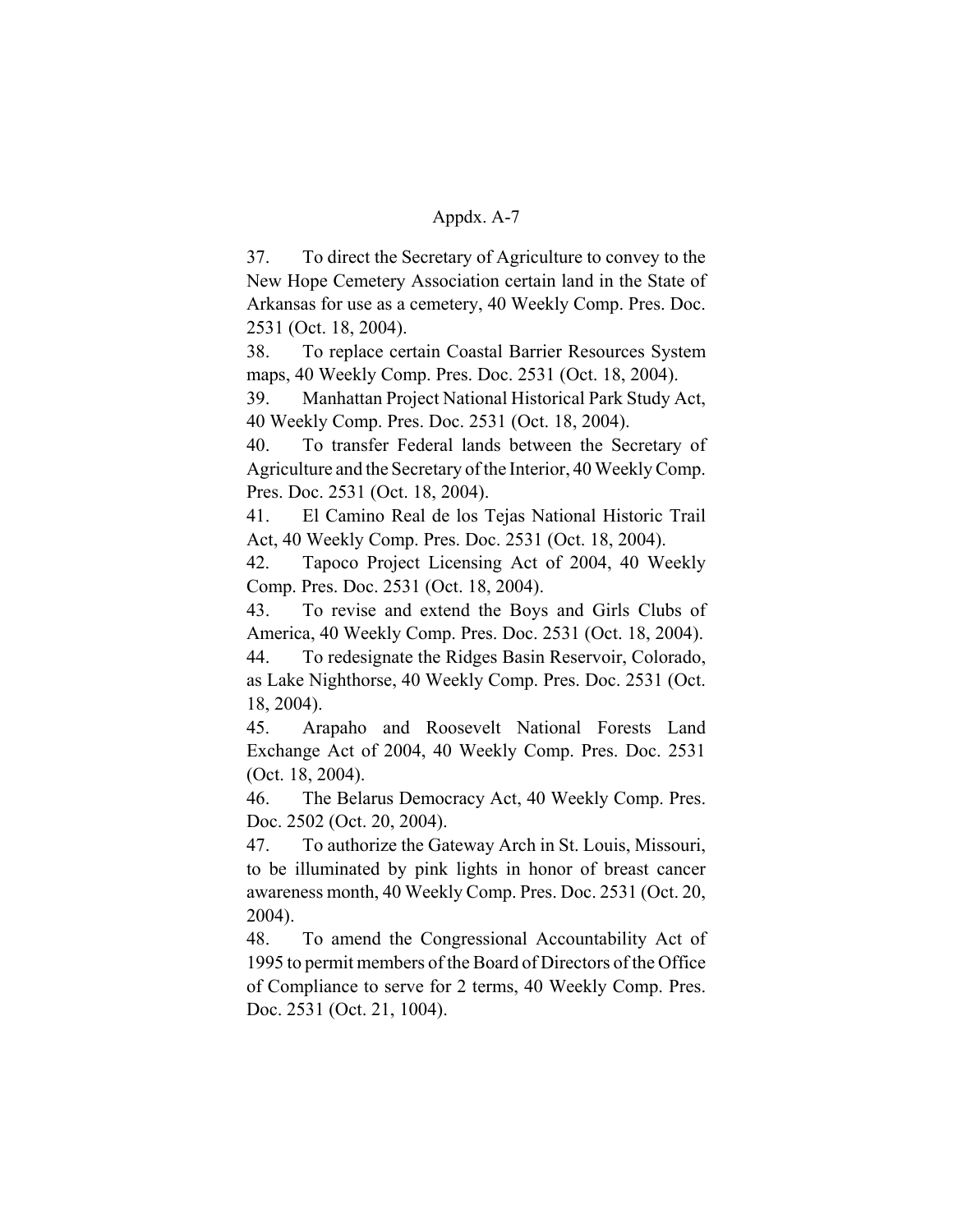37. To direct the Secretary of Agriculture to convey to the New Hope Cemetery Association certain land in the State of Arkansas for use as a cemetery, 40 Weekly Comp. Pres. Doc. 2531 (Oct. 18, 2004).

38. To replace certain Coastal Barrier Resources System maps, 40 Weekly Comp. Pres. Doc. 2531 (Oct. 18, 2004).

39. Manhattan Project National Historical Park Study Act, 40 Weekly Comp. Pres. Doc. 2531 (Oct. 18, 2004).

40. To transfer Federal lands between the Secretary of Agriculture and the Secretary of the Interior, 40 Weekly Comp. Pres. Doc. 2531 (Oct. 18, 2004).

41. El Camino Real de los Tejas National Historic Trail Act, 40 Weekly Comp. Pres. Doc. 2531 (Oct. 18, 2004).

42. Tapoco Project Licensing Act of 2004, 40 Weekly Comp. Pres. Doc. 2531 (Oct. 18, 2004).

43. To revise and extend the Boys and Girls Clubs of America, 40 Weekly Comp. Pres. Doc. 2531 (Oct. 18, 2004).

44. To redesignate the Ridges Basin Reservoir, Colorado, as Lake Nighthorse, 40 Weekly Comp. Pres. Doc. 2531 (Oct. 18, 2004).

45. Arapaho and Roosevelt National Forests Land Exchange Act of 2004, 40 Weekly Comp. Pres. Doc. 2531 (Oct. 18, 2004).

46. The Belarus Democracy Act, 40 Weekly Comp. Pres. Doc. 2502 (Oct. 20, 2004).

47. To authorize the Gateway Arch in St. Louis, Missouri, to be illuminated by pink lights in honor of breast cancer awareness month, 40 Weekly Comp. Pres. Doc. 2531 (Oct. 20, 2004).

48. To amend the Congressional Accountability Act of 1995 to permit members of the Board of Directors of the Office of Compliance to serve for 2 terms, 40 Weekly Comp. Pres. Doc. 2531 (Oct. 21, 1004).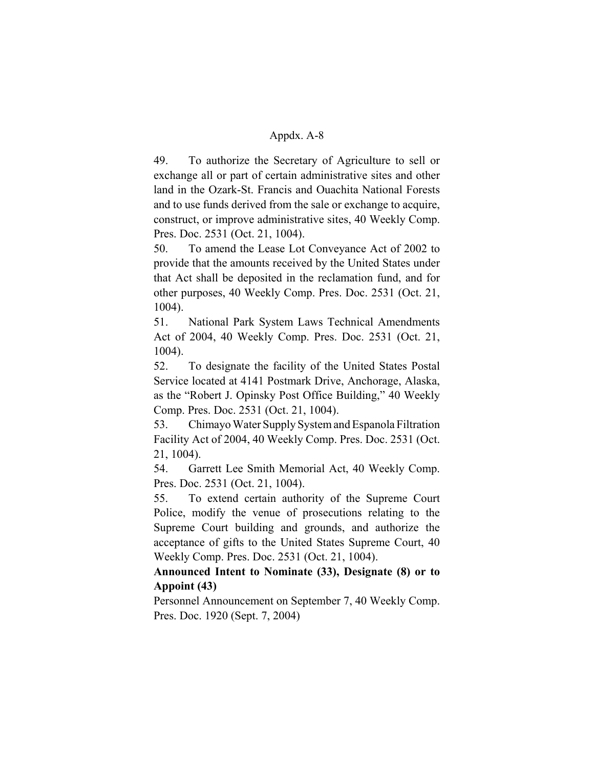49. To authorize the Secretary of Agriculture to sell or exchange all or part of certain administrative sites and other land in the Ozark-St. Francis and Ouachita National Forests and to use funds derived from the sale or exchange to acquire, construct, or improve administrative sites, 40 Weekly Comp. Pres. Doc. 2531 (Oct. 21, 1004).

50. To amend the Lease Lot Conveyance Act of 2002 to provide that the amounts received by the United States under that Act shall be deposited in the reclamation fund, and for other purposes, 40 Weekly Comp. Pres. Doc. 2531 (Oct. 21, 1004).

51. National Park System Laws Technical Amendments Act of 2004, 40 Weekly Comp. Pres. Doc. 2531 (Oct. 21, 1004).

52. To designate the facility of the United States Postal Service located at 4141 Postmark Drive, Anchorage, Alaska, as the "Robert J. Opinsky Post Office Building," 40 Weekly Comp. Pres. Doc. 2531 (Oct. 21, 1004).

53. Chimayo Water Supply System and Espanola Filtration Facility Act of 2004, 40 Weekly Comp. Pres. Doc. 2531 (Oct. 21, 1004).

54. Garrett Lee Smith Memorial Act, 40 Weekly Comp. Pres. Doc. 2531 (Oct. 21, 1004).

55. To extend certain authority of the Supreme Court Police, modify the venue of prosecutions relating to the Supreme Court building and grounds, and authorize the acceptance of gifts to the United States Supreme Court, 40 Weekly Comp. Pres. Doc. 2531 (Oct. 21, 1004).

**Announced Intent to Nominate (33), Designate (8) or to Appoint (43)**

Personnel Announcement on September 7, 40 Weekly Comp. Pres. Doc. 1920 (Sept. 7, 2004)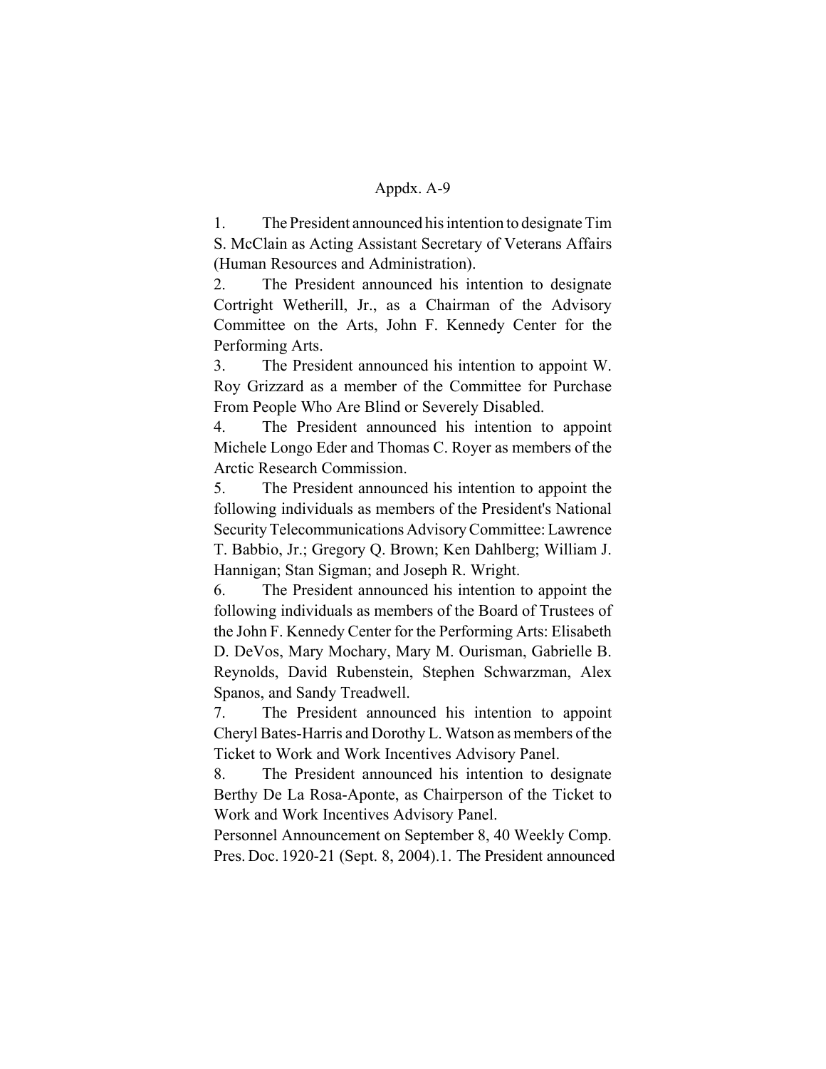Appdx. A-9

1. The President announced his intention to designate Tim S. McClain as Acting Assistant Secretary of Veterans Affairs (Human Resources and Administration).

2. The President announced his intention to designate Cortright Wetherill, Jr., as a Chairman of the Advisory Committee on the Arts, John F. Kennedy Center for the Performing Arts.

3. The President announced his intention to appoint W. Roy Grizzard as a member of the Committee for Purchase From People Who Are Blind or Severely Disabled.

4. The President announced his intention to appoint Michele Longo Eder and Thomas C. Royer as members of the Arctic Research Commission.

5. The President announced his intention to appoint the following individuals as members of the President's National Security Telecommunications Advisory Committee: Lawrence T. Babbio, Jr.; Gregory Q. Brown; Ken Dahlberg; William J. Hannigan; Stan Sigman; and Joseph R. Wright.

6. The President announced his intention to appoint the following individuals as members of the Board of Trustees of the John F. Kennedy Center for the Performing Arts: Elisabeth D. DeVos, Mary Mochary, Mary M. Ourisman, Gabrielle B. Reynolds, David Rubenstein, Stephen Schwarzman, Alex Spanos, and Sandy Treadwell.

7. The President announced his intention to appoint Cheryl Bates-Harris and Dorothy L. Watson as members of the Ticket to Work and Work Incentives Advisory Panel.

8. The President announced his intention to designate Berthy De La Rosa-Aponte, as Chairperson of the Ticket to Work and Work Incentives Advisory Panel.

Personnel Announcement on September 8, 40 Weekly Comp. Pres. Doc. 1920-21 (Sept. 8, 2004).1. The President announced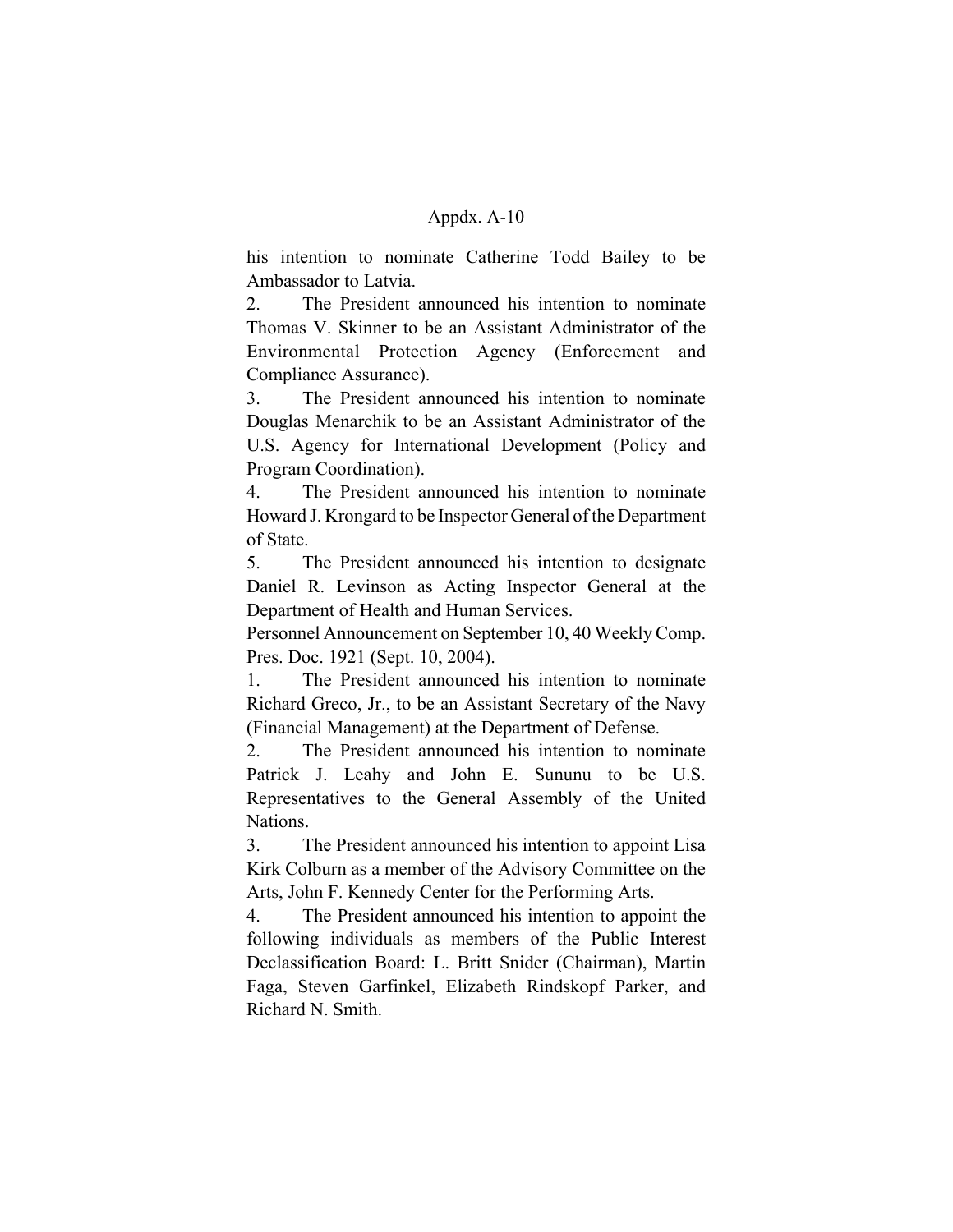his intention to nominate Catherine Todd Bailey to be Ambassador to Latvia.

2. The President announced his intention to nominate Thomas V. Skinner to be an Assistant Administrator of the Environmental Protection Agency (Enforcement and Compliance Assurance).

3. The President announced his intention to nominate Douglas Menarchik to be an Assistant Administrator of the U.S. Agency for International Development (Policy and Program Coordination).

4. The President announced his intention to nominate Howard J. Krongard to be Inspector General of the Department of State.

5. The President announced his intention to designate Daniel R. Levinson as Acting Inspector General at the Department of Health and Human Services.

Personnel Announcement on September 10, 40 Weekly Comp. Pres. Doc. 1921 (Sept. 10, 2004).

1. The President announced his intention to nominate Richard Greco, Jr., to be an Assistant Secretary of the Navy (Financial Management) at the Department of Defense.

2. The President announced his intention to nominate Patrick J. Leahy and John E. Sununu to be U.S. Representatives to the General Assembly of the United Nations.

3. The President announced his intention to appoint Lisa Kirk Colburn as a member of the Advisory Committee on the Arts, John F. Kennedy Center for the Performing Arts.

4. The President announced his intention to appoint the following individuals as members of the Public Interest Declassification Board: L. Britt Snider (Chairman), Martin Faga, Steven Garfinkel, Elizabeth Rindskopf Parker, and Richard N. Smith.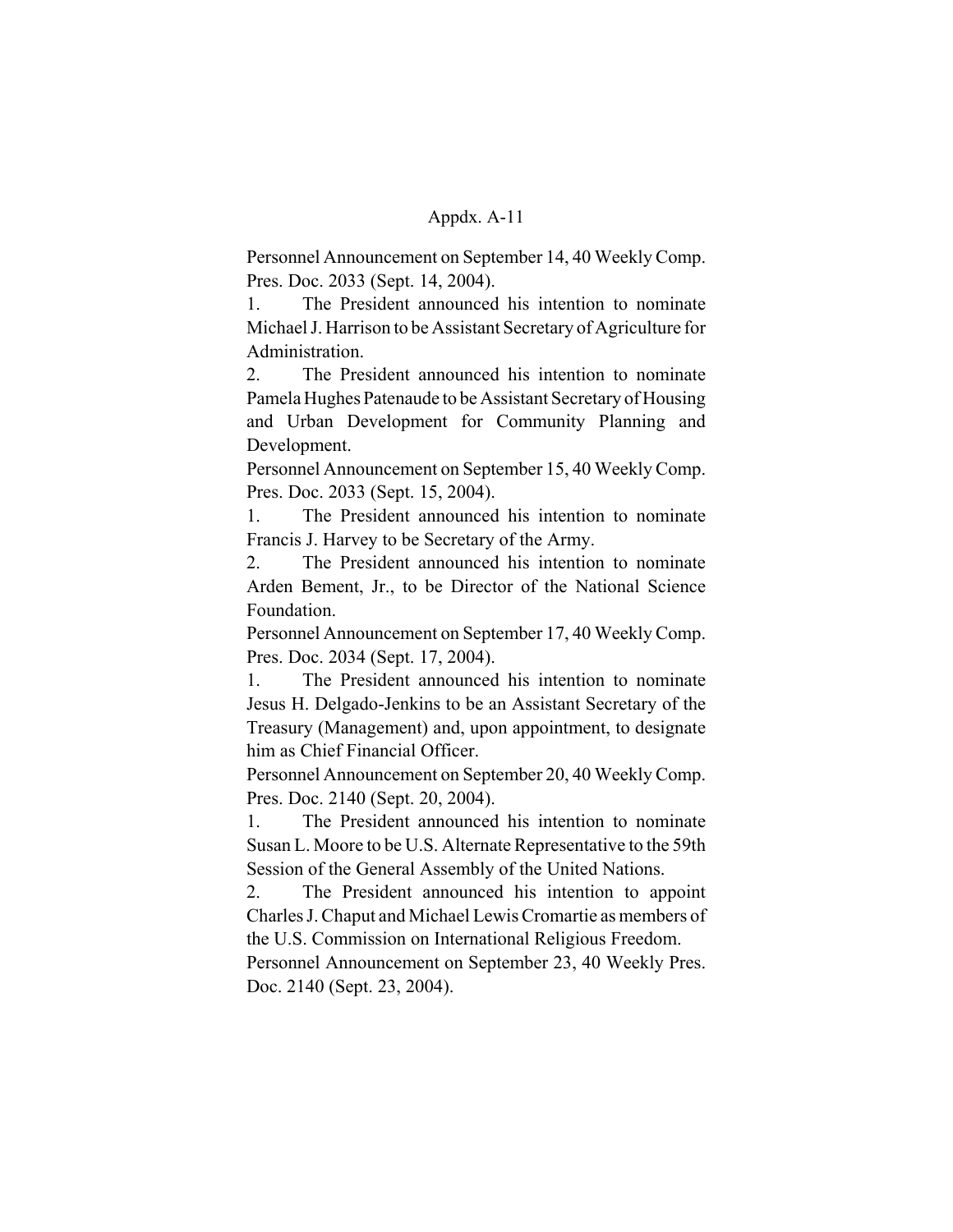Personnel Announcement on September 14, 40 Weekly Comp. Pres. Doc. 2033 (Sept. 14, 2004).

1. The President announced his intention to nominate Michael J. Harrison to be Assistant Secretary of Agriculture for Administration.

2. The President announced his intention to nominate Pamela Hughes Patenaude to be Assistant Secretary of Housing and Urban Development for Community Planning and Development.

Personnel Announcement on September 15, 40 Weekly Comp. Pres. Doc. 2033 (Sept. 15, 2004).

1. The President announced his intention to nominate Francis J. Harvey to be Secretary of the Army.

2. The President announced his intention to nominate Arden Bement, Jr., to be Director of the National Science Foundation.

Personnel Announcement on September 17, 40 Weekly Comp. Pres. Doc. 2034 (Sept. 17, 2004).

1. The President announced his intention to nominate Jesus H. Delgado-Jenkins to be an Assistant Secretary of the Treasury (Management) and, upon appointment, to designate him as Chief Financial Officer.

Personnel Announcement on September 20, 40 Weekly Comp. Pres. Doc. 2140 (Sept. 20, 2004).

1. The President announced his intention to nominate Susan L. Moore to be U.S. Alternate Representative to the 59th Session of the General Assembly of the United Nations.

2. The President announced his intention to appoint Charles J. Chaput and Michael Lewis Cromartie as members of the U.S. Commission on International Religious Freedom.

Personnel Announcement on September 23, 40 Weekly Pres. Doc. 2140 (Sept. 23, 2004).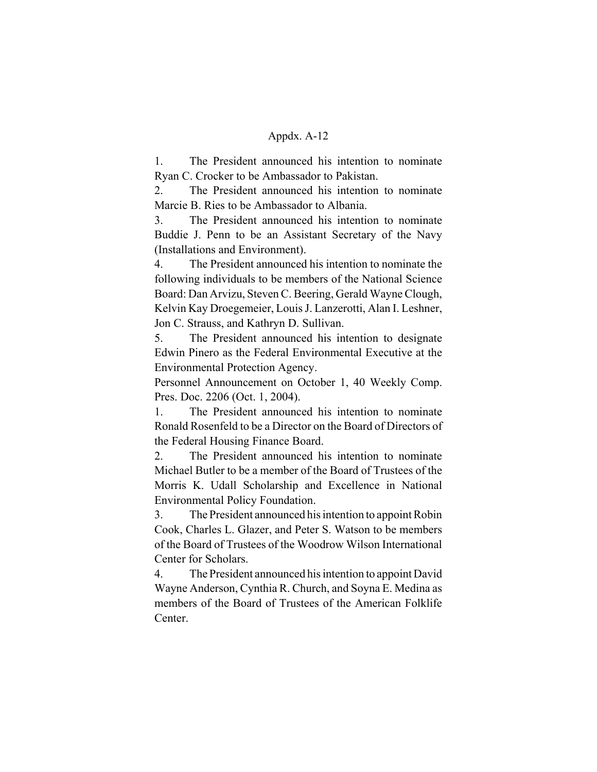1. The President announced his intention to nominate Ryan C. Crocker to be Ambassador to Pakistan.
2. The President announced his intention to nominate Marcie B. Ries to be Ambassador to Albania.
3. The President announced his intention to nominate Buddie J. Penn to be an Assistant Secretary of the Navy (Installations and Environment).
4. The President announced his intention to nominate the following individuals to be members of the National Science Board: Dan Arvizu, Steven C. Beering, Gerald Wayne Clough, Kelvin Kay Droegemeier, Louis J. Lanzerotti, Alan I. Leshner, Jon C. Strauss, and Kathryn D. Sullivan.
5. The President announced his intention to designate Edwin Pinero as the Federal Environmental Executive at the Environmental Protection Agency.

Personnel Announcement on October 1, 40 Weekly Comp. Pres. Doc. 2206 (Oct. 1, 2004).

1. The President announced his intention to nominate Ronald Rosenfeld to be a Director on the Board of Directors of the Federal Housing Finance Board.
2. The President announced his intention to nominate Michael Butler to be a member of the Board of Trustees of the Morris K. Udall Scholarship and Excellence in National Environmental Policy Foundation.
3. The President announced his intention to appoint Robin Cook, Charles L. Glazer, and Peter S. Watson to be members of the Board of Trustees of the Woodrow Wilson International Center for Scholars.
4. The President announced his intention to appoint David Wayne Anderson, Cynthia R. Church, and Soyna E. Medina as members of the Board of Trustees of the American Folklife Center.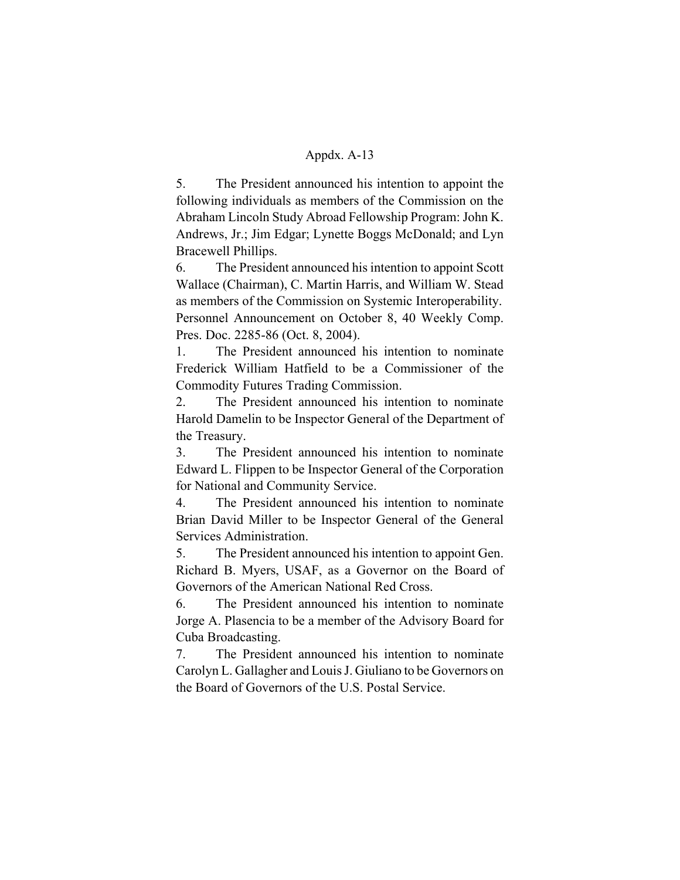5. The President announced his intention to appoint the following individuals as members of the Commission on the Abraham Lincoln Study Abroad Fellowship Program: John K. Andrews, Jr.; Jim Edgar; Lynette Boggs McDonald; and Lyn Bracewell Phillips.

6. The President announced his intention to appoint Scott Wallace (Chairman), C. Martin Harris, and William W. Stead as members of the Commission on Systemic Interoperability.

Personnel Announcement on October 8, 40 Weekly Comp. Pres. Doc. 2285-86 (Oct. 8, 2004).

1. The President announced his intention to nominate Frederick William Hatfield to be a Commissioner of the Commodity Futures Trading Commission.

2. The President announced his intention to nominate Harold Damelin to be Inspector General of the Department of the Treasury.

3. The President announced his intention to nominate Edward L. Flippen to be Inspector General of the Corporation for National and Community Service.

4. The President announced his intention to nominate Brian David Miller to be Inspector General of the General Services Administration.

5. The President announced his intention to appoint Gen. Richard B. Myers, USAF, as a Governor on the Board of Governors of the American National Red Cross.

6. The President announced his intention to nominate Jorge A. Plasencia to be a member of the Advisory Board for Cuba Broadcasting.

7. The President announced his intention to nominate Carolyn L. Gallagher and Louis J. Giuliano to be Governors on the Board of Governors of the U.S. Postal Service.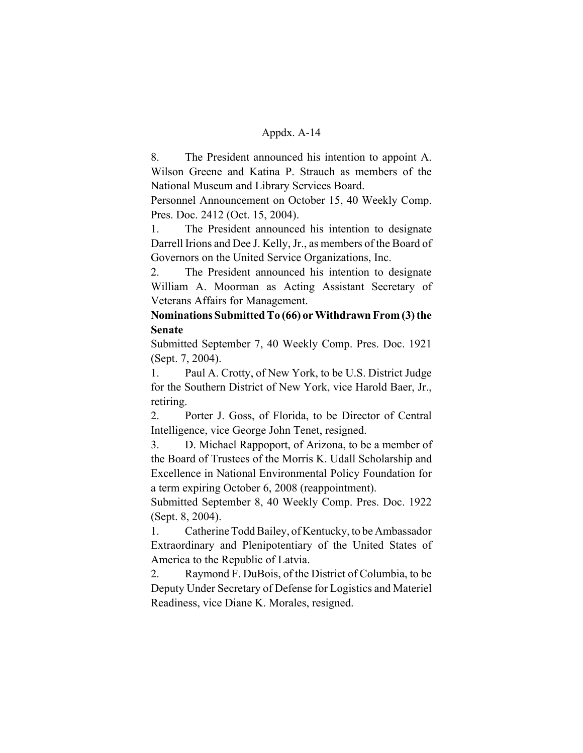8. The President announced his intention to appoint A. Wilson Greene and Katina P. Strauch as members of the National Museum and Library Services Board.

Personnel Announcement on October 15, 40 Weekly Comp. Pres. Doc. 2412 (Oct. 15, 2004).

1. The President announced his intention to designate Darrell Irions and Dee J. Kelly, Jr., as members of the Board of Governors on the United Service Organizations, Inc.

2. The President announced his intention to designate William A. Moorman as Acting Assistant Secretary of Veterans Affairs for Management.

**Nominations Submitted To (66) or Withdrawn From (3) the Senate**

Submitted September 7, 40 Weekly Comp. Pres. Doc. 1921 (Sept. 7, 2004).

1. Paul A. Crotty, of New York, to be U.S. District Judge for the Southern District of New York, vice Harold Baer, Jr., retiring.

2. Porter J. Goss, of Florida, to be Director of Central Intelligence, vice George John Tenet, resigned.

3. D. Michael Rappoport, of Arizona, to be a member of the Board of Trustees of the Morris K. Udall Scholarship and Excellence in National Environmental Policy Foundation for a term expiring October 6, 2008 (reappointment).

Submitted September 8, 40 Weekly Comp. Pres. Doc. 1922 (Sept. 8, 2004).

1. Catherine Todd Bailey, of Kentucky, to be Ambassador Extraordinary and Plenipotentiary of the United States of America to the Republic of Latvia.

2. Raymond F. DuBois, of the District of Columbia, to be Deputy Under Secretary of Defense for Logistics and Materiel Readiness, vice Diane K. Morales, resigned.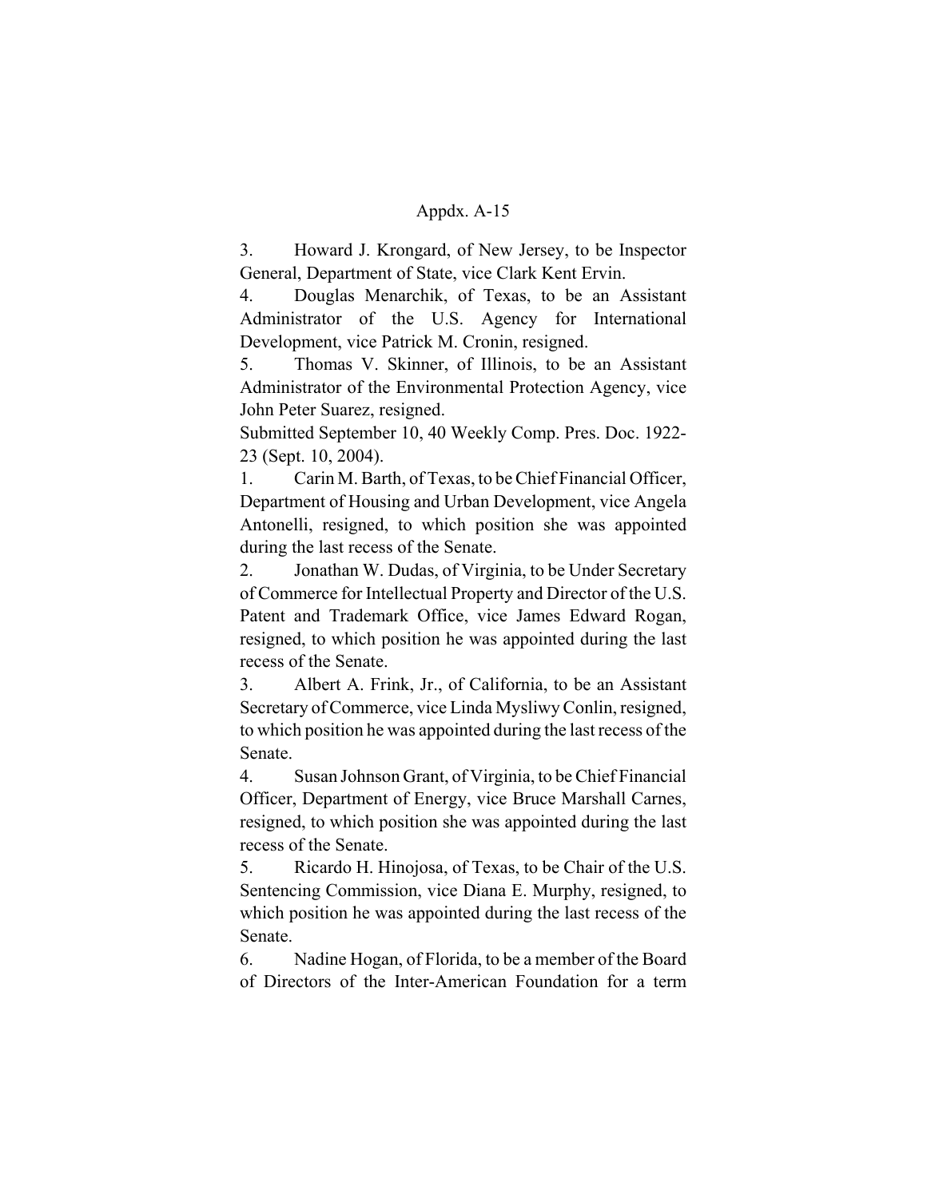3. Howard J. Krongard, of New Jersey, to be Inspector General, Department of State, vice Clark Kent Ervin.

4. Douglas Menarchik, of Texas, to be an Assistant Administrator of the U.S. Agency for International Development, vice Patrick M. Cronin, resigned.

5. Thomas V. Skinner, of Illinois, to be an Assistant Administrator of the Environmental Protection Agency, vice John Peter Suarez, resigned.

Submitted September 10, 40 Weekly Comp. Pres. Doc. 1922-23 (Sept. 10, 2004).

1. Carin M. Barth, of Texas, to be Chief Financial Officer, Department of Housing and Urban Development, vice Angela Antonelli, resigned, to which position she was appointed during the last recess of the Senate.

2. Jonathan W. Dudas, of Virginia, to be Under Secretary of Commerce for Intellectual Property and Director of the U.S. Patent and Trademark Office, vice James Edward Rogan, resigned, to which position he was appointed during the last recess of the Senate.

3. Albert A. Frink, Jr., of California, to be an Assistant Secretary of Commerce, vice Linda Mysliwy Conlin, resigned, to which position he was appointed during the last recess of the Senate.

4. Susan Johnson Grant, of Virginia, to be Chief Financial Officer, Department of Energy, vice Bruce Marshall Carnes, resigned, to which position she was appointed during the last recess of the Senate.

5. Ricardo H. Hinojosa, of Texas, to be Chair of the U.S. Sentencing Commission, vice Diana E. Murphy, resigned, to which position he was appointed during the last recess of the Senate.

6. Nadine Hogan, of Florida, to be a member of the Board of Directors of the Inter-American Foundation for a term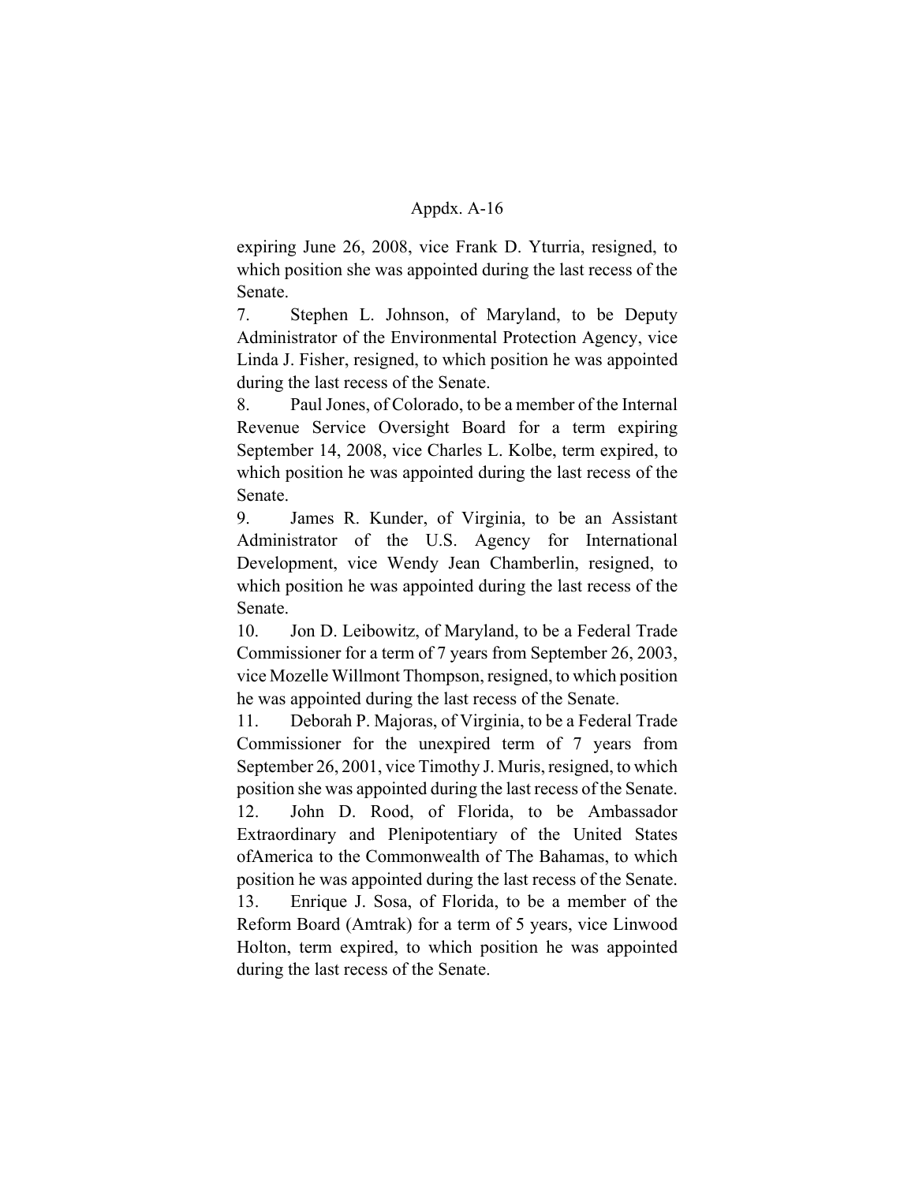expiring June 26, 2008, vice Frank D. Yturria, resigned, to which position she was appointed during the last recess of the Senate.

7. Stephen L. Johnson, of Maryland, to be Deputy Administrator of the Environmental Protection Agency, vice Linda J. Fisher, resigned, to which position he was appointed during the last recess of the Senate.

8. Paul Jones, of Colorado, to be a member of the Internal Revenue Service Oversight Board for a term expiring September 14, 2008, vice Charles L. Kolbe, term expired, to which position he was appointed during the last recess of the Senate.

9. James R. Kunder, of Virginia, to be an Assistant Administrator of the U.S. Agency for International Development, vice Wendy Jean Chamberlin, resigned, to which position he was appointed during the last recess of the Senate.

10. Jon D. Leibowitz, of Maryland, to be a Federal Trade Commissioner for a term of 7 years from September 26, 2003, vice Mozelle Willmont Thompson, resigned, to which position he was appointed during the last recess of the Senate.

11. Deborah P. Majoras, of Virginia, to be a Federal Trade Commissioner for the unexpired term of 7 years from September 26, 2001, vice Timothy J. Muris, resigned, to which position she was appointed during the last recess of the Senate.

12. John D. Rood, of Florida, to be Ambassador Extraordinary and Plenipotentiary of the United States ofAmerica to the Commonwealth of The Bahamas, to which position he was appointed during the last recess of the Senate.

13. Enrique J. Sosa, of Florida, to be a member of the Reform Board (Amtrak) for a term of 5 years, vice Linwood Holton, term expired, to which position he was appointed during the last recess of the Senate.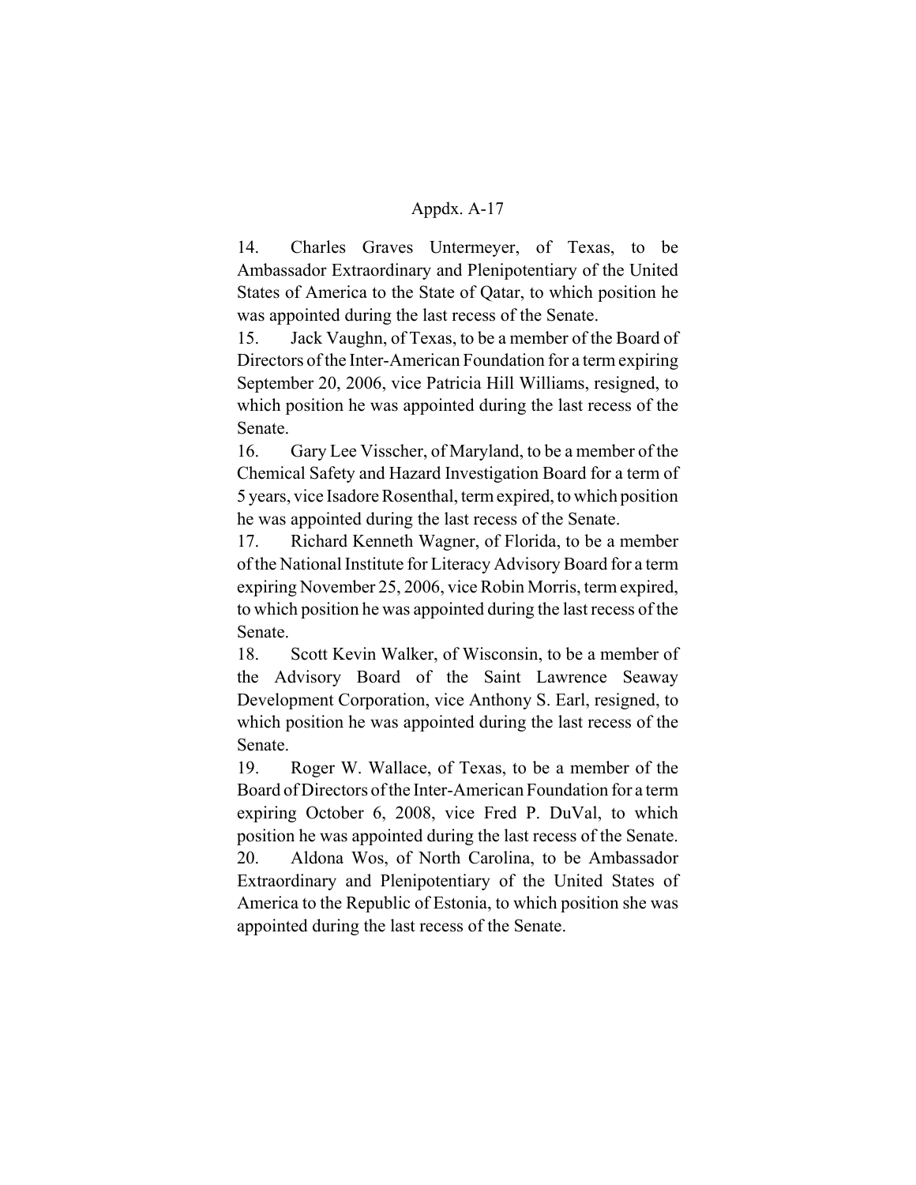14. Charles Graves Untermeyer, of Texas, to be Ambassador Extraordinary and Plenipotentiary of the United States of America to the State of Qatar, to which position he was appointed during the last recess of the Senate.

15. Jack Vaughn, of Texas, to be a member of the Board of Directors of the Inter-American Foundation for a term expiring September 20, 2006, vice Patricia Hill Williams, resigned, to which position he was appointed during the last recess of the Senate.

16. Gary Lee Visscher, of Maryland, to be a member of the Chemical Safety and Hazard Investigation Board for a term of 5 years, vice Isadore Rosenthal, term expired, to which position he was appointed during the last recess of the Senate.

17. Richard Kenneth Wagner, of Florida, to be a member of the National Institute for Literacy Advisory Board for a term expiring November 25, 2006, vice Robin Morris, term expired, to which position he was appointed during the last recess of the Senate.

18. Scott Kevin Walker, of Wisconsin, to be a member of the Advisory Board of the Saint Lawrence Seaway Development Corporation, vice Anthony S. Earl, resigned, to which position he was appointed during the last recess of the Senate.

19. Roger W. Wallace, of Texas, to be a member of the Board of Directors of the Inter-American Foundation for a term expiring October 6, 2008, vice Fred P. DuVal, to which position he was appointed during the last recess of the Senate.

20. Aldona Wos, of North Carolina, to be Ambassador Extraordinary and Plenipotentiary of the United States of America to the Republic of Estonia, to which position she was appointed during the last recess of the Senate.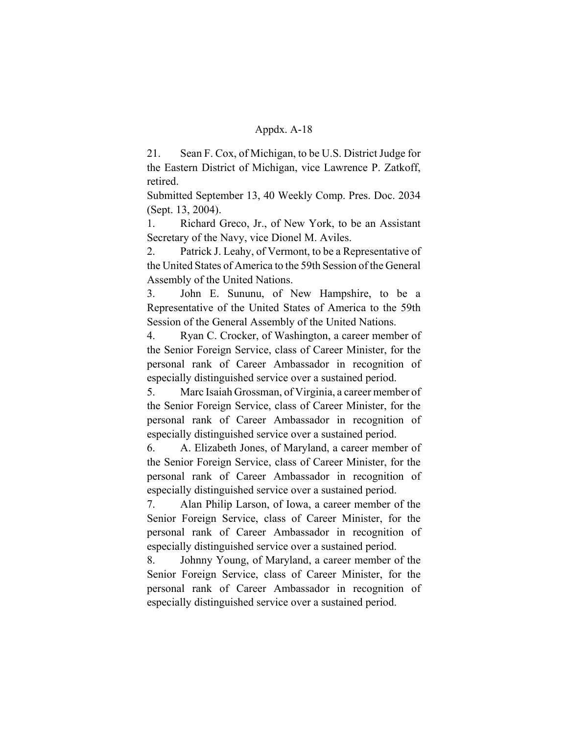21. Sean F. Cox, of Michigan, to be U.S. District Judge for the Eastern District of Michigan, vice Lawrence P. Zatkoff, retired.

Submitted September 13, 40 Weekly Comp. Pres. Doc. 2034 (Sept. 13, 2004).

1. Richard Greco, Jr., of New York, to be an Assistant Secretary of the Navy, vice Dionel M. Aviles.

2. Patrick J. Leahy, of Vermont, to be a Representative of the United States of America to the 59th Session of the General Assembly of the United Nations.

3. John E. Sununu, of New Hampshire, to be a Representative of the United States of America to the 59th Session of the General Assembly of the United Nations.

4. Ryan C. Crocker, of Washington, a career member of the Senior Foreign Service, class of Career Minister, for the personal rank of Career Ambassador in recognition of especially distinguished service over a sustained period.

5. Marc Isaiah Grossman, of Virginia, a career member of the Senior Foreign Service, class of Career Minister, for the personal rank of Career Ambassador in recognition of especially distinguished service over a sustained period.

6. A. Elizabeth Jones, of Maryland, a career member of the Senior Foreign Service, class of Career Minister, for the personal rank of Career Ambassador in recognition of especially distinguished service over a sustained period.

7. Alan Philip Larson, of Iowa, a career member of the Senior Foreign Service, class of Career Minister, for the personal rank of Career Ambassador in recognition of especially distinguished service over a sustained period.

8. Johnny Young, of Maryland, a career member of the Senior Foreign Service, class of Career Minister, for the personal rank of Career Ambassador in recognition of especially distinguished service over a sustained period.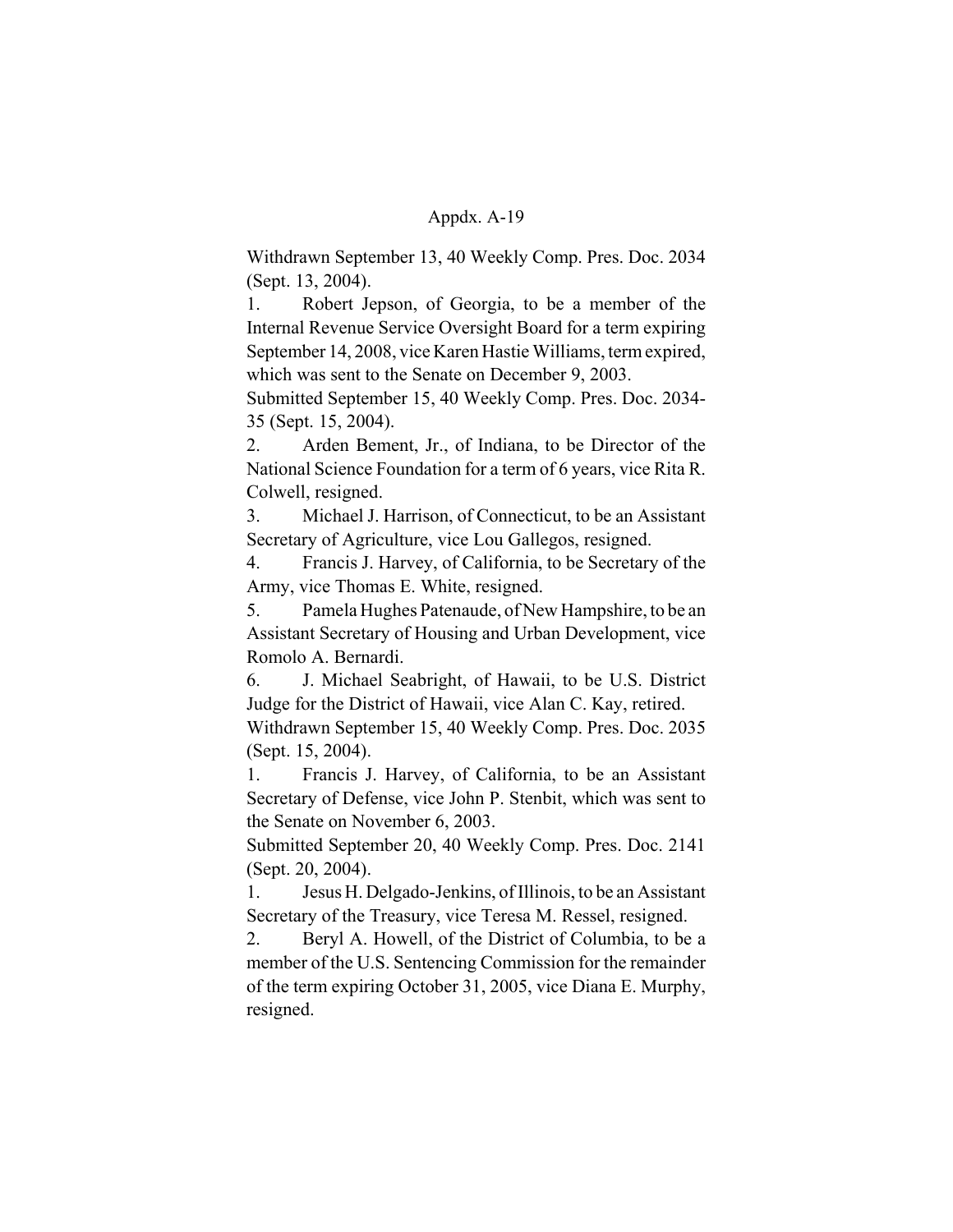Withdrawn September 13, 40 Weekly Comp. Pres. Doc. 2034 (Sept. 13, 2004).

1. Robert Jepson, of Georgia, to be a member of the Internal Revenue Service Oversight Board for a term expiring September 14, 2008, vice Karen Hastie Williams, term expired, which was sent to the Senate on December 9, 2003.

Submitted September 15, 40 Weekly Comp. Pres. Doc. 2034-35 (Sept. 15, 2004).

2. Arden Bement, Jr., of Indiana, to be Director of the National Science Foundation for a term of 6 years, vice Rita R. Colwell, resigned.

3. Michael J. Harrison, of Connecticut, to be an Assistant Secretary of Agriculture, vice Lou Gallegos, resigned.

4. Francis J. Harvey, of California, to be Secretary of the Army, vice Thomas E. White, resigned.

5. Pamela Hughes Patenaude, of New Hampshire, to be an Assistant Secretary of Housing and Urban Development, vice Romolo A. Bernardi.

6. J. Michael Seabright, of Hawaii, to be U.S. District Judge for the District of Hawaii, vice Alan C. Kay, retired.

Withdrawn September 15, 40 Weekly Comp. Pres. Doc. 2035 (Sept. 15, 2004).

1. Francis J. Harvey, of California, to be an Assistant Secretary of Defense, vice John P. Stenbit, which was sent to the Senate on November 6, 2003.

Submitted September 20, 40 Weekly Comp. Pres. Doc. 2141 (Sept. 20, 2004).

1. Jesus H. Delgado-Jenkins, of Illinois, to be an Assistant Secretary of the Treasury, vice Teresa M. Ressel, resigned.

2. Beryl A. Howell, of the District of Columbia, to be a member of the U.S. Sentencing Commission for the remainder of the term expiring October 31, 2005, vice Diana E. Murphy, resigned.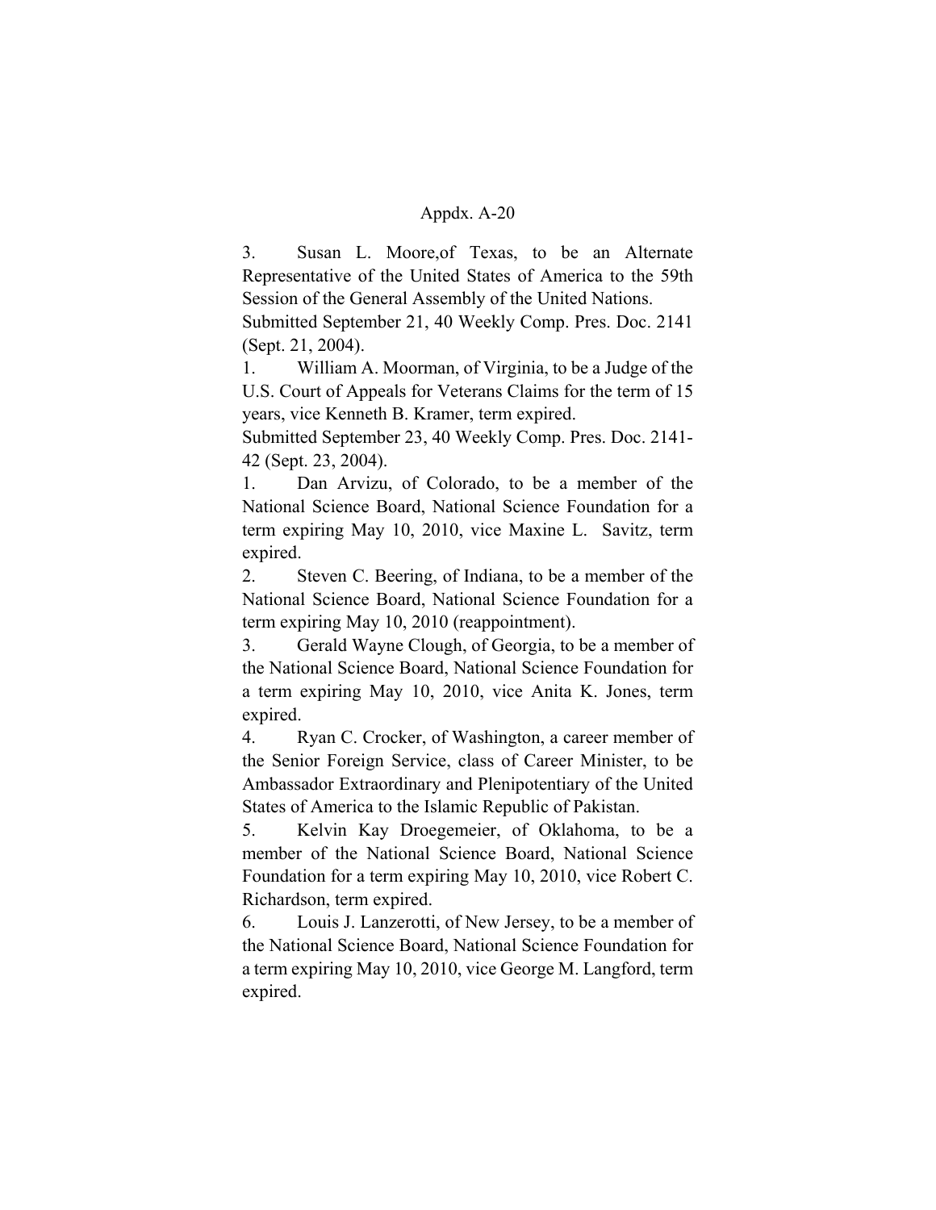3. Susan L. Moore,of Texas, to be an Alternate Representative of the United States of America to the 59th Session of the General Assembly of the United Nations.

Submitted September 21, 40 Weekly Comp. Pres. Doc. 2141 (Sept. 21, 2004).

1. William A. Moorman, of Virginia, to be a Judge of the U.S. Court of Appeals for Veterans Claims for the term of 15 years, vice Kenneth B. Kramer, term expired.

Submitted September 23, 40 Weekly Comp. Pres. Doc. 2141-42 (Sept. 23, 2004).

1. Dan Arvizu, of Colorado, to be a member of the National Science Board, National Science Foundation for a term expiring May 10, 2010, vice Maxine L. Savitz, term expired.

2. Steven C. Beering, of Indiana, to be a member of the National Science Board, National Science Foundation for a term expiring May 10, 2010 (reappointment).

3. Gerald Wayne Clough, of Georgia, to be a member of the National Science Board, National Science Foundation for a term expiring May 10, 2010, vice Anita K. Jones, term expired.

4. Ryan C. Crocker, of Washington, a career member of the Senior Foreign Service, class of Career Minister, to be Ambassador Extraordinary and Plenipotentiary of the United States of America to the Islamic Republic of Pakistan.

5. Kelvin Kay Droegemeier, of Oklahoma, to be a member of the National Science Board, National Science Foundation for a term expiring May 10, 2010, vice Robert C. Richardson, term expired.

6. Louis J. Lanzerotti, of New Jersey, to be a member of the National Science Board, National Science Foundation for a term expiring May 10, 2010, vice George M. Langford, term expired.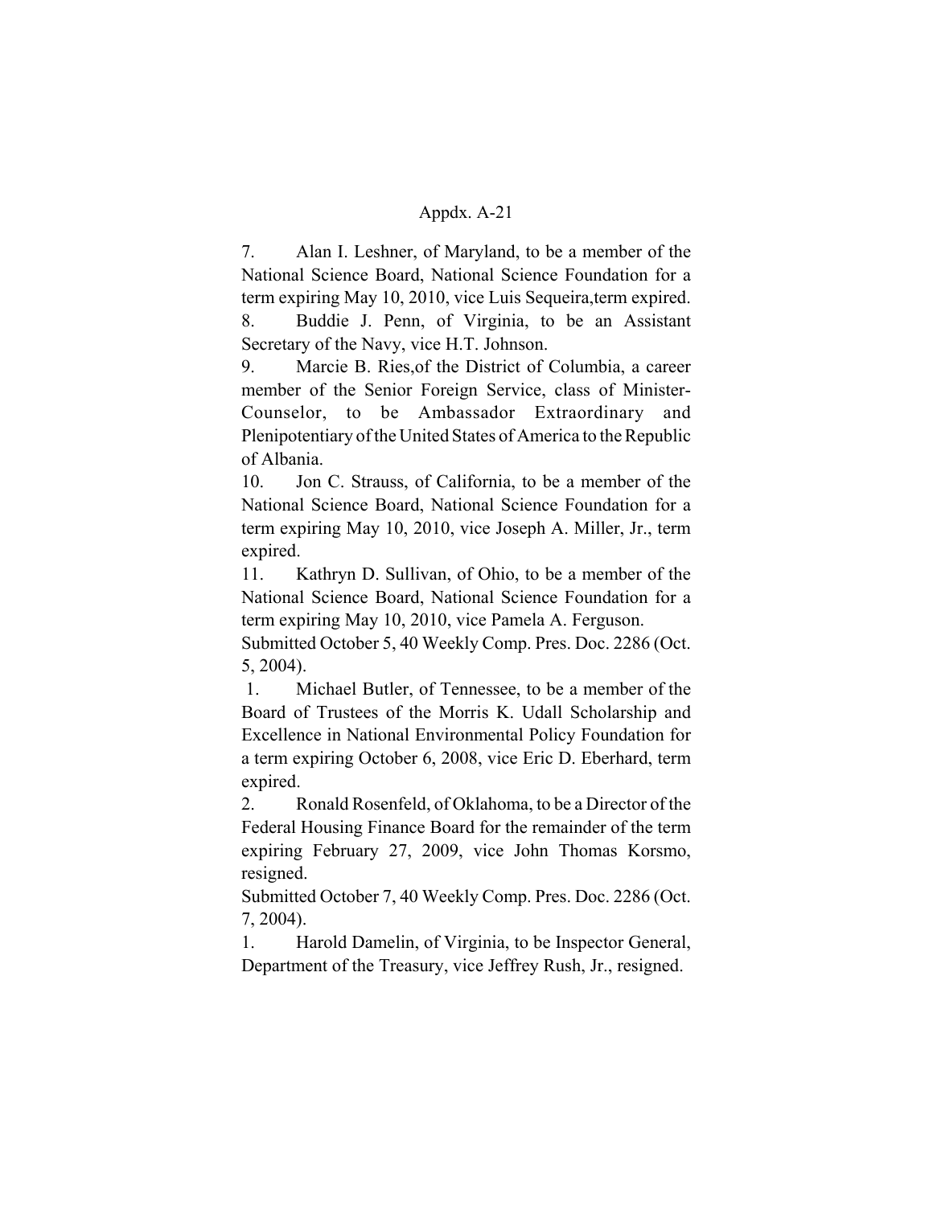7. Alan I. Leshner, of Maryland, to be a member of the National Science Board, National Science Foundation for a term expiring May 10, 2010, vice Luis Sequeira,term expired.

8. Buddie J. Penn, of Virginia, to be an Assistant Secretary of the Navy, vice H.T. Johnson.

9. Marcie B. Ries,of the District of Columbia, a career member of the Senior Foreign Service, class of Minister-Counselor, to be Ambassador Extraordinary and Plenipotentiary of the United States of America to the Republic of Albania.

10. Jon C. Strauss, of California, to be a member of the National Science Board, National Science Foundation for a term expiring May 10, 2010, vice Joseph A. Miller, Jr., term expired.

11. Kathryn D. Sullivan, of Ohio, to be a member of the National Science Board, National Science Foundation for a term expiring May 10, 2010, vice Pamela A. Ferguson.

Submitted October 5, 40 Weekly Comp. Pres. Doc. 2286 (Oct. 5, 2004).

1. Michael Butler, of Tennessee, to be a member of the Board of Trustees of the Morris K. Udall Scholarship and Excellence in National Environmental Policy Foundation for a term expiring October 6, 2008, vice Eric D. Eberhard, term expired.

2. Ronald Rosenfeld, of Oklahoma, to be a Director of the Federal Housing Finance Board for the remainder of the term expiring February 27, 2009, vice John Thomas Korsmo, resigned.

Submitted October 7, 40 Weekly Comp. Pres. Doc. 2286 (Oct. 7, 2004).

1. Harold Damelin, of Virginia, to be Inspector General, Department of the Treasury, vice Jeffrey Rush, Jr., resigned.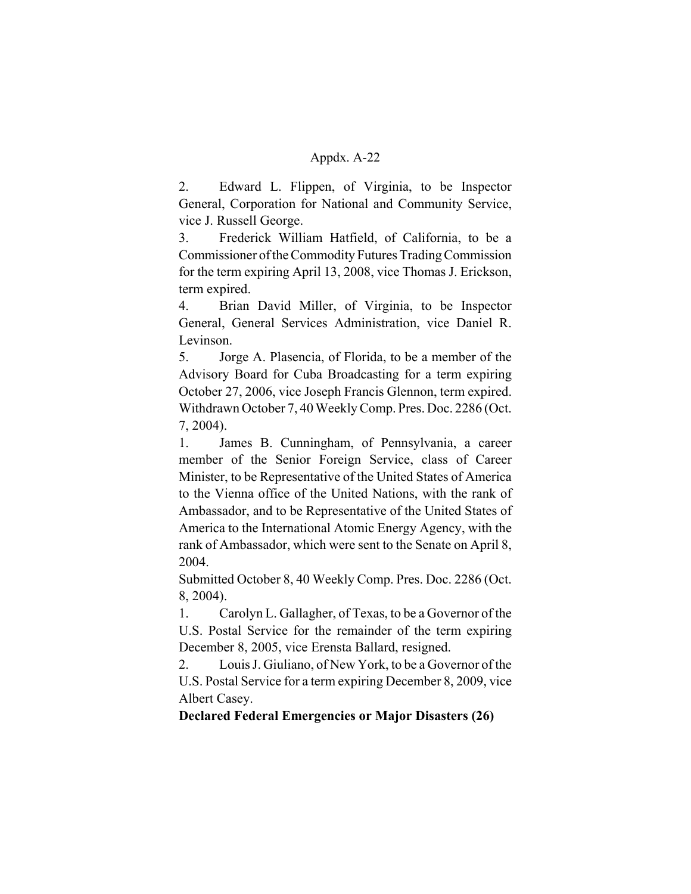2. Edward L. Flippen, of Virginia, to be Inspector General, Corporation for National and Community Service, vice J. Russell George.

3. Frederick William Hatfield, of California, to be a Commissioner of the Commodity Futures Trading Commission for the term expiring April 13, 2008, vice Thomas J. Erickson, term expired.

4. Brian David Miller, of Virginia, to be Inspector General, General Services Administration, vice Daniel R. Levinson.

5. Jorge A. Plasencia, of Florida, to be a member of the Advisory Board for Cuba Broadcasting for a term expiring October 27, 2006, vice Joseph Francis Glennon, term expired.

Withdrawn October 7, 40 Weekly Comp. Pres. Doc. 2286 (Oct. 7, 2004).

1. James B. Cunningham, of Pennsylvania, a career member of the Senior Foreign Service, class of Career Minister, to be Representative of the United States of America to the Vienna office of the United Nations, with the rank of Ambassador, and to be Representative of the United States of America to the International Atomic Energy Agency, with the rank of Ambassador, which were sent to the Senate on April 8, 2004.

Submitted October 8, 40 Weekly Comp. Pres. Doc. 2286 (Oct. 8, 2004).

1. Carolyn L. Gallagher, of Texas, to be a Governor of the U.S. Postal Service for the remainder of the term expiring December 8, 2005, vice Erensta Ballard, resigned.

2. Louis J. Giuliano, of New York, to be a Governor of the U.S. Postal Service for a term expiring December 8, 2009, vice Albert Casey.

**Declared Federal Emergencies or Major Disasters (26)**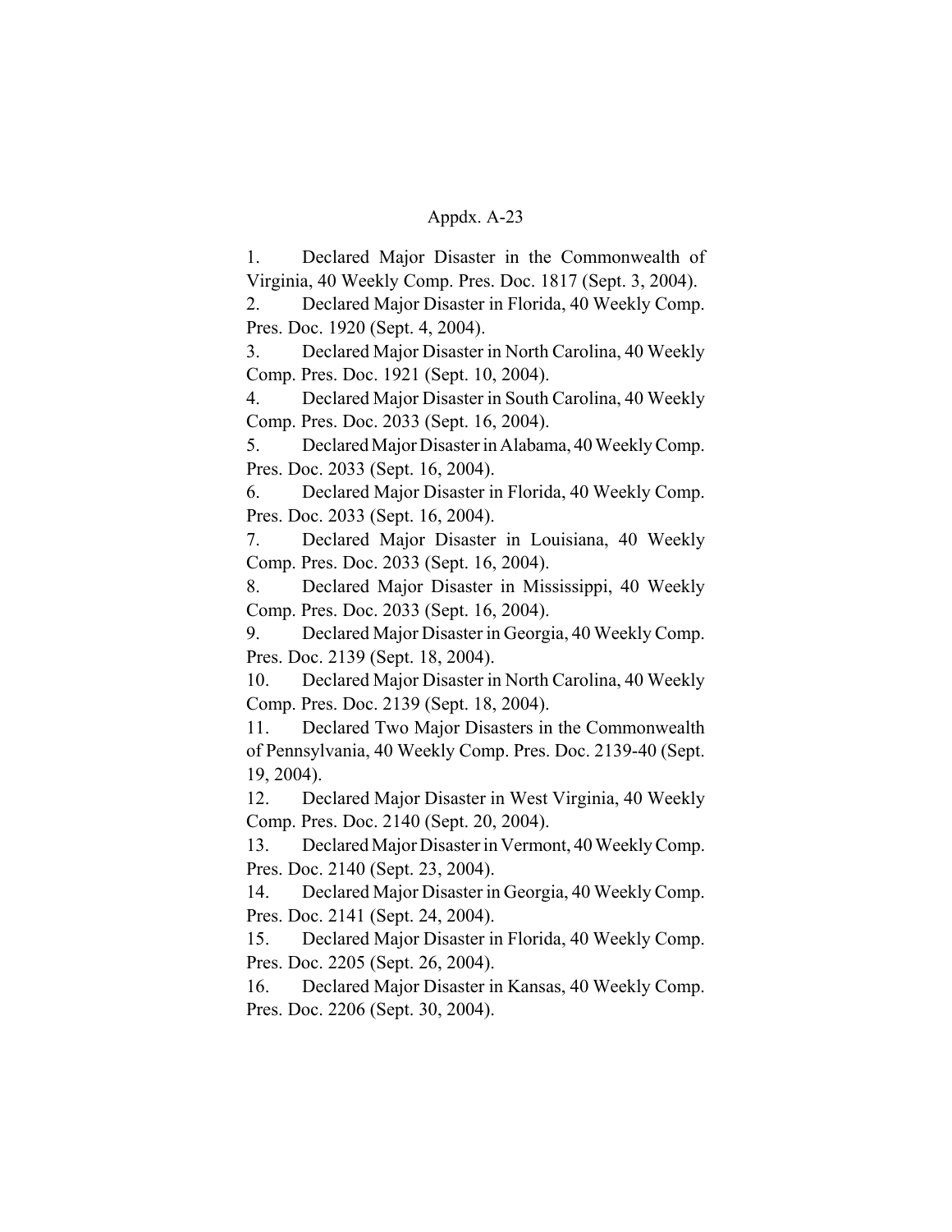Appdx. A-23

1. Declared Major Disaster in the Commonwealth of Virginia, 40 Weekly Comp. Pres. Doc. 1817 (Sept. 3, 2004).
2. Declared Major Disaster in Florida, 40 Weekly Comp. Pres. Doc. 1920 (Sept. 4, 2004).
3. Declared Major Disaster in North Carolina, 40 Weekly Comp. Pres. Doc. 1921 (Sept. 10, 2004).
4. Declared Major Disaster in South Carolina, 40 Weekly Comp. Pres. Doc. 2033 (Sept. 16, 2004).
5. Declared Major Disaster in Alabama, 40 Weekly Comp. Pres. Doc. 2033 (Sept. 16, 2004).
6. Declared Major Disaster in Florida, 40 Weekly Comp. Pres. Doc. 2033 (Sept. 16, 2004).
7. Declared Major Disaster in Louisiana, 40 Weekly Comp. Pres. Doc. 2033 (Sept. 16, 2004).
8. Declared Major Disaster in Mississippi, 40 Weekly Comp. Pres. Doc. 2033 (Sept. 16, 2004).
9. Declared Major Disaster in Georgia, 40 Weekly Comp. Pres. Doc. 2139 (Sept. 18, 2004).
10. Declared Major Disaster in North Carolina, 40 Weekly Comp. Pres. Doc. 2139 (Sept. 18, 2004).
11. Declared Two Major Disasters in the Commonwealth of Pennsylvania, 40 Weekly Comp. Pres. Doc. 2139-40 (Sept. 19, 2004).
12. Declared Major Disaster in West Virginia, 40 Weekly Comp. Pres. Doc. 2140 (Sept. 20, 2004).
13. Declared Major Disaster in Vermont, 40 Weekly Comp. Pres. Doc. 2140 (Sept. 23, 2004).
14. Declared Major Disaster in Georgia, 40 Weekly Comp. Pres. Doc. 2141 (Sept. 24, 2004).
15. Declared Major Disaster in Florida, 40 Weekly Comp. Pres. Doc. 2205 (Sept. 26, 2004).
16. Declared Major Disaster in Kansas, 40 Weekly Comp. Pres. Doc. 2206 (Sept. 30, 2004).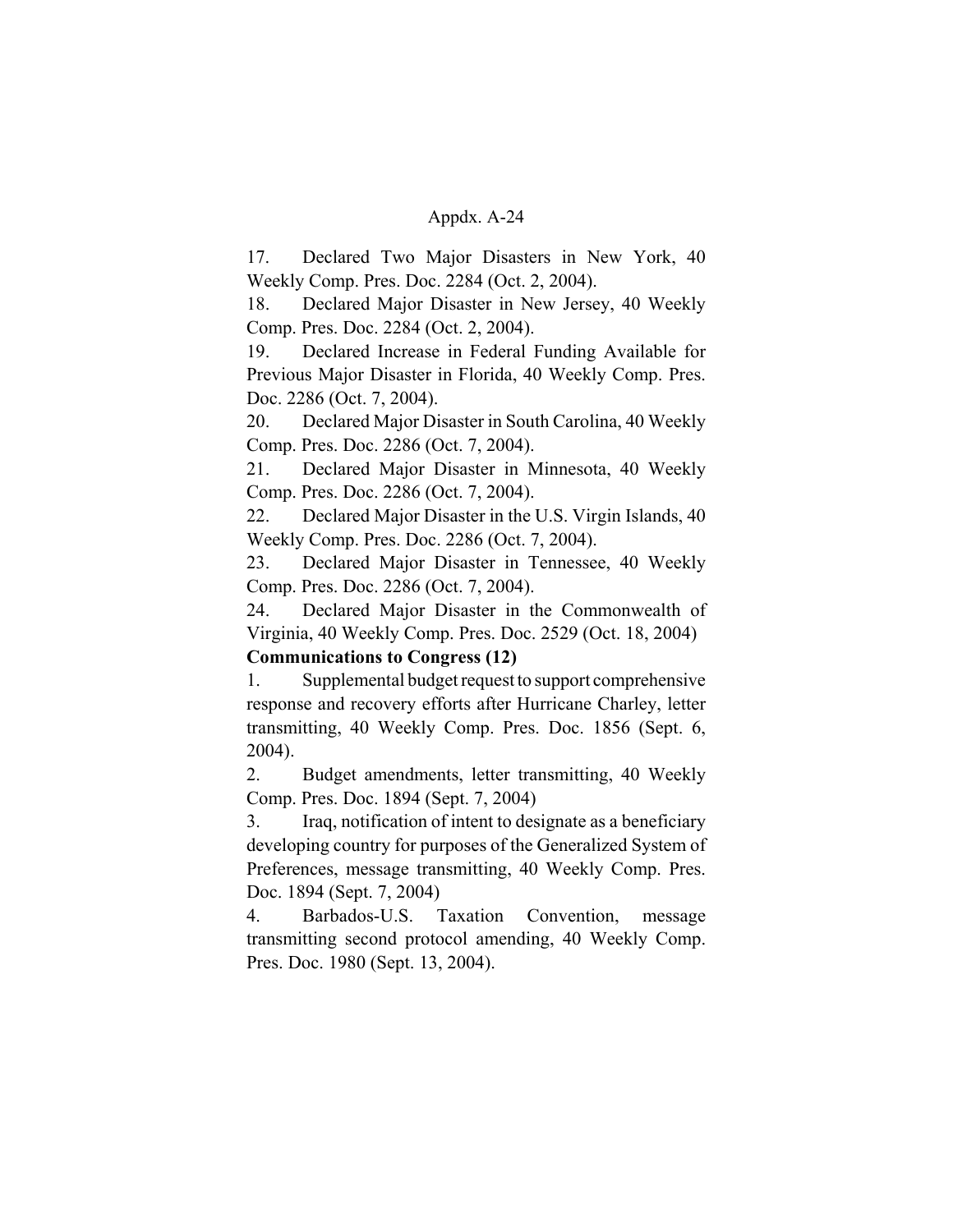17. Declared Two Major Disasters in New York, 40 Weekly Comp. Pres. Doc. 2284 (Oct. 2, 2004).

18. Declared Major Disaster in New Jersey, 40 Weekly Comp. Pres. Doc. 2284 (Oct. 2, 2004).

19. Declared Increase in Federal Funding Available for Previous Major Disaster in Florida, 40 Weekly Comp. Pres. Doc. 2286 (Oct. 7, 2004).

20. Declared Major Disaster in South Carolina, 40 Weekly Comp. Pres. Doc. 2286 (Oct. 7, 2004).

21. Declared Major Disaster in Minnesota, 40 Weekly Comp. Pres. Doc. 2286 (Oct. 7, 2004).

22. Declared Major Disaster in the U.S. Virgin Islands, 40 Weekly Comp. Pres. Doc. 2286 (Oct. 7, 2004).

23. Declared Major Disaster in Tennessee, 40 Weekly Comp. Pres. Doc. 2286 (Oct. 7, 2004).

24. Declared Major Disaster in the Commonwealth of Virginia, 40 Weekly Comp. Pres. Doc. 2529 (Oct. 18, 2004)

**Communications to Congress (12)**

1. Supplemental budget request to support comprehensive response and recovery efforts after Hurricane Charley, letter transmitting, 40 Weekly Comp. Pres. Doc. 1856 (Sept. 6, 2004).

2. Budget amendments, letter transmitting, 40 Weekly Comp. Pres. Doc. 1894 (Sept. 7, 2004)

3. Iraq, notification of intent to designate as a beneficiary developing country for purposes of the Generalized System of Preferences, message transmitting, 40 Weekly Comp. Pres. Doc. 1894 (Sept. 7, 2004)

4. Barbados-U.S. Taxation Convention, message transmitting second protocol amending, 40 Weekly Comp. Pres. Doc. 1980 (Sept. 13, 2004).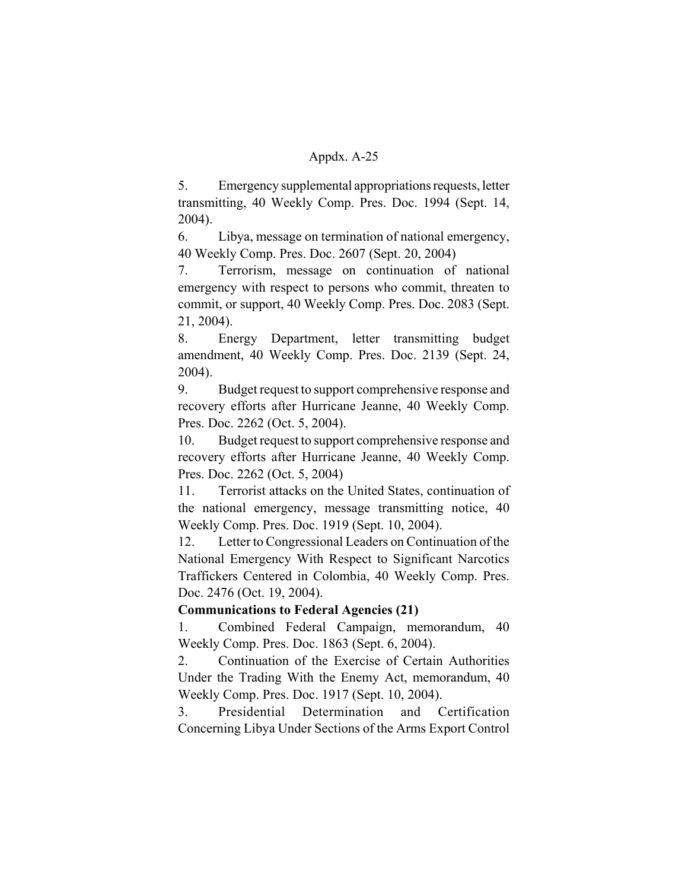5. Emergency supplemental appropriations requests, letter transmitting, 40 Weekly Comp. Pres. Doc. 1994 (Sept. 14, 2004).

6. Libya, message on termination of national emergency, 40 Weekly Comp. Pres. Doc. 2607 (Sept. 20, 2004)

7. Terrorism, message on continuation of national emergency with respect to persons who commit, threaten to commit, or support, 40 Weekly Comp. Pres. Doc. 2083 (Sept. 21, 2004).

8. Energy Department, letter transmitting budget amendment, 40 Weekly Comp. Pres. Doc. 2139 (Sept. 24, 2004).

9. Budget request to support comprehensive response and recovery efforts after Hurricane Jeanne, 40 Weekly Comp. Pres. Doc. 2262 (Oct. 5, 2004).

10. Budget request to support comprehensive response and recovery efforts after Hurricane Jeanne, 40 Weekly Comp. Pres. Doc. 2262 (Oct. 5, 2004)

11. Terrorist attacks on the United States, continuation of the national emergency, message transmitting notice, 40 Weekly Comp. Pres. Doc. 1919 (Sept. 10, 2004).

12. Letter to Congressional Leaders on Continuation of the National Emergency With Respect to Significant Narcotics Traffickers Centered in Colombia, 40 Weekly Comp. Pres. Doc. 2476 (Oct. 19, 2004).

**Communications to Federal Agencies (21)**

1. Combined Federal Campaign, memorandum, 40 Weekly Comp. Pres. Doc. 1863 (Sept. 6, 2004).

2. Continuation of the Exercise of Certain Authorities Under the Trading With the Enemy Act, memorandum, 40 Weekly Comp. Pres. Doc. 1917 (Sept. 10, 2004).

3. Presidential Determination and Certification Concerning Libya Under Sections of the Arms Export Control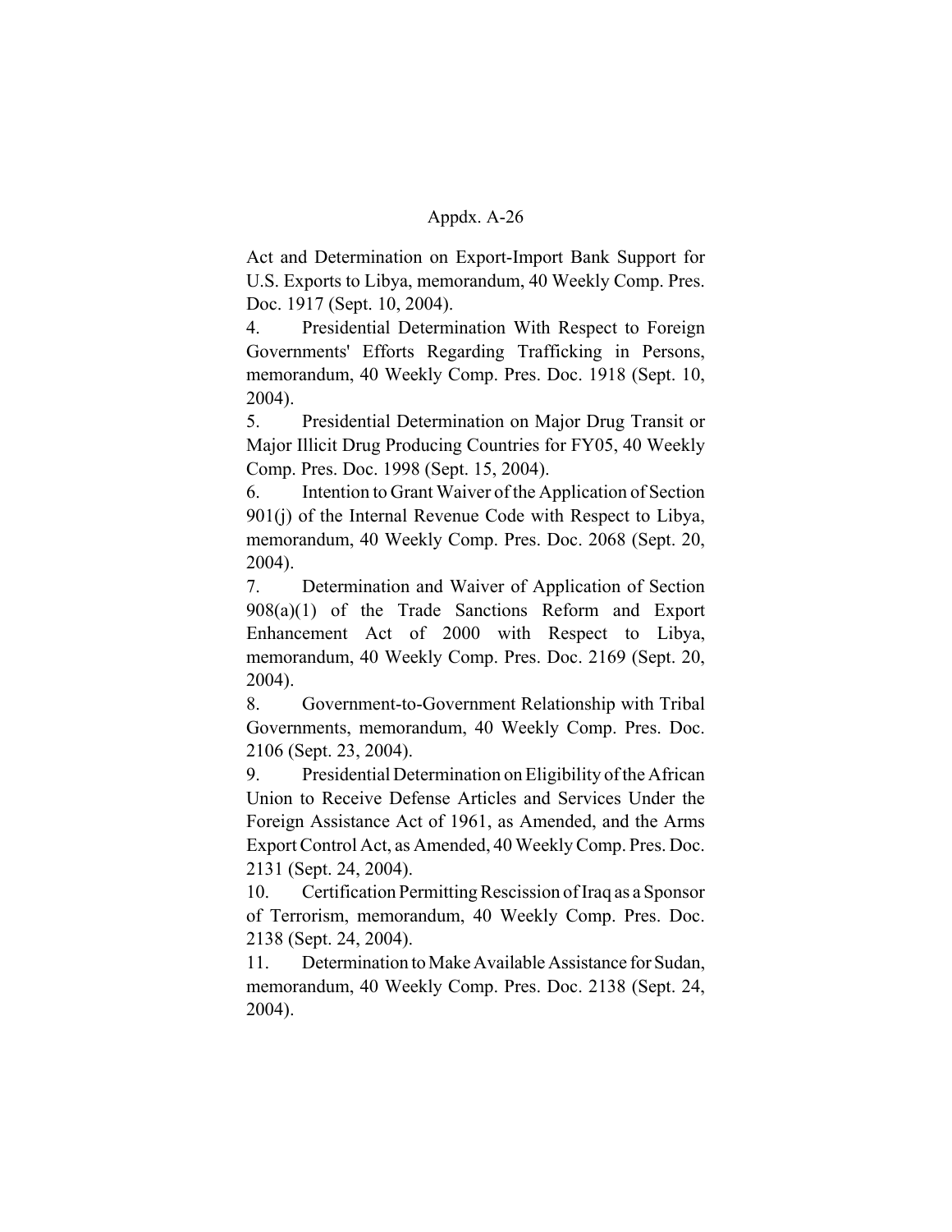Act and Determination on Export-Import Bank Support for U.S. Exports to Libya, memorandum, 40 Weekly Comp. Pres. Doc. 1917 (Sept. 10, 2004).

4. Presidential Determination With Respect to Foreign Governments' Efforts Regarding Trafficking in Persons, memorandum, 40 Weekly Comp. Pres. Doc. 1918 (Sept. 10, 2004).

5. Presidential Determination on Major Drug Transit or Major Illicit Drug Producing Countries for FY05, 40 Weekly Comp. Pres. Doc. 1998 (Sept. 15, 2004).

6. Intention to Grant Waiver of the Application of Section 901(j) of the Internal Revenue Code with Respect to Libya, memorandum, 40 Weekly Comp. Pres. Doc. 2068 (Sept. 20, 2004).

7. Determination and Waiver of Application of Section 908(a)(1) of the Trade Sanctions Reform and Export Enhancement Act of 2000 with Respect to Libya, memorandum, 40 Weekly Comp. Pres. Doc. 2169 (Sept. 20, 2004).

8. Government-to-Government Relationship with Tribal Governments, memorandum, 40 Weekly Comp. Pres. Doc. 2106 (Sept. 23, 2004).

9. Presidential Determination on Eligibility of the African Union to Receive Defense Articles and Services Under the Foreign Assistance Act of 1961, as Amended, and the Arms Export Control Act, as Amended, 40 Weekly Comp. Pres. Doc. 2131 (Sept. 24, 2004).

10. Certification Permitting Rescission of Iraq as a Sponsor of Terrorism, memorandum, 40 Weekly Comp. Pres. Doc. 2138 (Sept. 24, 2004).

11. Determination to Make Available Assistance for Sudan, memorandum, 40 Weekly Comp. Pres. Doc. 2138 (Sept. 24, 2004).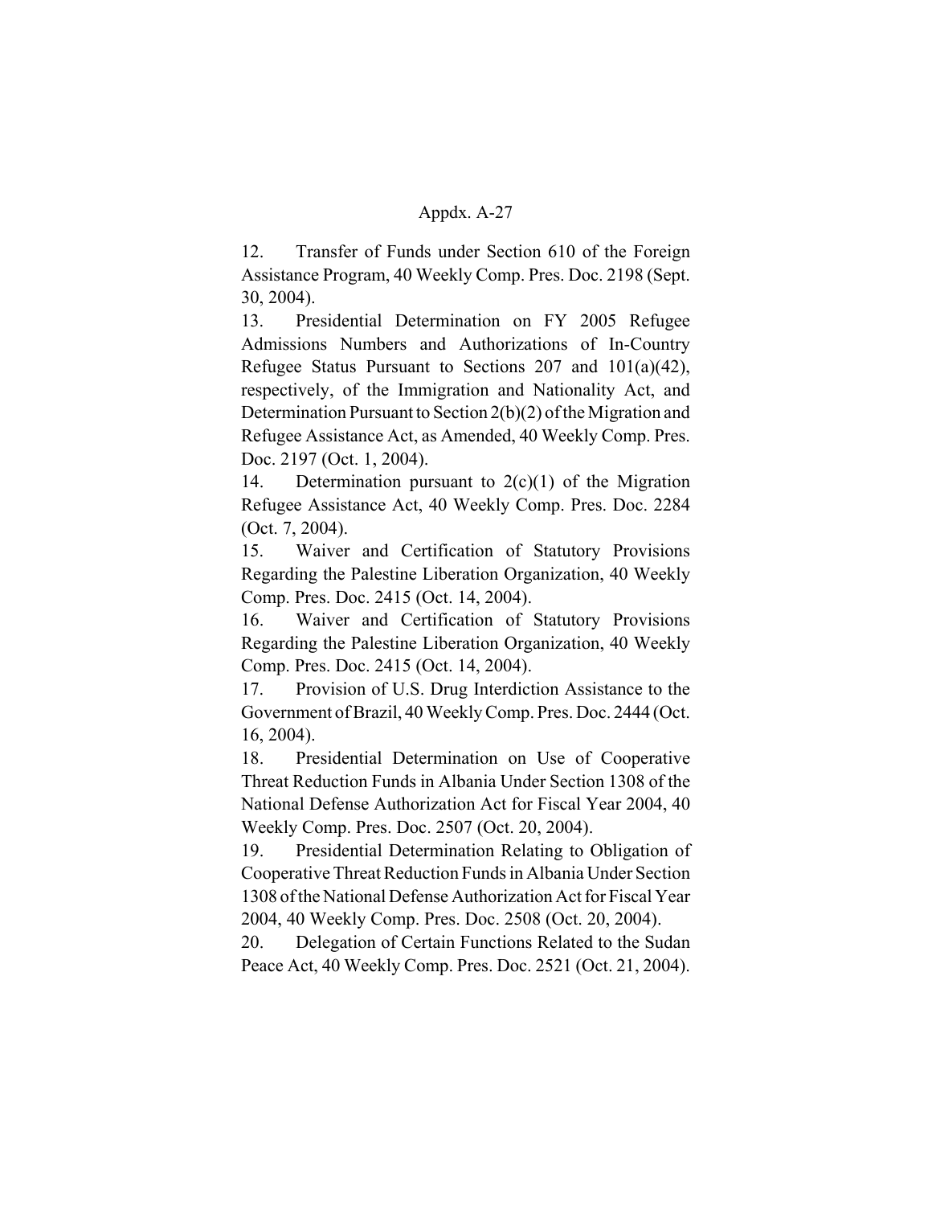12. Transfer of Funds under Section 610 of the Foreign Assistance Program, 40 Weekly Comp. Pres. Doc. 2198 (Sept. 30, 2004).

13. Presidential Determination on FY 2005 Refugee Admissions Numbers and Authorizations of In-Country Refugee Status Pursuant to Sections 207 and 101(a)(42), respectively, of the Immigration and Nationality Act, and Determination Pursuant to Section 2(b)(2) of the Migration and Refugee Assistance Act, as Amended, 40 Weekly Comp. Pres. Doc. 2197 (Oct. 1, 2004).

14. Determination pursuant to 2(c)(1) of the Migration Refugee Assistance Act, 40 Weekly Comp. Pres. Doc. 2284 (Oct. 7, 2004).

15. Waiver and Certification of Statutory Provisions Regarding the Palestine Liberation Organization, 40 Weekly Comp. Pres. Doc. 2415 (Oct. 14, 2004).

16. Waiver and Certification of Statutory Provisions Regarding the Palestine Liberation Organization, 40 Weekly Comp. Pres. Doc. 2415 (Oct. 14, 2004).

17. Provision of U.S. Drug Interdiction Assistance to the Government of Brazil, 40 Weekly Comp. Pres. Doc. 2444 (Oct. 16, 2004).

18. Presidential Determination on Use of Cooperative Threat Reduction Funds in Albania Under Section 1308 of the National Defense Authorization Act for Fiscal Year 2004, 40 Weekly Comp. Pres. Doc. 2507 (Oct. 20, 2004).

19. Presidential Determination Relating to Obligation of Cooperative Threat Reduction Funds in Albania Under Section 1308 of the National Defense Authorization Act for Fiscal Year 2004, 40 Weekly Comp. Pres. Doc. 2508 (Oct. 20, 2004).

20. Delegation of Certain Functions Related to the Sudan Peace Act, 40 Weekly Comp. Pres. Doc. 2521 (Oct. 21, 2004).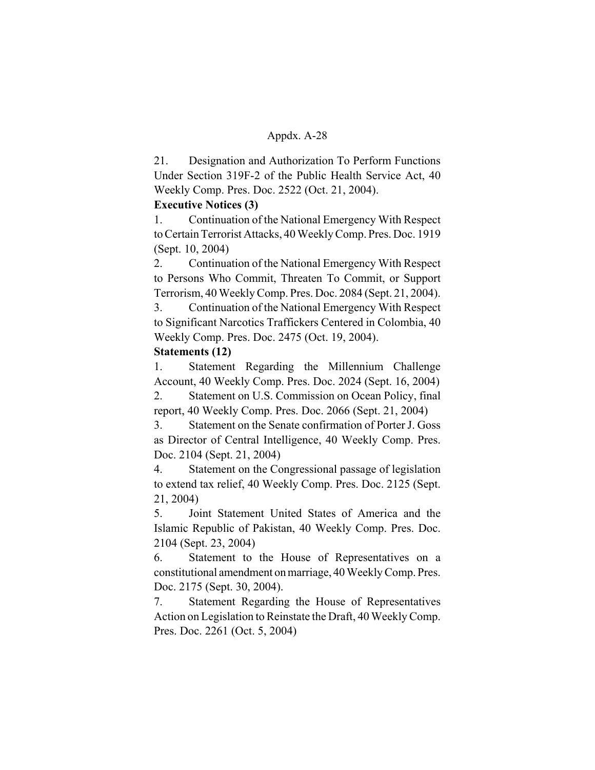21. Designation and Authorization To Perform Functions Under Section 319F-2 of the Public Health Service Act, 40 Weekly Comp. Pres. Doc. 2522 (Oct. 21, 2004).

**Executive Notices (3)**

1. Continuation of the National Emergency With Respect to Certain Terrorist Attacks, 40 Weekly Comp. Pres. Doc. 1919 (Sept. 10, 2004)

2. Continuation of the National Emergency With Respect to Persons Who Commit, Threaten To Commit, or Support Terrorism, 40 Weekly Comp. Pres. Doc. 2084 (Sept. 21, 2004).

3. Continuation of the National Emergency With Respect to Significant Narcotics Traffickers Centered in Colombia, 40 Weekly Comp. Pres. Doc. 2475 (Oct. 19, 2004).

**Statements (12)**

1. Statement Regarding the Millennium Challenge Account, 40 Weekly Comp. Pres. Doc. 2024 (Sept. 16, 2004)

2. Statement on U.S. Commission on Ocean Policy, final report, 40 Weekly Comp. Pres. Doc. 2066 (Sept. 21, 2004)

3. Statement on the Senate confirmation of Porter J. Goss as Director of Central Intelligence, 40 Weekly Comp. Pres. Doc. 2104 (Sept. 21, 2004)

4. Statement on the Congressional passage of legislation to extend tax relief, 40 Weekly Comp. Pres. Doc. 2125 (Sept. 21, 2004)

5. Joint Statement United States of America and the Islamic Republic of Pakistan, 40 Weekly Comp. Pres. Doc. 2104 (Sept. 23, 2004)

6. Statement to the House of Representatives on a constitutional amendment on marriage, 40 Weekly Comp. Pres. Doc. 2175 (Sept. 30, 2004).

7. Statement Regarding the House of Representatives Action on Legislation to Reinstate the Draft, 40 Weekly Comp. Pres. Doc. 2261 (Oct. 5, 2004)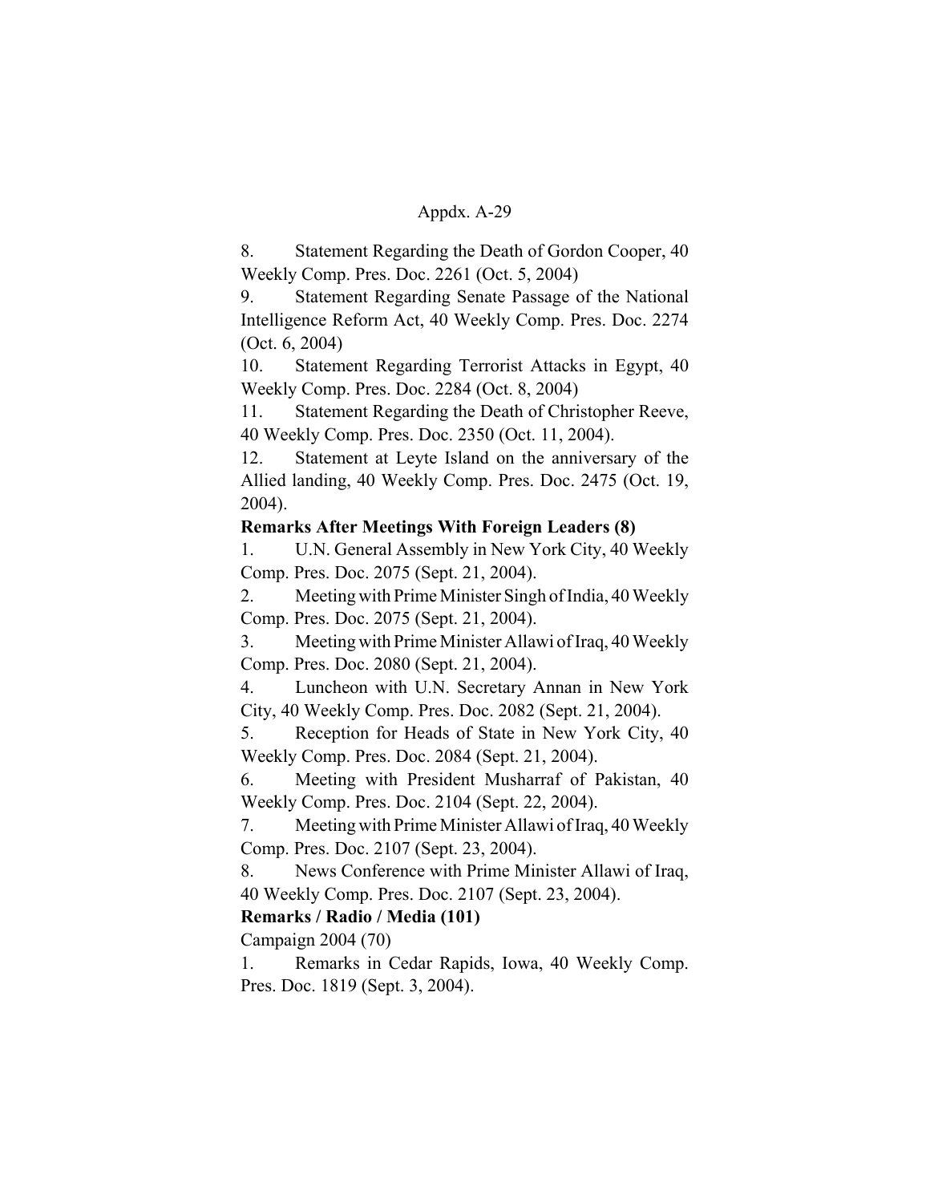8. Statement Regarding the Death of Gordon Cooper, 40 Weekly Comp. Pres. Doc. 2261 (Oct. 5, 2004)

9. Statement Regarding Senate Passage of the National Intelligence Reform Act, 40 Weekly Comp. Pres. Doc. 2274 (Oct. 6, 2004)

10. Statement Regarding Terrorist Attacks in Egypt, 40 Weekly Comp. Pres. Doc. 2284 (Oct. 8, 2004)

11. Statement Regarding the Death of Christopher Reeve, 40 Weekly Comp. Pres. Doc. 2350 (Oct. 11, 2004).

12. Statement at Leyte Island on the anniversary of the Allied landing, 40 Weekly Comp. Pres. Doc. 2475 (Oct. 19, 2004).

**Remarks After Meetings With Foreign Leaders (8)**

1. U.N. General Assembly in New York City, 40 Weekly Comp. Pres. Doc. 2075 (Sept. 21, 2004).

2. Meeting with Prime Minister Singh of India, 40 Weekly Comp. Pres. Doc. 2075 (Sept. 21, 2004).

3. Meeting with Prime Minister Allawi of Iraq, 40 Weekly Comp. Pres. Doc. 2080 (Sept. 21, 2004).

4. Luncheon with U.N. Secretary Annan in New York City, 40 Weekly Comp. Pres. Doc. 2082 (Sept. 21, 2004).

5. Reception for Heads of State in New York City, 40 Weekly Comp. Pres. Doc. 2084 (Sept. 21, 2004).

6. Meeting with President Musharraf of Pakistan, 40 Weekly Comp. Pres. Doc. 2104 (Sept. 22, 2004).

7. Meeting with Prime Minister Allawi of Iraq, 40 Weekly Comp. Pres. Doc. 2107 (Sept. 23, 2004).

8. News Conference with Prime Minister Allawi of Iraq, 40 Weekly Comp. Pres. Doc. 2107 (Sept. 23, 2004).

**Remarks / Radio / Media (101)**

Campaign 2004 (70)

1. Remarks in Cedar Rapids, Iowa, 40 Weekly Comp. Pres. Doc. 1819 (Sept. 3, 2004).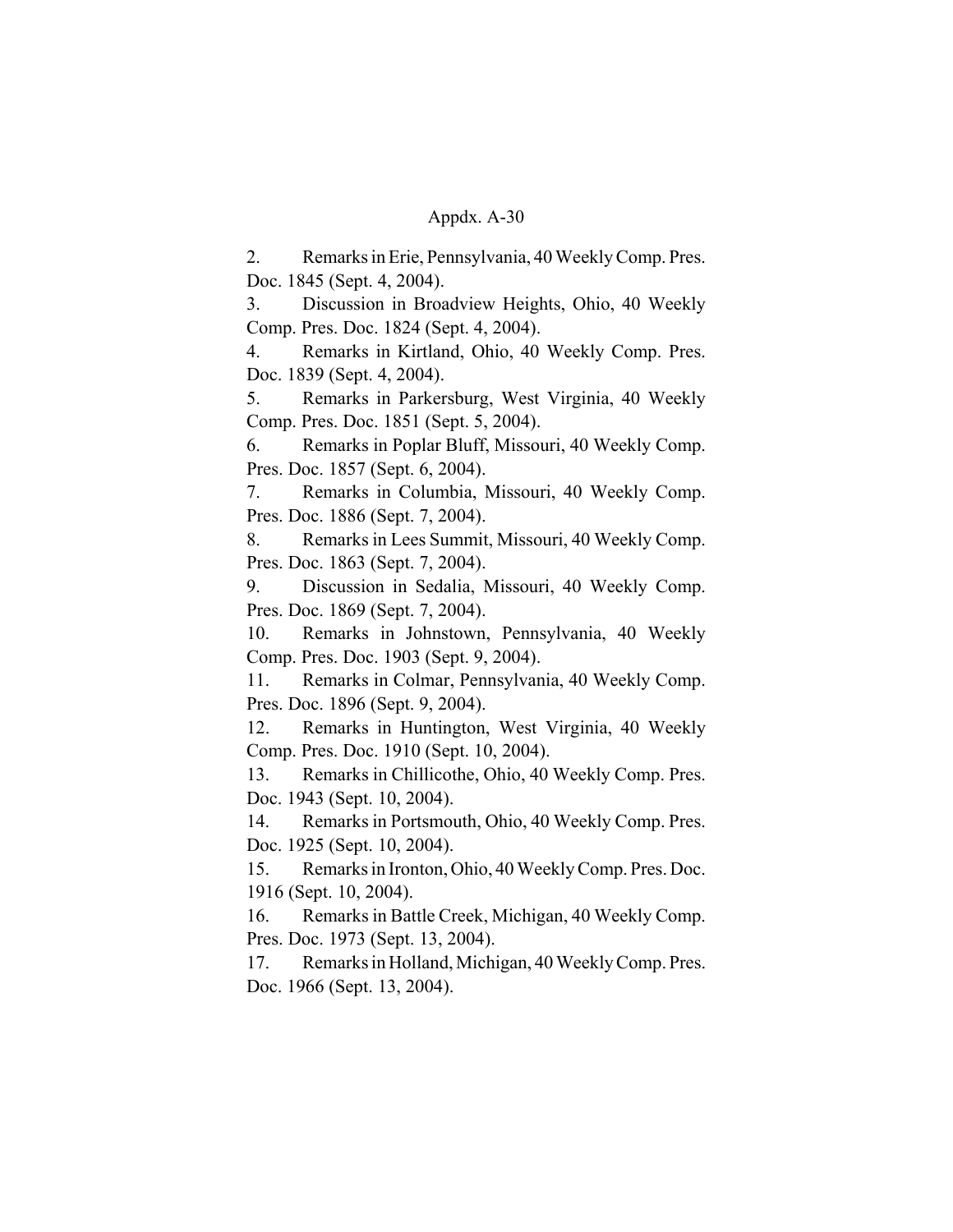2. Remarks in Erie, Pennsylvania, 40 Weekly Comp. Pres. Doc. 1845 (Sept. 4, 2004).

3. Discussion in Broadview Heights, Ohio, 40 Weekly Comp. Pres. Doc. 1824 (Sept. 4, 2004).

4. Remarks in Kirtland, Ohio, 40 Weekly Comp. Pres. Doc. 1839 (Sept. 4, 2004).

5. Remarks in Parkersburg, West Virginia, 40 Weekly Comp. Pres. Doc. 1851 (Sept. 5, 2004).

6. Remarks in Poplar Bluff, Missouri, 40 Weekly Comp. Pres. Doc. 1857 (Sept. 6, 2004).

7. Remarks in Columbia, Missouri, 40 Weekly Comp. Pres. Doc. 1886 (Sept. 7, 2004).

8. Remarks in Lees Summit, Missouri, 40 Weekly Comp. Pres. Doc. 1863 (Sept. 7, 2004).

9. Discussion in Sedalia, Missouri, 40 Weekly Comp. Pres. Doc. 1869 (Sept. 7, 2004).

10. Remarks in Johnstown, Pennsylvania, 40 Weekly Comp. Pres. Doc. 1903 (Sept. 9, 2004).

11. Remarks in Colmar, Pennsylvania, 40 Weekly Comp. Pres. Doc. 1896 (Sept. 9, 2004).

12. Remarks in Huntington, West Virginia, 40 Weekly Comp. Pres. Doc. 1910 (Sept. 10, 2004).

13. Remarks in Chillicothe, Ohio, 40 Weekly Comp. Pres. Doc. 1943 (Sept. 10, 2004).

14. Remarks in Portsmouth, Ohio, 40 Weekly Comp. Pres. Doc. 1925 (Sept. 10, 2004).

15. Remarks in Ironton, Ohio, 40 Weekly Comp. Pres. Doc. 1916 (Sept. 10, 2004).

16. Remarks in Battle Creek, Michigan, 40 Weekly Comp. Pres. Doc. 1973 (Sept. 13, 2004).

17. Remarks in Holland, Michigan, 40 Weekly Comp. Pres. Doc. 1966 (Sept. 13, 2004).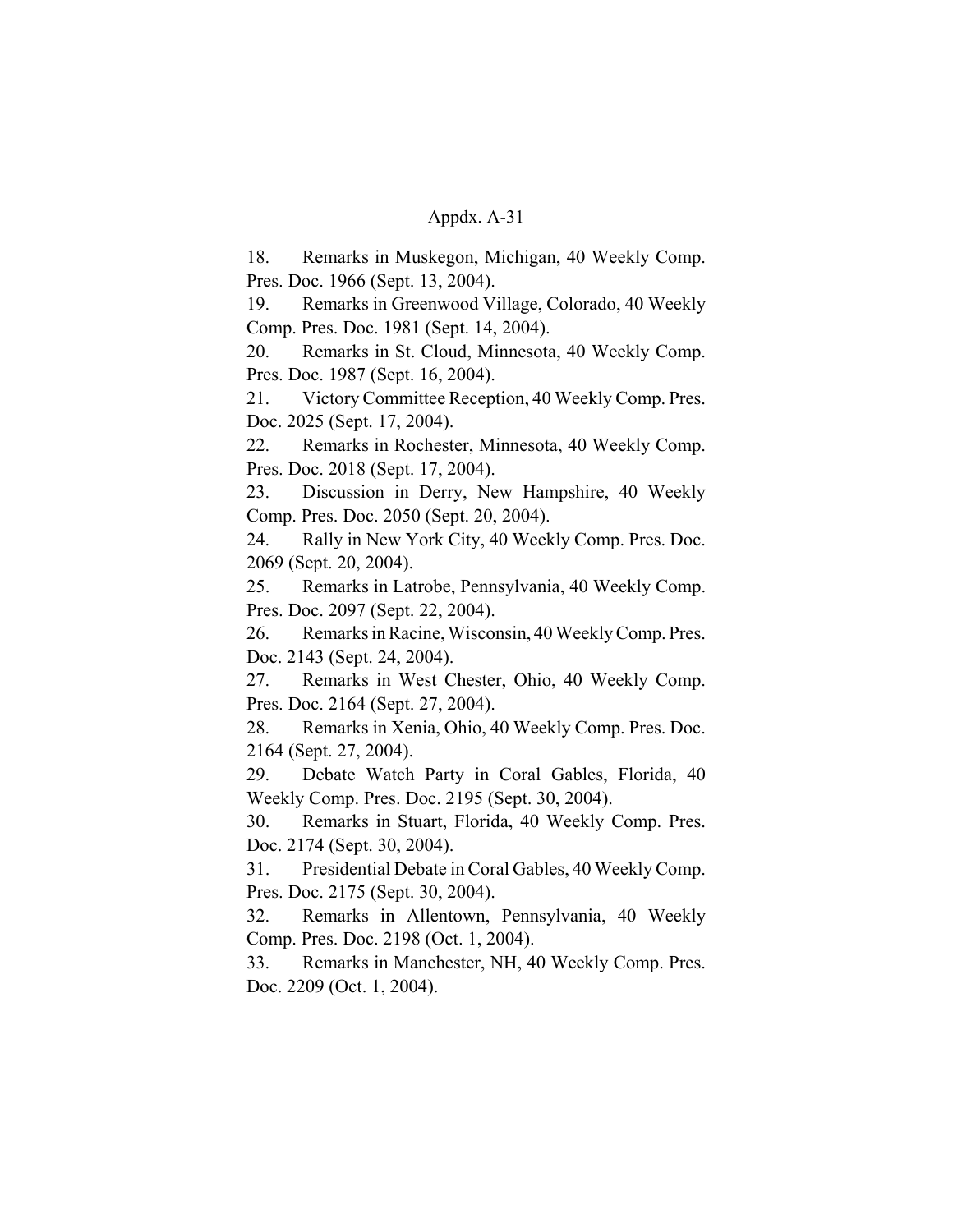18. Remarks in Muskegon, Michigan, 40 Weekly Comp. Pres. Doc. 1966 (Sept. 13, 2004).

19. Remarks in Greenwood Village, Colorado, 40 Weekly Comp. Pres. Doc. 1981 (Sept. 14, 2004).

20. Remarks in St. Cloud, Minnesota, 40 Weekly Comp. Pres. Doc. 1987 (Sept. 16, 2004).

21. Victory Committee Reception, 40 Weekly Comp. Pres. Doc. 2025 (Sept. 17, 2004).

22. Remarks in Rochester, Minnesota, 40 Weekly Comp. Pres. Doc. 2018 (Sept. 17, 2004).

23. Discussion in Derry, New Hampshire, 40 Weekly Comp. Pres. Doc. 2050 (Sept. 20, 2004).

24. Rally in New York City, 40 Weekly Comp. Pres. Doc. 2069 (Sept. 20, 2004).

25. Remarks in Latrobe, Pennsylvania, 40 Weekly Comp. Pres. Doc. 2097 (Sept. 22, 2004).

26. Remarks in Racine, Wisconsin, 40 Weekly Comp. Pres. Doc. 2143 (Sept. 24, 2004).

27. Remarks in West Chester, Ohio, 40 Weekly Comp. Pres. Doc. 2164 (Sept. 27, 2004).

28. Remarks in Xenia, Ohio, 40 Weekly Comp. Pres. Doc. 2164 (Sept. 27, 2004).

29. Debate Watch Party in Coral Gables, Florida, 40 Weekly Comp. Pres. Doc. 2195 (Sept. 30, 2004).

30. Remarks in Stuart, Florida, 40 Weekly Comp. Pres. Doc. 2174 (Sept. 30, 2004).

31. Presidential Debate in Coral Gables, 40 Weekly Comp. Pres. Doc. 2175 (Sept. 30, 2004).

32. Remarks in Allentown, Pennsylvania, 40 Weekly Comp. Pres. Doc. 2198 (Oct. 1, 2004).

33. Remarks in Manchester, NH, 40 Weekly Comp. Pres. Doc. 2209 (Oct. 1, 2004).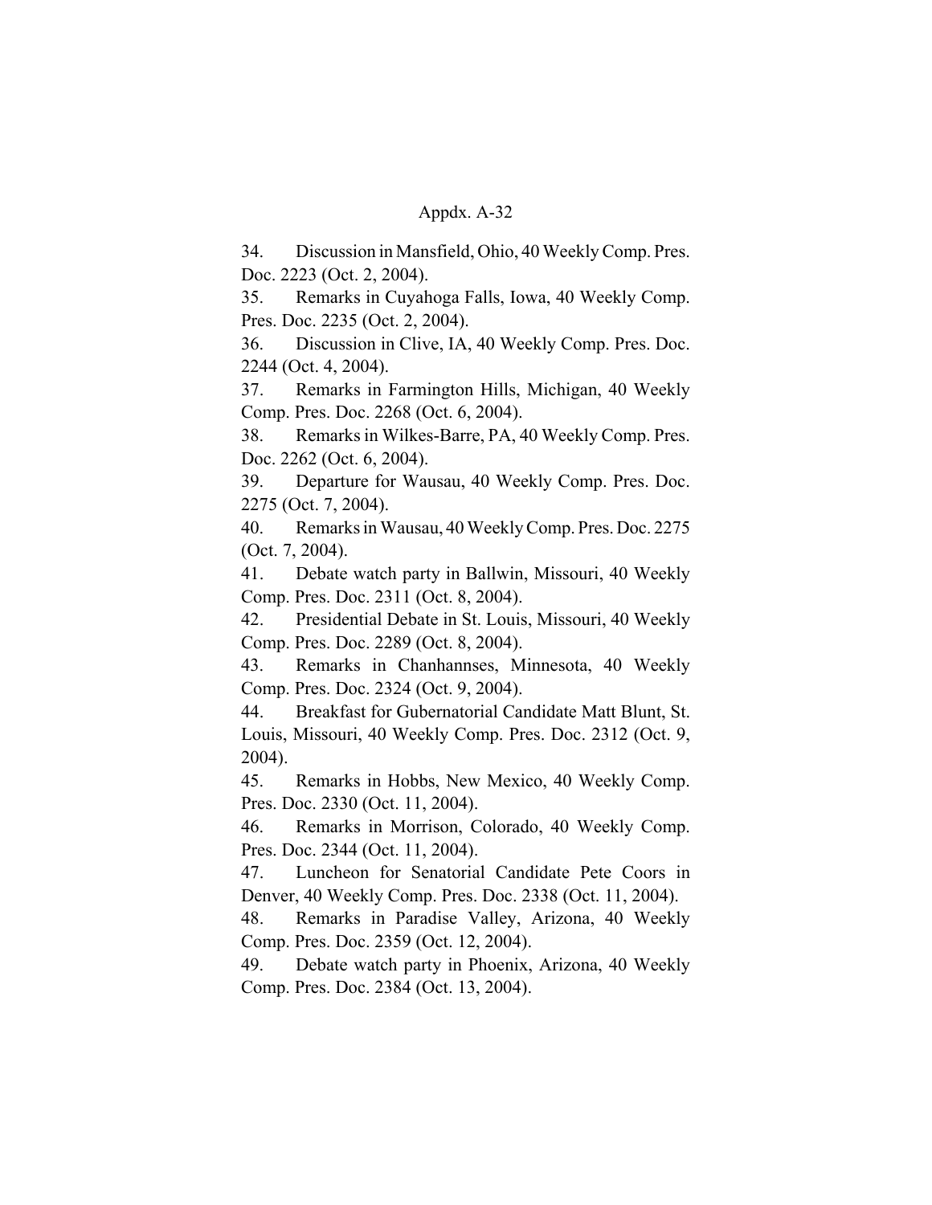Appdx. A-32

34. Discussion in Mansfield, Ohio, 40 Weekly Comp. Pres. Doc. 2223 (Oct. 2, 2004).

35. Remarks in Cuyahoga Falls, Iowa, 40 Weekly Comp. Pres. Doc. 2235 (Oct. 2, 2004).

36. Discussion in Clive, IA, 40 Weekly Comp. Pres. Doc. 2244 (Oct. 4, 2004).

37. Remarks in Farmington Hills, Michigan, 40 Weekly Comp. Pres. Doc. 2268 (Oct. 6, 2004).

38. Remarks in Wilkes-Barre, PA, 40 Weekly Comp. Pres. Doc. 2262 (Oct. 6, 2004).

39. Departure for Wausau, 40 Weekly Comp. Pres. Doc. 2275 (Oct. 7, 2004).

40. Remarks in Wausau, 40 Weekly Comp. Pres. Doc. 2275 (Oct. 7, 2004).

41. Debate watch party in Ballwin, Missouri, 40 Weekly Comp. Pres. Doc. 2311 (Oct. 8, 2004).

42. Presidential Debate in St. Louis, Missouri, 40 Weekly Comp. Pres. Doc. 2289 (Oct. 8, 2004).

43. Remarks in Chanhannses, Minnesota, 40 Weekly Comp. Pres. Doc. 2324 (Oct. 9, 2004).

44. Breakfast for Gubernatorial Candidate Matt Blunt, St. Louis, Missouri, 40 Weekly Comp. Pres. Doc. 2312 (Oct. 9, 2004).

45. Remarks in Hobbs, New Mexico, 40 Weekly Comp. Pres. Doc. 2330 (Oct. 11, 2004).

46. Remarks in Morrison, Colorado, 40 Weekly Comp. Pres. Doc. 2344 (Oct. 11, 2004).

47. Luncheon for Senatorial Candidate Pete Coors in Denver, 40 Weekly Comp. Pres. Doc. 2338 (Oct. 11, 2004).

48. Remarks in Paradise Valley, Arizona, 40 Weekly Comp. Pres. Doc. 2359 (Oct. 12, 2004).

49. Debate watch party in Phoenix, Arizona, 40 Weekly Comp. Pres. Doc. 2384 (Oct. 13, 2004).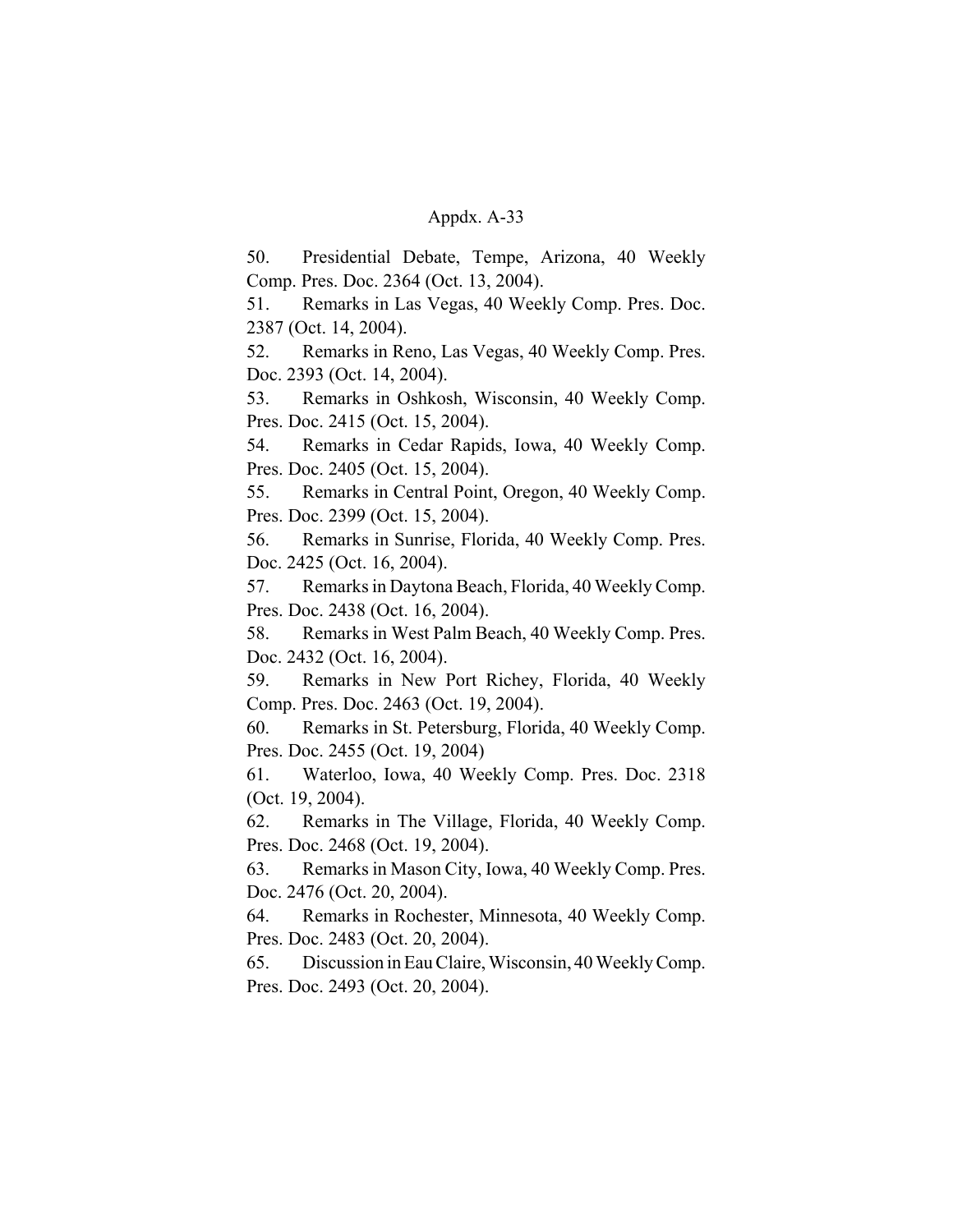Appdx. A-33

50. Presidential Debate, Tempe, Arizona, 40 Weekly Comp. Pres. Doc. 2364 (Oct. 13, 2004).

51. Remarks in Las Vegas, 40 Weekly Comp. Pres. Doc. 2387 (Oct. 14, 2004).

52. Remarks in Reno, Las Vegas, 40 Weekly Comp. Pres. Doc. 2393 (Oct. 14, 2004).

53. Remarks in Oshkosh, Wisconsin, 40 Weekly Comp. Pres. Doc. 2415 (Oct. 15, 2004).

54. Remarks in Cedar Rapids, Iowa, 40 Weekly Comp. Pres. Doc. 2405 (Oct. 15, 2004).

55. Remarks in Central Point, Oregon, 40 Weekly Comp. Pres. Doc. 2399 (Oct. 15, 2004).

56. Remarks in Sunrise, Florida, 40 Weekly Comp. Pres. Doc. 2425 (Oct. 16, 2004).

57. Remarks in Daytona Beach, Florida, 40 Weekly Comp. Pres. Doc. 2438 (Oct. 16, 2004).

58. Remarks in West Palm Beach, 40 Weekly Comp. Pres. Doc. 2432 (Oct. 16, 2004).

59. Remarks in New Port Richey, Florida, 40 Weekly Comp. Pres. Doc. 2463 (Oct. 19, 2004).

60. Remarks in St. Petersburg, Florida, 40 Weekly Comp. Pres. Doc. 2455 (Oct. 19, 2004)

61. Waterloo, Iowa, 40 Weekly Comp. Pres. Doc. 2318 (Oct. 19, 2004).

62. Remarks in The Village, Florida, 40 Weekly Comp. Pres. Doc. 2468 (Oct. 19, 2004).

63. Remarks in Mason City, Iowa, 40 Weekly Comp. Pres. Doc. 2476 (Oct. 20, 2004).

64. Remarks in Rochester, Minnesota, 40 Weekly Comp. Pres. Doc. 2483 (Oct. 20, 2004).

65. Discussion in Eau Claire, Wisconsin, 40 Weekly Comp. Pres. Doc. 2493 (Oct. 20, 2004).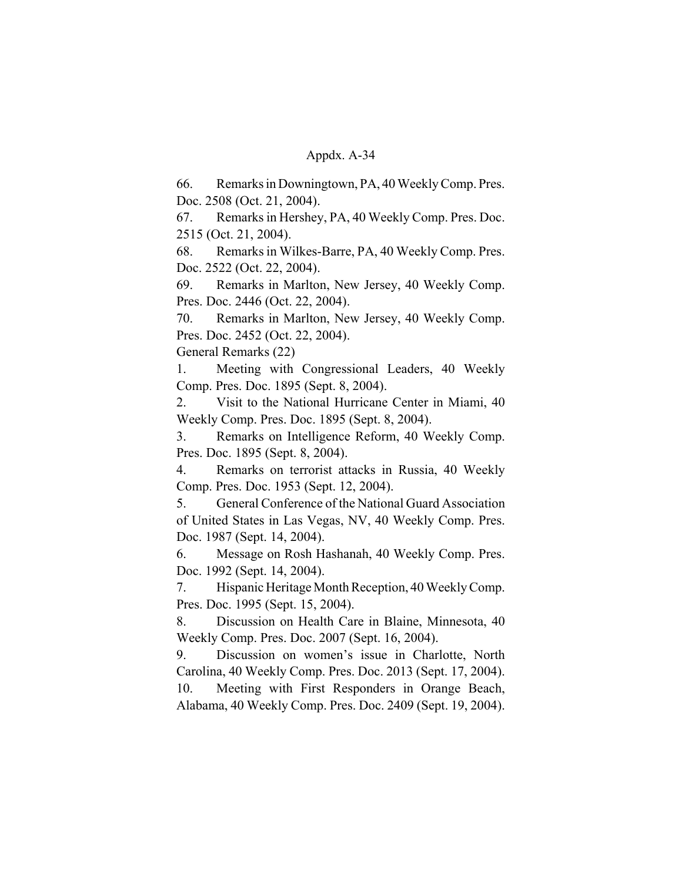66. Remarks in Downingtown, PA, 40 Weekly Comp. Pres. Doc. 2508 (Oct. 21, 2004).

67. Remarks in Hershey, PA, 40 Weekly Comp. Pres. Doc. 2515 (Oct. 21, 2004).

68. Remarks in Wilkes-Barre, PA, 40 Weekly Comp. Pres. Doc. 2522 (Oct. 22, 2004).

69. Remarks in Marlton, New Jersey, 40 Weekly Comp. Pres. Doc. 2446 (Oct. 22, 2004).

70. Remarks in Marlton, New Jersey, 40 Weekly Comp. Pres. Doc. 2452 (Oct. 22, 2004).

General Remarks (22)

1. Meeting with Congressional Leaders, 40 Weekly Comp. Pres. Doc. 1895 (Sept. 8, 2004).

2. Visit to the National Hurricane Center in Miami, 40 Weekly Comp. Pres. Doc. 1895 (Sept. 8, 2004).

3. Remarks on Intelligence Reform, 40 Weekly Comp. Pres. Doc. 1895 (Sept. 8, 2004).

4. Remarks on terrorist attacks in Russia, 40 Weekly Comp. Pres. Doc. 1953 (Sept. 12, 2004).

5. General Conference of the National Guard Association of United States in Las Vegas, NV, 40 Weekly Comp. Pres. Doc. 1987 (Sept. 14, 2004).

6. Message on Rosh Hashanah, 40 Weekly Comp. Pres. Doc. 1992 (Sept. 14, 2004).

7. Hispanic Heritage Month Reception, 40 Weekly Comp. Pres. Doc. 1995 (Sept. 15, 2004).

8. Discussion on Health Care in Blaine, Minnesota, 40 Weekly Comp. Pres. Doc. 2007 (Sept. 16, 2004).

9. Discussion on women's issue in Charlotte, North Carolina, 40 Weekly Comp. Pres. Doc. 2013 (Sept. 17, 2004).

10. Meeting with First Responders in Orange Beach, Alabama, 40 Weekly Comp. Pres. Doc. 2409 (Sept. 19, 2004).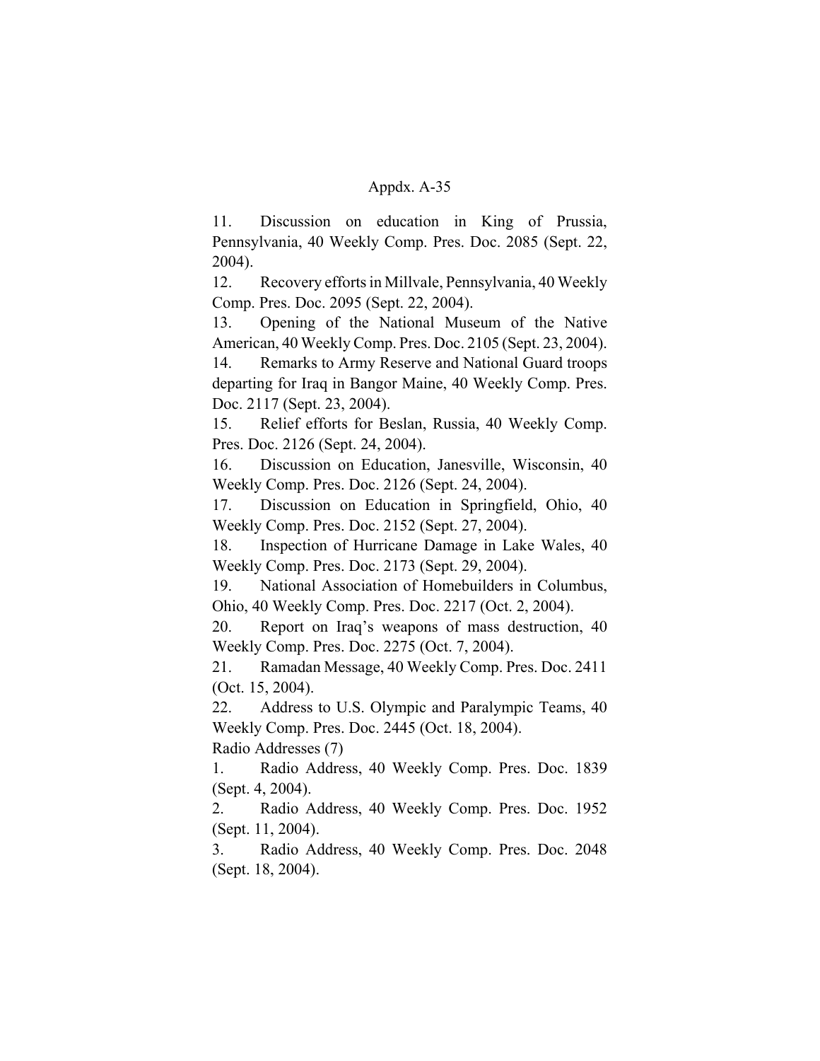11. Discussion on education in King of Prussia, Pennsylvania, 40 Weekly Comp. Pres. Doc. 2085 (Sept. 22, 2004).

12. Recovery efforts in Millvale, Pennsylvania, 40 Weekly Comp. Pres. Doc. 2095 (Sept. 22, 2004).

13. Opening of the National Museum of the Native American, 40 Weekly Comp. Pres. Doc. 2105 (Sept. 23, 2004).

14. Remarks to Army Reserve and National Guard troops departing for Iraq in Bangor Maine, 40 Weekly Comp. Pres. Doc. 2117 (Sept. 23, 2004).

15. Relief efforts for Beslan, Russia, 40 Weekly Comp. Pres. Doc. 2126 (Sept. 24, 2004).

16. Discussion on Education, Janesville, Wisconsin, 40 Weekly Comp. Pres. Doc. 2126 (Sept. 24, 2004).

17. Discussion on Education in Springfield, Ohio, 40 Weekly Comp. Pres. Doc. 2152 (Sept. 27, 2004).

18. Inspection of Hurricane Damage in Lake Wales, 40 Weekly Comp. Pres. Doc. 2173 (Sept. 29, 2004).

19. National Association of Homebuilders in Columbus, Ohio, 40 Weekly Comp. Pres. Doc. 2217 (Oct. 2, 2004).

20. Report on Iraq's weapons of mass destruction, 40 Weekly Comp. Pres. Doc. 2275 (Oct. 7, 2004).

21. Ramadan Message, 40 Weekly Comp. Pres. Doc. 2411 (Oct. 15, 2004).

22. Address to U.S. Olympic and Paralympic Teams, 40 Weekly Comp. Pres. Doc. 2445 (Oct. 18, 2004).

Radio Addresses (7)

1. Radio Address, 40 Weekly Comp. Pres. Doc. 1839 (Sept. 4, 2004).

2. Radio Address, 40 Weekly Comp. Pres. Doc. 1952 (Sept. 11, 2004).

3. Radio Address, 40 Weekly Comp. Pres. Doc. 2048 (Sept. 18, 2004).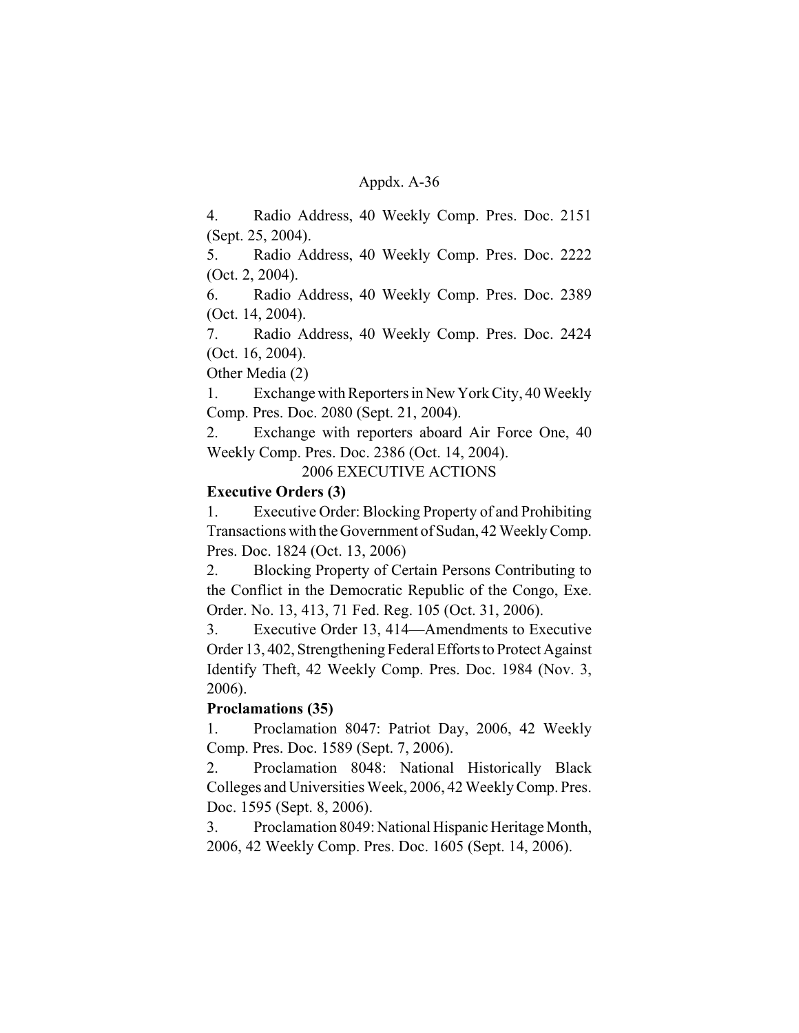4. Radio Address, 40 Weekly Comp. Pres. Doc. 2151 (Sept. 25, 2004).

5. Radio Address, 40 Weekly Comp. Pres. Doc. 2222 (Oct. 2, 2004).

6. Radio Address, 40 Weekly Comp. Pres. Doc. 2389 (Oct. 14, 2004).

7. Radio Address, 40 Weekly Comp. Pres. Doc. 2424 (Oct. 16, 2004).

Other Media (2)

1. Exchange with Reporters in New York City, 40 Weekly Comp. Pres. Doc. 2080 (Sept. 21, 2004).

2. Exchange with reporters aboard Air Force One, 40 Weekly Comp. Pres. Doc. 2386 (Oct. 14, 2004).

2006 EXECUTIVE ACTIONS

**Executive Orders (3)**

1. Executive Order: Blocking Property of and Prohibiting Transactions with the Government of Sudan, 42 Weekly Comp. Pres. Doc. 1824 (Oct. 13, 2006)

2. Blocking Property of Certain Persons Contributing to the Conflict in the Democratic Republic of the Congo, Exe. Order. No. 13, 413, 71 Fed. Reg. 105 (Oct. 31, 2006).

3. Executive Order 13, 414—Amendments to Executive Order 13, 402, Strengthening Federal Efforts to Protect Against Identify Theft, 42 Weekly Comp. Pres. Doc. 1984 (Nov. 3, 2006).

**Proclamations (35)**

1. Proclamation 8047: Patriot Day, 2006, 42 Weekly Comp. Pres. Doc. 1589 (Sept. 7, 2006).

2. Proclamation 8048: National Historically Black Colleges and Universities Week, 2006, 42 Weekly Comp. Pres. Doc. 1595 (Sept. 8, 2006).

3. Proclamation 8049: National Hispanic Heritage Month, 2006, 42 Weekly Comp. Pres. Doc. 1605 (Sept. 14, 2006).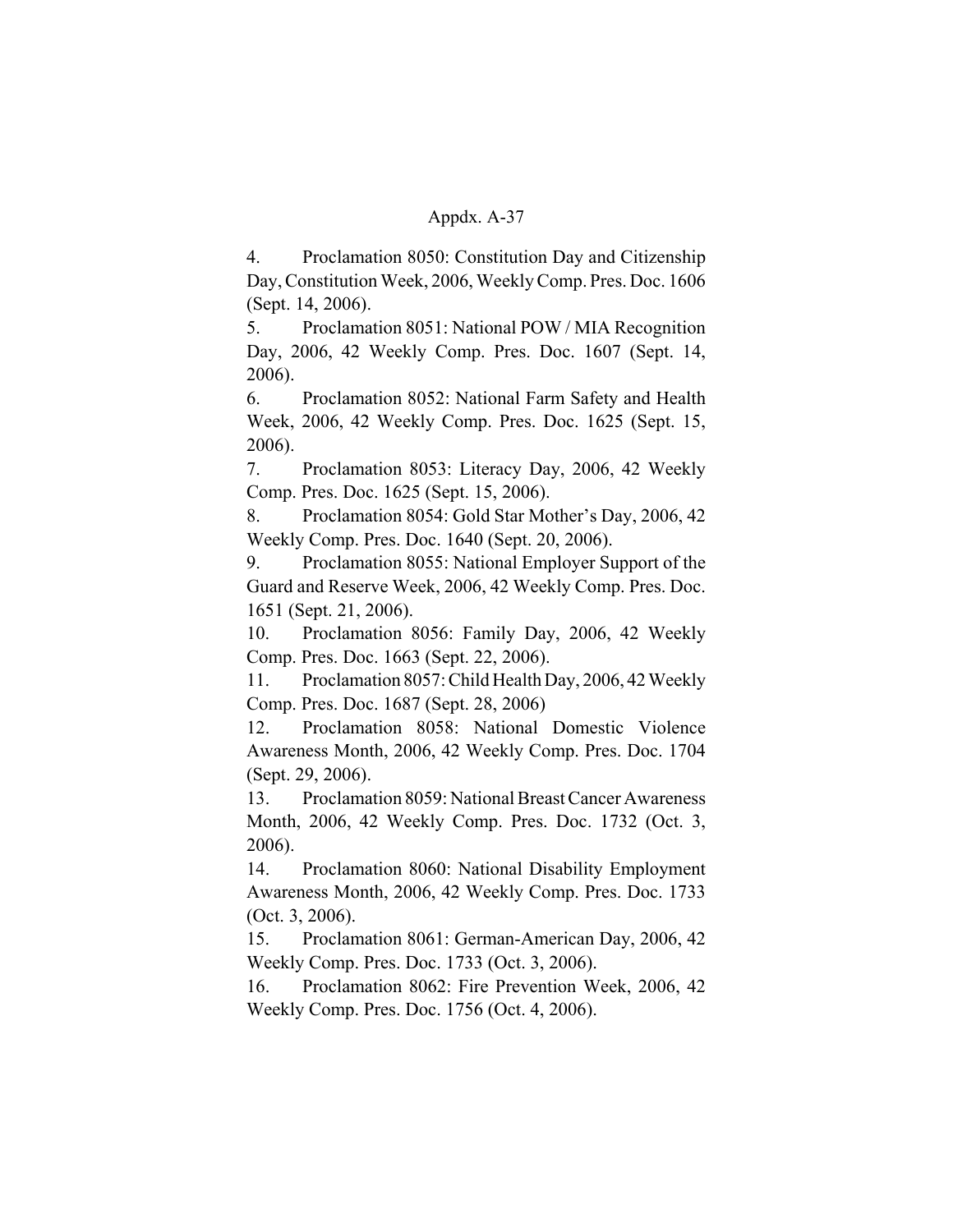4. Proclamation 8050: Constitution Day and Citizenship Day, Constitution Week, 2006, Weekly Comp. Pres. Doc. 1606 (Sept. 14, 2006).

5. Proclamation 8051: National POW / MIA Recognition Day, 2006, 42 Weekly Comp. Pres. Doc. 1607 (Sept. 14, 2006).

6. Proclamation 8052: National Farm Safety and Health Week, 2006, 42 Weekly Comp. Pres. Doc. 1625 (Sept. 15, 2006).

7. Proclamation 8053: Literacy Day, 2006, 42 Weekly Comp. Pres. Doc. 1625 (Sept. 15, 2006).

8. Proclamation 8054: Gold Star Mother's Day, 2006, 42 Weekly Comp. Pres. Doc. 1640 (Sept. 20, 2006).

9. Proclamation 8055: National Employer Support of the Guard and Reserve Week, 2006, 42 Weekly Comp. Pres. Doc. 1651 (Sept. 21, 2006).

10. Proclamation 8056: Family Day, 2006, 42 Weekly Comp. Pres. Doc. 1663 (Sept. 22, 2006).

11. Proclamation 8057: Child Health Day, 2006, 42 Weekly Comp. Pres. Doc. 1687 (Sept. 28, 2006)

12. Proclamation 8058: National Domestic Violence Awareness Month, 2006, 42 Weekly Comp. Pres. Doc. 1704 (Sept. 29, 2006).

13. Proclamation 8059: National Breast Cancer Awareness Month, 2006, 42 Weekly Comp. Pres. Doc. 1732 (Oct. 3, 2006).

14. Proclamation 8060: National Disability Employment Awareness Month, 2006, 42 Weekly Comp. Pres. Doc. 1733 (Oct. 3, 2006).

15. Proclamation 8061: German-American Day, 2006, 42 Weekly Comp. Pres. Doc. 1733 (Oct. 3, 2006).

16. Proclamation 8062: Fire Prevention Week, 2006, 42 Weekly Comp. Pres. Doc. 1756 (Oct. 4, 2006).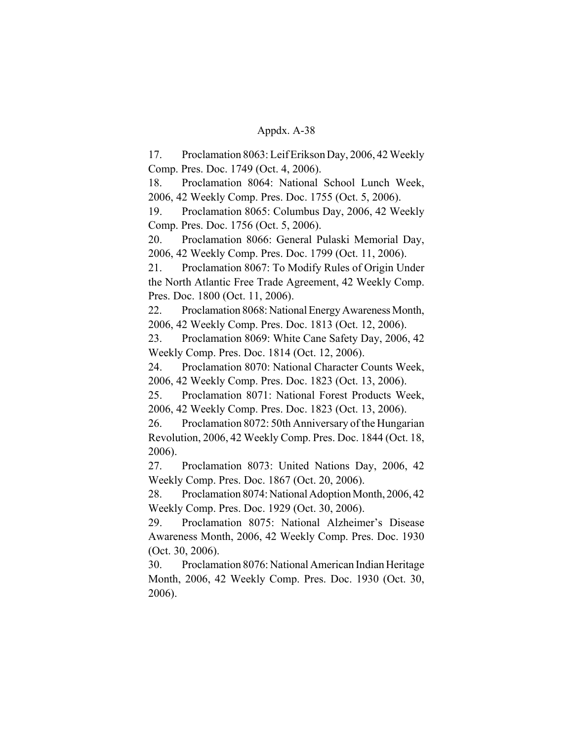17. Proclamation 8063: Leif Erikson Day, 2006, 42 Weekly Comp. Pres. Doc. 1749 (Oct. 4, 2006).

18. Proclamation 8064: National School Lunch Week, 2006, 42 Weekly Comp. Pres. Doc. 1755 (Oct. 5, 2006).

19. Proclamation 8065: Columbus Day, 2006, 42 Weekly Comp. Pres. Doc. 1756 (Oct. 5, 2006).

20. Proclamation 8066: General Pulaski Memorial Day, 2006, 42 Weekly Comp. Pres. Doc. 1799 (Oct. 11, 2006).

21. Proclamation 8067: To Modify Rules of Origin Under the North Atlantic Free Trade Agreement, 42 Weekly Comp. Pres. Doc. 1800 (Oct. 11, 2006).

22. Proclamation 8068: National Energy Awareness Month, 2006, 42 Weekly Comp. Pres. Doc. 1813 (Oct. 12, 2006).

23. Proclamation 8069: White Cane Safety Day, 2006, 42 Weekly Comp. Pres. Doc. 1814 (Oct. 12, 2006).

24. Proclamation 8070: National Character Counts Week, 2006, 42 Weekly Comp. Pres. Doc. 1823 (Oct. 13, 2006).

25. Proclamation 8071: National Forest Products Week, 2006, 42 Weekly Comp. Pres. Doc. 1823 (Oct. 13, 2006).

26. Proclamation 8072: 50th Anniversary of the Hungarian Revolution, 2006, 42 Weekly Comp. Pres. Doc. 1844 (Oct. 18, 2006).

27. Proclamation 8073: United Nations Day, 2006, 42 Weekly Comp. Pres. Doc. 1867 (Oct. 20, 2006).

28. Proclamation 8074: National Adoption Month, 2006, 42 Weekly Comp. Pres. Doc. 1929 (Oct. 30, 2006).

29. Proclamation 8075: National Alzheimer's Disease Awareness Month, 2006, 42 Weekly Comp. Pres. Doc. 1930 (Oct. 30, 2006).

30. Proclamation 8076: National American Indian Heritage Month, 2006, 42 Weekly Comp. Pres. Doc. 1930 (Oct. 30, 2006).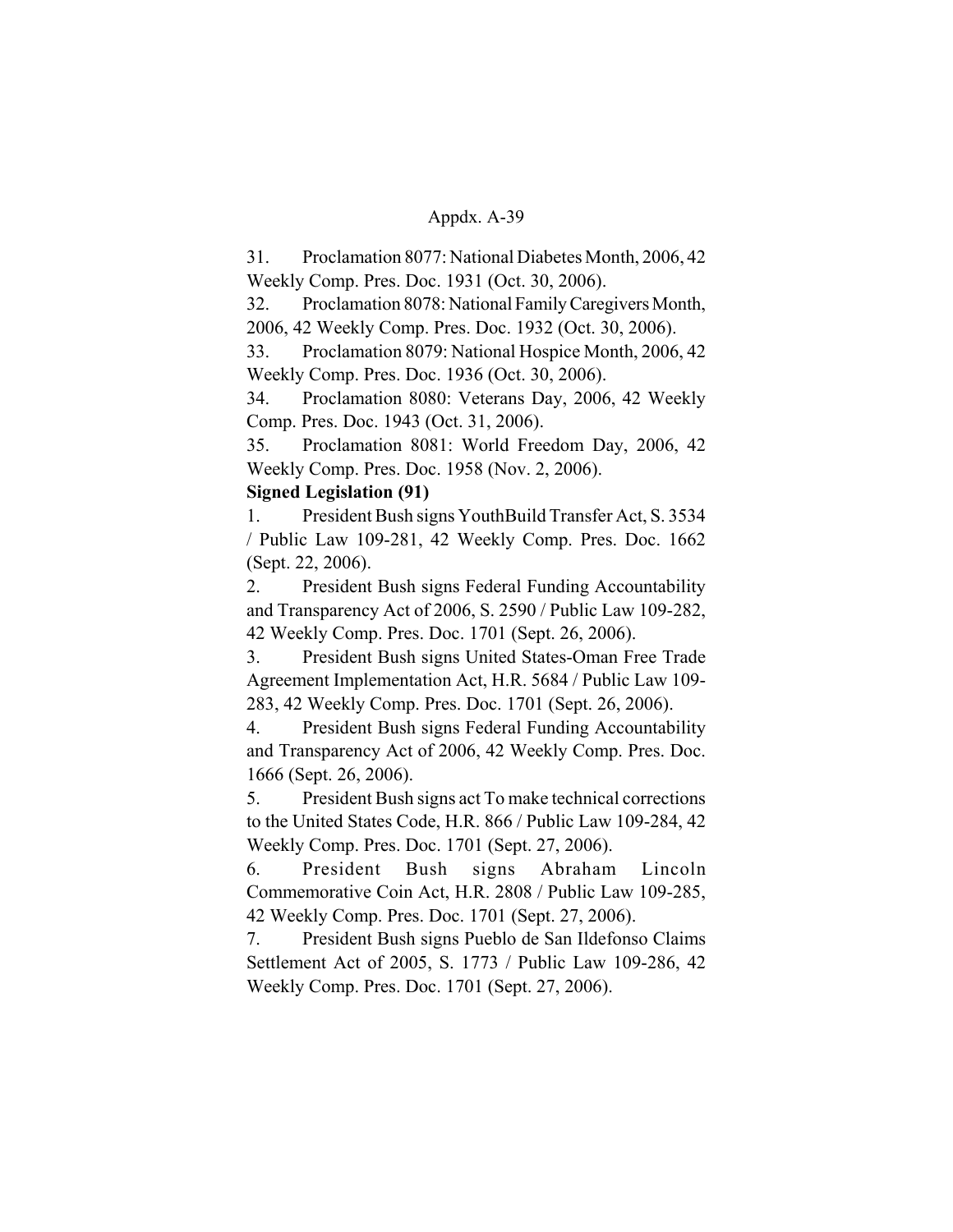31. Proclamation 8077: National Diabetes Month, 2006, 42 Weekly Comp. Pres. Doc. 1931 (Oct. 30, 2006).

32. Proclamation 8078: National Family Caregivers Month, 2006, 42 Weekly Comp. Pres. Doc. 1932 (Oct. 30, 2006).

33. Proclamation 8079: National Hospice Month, 2006, 42 Weekly Comp. Pres. Doc. 1936 (Oct. 30, 2006).

34. Proclamation 8080: Veterans Day, 2006, 42 Weekly Comp. Pres. Doc. 1943 (Oct. 31, 2006).

35. Proclamation 8081: World Freedom Day, 2006, 42 Weekly Comp. Pres. Doc. 1958 (Nov. 2, 2006).

**Signed Legislation (91)**

1. President Bush signs YouthBuild Transfer Act, S. 3534 / Public Law 109-281, 42 Weekly Comp. Pres. Doc. 1662 (Sept. 22, 2006).

2. President Bush signs Federal Funding Accountability and Transparency Act of 2006, S. 2590 / Public Law 109-282, 42 Weekly Comp. Pres. Doc. 1701 (Sept. 26, 2006).

3. President Bush signs United States-Oman Free Trade Agreement Implementation Act, H.R. 5684 / Public Law 109-283, 42 Weekly Comp. Pres. Doc. 1701 (Sept. 26, 2006).

4. President Bush signs Federal Funding Accountability and Transparency Act of 2006, 42 Weekly Comp. Pres. Doc. 1666 (Sept. 26, 2006).

5. President Bush signs act To make technical corrections to the United States Code, H.R. 866 / Public Law 109-284, 42 Weekly Comp. Pres. Doc. 1701 (Sept. 27, 2006).

6. President Bush signs Abraham Lincoln Commemorative Coin Act, H.R. 2808 / Public Law 109-285, 42 Weekly Comp. Pres. Doc. 1701 (Sept. 27, 2006).

7. President Bush signs Pueblo de San Ildefonso Claims Settlement Act of 2005, S. 1773 / Public Law 109-286, 42 Weekly Comp. Pres. Doc. 1701 (Sept. 27, 2006).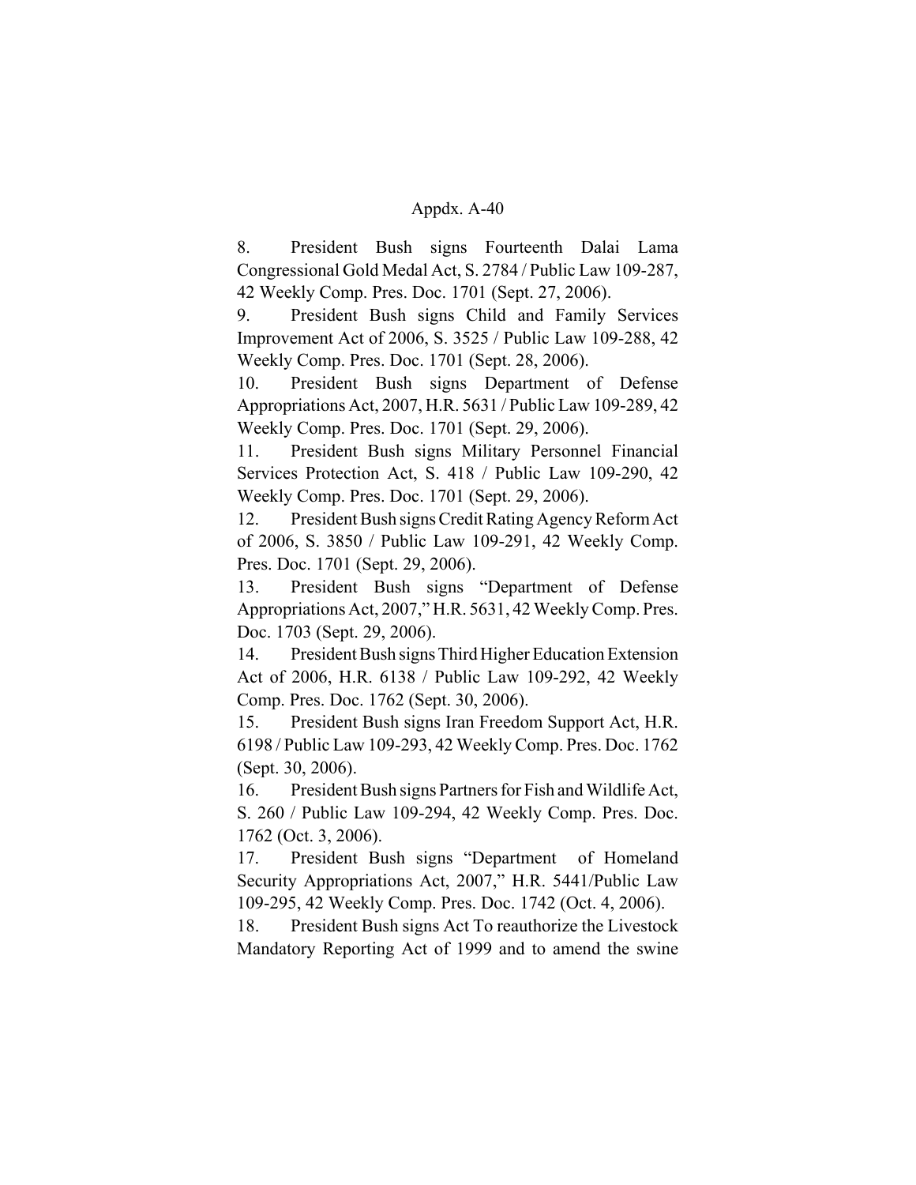8. President Bush signs Fourteenth Dalai Lama Congressional Gold Medal Act, S. 2784 / Public Law 109-287, 42 Weekly Comp. Pres. Doc. 1701 (Sept. 27, 2006).

9. President Bush signs Child and Family Services Improvement Act of 2006, S. 3525 / Public Law 109-288, 42 Weekly Comp. Pres. Doc. 1701 (Sept. 28, 2006).

10. President Bush signs Department of Defense Appropriations Act, 2007, H.R. 5631 / Public Law 109-289, 42 Weekly Comp. Pres. Doc. 1701 (Sept. 29, 2006).

11. President Bush signs Military Personnel Financial Services Protection Act, S. 418 / Public Law 109-290, 42 Weekly Comp. Pres. Doc. 1701 (Sept. 29, 2006).

12. President Bush signs Credit Rating Agency Reform Act of 2006, S. 3850 / Public Law 109-291, 42 Weekly Comp. Pres. Doc. 1701 (Sept. 29, 2006).

13. President Bush signs "Department of Defense Appropriations Act, 2007," H.R. 5631, 42 Weekly Comp. Pres. Doc. 1703 (Sept. 29, 2006).

14. President Bush signs Third Higher Education Extension Act of 2006, H.R. 6138 / Public Law 109-292, 42 Weekly Comp. Pres. Doc. 1762 (Sept. 30, 2006).

15. President Bush signs Iran Freedom Support Act, H.R. 6198 / Public Law 109-293, 42 Weekly Comp. Pres. Doc. 1762 (Sept. 30, 2006).

16. President Bush signs Partners for Fish and Wildlife Act, S. 260 / Public Law 109-294, 42 Weekly Comp. Pres. Doc. 1762 (Oct. 3, 2006).

17. President Bush signs "Department of Homeland Security Appropriations Act, 2007," H.R. 5441/Public Law 109-295, 42 Weekly Comp. Pres. Doc. 1742 (Oct. 4, 2006).

18. President Bush signs Act To reauthorize the Livestock Mandatory Reporting Act of 1999 and to amend the swine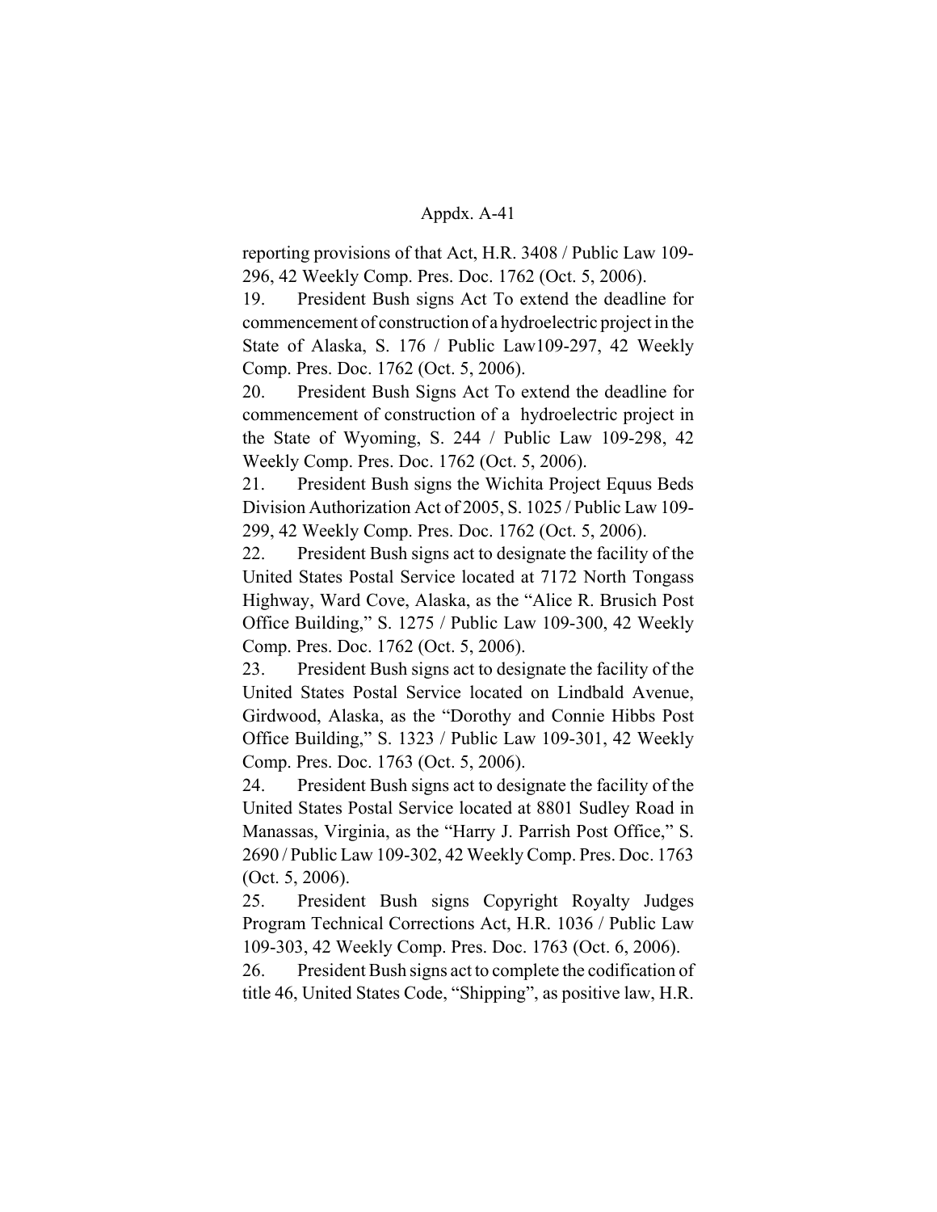reporting provisions of that Act, H.R. 3408 / Public Law 109-296, 42 Weekly Comp. Pres. Doc. 1762 (Oct. 5, 2006).

19. President Bush signs Act To extend the deadline for commencement of construction of a hydroelectric project in the State of Alaska, S. 176 / Public Law109-297, 42 Weekly Comp. Pres. Doc. 1762 (Oct. 5, 2006).

20. President Bush Signs Act To extend the deadline for commencement of construction of a hydroelectric project in the State of Wyoming, S. 244 / Public Law 109-298, 42 Weekly Comp. Pres. Doc. 1762 (Oct. 5, 2006).

21. President Bush signs the Wichita Project Equus Beds Division Authorization Act of 2005, S. 1025 / Public Law 109-299, 42 Weekly Comp. Pres. Doc. 1762 (Oct. 5, 2006).

22. President Bush signs act to designate the facility of the United States Postal Service located at 7172 North Tongass Highway, Ward Cove, Alaska, as the "Alice R. Brusich Post Office Building," S. 1275 / Public Law 109-300, 42 Weekly Comp. Pres. Doc. 1762 (Oct. 5, 2006).

23. President Bush signs act to designate the facility of the United States Postal Service located on Lindbald Avenue, Girdwood, Alaska, as the "Dorothy and Connie Hibbs Post Office Building," S. 1323 / Public Law 109-301, 42 Weekly Comp. Pres. Doc. 1763 (Oct. 5, 2006).

24. President Bush signs act to designate the facility of the United States Postal Service located at 8801 Sudley Road in Manassas, Virginia, as the "Harry J. Parrish Post Office," S. 2690 / Public Law 109-302, 42 Weekly Comp. Pres. Doc. 1763 (Oct. 5, 2006).

25. President Bush signs Copyright Royalty Judges Program Technical Corrections Act, H.R. 1036 / Public Law 109-303, 42 Weekly Comp. Pres. Doc. 1763 (Oct. 6, 2006).

26. President Bush signs act to complete the codification of title 46, United States Code, "Shipping", as positive law, H.R.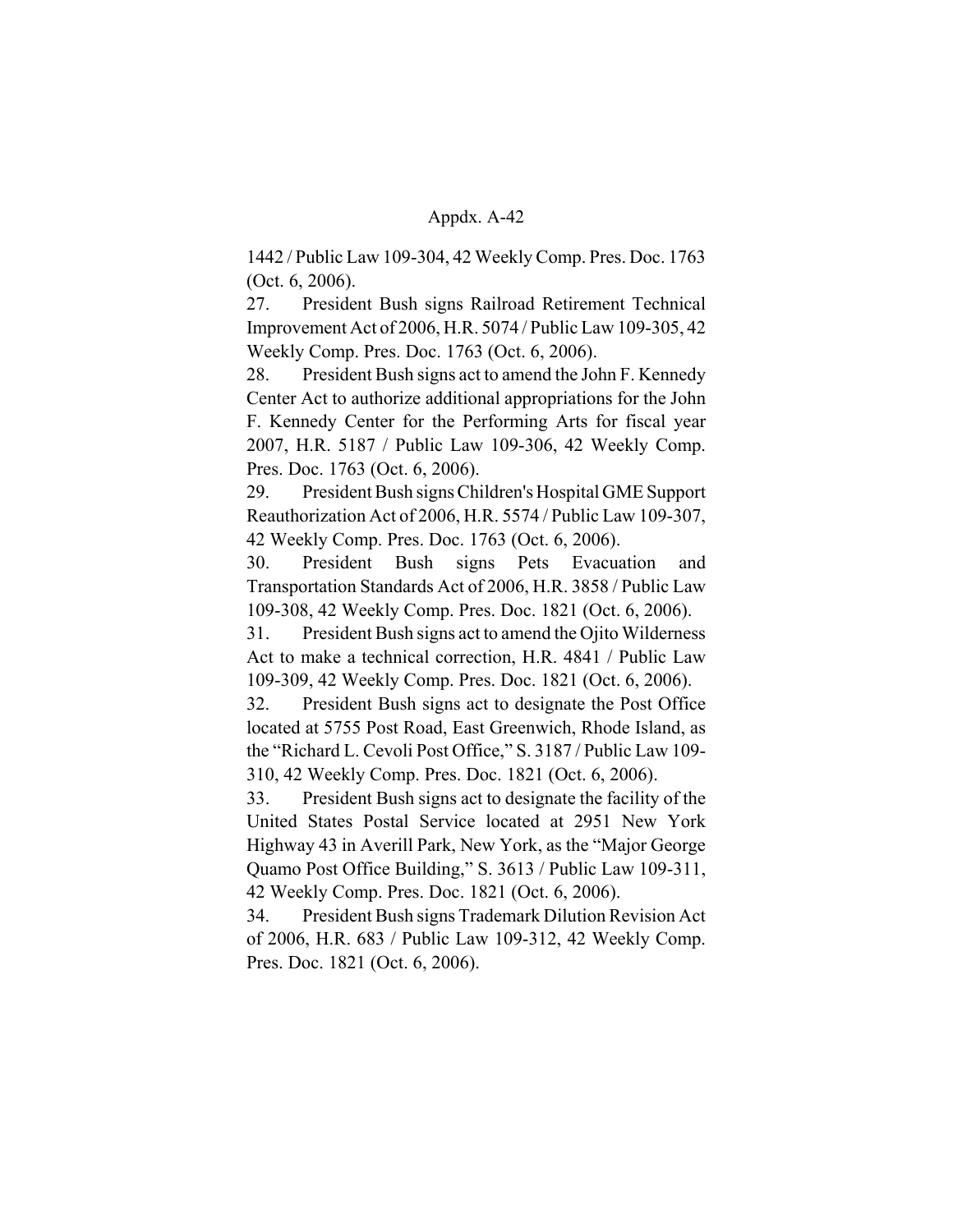1442 / Public Law 109-304, 42 Weekly Comp. Pres. Doc. 1763 (Oct. 6, 2006).

27. President Bush signs Railroad Retirement Technical Improvement Act of 2006, H.R. 5074 / Public Law 109-305, 42 Weekly Comp. Pres. Doc. 1763 (Oct. 6, 2006).

28. President Bush signs act to amend the John F. Kennedy Center Act to authorize additional appropriations for the John F. Kennedy Center for the Performing Arts for fiscal year 2007, H.R. 5187 / Public Law 109-306, 42 Weekly Comp. Pres. Doc. 1763 (Oct. 6, 2006).

29. President Bush signs Children's Hospital GME Support Reauthorization Act of 2006, H.R. 5574 / Public Law 109-307, 42 Weekly Comp. Pres. Doc. 1763 (Oct. 6, 2006).

30. President Bush signs Pets Evacuation and Transportation Standards Act of 2006, H.R. 3858 / Public Law 109-308, 42 Weekly Comp. Pres. Doc. 1821 (Oct. 6, 2006).

31. President Bush signs act to amend the Ojito Wilderness Act to make a technical correction, H.R. 4841 / Public Law 109-309, 42 Weekly Comp. Pres. Doc. 1821 (Oct. 6, 2006).

32. President Bush signs act to designate the Post Office located at 5755 Post Road, East Greenwich, Rhode Island, as the "Richard L. Cevoli Post Office," S. 3187 / Public Law 109-310, 42 Weekly Comp. Pres. Doc. 1821 (Oct. 6, 2006).

33. President Bush signs act to designate the facility of the United States Postal Service located at 2951 New York Highway 43 in Averill Park, New York, as the "Major George Quamo Post Office Building," S. 3613 / Public Law 109-311, 42 Weekly Comp. Pres. Doc. 1821 (Oct. 6, 2006).

34. President Bush signs Trademark Dilution Revision Act of 2006, H.R. 683 / Public Law 109-312, 42 Weekly Comp. Pres. Doc. 1821 (Oct. 6, 2006).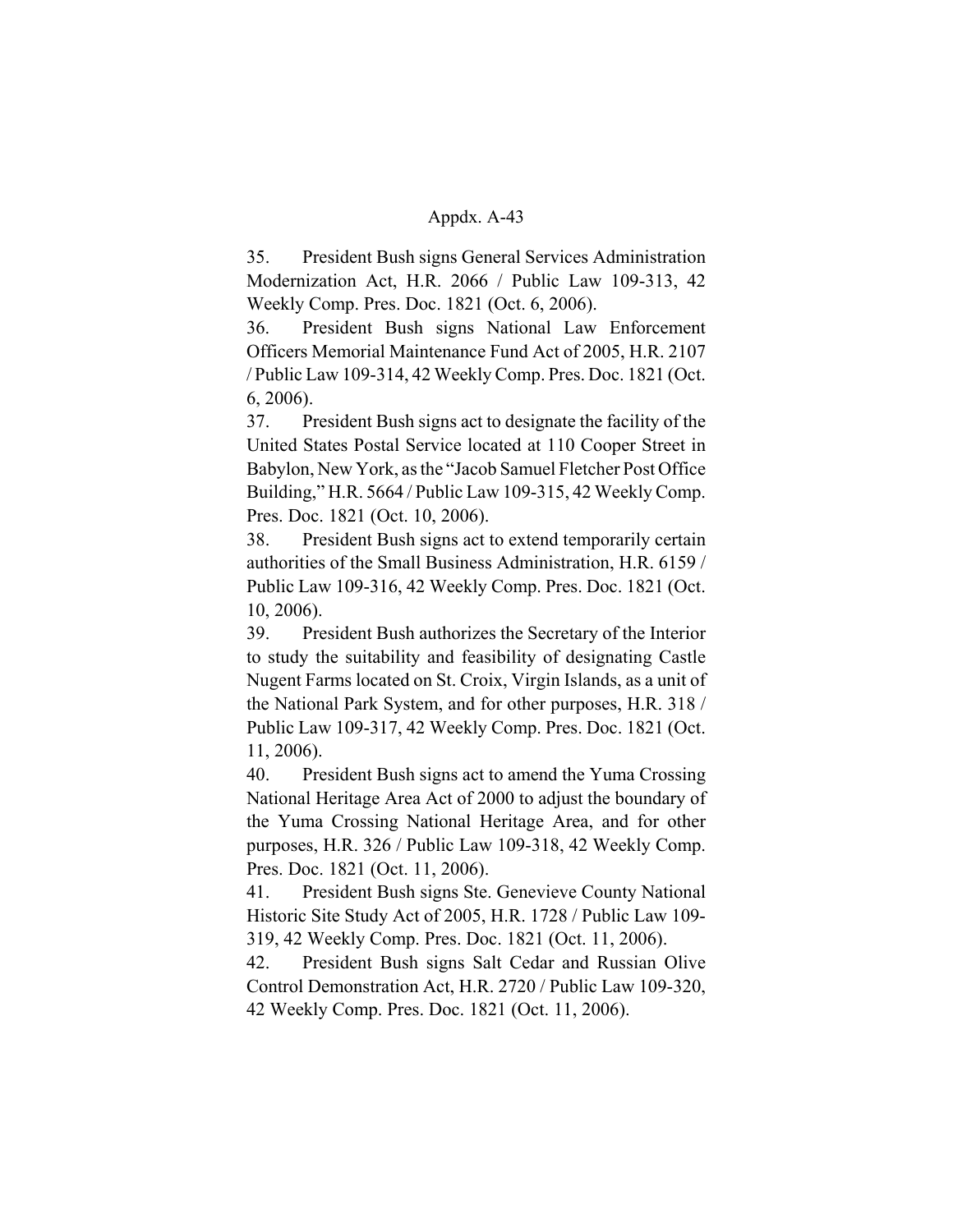35. President Bush signs General Services Administration Modernization Act, H.R. 2066 / Public Law 109-313, 42 Weekly Comp. Pres. Doc. 1821 (Oct. 6, 2006).

36. President Bush signs National Law Enforcement Officers Memorial Maintenance Fund Act of 2005, H.R. 2107 / Public Law 109-314, 42 Weekly Comp. Pres. Doc. 1821 (Oct. 6, 2006).

37. President Bush signs act to designate the facility of the United States Postal Service located at 110 Cooper Street in Babylon, New York, as the "Jacob Samuel Fletcher Post Office Building," H.R. 5664 / Public Law 109-315, 42 Weekly Comp. Pres. Doc. 1821 (Oct. 10, 2006).

38. President Bush signs act to extend temporarily certain authorities of the Small Business Administration, H.R. 6159 / Public Law 109-316, 42 Weekly Comp. Pres. Doc. 1821 (Oct. 10, 2006).

39. President Bush authorizes the Secretary of the Interior to study the suitability and feasibility of designating Castle Nugent Farms located on St. Croix, Virgin Islands, as a unit of the National Park System, and for other purposes, H.R. 318 / Public Law 109-317, 42 Weekly Comp. Pres. Doc. 1821 (Oct. 11, 2006).

40. President Bush signs act to amend the Yuma Crossing National Heritage Area Act of 2000 to adjust the boundary of the Yuma Crossing National Heritage Area, and for other purposes, H.R. 326 / Public Law 109-318, 42 Weekly Comp. Pres. Doc. 1821 (Oct. 11, 2006).

41. President Bush signs Ste. Genevieve County National Historic Site Study Act of 2005, H.R. 1728 / Public Law 109-319, 42 Weekly Comp. Pres. Doc. 1821 (Oct. 11, 2006).

42. President Bush signs Salt Cedar and Russian Olive Control Demonstration Act, H.R. 2720 / Public Law 109-320, 42 Weekly Comp. Pres. Doc. 1821 (Oct. 11, 2006).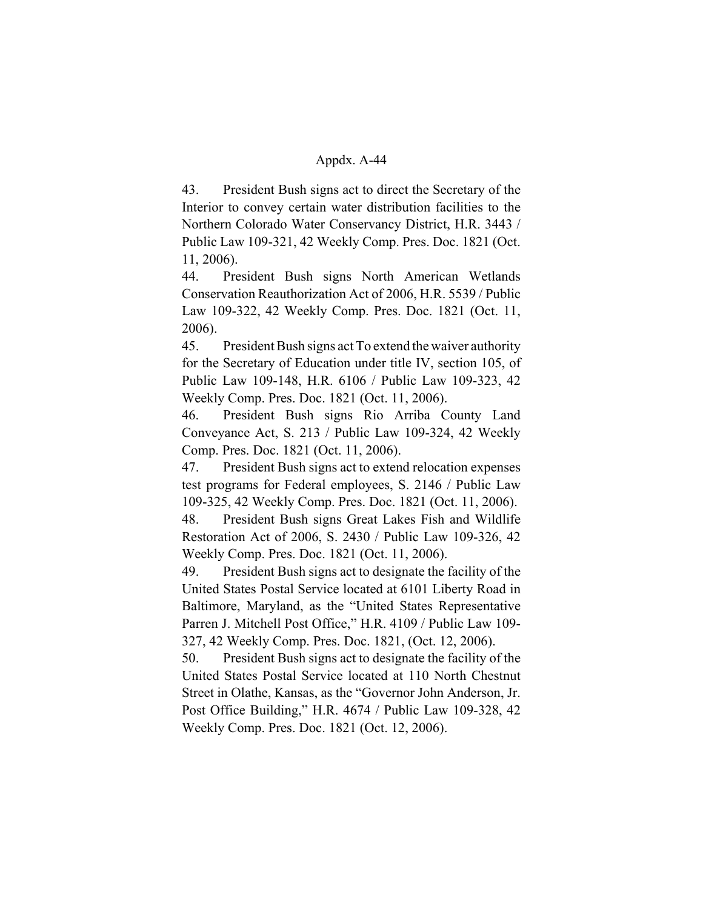43. President Bush signs act to direct the Secretary of the Interior to convey certain water distribution facilities to the Northern Colorado Water Conservancy District, H.R. 3443 / Public Law 109-321, 42 Weekly Comp. Pres. Doc. 1821 (Oct. 11, 2006).

44. President Bush signs North American Wetlands Conservation Reauthorization Act of 2006, H.R. 5539 / Public Law 109-322, 42 Weekly Comp. Pres. Doc. 1821 (Oct. 11, 2006).

45. President Bush signs act To extend the waiver authority for the Secretary of Education under title IV, section 105, of Public Law 109-148, H.R. 6106 / Public Law 109-323, 42 Weekly Comp. Pres. Doc. 1821 (Oct. 11, 2006).

46. President Bush signs Rio Arriba County Land Conveyance Act, S. 213 / Public Law 109-324, 42 Weekly Comp. Pres. Doc. 1821 (Oct. 11, 2006).

47. President Bush signs act to extend relocation expenses test programs for Federal employees, S. 2146 / Public Law 109-325, 42 Weekly Comp. Pres. Doc. 1821 (Oct. 11, 2006).

48. President Bush signs Great Lakes Fish and Wildlife Restoration Act of 2006, S. 2430 / Public Law 109-326, 42 Weekly Comp. Pres. Doc. 1821 (Oct. 11, 2006).

49. President Bush signs act to designate the facility of the United States Postal Service located at 6101 Liberty Road in Baltimore, Maryland, as the "United States Representative Parren J. Mitchell Post Office," H.R. 4109 / Public Law 109-327, 42 Weekly Comp. Pres. Doc. 1821, (Oct. 12, 2006).

50. President Bush signs act to designate the facility of the United States Postal Service located at 110 North Chestnut Street in Olathe, Kansas, as the "Governor John Anderson, Jr. Post Office Building," H.R. 4674 / Public Law 109-328, 42 Weekly Comp. Pres. Doc. 1821 (Oct. 12, 2006).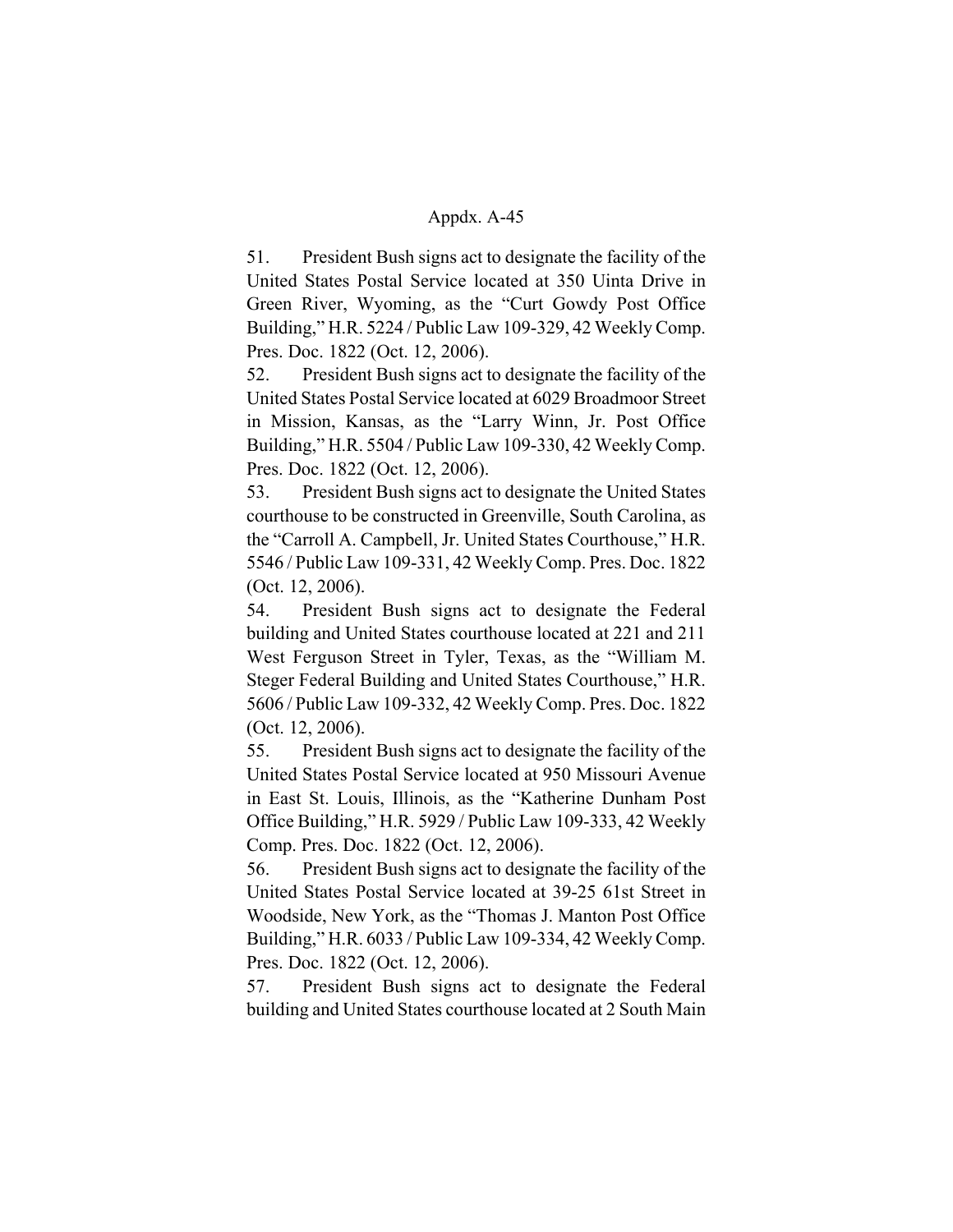51. President Bush signs act to designate the facility of the United States Postal Service located at 350 Uinta Drive in Green River, Wyoming, as the "Curt Gowdy Post Office Building," H.R. 5224 / Public Law 109-329, 42 Weekly Comp. Pres. Doc. 1822 (Oct. 12, 2006).

52. President Bush signs act to designate the facility of the United States Postal Service located at 6029 Broadmoor Street in Mission, Kansas, as the "Larry Winn, Jr. Post Office Building," H.R. 5504 / Public Law 109-330, 42 Weekly Comp. Pres. Doc. 1822 (Oct. 12, 2006).

53. President Bush signs act to designate the United States courthouse to be constructed in Greenville, South Carolina, as the "Carroll A. Campbell, Jr. United States Courthouse," H.R. 5546 / Public Law 109-331, 42 Weekly Comp. Pres. Doc. 1822 (Oct. 12, 2006).

54. President Bush signs act to designate the Federal building and United States courthouse located at 221 and 211 West Ferguson Street in Tyler, Texas, as the "William M. Steger Federal Building and United States Courthouse," H.R. 5606 / Public Law 109-332, 42 Weekly Comp. Pres. Doc. 1822 (Oct. 12, 2006).

55. President Bush signs act to designate the facility of the United States Postal Service located at 950 Missouri Avenue in East St. Louis, Illinois, as the "Katherine Dunham Post Office Building," H.R. 5929 / Public Law 109-333, 42 Weekly Comp. Pres. Doc. 1822 (Oct. 12, 2006).

56. President Bush signs act to designate the facility of the United States Postal Service located at 39-25 61st Street in Woodside, New York, as the "Thomas J. Manton Post Office Building," H.R. 6033 / Public Law 109-334, 42 Weekly Comp. Pres. Doc. 1822 (Oct. 12, 2006).

57. President Bush signs act to designate the Federal building and United States courthouse located at 2 South Main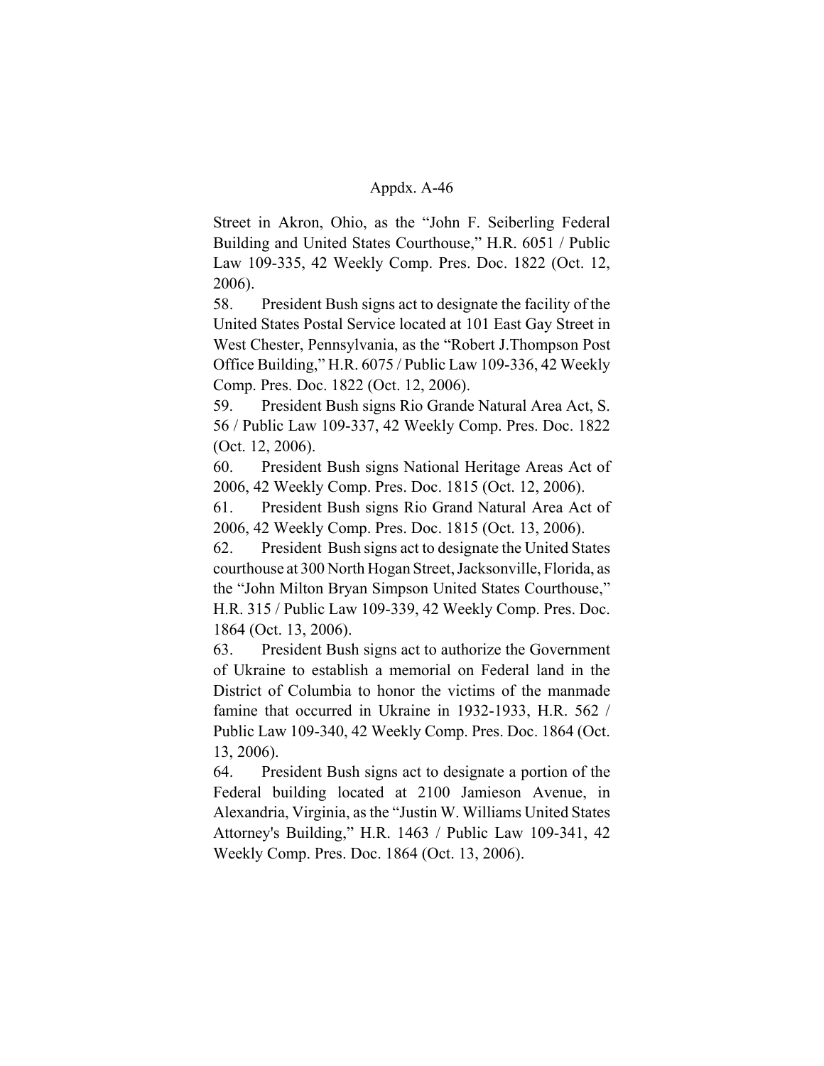Street in Akron, Ohio, as the "John F. Seiberling Federal Building and United States Courthouse," H.R. 6051 / Public Law 109-335, 42 Weekly Comp. Pres. Doc. 1822 (Oct. 12, 2006).

58. President Bush signs act to designate the facility of the United States Postal Service located at 101 East Gay Street in West Chester, Pennsylvania, as the "Robert J.Thompson Post Office Building," H.R. 6075 / Public Law 109-336, 42 Weekly Comp. Pres. Doc. 1822 (Oct. 12, 2006).

59. President Bush signs Rio Grande Natural Area Act, S. 56 / Public Law 109-337, 42 Weekly Comp. Pres. Doc. 1822 (Oct. 12, 2006).

60. President Bush signs National Heritage Areas Act of 2006, 42 Weekly Comp. Pres. Doc. 1815 (Oct. 12, 2006).

61. President Bush signs Rio Grand Natural Area Act of 2006, 42 Weekly Comp. Pres. Doc. 1815 (Oct. 13, 2006).

62. President Bush signs act to designate the United States courthouse at 300 North Hogan Street, Jacksonville, Florida, as the "John Milton Bryan Simpson United States Courthouse," H.R. 315 / Public Law 109-339, 42 Weekly Comp. Pres. Doc. 1864 (Oct. 13, 2006).

63. President Bush signs act to authorize the Government of Ukraine to establish a memorial on Federal land in the District of Columbia to honor the victims of the manmade famine that occurred in Ukraine in 1932-1933, H.R. 562 / Public Law 109-340, 42 Weekly Comp. Pres. Doc. 1864 (Oct. 13, 2006).

64. President Bush signs act to designate a portion of the Federal building located at 2100 Jamieson Avenue, in Alexandria, Virginia, as the "Justin W. Williams United States Attorney's Building," H.R. 1463 / Public Law 109-341, 42 Weekly Comp. Pres. Doc. 1864 (Oct. 13, 2006).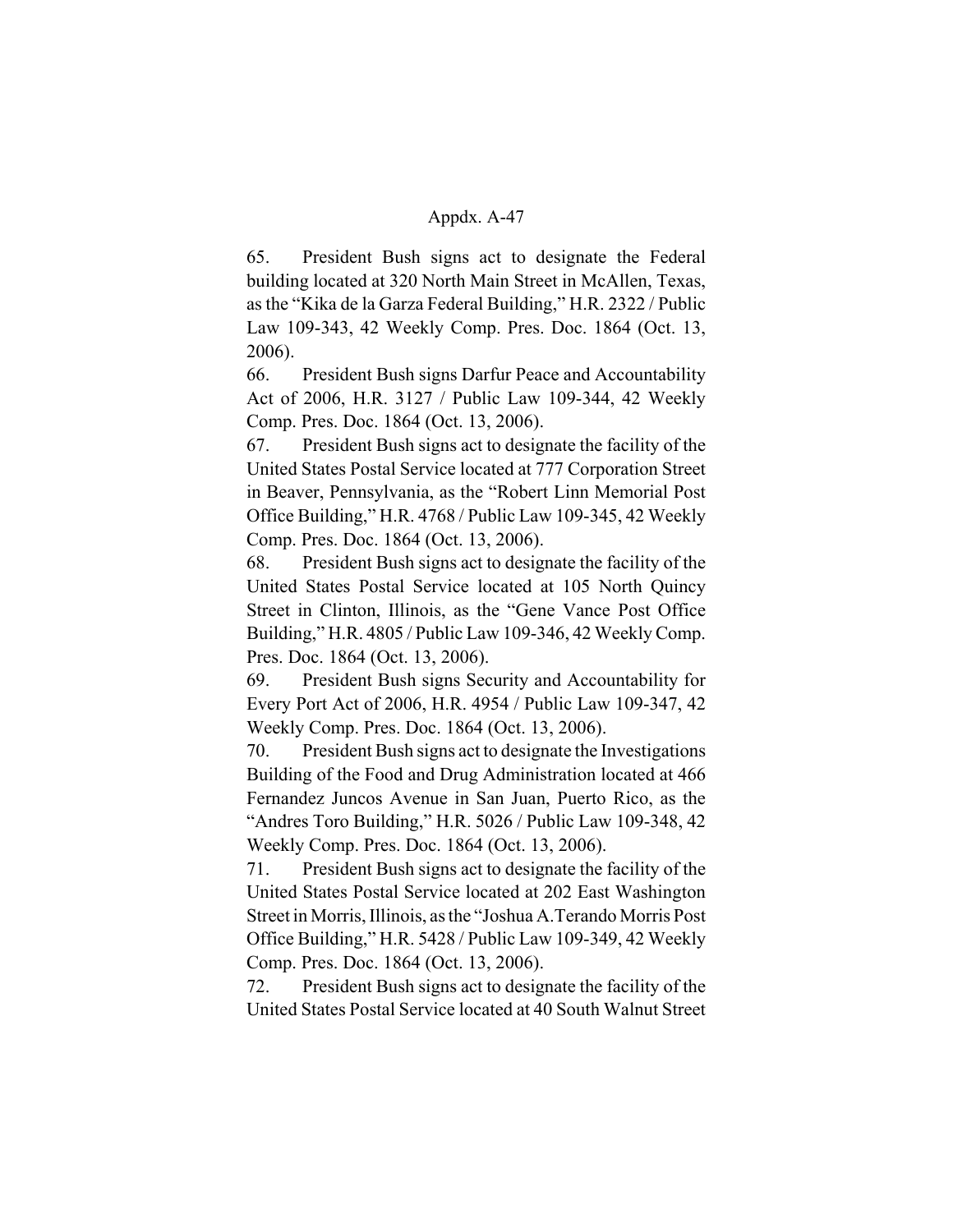65. President Bush signs act to designate the Federal building located at 320 North Main Street in McAllen, Texas, as the "Kika de la Garza Federal Building," H.R. 2322 / Public Law 109-343, 42 Weekly Comp. Pres. Doc. 1864 (Oct. 13, 2006).

66. President Bush signs Darfur Peace and Accountability Act of 2006, H.R. 3127 / Public Law 109-344, 42 Weekly Comp. Pres. Doc. 1864 (Oct. 13, 2006).

67. President Bush signs act to designate the facility of the United States Postal Service located at 777 Corporation Street in Beaver, Pennsylvania, as the "Robert Linn Memorial Post Office Building," H.R. 4768 / Public Law 109-345, 42 Weekly Comp. Pres. Doc. 1864 (Oct. 13, 2006).

68. President Bush signs act to designate the facility of the United States Postal Service located at 105 North Quincy Street in Clinton, Illinois, as the "Gene Vance Post Office Building," H.R. 4805 / Public Law 109-346, 42 Weekly Comp. Pres. Doc. 1864 (Oct. 13, 2006).

69. President Bush signs Security and Accountability for Every Port Act of 2006, H.R. 4954 / Public Law 109-347, 42 Weekly Comp. Pres. Doc. 1864 (Oct. 13, 2006).

70. President Bush signs act to designate the Investigations Building of the Food and Drug Administration located at 466 Fernandez Juncos Avenue in San Juan, Puerto Rico, as the "Andres Toro Building," H.R. 5026 / Public Law 109-348, 42 Weekly Comp. Pres. Doc. 1864 (Oct. 13, 2006).

71. President Bush signs act to designate the facility of the United States Postal Service located at 202 East Washington Street in Morris, Illinois, as the "Joshua A. Terando Morris Post Office Building," H.R. 5428 / Public Law 109-349, 42 Weekly Comp. Pres. Doc. 1864 (Oct. 13, 2006).

72. President Bush signs act to designate the facility of the United States Postal Service located at 40 South Walnut Street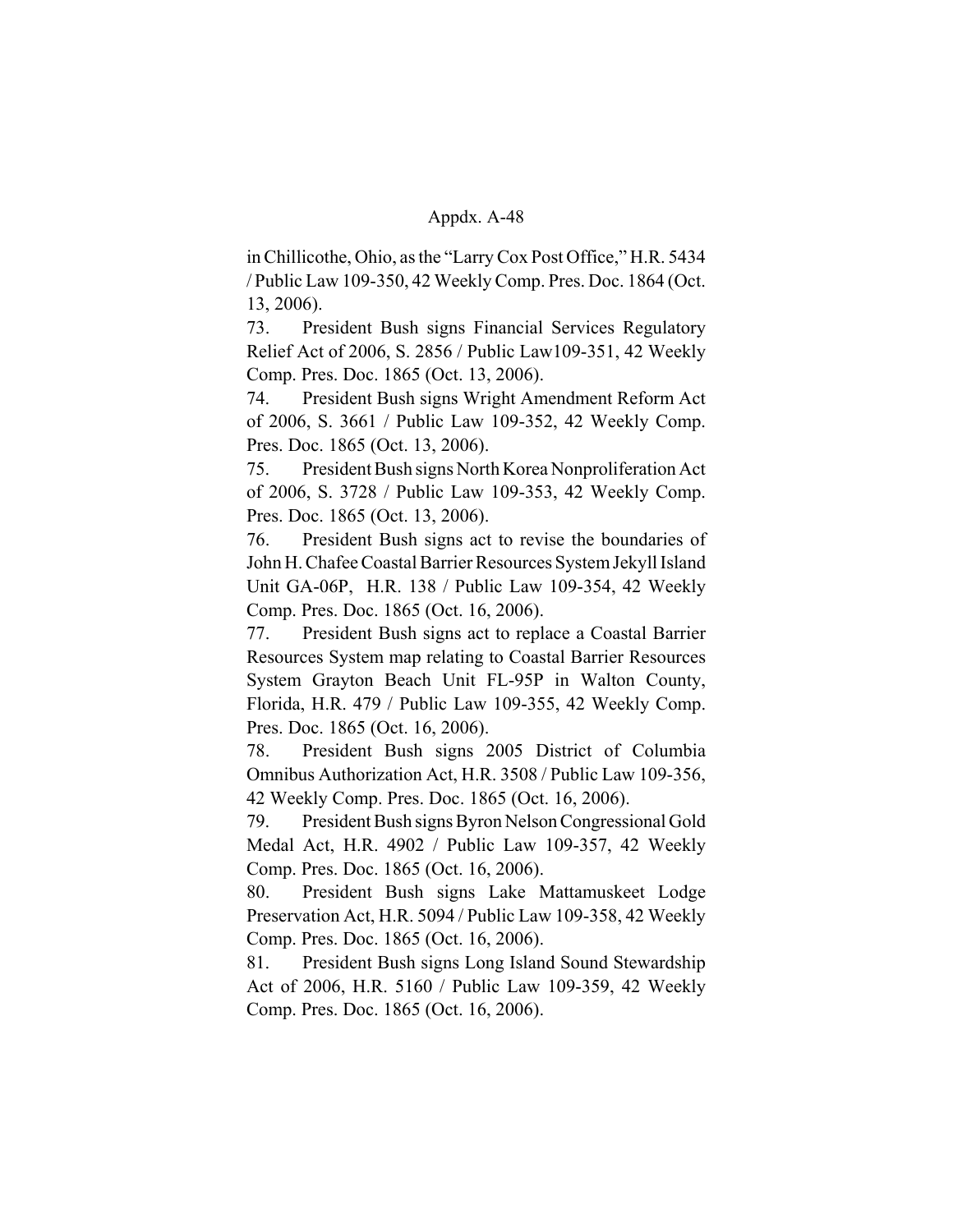in Chillicothe, Ohio, as the "Larry Cox Post Office," H.R. 5434 / Public Law 109-350, 42 Weekly Comp. Pres. Doc. 1864 (Oct. 13, 2006).

73. President Bush signs Financial Services Regulatory Relief Act of 2006, S. 2856 / Public Law109-351, 42 Weekly Comp. Pres. Doc. 1865 (Oct. 13, 2006).

74. President Bush signs Wright Amendment Reform Act of 2006, S. 3661 / Public Law 109-352, 42 Weekly Comp. Pres. Doc. 1865 (Oct. 13, 2006).

75. President Bush signs North Korea Nonproliferation Act of 2006, S. 3728 / Public Law 109-353, 42 Weekly Comp. Pres. Doc. 1865 (Oct. 13, 2006).

76. President Bush signs act to revise the boundaries of John H. Chafee Coastal Barrier Resources System Jekyll Island Unit GA-06P, H.R. 138 / Public Law 109-354, 42 Weekly Comp. Pres. Doc. 1865 (Oct. 16, 2006).

77. President Bush signs act to replace a Coastal Barrier Resources System map relating to Coastal Barrier Resources System Grayton Beach Unit FL-95P in Walton County, Florida, H.R. 479 / Public Law 109-355, 42 Weekly Comp. Pres. Doc. 1865 (Oct. 16, 2006).

78. President Bush signs 2005 District of Columbia Omnibus Authorization Act, H.R. 3508 / Public Law 109-356, 42 Weekly Comp. Pres. Doc. 1865 (Oct. 16, 2006).

79. President Bush signs Byron Nelson Congressional Gold Medal Act, H.R. 4902 / Public Law 109-357, 42 Weekly Comp. Pres. Doc. 1865 (Oct. 16, 2006).

80. President Bush signs Lake Mattamuskeet Lodge Preservation Act, H.R. 5094 / Public Law 109-358, 42 Weekly Comp. Pres. Doc. 1865 (Oct. 16, 2006).

81. President Bush signs Long Island Sound Stewardship Act of 2006, H.R. 5160 / Public Law 109-359, 42 Weekly Comp. Pres. Doc. 1865 (Oct. 16, 2006).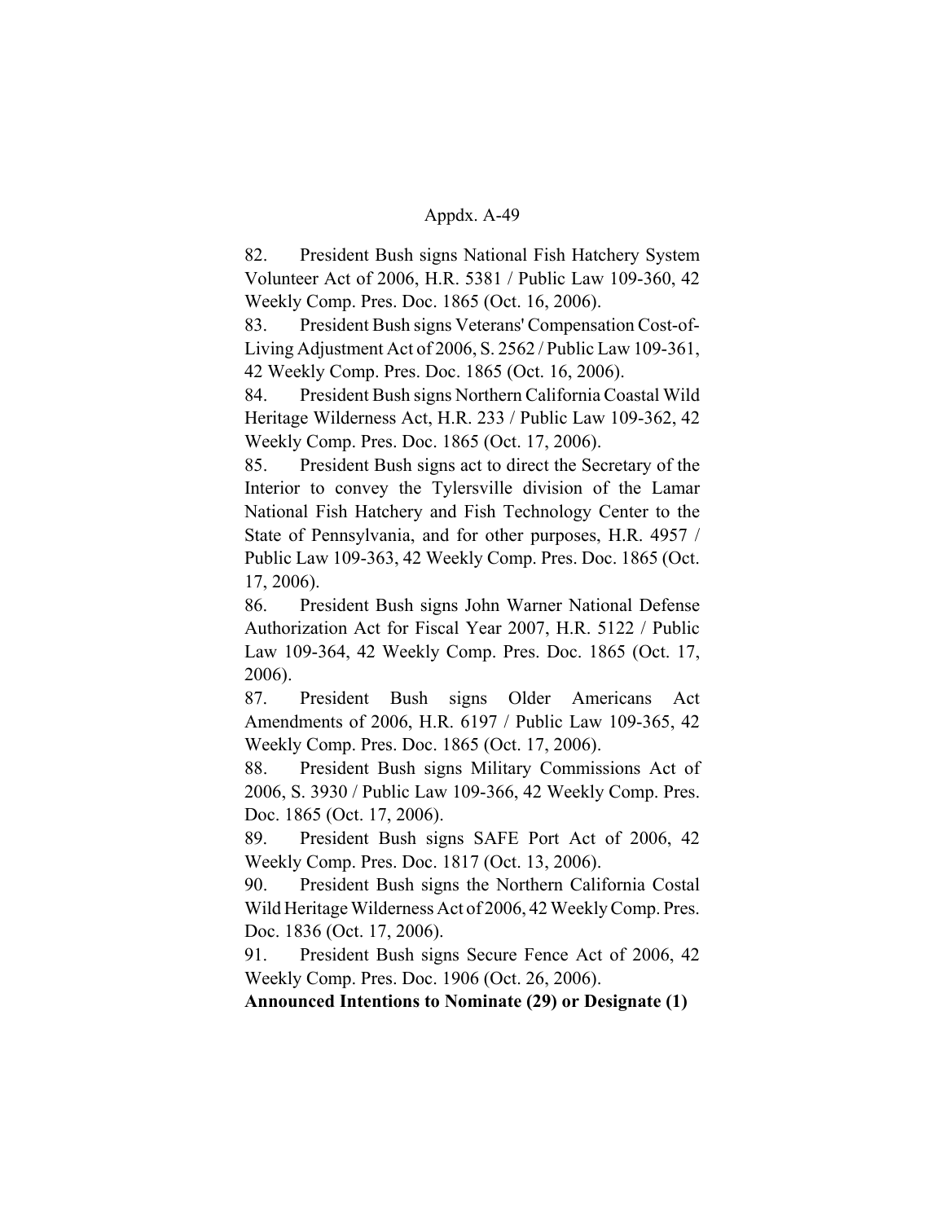82. President Bush signs National Fish Hatchery System Volunteer Act of 2006, H.R. 5381 / Public Law 109-360, 42 Weekly Comp. Pres. Doc. 1865 (Oct. 16, 2006).

83. President Bush signs Veterans' Compensation Cost-of-Living Adjustment Act of 2006, S. 2562 / Public Law 109-361, 42 Weekly Comp. Pres. Doc. 1865 (Oct. 16, 2006).

84. President Bush signs Northern California Coastal Wild Heritage Wilderness Act, H.R. 233 / Public Law 109-362, 42 Weekly Comp. Pres. Doc. 1865 (Oct. 17, 2006).

85. President Bush signs act to direct the Secretary of the Interior to convey the Tylersville division of the Lamar National Fish Hatchery and Fish Technology Center to the State of Pennsylvania, and for other purposes, H.R. 4957 / Public Law 109-363, 42 Weekly Comp. Pres. Doc. 1865 (Oct. 17, 2006).

86. President Bush signs John Warner National Defense Authorization Act for Fiscal Year 2007, H.R. 5122 / Public Law 109-364, 42 Weekly Comp. Pres. Doc. 1865 (Oct. 17, 2006).

87. President Bush signs Older Americans Act Amendments of 2006, H.R. 6197 / Public Law 109-365, 42 Weekly Comp. Pres. Doc. 1865 (Oct. 17, 2006).

88. President Bush signs Military Commissions Act of 2006, S. 3930 / Public Law 109-366, 42 Weekly Comp. Pres. Doc. 1865 (Oct. 17, 2006).

89. President Bush signs SAFE Port Act of 2006, 42 Weekly Comp. Pres. Doc. 1817 (Oct. 13, 2006).

90. President Bush signs the Northern California Costal Wild Heritage Wilderness Act of 2006, 42 Weekly Comp. Pres. Doc. 1836 (Oct. 17, 2006).

91. President Bush signs Secure Fence Act of 2006, 42 Weekly Comp. Pres. Doc. 1906 (Oct. 26, 2006).

**Announced Intentions to Nominate (29) or Designate (1)**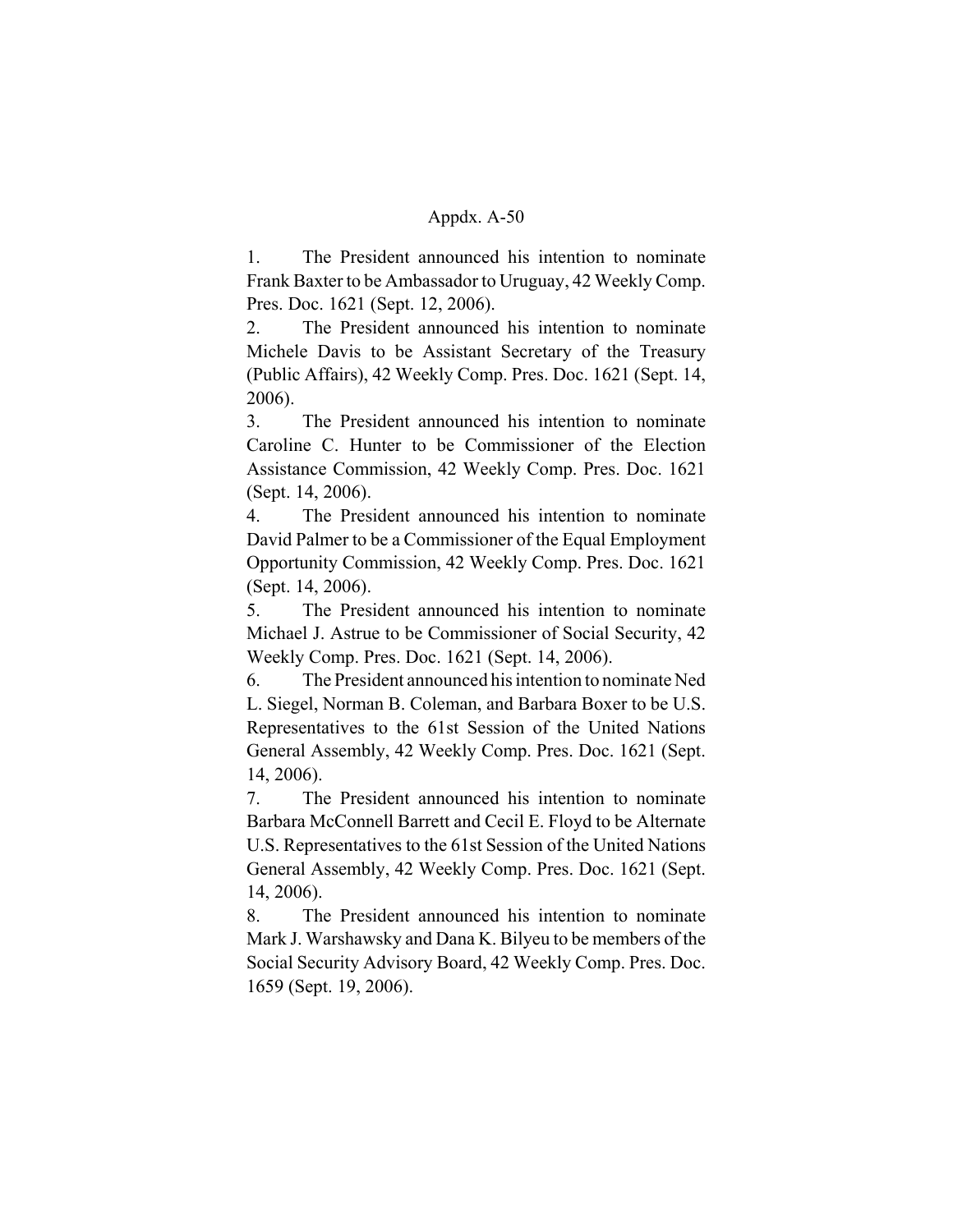Appdx. A-50

1. The President announced his intention to nominate Frank Baxter to be Ambassador to Uruguay, 42 Weekly Comp. Pres. Doc. 1621 (Sept. 12, 2006).

2. The President announced his intention to nominate Michele Davis to be Assistant Secretary of the Treasury (Public Affairs), 42 Weekly Comp. Pres. Doc. 1621 (Sept. 14, 2006).

3. The President announced his intention to nominate Caroline C. Hunter to be Commissioner of the Election Assistance Commission, 42 Weekly Comp. Pres. Doc. 1621 (Sept. 14, 2006).

4. The President announced his intention to nominate David Palmer to be a Commissioner of the Equal Employment Opportunity Commission, 42 Weekly Comp. Pres. Doc. 1621 (Sept. 14, 2006).

5. The President announced his intention to nominate Michael J. Astrue to be Commissioner of Social Security, 42 Weekly Comp. Pres. Doc. 1621 (Sept. 14, 2006).

6. The President announced his intention to nominate Ned L. Siegel, Norman B. Coleman, and Barbara Boxer to be U.S. Representatives to the 61st Session of the United Nations General Assembly, 42 Weekly Comp. Pres. Doc. 1621 (Sept. 14, 2006).

7. The President announced his intention to nominate Barbara McConnell Barrett and Cecil E. Floyd to be Alternate U.S. Representatives to the 61st Session of the United Nations General Assembly, 42 Weekly Comp. Pres. Doc. 1621 (Sept. 14, 2006).

8. The President announced his intention to nominate Mark J. Warshawsky and Dana K. Bilyeu to be members of the Social Security Advisory Board, 42 Weekly Comp. Pres. Doc. 1659 (Sept. 19, 2006).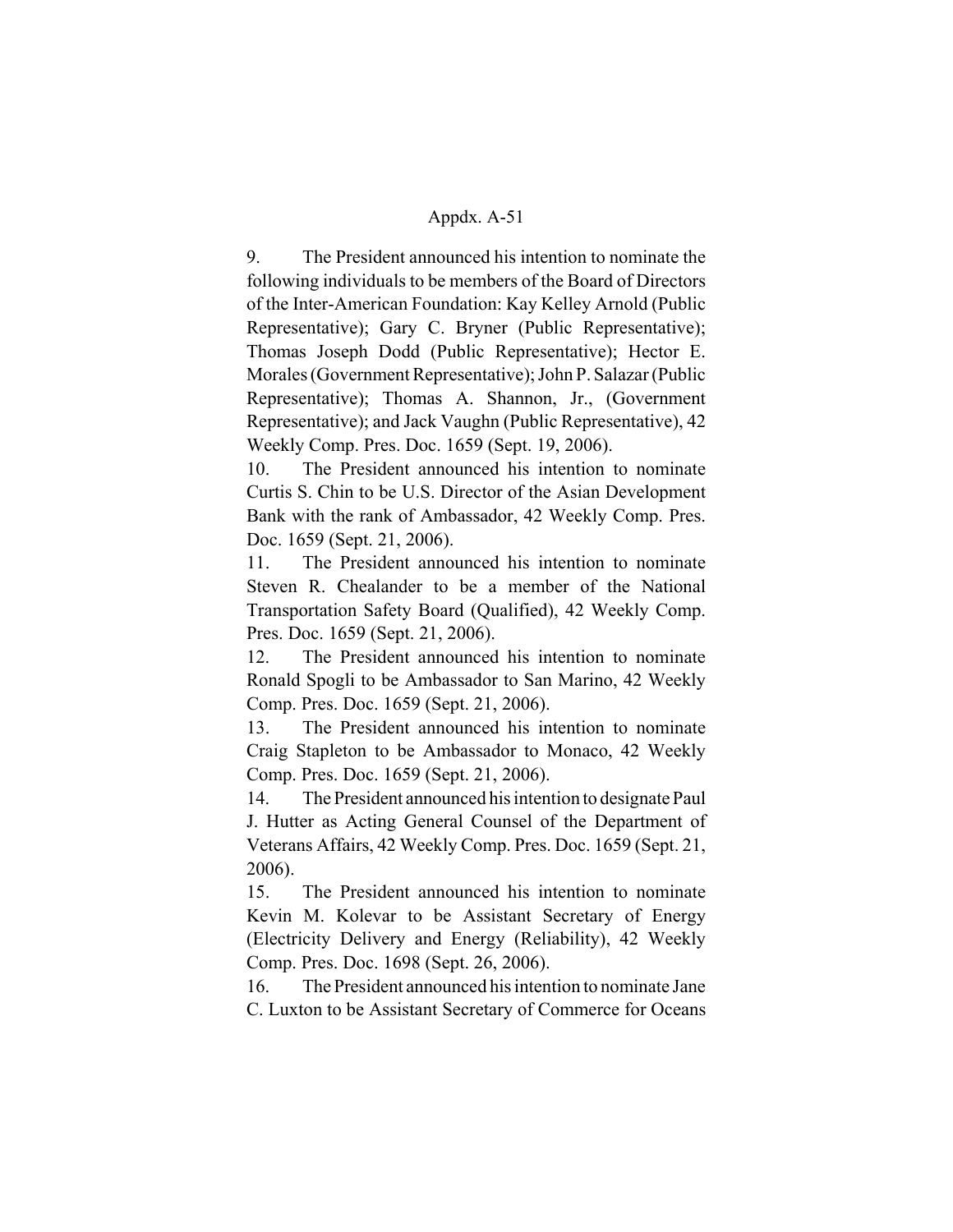9. The President announced his intention to nominate the following individuals to be members of the Board of Directors of the Inter-American Foundation: Kay Kelley Arnold (Public Representative); Gary C. Bryner (Public Representative); Thomas Joseph Dodd (Public Representative); Hector E. Morales (Government Representative); John P. Salazar (Public Representative); Thomas A. Shannon, Jr., (Government Representative); and Jack Vaughn (Public Representative), 42 Weekly Comp. Pres. Doc. 1659 (Sept. 19, 2006).

10. The President announced his intention to nominate Curtis S. Chin to be U.S. Director of the Asian Development Bank with the rank of Ambassador, 42 Weekly Comp. Pres. Doc. 1659 (Sept. 21, 2006).

11. The President announced his intention to nominate Steven R. Chealander to be a member of the National Transportation Safety Board (Qualified), 42 Weekly Comp. Pres. Doc. 1659 (Sept. 21, 2006).

12. The President announced his intention to nominate Ronald Spogli to be Ambassador to San Marino, 42 Weekly Comp. Pres. Doc. 1659 (Sept. 21, 2006).

13. The President announced his intention to nominate Craig Stapleton to be Ambassador to Monaco, 42 Weekly Comp. Pres. Doc. 1659 (Sept. 21, 2006).

14. The President announced his intention to designate Paul J. Hutter as Acting General Counsel of the Department of Veterans Affairs, 42 Weekly Comp. Pres. Doc. 1659 (Sept. 21, 2006).

15. The President announced his intention to nominate Kevin M. Kolevar to be Assistant Secretary of Energy (Electricity Delivery and Energy (Reliability), 42 Weekly Comp. Pres. Doc. 1698 (Sept. 26, 2006).

16. The President announced his intention to nominate Jane C. Luxton to be Assistant Secretary of Commerce for Oceans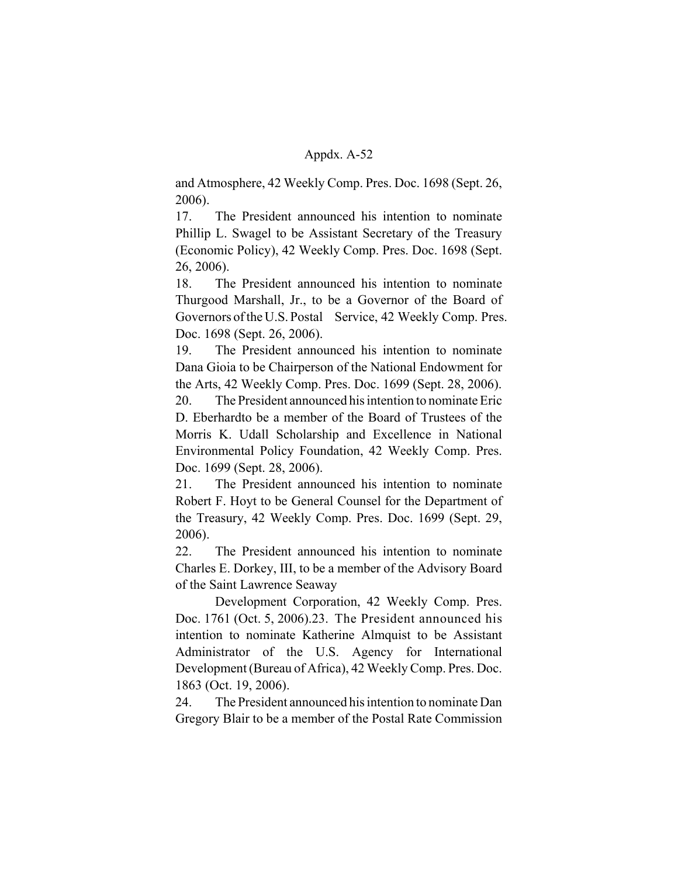and Atmosphere, 42 Weekly Comp. Pres. Doc. 1698 (Sept. 26, 2006).

17. The President announced his intention to nominate Phillip L. Swagel to be Assistant Secretary of the Treasury (Economic Policy), 42 Weekly Comp. Pres. Doc. 1698 (Sept. 26, 2006).

18. The President announced his intention to nominate Thurgood Marshall, Jr., to be a Governor of the Board of Governors of the U.S. Postal Service, 42 Weekly Comp. Pres. Doc. 1698 (Sept. 26, 2006).

19. The President announced his intention to nominate Dana Gioia to be Chairperson of the National Endowment for the Arts, 42 Weekly Comp. Pres. Doc. 1699 (Sept. 28, 2006).

20. The President announced his intention to nominate Eric D. Eberhardto be a member of the Board of Trustees of the Morris K. Udall Scholarship and Excellence in National Environmental Policy Foundation, 42 Weekly Comp. Pres. Doc. 1699 (Sept. 28, 2006).

21. The President announced his intention to nominate Robert F. Hoyt to be General Counsel for the Department of the Treasury, 42 Weekly Comp. Pres. Doc. 1699 (Sept. 29, 2006).

22. The President announced his intention to nominate Charles E. Dorkey, III, to be a member of the Advisory Board of the Saint Lawrence Seaway Development Corporation, 42 Weekly Comp. Pres. Doc. 1761 (Oct. 5, 2006).

23. The President announced his intention to nominate Katherine Almquist to be Assistant Administrator of the U.S. Agency for International Development (Bureau of Africa), 42 Weekly Comp. Pres. Doc. 1863 (Oct. 19, 2006).

24. The President announced his intention to nominate Dan Gregory Blair to be a member of the Postal Rate Commission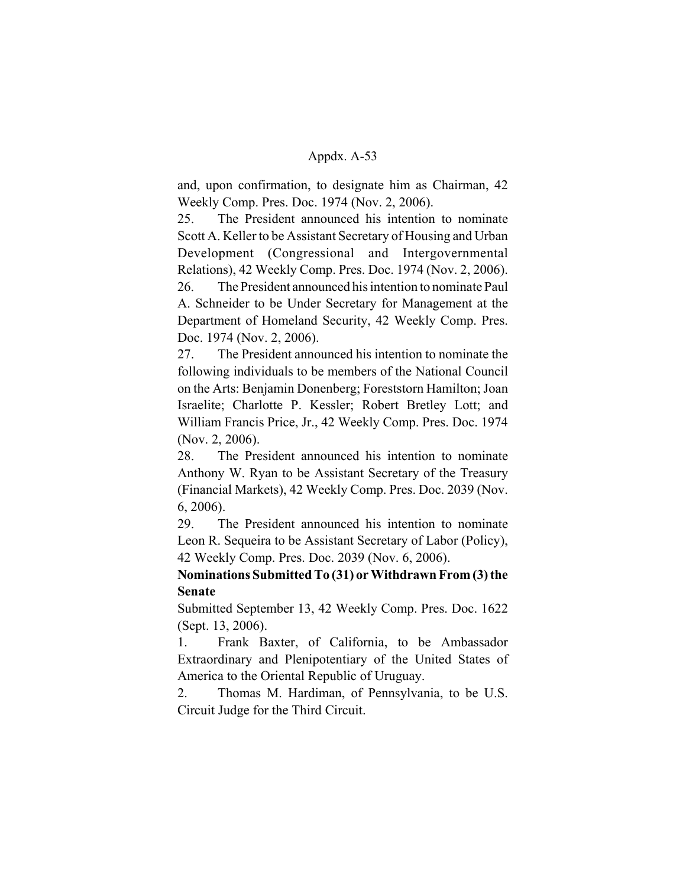and, upon confirmation, to designate him as Chairman, 42 Weekly Comp. Pres. Doc. 1974 (Nov. 2, 2006).

25. The President announced his intention to nominate Scott A. Keller to be Assistant Secretary of Housing and Urban Development (Congressional and Intergovernmental Relations), 42 Weekly Comp. Pres. Doc. 1974 (Nov. 2, 2006).

26. The President announced his intention to nominate Paul A. Schneider to be Under Secretary for Management at the Department of Homeland Security, 42 Weekly Comp. Pres. Doc. 1974 (Nov. 2, 2006).

27. The President announced his intention to nominate the following individuals to be members of the National Council on the Arts: Benjamin Donenberg; Foreststorn Hamilton; Joan Israelite; Charlotte P. Kessler; Robert Bretley Lott; and William Francis Price, Jr., 42 Weekly Comp. Pres. Doc. 1974 (Nov. 2, 2006).

28. The President announced his intention to nominate Anthony W. Ryan to be Assistant Secretary of the Treasury (Financial Markets), 42 Weekly Comp. Pres. Doc. 2039 (Nov. 6, 2006).

29. The President announced his intention to nominate Leon R. Sequeira to be Assistant Secretary of Labor (Policy), 42 Weekly Comp. Pres. Doc. 2039 (Nov. 6, 2006).

**Nominations Submitted To (31) or Withdrawn From (3) the Senate**

Submitted September 13, 42 Weekly Comp. Pres. Doc. 1622 (Sept. 13, 2006).

1. Frank Baxter, of California, to be Ambassador Extraordinary and Plenipotentiary of the United States of America to the Oriental Republic of Uruguay.

2. Thomas M. Hardiman, of Pennsylvania, to be U.S. Circuit Judge for the Third Circuit.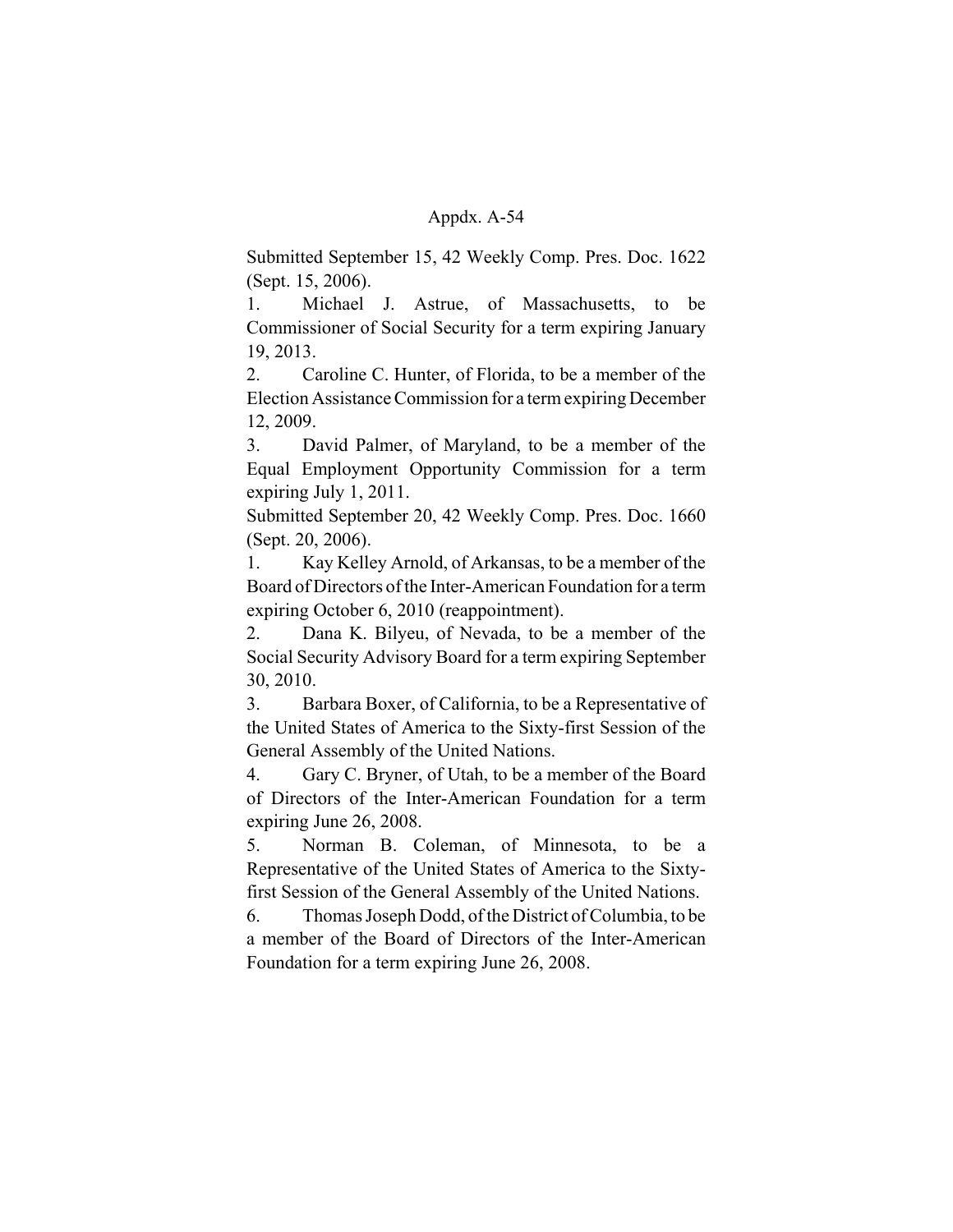Submitted September 15, 42 Weekly Comp. Pres. Doc. 1622 (Sept. 15, 2006).

1. Michael J. Astrue, of Massachusetts, to be Commissioner of Social Security for a term expiring January 19, 2013.
2. Caroline C. Hunter, of Florida, to be a member of the Election Assistance Commission for a term expiring December 12, 2009.
3. David Palmer, of Maryland, to be a member of the Equal Employment Opportunity Commission for a term expiring July 1, 2011.

Submitted September 20, 42 Weekly Comp. Pres. Doc. 1660 (Sept. 20, 2006).

1. Kay Kelley Arnold, of Arkansas, to be a member of the Board of Directors of the Inter-American Foundation for a term expiring October 6, 2010 (reappointment).
2. Dana K. Bilyeu, of Nevada, to be a member of the Social Security Advisory Board for a term expiring September 30, 2010.
3. Barbara Boxer, of California, to be a Representative of the United States of America to the Sixty-first Session of the General Assembly of the United Nations.
4. Gary C. Bryner, of Utah, to be a member of the Board of Directors of the Inter-American Foundation for a term expiring June 26, 2008.
5. Norman B. Coleman, of Minnesota, to be a Representative of the United States of America to the Sixty-first Session of the General Assembly of the United Nations.
6. Thomas Joseph Dodd, of the District of Columbia, to be a member of the Board of Directors of the Inter-American Foundation for a term expiring June 26, 2008.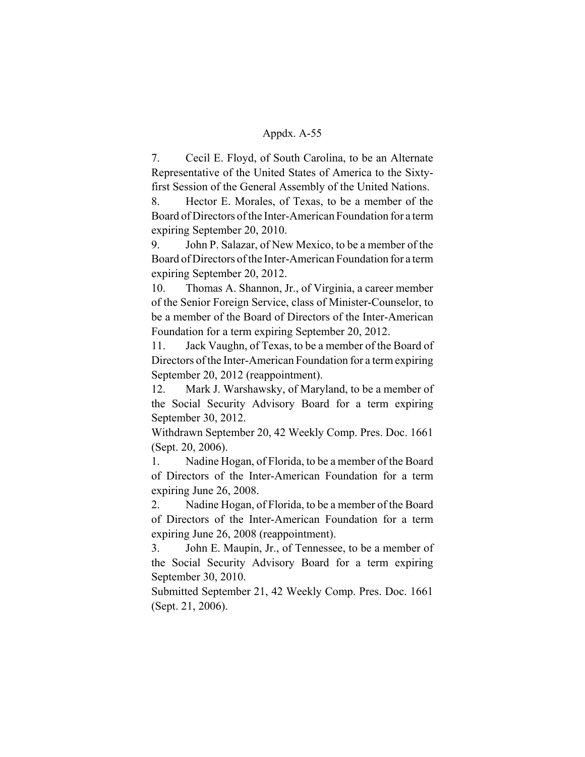7. Cecil E. Floyd, of South Carolina, to be an Alternate Representative of the United States of America to the Sixty-first Session of the General Assembly of the United Nations.

8. Hector E. Morales, of Texas, to be a member of the Board of Directors of the Inter-American Foundation for a term expiring September 20, 2010.

9. John P. Salazar, of New Mexico, to be a member of the Board of Directors of the Inter-American Foundation for a term expiring September 20, 2012.

10. Thomas A. Shannon, Jr., of Virginia, a career member of the Senior Foreign Service, class of Minister-Counselor, to be a member of the Board of Directors of the Inter-American Foundation for a term expiring September 20, 2012.

11. Jack Vaughn, of Texas, to be a member of the Board of Directors of the Inter-American Foundation for a term expiring September 20, 2012 (reappointment).

12. Mark J. Warshawsky, of Maryland, to be a member of the Social Security Advisory Board for a term expiring September 30, 2012.

Withdrawn September 20, 42 Weekly Comp. Pres. Doc. 1661 (Sept. 20, 2006).

1. Nadine Hogan, of Florida, to be a member of the Board of Directors of the Inter-American Foundation for a term expiring June 26, 2008.

2. Nadine Hogan, of Florida, to be a member of the Board of Directors of the Inter-American Foundation for a term expiring June 26, 2008 (reappointment).

3. John E. Maupin, Jr., of Tennessee, to be a member of the Social Security Advisory Board for a term expiring September 30, 2010.

Submitted September 21, 42 Weekly Comp. Pres. Doc. 1661 (Sept. 21, 2006).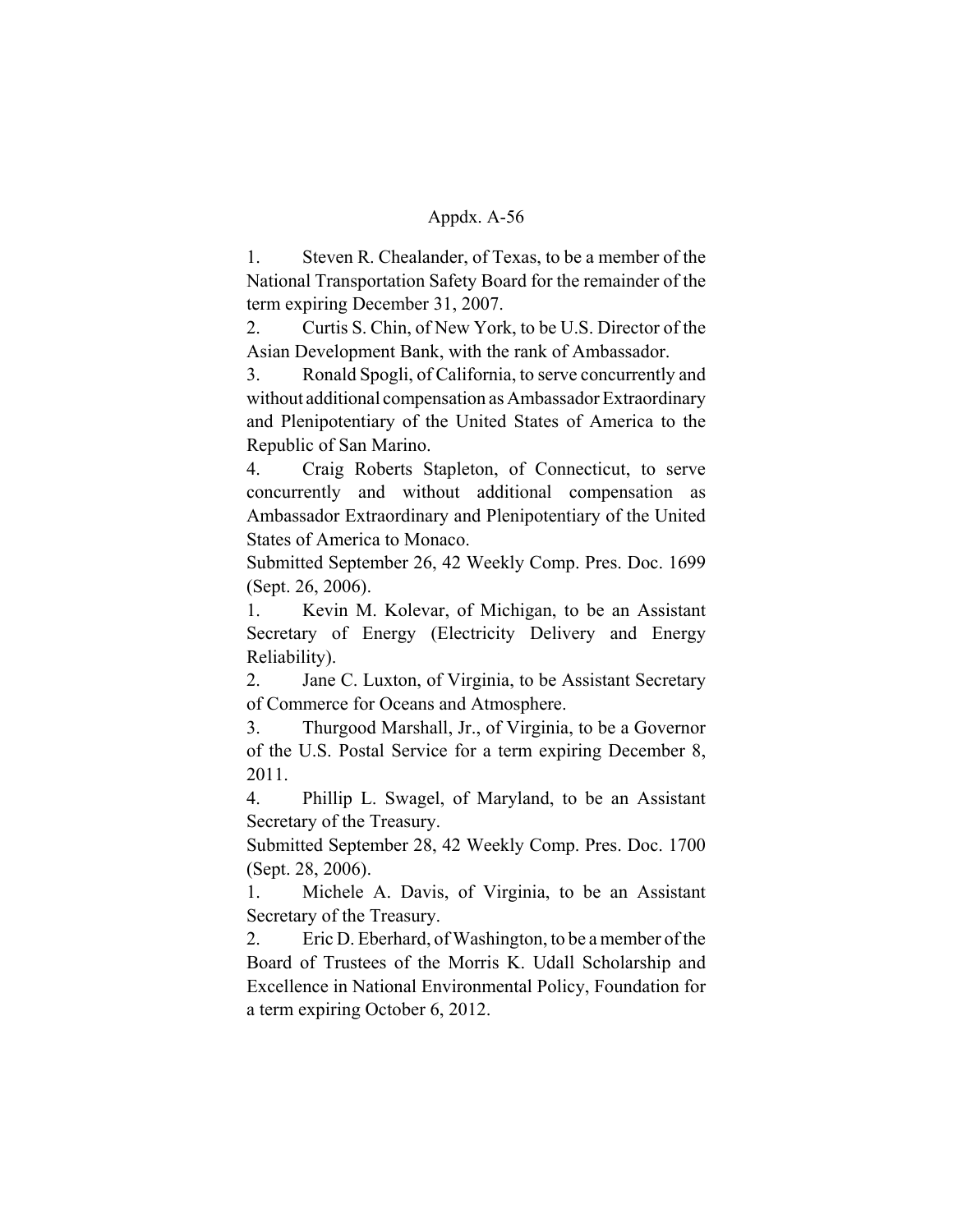1. Steven R. Chealander, of Texas, to be a member of the National Transportation Safety Board for the remainder of the term expiring December 31, 2007.

2. Curtis S. Chin, of New York, to be U.S. Director of the Asian Development Bank, with the rank of Ambassador.

3. Ronald Spogli, of California, to serve concurrently and without additional compensation as Ambassador Extraordinary and Plenipotentiary of the United States of America to the Republic of San Marino.

4. Craig Roberts Stapleton, of Connecticut, to serve concurrently and without additional compensation as Ambassador Extraordinary and Plenipotentiary of the United States of America to Monaco.

Submitted September 26, 42 Weekly Comp. Pres. Doc. 1699 (Sept. 26, 2006).

1. Kevin M. Kolevar, of Michigan, to be an Assistant Secretary of Energy (Electricity Delivery and Energy Reliability).

2. Jane C. Luxton, of Virginia, to be Assistant Secretary of Commerce for Oceans and Atmosphere.

3. Thurgood Marshall, Jr., of Virginia, to be a Governor of the U.S. Postal Service for a term expiring December 8, 2011.

4. Phillip L. Swagel, of Maryland, to be an Assistant Secretary of the Treasury.

Submitted September 28, 42 Weekly Comp. Pres. Doc. 1700 (Sept. 28, 2006).

1. Michele A. Davis, of Virginia, to be an Assistant Secretary of the Treasury.

2. Eric D. Eberhard, of Washington, to be a member of the Board of Trustees of the Morris K. Udall Scholarship and Excellence in National Environmental Policy, Foundation for a term expiring October 6, 2012.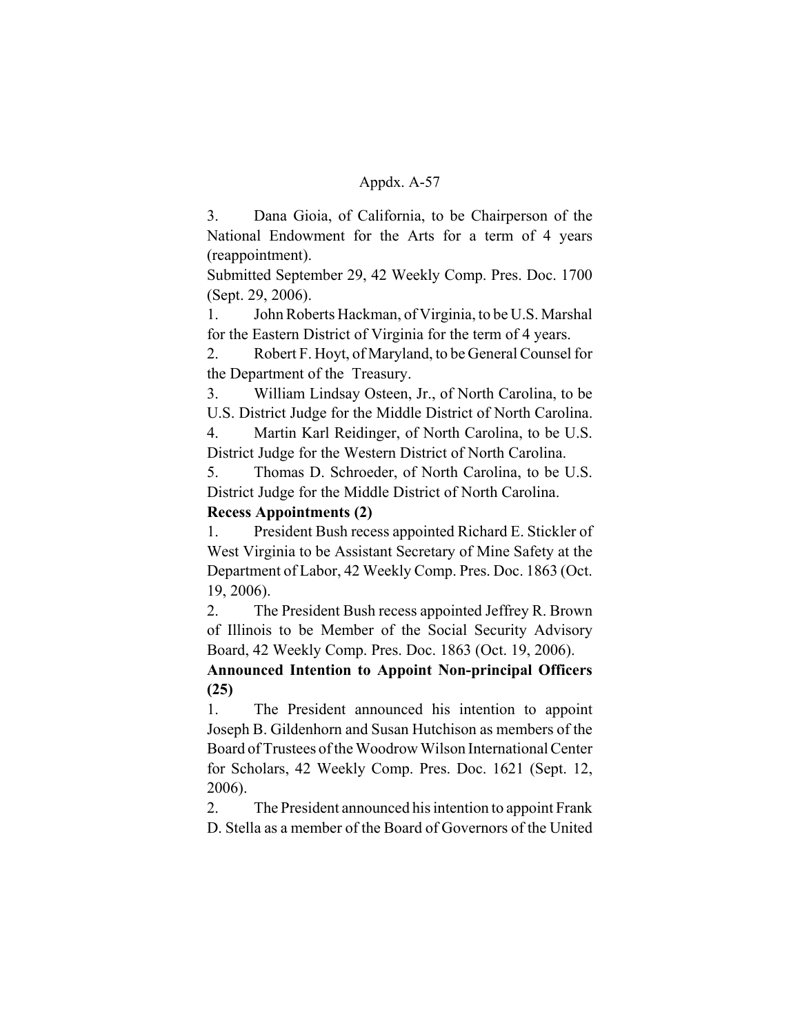3. Dana Gioia, of California, to be Chairperson of the National Endowment for the Arts for a term of 4 years (reappointment).

Submitted September 29, 42 Weekly Comp. Pres. Doc. 1700 (Sept. 29, 2006).

1. John Roberts Hackman, of Virginia, to be U.S. Marshal for the Eastern District of Virginia for the term of 4 years.
2. Robert F. Hoyt, of Maryland, to be General Counsel for the Department of the Treasury.
3. William Lindsay Osteen, Jr., of North Carolina, to be U.S. District Judge for the Middle District of North Carolina.
4. Martin Karl Reidinger, of North Carolina, to be U.S. District Judge for the Western District of North Carolina.
5. Thomas D. Schroeder, of North Carolina, to be U.S. District Judge for the Middle District of North Carolina.

**Recess Appointments (2)**

1. President Bush recess appointed Richard E. Stickler of West Virginia to be Assistant Secretary of Mine Safety at the Department of Labor, 42 Weekly Comp. Pres. Doc. 1863 (Oct. 19, 2006).
2. The President Bush recess appointed Jeffrey R. Brown of Illinois to be Member of the Social Security Advisory Board, 42 Weekly Comp. Pres. Doc. 1863 (Oct. 19, 2006).

**Announced Intention to Appoint Non-principal Officers (25)**

1. The President announced his intention to appoint Joseph B. Gildenhorn and Susan Hutchison as members of the Board of Trustees of the Woodrow Wilson International Center for Scholars, 42 Weekly Comp. Pres. Doc. 1621 (Sept. 12, 2006).
2. The President announced his intention to appoint Frank D. Stella as a member of the Board of Governors of the United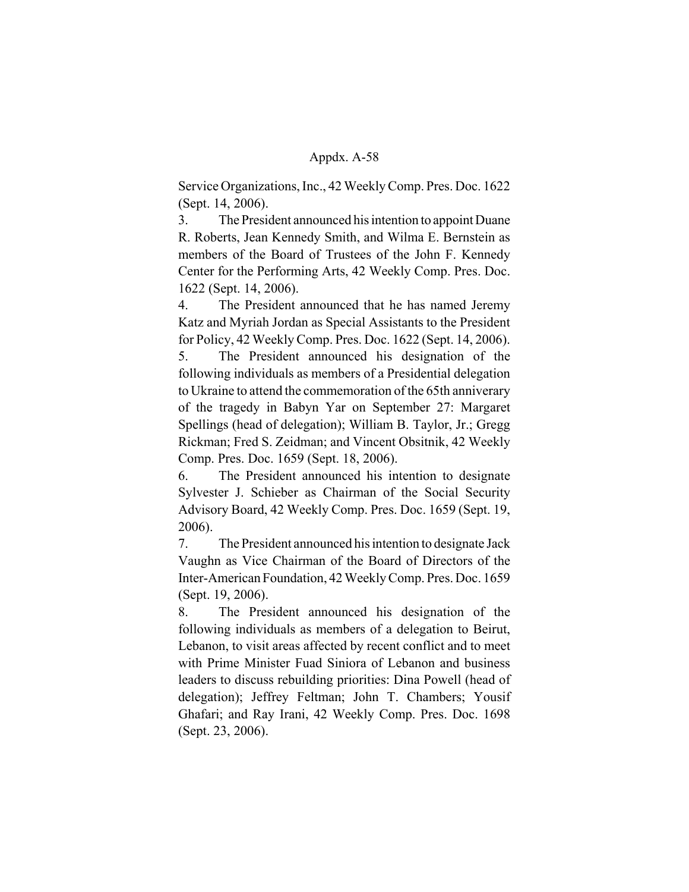Service Organizations, Inc., 42 Weekly Comp. Pres. Doc. 1622 (Sept. 14, 2006).

3. The President announced his intention to appoint Duane R. Roberts, Jean Kennedy Smith, and Wilma E. Bernstein as members of the Board of Trustees of the John F. Kennedy Center for the Performing Arts, 42 Weekly Comp. Pres. Doc. 1622 (Sept. 14, 2006).

4. The President announced that he has named Jeremy Katz and Myriah Jordan as Special Assistants to the President for Policy, 42 Weekly Comp. Pres. Doc. 1622 (Sept. 14, 2006).

5. The President announced his designation of the following individuals as members of a Presidential delegation to Ukraine to attend the commemoration of the 65th anniverary of the tragedy in Babyn Yar on September 27: Margaret Spellings (head of delegation); William B. Taylor, Jr.; Gregg Rickman; Fred S. Zeidman; and Vincent Obsitnik, 42 Weekly Comp. Pres. Doc. 1659 (Sept. 18, 2006).

6. The President announced his intention to designate Sylvester J. Schieber as Chairman of the Social Security Advisory Board, 42 Weekly Comp. Pres. Doc. 1659 (Sept. 19, 2006).

7. The President announced his intention to designate Jack Vaughn as Vice Chairman of the Board of Directors of the Inter-American Foundation, 42 Weekly Comp. Pres. Doc. 1659 (Sept. 19, 2006).

8. The President announced his designation of the following individuals as members of a delegation to Beirut, Lebanon, to visit areas affected by recent conflict and to meet with Prime Minister Fuad Siniora of Lebanon and business leaders to discuss rebuilding priorities: Dina Powell (head of delegation); Jeffrey Feltman; John T. Chambers; Yousif Ghafari; and Ray Irani, 42 Weekly Comp. Pres. Doc. 1698 (Sept. 23, 2006).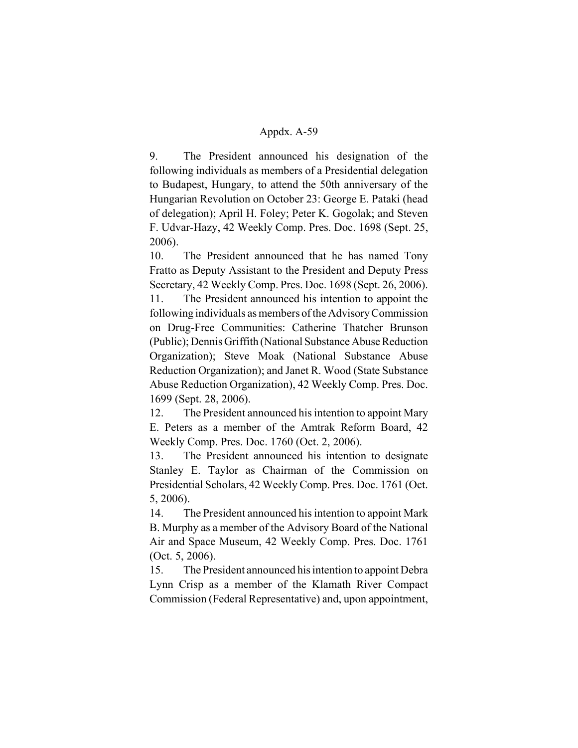9. The President announced his designation of the following individuals as members of a Presidential delegation to Budapest, Hungary, to attend the 50th anniversary of the Hungarian Revolution on October 23: George E. Pataki (head of delegation); April H. Foley; Peter K. Gogolak; and Steven F. Udvar-Hazy, 42 Weekly Comp. Pres. Doc. 1698 (Sept. 25, 2006).

10. The President announced that he has named Tony Fratto as Deputy Assistant to the President and Deputy Press Secretary, 42 Weekly Comp. Pres. Doc. 1698 (Sept. 26, 2006).

11. The President announced his intention to appoint the following individuals as members of the Advisory Commission on Drug-Free Communities: Catherine Thatcher Brunson (Public); Dennis Griffith (National Substance Abuse Reduction Organization); Steve Moak (National Substance Abuse Reduction Organization); and Janet R. Wood (State Substance Abuse Reduction Organization), 42 Weekly Comp. Pres. Doc. 1699 (Sept. 28, 2006).

12. The President announced his intention to appoint Mary E. Peters as a member of the Amtrak Reform Board, 42 Weekly Comp. Pres. Doc. 1760 (Oct. 2, 2006).

13. The President announced his intention to designate Stanley E. Taylor as Chairman of the Commission on Presidential Scholars, 42 Weekly Comp. Pres. Doc. 1761 (Oct. 5, 2006).

14. The President announced his intention to appoint Mark B. Murphy as a member of the Advisory Board of the National Air and Space Museum, 42 Weekly Comp. Pres. Doc. 1761 (Oct. 5, 2006).

15. The President announced his intention to appoint Debra Lynn Crisp as a member of the Klamath River Compact Commission (Federal Representative) and, upon appointment,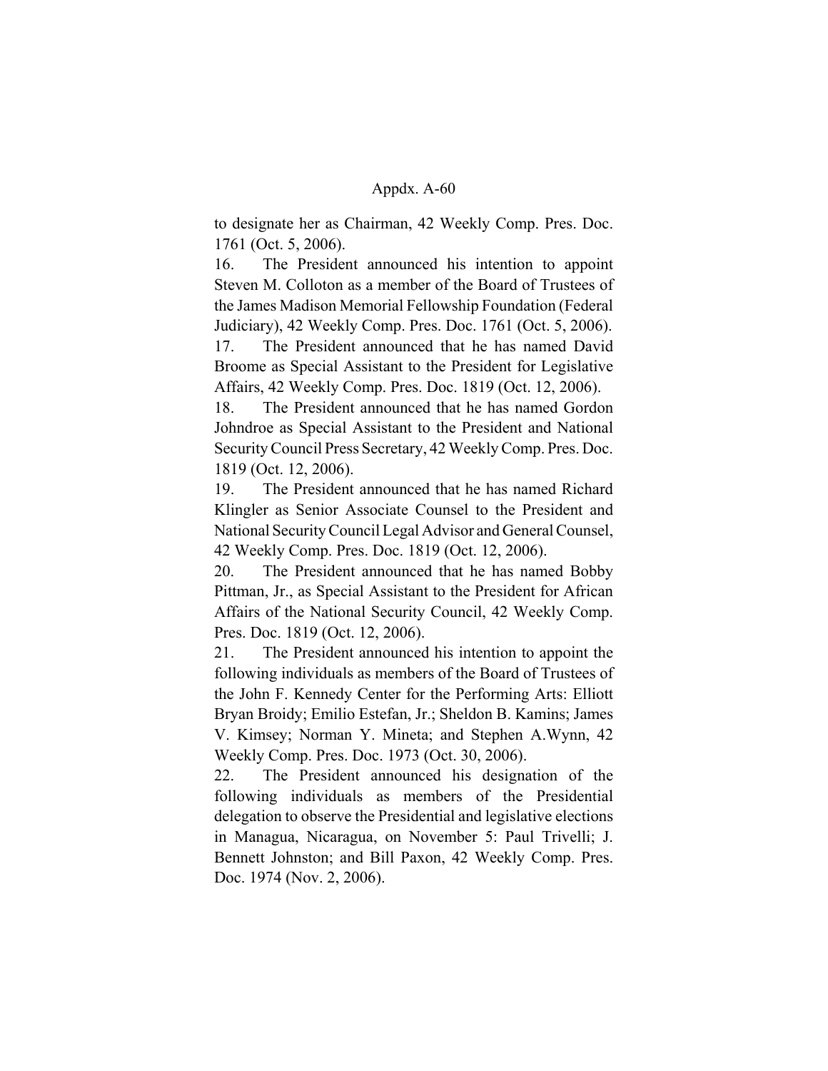to designate her as Chairman, 42 Weekly Comp. Pres. Doc. 1761 (Oct. 5, 2006).

16. The President announced his intention to appoint Steven M. Colloton as a member of the Board of Trustees of the James Madison Memorial Fellowship Foundation (Federal Judiciary), 42 Weekly Comp. Pres. Doc. 1761 (Oct. 5, 2006).

17. The President announced that he has named David Broome as Special Assistant to the President for Legislative Affairs, 42 Weekly Comp. Pres. Doc. 1819 (Oct. 12, 2006).

18. The President announced that he has named Gordon Johndroe as Special Assistant to the President and National Security Council Press Secretary, 42 Weekly Comp. Pres. Doc. 1819 (Oct. 12, 2006).

19. The President announced that he has named Richard Klingler as Senior Associate Counsel to the President and National Security Council Legal Advisor and General Counsel, 42 Weekly Comp. Pres. Doc. 1819 (Oct. 12, 2006).

20. The President announced that he has named Bobby Pittman, Jr., as Special Assistant to the President for African Affairs of the National Security Council, 42 Weekly Comp. Pres. Doc. 1819 (Oct. 12, 2006).

21. The President announced his intention to appoint the following individuals as members of the Board of Trustees of the John F. Kennedy Center for the Performing Arts: Elliott Bryan Broidy; Emilio Estefan, Jr.; Sheldon B. Kamins; James V. Kimsey; Norman Y. Mineta; and Stephen A.Wynn, 42 Weekly Comp. Pres. Doc. 1973 (Oct. 30, 2006).

22. The President announced his designation of the following individuals as members of the Presidential delegation to observe the Presidential and legislative elections in Managua, Nicaragua, on November 5: Paul Trivelli; J. Bennett Johnston; and Bill Paxon, 42 Weekly Comp. Pres. Doc. 1974 (Nov. 2, 2006).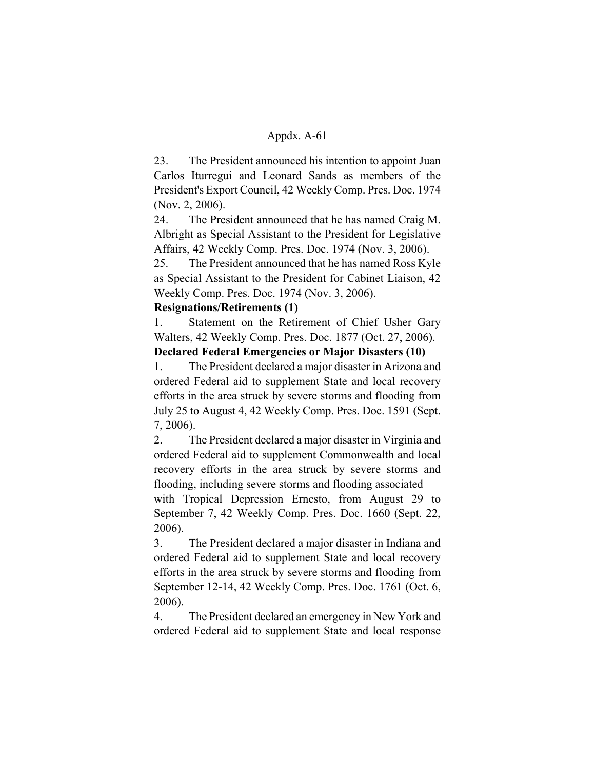23. The President announced his intention to appoint Juan Carlos Iturregui and Leonard Sands as members of the President's Export Council, 42 Weekly Comp. Pres. Doc. 1974 (Nov. 2, 2006).

24. The President announced that he has named Craig M. Albright as Special Assistant to the President for Legislative Affairs, 42 Weekly Comp. Pres. Doc. 1974 (Nov. 3, 2006).

25. The President announced that he has named Ross Kyle as Special Assistant to the President for Cabinet Liaison, 42 Weekly Comp. Pres. Doc. 1974 (Nov. 3, 2006).

**Resignations/Retirements (1)**

1. Statement on the Retirement of Chief Usher Gary Walters, 42 Weekly Comp. Pres. Doc. 1877 (Oct. 27, 2006).

**Declared Federal Emergencies or Major Disasters (10)**

1. The President declared a major disaster in Arizona and ordered Federal aid to supplement State and local recovery efforts in the area struck by severe storms and flooding from July 25 to August 4, 42 Weekly Comp. Pres. Doc. 1591 (Sept. 7, 2006).

2. The President declared a major disaster in Virginia and ordered Federal aid to supplement Commonwealth and local recovery efforts in the area struck by severe storms and flooding, including severe storms and flooding associated with Tropical Depression Ernesto, from August 29 to September 7, 42 Weekly Comp. Pres. Doc. 1660 (Sept. 22, 2006).

3. The President declared a major disaster in Indiana and ordered Federal aid to supplement State and local recovery efforts in the area struck by severe storms and flooding from September 12-14, 42 Weekly Comp. Pres. Doc. 1761 (Oct. 6, 2006).

4. The President declared an emergency in New York and ordered Federal aid to supplement State and local response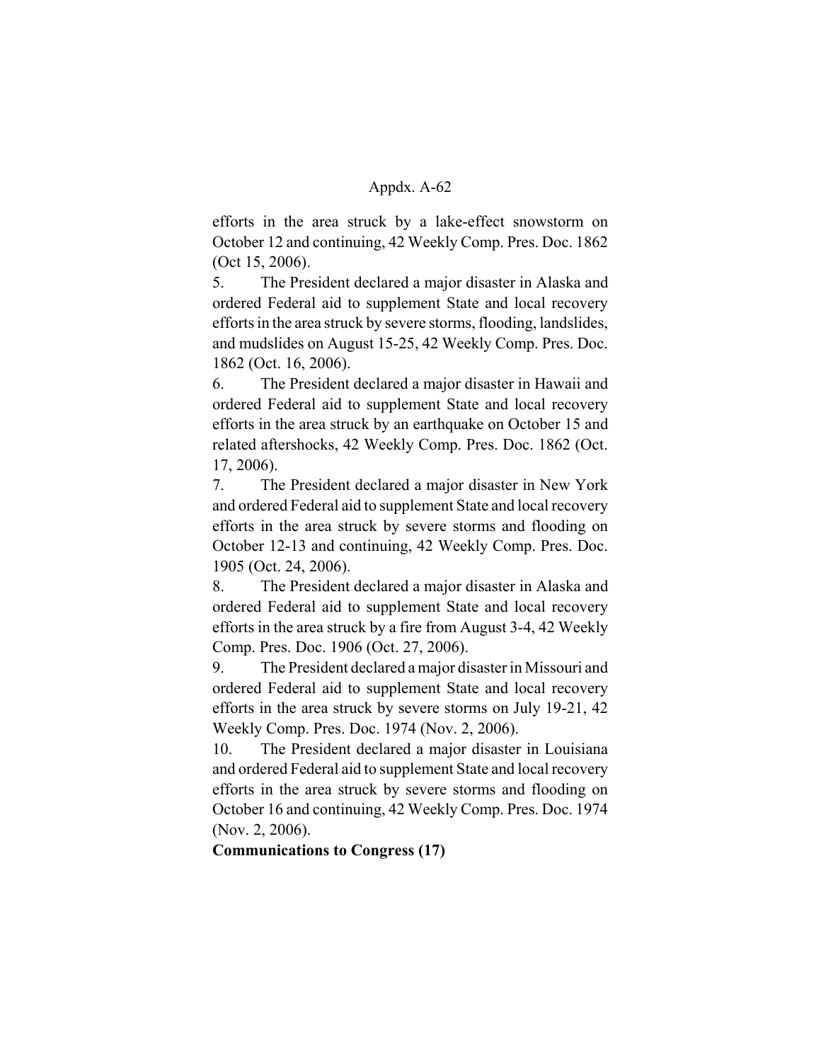efforts in the area struck by a lake-effect snowstorm on October 12 and continuing, 42 Weekly Comp. Pres. Doc. 1862 (Oct 15, 2006).

5. The President declared a major disaster in Alaska and ordered Federal aid to supplement State and local recovery efforts in the area struck by severe storms, flooding, landslides, and mudslides on August 15-25, 42 Weekly Comp. Pres. Doc. 1862 (Oct. 16, 2006).

6. The President declared a major disaster in Hawaii and ordered Federal aid to supplement State and local recovery efforts in the area struck by an earthquake on October 15 and related aftershocks, 42 Weekly Comp. Pres. Doc. 1862 (Oct. 17, 2006).

7. The President declared a major disaster in New York and ordered Federal aid to supplement State and local recovery efforts in the area struck by severe storms and flooding on October 12-13 and continuing, 42 Weekly Comp. Pres. Doc. 1905 (Oct. 24, 2006).

8. The President declared a major disaster in Alaska and ordered Federal aid to supplement State and local recovery efforts in the area struck by a fire from August 3-4, 42 Weekly Comp. Pres. Doc. 1906 (Oct. 27, 2006).

9. The President declared a major disaster in Missouri and ordered Federal aid to supplement State and local recovery efforts in the area struck by severe storms on July 19-21, 42 Weekly Comp. Pres. Doc. 1974 (Nov. 2, 2006).

10. The President declared a major disaster in Louisiana and ordered Federal aid to supplement State and local recovery efforts in the area struck by severe storms and flooding on October 16 and continuing, 42 Weekly Comp. Pres. Doc. 1974 (Nov. 2, 2006).

**Communications to Congress (17)**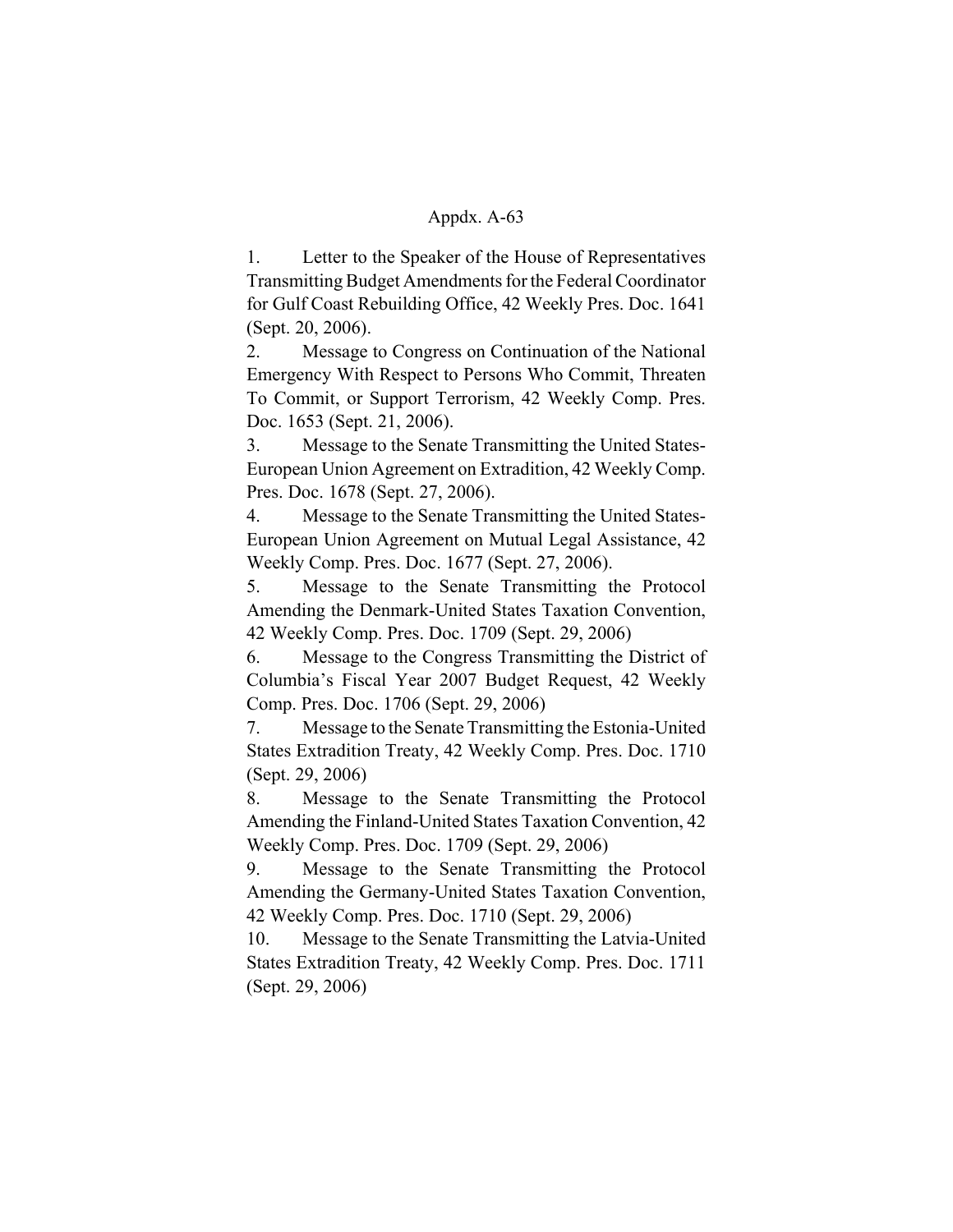Appdx. A-63

1. Letter to the Speaker of the House of Representatives Transmitting Budget Amendments for the Federal Coordinator for Gulf Coast Rebuilding Office, 42 Weekly Pres. Doc. 1641 (Sept. 20, 2006).

2. Message to Congress on Continuation of the National Emergency With Respect to Persons Who Commit, Threaten To Commit, or Support Terrorism, 42 Weekly Comp. Pres. Doc. 1653 (Sept. 21, 2006).

3. Message to the Senate Transmitting the United States-European Union Agreement on Extradition, 42 Weekly Comp. Pres. Doc. 1678 (Sept. 27, 2006).

4. Message to the Senate Transmitting the United States-European Union Agreement on Mutual Legal Assistance, 42 Weekly Comp. Pres. Doc. 1677 (Sept. 27, 2006).

5. Message to the Senate Transmitting the Protocol Amending the Denmark-United States Taxation Convention, 42 Weekly Comp. Pres. Doc. 1709 (Sept. 29, 2006)

6. Message to the Congress Transmitting the District of Columbia's Fiscal Year 2007 Budget Request, 42 Weekly Comp. Pres. Doc. 1706 (Sept. 29, 2006)

7. Message to the Senate Transmitting the Estonia-United States Extradition Treaty, 42 Weekly Comp. Pres. Doc. 1710 (Sept. 29, 2006)

8. Message to the Senate Transmitting the Protocol Amending the Finland-United States Taxation Convention, 42 Weekly Comp. Pres. Doc. 1709 (Sept. 29, 2006)

9. Message to the Senate Transmitting the Protocol Amending the Germany-United States Taxation Convention, 42 Weekly Comp. Pres. Doc. 1710 (Sept. 29, 2006)

10. Message to the Senate Transmitting the Latvia-United States Extradition Treaty, 42 Weekly Comp. Pres. Doc. 1711 (Sept. 29, 2006)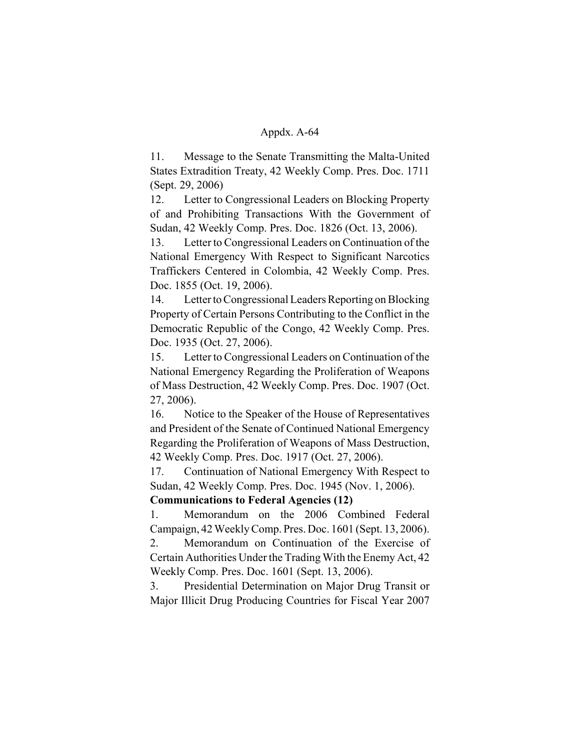11. Message to the Senate Transmitting the Malta-United States Extradition Treaty, 42 Weekly Comp. Pres. Doc. 1711 (Sept. 29, 2006)

12. Letter to Congressional Leaders on Blocking Property of and Prohibiting Transactions With the Government of Sudan, 42 Weekly Comp. Pres. Doc. 1826 (Oct. 13, 2006).

13. Letter to Congressional Leaders on Continuation of the National Emergency With Respect to Significant Narcotics Traffickers Centered in Colombia, 42 Weekly Comp. Pres. Doc. 1855 (Oct. 19, 2006).

14. Letter to Congressional Leaders Reporting on Blocking Property of Certain Persons Contributing to the Conflict in the Democratic Republic of the Congo, 42 Weekly Comp. Pres. Doc. 1935 (Oct. 27, 2006).

15. Letter to Congressional Leaders on Continuation of the National Emergency Regarding the Proliferation of Weapons of Mass Destruction, 42 Weekly Comp. Pres. Doc. 1907 (Oct. 27, 2006).

16. Notice to the Speaker of the House of Representatives and President of the Senate of Continued National Emergency Regarding the Proliferation of Weapons of Mass Destruction, 42 Weekly Comp. Pres. Doc. 1917 (Oct. 27, 2006).

17. Continuation of National Emergency With Respect to Sudan, 42 Weekly Comp. Pres. Doc. 1945 (Nov. 1, 2006).

**Communications to Federal Agencies (12)**

1. Memorandum on the 2006 Combined Federal Campaign, 42 Weekly Comp. Pres. Doc. 1601 (Sept. 13, 2006).

2. Memorandum on Continuation of the Exercise of Certain Authorities Under the Trading With the Enemy Act, 42 Weekly Comp. Pres. Doc. 1601 (Sept. 13, 2006).

3. Presidential Determination on Major Drug Transit or Major Illicit Drug Producing Countries for Fiscal Year 2007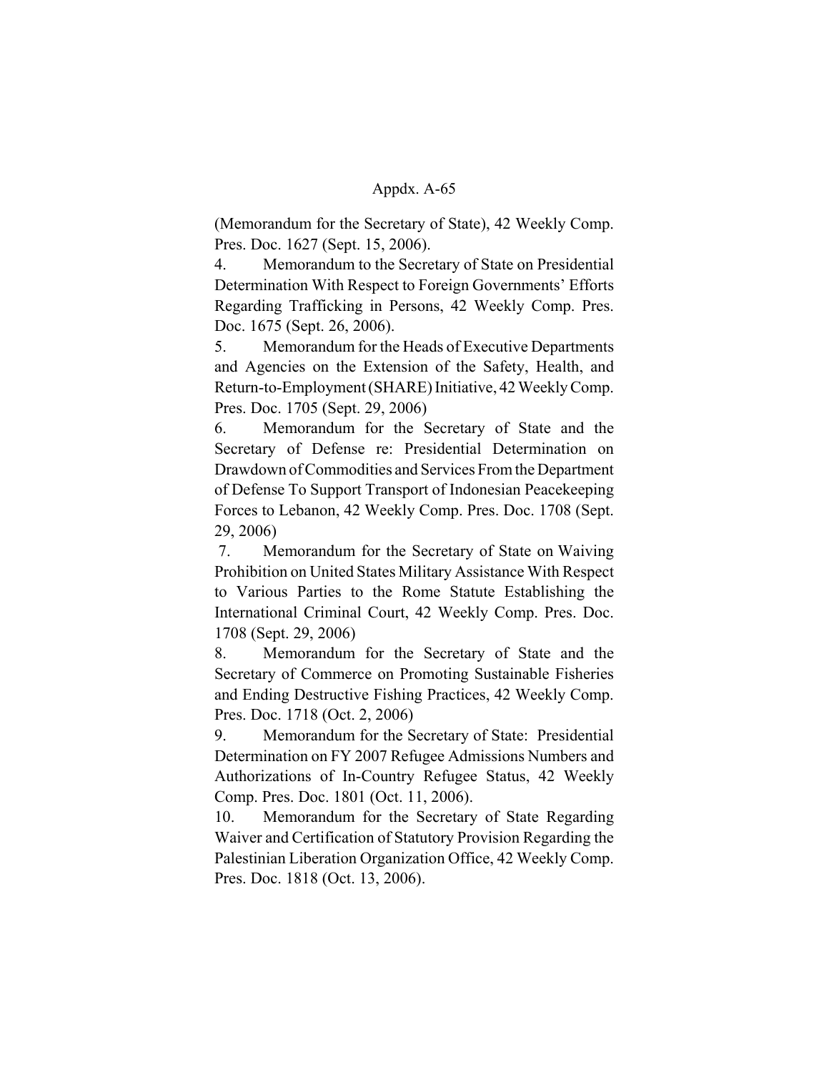(Memorandum for the Secretary of State), 42 Weekly Comp. Pres. Doc. 1627 (Sept. 15, 2006).

4. Memorandum to the Secretary of State on Presidential Determination With Respect to Foreign Governments' Efforts Regarding Trafficking in Persons, 42 Weekly Comp. Pres. Doc. 1675 (Sept. 26, 2006).

5. Memorandum for the Heads of Executive Departments and Agencies on the Extension of the Safety, Health, and Return-to-Employment (SHARE) Initiative, 42 Weekly Comp. Pres. Doc. 1705 (Sept. 29, 2006)

6. Memorandum for the Secretary of State and the Secretary of Defense re: Presidential Determination on Drawdown of Commodities and Services From the Department of Defense To Support Transport of Indonesian Peacekeeping Forces to Lebanon, 42 Weekly Comp. Pres. Doc. 1708 (Sept. 29, 2006)

7. Memorandum for the Secretary of State on Waiving Prohibition on United States Military Assistance With Respect to Various Parties to the Rome Statute Establishing the International Criminal Court, 42 Weekly Comp. Pres. Doc. 1708 (Sept. 29, 2006)

8. Memorandum for the Secretary of State and the Secretary of Commerce on Promoting Sustainable Fisheries and Ending Destructive Fishing Practices, 42 Weekly Comp. Pres. Doc. 1718 (Oct. 2, 2006)

9. Memorandum for the Secretary of State: Presidential Determination on FY 2007 Refugee Admissions Numbers and Authorizations of In-Country Refugee Status, 42 Weekly Comp. Pres. Doc. 1801 (Oct. 11, 2006).

10. Memorandum for the Secretary of State Regarding Waiver and Certification of Statutory Provision Regarding the Palestinian Liberation Organization Office, 42 Weekly Comp. Pres. Doc. 1818 (Oct. 13, 2006).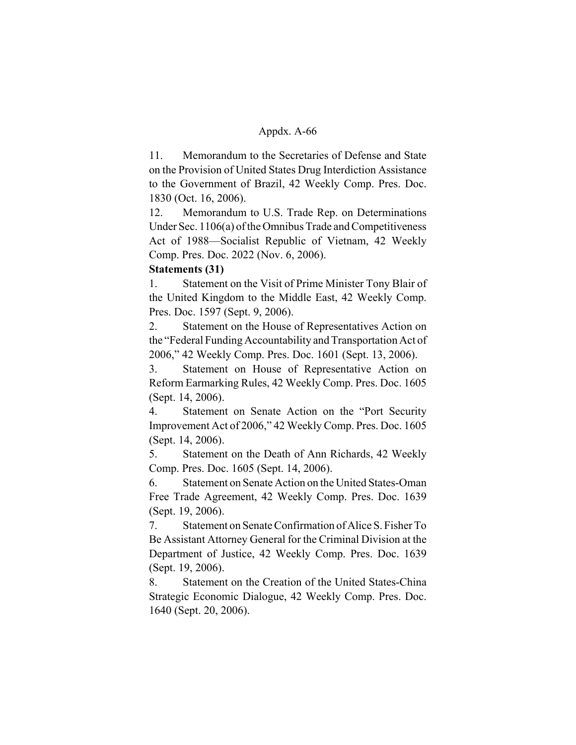11. Memorandum to the Secretaries of Defense and State on the Provision of United States Drug Interdiction Assistance to the Government of Brazil, 42 Weekly Comp. Pres. Doc. 1830 (Oct. 16, 2006).

12. Memorandum to U.S. Trade Rep. on Determinations Under Sec. 1106(a) of the Omnibus Trade and Competitiveness Act of 1988—Socialist Republic of Vietnam, 42 Weekly Comp. Pres. Doc. 2022 (Nov. 6, 2006).

**Statements (31)**

1. Statement on the Visit of Prime Minister Tony Blair of the United Kingdom to the Middle East, 42 Weekly Comp. Pres. Doc. 1597 (Sept. 9, 2006).

2. Statement on the House of Representatives Action on the "Federal Funding Accountability and Transportation Act of 2006," 42 Weekly Comp. Pres. Doc. 1601 (Sept. 13, 2006).

3. Statement on House of Representative Action on Reform Earmarking Rules, 42 Weekly Comp. Pres. Doc. 1605 (Sept. 14, 2006).

4. Statement on Senate Action on the "Port Security Improvement Act of 2006," 42 Weekly Comp. Pres. Doc. 1605 (Sept. 14, 2006).

5. Statement on the Death of Ann Richards, 42 Weekly Comp. Pres. Doc. 1605 (Sept. 14, 2006).

6. Statement on Senate Action on the United States-Oman Free Trade Agreement, 42 Weekly Comp. Pres. Doc. 1639 (Sept. 19, 2006).

7. Statement on Senate Confirmation of Alice S. Fisher To Be Assistant Attorney General for the Criminal Division at the Department of Justice, 42 Weekly Comp. Pres. Doc. 1639 (Sept. 19, 2006).

8. Statement on the Creation of the United States-China Strategic Economic Dialogue, 42 Weekly Comp. Pres. Doc. 1640 (Sept. 20, 2006).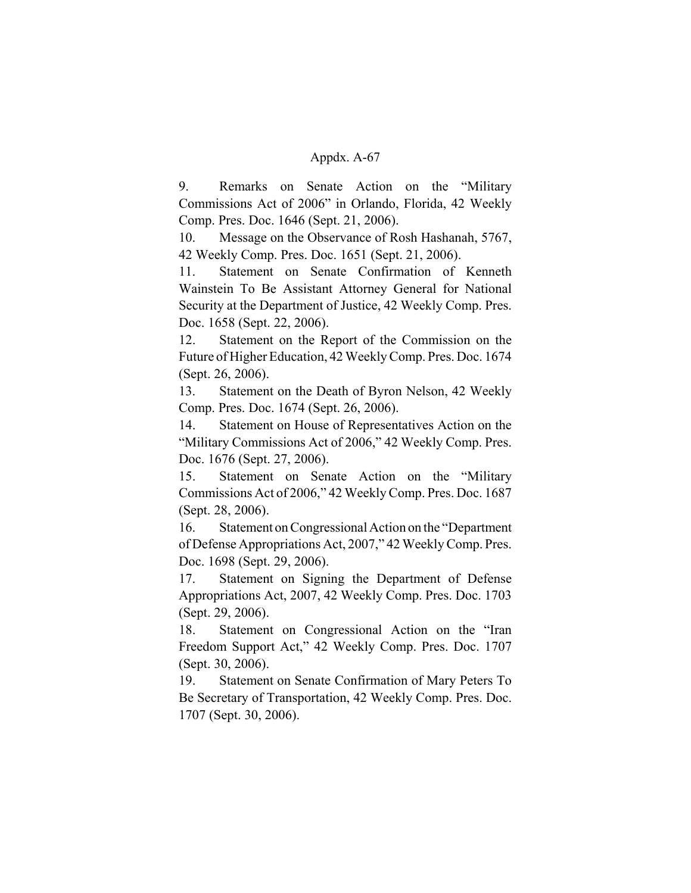9. Remarks on Senate Action on the "Military Commissions Act of 2006" in Orlando, Florida, 42 Weekly Comp. Pres. Doc. 1646 (Sept. 21, 2006).

10. Message on the Observance of Rosh Hashanah, 5767, 42 Weekly Comp. Pres. Doc. 1651 (Sept. 21, 2006).

11. Statement on Senate Confirmation of Kenneth Wainstein To Be Assistant Attorney General for National Security at the Department of Justice, 42 Weekly Comp. Pres. Doc. 1658 (Sept. 22, 2006).

12. Statement on the Report of the Commission on the Future of Higher Education, 42 Weekly Comp. Pres. Doc. 1674 (Sept. 26, 2006).

13. Statement on the Death of Byron Nelson, 42 Weekly Comp. Pres. Doc. 1674 (Sept. 26, 2006).

14. Statement on House of Representatives Action on the "Military Commissions Act of 2006," 42 Weekly Comp. Pres. Doc. 1676 (Sept. 27, 2006).

15. Statement on Senate Action on the "Military Commissions Act of 2006," 42 Weekly Comp. Pres. Doc. 1687 (Sept. 28, 2006).

16. Statement on Congressional Action on the "Department of Defense Appropriations Act, 2007," 42 Weekly Comp. Pres. Doc. 1698 (Sept. 29, 2006).

17. Statement on Signing the Department of Defense Appropriations Act, 2007, 42 Weekly Comp. Pres. Doc. 1703 (Sept. 29, 2006).

18. Statement on Congressional Action on the "Iran Freedom Support Act," 42 Weekly Comp. Pres. Doc. 1707 (Sept. 30, 2006).

19. Statement on Senate Confirmation of Mary Peters To Be Secretary of Transportation, 42 Weekly Comp. Pres. Doc. 1707 (Sept. 30, 2006).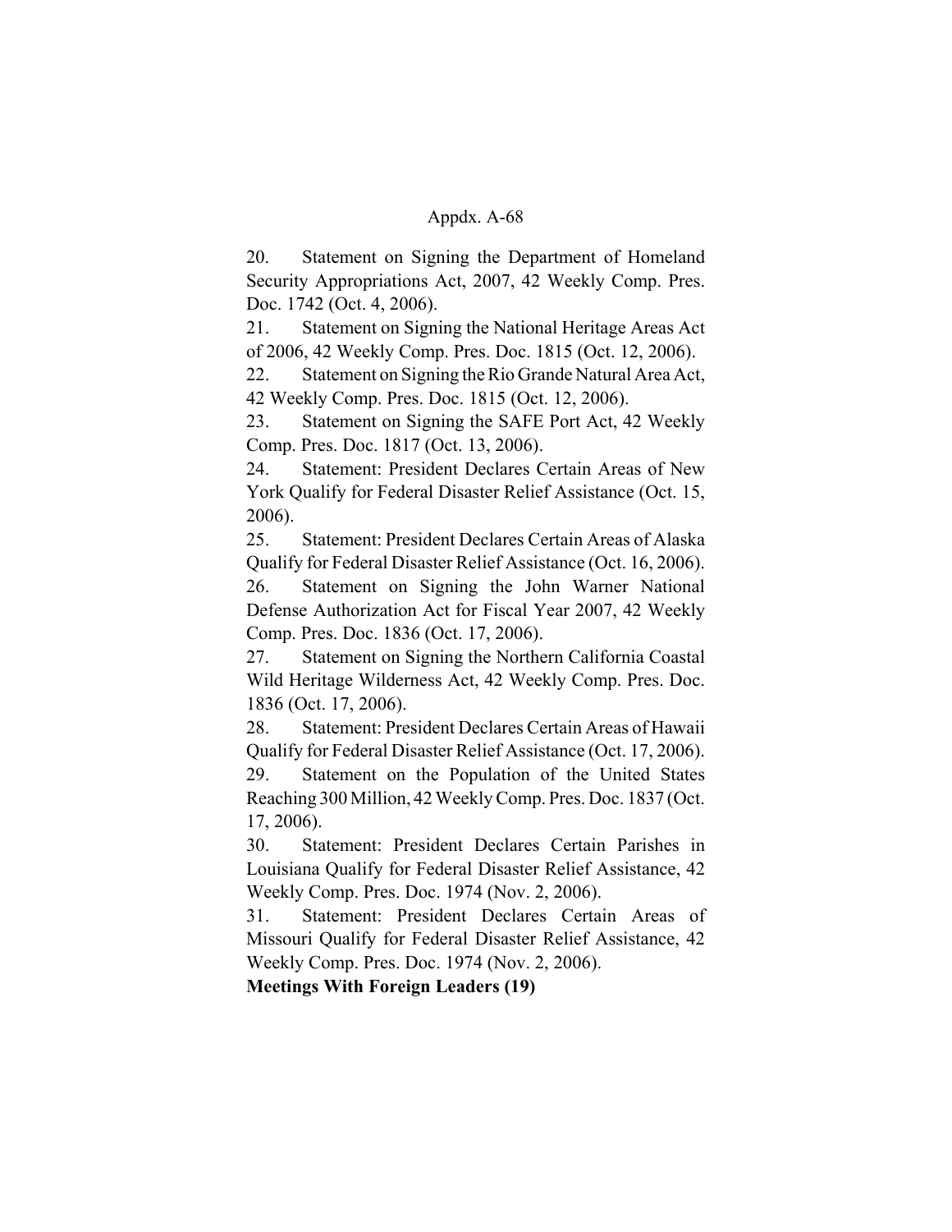20. Statement on Signing the Department of Homeland Security Appropriations Act, 2007, 42 Weekly Comp. Pres. Doc. 1742 (Oct. 4, 2006).

21. Statement on Signing the National Heritage Areas Act of 2006, 42 Weekly Comp. Pres. Doc. 1815 (Oct. 12, 2006).

22. Statement on Signing the Rio Grande Natural Area Act, 42 Weekly Comp. Pres. Doc. 1815 (Oct. 12, 2006).

23. Statement on Signing the SAFE Port Act, 42 Weekly Comp. Pres. Doc. 1817 (Oct. 13, 2006).

24. Statement: President Declares Certain Areas of New York Qualify for Federal Disaster Relief Assistance (Oct. 15, 2006).

25. Statement: President Declares Certain Areas of Alaska Qualify for Federal Disaster Relief Assistance (Oct. 16, 2006).

26. Statement on Signing the John Warner National Defense Authorization Act for Fiscal Year 2007, 42 Weekly Comp. Pres. Doc. 1836 (Oct. 17, 2006).

27. Statement on Signing the Northern California Coastal Wild Heritage Wilderness Act, 42 Weekly Comp. Pres. Doc. 1836 (Oct. 17, 2006).

28. Statement: President Declares Certain Areas of Hawaii Qualify for Federal Disaster Relief Assistance (Oct. 17, 2006).

29. Statement on the Population of the United States Reaching 300 Million, 42 Weekly Comp. Pres. Doc. 1837 (Oct. 17, 2006).

30. Statement: President Declares Certain Parishes in Louisiana Qualify for Federal Disaster Relief Assistance, 42 Weekly Comp. Pres. Doc. 1974 (Nov. 2, 2006).

31. Statement: President Declares Certain Areas of Missouri Qualify for Federal Disaster Relief Assistance, 42 Weekly Comp. Pres. Doc. 1974 (Nov. 2, 2006).

**Meetings With Foreign Leaders (19)**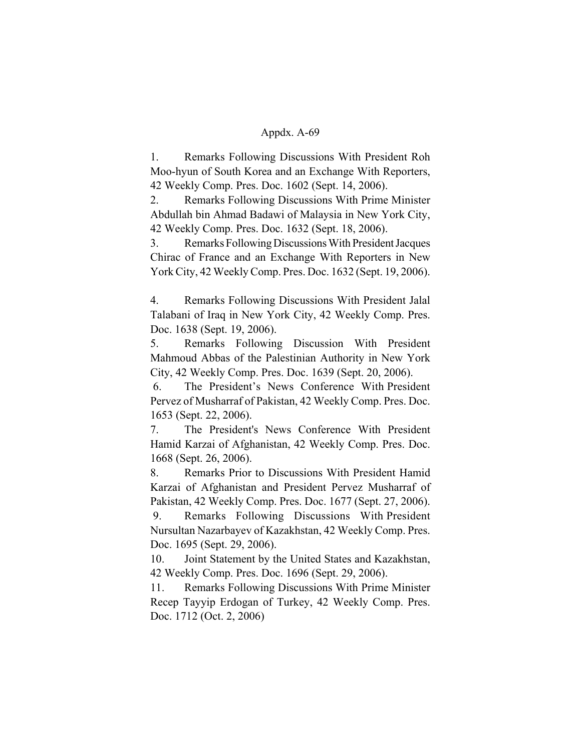Appdx. A-69

1. Remarks Following Discussions With President Roh Moo-hyun of South Korea and an Exchange With Reporters, 42 Weekly Comp. Pres. Doc. 1602 (Sept. 14, 2006).
2. Remarks Following Discussions With Prime Minister Abdullah bin Ahmad Badawi of Malaysia in New York City, 42 Weekly Comp. Pres. Doc. 1632 (Sept. 18, 2006).
3. Remarks Following Discussions With President Jacques Chirac of France and an Exchange With Reporters in New York City, 42 Weekly Comp. Pres. Doc. 1632 (Sept. 19, 2006).
4. Remarks Following Discussions With President Jalal Talabani of Iraq in New York City, 42 Weekly Comp. Pres. Doc. 1638 (Sept. 19, 2006).
5. Remarks Following Discussion With President Mahmoud Abbas of the Palestinian Authority in New York City, 42 Weekly Comp. Pres. Doc. 1639 (Sept. 20, 2006).
6. The President's News Conference With President Pervez of Musharraf of Pakistan, 42 Weekly Comp. Pres. Doc. 1653 (Sept. 22, 2006).
7. The President's News Conference With President Hamid Karzai of Afghanistan, 42 Weekly Comp. Pres. Doc. 1668 (Sept. 26, 2006).
8. Remarks Prior to Discussions With President Hamid Karzai of Afghanistan and President Pervez Musharraf of Pakistan, 42 Weekly Comp. Pres. Doc. 1677 (Sept. 27, 2006).
9. Remarks Following Discussions With President Nursultan Nazarbayev of Kazakhstan, 42 Weekly Comp. Pres. Doc. 1695 (Sept. 29, 2006).
10. Joint Statement by the United States and Kazakhstan, 42 Weekly Comp. Pres. Doc. 1696 (Sept. 29, 2006).
11. Remarks Following Discussions With Prime Minister Recep Tayyip Erdogan of Turkey, 42 Weekly Comp. Pres. Doc. 1712 (Oct. 2, 2006)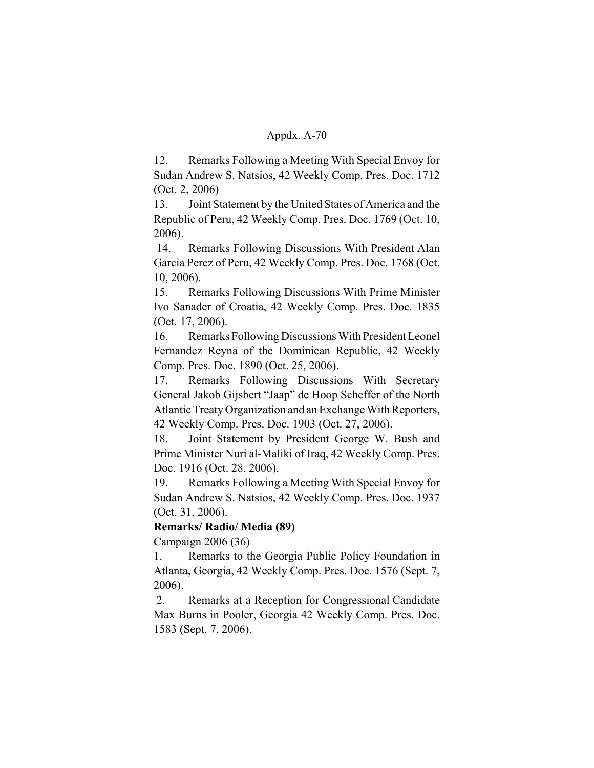Appdx. A-70

12. Remarks Following a Meeting With Special Envoy for Sudan Andrew S. Natsios, 42 Weekly Comp. Pres. Doc. 1712 (Oct. 2, 2006)

13. Joint Statement by the United States of America and the Republic of Peru, 42 Weekly Comp. Pres. Doc. 1769 (Oct. 10, 2006).

14. Remarks Following Discussions With President Alan Garcia Perez of Peru, 42 Weekly Comp. Pres. Doc. 1768 (Oct. 10, 2006).

15. Remarks Following Discussions With Prime Minister Ivo Sanader of Croatia, 42 Weekly Comp. Pres. Doc. 1835 (Oct. 17, 2006).

16. Remarks Following Discussions With President Leonel Fernandez Reyna of the Dominican Republic, 42 Weekly Comp. Pres. Doc. 1890 (Oct. 25, 2006).

17. Remarks Following Discussions With Secretary General Jakob Gijsbert "Jaap" de Hoop Scheffer of the North Atlantic Treaty Organization and an Exchange With Reporters, 42 Weekly Comp. Pres. Doc. 1903 (Oct. 27, 2006).

18. Joint Statement by President George W. Bush and Prime Minister Nuri al-Maliki of Iraq, 42 Weekly Comp. Pres. Doc. 1916 (Oct. 28, 2006).

19. Remarks Following a Meeting With Special Envoy for Sudan Andrew S. Natsios, 42 Weekly Comp. Pres. Doc. 1937 (Oct. 31, 2006).

**Remarks/ Radio/ Media (89)**

Campaign 2006 (36)

1. Remarks to the Georgia Public Policy Foundation in Atlanta, Georgia, 42 Weekly Comp. Pres. Doc. 1576 (Sept. 7, 2006).

2. Remarks at a Reception for Congressional Candidate Max Burns in Pooler, Georgia 42 Weekly Comp. Pres. Doc. 1583 (Sept. 7, 2006).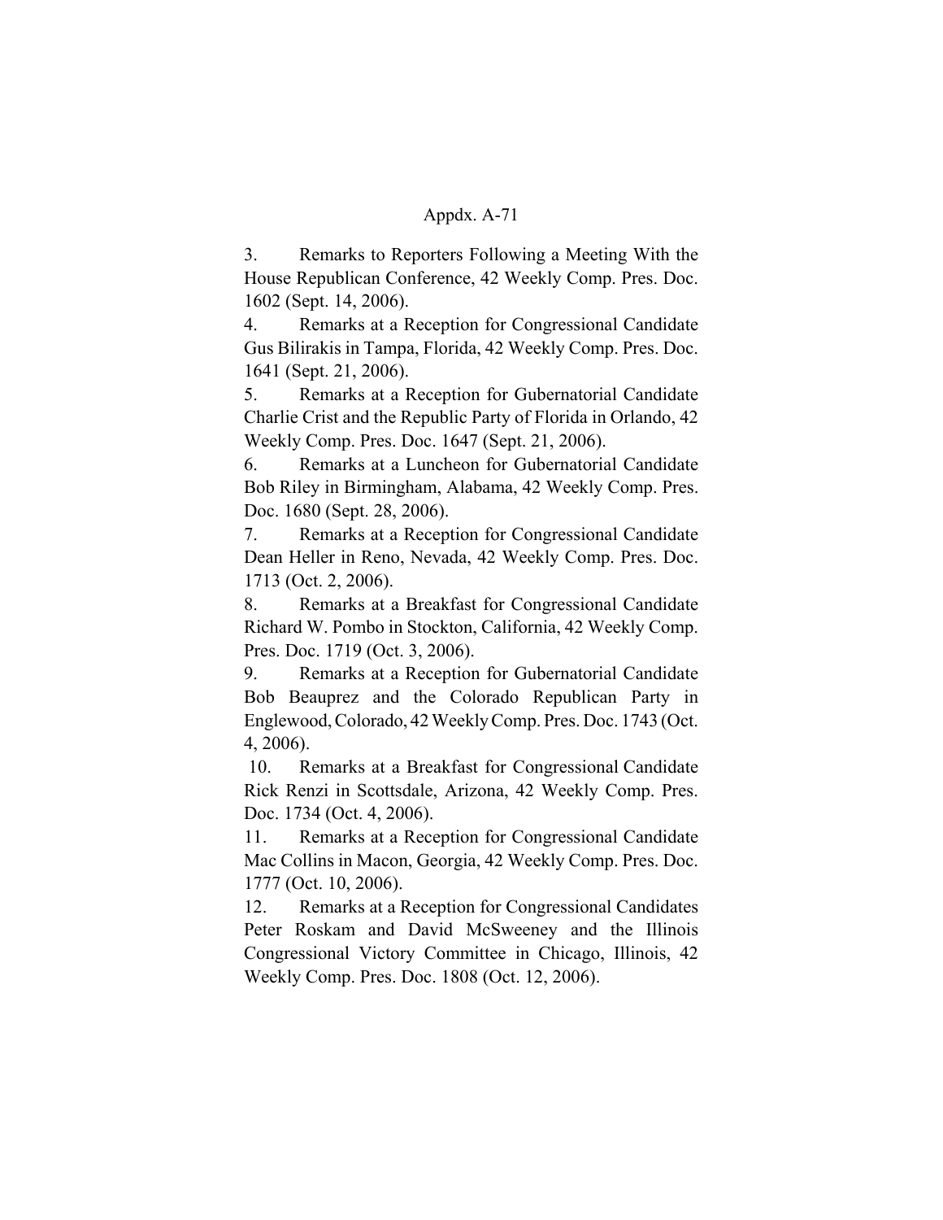Appdx. A-71

3. Remarks to Reporters Following a Meeting With the House Republican Conference, 42 Weekly Comp. Pres. Doc. 1602 (Sept. 14, 2006).

4. Remarks at a Reception for Congressional Candidate Gus Bilirakis in Tampa, Florida, 42 Weekly Comp. Pres. Doc. 1641 (Sept. 21, 2006).

5. Remarks at a Reception for Gubernatorial Candidate Charlie Crist and the Republic Party of Florida in Orlando, 42 Weekly Comp. Pres. Doc. 1647 (Sept. 21, 2006).

6. Remarks at a Luncheon for Gubernatorial Candidate Bob Riley in Birmingham, Alabama, 42 Weekly Comp. Pres. Doc. 1680 (Sept. 28, 2006).

7. Remarks at a Reception for Congressional Candidate Dean Heller in Reno, Nevada, 42 Weekly Comp. Pres. Doc. 1713 (Oct. 2, 2006).

8. Remarks at a Breakfast for Congressional Candidate Richard W. Pombo in Stockton, California, 42 Weekly Comp. Pres. Doc. 1719 (Oct. 3, 2006).

9. Remarks at a Reception for Gubernatorial Candidate Bob Beauprez and the Colorado Republican Party in Englewood, Colorado, 42 Weekly Comp. Pres. Doc. 1743 (Oct. 4, 2006).

10. Remarks at a Breakfast for Congressional Candidate Rick Renzi in Scottsdale, Arizona, 42 Weekly Comp. Pres. Doc. 1734 (Oct. 4, 2006).

11. Remarks at a Reception for Congressional Candidate Mac Collins in Macon, Georgia, 42 Weekly Comp. Pres. Doc. 1777 (Oct. 10, 2006).

12. Remarks at a Reception for Congressional Candidates Peter Roskam and David McSweeney and the Illinois Congressional Victory Committee in Chicago, Illinois, 42 Weekly Comp. Pres. Doc. 1808 (Oct. 12, 2006).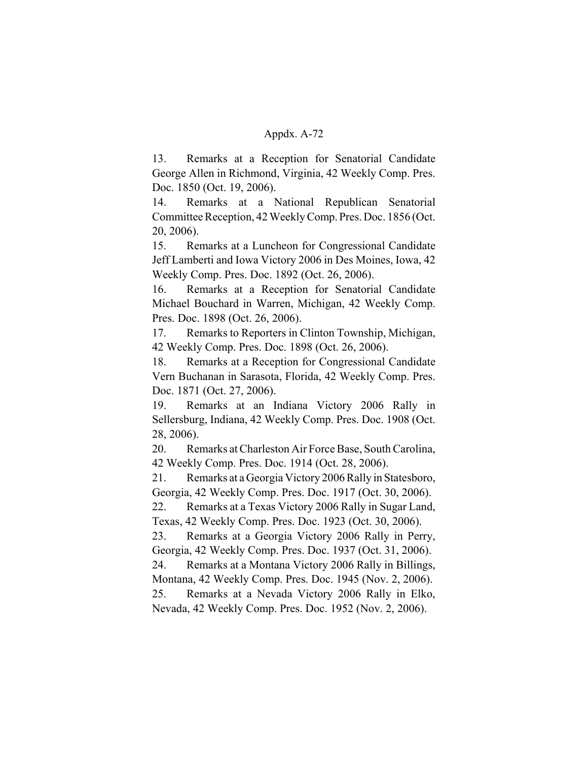13. Remarks at a Reception for Senatorial Candidate George Allen in Richmond, Virginia, 42 Weekly Comp. Pres. Doc. 1850 (Oct. 19, 2006).

14. Remarks at a National Republican Senatorial Committee Reception, 42 Weekly Comp. Pres. Doc. 1856 (Oct. 20, 2006).

15. Remarks at a Luncheon for Congressional Candidate Jeff Lamberti and Iowa Victory 2006 in Des Moines, Iowa, 42 Weekly Comp. Pres. Doc. 1892 (Oct. 26, 2006).

16. Remarks at a Reception for Senatorial Candidate Michael Bouchard in Warren, Michigan, 42 Weekly Comp. Pres. Doc. 1898 (Oct. 26, 2006).

17. Remarks to Reporters in Clinton Township, Michigan, 42 Weekly Comp. Pres. Doc. 1898 (Oct. 26, 2006).

18. Remarks at a Reception for Congressional Candidate Vern Buchanan in Sarasota, Florida, 42 Weekly Comp. Pres. Doc. 1871 (Oct. 27, 2006).

19. Remarks at an Indiana Victory 2006 Rally in Sellersburg, Indiana, 42 Weekly Comp. Pres. Doc. 1908 (Oct. 28, 2006).

20. Remarks at Charleston Air Force Base, South Carolina, 42 Weekly Comp. Pres. Doc. 1914 (Oct. 28, 2006).

21. Remarks at a Georgia Victory 2006 Rally in Statesboro, Georgia, 42 Weekly Comp. Pres. Doc. 1917 (Oct. 30, 2006).

22. Remarks at a Texas Victory 2006 Rally in Sugar Land, Texas, 42 Weekly Comp. Pres. Doc. 1923 (Oct. 30, 2006).

23. Remarks at a Georgia Victory 2006 Rally in Perry, Georgia, 42 Weekly Comp. Pres. Doc. 1937 (Oct. 31, 2006).

24. Remarks at a Montana Victory 2006 Rally in Billings, Montana, 42 Weekly Comp. Pres. Doc. 1945 (Nov. 2, 2006).

25. Remarks at a Nevada Victory 2006 Rally in Elko, Nevada, 42 Weekly Comp. Pres. Doc. 1952 (Nov. 2, 2006).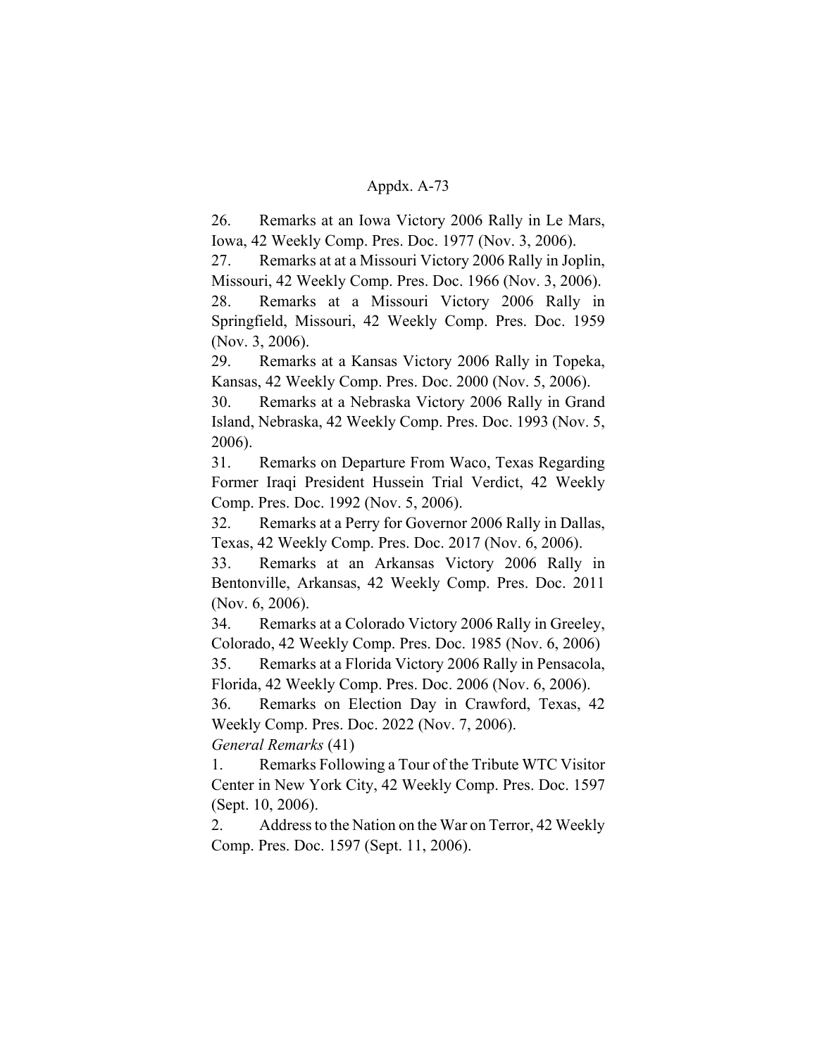26. Remarks at an Iowa Victory 2006 Rally in Le Mars, Iowa, 42 Weekly Comp. Pres. Doc. 1977 (Nov. 3, 2006).

27. Remarks at at a Missouri Victory 2006 Rally in Joplin, Missouri, 42 Weekly Comp. Pres. Doc. 1966 (Nov. 3, 2006).

28. Remarks at a Missouri Victory 2006 Rally in Springfield, Missouri, 42 Weekly Comp. Pres. Doc. 1959 (Nov. 3, 2006).

29. Remarks at a Kansas Victory 2006 Rally in Topeka, Kansas, 42 Weekly Comp. Pres. Doc. 2000 (Nov. 5, 2006).

30. Remarks at a Nebraska Victory 2006 Rally in Grand Island, Nebraska, 42 Weekly Comp. Pres. Doc. 1993 (Nov. 5, 2006).

31. Remarks on Departure From Waco, Texas Regarding Former Iraqi President Hussein Trial Verdict, 42 Weekly Comp. Pres. Doc. 1992 (Nov. 5, 2006).

32. Remarks at a Perry for Governor 2006 Rally in Dallas, Texas, 42 Weekly Comp. Pres. Doc. 2017 (Nov. 6, 2006).

33. Remarks at an Arkansas Victory 2006 Rally in Bentonville, Arkansas, 42 Weekly Comp. Pres. Doc. 2011 (Nov. 6, 2006).

34. Remarks at a Colorado Victory 2006 Rally in Greeley, Colorado, 42 Weekly Comp. Pres. Doc. 1985 (Nov. 6, 2006)

35. Remarks at a Florida Victory 2006 Rally in Pensacola, Florida, 42 Weekly Comp. Pres. Doc. 2006 (Nov. 6, 2006).

36. Remarks on Election Day in Crawford, Texas, 42 Weekly Comp. Pres. Doc. 2022 (Nov. 7, 2006).

*General Remarks* (41)

1. Remarks Following a Tour of the Tribute WTC Visitor Center in New York City, 42 Weekly Comp. Pres. Doc. 1597 (Sept. 10, 2006).

2. Address to the Nation on the War on Terror, 42 Weekly Comp. Pres. Doc. 1597 (Sept. 11, 2006).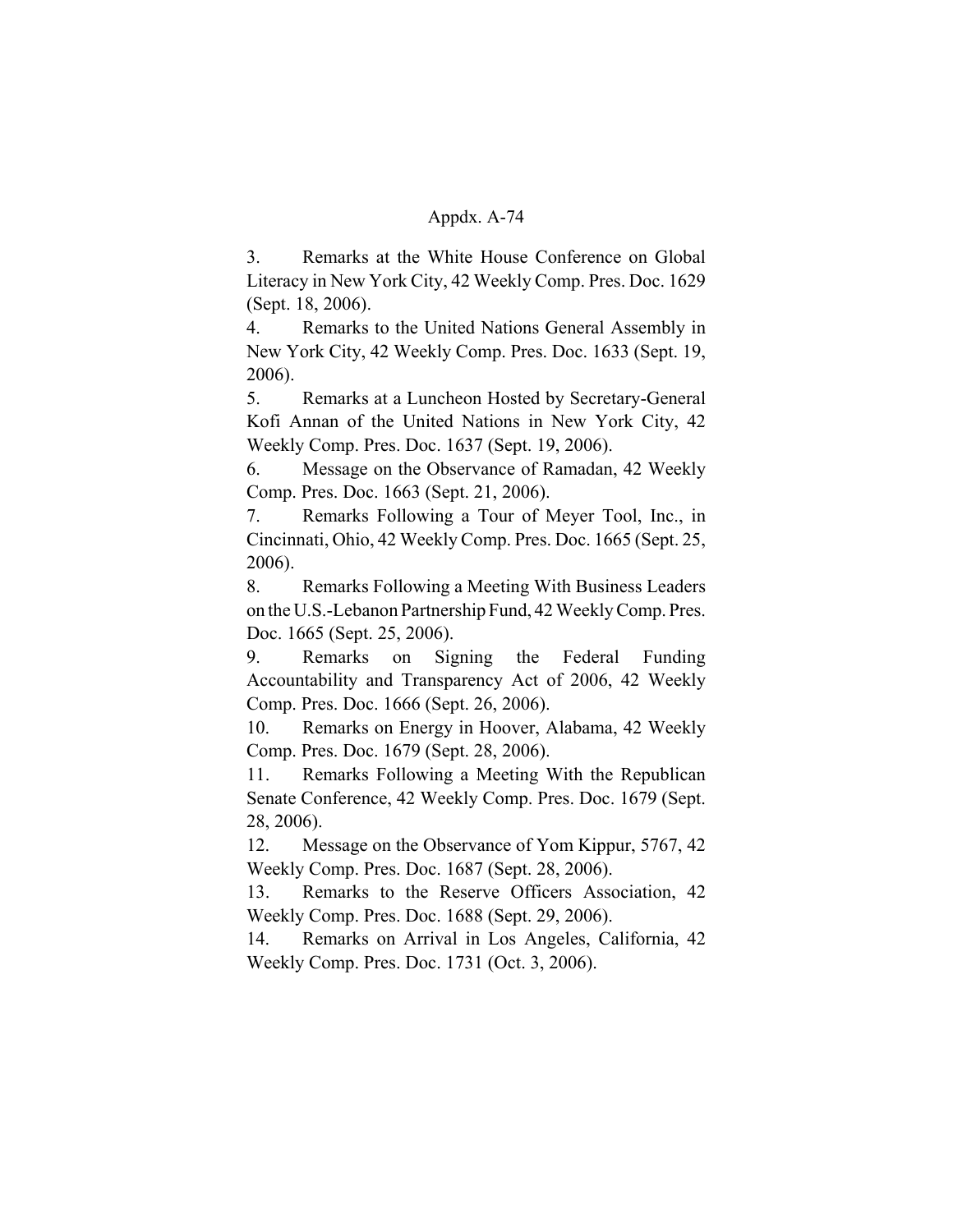3. Remarks at the White House Conference on Global Literacy in New York City, 42 Weekly Comp. Pres. Doc. 1629 (Sept. 18, 2006).

4. Remarks to the United Nations General Assembly in New York City, 42 Weekly Comp. Pres. Doc. 1633 (Sept. 19, 2006).

5. Remarks at a Luncheon Hosted by Secretary-General Kofi Annan of the United Nations in New York City, 42 Weekly Comp. Pres. Doc. 1637 (Sept. 19, 2006).

6. Message on the Observance of Ramadan, 42 Weekly Comp. Pres. Doc. 1663 (Sept. 21, 2006).

7. Remarks Following a Tour of Meyer Tool, Inc., in Cincinnati, Ohio, 42 Weekly Comp. Pres. Doc. 1665 (Sept. 25, 2006).

8. Remarks Following a Meeting With Business Leaders on the U.S.-Lebanon Partnership Fund, 42 Weekly Comp. Pres. Doc. 1665 (Sept. 25, 2006).

9. Remarks on Signing the Federal Funding Accountability and Transparency Act of 2006, 42 Weekly Comp. Pres. Doc. 1666 (Sept. 26, 2006).

10. Remarks on Energy in Hoover, Alabama, 42 Weekly Comp. Pres. Doc. 1679 (Sept. 28, 2006).

11. Remarks Following a Meeting With the Republican Senate Conference, 42 Weekly Comp. Pres. Doc. 1679 (Sept. 28, 2006).

12. Message on the Observance of Yom Kippur, 5767, 42 Weekly Comp. Pres. Doc. 1687 (Sept. 28, 2006).

13. Remarks to the Reserve Officers Association, 42 Weekly Comp. Pres. Doc. 1688 (Sept. 29, 2006).

14. Remarks on Arrival in Los Angeles, California, 42 Weekly Comp. Pres. Doc. 1731 (Oct. 3, 2006).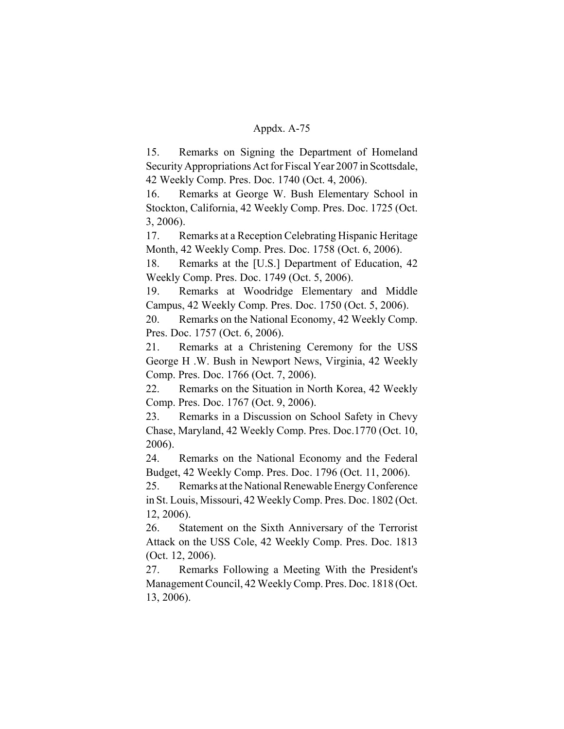15. Remarks on Signing the Department of Homeland Security Appropriations Act for Fiscal Year 2007 in Scottsdale, 42 Weekly Comp. Pres. Doc. 1740 (Oct. 4, 2006).

16. Remarks at George W. Bush Elementary School in Stockton, California, 42 Weekly Comp. Pres. Doc. 1725 (Oct. 3, 2006).

17. Remarks at a Reception Celebrating Hispanic Heritage Month, 42 Weekly Comp. Pres. Doc. 1758 (Oct. 6, 2006).

18. Remarks at the [U.S.] Department of Education, 42 Weekly Comp. Pres. Doc. 1749 (Oct. 5, 2006).

19. Remarks at Woodridge Elementary and Middle Campus, 42 Weekly Comp. Pres. Doc. 1750 (Oct. 5, 2006).

20. Remarks on the National Economy, 42 Weekly Comp. Pres. Doc. 1757 (Oct. 6, 2006).

21. Remarks at a Christening Ceremony for the USS George H .W. Bush in Newport News, Virginia, 42 Weekly Comp. Pres. Doc. 1766 (Oct. 7, 2006).

22. Remarks on the Situation in North Korea, 42 Weekly Comp. Pres. Doc. 1767 (Oct. 9, 2006).

23. Remarks in a Discussion on School Safety in Chevy Chase, Maryland, 42 Weekly Comp. Pres. Doc.1770 (Oct. 10, 2006).

24. Remarks on the National Economy and the Federal Budget, 42 Weekly Comp. Pres. Doc. 1796 (Oct. 11, 2006).

25. Remarks at the National Renewable Energy Conference in St. Louis, Missouri, 42 Weekly Comp. Pres. Doc. 1802 (Oct. 12, 2006).

26. Statement on the Sixth Anniversary of the Terrorist Attack on the USS Cole, 42 Weekly Comp. Pres. Doc. 1813 (Oct. 12, 2006).

27. Remarks Following a Meeting With the President's Management Council, 42 Weekly Comp. Pres. Doc. 1818 (Oct. 13, 2006).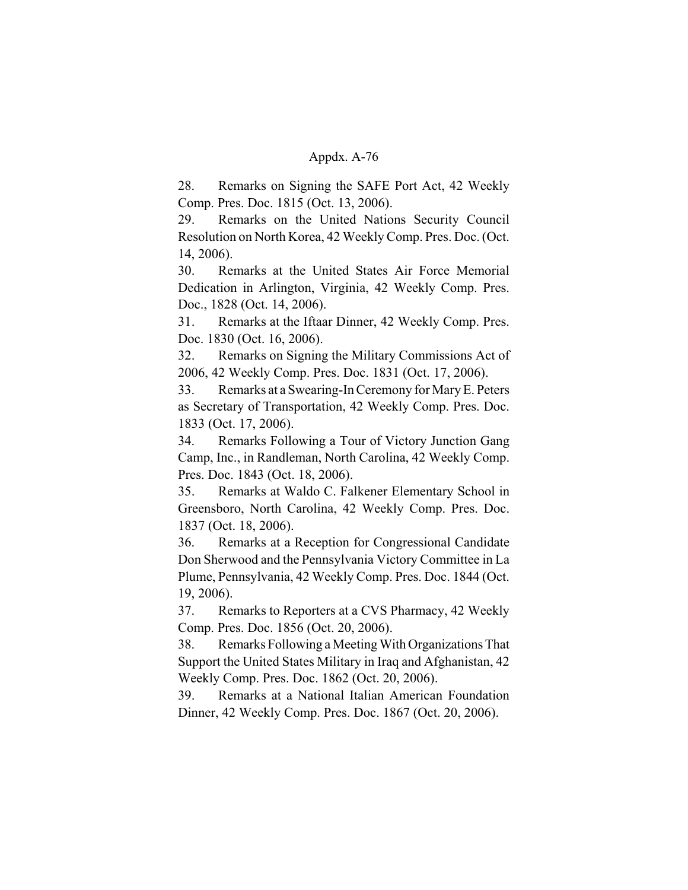28. Remarks on Signing the SAFE Port Act, 42 Weekly Comp. Pres. Doc. 1815 (Oct. 13, 2006).

29. Remarks on the United Nations Security Council Resolution on North Korea, 42 Weekly Comp. Pres. Doc. (Oct. 14, 2006).

30. Remarks at the United States Air Force Memorial Dedication in Arlington, Virginia, 42 Weekly Comp. Pres. Doc., 1828 (Oct. 14, 2006).

31. Remarks at the Iftaar Dinner, 42 Weekly Comp. Pres. Doc. 1830 (Oct. 16, 2006).

32. Remarks on Signing the Military Commissions Act of 2006, 42 Weekly Comp. Pres. Doc. 1831 (Oct. 17, 2006).

33. Remarks at a Swearing-In Ceremony for Mary E. Peters as Secretary of Transportation, 42 Weekly Comp. Pres. Doc. 1833 (Oct. 17, 2006).

34. Remarks Following a Tour of Victory Junction Gang Camp, Inc., in Randleman, North Carolina, 42 Weekly Comp. Pres. Doc. 1843 (Oct. 18, 2006).

35. Remarks at Waldo C. Falkener Elementary School in Greensboro, North Carolina, 42 Weekly Comp. Pres. Doc. 1837 (Oct. 18, 2006).

36. Remarks at a Reception for Congressional Candidate Don Sherwood and the Pennsylvania Victory Committee in La Plume, Pennsylvania, 42 Weekly Comp. Pres. Doc. 1844 (Oct. 19, 2006).

37. Remarks to Reporters at a CVS Pharmacy, 42 Weekly Comp. Pres. Doc. 1856 (Oct. 20, 2006).

38. Remarks Following a Meeting With Organizations That Support the United States Military in Iraq and Afghanistan, 42 Weekly Comp. Pres. Doc. 1862 (Oct. 20, 2006).

39. Remarks at a National Italian American Foundation Dinner, 42 Weekly Comp. Pres. Doc. 1867 (Oct. 20, 2006).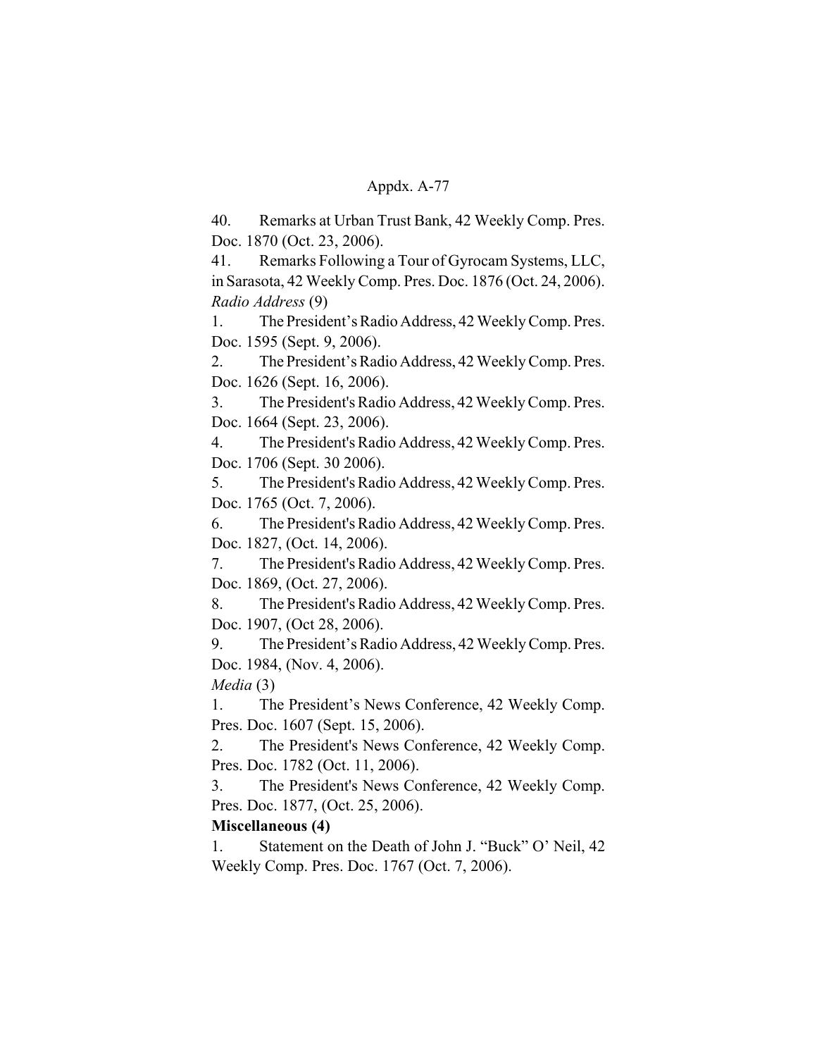40. Remarks at Urban Trust Bank, 42 Weekly Comp. Pres. Doc. 1870 (Oct. 23, 2006).

41. Remarks Following a Tour of Gyrocam Systems, LLC, in Sarasota, 42 Weekly Comp. Pres. Doc. 1876 (Oct. 24, 2006).

*Radio Address* (9)

1. The President's Radio Address, 42 Weekly Comp. Pres. Doc. 1595 (Sept. 9, 2006).

2. The President's Radio Address, 42 Weekly Comp. Pres. Doc. 1626 (Sept. 16, 2006).

3. The President's Radio Address, 42 Weekly Comp. Pres. Doc. 1664 (Sept. 23, 2006).

4. The President's Radio Address, 42 Weekly Comp. Pres. Doc. 1706 (Sept. 30 2006).

5. The President's Radio Address, 42 Weekly Comp. Pres. Doc. 1765 (Oct. 7, 2006).

6. The President's Radio Address, 42 Weekly Comp. Pres. Doc. 1827, (Oct. 14, 2006).

7. The President's Radio Address, 42 Weekly Comp. Pres. Doc. 1869, (Oct. 27, 2006).

8. The President's Radio Address, 42 Weekly Comp. Pres. Doc. 1907, (Oct 28, 2006).

9. The President's Radio Address, 42 Weekly Comp. Pres. Doc. 1984, (Nov. 4, 2006).

*Media* (3)

1. The President's News Conference, 42 Weekly Comp. Pres. Doc. 1607 (Sept. 15, 2006).

2. The President's News Conference, 42 Weekly Comp. Pres. Doc. 1782 (Oct. 11, 2006).

3. The President's News Conference, 42 Weekly Comp. Pres. Doc. 1877, (Oct. 25, 2006).

**Miscellaneous (4)**

1. Statement on the Death of John J. "Buck" O' Neil, 42 Weekly Comp. Pres. Doc. 1767 (Oct. 7, 2006).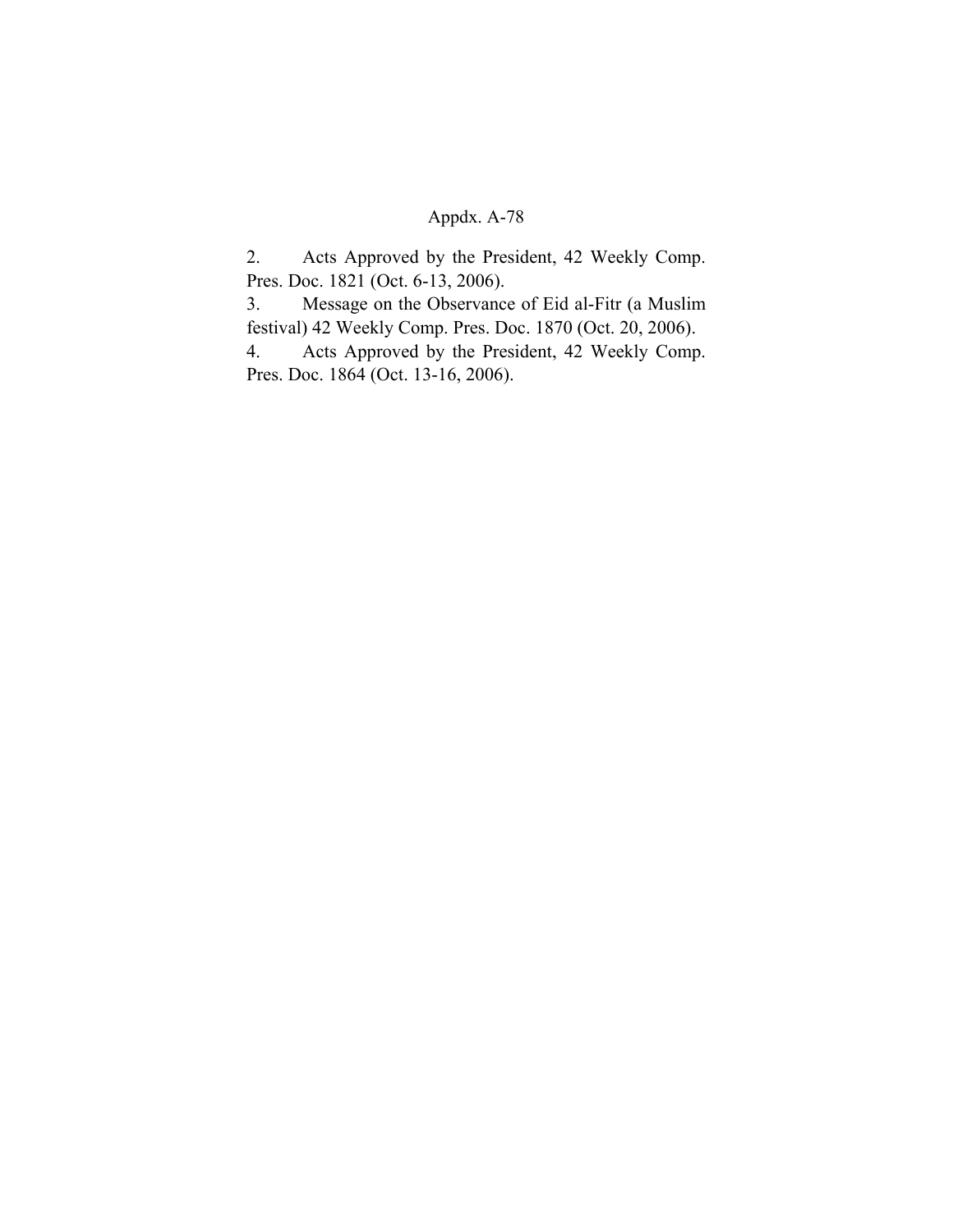2. Acts Approved by the President, 42 Weekly Comp. Pres. Doc. 1821 (Oct. 6-13, 2006).

3. Message on the Observance of Eid al-Fitr (a Muslim festival) 42 Weekly Comp. Pres. Doc. 1870 (Oct. 20, 2006).

4. Acts Approved by the President, 42 Weekly Comp. Pres. Doc. 1864 (Oct. 13-16, 2006).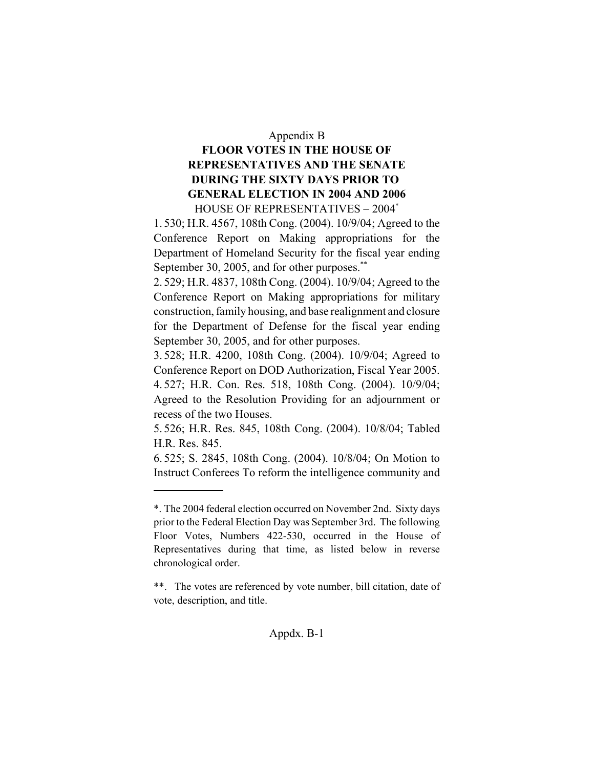Appendix B

# FLOOR VOTES IN THE HOUSE OF REPRESENTATIVES AND THE SENATE DURING THE SIXTY DAYS PRIOR TO GENERAL ELECTION IN 2004 AND 2006

HOUSE OF REPRESENTATIVES – 2004[*]

1. 530; H.R. 4567, 108th Cong. (2004). 10/9/04; Agreed to the Conference Report on Making appropriations for the Department of Homeland Security for the fiscal year ending September 30, 2005, and for other purposes.[**]
2. 529; H.R. 4837, 108th Cong. (2004). 10/9/04; Agreed to the Conference Report on Making appropriations for military construction, family housing, and base realignment and closure for the Department of Defense for the fiscal year ending September 30, 2005, and for other purposes.
3. 528; H.R. 4200, 108th Cong. (2004). 10/9/04; Agreed to Conference Report on DOD Authorization, Fiscal Year 2005.
4. 527; H.R. Con. Res. 518, 108th Cong. (2004). 10/9/04; Agreed to the Resolution Providing for an adjournment or recess of the two Houses.
5. 526; H.R. Res. 845, 108th Cong. (2004). 10/8/04; Tabled H.R. Res. 845.
6. 525; S. 2845, 108th Cong. (2004). 10/8/04; On Motion to Instruct Conferees To reform the intelligence community and

---

*. The 2004 federal election occurred on November 2nd. Sixty days prior to the Federal Election Day was September 3rd. The following Floor Votes, Numbers 422-530, occurred in the House of Representatives during that time, as listed below in reverse chronological order.

**. The votes are referenced by vote number, bill citation, date of vote, description, and title.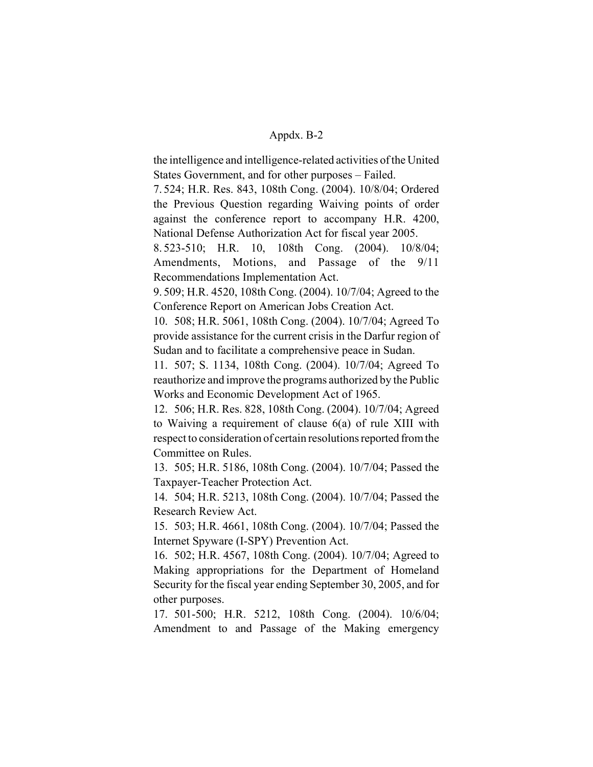the intelligence and intelligence-related activities of the United States Government, and for other purposes – Failed.

7. 524; H.R. Res. 843, 108th Cong. (2004). 10/8/04; Ordered the Previous Question regarding Waiving points of order against the conference report to accompany H.R. 4200, National Defense Authorization Act for fiscal year 2005.

8. 523-510; H.R. 10, 108th Cong. (2004). 10/8/04; Amendments, Motions, and Passage of the 9/11 Recommendations Implementation Act.

9. 509; H.R. 4520, 108th Cong. (2004). 10/7/04; Agreed to the Conference Report on American Jobs Creation Act.

10. 508; H.R. 5061, 108th Cong. (2004). 10/7/04; Agreed To provide assistance for the current crisis in the Darfur region of Sudan and to facilitate a comprehensive peace in Sudan.

11. 507; S. 1134, 108th Cong. (2004). 10/7/04; Agreed To reauthorize and improve the programs authorized by the Public Works and Economic Development Act of 1965.

12. 506; H.R. Res. 828, 108th Cong. (2004). 10/7/04; Agreed to Waiving a requirement of clause 6(a) of rule XIII with respect to consideration of certain resolutions reported from the Committee on Rules.

13. 505; H.R. 5186, 108th Cong. (2004). 10/7/04; Passed the Taxpayer-Teacher Protection Act.

14. 504; H.R. 5213, 108th Cong. (2004). 10/7/04; Passed the Research Review Act.

15. 503; H.R. 4661, 108th Cong. (2004). 10/7/04; Passed the Internet Spyware (I-SPY) Prevention Act.

16. 502; H.R. 4567, 108th Cong. (2004). 10/7/04; Agreed to Making appropriations for the Department of Homeland Security for the fiscal year ending September 30, 2005, and for other purposes.

17. 501-500; H.R. 5212, 108th Cong. (2004). 10/6/04; Amendment to and Passage of the Making emergency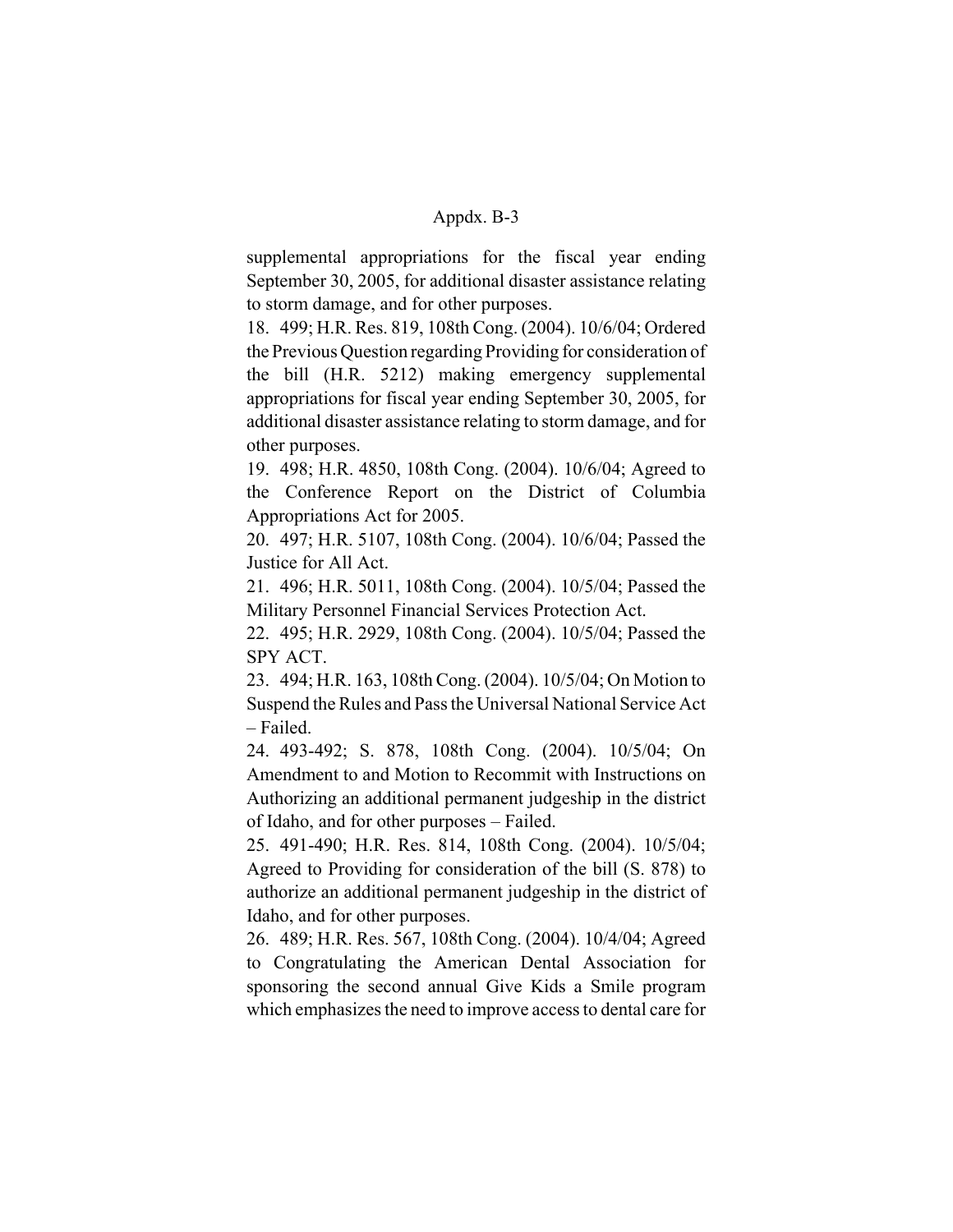supplemental appropriations for the fiscal year ending September 30, 2005, for additional disaster assistance relating to storm damage, and for other purposes.

18. 499; H.R. Res. 819, 108th Cong. (2004). 10/6/04; Ordered the Previous Question regarding Providing for consideration of the bill (H.R. 5212) making emergency supplemental appropriations for fiscal year ending September 30, 2005, for additional disaster assistance relating to storm damage, and for other purposes.

19. 498; H.R. 4850, 108th Cong. (2004). 10/6/04; Agreed to the Conference Report on the District of Columbia Appropriations Act for 2005.

20. 497; H.R. 5107, 108th Cong. (2004). 10/6/04; Passed the Justice for All Act.

21. 496; H.R. 5011, 108th Cong. (2004). 10/5/04; Passed the Military Personnel Financial Services Protection Act.

22. 495; H.R. 2929, 108th Cong. (2004). 10/5/04; Passed the SPY ACT.

23. 494; H.R. 163, 108th Cong. (2004). 10/5/04; On Motion to Suspend the Rules and Pass the Universal National Service Act – Failed.

24. 493-492; S. 878, 108th Cong. (2004). 10/5/04; On Amendment to and Motion to Recommit with Instructions on Authorizing an additional permanent judgeship in the district of Idaho, and for other purposes – Failed.

25. 491-490; H.R. Res. 814, 108th Cong. (2004). 10/5/04; Agreed to Providing for consideration of the bill (S. 878) to authorize an additional permanent judgeship in the district of Idaho, and for other purposes.

26. 489; H.R. Res. 567, 108th Cong. (2004). 10/4/04; Agreed to Congratulating the American Dental Association for sponsoring the second annual Give Kids a Smile program which emphasizes the need to improve access to dental care for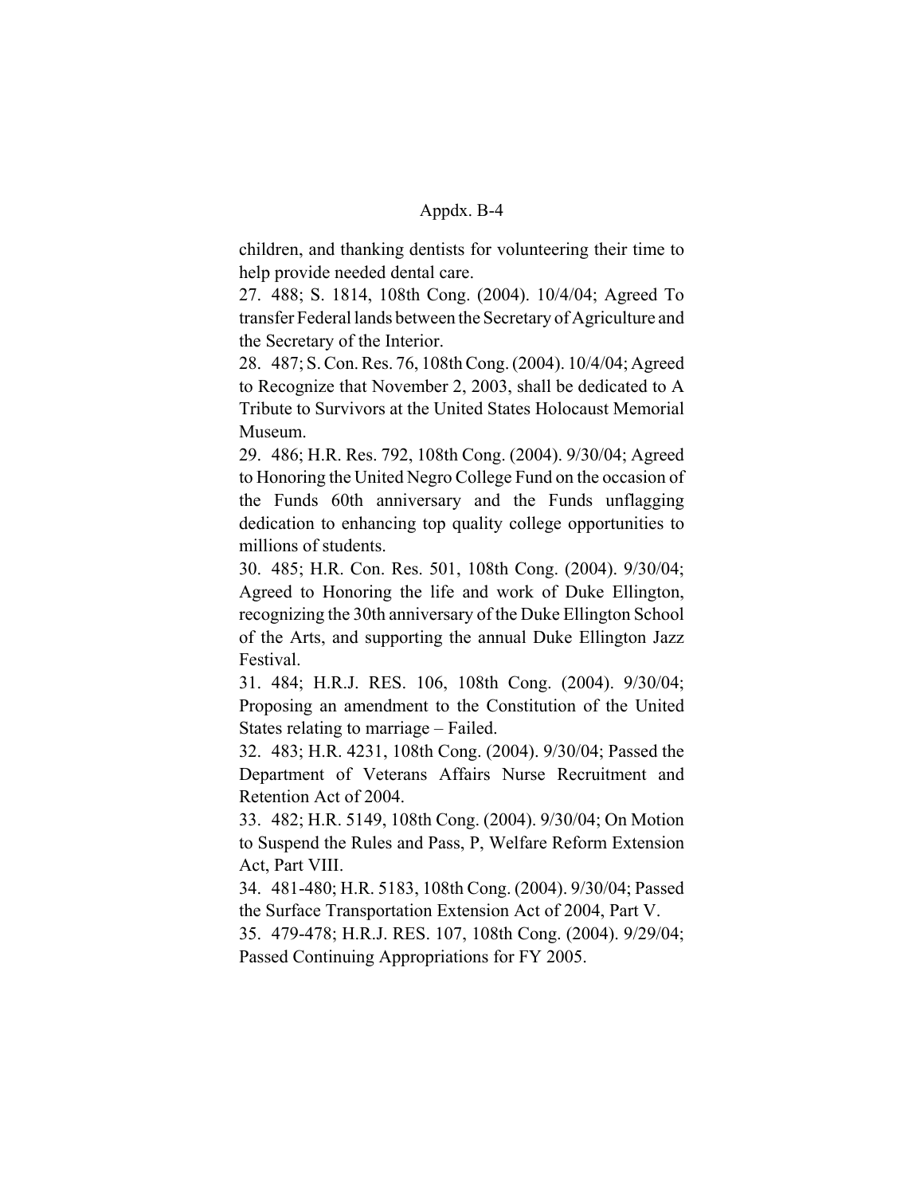children, and thanking dentists for volunteering their time to help provide needed dental care.

27. 488; S. 1814, 108th Cong. (2004). 10/4/04; Agreed To transfer Federal lands between the Secretary of Agriculture and the Secretary of the Interior.

28. 487; S. Con. Res. 76, 108th Cong. (2004). 10/4/04; Agreed to Recognize that November 2, 2003, shall be dedicated to A Tribute to Survivors at the United States Holocaust Memorial Museum.

29. 486; H.R. Res. 792, 108th Cong. (2004). 9/30/04; Agreed to Honoring the United Negro College Fund on the occasion of the Funds 60th anniversary and the Funds unflagging dedication to enhancing top quality college opportunities to millions of students.

30. 485; H.R. Con. Res. 501, 108th Cong. (2004). 9/30/04; Agreed to Honoring the life and work of Duke Ellington, recognizing the 30th anniversary of the Duke Ellington School of the Arts, and supporting the annual Duke Ellington Jazz Festival.

31. 484; H.R.J. RES. 106, 108th Cong. (2004). 9/30/04; Proposing an amendment to the Constitution of the United States relating to marriage – Failed.

32. 483; H.R. 4231, 108th Cong. (2004). 9/30/04; Passed the Department of Veterans Affairs Nurse Recruitment and Retention Act of 2004.

33. 482; H.R. 5149, 108th Cong. (2004). 9/30/04; On Motion to Suspend the Rules and Pass, P, Welfare Reform Extension Act, Part VIII.

34. 481-480; H.R. 5183, 108th Cong. (2004). 9/30/04; Passed the Surface Transportation Extension Act of 2004, Part V.

35. 479-478; H.R.J. RES. 107, 108th Cong. (2004). 9/29/04; Passed Continuing Appropriations for FY 2005.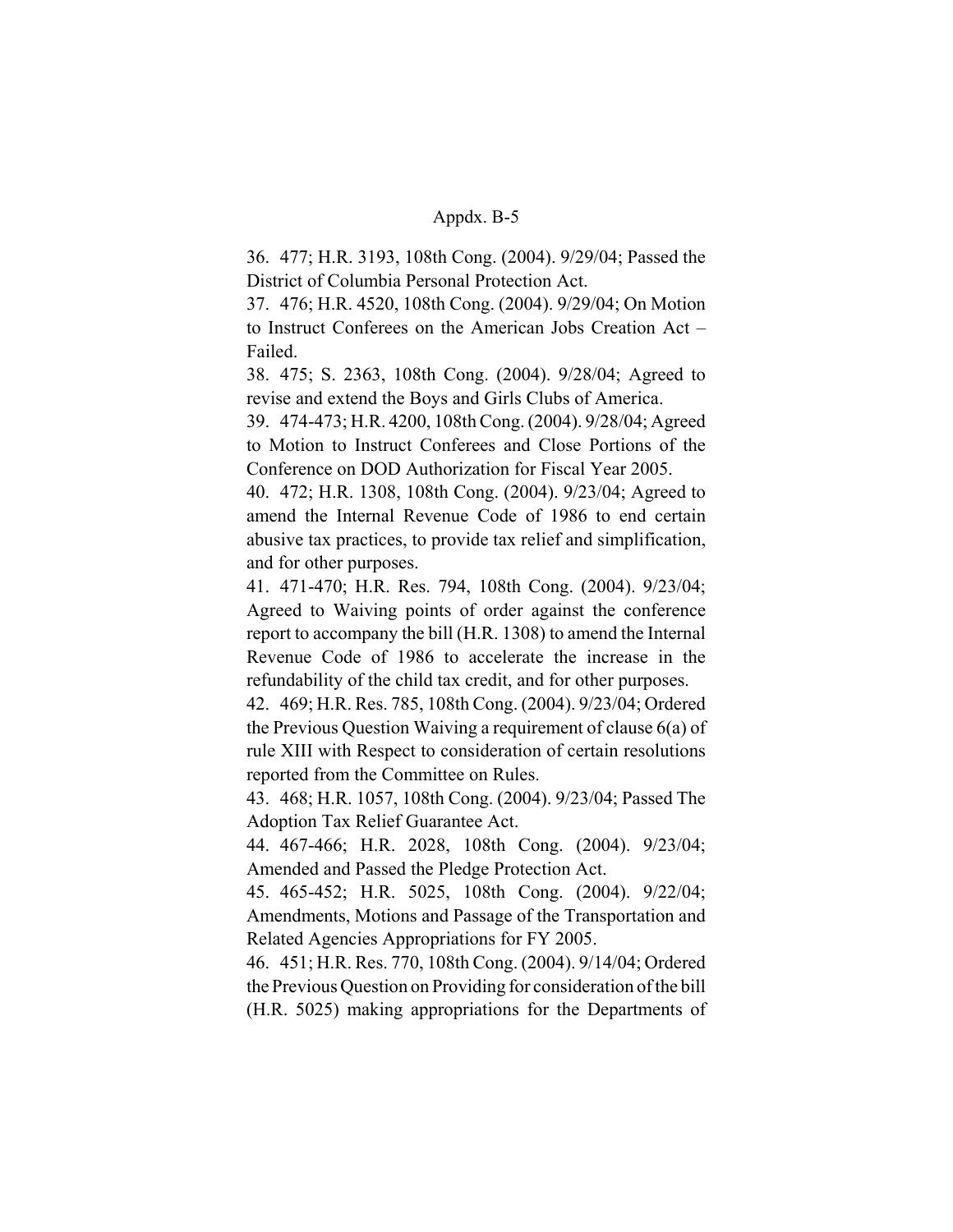36. 477; H.R. 3193, 108th Cong. (2004). 9/29/04; Passed the District of Columbia Personal Protection Act.

37. 476; H.R. 4520, 108th Cong. (2004). 9/29/04; On Motion to Instruct Conferees on the American Jobs Creation Act – Failed.

38. 475; S. 2363, 108th Cong. (2004). 9/28/04; Agreed to revise and extend the Boys and Girls Clubs of America.

39. 474-473; H.R. 4200, 108th Cong. (2004). 9/28/04; Agreed to Motion to Instruct Conferees and Close Portions of the Conference on DOD Authorization for Fiscal Year 2005.

40. 472; H.R. 1308, 108th Cong. (2004). 9/23/04; Agreed to amend the Internal Revenue Code of 1986 to end certain abusive tax practices, to provide tax relief and simplification, and for other purposes.

41. 471-470; H.R. Res. 794, 108th Cong. (2004). 9/23/04; Agreed to Waiving points of order against the conference report to accompany the bill (H.R. 1308) to amend the Internal Revenue Code of 1986 to accelerate the increase in the refundability of the child tax credit, and for other purposes.

42. 469; H.R. Res. 785, 108th Cong. (2004). 9/23/04; Ordered the Previous Question Waiving a requirement of clause 6(a) of rule XIII with Respect to consideration of certain resolutions reported from the Committee on Rules.

43. 468; H.R. 1057, 108th Cong. (2004). 9/23/04; Passed The Adoption Tax Relief Guarantee Act.

44. 467-466; H.R. 2028, 108th Cong. (2004). 9/23/04; Amended and Passed the Pledge Protection Act.

45. 465-452; H.R. 5025, 108th Cong. (2004). 9/22/04; Amendments, Motions and Passage of the Transportation and Related Agencies Appropriations for FY 2005.

46. 451; H.R. Res. 770, 108th Cong. (2004). 9/14/04; Ordered the Previous Question on Providing for consideration of the bill (H.R. 5025) making appropriations for the Departments of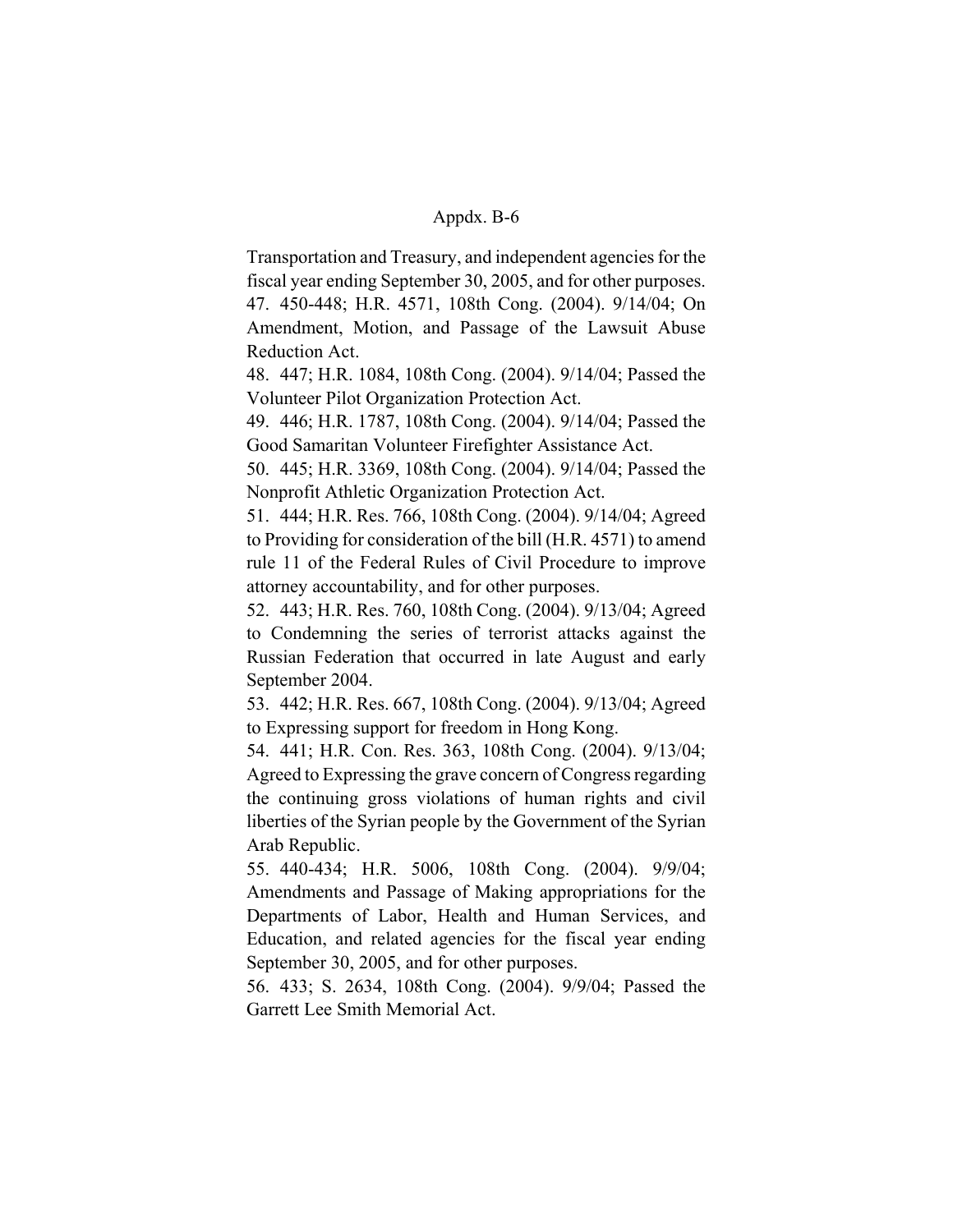Transportation and Treasury, and independent agencies for the fiscal year ending September 30, 2005, and for other purposes.

47. 450-448; H.R. 4571, 108th Cong. (2004). 9/14/04; On Amendment, Motion, and Passage of the Lawsuit Abuse Reduction Act.

48. 447; H.R. 1084, 108th Cong. (2004). 9/14/04; Passed the Volunteer Pilot Organization Protection Act.

49. 446; H.R. 1787, 108th Cong. (2004). 9/14/04; Passed the Good Samaritan Volunteer Firefighter Assistance Act.

50. 445; H.R. 3369, 108th Cong. (2004). 9/14/04; Passed the Nonprofit Athletic Organization Protection Act.

51. 444; H.R. Res. 766, 108th Cong. (2004). 9/14/04; Agreed to Providing for consideration of the bill (H.R. 4571) to amend rule 11 of the Federal Rules of Civil Procedure to improve attorney accountability, and for other purposes.

52. 443; H.R. Res. 760, 108th Cong. (2004). 9/13/04; Agreed to Condemning the series of terrorist attacks against the Russian Federation that occurred in late August and early September 2004.

53. 442; H.R. Res. 667, 108th Cong. (2004). 9/13/04; Agreed to Expressing support for freedom in Hong Kong.

54. 441; H.R. Con. Res. 363, 108th Cong. (2004). 9/13/04; Agreed to Expressing the grave concern of Congress regarding the continuing gross violations of human rights and civil liberties of the Syrian people by the Government of the Syrian Arab Republic.

55. 440-434; H.R. 5006, 108th Cong. (2004). 9/9/04; Amendments and Passage of Making appropriations for the Departments of Labor, Health and Human Services, and Education, and related agencies for the fiscal year ending September 30, 2005, and for other purposes.

56. 433; S. 2634, 108th Cong. (2004). 9/9/04; Passed the Garrett Lee Smith Memorial Act.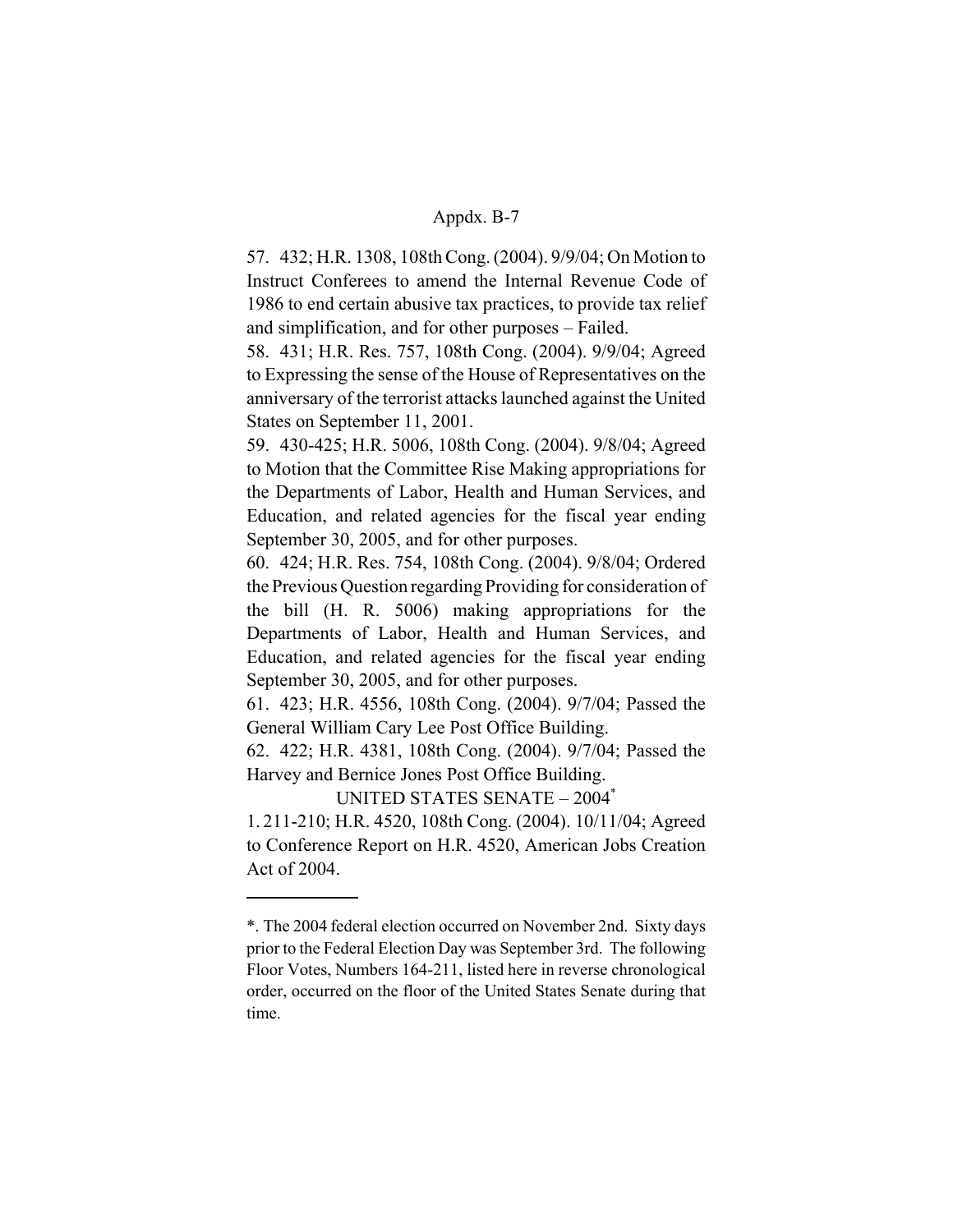57. 432; H.R. 1308, 108th Cong. (2004). 9/9/04; On Motion to Instruct Conferees to amend the Internal Revenue Code of 1986 to end certain abusive tax practices, to provide tax relief and simplification, and for other purposes – Failed.

58. 431; H.R. Res. 757, 108th Cong. (2004). 9/9/04; Agreed to Expressing the sense of the House of Representatives on the anniversary of the terrorist attacks launched against the United States on September 11, 2001.

59. 430-425; H.R. 5006, 108th Cong. (2004). 9/8/04; Agreed to Motion that the Committee Rise Making appropriations for the Departments of Labor, Health and Human Services, and Education, and related agencies for the fiscal year ending September 30, 2005, and for other purposes.

60. 424; H.R. Res. 754, 108th Cong. (2004). 9/8/04; Ordered the Previous Question regarding Providing for consideration of the bill (H. R. 5006) making appropriations for the Departments of Labor, Health and Human Services, and Education, and related agencies for the fiscal year ending September 30, 2005, and for other purposes.

61. 423; H.R. 4556, 108th Cong. (2004). 9/7/04; Passed the General William Cary Lee Post Office Building.

62. 422; H.R. 4381, 108th Cong. (2004). 9/7/04; Passed the Harvey and Bernice Jones Post Office Building.

UNITED STATES SENATE – 2004*

1. 211-210; H.R. 4520, 108th Cong. (2004). 10/11/04; Agreed to Conference Report on H.R. 4520, American Jobs Creation Act of 2004.

---

*. The 2004 federal election occurred on November 2nd. Sixty days prior to the Federal Election Day was September 3rd. The following Floor Votes, Numbers 164-211, listed here in reverse chronological order, occurred on the floor of the United States Senate during that time.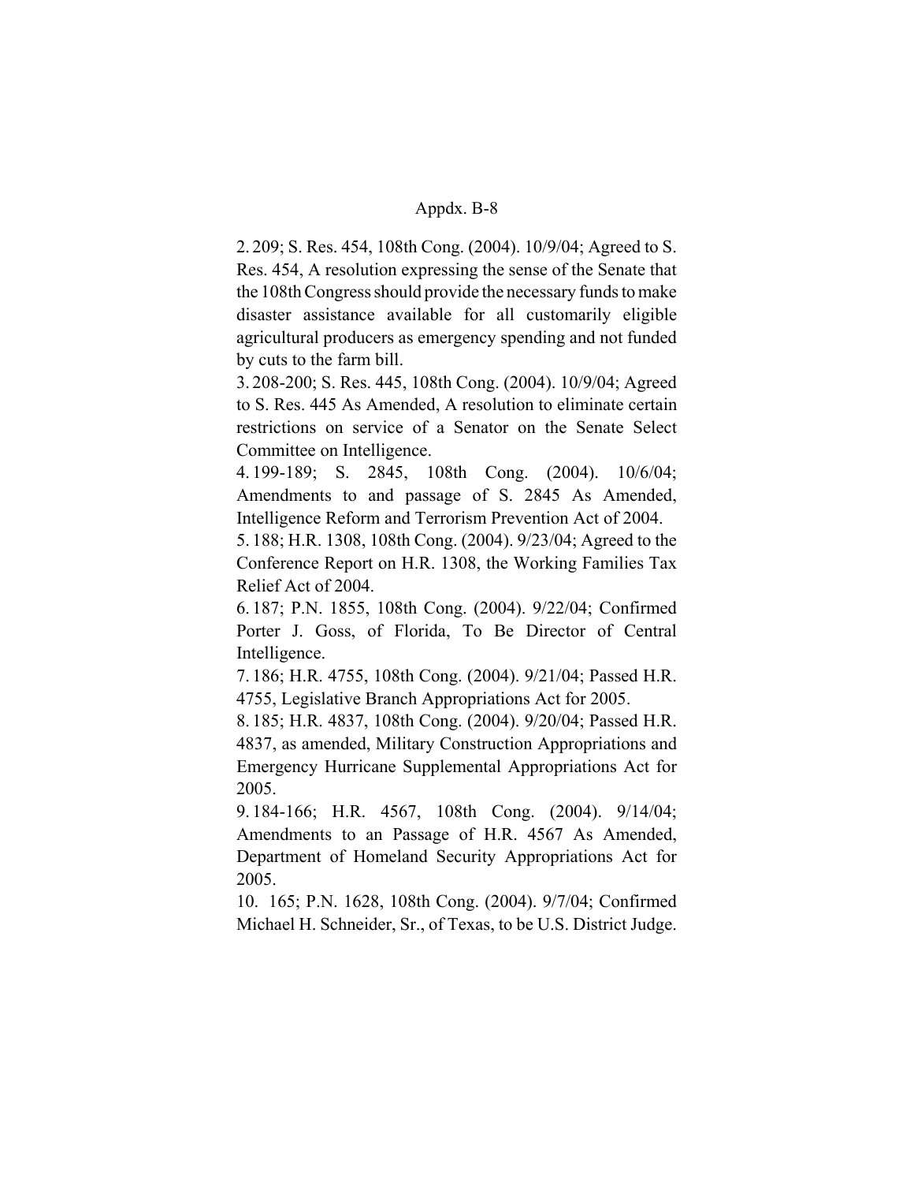2. 209; S. Res. 454, 108th Cong. (2004). 10/9/04; Agreed to S. Res. 454, A resolution expressing the sense of the Senate that the 108th Congress should provide the necessary funds to make disaster assistance available for all customarily eligible agricultural producers as emergency spending and not funded by cuts to the farm bill.

3. 208-200; S. Res. 445, 108th Cong. (2004). 10/9/04; Agreed to S. Res. 445 As Amended, A resolution to eliminate certain restrictions on service of a Senator on the Senate Select Committee on Intelligence.

4. 199-189; S. 2845, 108th Cong. (2004). 10/6/04; Amendments to and passage of S. 2845 As Amended, Intelligence Reform and Terrorism Prevention Act of 2004.

5. 188; H.R. 1308, 108th Cong. (2004). 9/23/04; Agreed to the Conference Report on H.R. 1308, the Working Families Tax Relief Act of 2004.

6. 187; P.N. 1855, 108th Cong. (2004). 9/22/04; Confirmed Porter J. Goss, of Florida, To Be Director of Central Intelligence.

7. 186; H.R. 4755, 108th Cong. (2004). 9/21/04; Passed H.R. 4755, Legislative Branch Appropriations Act for 2005.

8. 185; H.R. 4837, 108th Cong. (2004). 9/20/04; Passed H.R. 4837, as amended, Military Construction Appropriations and Emergency Hurricane Supplemental Appropriations Act for 2005.

9. 184-166; H.R. 4567, 108th Cong. (2004). 9/14/04; Amendments to an Passage of H.R. 4567 As Amended, Department of Homeland Security Appropriations Act for 2005.

10. 165; P.N. 1628, 108th Cong. (2004). 9/7/04; Confirmed Michael H. Schneider, Sr., of Texas, to be U.S. District Judge.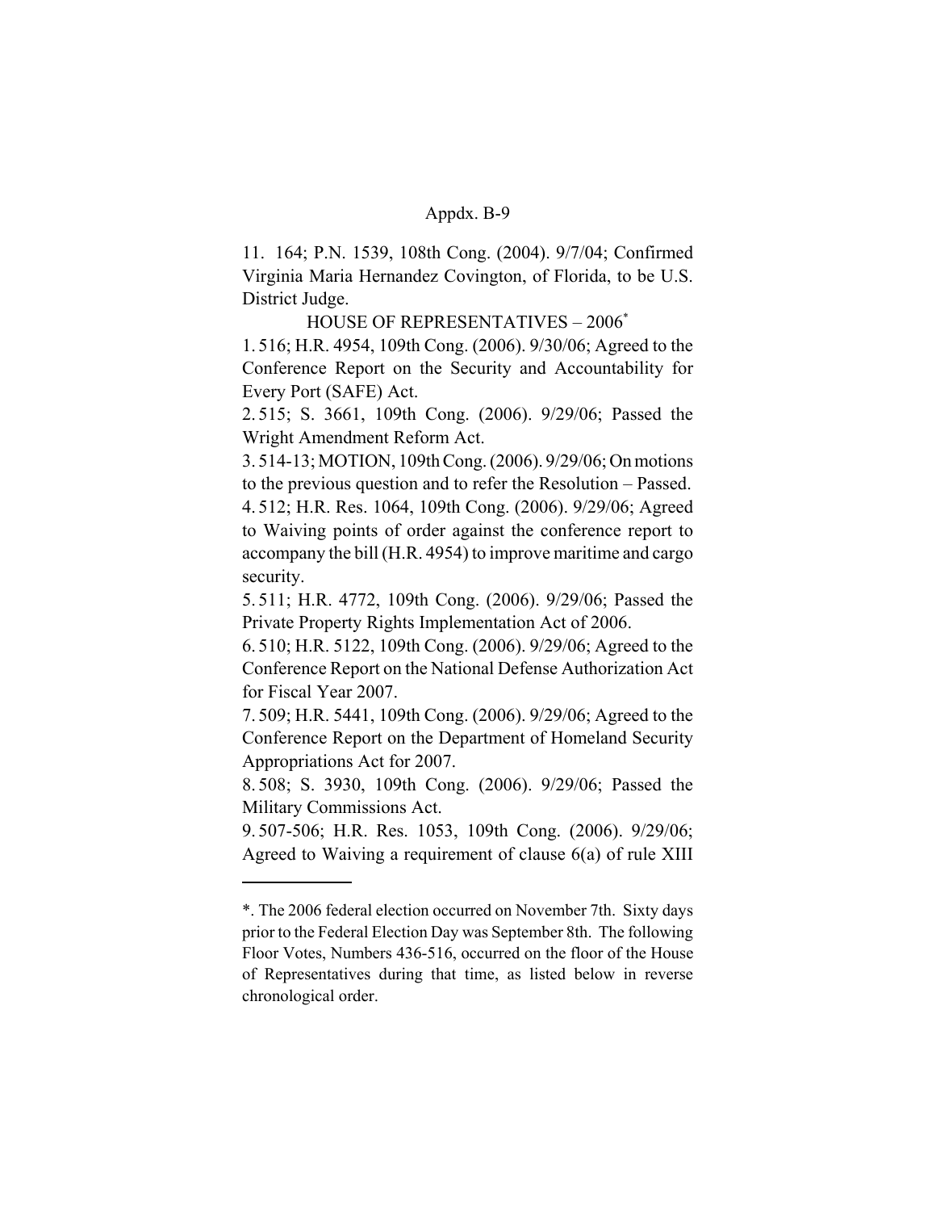11. 164; P.N. 1539, 108th Cong. (2004). 9/7/04; Confirmed Virginia Maria Hernandez Covington, of Florida, to be U.S. District Judge.

HOUSE OF REPRESENTATIVES – 2006*

1. 516; H.R. 4954, 109th Cong. (2006). 9/30/06; Agreed to the Conference Report on the Security and Accountability for Every Port (SAFE) Act.

2. 515; S. 3661, 109th Cong. (2006). 9/29/06; Passed the Wright Amendment Reform Act.

3. 514-13; MOTION, 109th Cong. (2006). 9/29/06; On motions to the previous question and to refer the Resolution – Passed.

4. 512; H.R. Res. 1064, 109th Cong. (2006). 9/29/06; Agreed to Waiving points of order against the conference report to accompany the bill (H.R. 4954) to improve maritime and cargo security.

5. 511; H.R. 4772, 109th Cong. (2006). 9/29/06; Passed the Private Property Rights Implementation Act of 2006.

6. 510; H.R. 5122, 109th Cong. (2006). 9/29/06; Agreed to the Conference Report on the National Defense Authorization Act for Fiscal Year 2007.

7. 509; H.R. 5441, 109th Cong. (2006). 9/29/06; Agreed to the Conference Report on the Department of Homeland Security Appropriations Act for 2007.

8. 508; S. 3930, 109th Cong. (2006). 9/29/06; Passed the Military Commissions Act.

9. 507-506; H.R. Res. 1053, 109th Cong. (2006). 9/29/06; Agreed to Waiving a requirement of clause 6(a) of rule XIII

---

*. The 2006 federal election occurred on November 7th. Sixty days prior to the Federal Election Day was September 8th. The following Floor Votes, Numbers 436-516, occurred on the floor of the House of Representatives during that time, as listed below in reverse chronological order.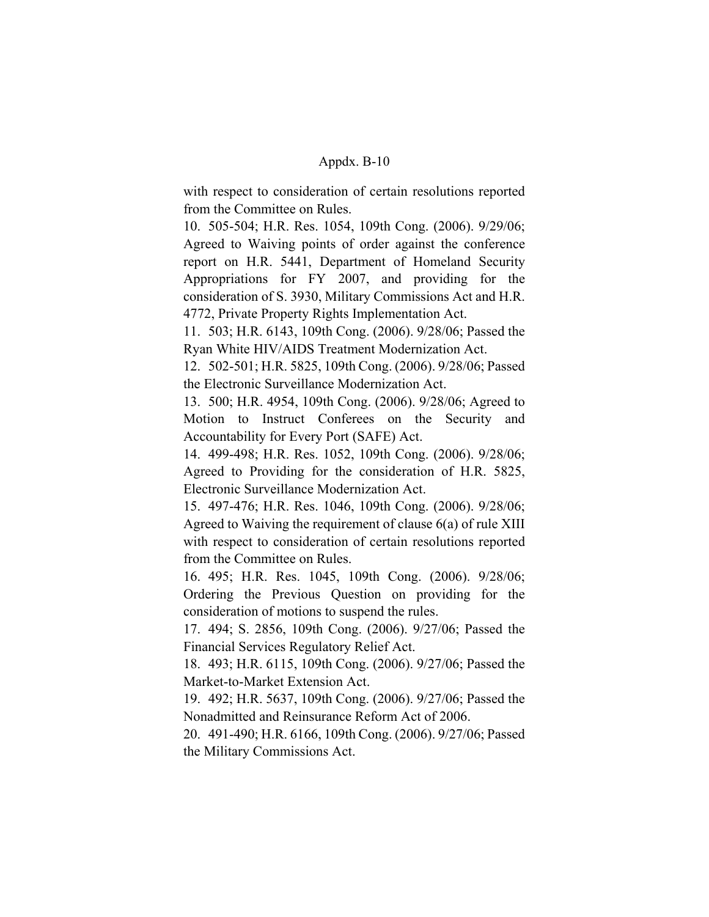with respect to consideration of certain resolutions reported from the Committee on Rules.

10. 505-504; H.R. Res. 1054, 109th Cong. (2006). 9/29/06; Agreed to Waiving points of order against the conference report on H.R. 5441, Department of Homeland Security Appropriations for FY 2007, and providing for the consideration of S. 3930, Military Commissions Act and H.R. 4772, Private Property Rights Implementation Act.

11. 503; H.R. 6143, 109th Cong. (2006). 9/28/06; Passed the Ryan White HIV/AIDS Treatment Modernization Act.

12. 502-501; H.R. 5825, 109th Cong. (2006). 9/28/06; Passed the Electronic Surveillance Modernization Act.

13. 500; H.R. 4954, 109th Cong. (2006). 9/28/06; Agreed to Motion to Instruct Conferees on the Security and Accountability for Every Port (SAFE) Act.

14. 499-498; H.R. Res. 1052, 109th Cong. (2006). 9/28/06; Agreed to Providing for the consideration of H.R. 5825, Electronic Surveillance Modernization Act.

15. 497-476; H.R. Res. 1046, 109th Cong. (2006). 9/28/06; Agreed to Waiving the requirement of clause 6(a) of rule XIII with respect to consideration of certain resolutions reported from the Committee on Rules.

16. 495; H.R. Res. 1045, 109th Cong. (2006). 9/28/06; Ordering the Previous Question on providing for the consideration of motions to suspend the rules.

17. 494; S. 2856, 109th Cong. (2006). 9/27/06; Passed the Financial Services Regulatory Relief Act.

18. 493; H.R. 6115, 109th Cong. (2006). 9/27/06; Passed the Market-to-Market Extension Act.

19. 492; H.R. 5637, 109th Cong. (2006). 9/27/06; Passed the Nonadmitted and Reinsurance Reform Act of 2006.

20. 491-490; H.R. 6166, 109th Cong. (2006). 9/27/06; Passed the Military Commissions Act.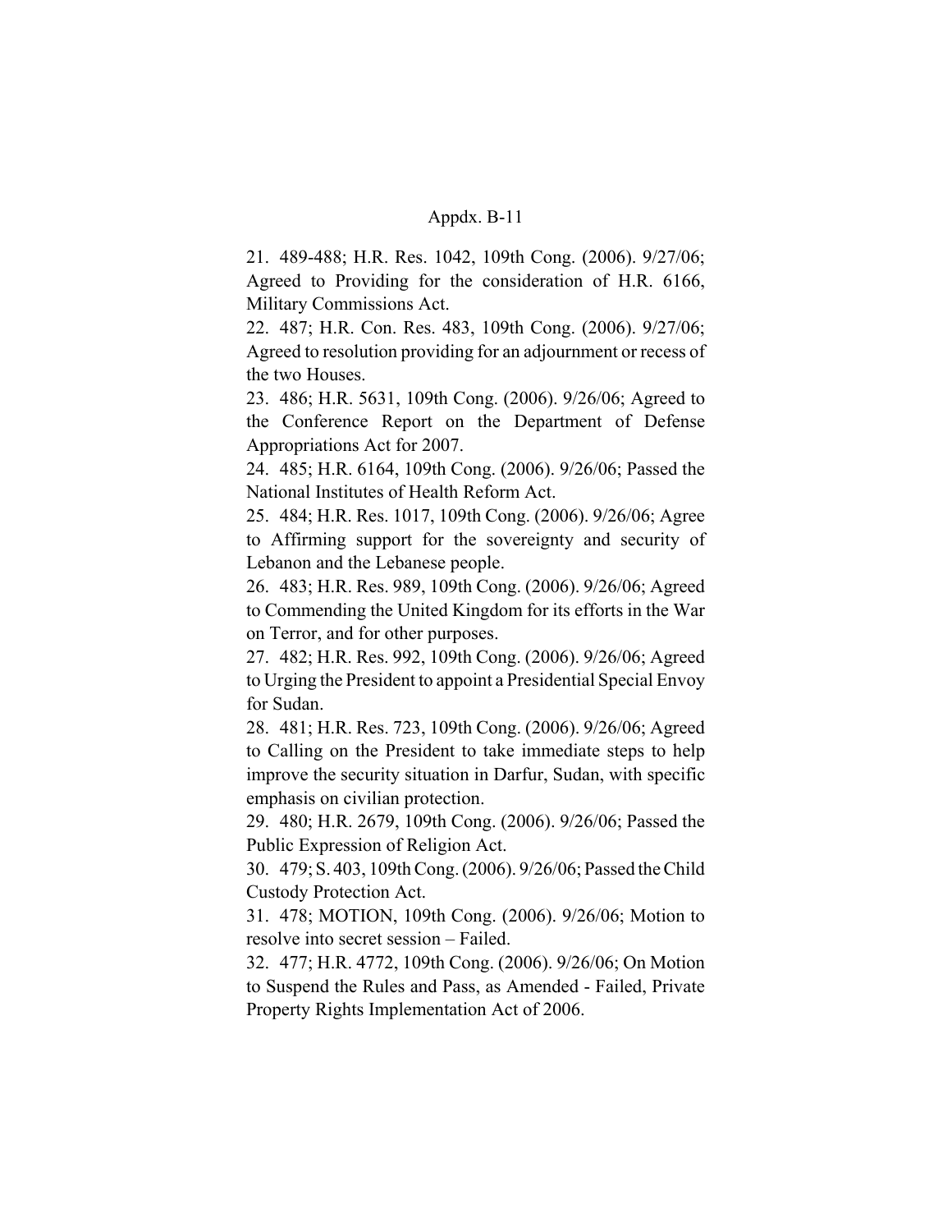Appdx. B-11

21. 489-488; H.R. Res. 1042, 109th Cong. (2006). 9/27/06; Agreed to Providing for the consideration of H.R. 6166, Military Commissions Act.

22. 487; H.R. Con. Res. 483, 109th Cong. (2006). 9/27/06; Agreed to resolution providing for an adjournment or recess of the two Houses.

23. 486; H.R. 5631, 109th Cong. (2006). 9/26/06; Agreed to the Conference Report on the Department of Defense Appropriations Act for 2007.

24. 485; H.R. 6164, 109th Cong. (2006). 9/26/06; Passed the National Institutes of Health Reform Act.

25. 484; H.R. Res. 1017, 109th Cong. (2006). 9/26/06; Agree to Affirming support for the sovereignty and security of Lebanon and the Lebanese people.

26. 483; H.R. Res. 989, 109th Cong. (2006). 9/26/06; Agreed to Commending the United Kingdom for its efforts in the War on Terror, and for other purposes.

27. 482; H.R. Res. 992, 109th Cong. (2006). 9/26/06; Agreed to Urging the President to appoint a Presidential Special Envoy for Sudan.

28. 481; H.R. Res. 723, 109th Cong. (2006). 9/26/06; Agreed to Calling on the President to take immediate steps to help improve the security situation in Darfur, Sudan, with specific emphasis on civilian protection.

29. 480; H.R. 2679, 109th Cong. (2006). 9/26/06; Passed the Public Expression of Religion Act.

30. 479; S. 403, 109th Cong. (2006). 9/26/06; Passed the Child Custody Protection Act.

31. 478; MOTION, 109th Cong. (2006). 9/26/06; Motion to resolve into secret session – Failed.

32. 477; H.R. 4772, 109th Cong. (2006). 9/26/06; On Motion to Suspend the Rules and Pass, as Amended - Failed, Private Property Rights Implementation Act of 2006.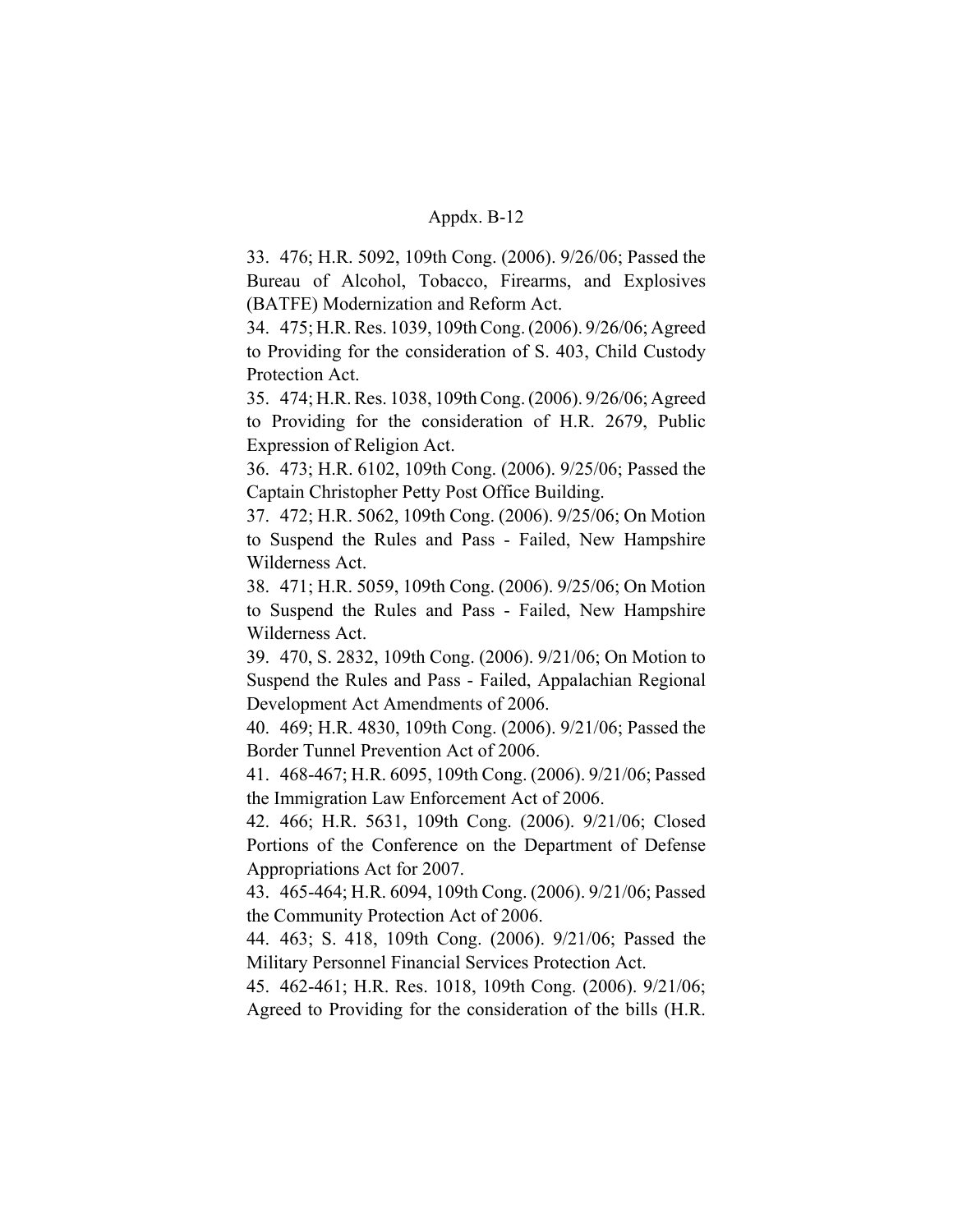Appdx. B-12

33. 476; H.R. 5092, 109th Cong. (2006). 9/26/06; Passed the Bureau of Alcohol, Tobacco, Firearms, and Explosives (BATFE) Modernization and Reform Act.

34. 475; H.R. Res. 1039, 109th Cong. (2006). 9/26/06; Agreed to Providing for the consideration of S. 403, Child Custody Protection Act.

35. 474; H.R. Res. 1038, 109th Cong. (2006). 9/26/06; Agreed to Providing for the consideration of H.R. 2679, Public Expression of Religion Act.

36. 473; H.R. 6102, 109th Cong. (2006). 9/25/06; Passed the Captain Christopher Petty Post Office Building.

37. 472; H.R. 5062, 109th Cong. (2006). 9/25/06; On Motion to Suspend the Rules and Pass - Failed, New Hampshire Wilderness Act.

38. 471; H.R. 5059, 109th Cong. (2006). 9/25/06; On Motion to Suspend the Rules and Pass - Failed, New Hampshire Wilderness Act.

39. 470, S. 2832, 109th Cong. (2006). 9/21/06; On Motion to Suspend the Rules and Pass - Failed, Appalachian Regional Development Act Amendments of 2006.

40. 469; H.R. 4830, 109th Cong. (2006). 9/21/06; Passed the Border Tunnel Prevention Act of 2006.

41. 468-467; H.R. 6095, 109th Cong. (2006). 9/21/06; Passed the Immigration Law Enforcement Act of 2006.

42. 466; H.R. 5631, 109th Cong. (2006). 9/21/06; Closed Portions of the Conference on the Department of Defense Appropriations Act for 2007.

43. 465-464; H.R. 6094, 109th Cong. (2006). 9/21/06; Passed the Community Protection Act of 2006.

44. 463; S. 418, 109th Cong. (2006). 9/21/06; Passed the Military Personnel Financial Services Protection Act.

45. 462-461; H.R. Res. 1018, 109th Cong. (2006). 9/21/06; Agreed to Providing for the consideration of the bills (H.R.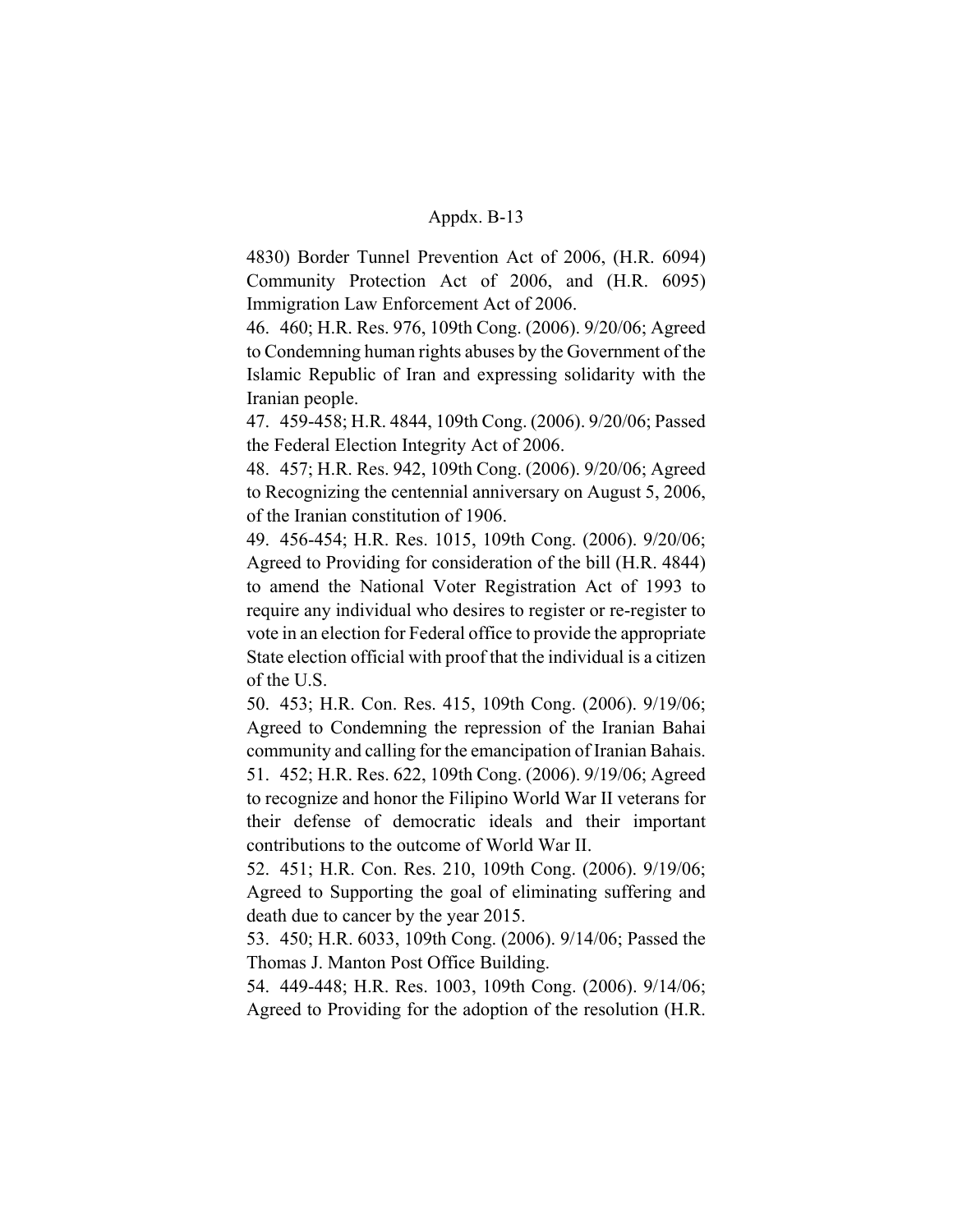4830) Border Tunnel Prevention Act of 2006, (H.R. 6094) Community Protection Act of 2006, and (H.R. 6095) Immigration Law Enforcement Act of 2006.

46. 460; H.R. Res. 976, 109th Cong. (2006). 9/20/06; Agreed to Condemning human rights abuses by the Government of the Islamic Republic of Iran and expressing solidarity with the Iranian people.

47. 459-458; H.R. 4844, 109th Cong. (2006). 9/20/06; Passed the Federal Election Integrity Act of 2006.

48. 457; H.R. Res. 942, 109th Cong. (2006). 9/20/06; Agreed to Recognizing the centennial anniversary on August 5, 2006, of the Iranian constitution of 1906.

49. 456-454; H.R. Res. 1015, 109th Cong. (2006). 9/20/06; Agreed to Providing for consideration of the bill (H.R. 4844) to amend the National Voter Registration Act of 1993 to require any individual who desires to register or re-register to vote in an election for Federal office to provide the appropriate State election official with proof that the individual is a citizen of the U.S.

50. 453; H.R. Con. Res. 415, 109th Cong. (2006). 9/19/06; Agreed to Condemning the repression of the Iranian Bahai community and calling for the emancipation of Iranian Bahais.

51. 452; H.R. Res. 622, 109th Cong. (2006). 9/19/06; Agreed to recognize and honor the Filipino World War II veterans for their defense of democratic ideals and their important contributions to the outcome of World War II.

52. 451; H.R. Con. Res. 210, 109th Cong. (2006). 9/19/06; Agreed to Supporting the goal of eliminating suffering and death due to cancer by the year 2015.

53. 450; H.R. 6033, 109th Cong. (2006). 9/14/06; Passed the Thomas J. Manton Post Office Building.

54. 449-448; H.R. Res. 1003, 109th Cong. (2006). 9/14/06; Agreed to Providing for the adoption of the resolution (H.R.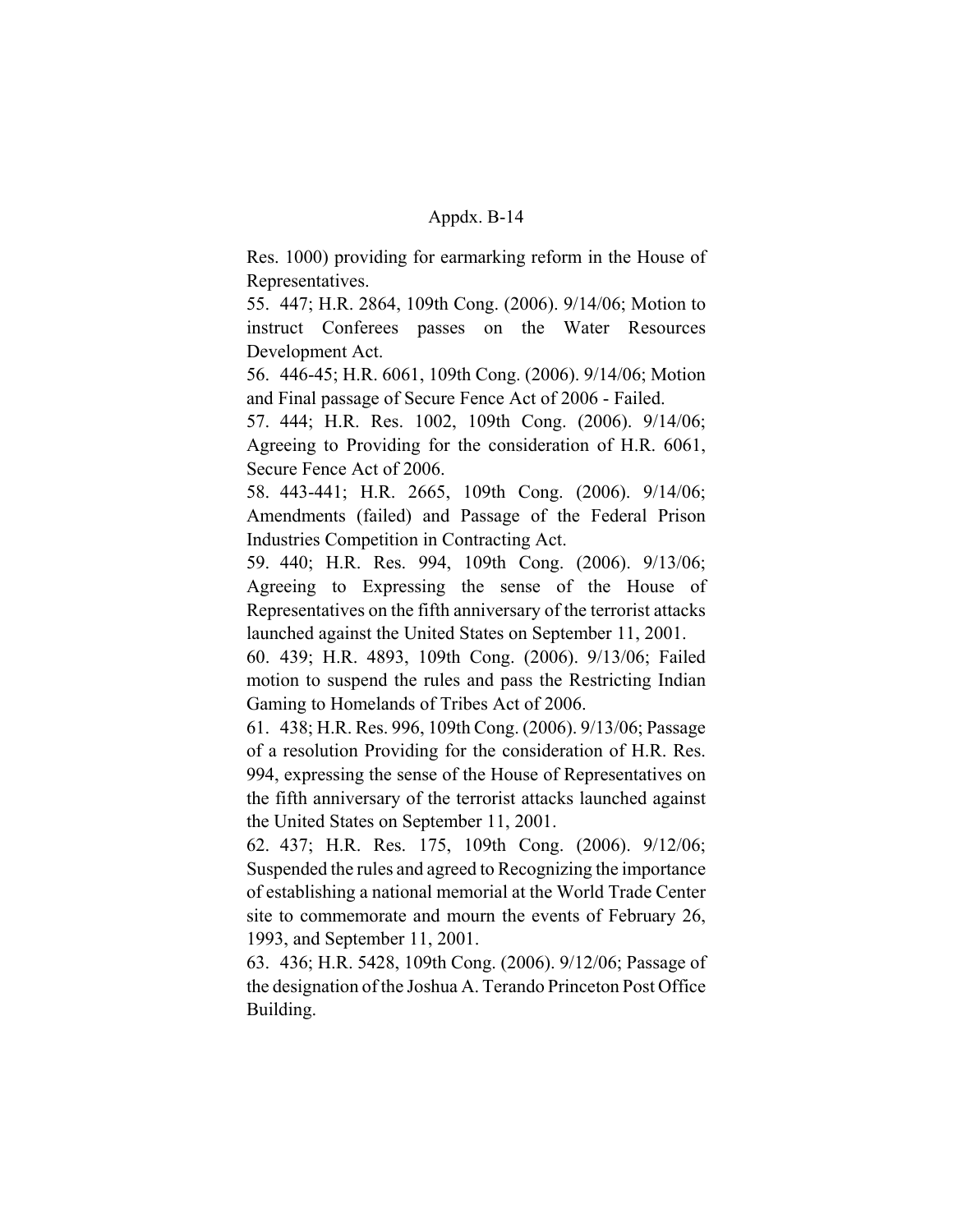Res. 1000) providing for earmarking reform in the House of Representatives.

55. 447; H.R. 2864, 109th Cong. (2006). 9/14/06; Motion to instruct Conferees passes on the Water Resources Development Act.

56. 446-45; H.R. 6061, 109th Cong. (2006). 9/14/06; Motion and Final passage of Secure Fence Act of 2006 - Failed.

57. 444; H.R. Res. 1002, 109th Cong. (2006). 9/14/06; Agreeing to Providing for the consideration of H.R. 6061, Secure Fence Act of 2006.

58. 443-441; H.R. 2665, 109th Cong. (2006). 9/14/06; Amendments (failed) and Passage of the Federal Prison Industries Competition in Contracting Act.

59. 440; H.R. Res. 994, 109th Cong. (2006). 9/13/06; Agreeing to Expressing the sense of the House of Representatives on the fifth anniversary of the terrorist attacks launched against the United States on September 11, 2001.

60. 439; H.R. 4893, 109th Cong. (2006). 9/13/06; Failed motion to suspend the rules and pass the Restricting Indian Gaming to Homelands of Tribes Act of 2006.

61. 438; H.R. Res. 996, 109th Cong. (2006). 9/13/06; Passage of a resolution Providing for the consideration of H.R. Res. 994, expressing the sense of the House of Representatives on the fifth anniversary of the terrorist attacks launched against the United States on September 11, 2001.

62. 437; H.R. Res. 175, 109th Cong. (2006). 9/12/06; Suspended the rules and agreed to Recognizing the importance of establishing a national memorial at the World Trade Center site to commemorate and mourn the events of February 26, 1993, and September 11, 2001.

63. 436; H.R. 5428, 109th Cong. (2006). 9/12/06; Passage of the designation of the Joshua A. Terando Princeton Post Office Building.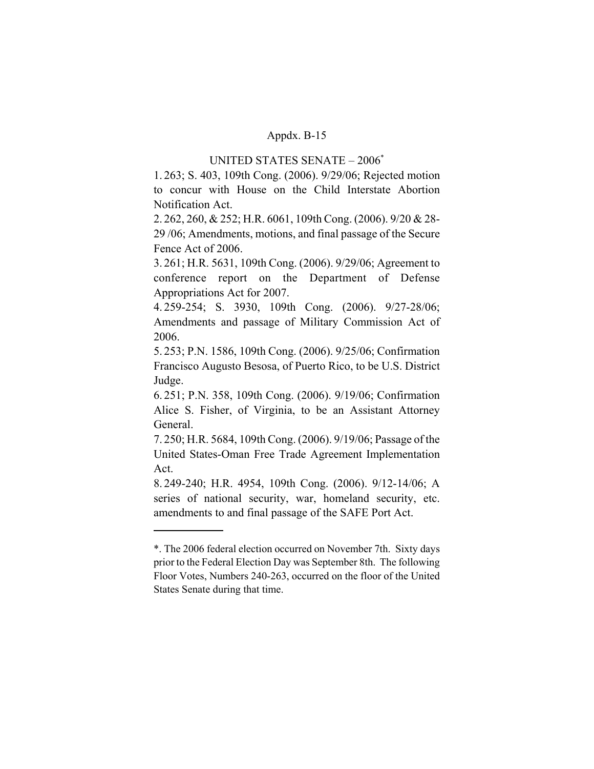Appdx. B-15

UNITED STATES SENATE – 2006*

1. 263; S. 403, 109th Cong. (2006). 9/29/06; Rejected motion to concur with House on the Child Interstate Abortion Notification Act.

2. 262, 260, & 252; H.R. 6061, 109th Cong. (2006). 9/20 & 28-29 /06; Amendments, motions, and final passage of the Secure Fence Act of 2006.

3. 261; H.R. 5631, 109th Cong. (2006). 9/29/06; Agreement to conference report on the Department of Defense Appropriations Act for 2007.

4. 259-254; S. 3930, 109th Cong. (2006). 9/27-28/06; Amendments and passage of Military Commission Act of 2006.

5. 253; P.N. 1586, 109th Cong. (2006). 9/25/06; Confirmation Francisco Augusto Besosa, of Puerto Rico, to be U.S. District Judge.

6. 251; P.N. 358, 109th Cong. (2006). 9/19/06; Confirmation Alice S. Fisher, of Virginia, to be an Assistant Attorney General.

7. 250; H.R. 5684, 109th Cong. (2006). 9/19/06; Passage of the United States-Oman Free Trade Agreement Implementation Act.

8. 249-240; H.R. 4954, 109th Cong. (2006). 9/12-14/06; A series of national security, war, homeland security, etc. amendments to and final passage of the SAFE Port Act.

---

*. The 2006 federal election occurred on November 7th. Sixty days prior to the Federal Election Day was September 8th. The following Floor Votes, Numbers 240-263, occurred on the floor of the United States Senate during that time.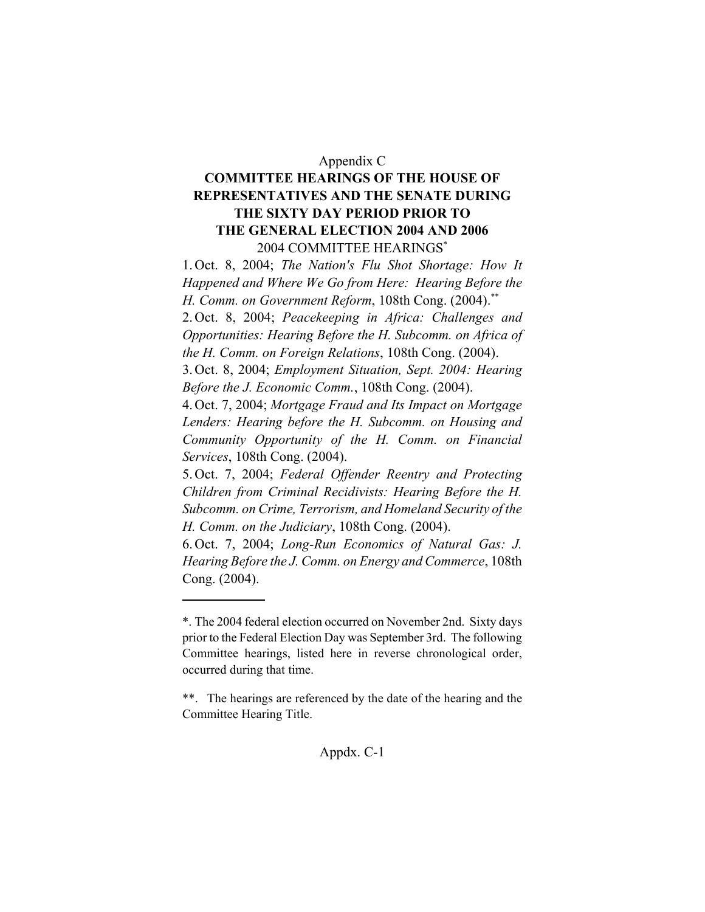Appendix C

# COMMITTEE HEARINGS OF THE HOUSE OF REPRESENTATIVES AND THE SENATE DURING THE SIXTY DAY PERIOD PRIOR TO THE GENERAL ELECTION 2004 AND 2006

## 2004 COMMITTEE HEARINGS*

1. Oct. 8, 2004; *The Nation's Flu Shot Shortage: How It Happened and Where We Go from Here: Hearing Before the H. Comm. on Government Reform*, 108th Cong. (2004).**

2. Oct. 8, 2004; *Peacekeeping in Africa: Challenges and Opportunities: Hearing Before the H. Subcomm. on Africa of the H. Comm. on Foreign Relations*, 108th Cong. (2004).

3. Oct. 8, 2004; *Employment Situation, Sept. 2004: Hearing Before the J. Economic Comm.*, 108th Cong. (2004).

4. Oct. 7, 2004; *Mortgage Fraud and Its Impact on Mortgage Lenders: Hearing before the H. Subcomm. on Housing and Community Opportunity of the H. Comm. on Financial Services*, 108th Cong. (2004).

5. Oct. 7, 2004; *Federal Offender Reentry and Protecting Children from Criminal Recidivists: Hearing Before the H. Subcomm. on Crime, Terrorism, and Homeland Security of the H. Comm. on the Judiciary*, 108th Cong. (2004).

6. Oct. 7, 2004; *Long-Run Economics of Natural Gas: J. Hearing Before the J. Comm. on Energy and Commerce*, 108th Cong. (2004).

---

*. The 2004 federal election occurred on November 2nd. Sixty days prior to the Federal Election Day was September 3rd. The following Committee hearings, listed here in reverse chronological order, occurred during that time.

**. The hearings are referenced by the date of the hearing and the Committee Hearing Title.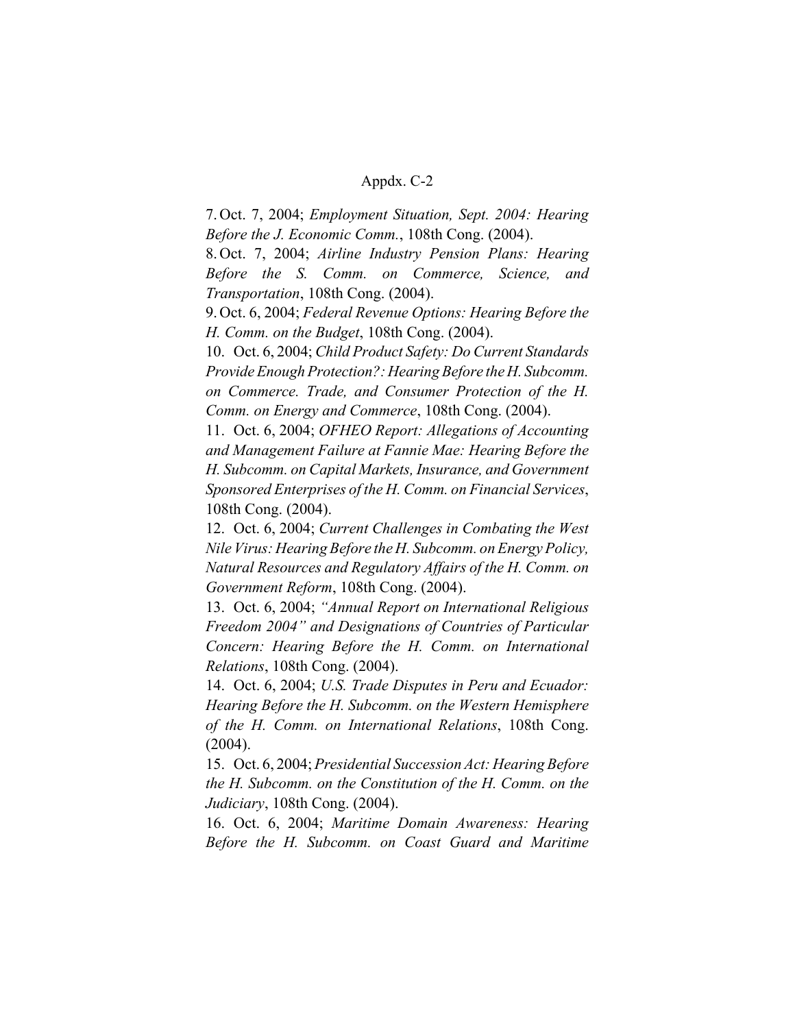7. Oct. 7, 2004; *Employment Situation, Sept. 2004: Hearing Before the J. Economic Comm.*, 108th Cong. (2004).

8. Oct. 7, 2004; *Airline Industry Pension Plans: Hearing Before the S. Comm. on Commerce, Science, and Transportation*, 108th Cong. (2004).

9. Oct. 6, 2004; *Federal Revenue Options: Hearing Before the H. Comm. on the Budget*, 108th Cong. (2004).

10. Oct. 6, 2004; *Child Product Safety: Do Current Standards Provide Enough Protection?: Hearing Before the H. Subcomm. on Commerce. Trade, and Consumer Protection of the H. Comm. on Energy and Commerce*, 108th Cong. (2004).

11. Oct. 6, 2004; *OFHEO Report: Allegations of Accounting and Management Failure at Fannie Mae: Hearing Before the H. Subcomm. on Capital Markets, Insurance, and Government Sponsored Enterprises of the H. Comm. on Financial Services*, 108th Cong. (2004).

12. Oct. 6, 2004; *Current Challenges in Combating the West Nile Virus: Hearing Before the H. Subcomm. on Energy Policy, Natural Resources and Regulatory Affairs of the H. Comm. on Government Reform*, 108th Cong. (2004).

13. Oct. 6, 2004; *"Annual Report on International Religious Freedom 2004" and Designations of Countries of Particular Concern: Hearing Before the H. Comm. on International Relations*, 108th Cong. (2004).

14. Oct. 6, 2004; *U.S. Trade Disputes in Peru and Ecuador: Hearing Before the H. Subcomm. on the Western Hemisphere of the H. Comm. on International Relations*, 108th Cong. (2004).

15. Oct. 6, 2004; *Presidential Succession Act: Hearing Before the H. Subcomm. on the Constitution of the H. Comm. on the Judiciary*, 108th Cong. (2004).

16. Oct. 6, 2004; *Maritime Domain Awareness: Hearing Before the H. Subcomm. on Coast Guard and Maritime*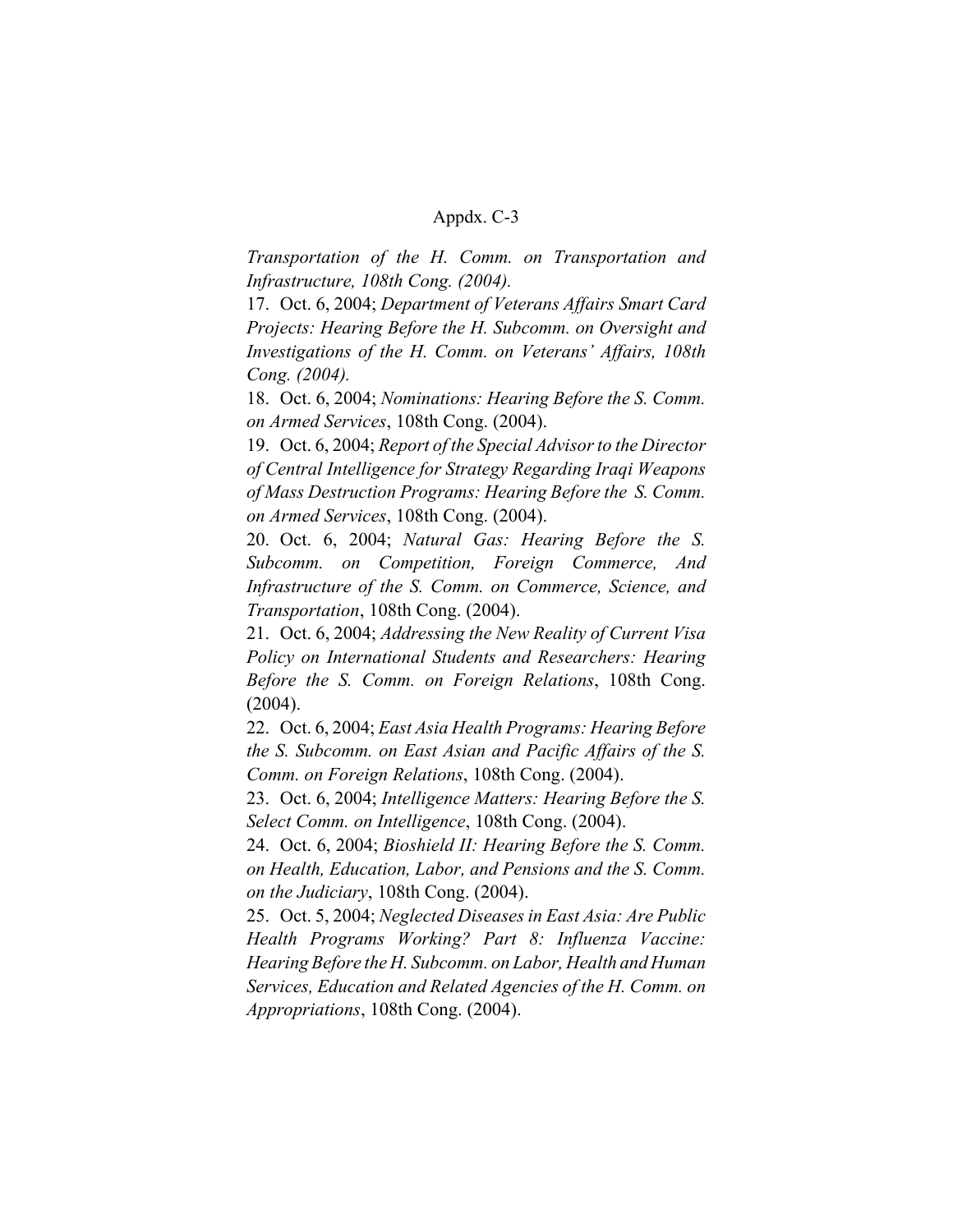*Transportation of the H. Comm. on Transportation and Infrastructure, 108th Cong. (2004).*

17. Oct. 6, 2004; *Department of Veterans Affairs Smart Card Projects: Hearing Before the H. Subcomm. on Oversight and Investigations of the H. Comm. on Veterans' Affairs, 108th Cong. (2004).*

18. Oct. 6, 2004; *Nominations: Hearing Before the S. Comm. on Armed Services*, 108th Cong. (2004).

19. Oct. 6, 2004; *Report of the Special Advisor to the Director of Central Intelligence for Strategy Regarding Iraqi Weapons of Mass Destruction Programs: Hearing Before the S. Comm. on Armed Services*, 108th Cong. (2004).

20. Oct. 6, 2004; *Natural Gas: Hearing Before the S. Subcomm. on Competition, Foreign Commerce, And Infrastructure of the S. Comm. on Commerce, Science, and Transportation*, 108th Cong. (2004).

21. Oct. 6, 2004; *Addressing the New Reality of Current Visa Policy on International Students and Researchers: Hearing Before the S. Comm. on Foreign Relations*, 108th Cong. (2004).

22. Oct. 6, 2004; *East Asia Health Programs: Hearing Before the S. Subcomm. on East Asian and Pacific Affairs of the S. Comm. on Foreign Relations*, 108th Cong. (2004).

23. Oct. 6, 2004; *Intelligence Matters: Hearing Before the S. Select Comm. on Intelligence*, 108th Cong. (2004).

24. Oct. 6, 2004; *Bioshield II: Hearing Before the S. Comm. on Health, Education, Labor, and Pensions and the S. Comm. on the Judiciary*, 108th Cong. (2004).

25. Oct. 5, 2004; *Neglected Diseases in East Asia: Are Public Health Programs Working? Part 8: Influenza Vaccine: Hearing Before the H. Subcomm. on Labor, Health and Human Services, Education and Related Agencies of the H. Comm. on Appropriations*, 108th Cong. (2004).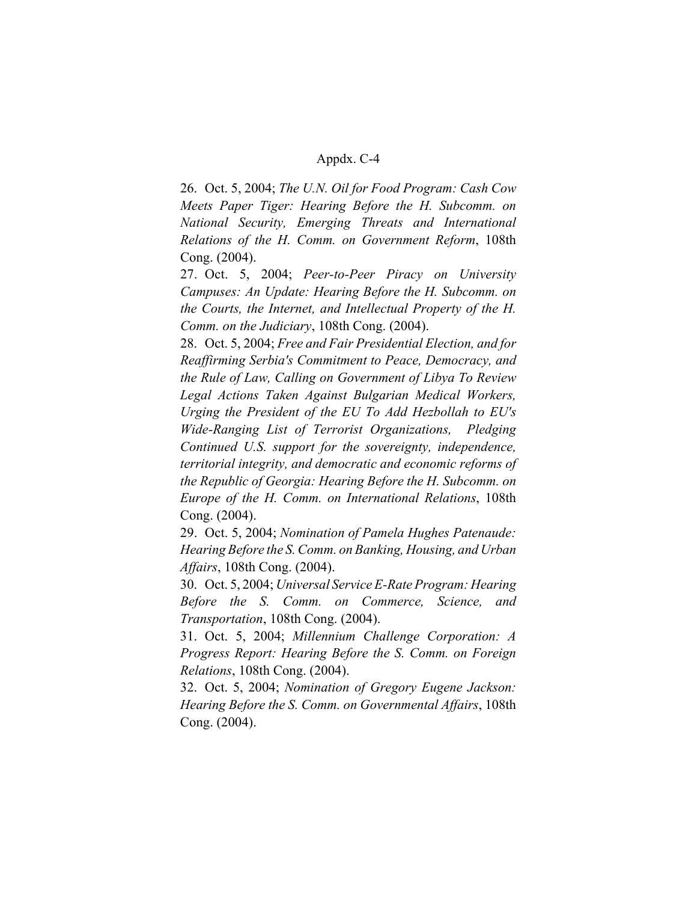26. Oct. 5, 2004; *The U.N. Oil for Food Program: Cash Cow Meets Paper Tiger: Hearing Before the H. Subcomm. on National Security, Emerging Threats and International Relations of the H. Comm. on Government Reform*, 108th Cong. (2004).

27. Oct. 5, 2004; *Peer-to-Peer Piracy on University Campuses: An Update: Hearing Before the H. Subcomm. on the Courts, the Internet, and Intellectual Property of the H. Comm. on the Judiciary*, 108th Cong. (2004).

28. Oct. 5, 2004; *Free and Fair Presidential Election, and for Reaffirming Serbia's Commitment to Peace, Democracy, and the Rule of Law, Calling on Government of Libya To Review Legal Actions Taken Against Bulgarian Medical Workers, Urging the President of the EU To Add Hezbollah to EU's Wide-Ranging List of Terrorist Organizations, Pledging Continued U.S. support for the sovereignty, independence, territorial integrity, and democratic and economic reforms of the Republic of Georgia: Hearing Before the H. Subcomm. on Europe of the H. Comm. on International Relations*, 108th Cong. (2004).

29. Oct. 5, 2004; *Nomination of Pamela Hughes Patenaude: Hearing Before the S. Comm. on Banking, Housing, and Urban Affairs*, 108th Cong. (2004).

30. Oct. 5, 2004; *Universal Service E-Rate Program: Hearing Before the S. Comm. on Commerce, Science, and Transportation*, 108th Cong. (2004).

31. Oct. 5, 2004; *Millennium Challenge Corporation: A Progress Report: Hearing Before the S. Comm. on Foreign Relations*, 108th Cong. (2004).

32. Oct. 5, 2004; *Nomination of Gregory Eugene Jackson: Hearing Before the S. Comm. on Governmental Affairs*, 108th Cong. (2004).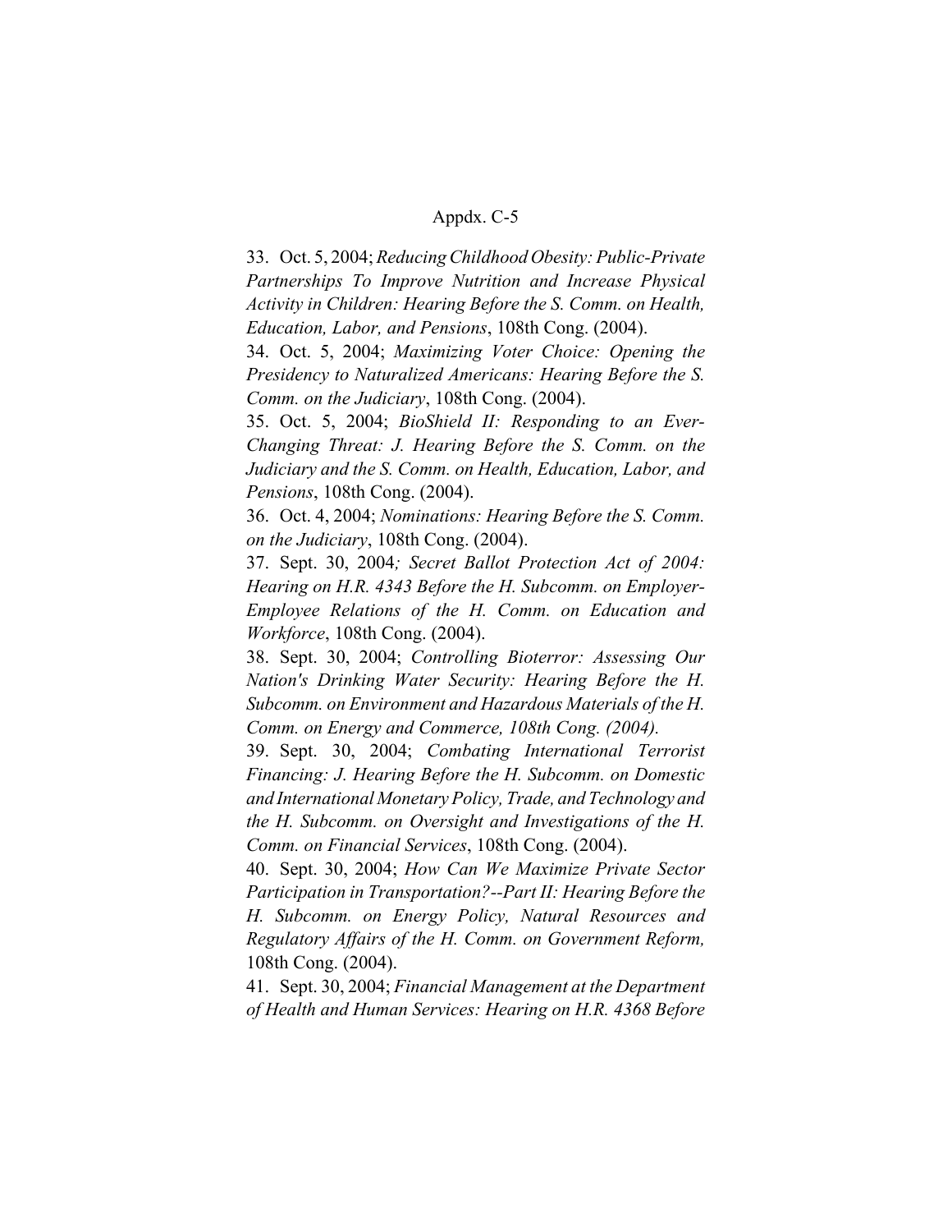33. Oct. 5, 2004; *Reducing Childhood Obesity: Public-Private Partnerships To Improve Nutrition and Increase Physical Activity in Children: Hearing Before the S. Comm. on Health, Education, Labor, and Pensions*, 108th Cong. (2004).

34. Oct. 5, 2004; *Maximizing Voter Choice: Opening the Presidency to Naturalized Americans: Hearing Before the S. Comm. on the Judiciary*, 108th Cong. (2004).

35. Oct. 5, 2004; *BioShield II: Responding to an Ever-Changing Threat: J. Hearing Before the S. Comm. on the Judiciary and the S. Comm. on Health, Education, Labor, and Pensions*, 108th Cong. (2004).

36. Oct. 4, 2004; *Nominations: Hearing Before the S. Comm. on the Judiciary*, 108th Cong. (2004).

37. Sept. 30, 2004*; Secret Ballot Protection Act of 2004: Hearing on H.R. 4343 Before the H. Subcomm. on Employer-Employee Relations of the H. Comm. on Education and Workforce*, 108th Cong. (2004).

38. Sept. 30, 2004; *Controlling Bioterror: Assessing Our Nation's Drinking Water Security: Hearing Before the H. Subcomm. on Environment and Hazardous Materials of the H. Comm. on Energy and Commerce, 108th Cong. (2004).*

39. Sept. 30, 2004; *Combating International Terrorist Financing: J. Hearing Before the H. Subcomm. on Domestic and International Monetary Policy, Trade, and Technology and the H. Subcomm. on Oversight and Investigations of the H. Comm. on Financial Services*, 108th Cong. (2004).

40. Sept. 30, 2004; *How Can We Maximize Private Sector Participation in Transportation?--Part II: Hearing Before the H. Subcomm. on Energy Policy, Natural Resources and Regulatory Affairs of the H. Comm. on Government Reform,* 108th Cong. (2004).

41. Sept. 30, 2004; *Financial Management at the Department of Health and Human Services: Hearing on H.R. 4368 Before*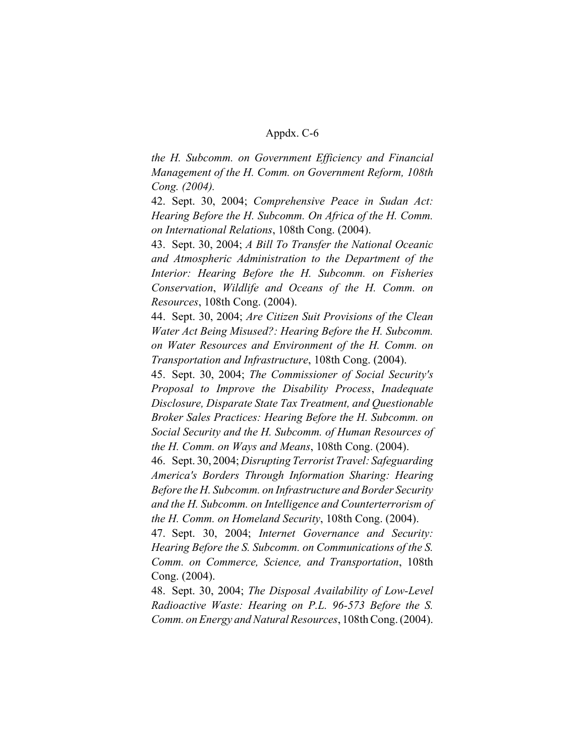*the H. Subcomm. on Government Efficiency and Financial Management of the H. Comm. on Government Reform, 108th Cong. (2004).*

42. Sept. 30, 2004; *Comprehensive Peace in Sudan Act: Hearing Before the H. Subcomm. On Africa of the H. Comm. on International Relations*, 108th Cong. (2004).

43. Sept. 30, 2004; *A Bill To Transfer the National Oceanic and Atmospheric Administration to the Department of the Interior: Hearing Before the H. Subcomm. on Fisheries Conservation*, *Wildlife and Oceans of the H. Comm. on Resources*, 108th Cong. (2004).

44. Sept. 30, 2004; *Are Citizen Suit Provisions of the Clean Water Act Being Misused?: Hearing Before the H. Subcomm. on Water Resources and Environment of the H. Comm. on Transportation and Infrastructure*, 108th Cong. (2004).

45. Sept. 30, 2004; *The Commissioner of Social Security's Proposal to Improve the Disability Process*, *Inadequate Disclosure, Disparate State Tax Treatment, and Questionable Broker Sales Practices: Hearing Before the H. Subcomm. on Social Security and the H. Subcomm. of Human Resources of the H. Comm. on Ways and Means*, 108th Cong. (2004).

46. Sept. 30, 2004; *Disrupting Terrorist Travel: Safeguarding America's Borders Through Information Sharing: Hearing Before the H. Subcomm. on Infrastructure and Border Security and the H. Subcomm. on Intelligence and Counterterrorism of the H. Comm. on Homeland Security*, 108th Cong. (2004).

47. Sept. 30, 2004; *Internet Governance and Security: Hearing Before the S. Subcomm. on Communications of the S. Comm. on Commerce, Science, and Transportation*, 108th Cong. (2004).

48. Sept. 30, 2004; *The Disposal Availability of Low-Level Radioactive Waste: Hearing on P.L. 96-573 Before the S. Comm. on Energy and Natural Resources*, 108th Cong. (2004).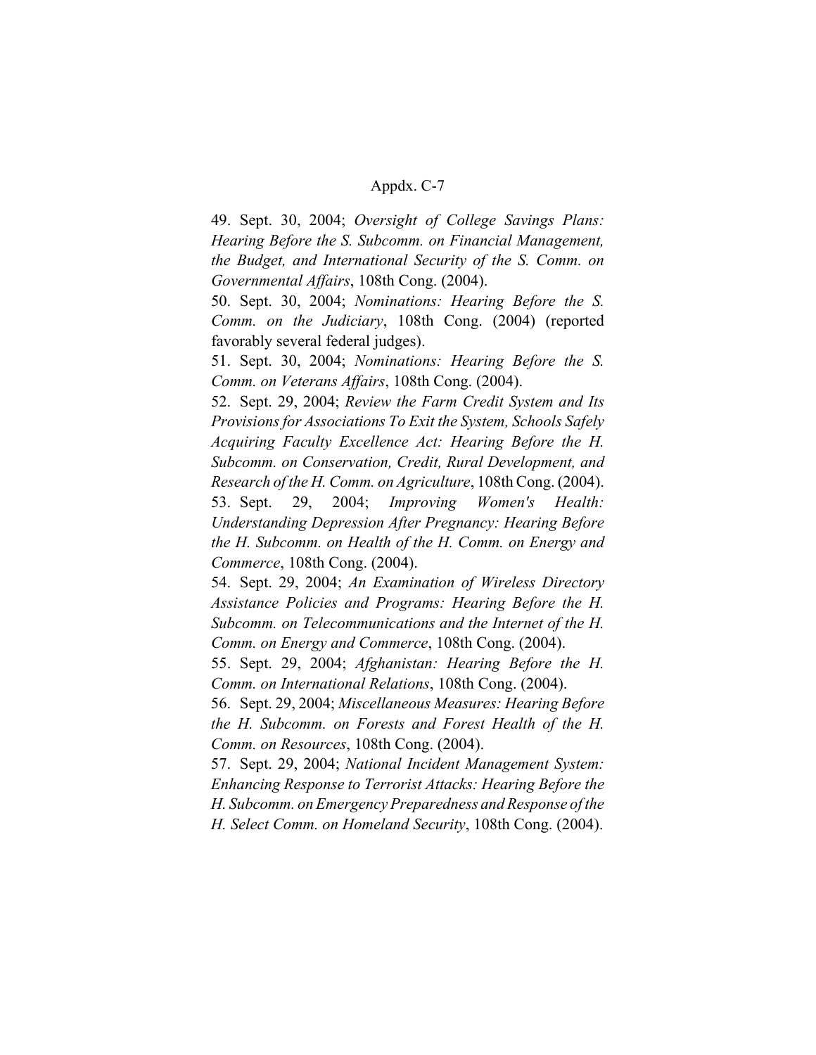49. Sept. 30, 2004; *Oversight of College Savings Plans: Hearing Before the S. Subcomm. on Financial Management, the Budget, and International Security of the S. Comm. on Governmental Affairs*, 108th Cong. (2004).

50. Sept. 30, 2004; *Nominations: Hearing Before the S. Comm. on the Judiciary*, 108th Cong. (2004) (reported favorably several federal judges).

51. Sept. 30, 2004; *Nominations: Hearing Before the S. Comm. on Veterans Affairs*, 108th Cong. (2004).

52. Sept. 29, 2004; *Review the Farm Credit System and Its Provisions for Associations To Exit the System, Schools Safely Acquiring Faculty Excellence Act: Hearing Before the H. Subcomm. on Conservation, Credit, Rural Development, and Research of the H. Comm. on Agriculture*, 108th Cong. (2004).

53. Sept. 29, 2004; *Improving Women's Health: Understanding Depression After Pregnancy: Hearing Before the H. Subcomm. on Health of the H. Comm. on Energy and Commerce*, 108th Cong. (2004).

54. Sept. 29, 2004; *An Examination of Wireless Directory Assistance Policies and Programs: Hearing Before the H. Subcomm. on Telecommunications and the Internet of the H. Comm. on Energy and Commerce*, 108th Cong. (2004).

55. Sept. 29, 2004; *Afghanistan: Hearing Before the H. Comm. on International Relations*, 108th Cong. (2004).

56. Sept. 29, 2004; *Miscellaneous Measures: Hearing Before the H. Subcomm. on Forests and Forest Health of the H. Comm. on Resources*, 108th Cong. (2004).

57. Sept. 29, 2004; *National Incident Management System: Enhancing Response to Terrorist Attacks: Hearing Before the H. Subcomm. on Emergency Preparedness and Response of the H. Select Comm. on Homeland Security*, 108th Cong. (2004).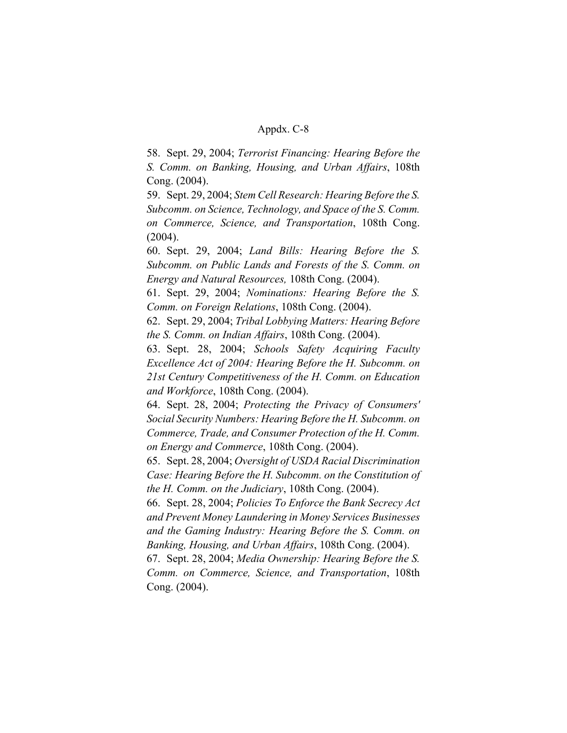58. Sept. 29, 2004; *Terrorist Financing: Hearing Before the S. Comm. on Banking, Housing, and Urban Affairs*, 108th Cong. (2004).

59. Sept. 29, 2004; *Stem Cell Research: Hearing Before the S. Subcomm. on Science, Technology, and Space of the S. Comm. on Commerce, Science, and Transportation*, 108th Cong. (2004).

60. Sept. 29, 2004; *Land Bills: Hearing Before the S. Subcomm. on Public Lands and Forests of the S. Comm. on Energy and Natural Resources,* 108th Cong. (2004).

61. Sept. 29, 2004; *Nominations: Hearing Before the S. Comm. on Foreign Relations*, 108th Cong. (2004).

62. Sept. 29, 2004; *Tribal Lobbying Matters: Hearing Before the S. Comm. on Indian Affairs*, 108th Cong. (2004).

63. Sept. 28, 2004; *Schools Safety Acquiring Faculty Excellence Act of 2004: Hearing Before the H. Subcomm. on 21st Century Competitiveness of the H. Comm. on Education and Workforce*, 108th Cong. (2004).

64. Sept. 28, 2004; *Protecting the Privacy of Consumers' Social Security Numbers: Hearing Before the H. Subcomm. on Commerce, Trade, and Consumer Protection of the H. Comm. on Energy and Commerce*, 108th Cong. (2004).

65. Sept. 28, 2004; *Oversight of USDA Racial Discrimination Case: Hearing Before the H. Subcomm. on the Constitution of the H. Comm. on the Judiciary*, 108th Cong. (2004).

66. Sept. 28, 2004; *Policies To Enforce the Bank Secrecy Act and Prevent Money Laundering in Money Services Businesses and the Gaming Industry: Hearing Before the S. Comm. on Banking, Housing, and Urban Affairs*, 108th Cong. (2004).

67. Sept. 28, 2004; *Media Ownership: Hearing Before the S. Comm. on Commerce, Science, and Transportation*, 108th Cong. (2004).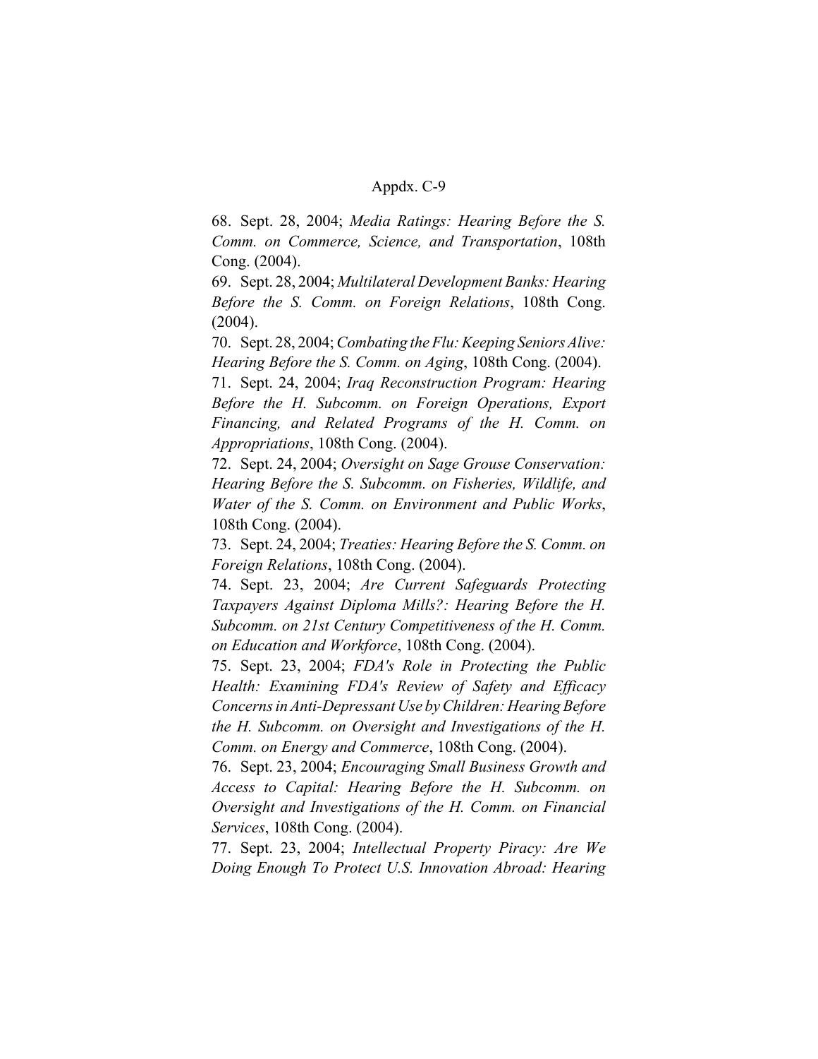68. Sept. 28, 2004; *Media Ratings: Hearing Before the S. Comm. on Commerce, Science, and Transportation*, 108th Cong. (2004).

69. Sept. 28, 2004; *Multilateral Development Banks: Hearing Before the S. Comm. on Foreign Relations*, 108th Cong. (2004).

70. Sept. 28, 2004; *Combating the Flu: Keeping Seniors Alive: Hearing Before the S. Comm. on Aging*, 108th Cong. (2004).

71. Sept. 24, 2004; *Iraq Reconstruction Program: Hearing Before the H. Subcomm. on Foreign Operations, Export Financing, and Related Programs of the H. Comm. on Appropriations*, 108th Cong. (2004).

72. Sept. 24, 2004; *Oversight on Sage Grouse Conservation: Hearing Before the S. Subcomm. on Fisheries, Wildlife, and Water of the S. Comm. on Environment and Public Works*, 108th Cong. (2004).

73. Sept. 24, 2004; *Treaties: Hearing Before the S. Comm. on Foreign Relations*, 108th Cong. (2004).

74. Sept. 23, 2004; *Are Current Safeguards Protecting Taxpayers Against Diploma Mills?: Hearing Before the H. Subcomm. on 21st Century Competitiveness of the H. Comm. on Education and Workforce*, 108th Cong. (2004).

75. Sept. 23, 2004; *FDA's Role in Protecting the Public Health: Examining FDA's Review of Safety and Efficacy Concerns in Anti-Depressant Use by Children: Hearing Before the H. Subcomm. on Oversight and Investigations of the H. Comm. on Energy and Commerce*, 108th Cong. (2004).

76. Sept. 23, 2004; *Encouraging Small Business Growth and Access to Capital: Hearing Before the H. Subcomm. on Oversight and Investigations of the H. Comm. on Financial Services*, 108th Cong. (2004).

77. Sept. 23, 2004; *Intellectual Property Piracy: Are We Doing Enough To Protect U.S. Innovation Abroad: Hearing*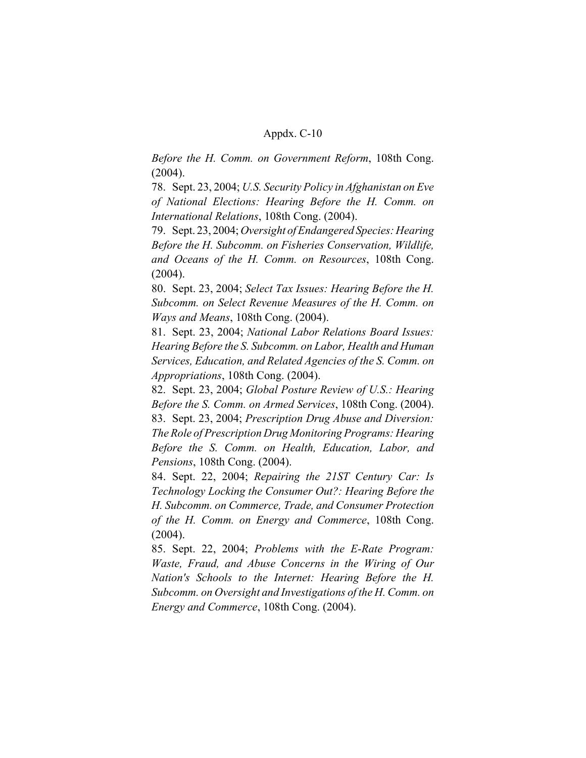*Before the H. Comm. on Government Reform*, 108th Cong. (2004).

78. Sept. 23, 2004; *U.S. Security Policy in Afghanistan on Eve of National Elections: Hearing Before the H. Comm. on International Relations*, 108th Cong. (2004).

79. Sept. 23, 2004; *Oversight of Endangered Species: Hearing Before the H. Subcomm. on Fisheries Conservation, Wildlife, and Oceans of the H. Comm. on Resources*, 108th Cong. (2004).

80. Sept. 23, 2004; *Select Tax Issues: Hearing Before the H. Subcomm. on Select Revenue Measures of the H. Comm. on Ways and Means*, 108th Cong. (2004).

81. Sept. 23, 2004; *National Labor Relations Board Issues: Hearing Before the S. Subcomm. on Labor, Health and Human Services, Education, and Related Agencies of the S. Comm. on Appropriations*, 108th Cong. (2004).

82. Sept. 23, 2004; *Global Posture Review of U.S.: Hearing Before the S. Comm. on Armed Services*, 108th Cong. (2004).

83. Sept. 23, 2004; *Prescription Drug Abuse and Diversion: The Role of Prescription Drug Monitoring Programs: Hearing Before the S. Comm. on Health, Education, Labor, and Pensions*, 108th Cong. (2004).

84. Sept. 22, 2004; *Repairing the 21ST Century Car: Is Technology Locking the Consumer Out?: Hearing Before the H. Subcomm. on Commerce, Trade, and Consumer Protection of the H. Comm. on Energy and Commerce*, 108th Cong. (2004).

85. Sept. 22, 2004; *Problems with the E-Rate Program: Waste, Fraud, and Abuse Concerns in the Wiring of Our Nation's Schools to the Internet: Hearing Before the H. Subcomm. on Oversight and Investigations of the H. Comm. on Energy and Commerce*, 108th Cong. (2004).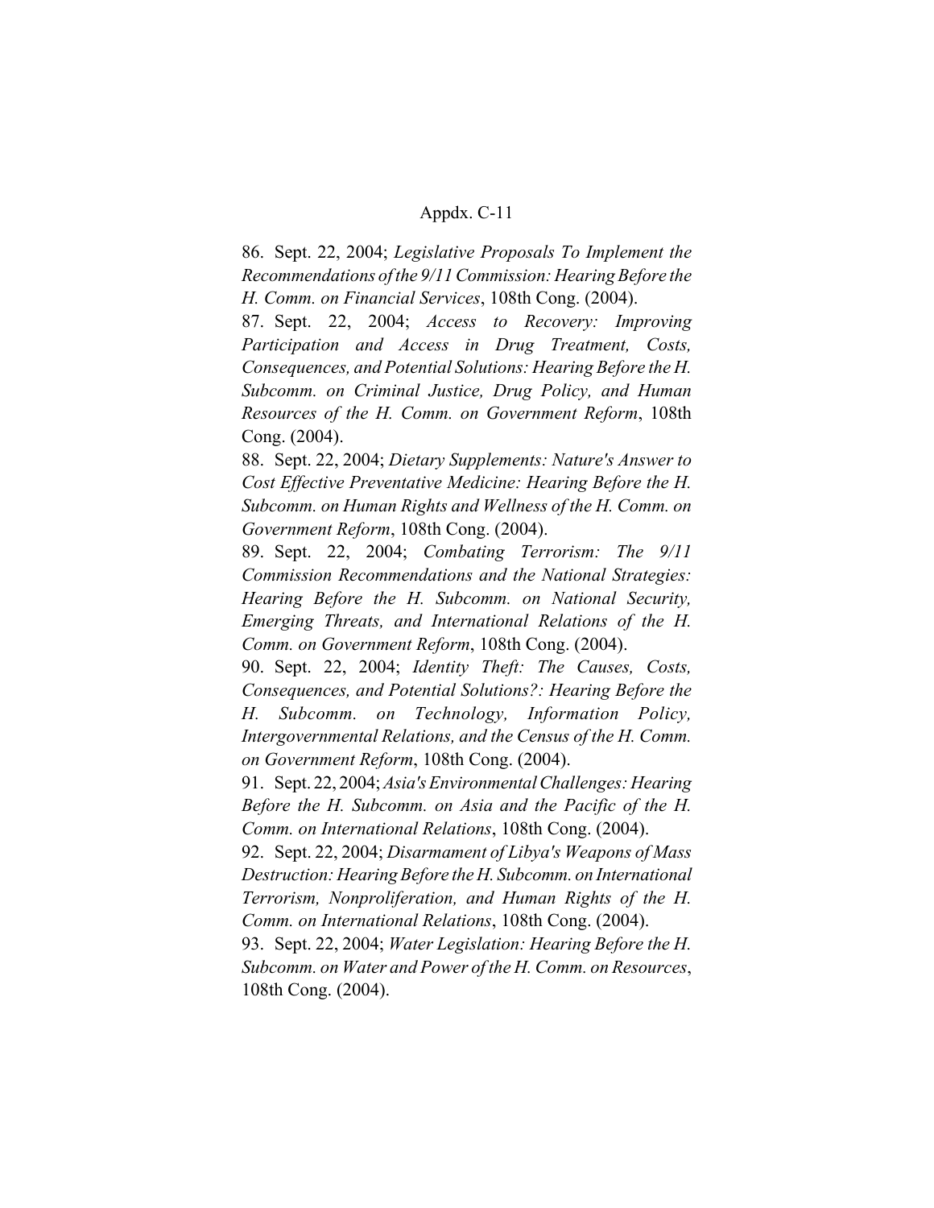86. Sept. 22, 2004; *Legislative Proposals To Implement the Recommendations of the 9/11 Commission: Hearing Before the H. Comm. on Financial Services*, 108th Cong. (2004).

87. Sept. 22, 2004; *Access to Recovery: Improving Participation and Access in Drug Treatment, Costs, Consequences, and Potential Solutions: Hearing Before the H. Subcomm. on Criminal Justice, Drug Policy, and Human Resources of the H. Comm. on Government Reform*, 108th Cong. (2004).

88. Sept. 22, 2004; *Dietary Supplements: Nature's Answer to Cost Effective Preventative Medicine: Hearing Before the H. Subcomm. on Human Rights and Wellness of the H. Comm. on Government Reform*, 108th Cong. (2004).

89. Sept. 22, 2004; *Combating Terrorism: The 9/11 Commission Recommendations and the National Strategies: Hearing Before the H. Subcomm. on National Security, Emerging Threats, and International Relations of the H. Comm. on Government Reform*, 108th Cong. (2004).

90. Sept. 22, 2004; *Identity Theft: The Causes, Costs, Consequences, and Potential Solutions?: Hearing Before the H. Subcomm. on Technology, Information Policy, Intergovernmental Relations, and the Census of the H. Comm. on Government Reform*, 108th Cong. (2004).

91. Sept. 22, 2004; *Asia's Environmental Challenges: Hearing Before the H. Subcomm. on Asia and the Pacific of the H. Comm. on International Relations*, 108th Cong. (2004).

92. Sept. 22, 2004; *Disarmament of Libya's Weapons of Mass Destruction: Hearing Before the H. Subcomm. on International Terrorism, Nonproliferation, and Human Rights of the H. Comm. on International Relations*, 108th Cong. (2004).

93. Sept. 22, 2004; *Water Legislation: Hearing Before the H. Subcomm. on Water and Power of the H. Comm. on Resources*, 108th Cong. (2004).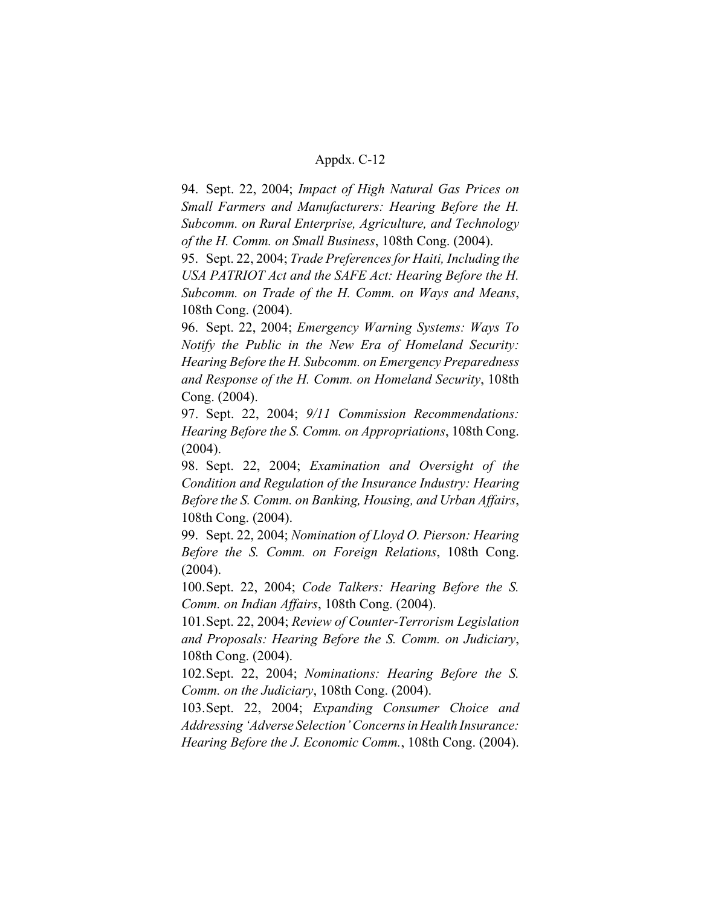94. Sept. 22, 2004; *Impact of High Natural Gas Prices on Small Farmers and Manufacturers: Hearing Before the H. Subcomm. on Rural Enterprise, Agriculture, and Technology of the H. Comm. on Small Business*, 108th Cong. (2004).

95. Sept. 22, 2004; *Trade Preferences for Haiti, Including the USA PATRIOT Act and the SAFE Act: Hearing Before the H. Subcomm. on Trade of the H. Comm. on Ways and Means*, 108th Cong. (2004).

96. Sept. 22, 2004; *Emergency Warning Systems: Ways To Notify the Public in the New Era of Homeland Security: Hearing Before the H. Subcomm. on Emergency Preparedness and Response of the H. Comm. on Homeland Security*, 108th Cong. (2004).

97. Sept. 22, 2004; *9/11 Commission Recommendations: Hearing Before the S. Comm. on Appropriations*, 108th Cong. (2004).

98. Sept. 22, 2004; *Examination and Oversight of the Condition and Regulation of the Insurance Industry: Hearing Before the S. Comm. on Banking, Housing, and Urban Affairs*, 108th Cong. (2004).

99. Sept. 22, 2004; *Nomination of Lloyd O. Pierson: Hearing Before the S. Comm. on Foreign Relations*, 108th Cong. (2004).

100. Sept. 22, 2004; *Code Talkers: Hearing Before the S. Comm. on Indian Affairs*, 108th Cong. (2004).

101. Sept. 22, 2004; *Review of Counter-Terrorism Legislation and Proposals: Hearing Before the S. Comm. on Judiciary*, 108th Cong. (2004).

102. Sept. 22, 2004; *Nominations: Hearing Before the S. Comm. on the Judiciary*, 108th Cong. (2004).

103. Sept. 22, 2004; *Expanding Consumer Choice and Addressing 'Adverse Selection' Concerns in Health Insurance: Hearing Before the J. Economic Comm.*, 108th Cong. (2004).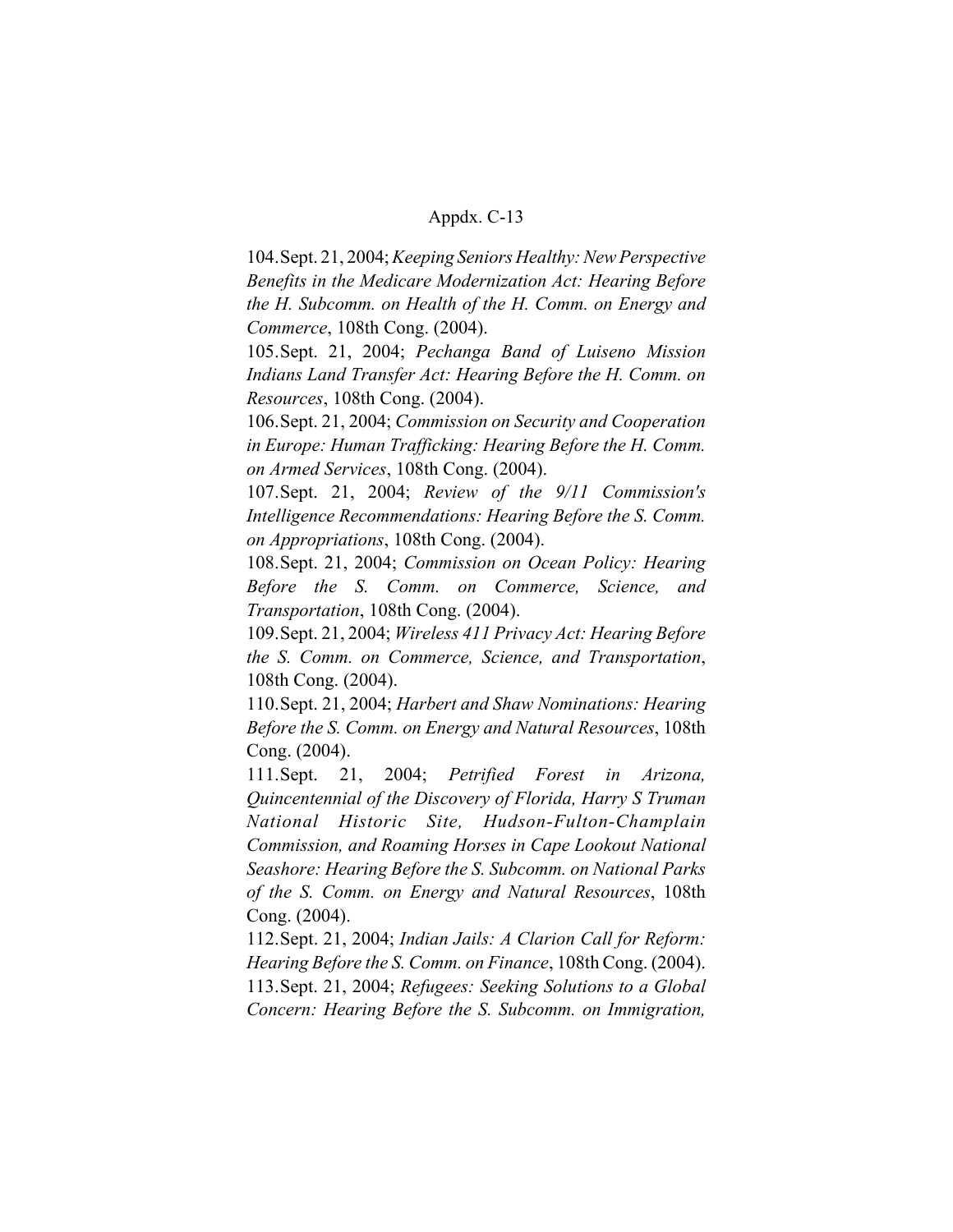104. Sept. 21, 2004; *Keeping Seniors Healthy: New Perspective Benefits in the Medicare Modernization Act: Hearing Before the H. Subcomm. on Health of the H. Comm. on Energy and Commerce*, 108th Cong. (2004).

105. Sept. 21, 2004; *Pechanga Band of Luiseno Mission Indians Land Transfer Act: Hearing Before the H. Comm. on Resources*, 108th Cong. (2004).

106. Sept. 21, 2004; *Commission on Security and Cooperation in Europe: Human Trafficking: Hearing Before the H. Comm. on Armed Services*, 108th Cong. (2004).

107. Sept. 21, 2004; *Review of the 9/11 Commission's Intelligence Recommendations: Hearing Before the S. Comm. on Appropriations*, 108th Cong. (2004).

108. Sept. 21, 2004; *Commission on Ocean Policy: Hearing Before the S. Comm. on Commerce, Science, and Transportation*, 108th Cong. (2004).

109. Sept. 21, 2004; *Wireless 411 Privacy Act: Hearing Before the S. Comm. on Commerce, Science, and Transportation*, 108th Cong. (2004).

110. Sept. 21, 2004; *Harbert and Shaw Nominations: Hearing Before the S. Comm. on Energy and Natural Resources*, 108th Cong. (2004).

111. Sept. 21, 2004; *Petrified Forest in Arizona, Quincentennial of the Discovery of Florida, Harry S Truman National Historic Site, Hudson-Fulton-Champlain Commission, and Roaming Horses in Cape Lookout National Seashore: Hearing Before the S. Subcomm. on National Parks of the S. Comm. on Energy and Natural Resources*, 108th Cong. (2004).

112. Sept. 21, 2004; *Indian Jails: A Clarion Call for Reform: Hearing Before the S. Comm. on Finance*, 108th Cong. (2004).

113. Sept. 21, 2004; *Refugees: Seeking Solutions to a Global Concern: Hearing Before the S. Subcomm. on Immigration,*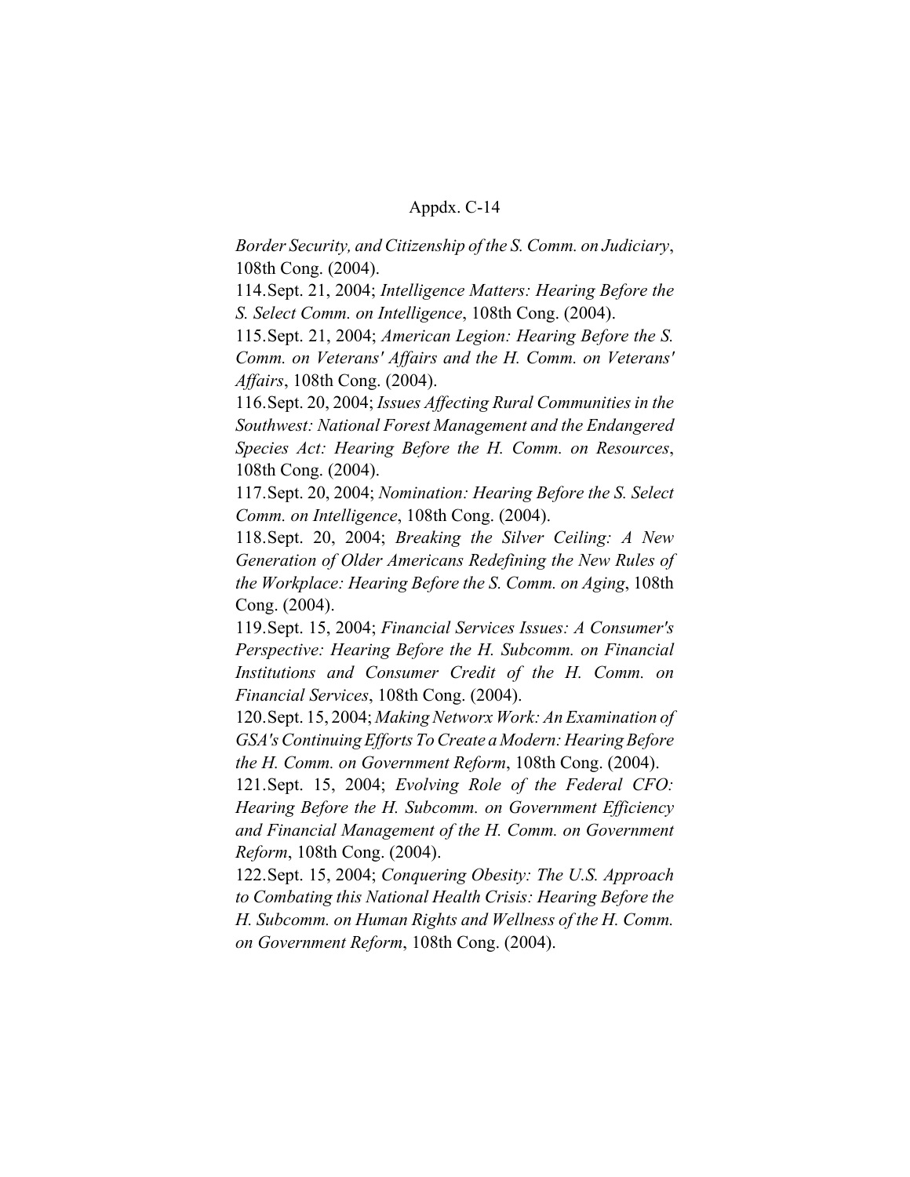*Border Security, and Citizenship of the S. Comm. on Judiciary*, 108th Cong. (2004).

114. Sept. 21, 2004; *Intelligence Matters: Hearing Before the S. Select Comm. on Intelligence*, 108th Cong. (2004).

115. Sept. 21, 2004; *American Legion: Hearing Before the S. Comm. on Veterans' Affairs and the H. Comm. on Veterans' Affairs*, 108th Cong. (2004).

116. Sept. 20, 2004; *Issues Affecting Rural Communities in the Southwest: National Forest Management and the Endangered Species Act: Hearing Before the H. Comm. on Resources*, 108th Cong. (2004).

117. Sept. 20, 2004; *Nomination: Hearing Before the S. Select Comm. on Intelligence*, 108th Cong. (2004).

118. Sept. 20, 2004; *Breaking the Silver Ceiling: A New Generation of Older Americans Redefining the New Rules of the Workplace: Hearing Before the S. Comm. on Aging*, 108th Cong. (2004).

119. Sept. 15, 2004; *Financial Services Issues: A Consumer's Perspective: Hearing Before the H. Subcomm. on Financial Institutions and Consumer Credit of the H. Comm. on Financial Services*, 108th Cong. (2004).

120. Sept. 15, 2004; *Making Networx Work: An Examination of GSA's Continuing Efforts To Create a Modern: Hearing Before the H. Comm. on Government Reform*, 108th Cong. (2004).

121. Sept. 15, 2004; *Evolving Role of the Federal CFO: Hearing Before the H. Subcomm. on Government Efficiency and Financial Management of the H. Comm. on Government Reform*, 108th Cong. (2004).

122. Sept. 15, 2004; *Conquering Obesity: The U.S. Approach to Combating this National Health Crisis: Hearing Before the H. Subcomm. on Human Rights and Wellness of the H. Comm. on Government Reform*, 108th Cong. (2004).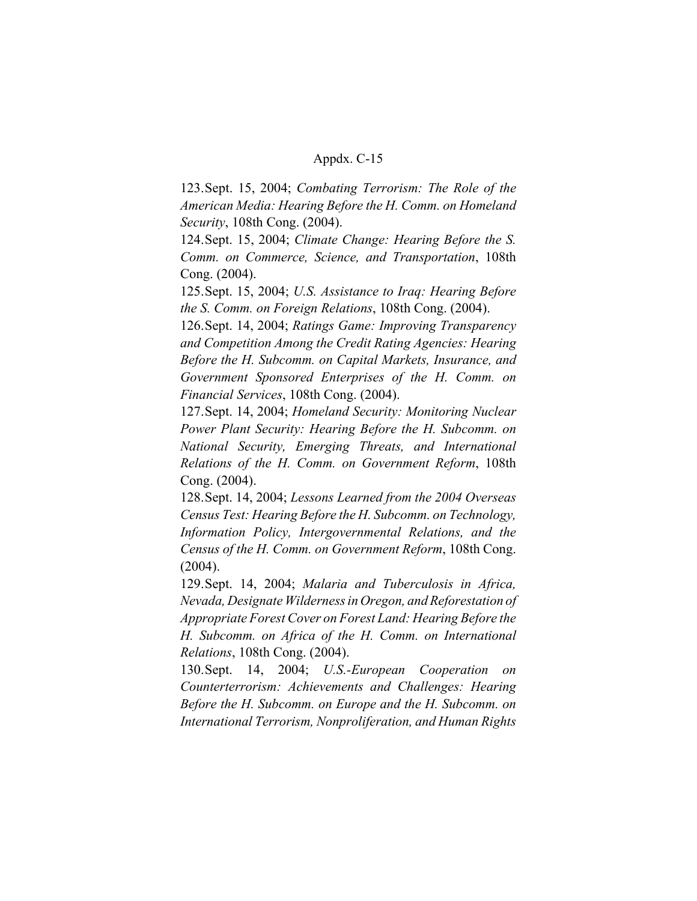123. Sept. 15, 2004; *Combating Terrorism: The Role of the American Media: Hearing Before the H. Comm. on Homeland Security*, 108th Cong. (2004).

124. Sept. 15, 2004; *Climate Change: Hearing Before the S. Comm. on Commerce, Science, and Transportation*, 108th Cong. (2004).

125. Sept. 15, 2004; *U.S. Assistance to Iraq: Hearing Before the S. Comm. on Foreign Relations*, 108th Cong. (2004).

126. Sept. 14, 2004; *Ratings Game: Improving Transparency and Competition Among the Credit Rating Agencies: Hearing Before the H. Subcomm. on Capital Markets, Insurance, and Government Sponsored Enterprises of the H. Comm. on Financial Services*, 108th Cong. (2004).

127. Sept. 14, 2004; *Homeland Security: Monitoring Nuclear Power Plant Security: Hearing Before the H. Subcomm. on National Security, Emerging Threats, and International Relations of the H. Comm. on Government Reform*, 108th Cong. (2004).

128. Sept. 14, 2004; *Lessons Learned from the 2004 Overseas Census Test: Hearing Before the H. Subcomm. on Technology, Information Policy, Intergovernmental Relations, and the Census of the H. Comm. on Government Reform*, 108th Cong. (2004).

129. Sept. 14, 2004; *Malaria and Tuberculosis in Africa, Nevada, Designate Wilderness in Oregon, and Reforestation of Appropriate Forest Cover on Forest Land: Hearing Before the H. Subcomm. on Africa of the H. Comm. on International Relations*, 108th Cong. (2004).

130. Sept. 14, 2004; *U.S.-European Cooperation on Counterterrorism: Achievements and Challenges: Hearing Before the H. Subcomm. on Europe and the H. Subcomm. on International Terrorism, Nonproliferation, and Human Rights*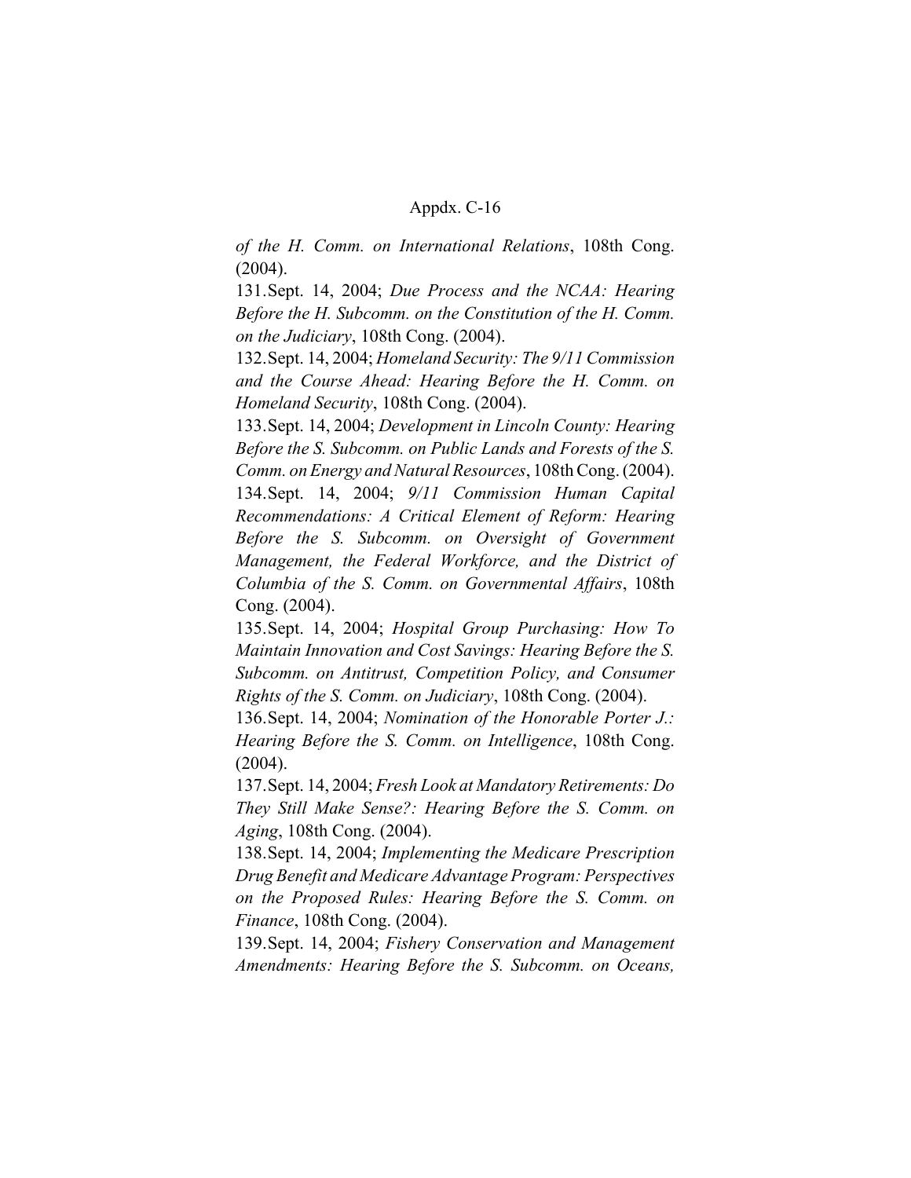*of the H. Comm. on International Relations*, 108th Cong. (2004).

131. Sept. 14, 2004; *Due Process and the NCAA: Hearing Before the H. Subcomm. on the Constitution of the H. Comm. on the Judiciary*, 108th Cong. (2004).

132. Sept. 14, 2004; *Homeland Security: The 9/11 Commission and the Course Ahead: Hearing Before the H. Comm. on Homeland Security*, 108th Cong. (2004).

133. Sept. 14, 2004; *Development in Lincoln County: Hearing Before the S. Subcomm. on Public Lands and Forests of the S. Comm. on Energy and Natural Resources*, 108th Cong. (2004).

134. Sept. 14, 2004; *9/11 Commission Human Capital Recommendations: A Critical Element of Reform: Hearing Before the S. Subcomm. on Oversight of Government Management, the Federal Workforce, and the District of Columbia of the S. Comm. on Governmental Affairs*, 108th Cong. (2004).

135. Sept. 14, 2004; *Hospital Group Purchasing: How To Maintain Innovation and Cost Savings: Hearing Before the S. Subcomm. on Antitrust, Competition Policy, and Consumer Rights of the S. Comm. on Judiciary*, 108th Cong. (2004).

136. Sept. 14, 2004; *Nomination of the Honorable Porter J.: Hearing Before the S. Comm. on Intelligence*, 108th Cong. (2004).

137. Sept. 14, 2004; *Fresh Look at Mandatory Retirements: Do They Still Make Sense?: Hearing Before the S. Comm. on Aging*, 108th Cong. (2004).

138. Sept. 14, 2004; *Implementing the Medicare Prescription Drug Benefit and Medicare Advantage Program: Perspectives on the Proposed Rules: Hearing Before the S. Comm. on Finance*, 108th Cong. (2004).

139. Sept. 14, 2004; *Fishery Conservation and Management Amendments: Hearing Before the S. Subcomm. on Oceans,*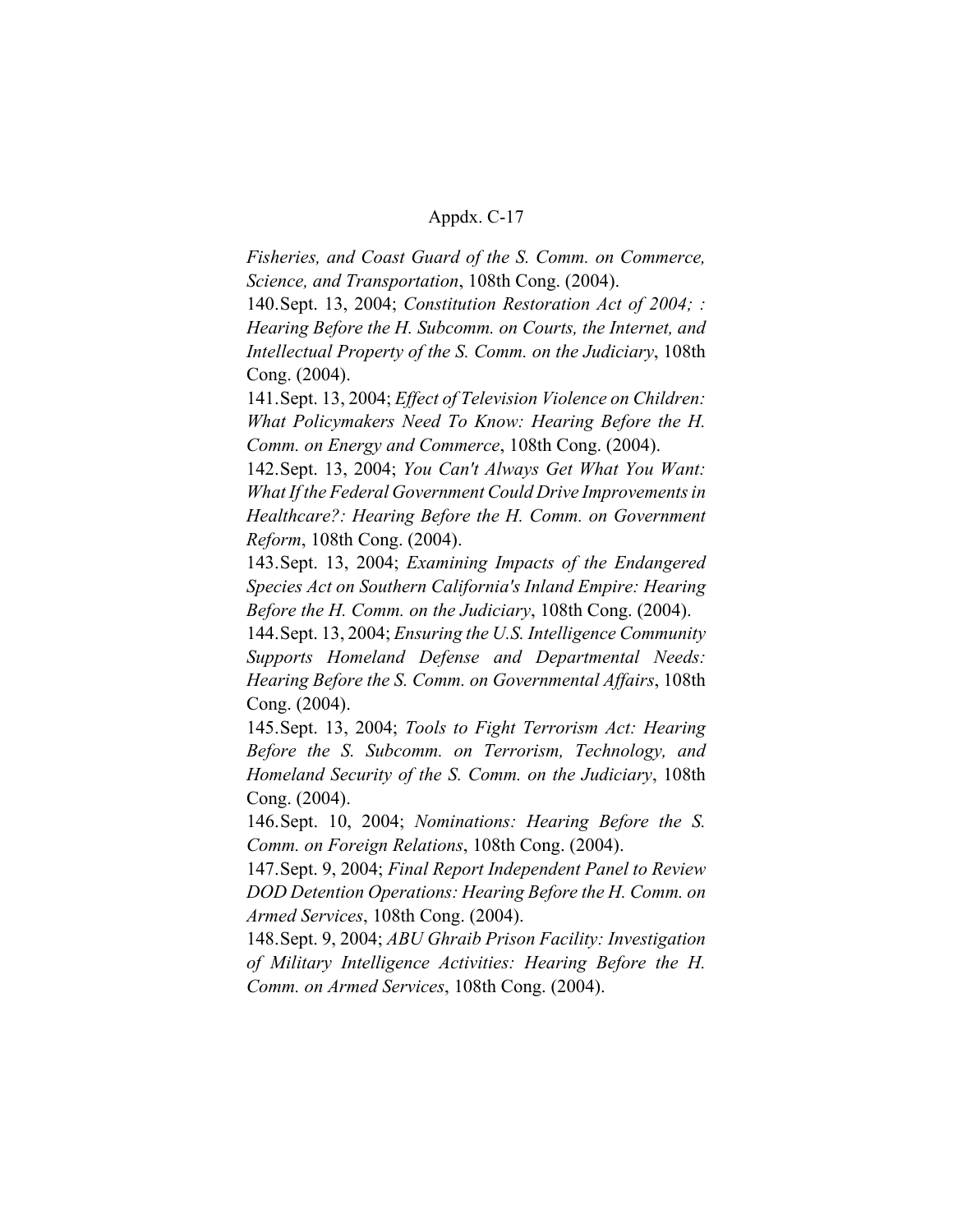*Fisheries, and Coast Guard of the S. Comm. on Commerce, Science, and Transportation*, 108th Cong. (2004).

140. Sept. 13, 2004; *Constitution Restoration Act of 2004; : Hearing Before the H. Subcomm. on Courts, the Internet, and Intellectual Property of the S. Comm. on the Judiciary*, 108th Cong. (2004).

141. Sept. 13, 2004; *Effect of Television Violence on Children: What Policymakers Need To Know: Hearing Before the H. Comm. on Energy and Commerce*, 108th Cong. (2004).

142. Sept. 13, 2004; *You Can't Always Get What You Want: What If the Federal Government Could Drive Improvements in Healthcare?: Hearing Before the H. Comm. on Government Reform*, 108th Cong. (2004).

143. Sept. 13, 2004; *Examining Impacts of the Endangered Species Act on Southern California's Inland Empire: Hearing Before the H. Comm. on the Judiciary*, 108th Cong. (2004).

144. Sept. 13, 2004; *Ensuring the U.S. Intelligence Community Supports Homeland Defense and Departmental Needs: Hearing Before the S. Comm. on Governmental Affairs*, 108th Cong. (2004).

145. Sept. 13, 2004; *Tools to Fight Terrorism Act: Hearing Before the S. Subcomm. on Terrorism, Technology, and Homeland Security of the S. Comm. on the Judiciary*, 108th Cong. (2004).

146. Sept. 10, 2004; *Nominations: Hearing Before the S. Comm. on Foreign Relations*, 108th Cong. (2004).

147. Sept. 9, 2004; *Final Report Independent Panel to Review DOD Detention Operations: Hearing Before the H. Comm. on Armed Services*, 108th Cong. (2004).

148. Sept. 9, 2004; *ABU Ghraib Prison Facility: Investigation of Military Intelligence Activities: Hearing Before the H. Comm. on Armed Services*, 108th Cong. (2004).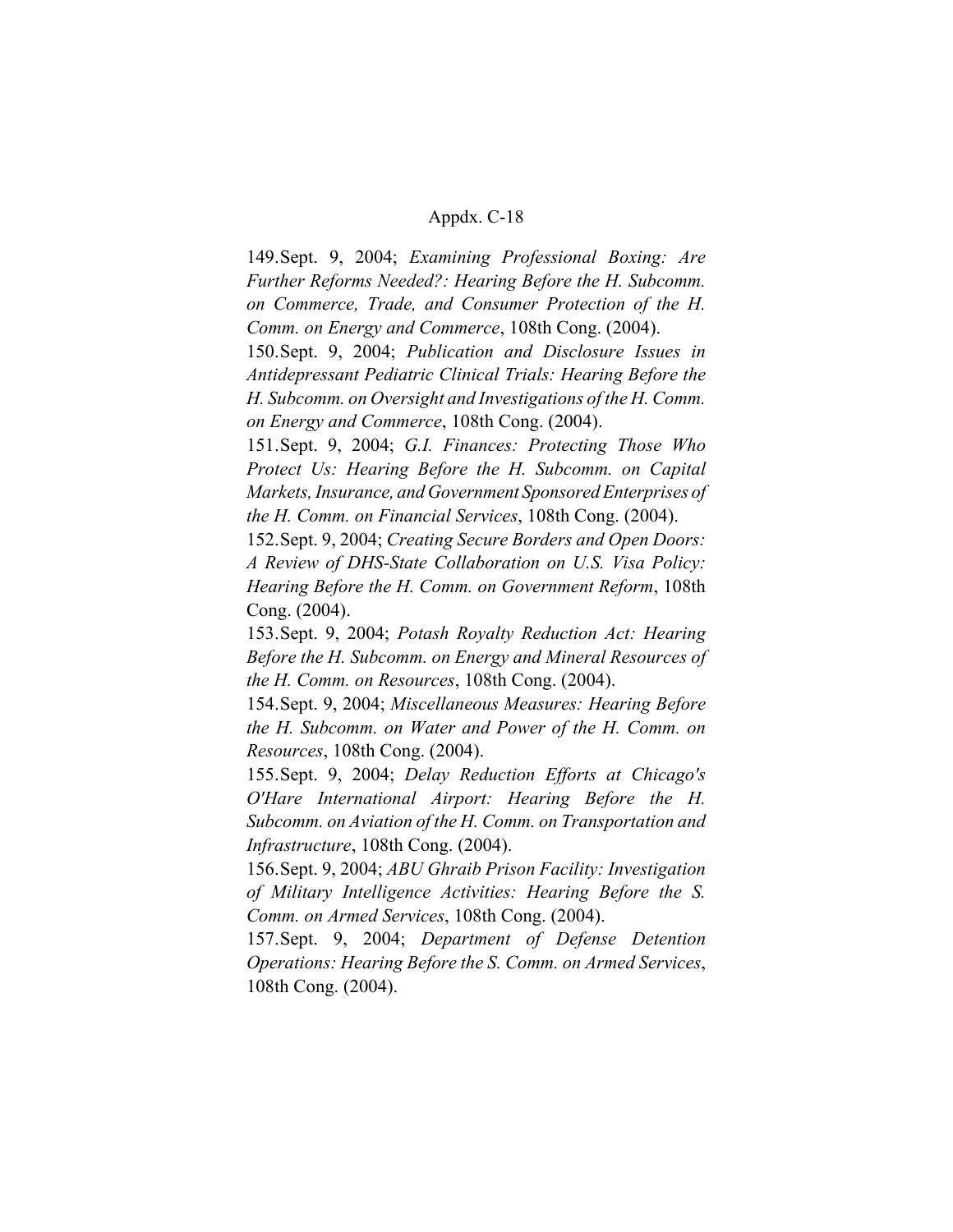149. Sept. 9, 2004; *Examining Professional Boxing: Are Further Reforms Needed?: Hearing Before the H. Subcomm. on Commerce, Trade, and Consumer Protection of the H. Comm. on Energy and Commerce*, 108th Cong. (2004).

150. Sept. 9, 2004; *Publication and Disclosure Issues in Antidepressant Pediatric Clinical Trials: Hearing Before the H. Subcomm. on Oversight and Investigations of the H. Comm. on Energy and Commerce*, 108th Cong. (2004).

151. Sept. 9, 2004; *G.I. Finances: Protecting Those Who Protect Us: Hearing Before the H. Subcomm. on Capital Markets, Insurance, and Government Sponsored Enterprises of the H. Comm. on Financial Services*, 108th Cong. (2004).

152. Sept. 9, 2004; *Creating Secure Borders and Open Doors: A Review of DHS-State Collaboration on U.S. Visa Policy: Hearing Before the H. Comm. on Government Reform*, 108th Cong. (2004).

153. Sept. 9, 2004; *Potash Royalty Reduction Act: Hearing Before the H. Subcomm. on Energy and Mineral Resources of the H. Comm. on Resources*, 108th Cong. (2004).

154. Sept. 9, 2004; *Miscellaneous Measures: Hearing Before the H. Subcomm. on Water and Power of the H. Comm. on Resources*, 108th Cong. (2004).

155. Sept. 9, 2004; *Delay Reduction Efforts at Chicago's O'Hare International Airport: Hearing Before the H. Subcomm. on Aviation of the H. Comm. on Transportation and Infrastructure*, 108th Cong. (2004).

156. Sept. 9, 2004; *ABU Ghraib Prison Facility: Investigation of Military Intelligence Activities: Hearing Before the S. Comm. on Armed Services*, 108th Cong. (2004).

157. Sept. 9, 2004; *Department of Defense Detention Operations: Hearing Before the S. Comm. on Armed Services*, 108th Cong. (2004).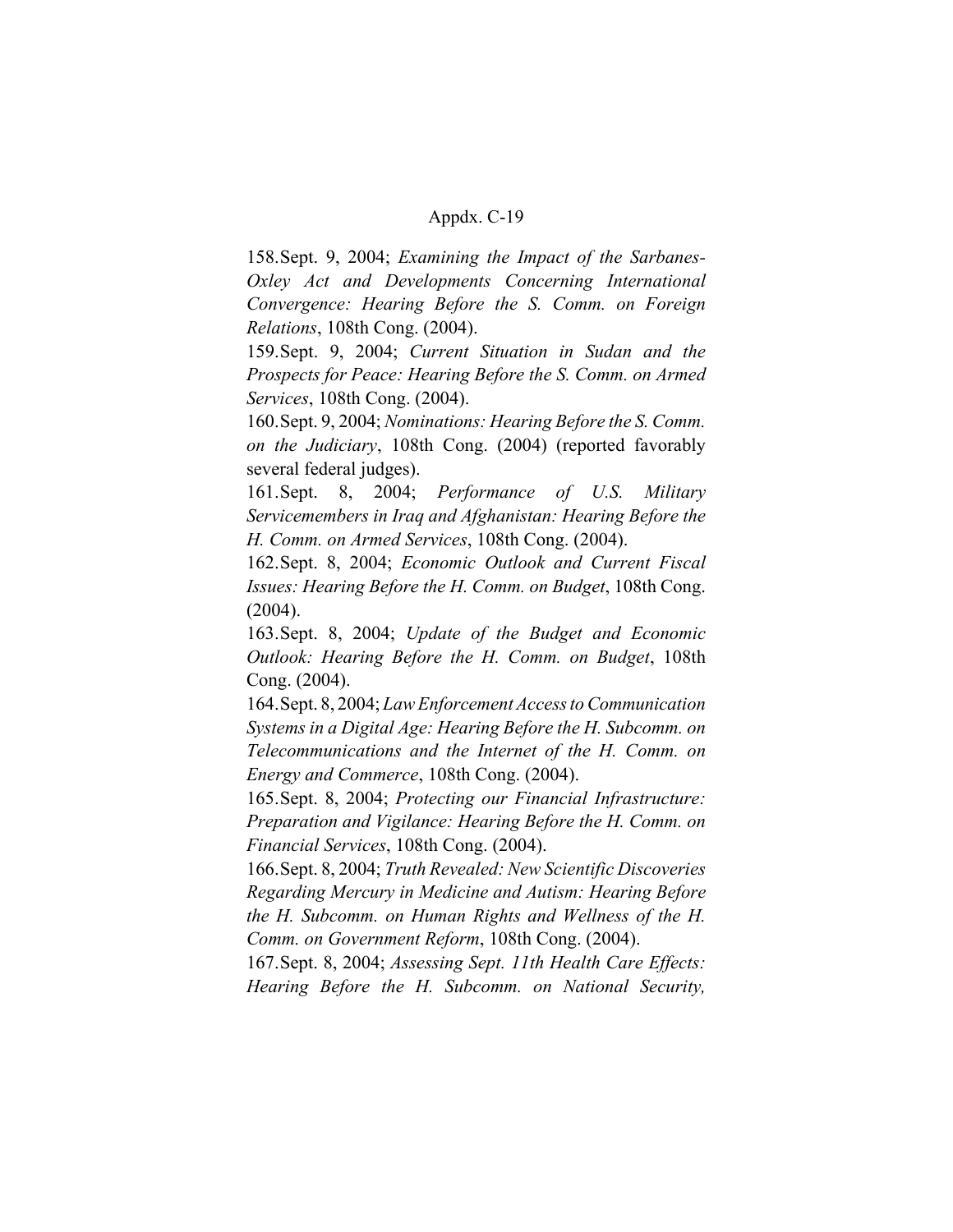158. Sept. 9, 2004; *Examining the Impact of the Sarbanes-Oxley Act and Developments Concerning International Convergence: Hearing Before the S. Comm. on Foreign Relations*, 108th Cong. (2004).

159. Sept. 9, 2004; *Current Situation in Sudan and the Prospects for Peace: Hearing Before the S. Comm. on Armed Services*, 108th Cong. (2004).

160. Sept. 9, 2004; *Nominations: Hearing Before the S. Comm. on the Judiciary*, 108th Cong. (2004) (reported favorably several federal judges).

161. Sept. 8, 2004; *Performance of U.S. Military Servicemembers in Iraq and Afghanistan: Hearing Before the H. Comm. on Armed Services*, 108th Cong. (2004).

162. Sept. 8, 2004; *Economic Outlook and Current Fiscal Issues: Hearing Before the H. Comm. on Budget*, 108th Cong. (2004).

163. Sept. 8, 2004; *Update of the Budget and Economic Outlook: Hearing Before the H. Comm. on Budget*, 108th Cong. (2004).

164. Sept. 8, 2004; *Law Enforcement Access to Communication Systems in a Digital Age: Hearing Before the H. Subcomm. on Telecommunications and the Internet of the H. Comm. on Energy and Commerce*, 108th Cong. (2004).

165. Sept. 8, 2004; *Protecting our Financial Infrastructure: Preparation and Vigilance: Hearing Before the H. Comm. on Financial Services*, 108th Cong. (2004).

166. Sept. 8, 2004; *Truth Revealed: New Scientific Discoveries Regarding Mercury in Medicine and Autism: Hearing Before the H. Subcomm. on Human Rights and Wellness of the H. Comm. on Government Reform*, 108th Cong. (2004).

167. Sept. 8, 2004; *Assessing Sept. 11th Health Care Effects: Hearing Before the H. Subcomm. on National Security,*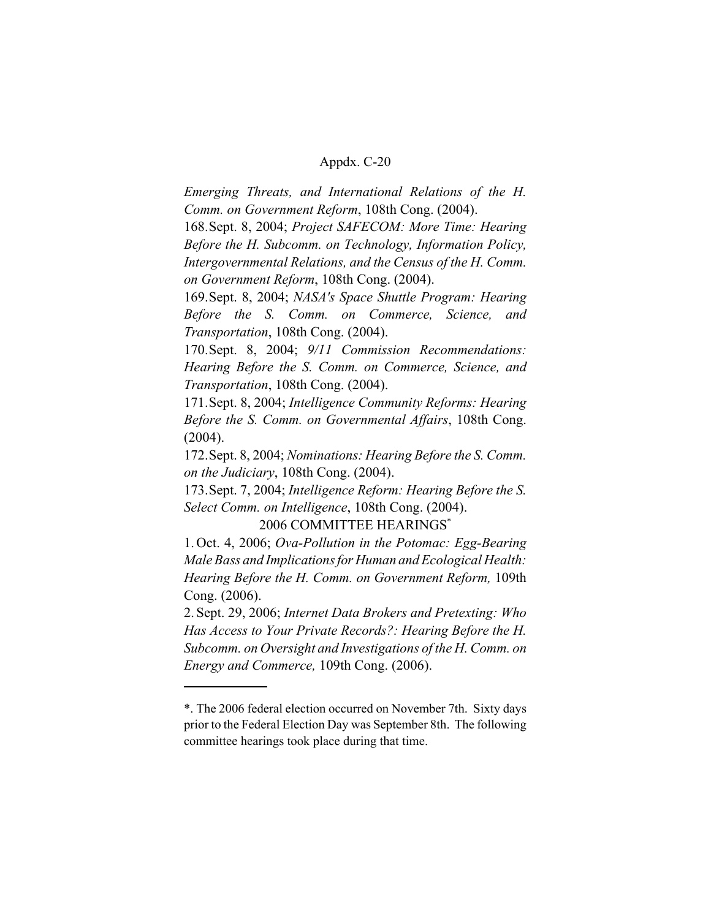*Emerging Threats, and International Relations of the H. Comm. on Government Reform*, 108th Cong. (2004).

168. Sept. 8, 2004; *Project SAFECOM: More Time: Hearing Before the H. Subcomm. on Technology, Information Policy, Intergovernmental Relations, and the Census of the H. Comm. on Government Reform*, 108th Cong. (2004).

169. Sept. 8, 2004; *NASA's Space Shuttle Program: Hearing Before the S. Comm. on Commerce, Science, and Transportation*, 108th Cong. (2004).

170. Sept. 8, 2004; *9/11 Commission Recommendations: Hearing Before the S. Comm. on Commerce, Science, and Transportation*, 108th Cong. (2004).

171. Sept. 8, 2004; *Intelligence Community Reforms: Hearing Before the S. Comm. on Governmental Affairs*, 108th Cong. (2004).

172. Sept. 8, 2004; *Nominations: Hearing Before the S. Comm. on the Judiciary*, 108th Cong. (2004).

173. Sept. 7, 2004; *Intelligence Reform: Hearing Before the S. Select Comm. on Intelligence*, 108th Cong. (2004).

## 2006 COMMITTEE HEARINGS*

1. Oct. 4, 2006; *Ova-Pollution in the Potomac: Egg-Bearing Male Bass and Implications for Human and Ecological Health: Hearing Before the H. Comm. on Government Reform,* 109th Cong. (2006).

2. Sept. 29, 2006; *Internet Data Brokers and Pretexting: Who Has Access to Your Private Records?: Hearing Before the H. Subcomm. on Oversight and Investigations of the H. Comm. on Energy and Commerce,* 109th Cong. (2006).

---

*. The 2006 federal election occurred on November 7th. Sixty days prior to the Federal Election Day was September 8th. The following committee hearings took place during that time.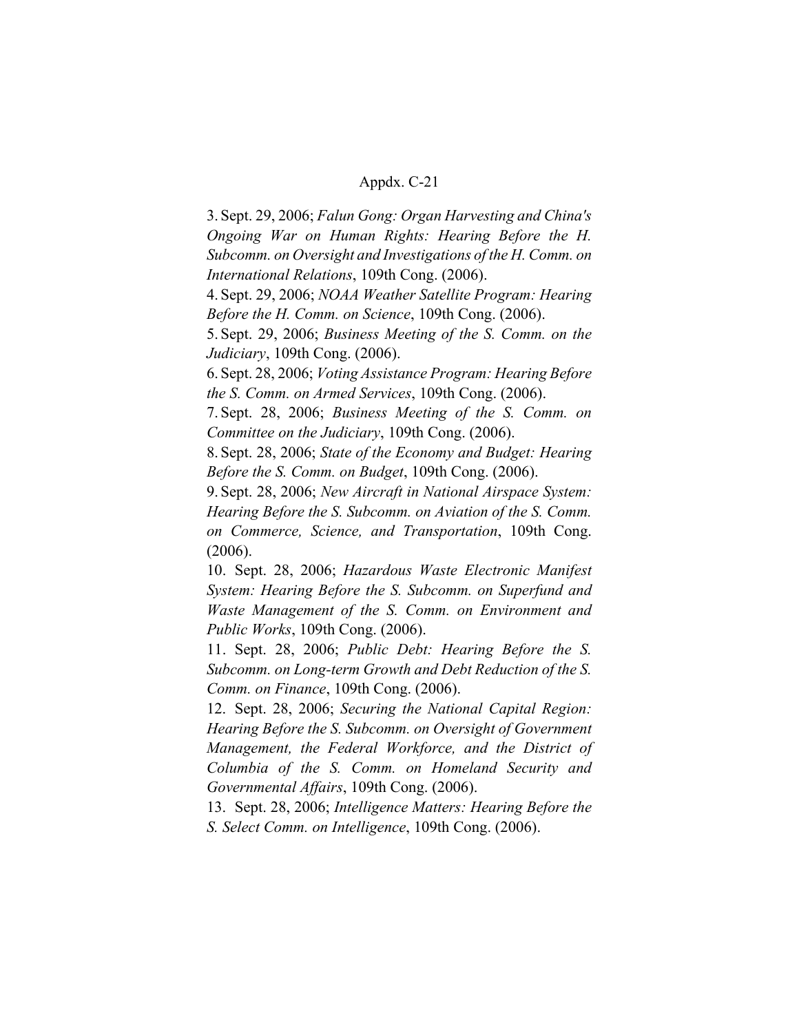3. Sept. 29, 2006; *Falun Gong: Organ Harvesting and China's Ongoing War on Human Rights: Hearing Before the H. Subcomm. on Oversight and Investigations of the H. Comm. on International Relations*, 109th Cong. (2006).

4. Sept. 29, 2006; *NOAA Weather Satellite Program: Hearing Before the H. Comm. on Science*, 109th Cong. (2006).

5. Sept. 29, 2006; *Business Meeting of the S. Comm. on the Judiciary*, 109th Cong. (2006).

6. Sept. 28, 2006; *Voting Assistance Program: Hearing Before the S. Comm. on Armed Services*, 109th Cong. (2006).

7. Sept. 28, 2006; *Business Meeting of the S. Comm. on Committee on the Judiciary*, 109th Cong. (2006).

8. Sept. 28, 2006; *State of the Economy and Budget: Hearing Before the S. Comm. on Budget*, 109th Cong. (2006).

9. Sept. 28, 2006; *New Aircraft in National Airspace System: Hearing Before the S. Subcomm. on Aviation of the S. Comm. on Commerce, Science, and Transportation*, 109th Cong. (2006).

10. Sept. 28, 2006; *Hazardous Waste Electronic Manifest System: Hearing Before the S. Subcomm. on Superfund and Waste Management of the S. Comm. on Environment and Public Works*, 109th Cong. (2006).

11. Sept. 28, 2006; *Public Debt: Hearing Before the S. Subcomm. on Long-term Growth and Debt Reduction of the S. Comm. on Finance*, 109th Cong. (2006).

12. Sept. 28, 2006; *Securing the National Capital Region: Hearing Before the S. Subcomm. on Oversight of Government Management, the Federal Workforce, and the District of Columbia of the S. Comm. on Homeland Security and Governmental Affairs*, 109th Cong. (2006).

13. Sept. 28, 2006; *Intelligence Matters: Hearing Before the S. Select Comm. on Intelligence*, 109th Cong. (2006).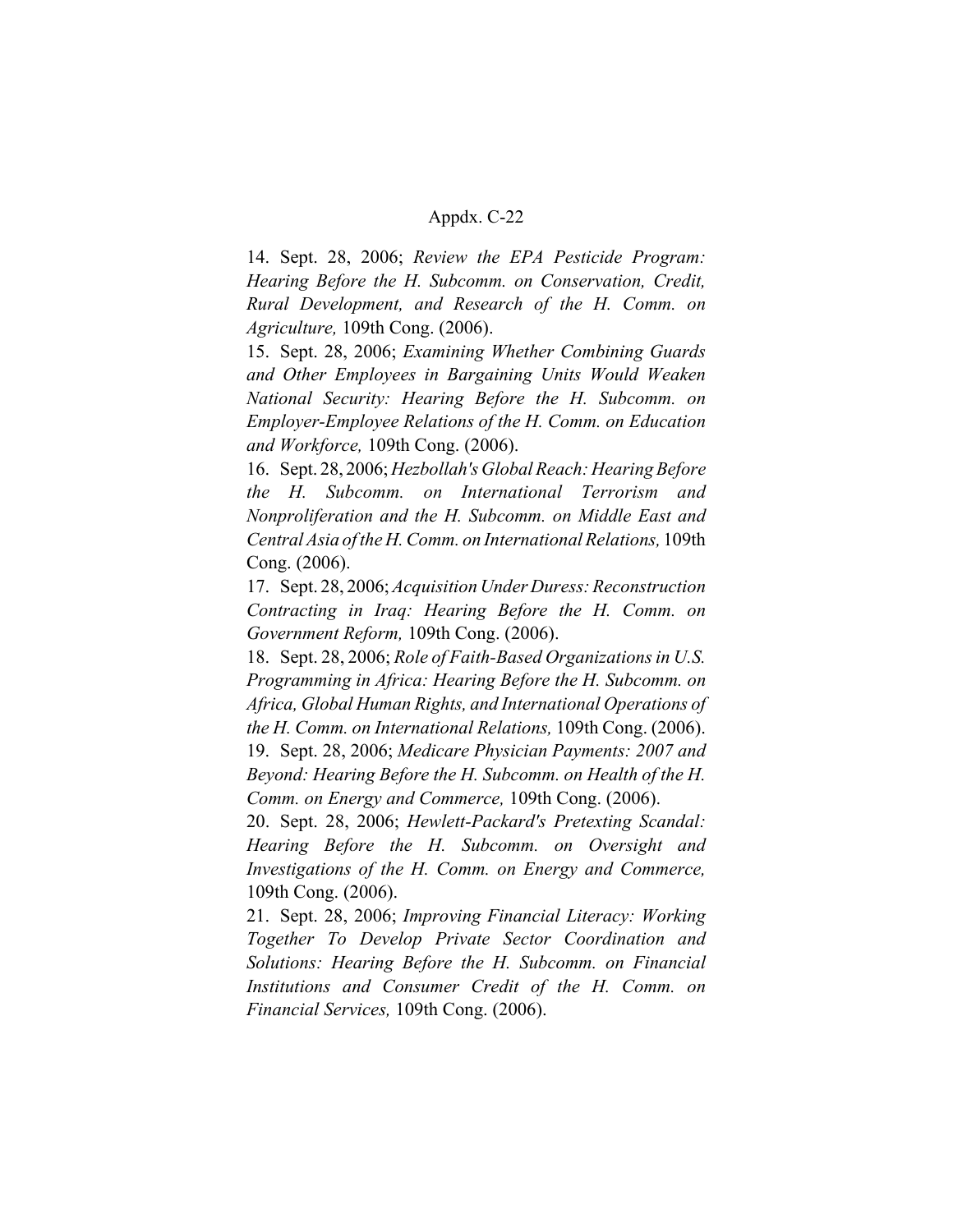14. Sept. 28, 2006; *Review the EPA Pesticide Program: Hearing Before the H. Subcomm. on Conservation, Credit, Rural Development, and Research of the H. Comm. on Agriculture,* 109th Cong. (2006).

15. Sept. 28, 2006; *Examining Whether Combining Guards and Other Employees in Bargaining Units Would Weaken National Security: Hearing Before the H. Subcomm. on Employer-Employee Relations of the H. Comm. on Education and Workforce,* 109th Cong. (2006).

16. Sept. 28, 2006; *Hezbollah's Global Reach: Hearing Before the H. Subcomm. on International Terrorism and Nonproliferation and the H. Subcomm. on Middle East and Central Asia of the H. Comm. on International Relations,* 109th Cong. (2006).

17. Sept. 28, 2006; *Acquisition Under Duress: Reconstruction Contracting in Iraq: Hearing Before the H. Comm. on Government Reform,* 109th Cong. (2006).

18. Sept. 28, 2006; *Role of Faith-Based Organizations in U.S. Programming in Africa: Hearing Before the H. Subcomm. on Africa, Global Human Rights, and International Operations of the H. Comm. on International Relations,* 109th Cong. (2006).

19. Sept. 28, 2006; *Medicare Physician Payments: 2007 and Beyond: Hearing Before the H. Subcomm. on Health of the H. Comm. on Energy and Commerce,* 109th Cong. (2006).

20. Sept. 28, 2006; *Hewlett-Packard's Pretexting Scandal: Hearing Before the H. Subcomm. on Oversight and Investigations of the H. Comm. on Energy and Commerce,* 109th Cong. (2006).

21. Sept. 28, 2006; *Improving Financial Literacy: Working Together To Develop Private Sector Coordination and Solutions: Hearing Before the H. Subcomm. on Financial Institutions and Consumer Credit of the H. Comm. on Financial Services,* 109th Cong. (2006).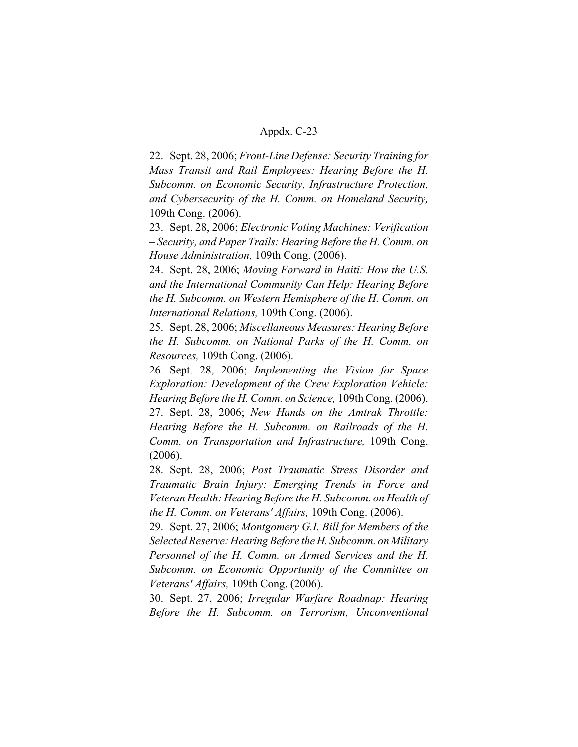22. Sept. 28, 2006; *Front-Line Defense: Security Training for Mass Transit and Rail Employees: Hearing Before the H. Subcomm. on Economic Security, Infrastructure Protection, and Cybersecurity of the H. Comm. on Homeland Security,* 109th Cong. (2006).

23. Sept. 28, 2006; *Electronic Voting Machines: Verification – Security, and Paper Trails: Hearing Before the H. Comm. on House Administration,* 109th Cong. (2006).

24. Sept. 28, 2006; *Moving Forward in Haiti: How the U.S. and the International Community Can Help: Hearing Before the H. Subcomm. on Western Hemisphere of the H. Comm. on International Relations,* 109th Cong. (2006).

25. Sept. 28, 2006; *Miscellaneous Measures: Hearing Before the H. Subcomm. on National Parks of the H. Comm. on Resources,* 109th Cong. (2006).

26. Sept. 28, 2006; *Implementing the Vision for Space Exploration: Development of the Crew Exploration Vehicle: Hearing Before the H. Comm. on Science,* 109th Cong. (2006).

27. Sept. 28, 2006; *New Hands on the Amtrak Throttle: Hearing Before the H. Subcomm. on Railroads of the H. Comm. on Transportation and Infrastructure,* 109th Cong. (2006).

28. Sept. 28, 2006; *Post Traumatic Stress Disorder and Traumatic Brain Injury: Emerging Trends in Force and Veteran Health: Hearing Before the H. Subcomm. on Health of the H. Comm. on Veterans' Affairs,* 109th Cong. (2006).

29. Sept. 27, 2006; *Montgomery G.I. Bill for Members of the Selected Reserve: Hearing Before the H. Subcomm. on Military Personnel of the H. Comm. on Armed Services and the H. Subcomm. on Economic Opportunity of the Committee on Veterans' Affairs,* 109th Cong. (2006).

30. Sept. 27, 2006; *Irregular Warfare Roadmap: Hearing Before the H. Subcomm. on Terrorism, Unconventional*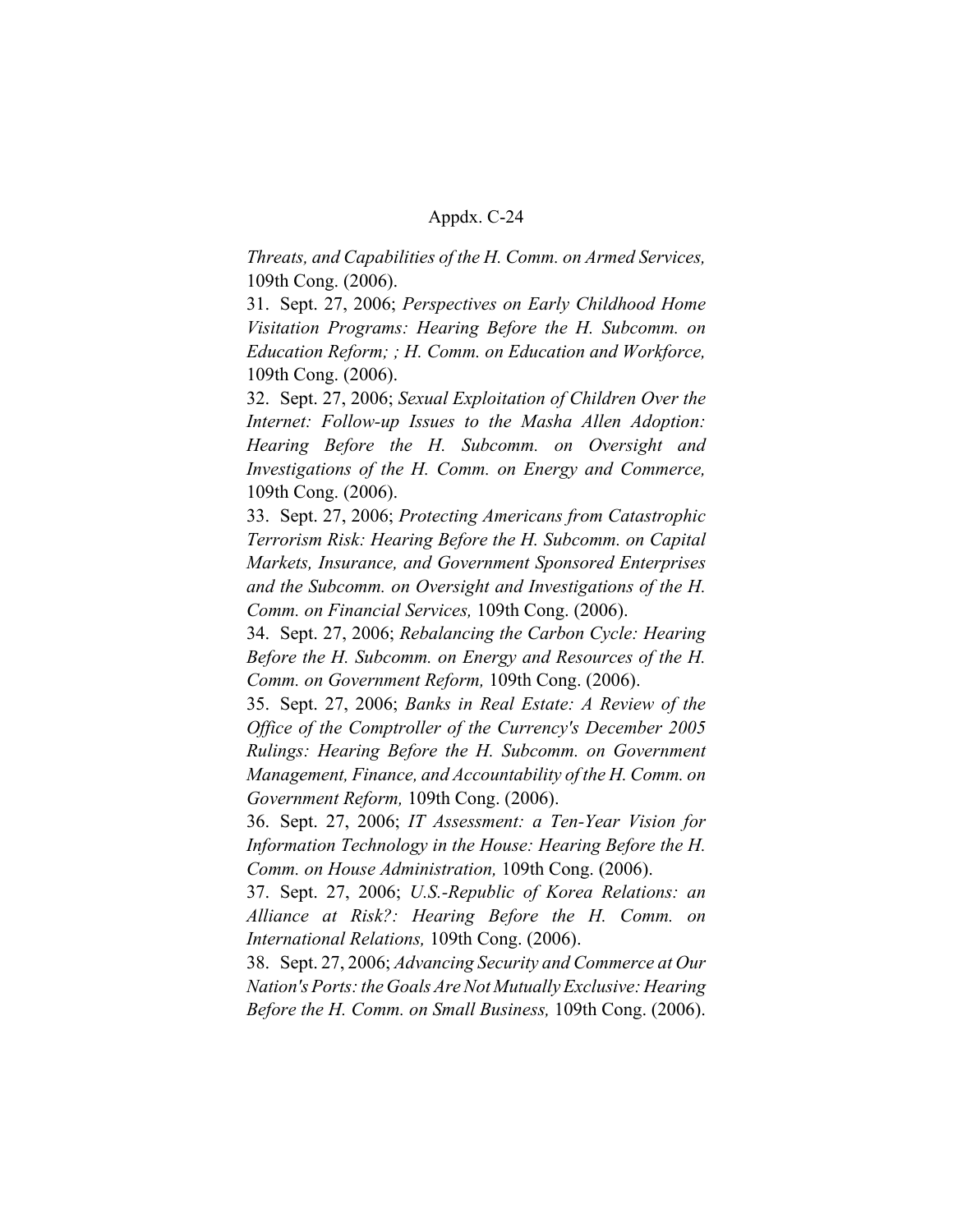*Threats, and Capabilities of the H. Comm. on Armed Services,* 109th Cong. (2006).

31. Sept. 27, 2006; *Perspectives on Early Childhood Home Visitation Programs: Hearing Before the H. Subcomm. on Education Reform; ; H. Comm. on Education and Workforce,* 109th Cong. (2006).

32. Sept. 27, 2006; *Sexual Exploitation of Children Over the Internet: Follow-up Issues to the Masha Allen Adoption: Hearing Before the H. Subcomm. on Oversight and Investigations of the H. Comm. on Energy and Commerce,* 109th Cong. (2006).

33. Sept. 27, 2006; *Protecting Americans from Catastrophic Terrorism Risk: Hearing Before the H. Subcomm. on Capital Markets, Insurance, and Government Sponsored Enterprises and the Subcomm. on Oversight and Investigations of the H. Comm. on Financial Services,* 109th Cong. (2006).

34. Sept. 27, 2006; *Rebalancing the Carbon Cycle: Hearing Before the H. Subcomm. on Energy and Resources of the H. Comm. on Government Reform,* 109th Cong. (2006).

35. Sept. 27, 2006; *Banks in Real Estate: A Review of the Office of the Comptroller of the Currency's December 2005 Rulings: Hearing Before the H. Subcomm. on Government Management, Finance, and Accountability of the H. Comm. on Government Reform,* 109th Cong. (2006).

36. Sept. 27, 2006; *IT Assessment: a Ten-Year Vision for Information Technology in the House: Hearing Before the H. Comm. on House Administration,* 109th Cong. (2006).

37. Sept. 27, 2006; *U.S.-Republic of Korea Relations: an Alliance at Risk?: Hearing Before the H. Comm. on International Relations,* 109th Cong. (2006).

38. Sept. 27, 2006; *Advancing Security and Commerce at Our Nation's Ports: the Goals Are Not Mutually Exclusive: Hearing Before the H. Comm. on Small Business,* 109th Cong. (2006).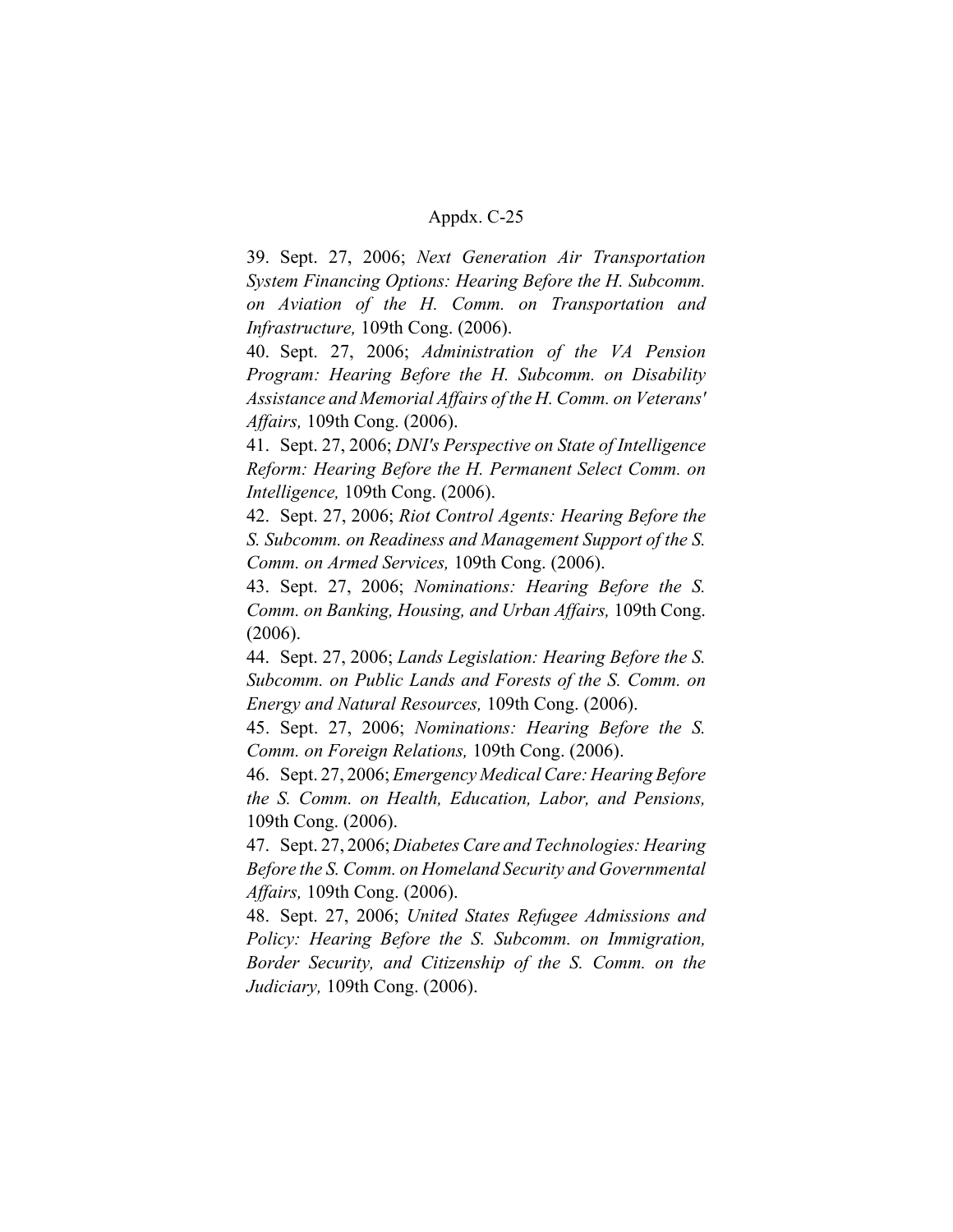39. Sept. 27, 2006; *Next Generation Air Transportation System Financing Options: Hearing Before the H. Subcomm. on Aviation of the H. Comm. on Transportation and Infrastructure,* 109th Cong. (2006).

40. Sept. 27, 2006; *Administration of the VA Pension Program: Hearing Before the H. Subcomm. on Disability Assistance and Memorial Affairs of the H. Comm. on Veterans' Affairs,* 109th Cong. (2006).

41. Sept. 27, 2006; *DNI's Perspective on State of Intelligence Reform: Hearing Before the H. Permanent Select Comm. on Intelligence,* 109th Cong. (2006).

42. Sept. 27, 2006; *Riot Control Agents: Hearing Before the S. Subcomm. on Readiness and Management Support of the S. Comm. on Armed Services,* 109th Cong. (2006).

43. Sept. 27, 2006; *Nominations: Hearing Before the S. Comm. on Banking, Housing, and Urban Affairs,* 109th Cong. (2006).

44. Sept. 27, 2006; *Lands Legislation: Hearing Before the S. Subcomm. on Public Lands and Forests of the S. Comm. on Energy and Natural Resources,* 109th Cong. (2006).

45. Sept. 27, 2006; *Nominations: Hearing Before the S. Comm. on Foreign Relations,* 109th Cong. (2006).

46. Sept. 27, 2006; *Emergency Medical Care: Hearing Before the S. Comm. on Health, Education, Labor, and Pensions,* 109th Cong. (2006).

47. Sept. 27, 2006; *Diabetes Care and Technologies: Hearing Before the S. Comm. on Homeland Security and Governmental Affairs,* 109th Cong. (2006).

48. Sept. 27, 2006; *United States Refugee Admissions and Policy: Hearing Before the S. Subcomm. on Immigration, Border Security, and Citizenship of the S. Comm. on the Judiciary,* 109th Cong. (2006).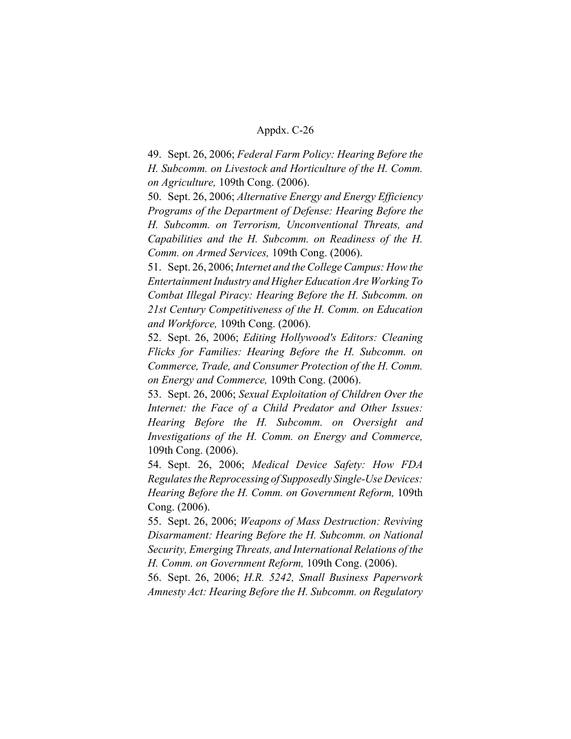49. Sept. 26, 2006; *Federal Farm Policy: Hearing Before the H. Subcomm. on Livestock and Horticulture of the H. Comm. on Agriculture,* 109th Cong. (2006).

50. Sept. 26, 2006; *Alternative Energy and Energy Efficiency Programs of the Department of Defense: Hearing Before the H. Subcomm. on Terrorism, Unconventional Threats, and Capabilities and the H. Subcomm. on Readiness of the H. Comm. on Armed Services,* 109th Cong. (2006).

51. Sept. 26, 2006; *Internet and the College Campus: How the Entertainment Industry and Higher Education Are Working To Combat Illegal Piracy: Hearing Before the H. Subcomm. on 21st Century Competitiveness of the H. Comm. on Education and Workforce,* 109th Cong. (2006).

52. Sept. 26, 2006; *Editing Hollywood's Editors: Cleaning Flicks for Families: Hearing Before the H. Subcomm. on Commerce, Trade, and Consumer Protection of the H. Comm. on Energy and Commerce,* 109th Cong. (2006).

53. Sept. 26, 2006; *Sexual Exploitation of Children Over the Internet: the Face of a Child Predator and Other Issues: Hearing Before the H. Subcomm. on Oversight and Investigations of the H. Comm. on Energy and Commerce,* 109th Cong. (2006).

54. Sept. 26, 2006; *Medical Device Safety: How FDA Regulates the Reprocessing of Supposedly Single-Use Devices: Hearing Before the H. Comm. on Government Reform,* 109th Cong. (2006).

55. Sept. 26, 2006; *Weapons of Mass Destruction: Reviving Disarmament: Hearing Before the H. Subcomm. on National Security, Emerging Threats, and International Relations of the H. Comm. on Government Reform,* 109th Cong. (2006).

56. Sept. 26, 2006; *H.R. 5242, Small Business Paperwork Amnesty Act: Hearing Before the H. Subcomm. on Regulatory*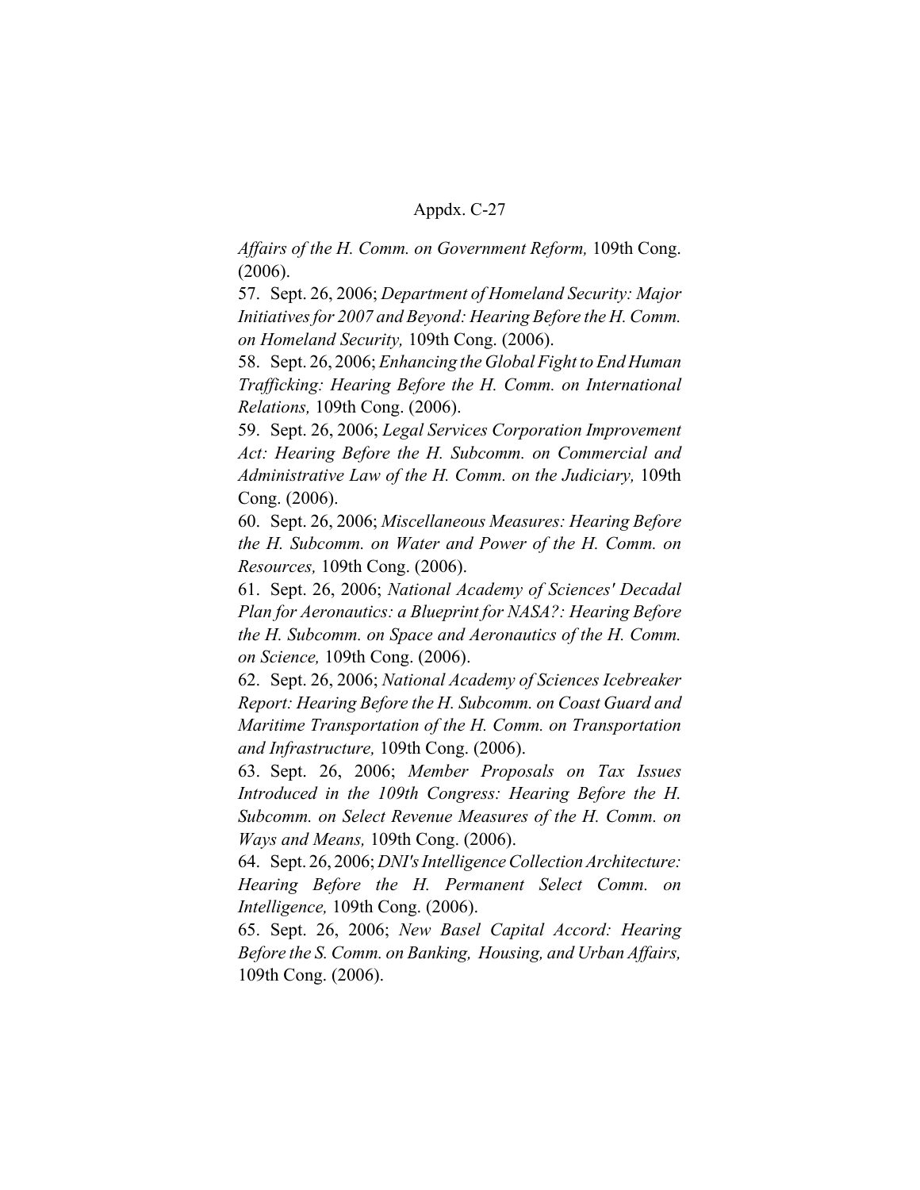*Affairs of the H. Comm. on Government Reform,* 109th Cong. (2006).

57. Sept. 26, 2006; *Department of Homeland Security: Major Initiatives for 2007 and Beyond: Hearing Before the H. Comm. on Homeland Security,* 109th Cong. (2006).

58. Sept. 26, 2006; *Enhancing the Global Fight to End Human Trafficking: Hearing Before the H. Comm. on International Relations,* 109th Cong. (2006).

59. Sept. 26, 2006; *Legal Services Corporation Improvement Act: Hearing Before the H. Subcomm. on Commercial and Administrative Law of the H. Comm. on the Judiciary,* 109th Cong. (2006).

60. Sept. 26, 2006; *Miscellaneous Measures: Hearing Before the H. Subcomm. on Water and Power of the H. Comm. on Resources,* 109th Cong. (2006).

61. Sept. 26, 2006; *National Academy of Sciences' Decadal Plan for Aeronautics: a Blueprint for NASA?: Hearing Before the H. Subcomm. on Space and Aeronautics of the H. Comm. on Science,* 109th Cong. (2006).

62. Sept. 26, 2006; *National Academy of Sciences Icebreaker Report: Hearing Before the H. Subcomm. on Coast Guard and Maritime Transportation of the H. Comm. on Transportation and Infrastructure,* 109th Cong. (2006).

63. Sept. 26, 2006; *Member Proposals on Tax Issues Introduced in the 109th Congress: Hearing Before the H. Subcomm. on Select Revenue Measures of the H. Comm. on Ways and Means,* 109th Cong. (2006).

64. Sept. 26, 2006; *DNI's Intelligence Collection Architecture: Hearing Before the H. Permanent Select Comm. on Intelligence,* 109th Cong. (2006).

65. Sept. 26, 2006; *New Basel Capital Accord: Hearing Before the S. Comm. on Banking, Housing, and Urban Affairs,* 109th Cong. (2006).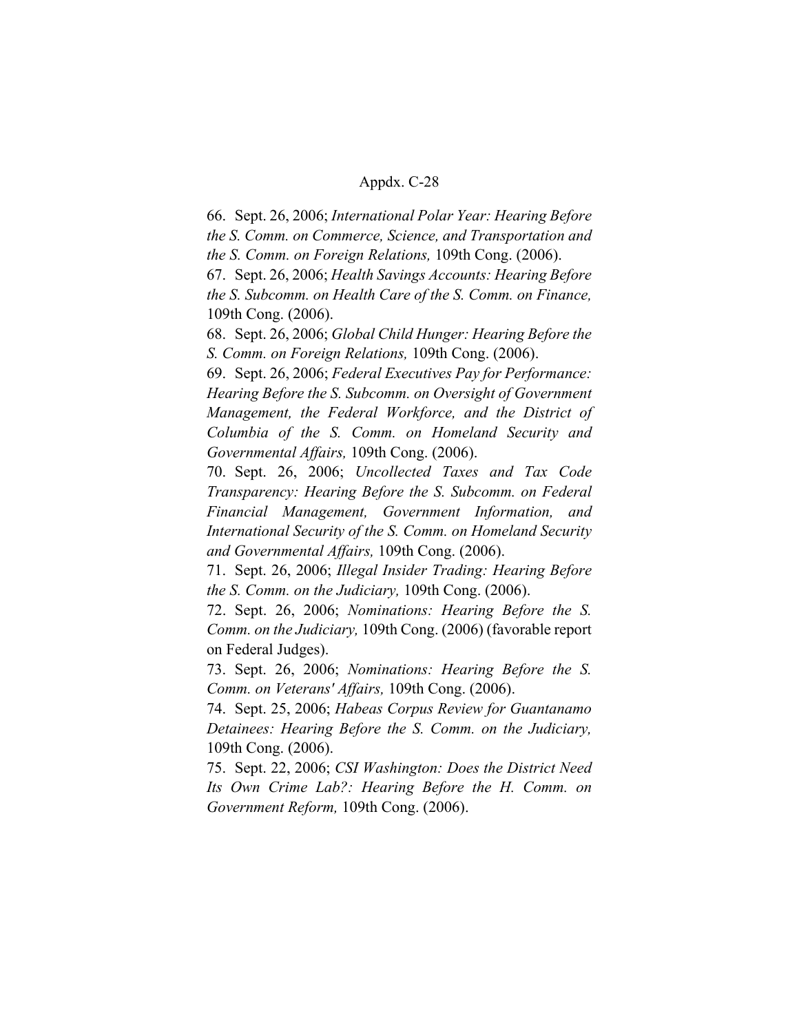66. Sept. 26, 2006; *International Polar Year: Hearing Before the S. Comm. on Commerce, Science, and Transportation and the S. Comm. on Foreign Relations,* 109th Cong. (2006).

67. Sept. 26, 2006; *Health Savings Accounts: Hearing Before the S. Subcomm. on Health Care of the S. Comm. on Finance,* 109th Cong. (2006).

68. Sept. 26, 2006; *Global Child Hunger: Hearing Before the S. Comm. on Foreign Relations,* 109th Cong. (2006).

69. Sept. 26, 2006; *Federal Executives Pay for Performance: Hearing Before the S. Subcomm. on Oversight of Government Management, the Federal Workforce, and the District of Columbia of the S. Comm. on Homeland Security and Governmental Affairs,* 109th Cong. (2006).

70. Sept. 26, 2006; *Uncollected Taxes and Tax Code Transparency: Hearing Before the S. Subcomm. on Federal Financial Management, Government Information, and International Security of the S. Comm. on Homeland Security and Governmental Affairs,* 109th Cong. (2006).

71. Sept. 26, 2006; *Illegal Insider Trading: Hearing Before the S. Comm. on the Judiciary,* 109th Cong. (2006).

72. Sept. 26, 2006; *Nominations: Hearing Before the S. Comm. on the Judiciary,* 109th Cong. (2006) (favorable report on Federal Judges).

73. Sept. 26, 2006; *Nominations: Hearing Before the S. Comm. on Veterans' Affairs,* 109th Cong. (2006).

74. Sept. 25, 2006; *Habeas Corpus Review for Guantanamo Detainees: Hearing Before the S. Comm. on the Judiciary,* 109th Cong. (2006).

75. Sept. 22, 2006; *CSI Washington: Does the District Need Its Own Crime Lab?: Hearing Before the H. Comm. on Government Reform,* 109th Cong. (2006).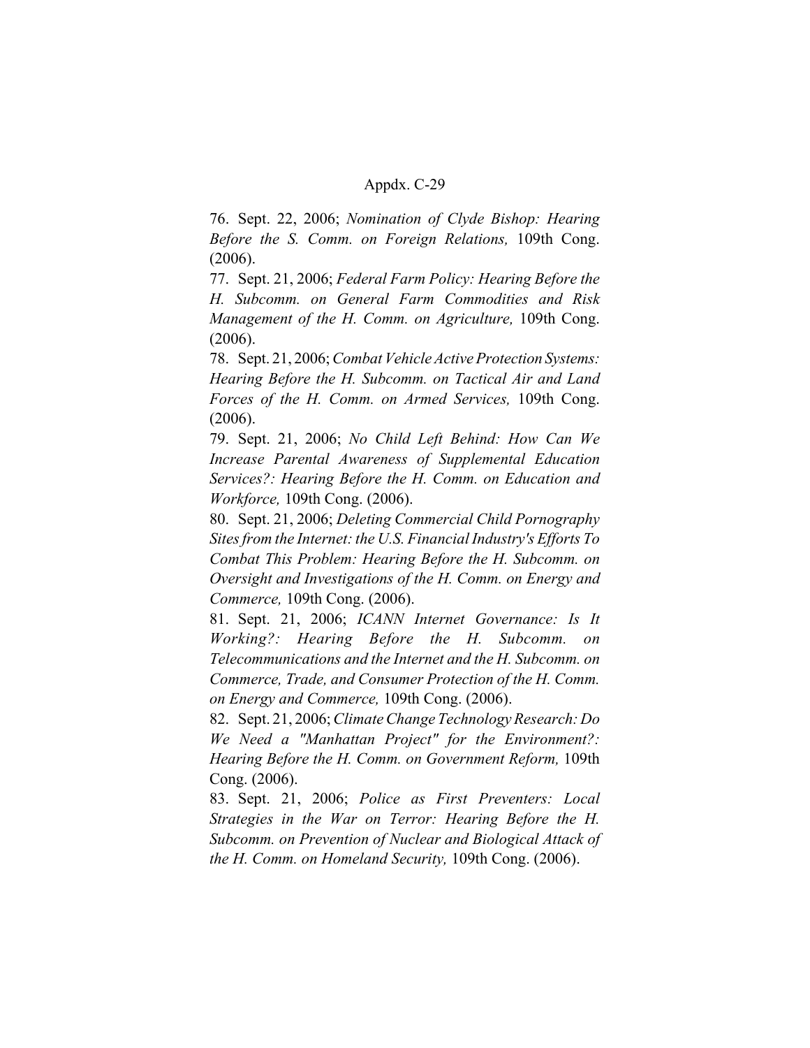76. Sept. 22, 2006; *Nomination of Clyde Bishop: Hearing Before the S. Comm. on Foreign Relations,* 109th Cong. (2006).

77. Sept. 21, 2006; *Federal Farm Policy: Hearing Before the H. Subcomm. on General Farm Commodities and Risk Management of the H. Comm. on Agriculture,* 109th Cong. (2006).

78. Sept. 21, 2006; *Combat Vehicle Active Protection Systems: Hearing Before the H. Subcomm. on Tactical Air and Land Forces of the H. Comm. on Armed Services,* 109th Cong. (2006).

79. Sept. 21, 2006; *No Child Left Behind: How Can We Increase Parental Awareness of Supplemental Education Services?: Hearing Before the H. Comm. on Education and Workforce,* 109th Cong. (2006).

80. Sept. 21, 2006; *Deleting Commercial Child Pornography Sites from the Internet: the U.S. Financial Industry's Efforts To Combat This Problem: Hearing Before the H. Subcomm. on Oversight and Investigations of the H. Comm. on Energy and Commerce,* 109th Cong. (2006).

81. Sept. 21, 2006; *ICANN Internet Governance: Is It Working?: Hearing Before the H. Subcomm. on Telecommunications and the Internet and the H. Subcomm. on Commerce, Trade, and Consumer Protection of the H. Comm. on Energy and Commerce,* 109th Cong. (2006).

82. Sept. 21, 2006; *Climate Change Technology Research: Do We Need a "Manhattan Project" for the Environment?: Hearing Before the H. Comm. on Government Reform,* 109th Cong. (2006).

83. Sept. 21, 2006; *Police as First Preventers: Local Strategies in the War on Terror: Hearing Before the H. Subcomm. on Prevention of Nuclear and Biological Attack of the H. Comm. on Homeland Security,* 109th Cong. (2006).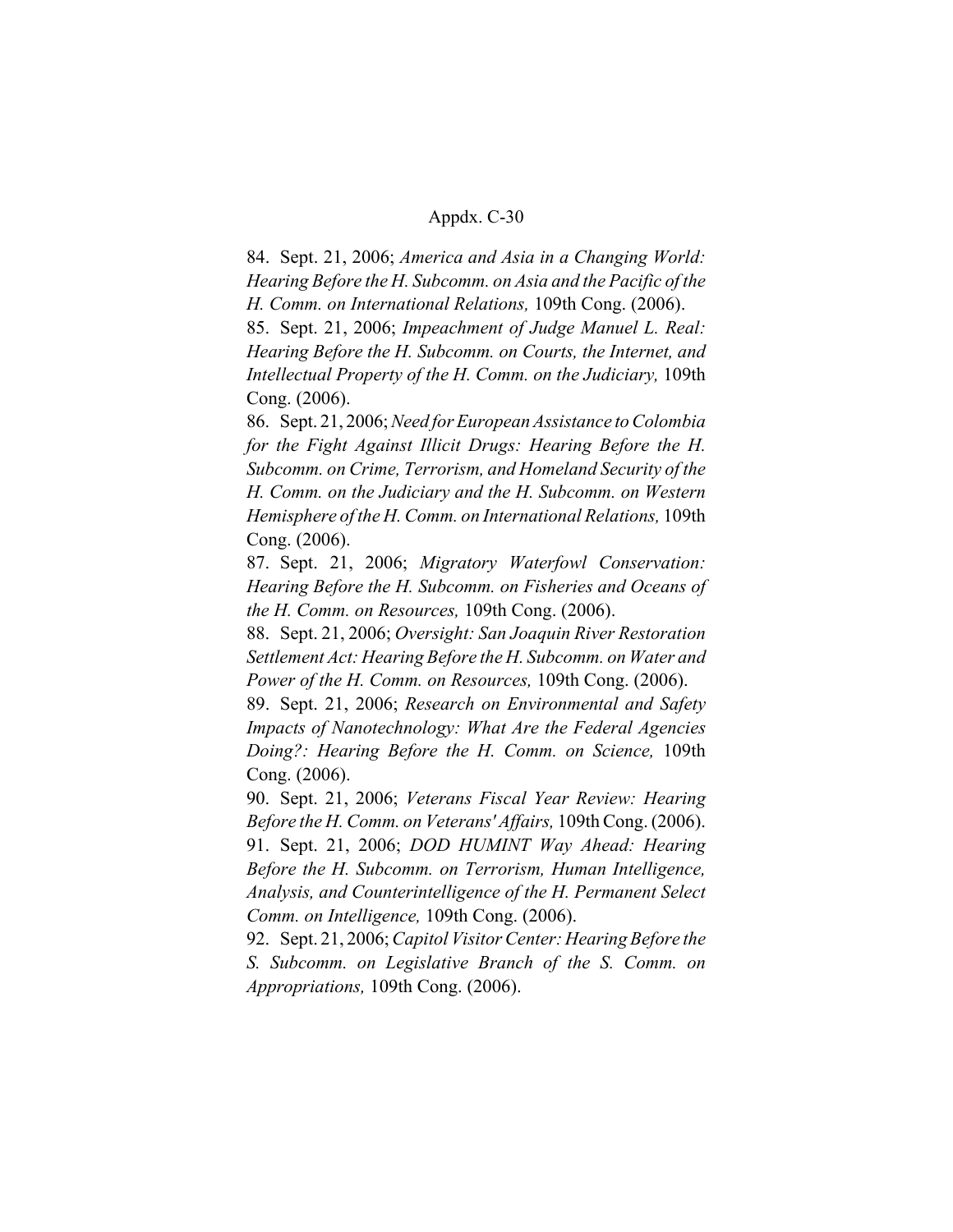84. Sept. 21, 2006; *America and Asia in a Changing World: Hearing Before the H. Subcomm. on Asia and the Pacific of the H. Comm. on International Relations,* 109th Cong. (2006).

85. Sept. 21, 2006; *Impeachment of Judge Manuel L. Real: Hearing Before the H. Subcomm. on Courts, the Internet, and Intellectual Property of the H. Comm. on the Judiciary,* 109th Cong. (2006).

86. Sept. 21, 2006; *Need for European Assistance to Colombia for the Fight Against Illicit Drugs: Hearing Before the H. Subcomm. on Crime, Terrorism, and Homeland Security of the H. Comm. on the Judiciary and the H. Subcomm. on Western Hemisphere of the H. Comm. on International Relations,* 109th Cong. (2006).

87. Sept. 21, 2006; *Migratory Waterfowl Conservation: Hearing Before the H. Subcomm. on Fisheries and Oceans of the H. Comm. on Resources,* 109th Cong. (2006).

88. Sept. 21, 2006; *Oversight: San Joaquin River Restoration Settlement Act: Hearing Before the H. Subcomm. on Water and Power of the H. Comm. on Resources,* 109th Cong. (2006).

89. Sept. 21, 2006; *Research on Environmental and Safety Impacts of Nanotechnology: What Are the Federal Agencies Doing?: Hearing Before the H. Comm. on Science,* 109th Cong. (2006).

90. Sept. 21, 2006; *Veterans Fiscal Year Review: Hearing Before the H. Comm. on Veterans' Affairs,* 109th Cong. (2006).

91. Sept. 21, 2006; *DOD HUMINT Way Ahead: Hearing Before the H. Subcomm. on Terrorism, Human Intelligence, Analysis, and Counterintelligence of the H. Permanent Select Comm. on Intelligence,* 109th Cong. (2006).

92. Sept. 21, 2006; *Capitol Visitor Center: Hearing Before the S. Subcomm. on Legislative Branch of the S. Comm. on Appropriations,* 109th Cong. (2006).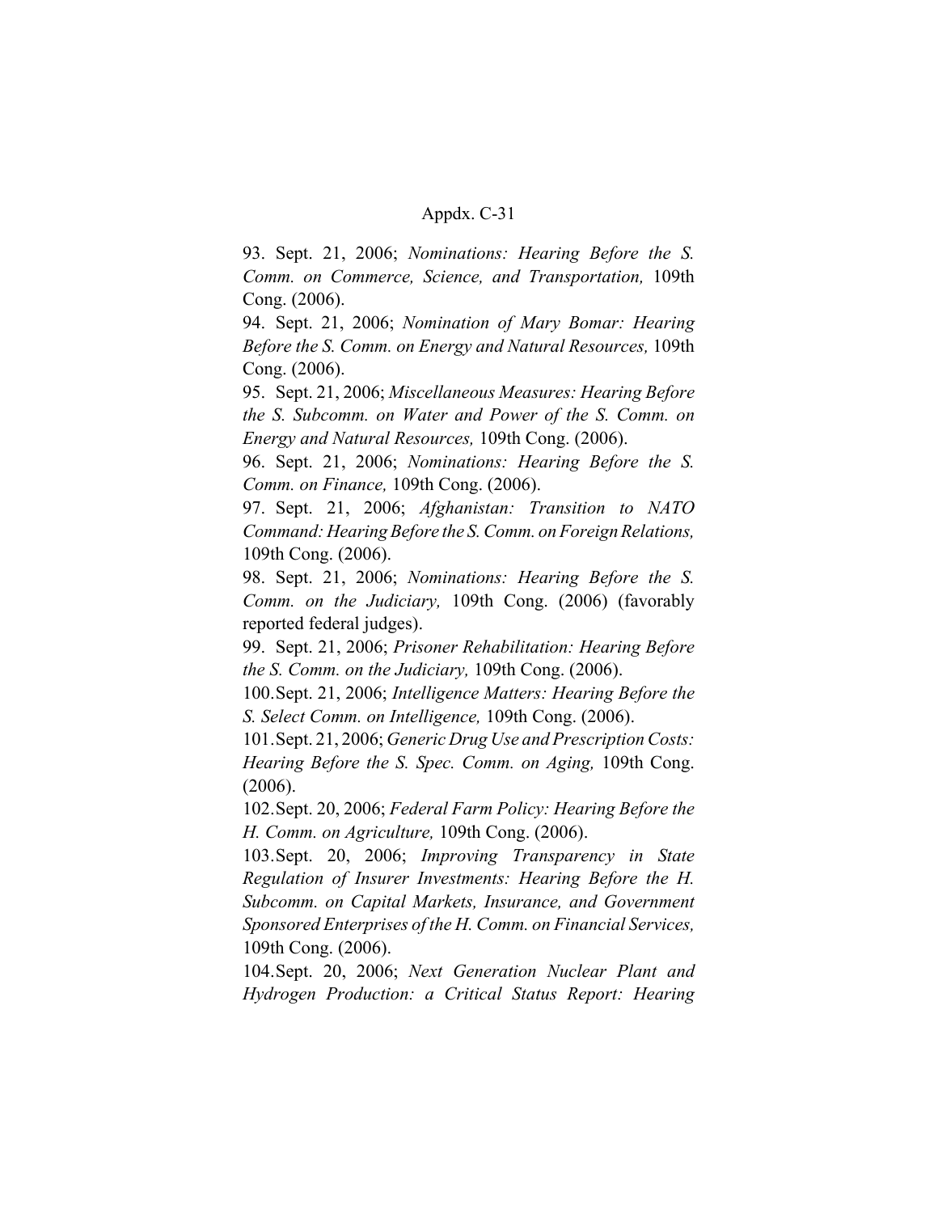93. Sept. 21, 2006; *Nominations: Hearing Before the S. Comm. on Commerce, Science, and Transportation,* 109th Cong. (2006).

94. Sept. 21, 2006; *Nomination of Mary Bomar: Hearing Before the S. Comm. on Energy and Natural Resources,* 109th Cong. (2006).

95. Sept. 21, 2006; *Miscellaneous Measures: Hearing Before the S. Subcomm. on Water and Power of the S. Comm. on Energy and Natural Resources,* 109th Cong. (2006).

96. Sept. 21, 2006; *Nominations: Hearing Before the S. Comm. on Finance,* 109th Cong. (2006).

97. Sept. 21, 2006; *Afghanistan: Transition to NATO Command: Hearing Before the S. Comm. on Foreign Relations,* 109th Cong. (2006).

98. Sept. 21, 2006; *Nominations: Hearing Before the S. Comm. on the Judiciary,* 109th Cong. (2006) (favorably reported federal judges).

99. Sept. 21, 2006; *Prisoner Rehabilitation: Hearing Before the S. Comm. on the Judiciary,* 109th Cong. (2006).

100. Sept. 21, 2006; *Intelligence Matters: Hearing Before the S. Select Comm. on Intelligence,* 109th Cong. (2006).

101. Sept. 21, 2006; *Generic Drug Use and Prescription Costs: Hearing Before the S. Spec. Comm. on Aging,* 109th Cong. (2006).

102. Sept. 20, 2006; *Federal Farm Policy: Hearing Before the H. Comm. on Agriculture,* 109th Cong. (2006).

103. Sept. 20, 2006; *Improving Transparency in State Regulation of Insurer Investments: Hearing Before the H. Subcomm. on Capital Markets, Insurance, and Government Sponsored Enterprises of the H. Comm. on Financial Services,* 109th Cong. (2006).

104. Sept. 20, 2006; *Next Generation Nuclear Plant and Hydrogen Production: a Critical Status Report: Hearing*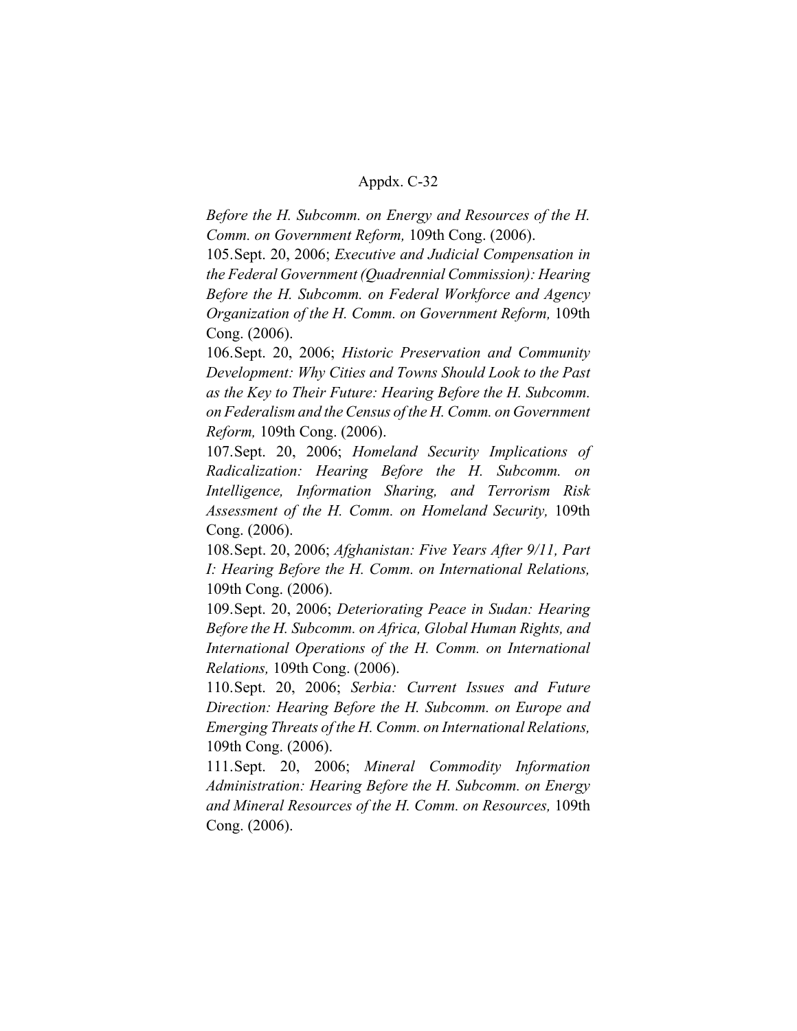*Before the H. Subcomm. on Energy and Resources of the H. Comm. on Government Reform,* 109th Cong. (2006).

105. Sept. 20, 2006; *Executive and Judicial Compensation in the Federal Government (Quadrennial Commission): Hearing Before the H. Subcomm. on Federal Workforce and Agency Organization of the H. Comm. on Government Reform,* 109th Cong. (2006).

106. Sept. 20, 2006; *Historic Preservation and Community Development: Why Cities and Towns Should Look to the Past as the Key to Their Future: Hearing Before the H. Subcomm. on Federalism and the Census of the H. Comm. on Government Reform,* 109th Cong. (2006).

107. Sept. 20, 2006; *Homeland Security Implications of Radicalization: Hearing Before the H. Subcomm. on Intelligence, Information Sharing, and Terrorism Risk Assessment of the H. Comm. on Homeland Security,* 109th Cong. (2006).

108. Sept. 20, 2006; *Afghanistan: Five Years After 9/11, Part I: Hearing Before the H. Comm. on International Relations,* 109th Cong. (2006).

109. Sept. 20, 2006; *Deteriorating Peace in Sudan: Hearing Before the H. Subcomm. on Africa, Global Human Rights, and International Operations of the H. Comm. on International Relations,* 109th Cong. (2006).

110. Sept. 20, 2006; *Serbia: Current Issues and Future Direction: Hearing Before the H. Subcomm. on Europe and Emerging Threats of the H. Comm. on International Relations,* 109th Cong. (2006).

111. Sept. 20, 2006; *Mineral Commodity Information Administration: Hearing Before the H. Subcomm. on Energy and Mineral Resources of the H. Comm. on Resources,* 109th Cong. (2006).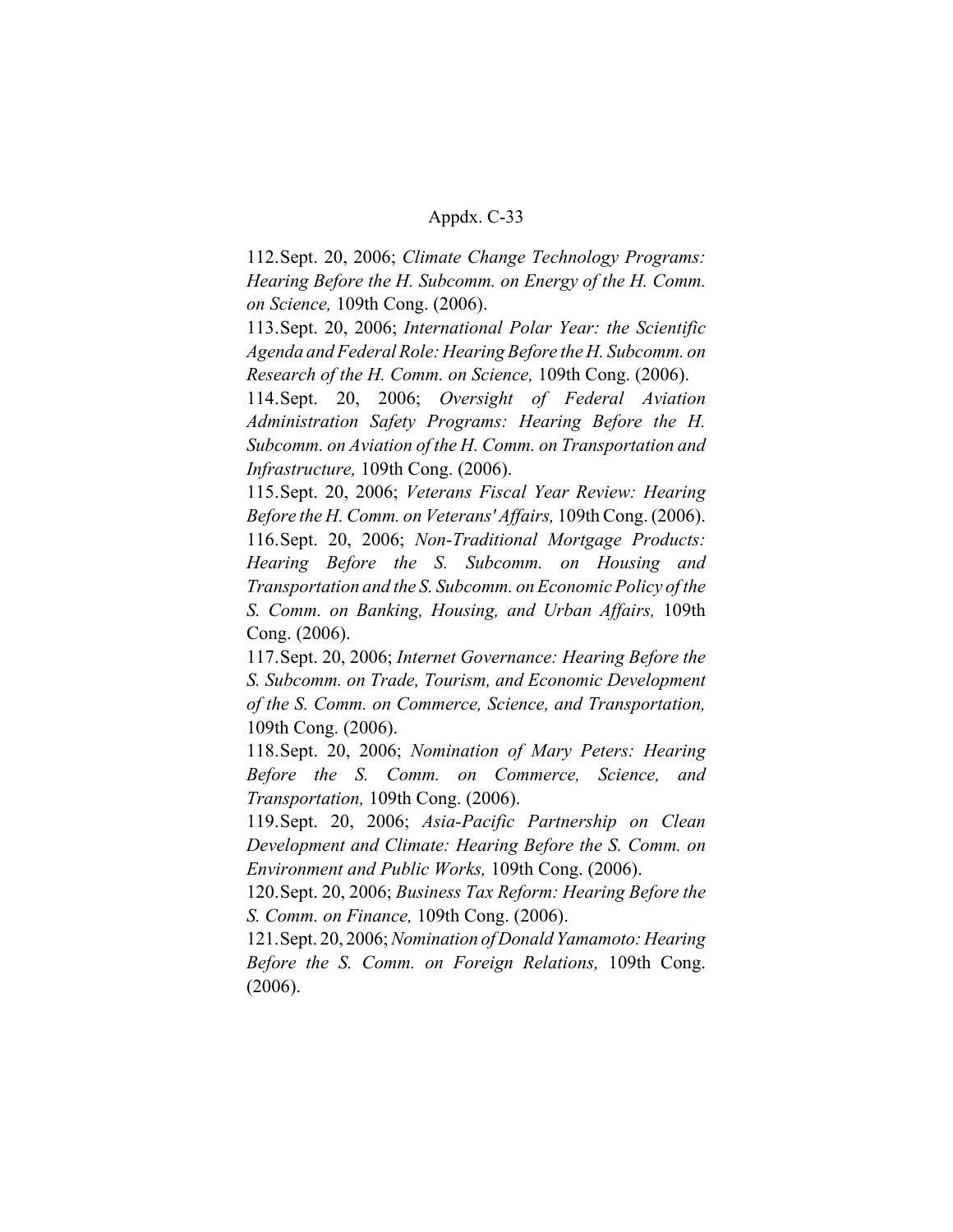112. Sept. 20, 2006; *Climate Change Technology Programs: Hearing Before the H. Subcomm. on Energy of the H. Comm. on Science,* 109th Cong. (2006).

113. Sept. 20, 2006; *International Polar Year: the Scientific Agenda and Federal Role: Hearing Before the H. Subcomm. on Research of the H. Comm. on Science,* 109th Cong. (2006).

114. Sept. 20, 2006; *Oversight of Federal Aviation Administration Safety Programs: Hearing Before the H. Subcomm. on Aviation of the H. Comm. on Transportation and Infrastructure,* 109th Cong. (2006).

115. Sept. 20, 2006; *Veterans Fiscal Year Review: Hearing Before the H. Comm. on Veterans' Affairs,* 109th Cong. (2006).

116. Sept. 20, 2006; *Non-Traditional Mortgage Products: Hearing Before the S. Subcomm. on Housing and Transportation and the S. Subcomm. on Economic Policy of the S. Comm. on Banking, Housing, and Urban Affairs,* 109th Cong. (2006).

117. Sept. 20, 2006; *Internet Governance: Hearing Before the S. Subcomm. on Trade, Tourism, and Economic Development of the S. Comm. on Commerce, Science, and Transportation,* 109th Cong. (2006).

118. Sept. 20, 2006; *Nomination of Mary Peters: Hearing Before the S. Comm. on Commerce, Science, and Transportation,* 109th Cong. (2006).

119. Sept. 20, 2006; *Asia-Pacific Partnership on Clean Development and Climate: Hearing Before the S. Comm. on Environment and Public Works,* 109th Cong. (2006).

120. Sept. 20, 2006; *Business Tax Reform: Hearing Before the S. Comm. on Finance,* 109th Cong. (2006).

121. Sept. 20, 2006; *Nomination of Donald Yamamoto: Hearing Before the S. Comm. on Foreign Relations,* 109th Cong. (2006).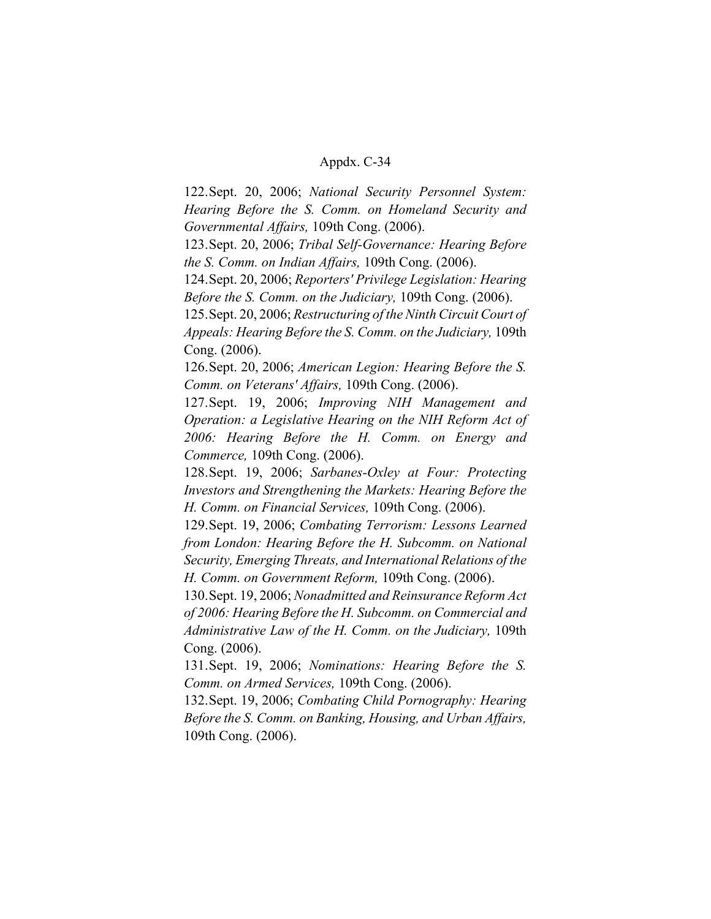122. Sept. 20, 2006; *National Security Personnel System: Hearing Before the S. Comm. on Homeland Security and Governmental Affairs,* 109th Cong. (2006).

123. Sept. 20, 2006; *Tribal Self-Governance: Hearing Before the S. Comm. on Indian Affairs,* 109th Cong. (2006).

124. Sept. 20, 2006; *Reporters' Privilege Legislation: Hearing Before the S. Comm. on the Judiciary,* 109th Cong. (2006).

125. Sept. 20, 2006; *Restructuring of the Ninth Circuit Court of Appeals: Hearing Before the S. Comm. on the Judiciary,* 109th Cong. (2006).

126. Sept. 20, 2006; *American Legion: Hearing Before the S. Comm. on Veterans' Affairs,* 109th Cong. (2006).

127. Sept. 19, 2006; *Improving NIH Management and Operation: a Legislative Hearing on the NIH Reform Act of 2006: Hearing Before the H. Comm. on Energy and Commerce,* 109th Cong. (2006).

128. Sept. 19, 2006; *Sarbanes-Oxley at Four: Protecting Investors and Strengthening the Markets: Hearing Before the H. Comm. on Financial Services,* 109th Cong. (2006).

129. Sept. 19, 2006; *Combating Terrorism: Lessons Learned from London: Hearing Before the H. Subcomm. on National Security, Emerging Threats, and International Relations of the H. Comm. on Government Reform,* 109th Cong. (2006).

130. Sept. 19, 2006; *Nonadmitted and Reinsurance Reform Act of 2006: Hearing Before the H. Subcomm. on Commercial and Administrative Law of the H. Comm. on the Judiciary,* 109th Cong. (2006).

131. Sept. 19, 2006; *Nominations: Hearing Before the S. Comm. on Armed Services,* 109th Cong. (2006).

132. Sept. 19, 2006; *Combating Child Pornography: Hearing Before the S. Comm. on Banking, Housing, and Urban Affairs,* 109th Cong. (2006).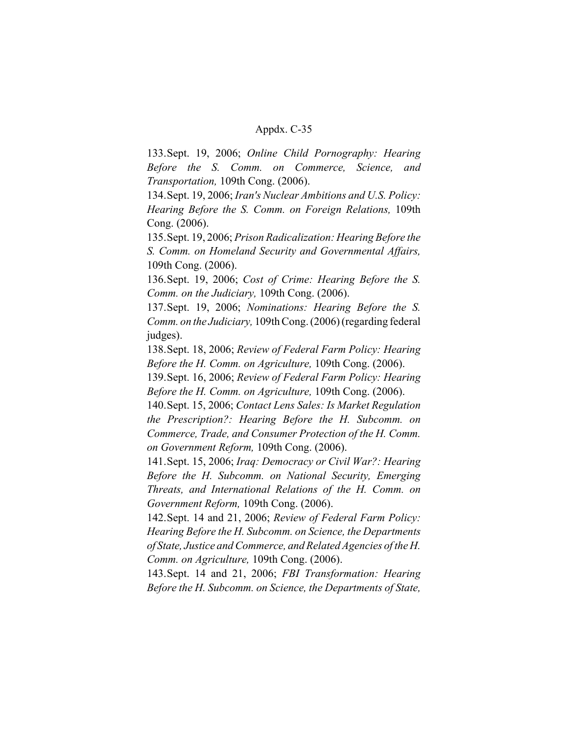133. Sept. 19, 2006; *Online Child Pornography: Hearing Before the S. Comm. on Commerce, Science, and Transportation,* 109th Cong. (2006).

134. Sept. 19, 2006; *Iran's Nuclear Ambitions and U.S. Policy: Hearing Before the S. Comm. on Foreign Relations,* 109th Cong. (2006).

135. Sept. 19, 2006; *Prison Radicalization: Hearing Before the S. Comm. on Homeland Security and Governmental Affairs,* 109th Cong. (2006).

136. Sept. 19, 2006; *Cost of Crime: Hearing Before the S. Comm. on the Judiciary,* 109th Cong. (2006).

137. Sept. 19, 2006; *Nominations: Hearing Before the S. Comm. on the Judiciary,* 109th Cong. (2006) (regarding federal judges).

138. Sept. 18, 2006; *Review of Federal Farm Policy: Hearing Before the H. Comm. on Agriculture,* 109th Cong. (2006).

139. Sept. 16, 2006; *Review of Federal Farm Policy: Hearing Before the H. Comm. on Agriculture,* 109th Cong. (2006).

140. Sept. 15, 2006; *Contact Lens Sales: Is Market Regulation the Prescription?: Hearing Before the H. Subcomm. on Commerce, Trade, and Consumer Protection of the H. Comm. on Government Reform,* 109th Cong. (2006).

141. Sept. 15, 2006; *Iraq: Democracy or Civil War?: Hearing Before the H. Subcomm. on National Security, Emerging Threats, and International Relations of the H. Comm. on Government Reform,* 109th Cong. (2006).

142. Sept. 14 and 21, 2006; *Review of Federal Farm Policy: Hearing Before the H. Subcomm. on Science, the Departments of State, Justice and Commerce, and Related Agencies of the H. Comm. on Agriculture,* 109th Cong. (2006).

143. Sept. 14 and 21, 2006; *FBI Transformation: Hearing Before the H. Subcomm. on Science, the Departments of State,*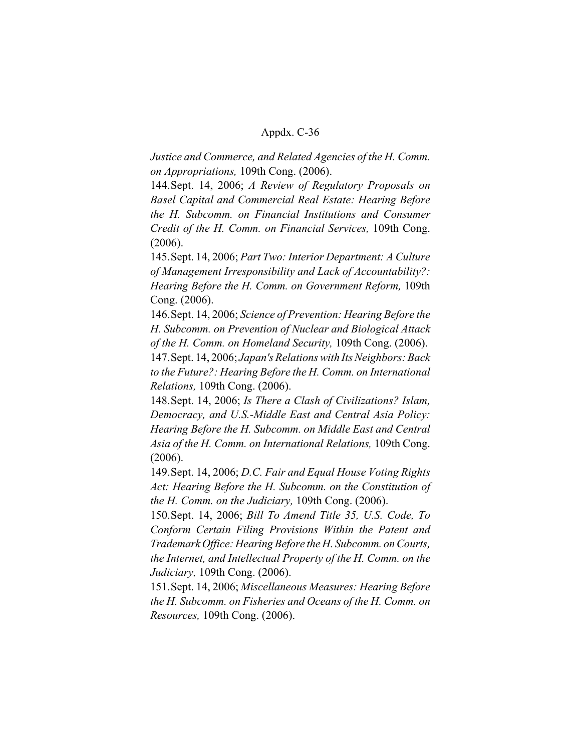*Justice and Commerce, and Related Agencies of the H. Comm. on Appropriations,* 109th Cong. (2006).

144. Sept. 14, 2006; *A Review of Regulatory Proposals on Basel Capital and Commercial Real Estate: Hearing Before the H. Subcomm. on Financial Institutions and Consumer Credit of the H. Comm. on Financial Services,* 109th Cong. (2006).

145. Sept. 14, 2006; *Part Two: Interior Department: A Culture of Management Irresponsibility and Lack of Accountability?: Hearing Before the H. Comm. on Government Reform,* 109th Cong. (2006).

146. Sept. 14, 2006; *Science of Prevention: Hearing Before the H. Subcomm. on Prevention of Nuclear and Biological Attack of the H. Comm. on Homeland Security,* 109th Cong. (2006).

147. Sept. 14, 2006; *Japan's Relations with Its Neighbors: Back to the Future?: Hearing Before the H. Comm. on International Relations,* 109th Cong. (2006).

148. Sept. 14, 2006; *Is There a Clash of Civilizations? Islam, Democracy, and U.S.-Middle East and Central Asia Policy: Hearing Before the H. Subcomm. on Middle East and Central Asia of the H. Comm. on International Relations,* 109th Cong. (2006).

149. Sept. 14, 2006; *D.C. Fair and Equal House Voting Rights Act: Hearing Before the H. Subcomm. on the Constitution of the H. Comm. on the Judiciary,* 109th Cong. (2006).

150. Sept. 14, 2006; *Bill To Amend Title 35, U.S. Code, To Conform Certain Filing Provisions Within the Patent and Trademark Office: Hearing Before the H. Subcomm. on Courts, the Internet, and Intellectual Property of the H. Comm. on the Judiciary,* 109th Cong. (2006).

151. Sept. 14, 2006; *Miscellaneous Measures: Hearing Before the H. Subcomm. on Fisheries and Oceans of the H. Comm. on Resources,* 109th Cong. (2006).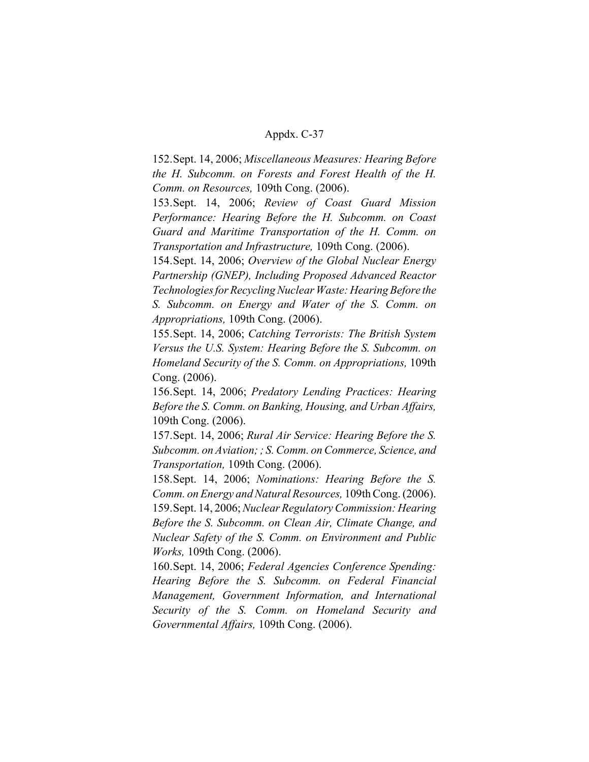152. Sept. 14, 2006; *Miscellaneous Measures: Hearing Before the H. Subcomm. on Forests and Forest Health of the H. Comm. on Resources,* 109th Cong. (2006).

153. Sept. 14, 2006; *Review of Coast Guard Mission Performance: Hearing Before the H. Subcomm. on Coast Guard and Maritime Transportation of the H. Comm. on Transportation and Infrastructure,* 109th Cong. (2006).

154. Sept. 14, 2006; *Overview of the Global Nuclear Energy Partnership (GNEP), Including Proposed Advanced Reactor Technologies for Recycling Nuclear Waste: Hearing Before the S. Subcomm. on Energy and Water of the S. Comm. on Appropriations,* 109th Cong. (2006).

155. Sept. 14, 2006; *Catching Terrorists: The British System Versus the U.S. System: Hearing Before the S. Subcomm. on Homeland Security of the S. Comm. on Appropriations,* 109th Cong. (2006).

156. Sept. 14, 2006; *Predatory Lending Practices: Hearing Before the S. Comm. on Banking, Housing, and Urban Affairs,* 109th Cong. (2006).

157. Sept. 14, 2006; *Rural Air Service: Hearing Before the S. Subcomm. on Aviation; ; S. Comm. on Commerce, Science, and Transportation,* 109th Cong. (2006).

158. Sept. 14, 2006; *Nominations: Hearing Before the S. Comm. on Energy and Natural Resources,* 109th Cong. (2006).

159. Sept. 14, 2006; *Nuclear Regulatory Commission: Hearing Before the S. Subcomm. on Clean Air, Climate Change, and Nuclear Safety of the S. Comm. on Environment and Public Works,* 109th Cong. (2006).

160. Sept. 14, 2006; *Federal Agencies Conference Spending: Hearing Before the S. Subcomm. on Federal Financial Management, Government Information, and International Security of the S. Comm. on Homeland Security and Governmental Affairs,* 109th Cong. (2006).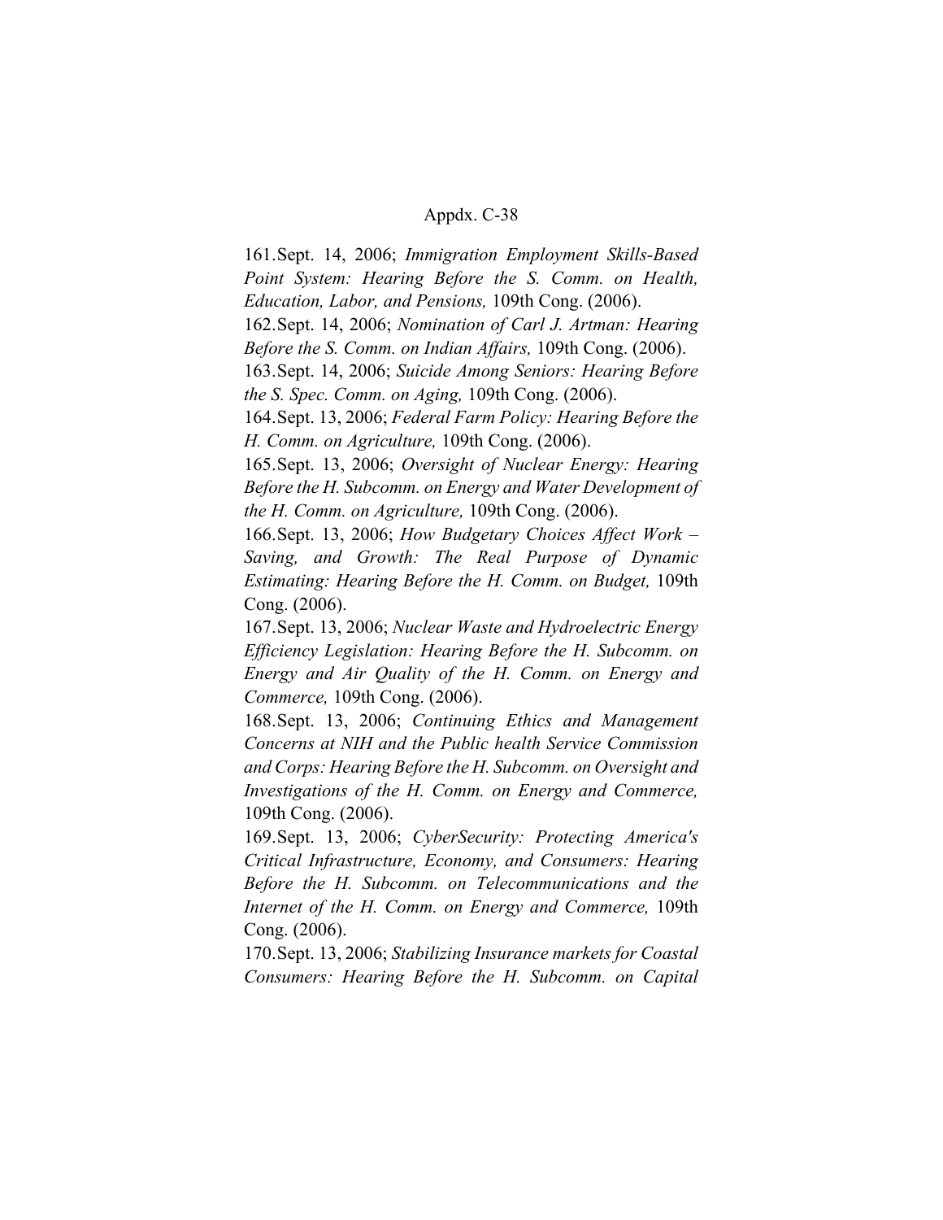161. Sept. 14, 2006; *Immigration Employment Skills-Based Point System: Hearing Before the S. Comm. on Health, Education, Labor, and Pensions,* 109th Cong. (2006).

162. Sept. 14, 2006; *Nomination of Carl J. Artman: Hearing Before the S. Comm. on Indian Affairs,* 109th Cong. (2006).

163. Sept. 14, 2006; *Suicide Among Seniors: Hearing Before the S. Spec. Comm. on Aging,* 109th Cong. (2006).

164. Sept. 13, 2006; *Federal Farm Policy: Hearing Before the H. Comm. on Agriculture,* 109th Cong. (2006).

165. Sept. 13, 2006; *Oversight of Nuclear Energy: Hearing Before the H. Subcomm. on Energy and Water Development of the H. Comm. on Agriculture,* 109th Cong. (2006).

166. Sept. 13, 2006; *How Budgetary Choices Affect Work – Saving, and Growth: The Real Purpose of Dynamic Estimating: Hearing Before the H. Comm. on Budget,* 109th Cong. (2006).

167. Sept. 13, 2006; *Nuclear Waste and Hydroelectric Energy Efficiency Legislation: Hearing Before the H. Subcomm. on Energy and Air Quality of the H. Comm. on Energy and Commerce,* 109th Cong. (2006).

168. Sept. 13, 2006; *Continuing Ethics and Management Concerns at NIH and the Public health Service Commission and Corps: Hearing Before the H. Subcomm. on Oversight and Investigations of the H. Comm. on Energy and Commerce,* 109th Cong. (2006).

169. Sept. 13, 2006; *CyberSecurity: Protecting America's Critical Infrastructure, Economy, and Consumers: Hearing Before the H. Subcomm. on Telecommunications and the Internet of the H. Comm. on Energy and Commerce,* 109th Cong. (2006).

170. Sept. 13, 2006; *Stabilizing Insurance markets for Coastal Consumers: Hearing Before the H. Subcomm. on Capital*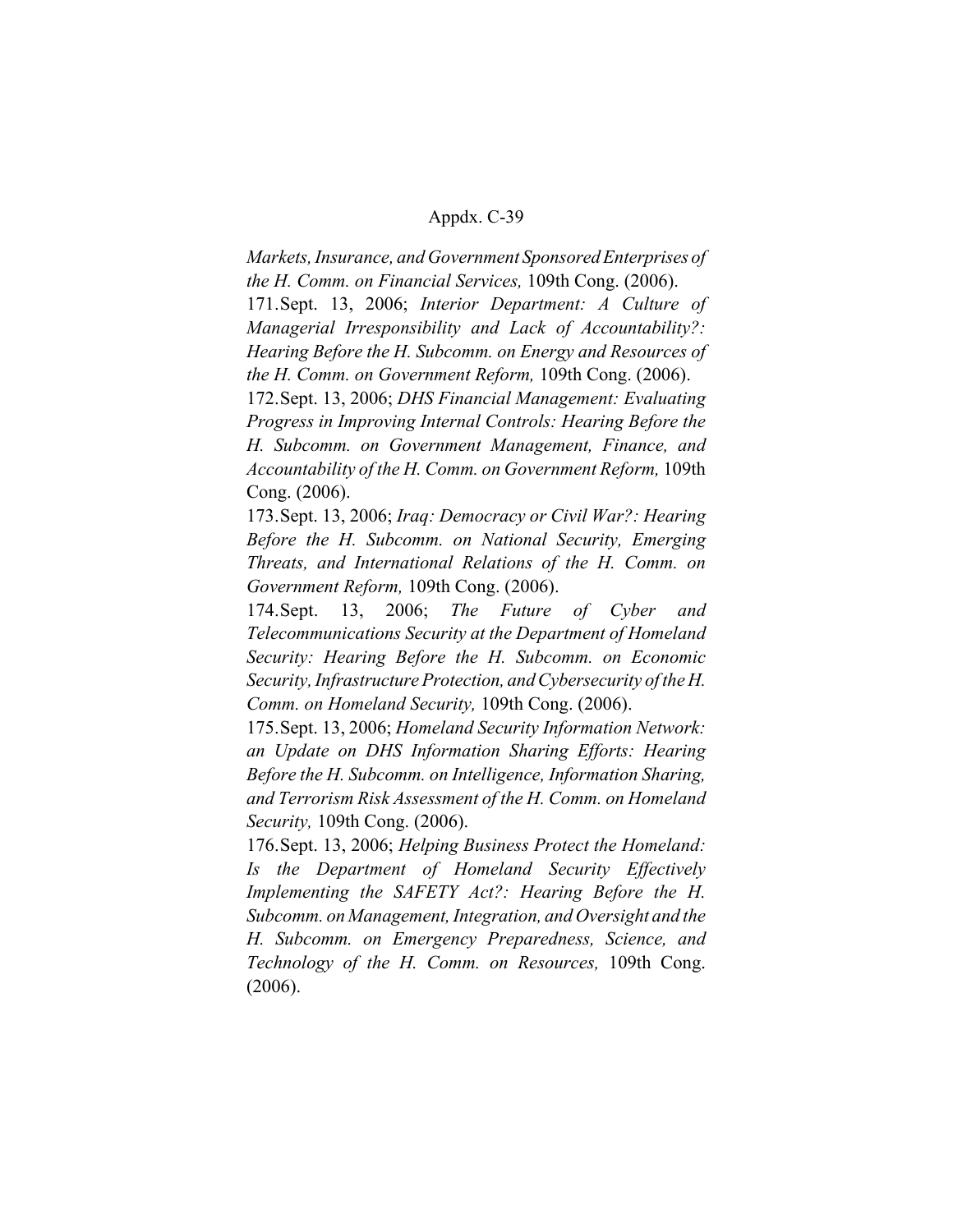*Markets, Insurance, and Government Sponsored Enterprises of the H. Comm. on Financial Services,* 109th Cong. (2006).

171. Sept. 13, 2006; *Interior Department: A Culture of Managerial Irresponsibility and Lack of Accountability?: Hearing Before the H. Subcomm. on Energy and Resources of the H. Comm. on Government Reform,* 109th Cong. (2006).

172. Sept. 13, 2006; *DHS Financial Management: Evaluating Progress in Improving Internal Controls: Hearing Before the H. Subcomm. on Government Management, Finance, and Accountability of the H. Comm. on Government Reform,* 109th Cong. (2006).

173. Sept. 13, 2006; *Iraq: Democracy or Civil War?: Hearing Before the H. Subcomm. on National Security, Emerging Threats, and International Relations of the H. Comm. on Government Reform,* 109th Cong. (2006).

174. Sept. 13, 2006; *The Future of Cyber and Telecommunications Security at the Department of Homeland Security: Hearing Before the H. Subcomm. on Economic Security, Infrastructure Protection, and Cybersecurity of the H. Comm. on Homeland Security,* 109th Cong. (2006).

175. Sept. 13, 2006; *Homeland Security Information Network: an Update on DHS Information Sharing Efforts: Hearing Before the H. Subcomm. on Intelligence, Information Sharing, and Terrorism Risk Assessment of the H. Comm. on Homeland Security,* 109th Cong. (2006).

176. Sept. 13, 2006; *Helping Business Protect the Homeland: Is the Department of Homeland Security Effectively Implementing the SAFETY Act?: Hearing Before the H. Subcomm. on Management, Integration, and Oversight and the H. Subcomm. on Emergency Preparedness, Science, and Technology of the H. Comm. on Resources,* 109th Cong. (2006).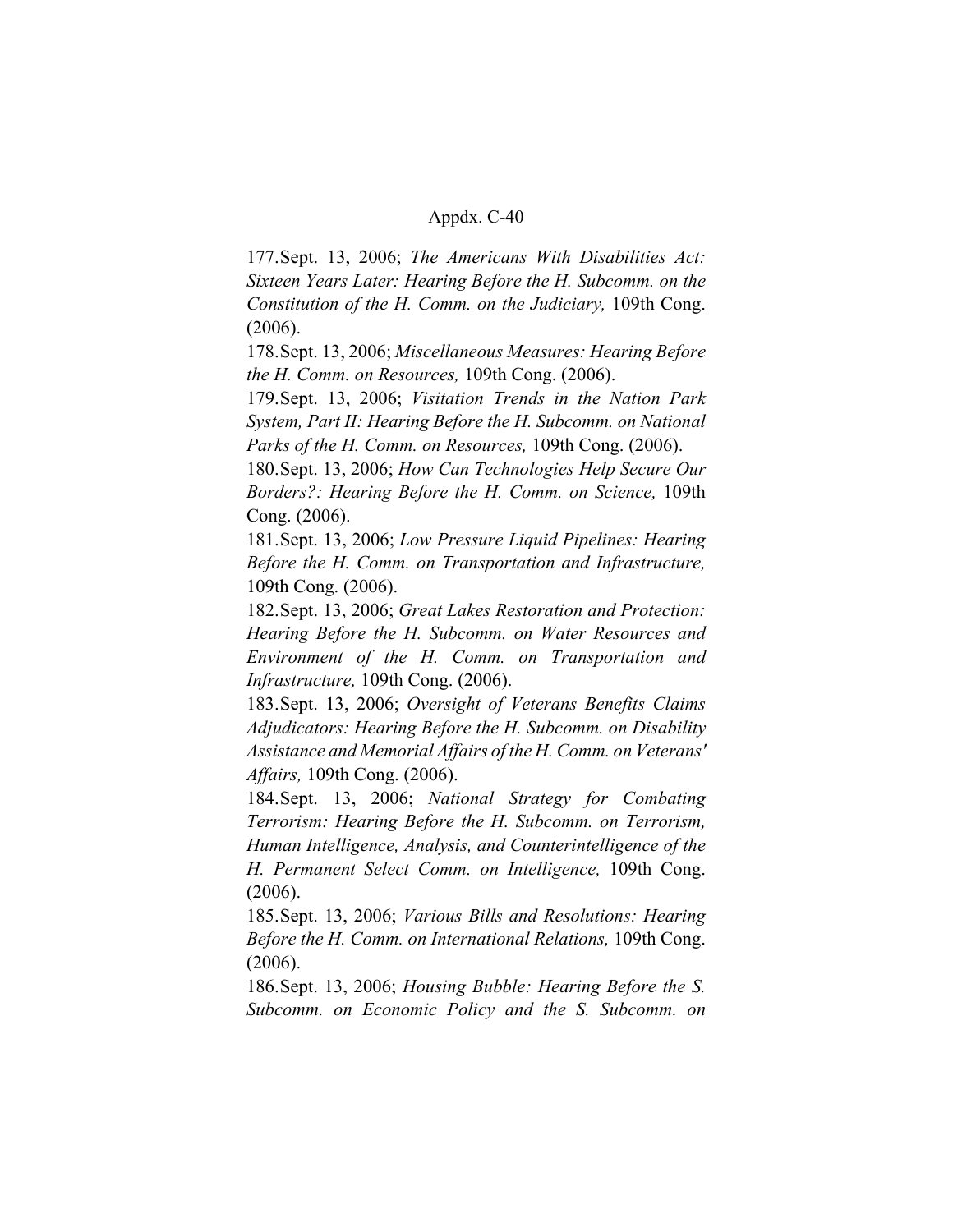177. Sept. 13, 2006; *The Americans With Disabilities Act: Sixteen Years Later: Hearing Before the H. Subcomm. on the Constitution of the H. Comm. on the Judiciary,* 109th Cong. (2006).

178. Sept. 13, 2006; *Miscellaneous Measures: Hearing Before the H. Comm. on Resources,* 109th Cong. (2006).

179. Sept. 13, 2006; *Visitation Trends in the Nation Park System, Part II: Hearing Before the H. Subcomm. on National Parks of the H. Comm. on Resources,* 109th Cong. (2006).

180. Sept. 13, 2006; *How Can Technologies Help Secure Our Borders?: Hearing Before the H. Comm. on Science,* 109th Cong. (2006).

181. Sept. 13, 2006; *Low Pressure Liquid Pipelines: Hearing Before the H. Comm. on Transportation and Infrastructure,* 109th Cong. (2006).

182. Sept. 13, 2006; *Great Lakes Restoration and Protection: Hearing Before the H. Subcomm. on Water Resources and Environment of the H. Comm. on Transportation and Infrastructure,* 109th Cong. (2006).

183. Sept. 13, 2006; *Oversight of Veterans Benefits Claims Adjudicators: Hearing Before the H. Subcomm. on Disability Assistance and Memorial Affairs of the H. Comm. on Veterans' Affairs,* 109th Cong. (2006).

184. Sept. 13, 2006; *National Strategy for Combating Terrorism: Hearing Before the H. Subcomm. on Terrorism, Human Intelligence, Analysis, and Counterintelligence of the H. Permanent Select Comm. on Intelligence,* 109th Cong. (2006).

185. Sept. 13, 2006; *Various Bills and Resolutions: Hearing Before the H. Comm. on International Relations,* 109th Cong. (2006).

186. Sept. 13, 2006; *Housing Bubble: Hearing Before the S. Subcomm. on Economic Policy and the S. Subcomm. on*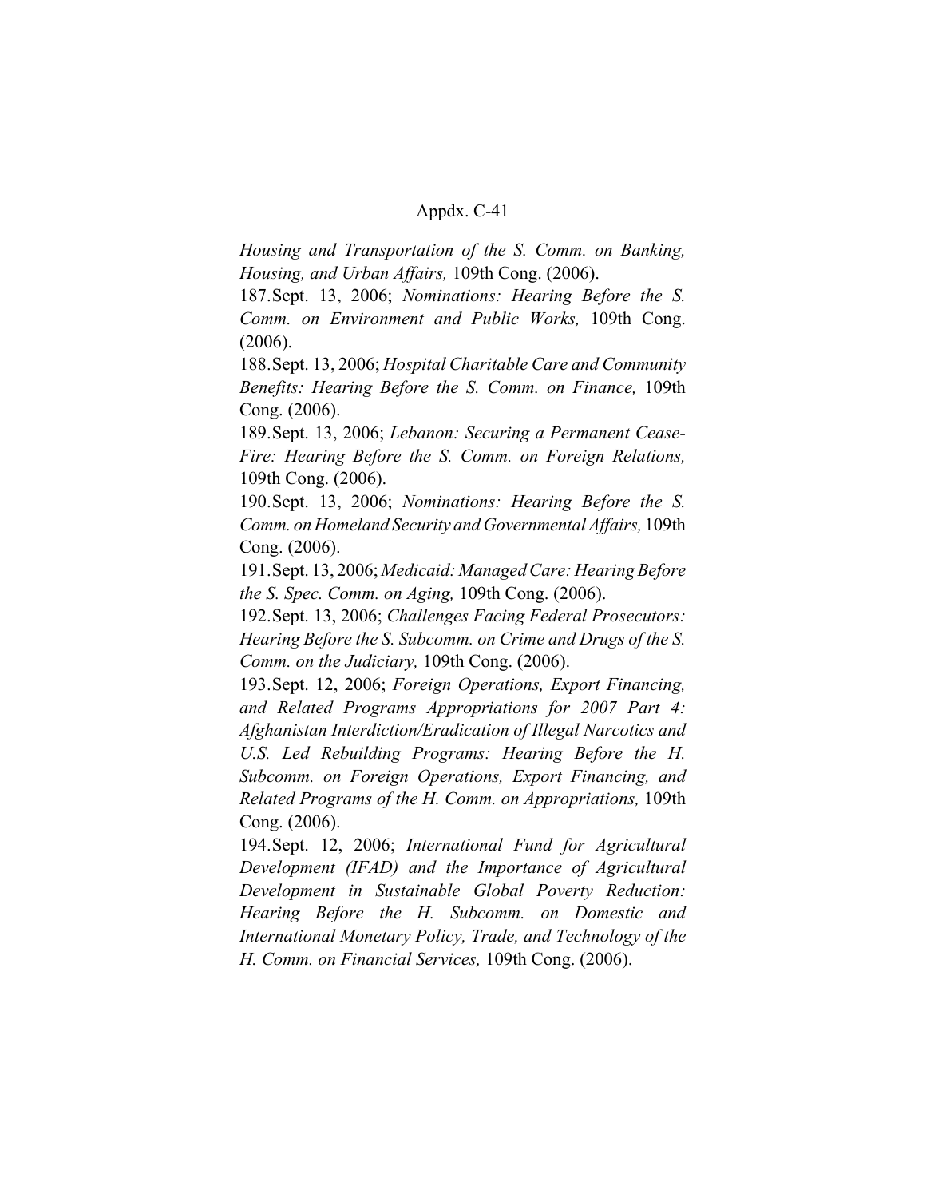*Housing and Transportation of the S. Comm. on Banking, Housing, and Urban Affairs,* 109th Cong. (2006).

187. Sept. 13, 2006; *Nominations: Hearing Before the S. Comm. on Environment and Public Works,* 109th Cong. (2006).

188. Sept. 13, 2006; *Hospital Charitable Care and Community Benefits: Hearing Before the S. Comm. on Finance,* 109th Cong. (2006).

189. Sept. 13, 2006; *Lebanon: Securing a Permanent Cease-Fire: Hearing Before the S. Comm. on Foreign Relations,* 109th Cong. (2006).

190. Sept. 13, 2006; *Nominations: Hearing Before the S. Comm. on Homeland Security and Governmental Affairs,* 109th Cong. (2006).

191. Sept. 13, 2006; *Medicaid: Managed Care: Hearing Before the S. Spec. Comm. on Aging,* 109th Cong. (2006).

192. Sept. 13, 2006; *Challenges Facing Federal Prosecutors: Hearing Before the S. Subcomm. on Crime and Drugs of the S. Comm. on the Judiciary,* 109th Cong. (2006).

193. Sept. 12, 2006; *Foreign Operations, Export Financing, and Related Programs Appropriations for 2007 Part 4: Afghanistan Interdiction/Eradication of Illegal Narcotics and U.S. Led Rebuilding Programs: Hearing Before the H. Subcomm. on Foreign Operations, Export Financing, and Related Programs of the H. Comm. on Appropriations,* 109th Cong. (2006).

194. Sept. 12, 2006; *International Fund for Agricultural Development (IFAD) and the Importance of Agricultural Development in Sustainable Global Poverty Reduction: Hearing Before the H. Subcomm. on Domestic and International Monetary Policy, Trade, and Technology of the H. Comm. on Financial Services,* 109th Cong. (2006).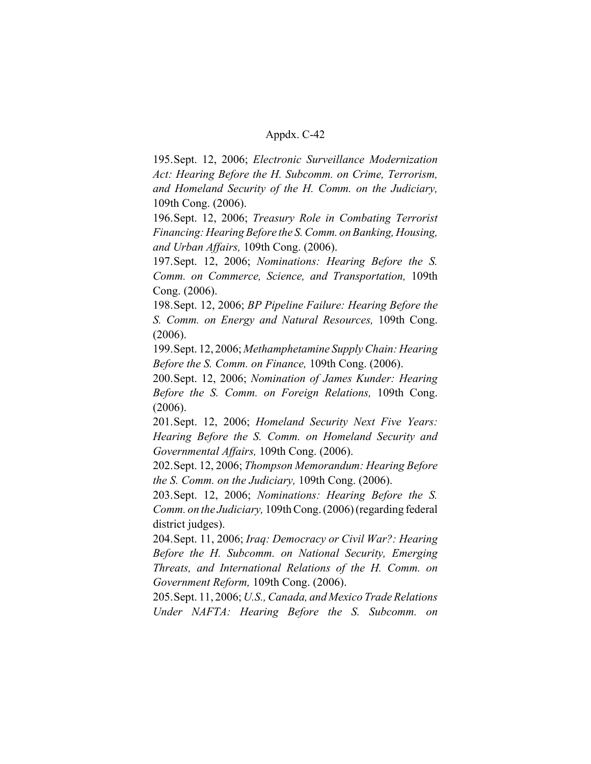195. Sept. 12, 2006; *Electronic Surveillance Modernization Act: Hearing Before the H. Subcomm. on Crime, Terrorism, and Homeland Security of the H. Comm. on the Judiciary,* 109th Cong. (2006).

196. Sept. 12, 2006; *Treasury Role in Combating Terrorist Financing: Hearing Before the S. Comm. on Banking, Housing, and Urban Affairs,* 109th Cong. (2006).

197. Sept. 12, 2006; *Nominations: Hearing Before the S. Comm. on Commerce, Science, and Transportation,* 109th Cong. (2006).

198. Sept. 12, 2006; *BP Pipeline Failure: Hearing Before the S. Comm. on Energy and Natural Resources,* 109th Cong. (2006).

199. Sept. 12, 2006; *Methamphetamine Supply Chain: Hearing Before the S. Comm. on Finance,* 109th Cong. (2006).

200. Sept. 12, 2006; *Nomination of James Kunder: Hearing Before the S. Comm. on Foreign Relations,* 109th Cong. (2006).

201. Sept. 12, 2006; *Homeland Security Next Five Years: Hearing Before the S. Comm. on Homeland Security and Governmental Affairs,* 109th Cong. (2006).

202. Sept. 12, 2006; *Thompson Memorandum: Hearing Before the S. Comm. on the Judiciary,* 109th Cong. (2006).

203. Sept. 12, 2006; *Nominations: Hearing Before the S. Comm. on the Judiciary,* 109th Cong. (2006) (regarding federal district judges).

204. Sept. 11, 2006; *Iraq: Democracy or Civil War?: Hearing Before the H. Subcomm. on National Security, Emerging Threats, and International Relations of the H. Comm. on Government Reform,* 109th Cong. (2006).

205. Sept. 11, 2006; *U.S., Canada, and Mexico Trade Relations Under NAFTA: Hearing Before the S. Subcomm. on*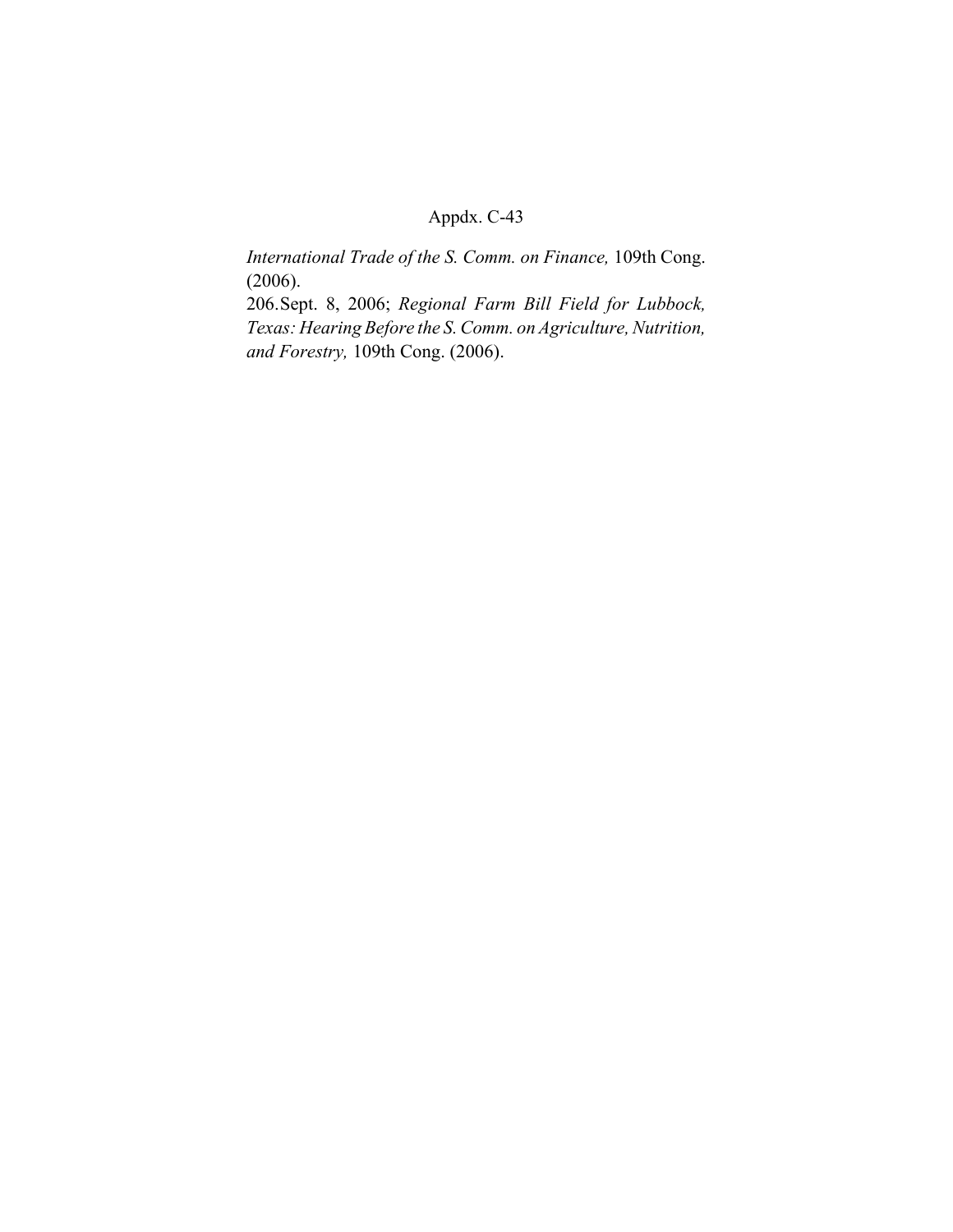*International Trade of the S. Comm. on Finance,* 109th Cong. (2006).

206. Sept. 8, 2006; *Regional Farm Bill Field for Lubbock, Texas: Hearing Before the S. Comm. on Agriculture, Nutrition, and Forestry,* 109th Cong. (2006).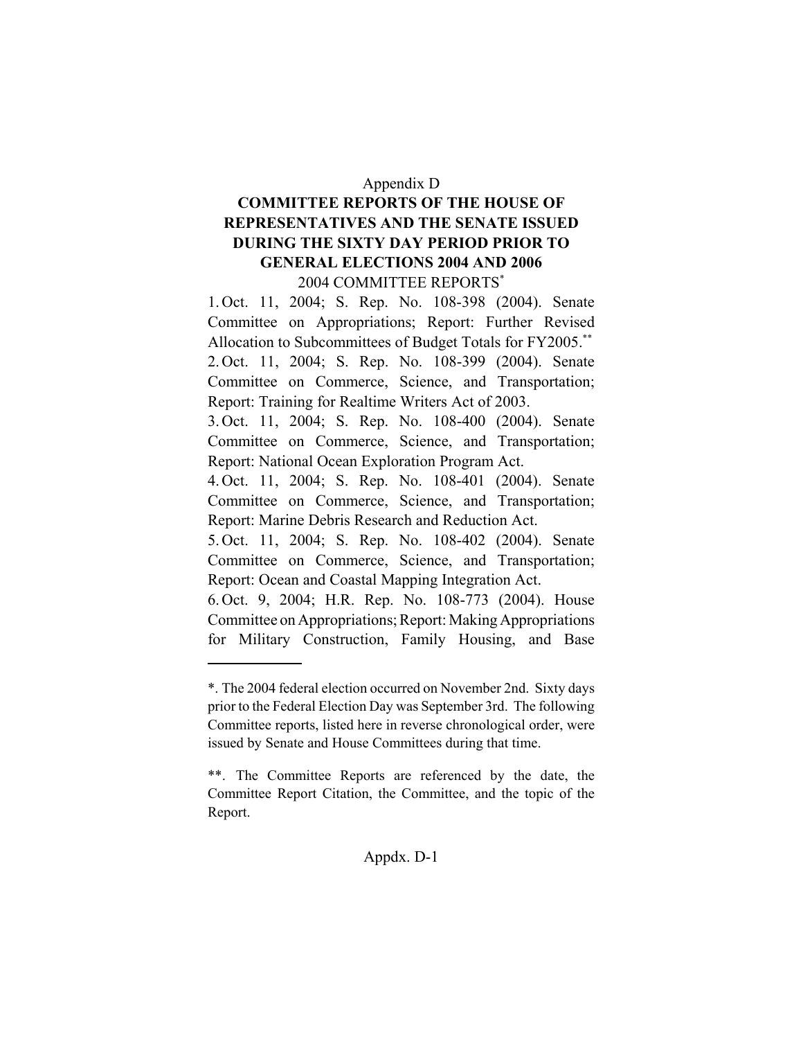Appendix D

# COMMITTEE REPORTS OF THE HOUSE OF REPRESENTATIVES AND THE SENATE ISSUED DURING THE SIXTY DAY PERIOD PRIOR TO GENERAL ELECTIONS 2004 AND 2006

2004 COMMITTEE REPORTS*

1. Oct. 11, 2004; S. Rep. No. 108-398 (2004). Senate Committee on Appropriations; Report: Further Revised Allocation to Subcommittees of Budget Totals for FY2005.**
2. Oct. 11, 2004; S. Rep. No. 108-399 (2004). Senate Committee on Commerce, Science, and Transportation; Report: Training for Realtime Writers Act of 2003.
3. Oct. 11, 2004; S. Rep. No. 108-400 (2004). Senate Committee on Commerce, Science, and Transportation; Report: National Ocean Exploration Program Act.
4. Oct. 11, 2004; S. Rep. No. 108-401 (2004). Senate Committee on Commerce, Science, and Transportation; Report: Marine Debris Research and Reduction Act.
5. Oct. 11, 2004; S. Rep. No. 108-402 (2004). Senate Committee on Commerce, Science, and Transportation; Report: Ocean and Coastal Mapping Integration Act.
6. Oct. 9, 2004; H.R. Rep. No. 108-773 (2004). House Committee on Appropriations; Report: Making Appropriations for Military Construction, Family Housing, and Base

---

*. The 2004 federal election occurred on November 2nd. Sixty days prior to the Federal Election Day was September 3rd. The following Committee reports, listed here in reverse chronological order, were issued by Senate and House Committees during that time.

**. The Committee Reports are referenced by the date, the Committee Report Citation, the Committee, and the topic of the Report.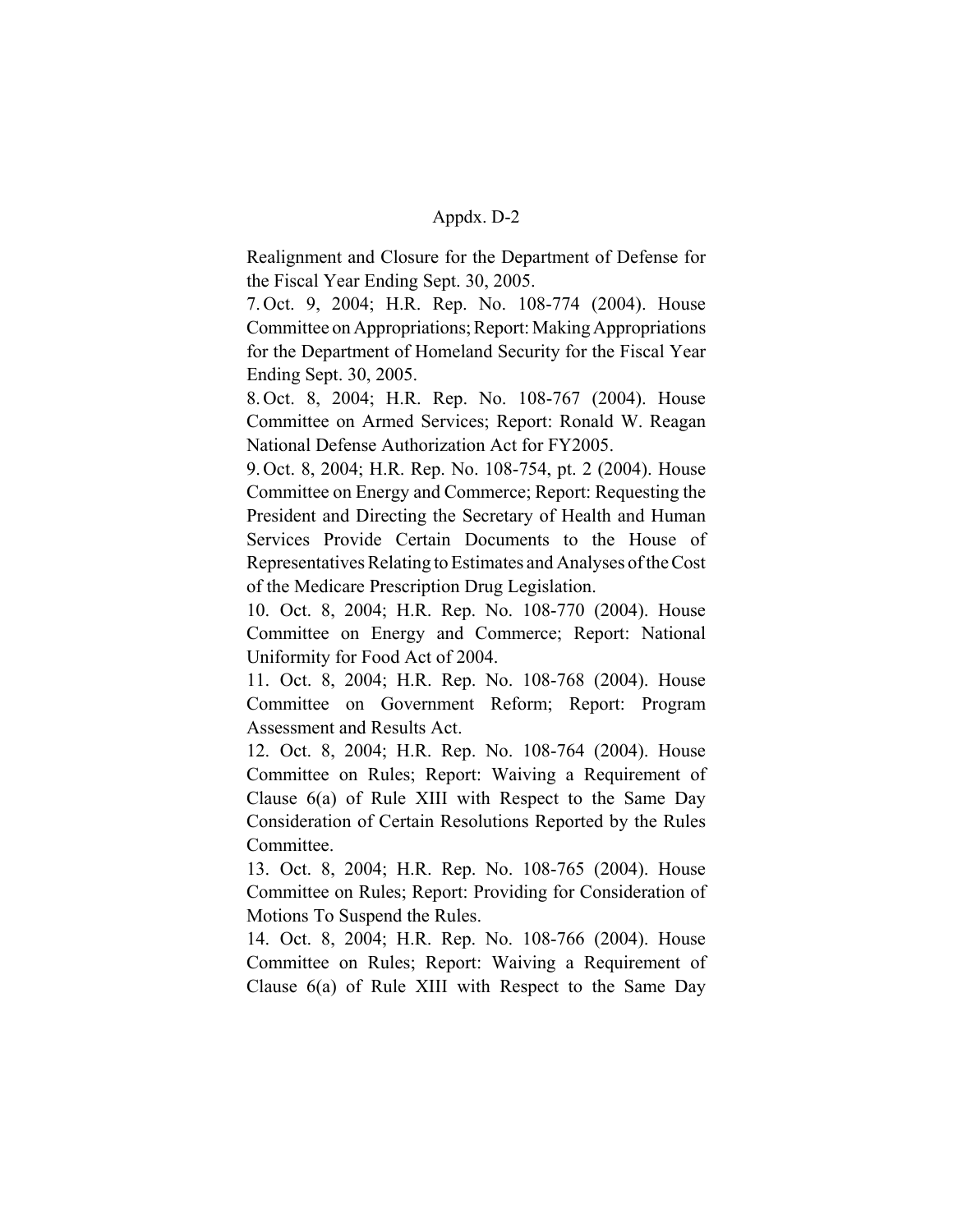Realignment and Closure for the Department of Defense for the Fiscal Year Ending Sept. 30, 2005.

7. Oct. 9, 2004; H.R. Rep. No. 108-774 (2004). House Committee on Appropriations; Report: Making Appropriations for the Department of Homeland Security for the Fiscal Year Ending Sept. 30, 2005.

8. Oct. 8, 2004; H.R. Rep. No. 108-767 (2004). House Committee on Armed Services; Report: Ronald W. Reagan National Defense Authorization Act for FY2005.

9. Oct. 8, 2004; H.R. Rep. No. 108-754, pt. 2 (2004). House Committee on Energy and Commerce; Report: Requesting the President and Directing the Secretary of Health and Human Services Provide Certain Documents to the House of Representatives Relating to Estimates and Analyses of the Cost of the Medicare Prescription Drug Legislation.

10. Oct. 8, 2004; H.R. Rep. No. 108-770 (2004). House Committee on Energy and Commerce; Report: National Uniformity for Food Act of 2004.

11. Oct. 8, 2004; H.R. Rep. No. 108-768 (2004). House Committee on Government Reform; Report: Program Assessment and Results Act.

12. Oct. 8, 2004; H.R. Rep. No. 108-764 (2004). House Committee on Rules; Report: Waiving a Requirement of Clause 6(a) of Rule XIII with Respect to the Same Day Consideration of Certain Resolutions Reported by the Rules Committee.

13. Oct. 8, 2004; H.R. Rep. No. 108-765 (2004). House Committee on Rules; Report: Providing for Consideration of Motions To Suspend the Rules.

14. Oct. 8, 2004; H.R. Rep. No. 108-766 (2004). House Committee on Rules; Report: Waiving a Requirement of Clause 6(a) of Rule XIII with Respect to the Same Day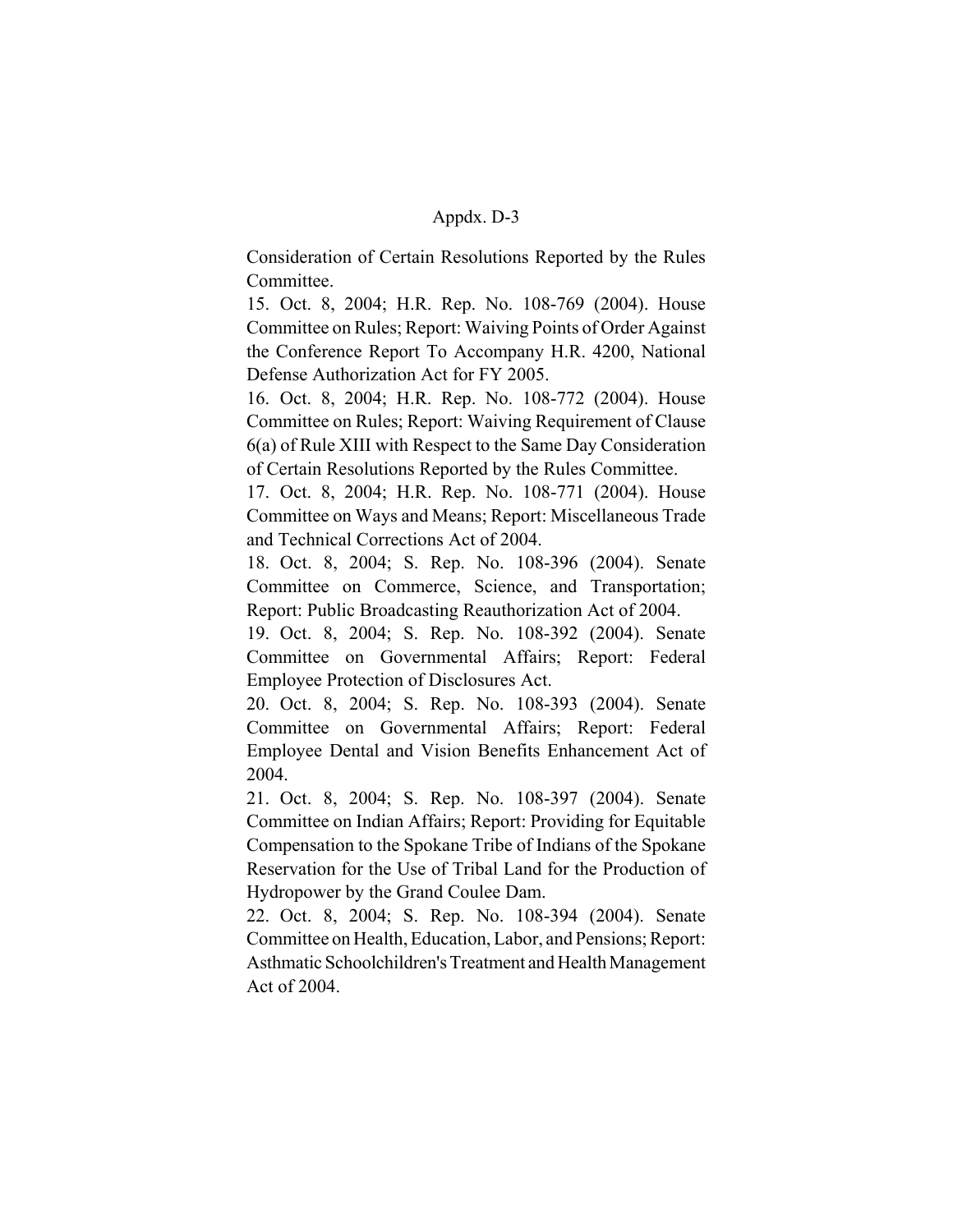Consideration of Certain Resolutions Reported by the Rules Committee.

15. Oct. 8, 2004; H.R. Rep. No. 108-769 (2004). House Committee on Rules; Report: Waiving Points of Order Against the Conference Report To Accompany H.R. 4200, National Defense Authorization Act for FY 2005.

16. Oct. 8, 2004; H.R. Rep. No. 108-772 (2004). House Committee on Rules; Report: Waiving Requirement of Clause 6(a) of Rule XIII with Respect to the Same Day Consideration of Certain Resolutions Reported by the Rules Committee.

17. Oct. 8, 2004; H.R. Rep. No. 108-771 (2004). House Committee on Ways and Means; Report: Miscellaneous Trade and Technical Corrections Act of 2004.

18. Oct. 8, 2004; S. Rep. No. 108-396 (2004). Senate Committee on Commerce, Science, and Transportation; Report: Public Broadcasting Reauthorization Act of 2004.

19. Oct. 8, 2004; S. Rep. No. 108-392 (2004). Senate Committee on Governmental Affairs; Report: Federal Employee Protection of Disclosures Act.

20. Oct. 8, 2004; S. Rep. No. 108-393 (2004). Senate Committee on Governmental Affairs; Report: Federal Employee Dental and Vision Benefits Enhancement Act of 2004.

21. Oct. 8, 2004; S. Rep. No. 108-397 (2004). Senate Committee on Indian Affairs; Report: Providing for Equitable Compensation to the Spokane Tribe of Indians of the Spokane Reservation for the Use of Tribal Land for the Production of Hydropower by the Grand Coulee Dam.

22. Oct. 8, 2004; S. Rep. No. 108-394 (2004). Senate Committee on Health, Education, Labor, and Pensions; Report: Asthmatic Schoolchildren's Treatment and Health Management Act of 2004.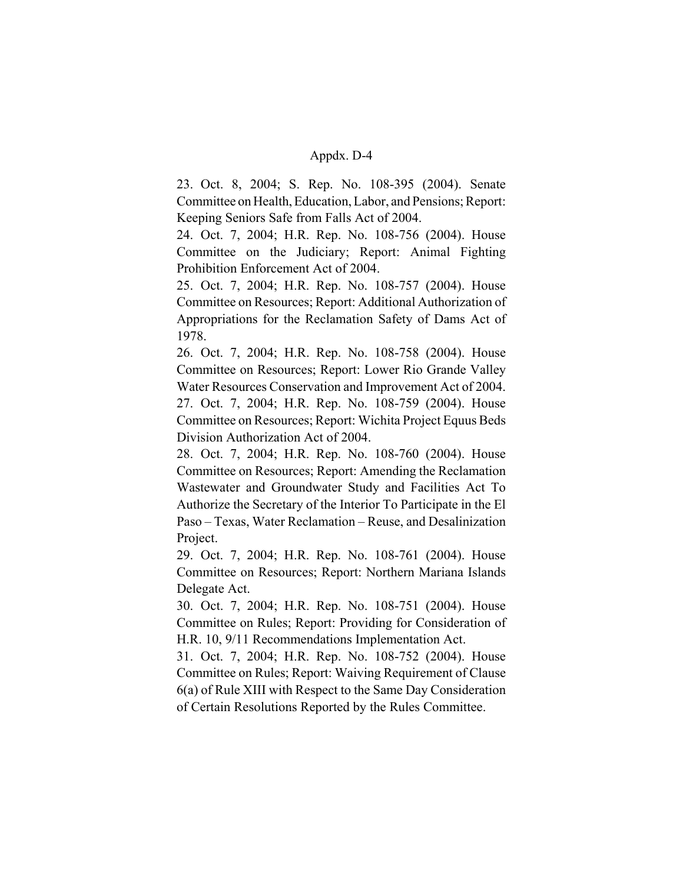23. Oct. 8, 2004; S. Rep. No. 108-395 (2004). Senate Committee on Health, Education, Labor, and Pensions; Report: Keeping Seniors Safe from Falls Act of 2004.

24. Oct. 7, 2004; H.R. Rep. No. 108-756 (2004). House Committee on the Judiciary; Report: Animal Fighting Prohibition Enforcement Act of 2004.

25. Oct. 7, 2004; H.R. Rep. No. 108-757 (2004). House Committee on Resources; Report: Additional Authorization of Appropriations for the Reclamation Safety of Dams Act of 1978.

26. Oct. 7, 2004; H.R. Rep. No. 108-758 (2004). House Committee on Resources; Report: Lower Rio Grande Valley Water Resources Conservation and Improvement Act of 2004.

27. Oct. 7, 2004; H.R. Rep. No. 108-759 (2004). House Committee on Resources; Report: Wichita Project Equus Beds Division Authorization Act of 2004.

28. Oct. 7, 2004; H.R. Rep. No. 108-760 (2004). House Committee on Resources; Report: Amending the Reclamation Wastewater and Groundwater Study and Facilities Act To Authorize the Secretary of the Interior To Participate in the El Paso – Texas, Water Reclamation – Reuse, and Desalinization Project.

29. Oct. 7, 2004; H.R. Rep. No. 108-761 (2004). House Committee on Resources; Report: Northern Mariana Islands Delegate Act.

30. Oct. 7, 2004; H.R. Rep. No. 108-751 (2004). House Committee on Rules; Report: Providing for Consideration of H.R. 10, 9/11 Recommendations Implementation Act.

31. Oct. 7, 2004; H.R. Rep. No. 108-752 (2004). House Committee on Rules; Report: Waiving Requirement of Clause 6(a) of Rule XIII with Respect to the Same Day Consideration of Certain Resolutions Reported by the Rules Committee.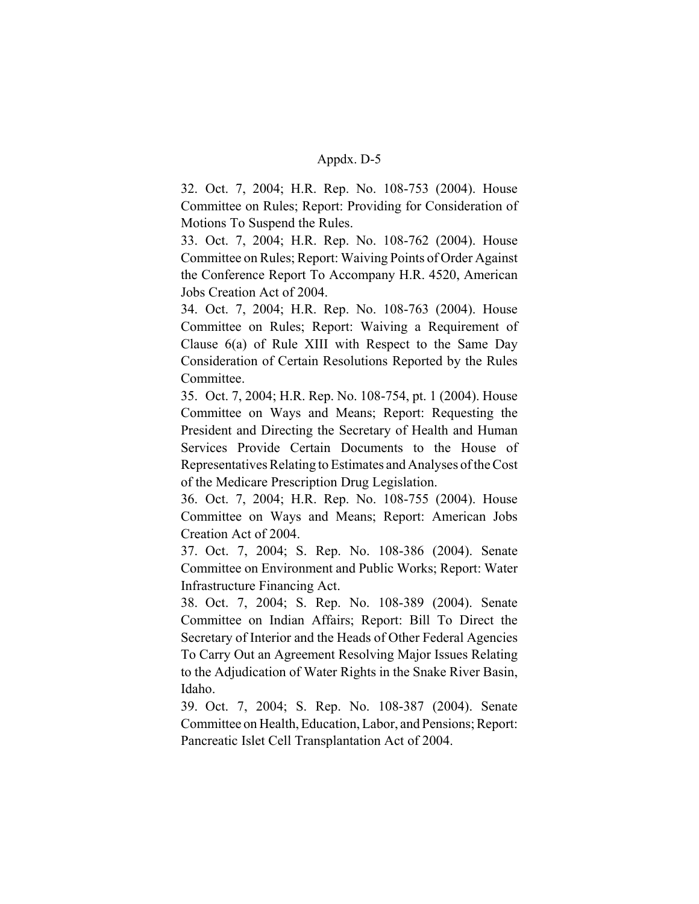32. Oct. 7, 2004; H.R. Rep. No. 108-753 (2004). House Committee on Rules; Report: Providing for Consideration of Motions To Suspend the Rules.

33. Oct. 7, 2004; H.R. Rep. No. 108-762 (2004). House Committee on Rules; Report: Waiving Points of Order Against the Conference Report To Accompany H.R. 4520, American Jobs Creation Act of 2004.

34. Oct. 7, 2004; H.R. Rep. No. 108-763 (2004). House Committee on Rules; Report: Waiving a Requirement of Clause 6(a) of Rule XIII with Respect to the Same Day Consideration of Certain Resolutions Reported by the Rules Committee.

35. Oct. 7, 2004; H.R. Rep. No. 108-754, pt. 1 (2004). House Committee on Ways and Means; Report: Requesting the President and Directing the Secretary of Health and Human Services Provide Certain Documents to the House of Representatives Relating to Estimates and Analyses of the Cost of the Medicare Prescription Drug Legislation.

36. Oct. 7, 2004; H.R. Rep. No. 108-755 (2004). House Committee on Ways and Means; Report: American Jobs Creation Act of 2004.

37. Oct. 7, 2004; S. Rep. No. 108-386 (2004). Senate Committee on Environment and Public Works; Report: Water Infrastructure Financing Act.

38. Oct. 7, 2004; S. Rep. No. 108-389 (2004). Senate Committee on Indian Affairs; Report: Bill To Direct the Secretary of Interior and the Heads of Other Federal Agencies To Carry Out an Agreement Resolving Major Issues Relating to the Adjudication of Water Rights in the Snake River Basin, Idaho.

39. Oct. 7, 2004; S. Rep. No. 108-387 (2004). Senate Committee on Health, Education, Labor, and Pensions; Report: Pancreatic Islet Cell Transplantation Act of 2004.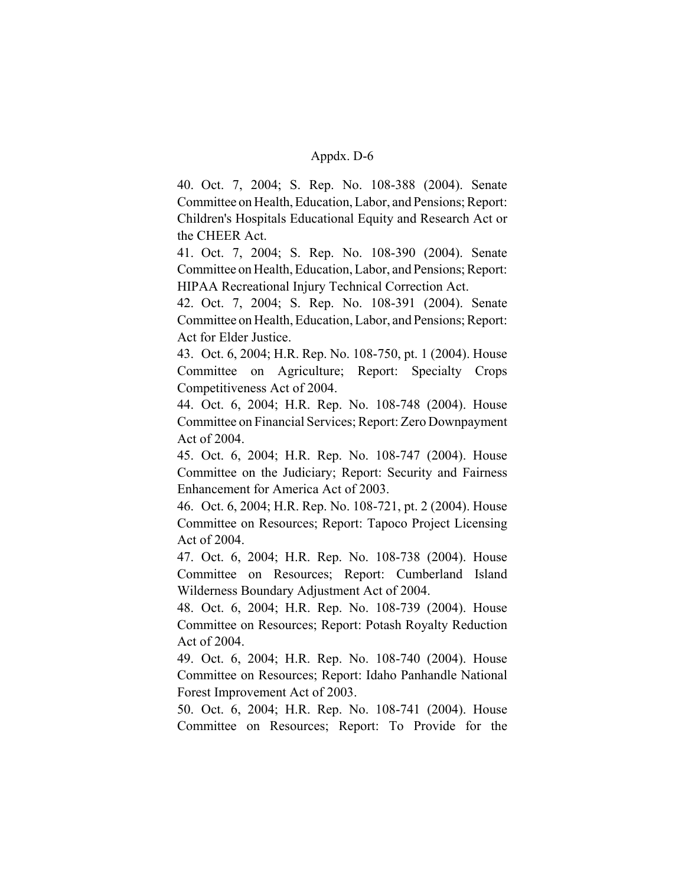40. Oct. 7, 2004; S. Rep. No. 108-388 (2004). Senate Committee on Health, Education, Labor, and Pensions; Report: Children's Hospitals Educational Equity and Research Act or the CHEER Act.

41. Oct. 7, 2004; S. Rep. No. 108-390 (2004). Senate Committee on Health, Education, Labor, and Pensions; Report: HIPAA Recreational Injury Technical Correction Act.

42. Oct. 7, 2004; S. Rep. No. 108-391 (2004). Senate Committee on Health, Education, Labor, and Pensions; Report: Act for Elder Justice.

43. Oct. 6, 2004; H.R. Rep. No. 108-750, pt. 1 (2004). House Committee on Agriculture; Report: Specialty Crops Competitiveness Act of 2004.

44. Oct. 6, 2004; H.R. Rep. No. 108-748 (2004). House Committee on Financial Services; Report: Zero Downpayment Act of 2004.

45. Oct. 6, 2004; H.R. Rep. No. 108-747 (2004). House Committee on the Judiciary; Report: Security and Fairness Enhancement for America Act of 2003.

46. Oct. 6, 2004; H.R. Rep. No. 108-721, pt. 2 (2004). House Committee on Resources; Report: Tapoco Project Licensing Act of 2004.

47. Oct. 6, 2004; H.R. Rep. No. 108-738 (2004). House Committee on Resources; Report: Cumberland Island Wilderness Boundary Adjustment Act of 2004.

48. Oct. 6, 2004; H.R. Rep. No. 108-739 (2004). House Committee on Resources; Report: Potash Royalty Reduction Act of 2004.

49. Oct. 6, 2004; H.R. Rep. No. 108-740 (2004). House Committee on Resources; Report: Idaho Panhandle National Forest Improvement Act of 2003.

50. Oct. 6, 2004; H.R. Rep. No. 108-741 (2004). House Committee on Resources; Report: To Provide for the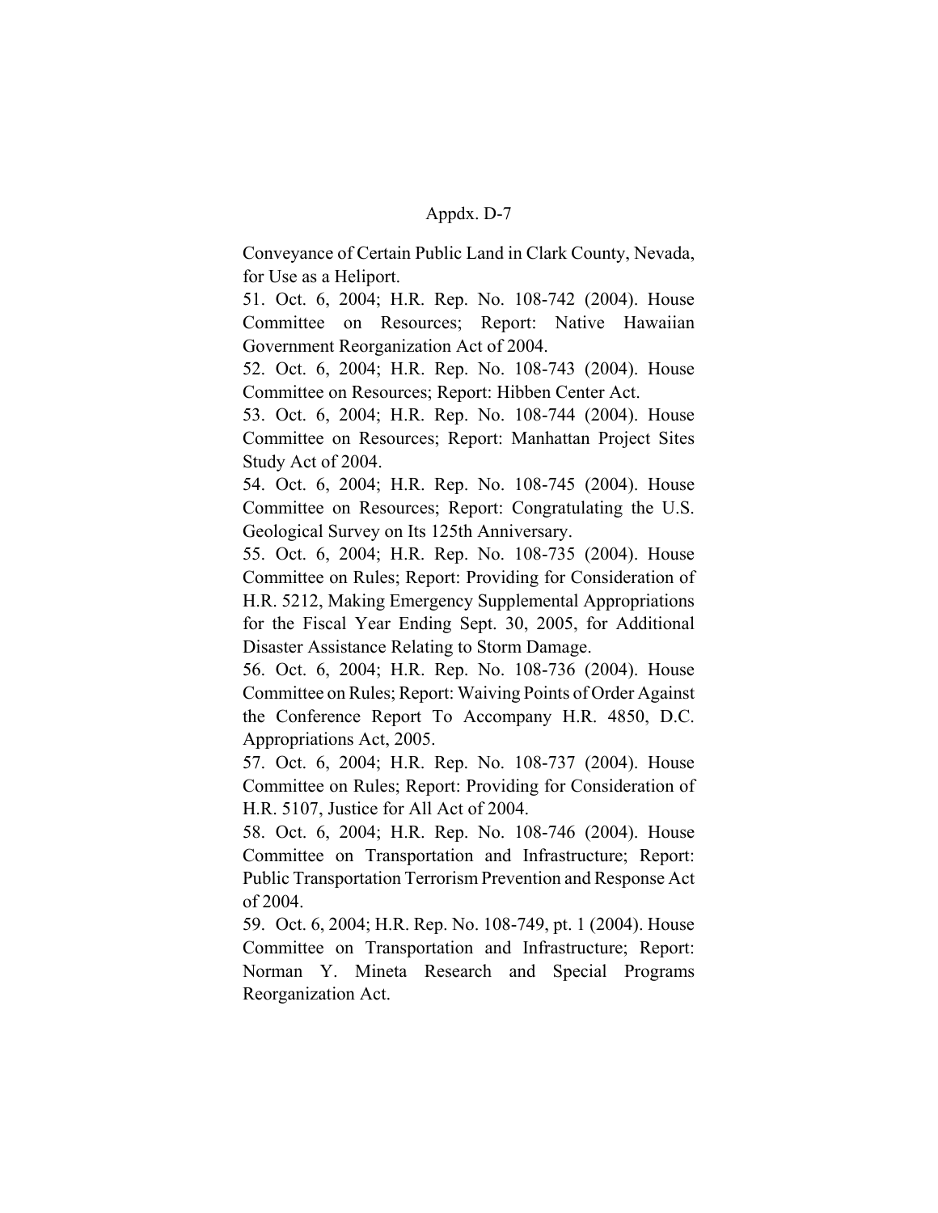Conveyance of Certain Public Land in Clark County, Nevada, for Use as a Heliport.

51. Oct. 6, 2004; H.R. Rep. No. 108-742 (2004). House Committee on Resources; Report: Native Hawaiian Government Reorganization Act of 2004.

52. Oct. 6, 2004; H.R. Rep. No. 108-743 (2004). House Committee on Resources; Report: Hibben Center Act.

53. Oct. 6, 2004; H.R. Rep. No. 108-744 (2004). House Committee on Resources; Report: Manhattan Project Sites Study Act of 2004.

54. Oct. 6, 2004; H.R. Rep. No. 108-745 (2004). House Committee on Resources; Report: Congratulating the U.S. Geological Survey on Its 125th Anniversary.

55. Oct. 6, 2004; H.R. Rep. No. 108-735 (2004). House Committee on Rules; Report: Providing for Consideration of H.R. 5212, Making Emergency Supplemental Appropriations for the Fiscal Year Ending Sept. 30, 2005, for Additional Disaster Assistance Relating to Storm Damage.

56. Oct. 6, 2004; H.R. Rep. No. 108-736 (2004). House Committee on Rules; Report: Waiving Points of Order Against the Conference Report To Accompany H.R. 4850, D.C. Appropriations Act, 2005.

57. Oct. 6, 2004; H.R. Rep. No. 108-737 (2004). House Committee on Rules; Report: Providing for Consideration of H.R. 5107, Justice for All Act of 2004.

58. Oct. 6, 2004; H.R. Rep. No. 108-746 (2004). House Committee on Transportation and Infrastructure; Report: Public Transportation Terrorism Prevention and Response Act of 2004.

59. Oct. 6, 2004; H.R. Rep. No. 108-749, pt. 1 (2004). House Committee on Transportation and Infrastructure; Report: Norman Y. Mineta Research and Special Programs Reorganization Act.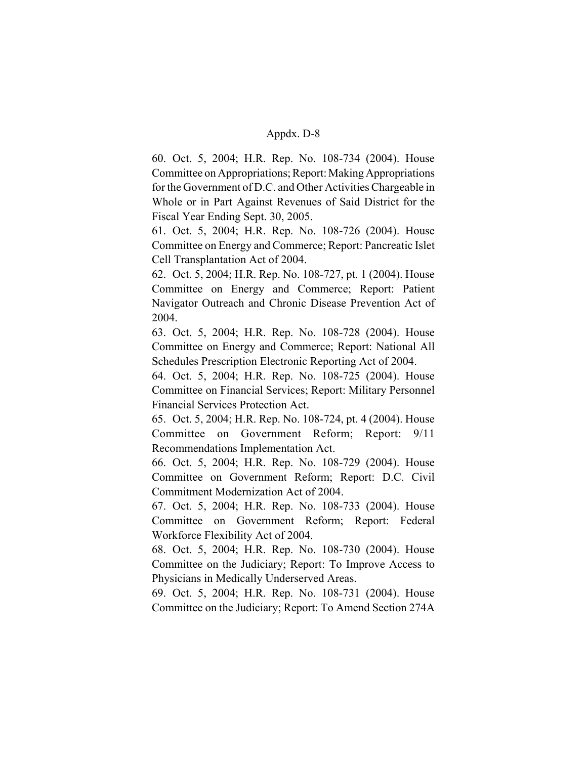60. Oct. 5, 2004; H.R. Rep. No. 108-734 (2004). House Committee on Appropriations; Report: Making Appropriations for the Government of D.C. and Other Activities Chargeable in Whole or in Part Against Revenues of Said District for the Fiscal Year Ending Sept. 30, 2005.

61. Oct. 5, 2004; H.R. Rep. No. 108-726 (2004). House Committee on Energy and Commerce; Report: Pancreatic Islet Cell Transplantation Act of 2004.

62. Oct. 5, 2004; H.R. Rep. No. 108-727, pt. 1 (2004). House Committee on Energy and Commerce; Report: Patient Navigator Outreach and Chronic Disease Prevention Act of 2004.

63. Oct. 5, 2004; H.R. Rep. No. 108-728 (2004). House Committee on Energy and Commerce; Report: National All Schedules Prescription Electronic Reporting Act of 2004.

64. Oct. 5, 2004; H.R. Rep. No. 108-725 (2004). House Committee on Financial Services; Report: Military Personnel Financial Services Protection Act.

65. Oct. 5, 2004; H.R. Rep. No. 108-724, pt. 4 (2004). House Committee on Government Reform; Report: 9/11 Recommendations Implementation Act.

66. Oct. 5, 2004; H.R. Rep. No. 108-729 (2004). House Committee on Government Reform; Report: D.C. Civil Commitment Modernization Act of 2004.

67. Oct. 5, 2004; H.R. Rep. No. 108-733 (2004). House Committee on Government Reform; Report: Federal Workforce Flexibility Act of 2004.

68. Oct. 5, 2004; H.R. Rep. No. 108-730 (2004). House Committee on the Judiciary; Report: To Improve Access to Physicians in Medically Underserved Areas.

69. Oct. 5, 2004; H.R. Rep. No. 108-731 (2004). House Committee on the Judiciary; Report: To Amend Section 274A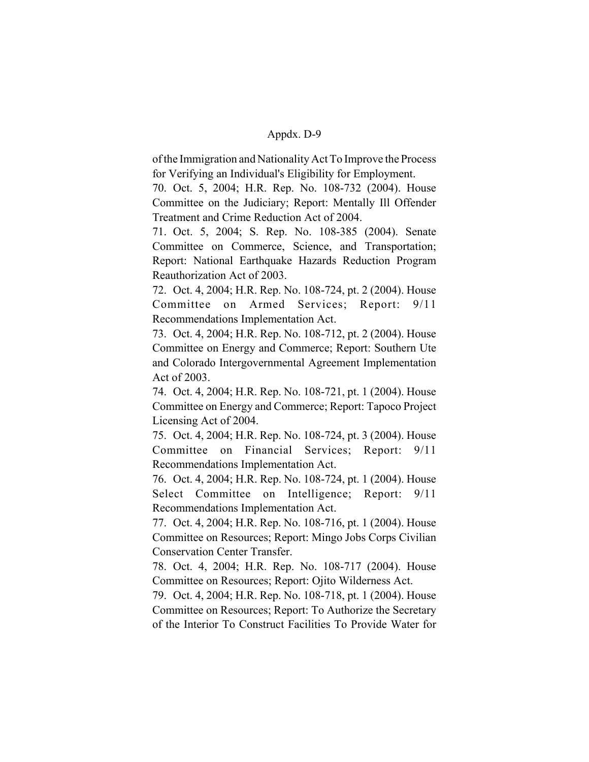of the Immigration and Nationality Act To Improve the Process for Verifying an Individual's Eligibility for Employment.

70. Oct. 5, 2004; H.R. Rep. No. 108-732 (2004). House Committee on the Judiciary; Report: Mentally Ill Offender Treatment and Crime Reduction Act of 2004.

71. Oct. 5, 2004; S. Rep. No. 108-385 (2004). Senate Committee on Commerce, Science, and Transportation; Report: National Earthquake Hazards Reduction Program Reauthorization Act of 2003.

72. Oct. 4, 2004; H.R. Rep. No. 108-724, pt. 2 (2004). House Committee on Armed Services; Report: 9/11 Recommendations Implementation Act.

73. Oct. 4, 2004; H.R. Rep. No. 108-712, pt. 2 (2004). House Committee on Energy and Commerce; Report: Southern Ute and Colorado Intergovernmental Agreement Implementation Act of 2003.

74. Oct. 4, 2004; H.R. Rep. No. 108-721, pt. 1 (2004). House Committee on Energy and Commerce; Report: Tapoco Project Licensing Act of 2004.

75. Oct. 4, 2004; H.R. Rep. No. 108-724, pt. 3 (2004). House Committee on Financial Services; Report: 9/11 Recommendations Implementation Act.

76. Oct. 4, 2004; H.R. Rep. No. 108-724, pt. 1 (2004). House Select Committee on Intelligence; Report: 9/11 Recommendations Implementation Act.

77. Oct. 4, 2004; H.R. Rep. No. 108-716, pt. 1 (2004). House Committee on Resources; Report: Mingo Jobs Corps Civilian Conservation Center Transfer.

78. Oct. 4, 2004; H.R. Rep. No. 108-717 (2004). House Committee on Resources; Report: Ojito Wilderness Act.

79. Oct. 4, 2004; H.R. Rep. No. 108-718, pt. 1 (2004). House Committee on Resources; Report: To Authorize the Secretary of the Interior To Construct Facilities To Provide Water for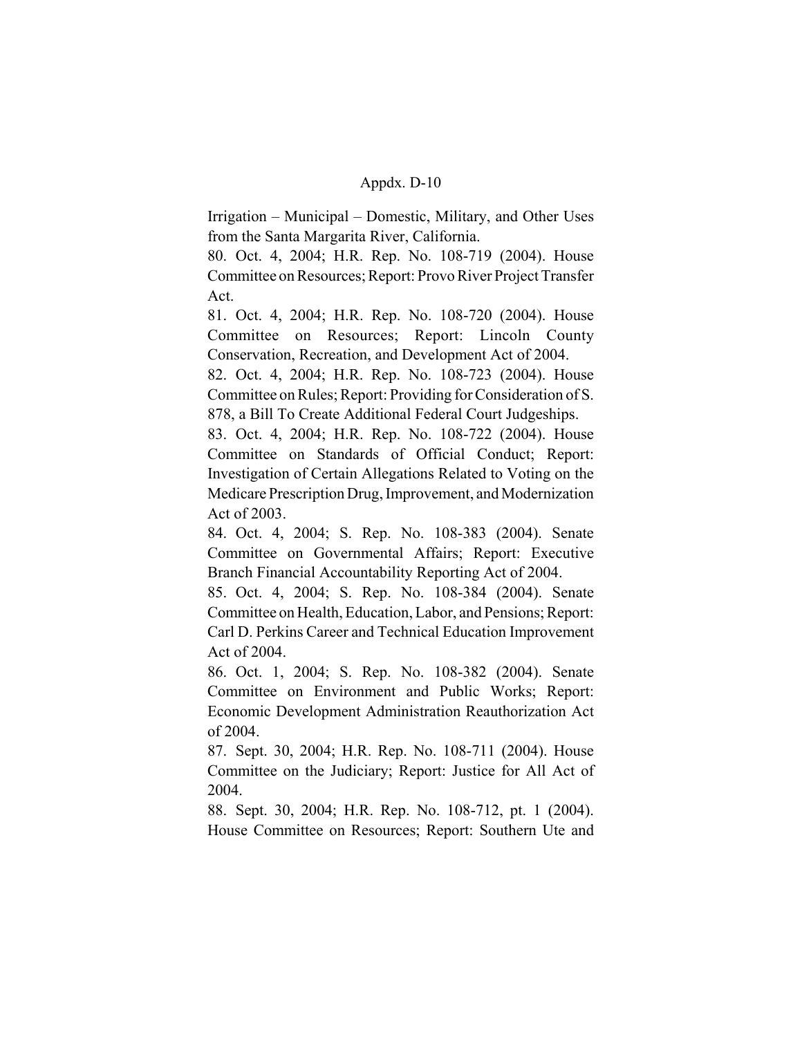Irrigation – Municipal – Domestic, Military, and Other Uses from the Santa Margarita River, California.

80. Oct. 4, 2004; H.R. Rep. No. 108-719 (2004). House Committee on Resources; Report: Provo River Project Transfer Act.

81. Oct. 4, 2004; H.R. Rep. No. 108-720 (2004). House Committee on Resources; Report: Lincoln County Conservation, Recreation, and Development Act of 2004.

82. Oct. 4, 2004; H.R. Rep. No. 108-723 (2004). House Committee on Rules; Report: Providing for Consideration of S. 878, a Bill To Create Additional Federal Court Judgeships.

83. Oct. 4, 2004; H.R. Rep. No. 108-722 (2004). House Committee on Standards of Official Conduct; Report: Investigation of Certain Allegations Related to Voting on the Medicare Prescription Drug, Improvement, and Modernization Act of 2003.

84. Oct. 4, 2004; S. Rep. No. 108-383 (2004). Senate Committee on Governmental Affairs; Report: Executive Branch Financial Accountability Reporting Act of 2004.

85. Oct. 4, 2004; S. Rep. No. 108-384 (2004). Senate Committee on Health, Education, Labor, and Pensions; Report: Carl D. Perkins Career and Technical Education Improvement Act of 2004.

86. Oct. 1, 2004; S. Rep. No. 108-382 (2004). Senate Committee on Environment and Public Works; Report: Economic Development Administration Reauthorization Act of 2004.

87. Sept. 30, 2004; H.R. Rep. No. 108-711 (2004). House Committee on the Judiciary; Report: Justice for All Act of 2004.

88. Sept. 30, 2004; H.R. Rep. No. 108-712, pt. 1 (2004). House Committee on Resources; Report: Southern Ute and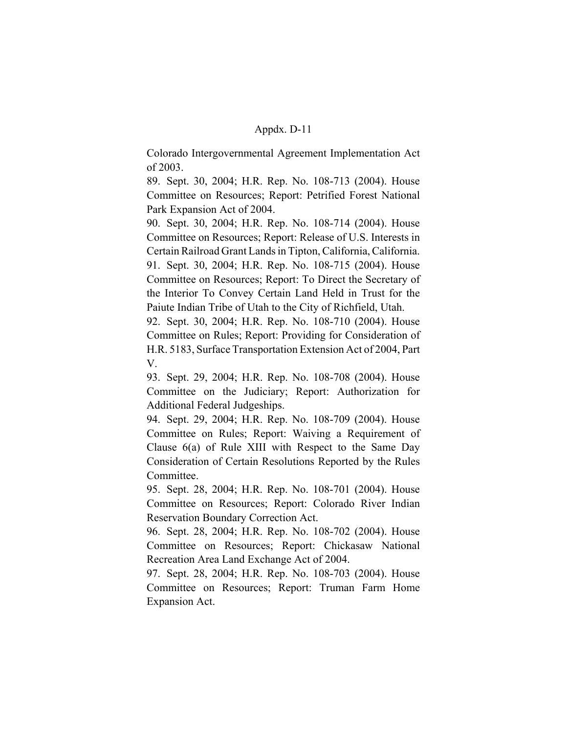Colorado Intergovernmental Agreement Implementation Act of 2003.

89. Sept. 30, 2004; H.R. Rep. No. 108-713 (2004). House Committee on Resources; Report: Petrified Forest National Park Expansion Act of 2004.

90. Sept. 30, 2004; H.R. Rep. No. 108-714 (2004). House Committee on Resources; Report: Release of U.S. Interests in Certain Railroad Grant Lands in Tipton, California, California.

91. Sept. 30, 2004; H.R. Rep. No. 108-715 (2004). House Committee on Resources; Report: To Direct the Secretary of the Interior To Convey Certain Land Held in Trust for the Paiute Indian Tribe of Utah to the City of Richfield, Utah.

92. Sept. 30, 2004; H.R. Rep. No. 108-710 (2004). House Committee on Rules; Report: Providing for Consideration of H.R. 5183, Surface Transportation Extension Act of 2004, Part V.

93. Sept. 29, 2004; H.R. Rep. No. 108-708 (2004). House Committee on the Judiciary; Report: Authorization for Additional Federal Judgeships.

94. Sept. 29, 2004; H.R. Rep. No. 108-709 (2004). House Committee on Rules; Report: Waiving a Requirement of Clause 6(a) of Rule XIII with Respect to the Same Day Consideration of Certain Resolutions Reported by the Rules Committee.

95. Sept. 28, 2004; H.R. Rep. No. 108-701 (2004). House Committee on Resources; Report: Colorado River Indian Reservation Boundary Correction Act.

96. Sept. 28, 2004; H.R. Rep. No. 108-702 (2004). House Committee on Resources; Report: Chickasaw National Recreation Area Land Exchange Act of 2004.

97. Sept. 28, 2004; H.R. Rep. No. 108-703 (2004). House Committee on Resources; Report: Truman Farm Home Expansion Act.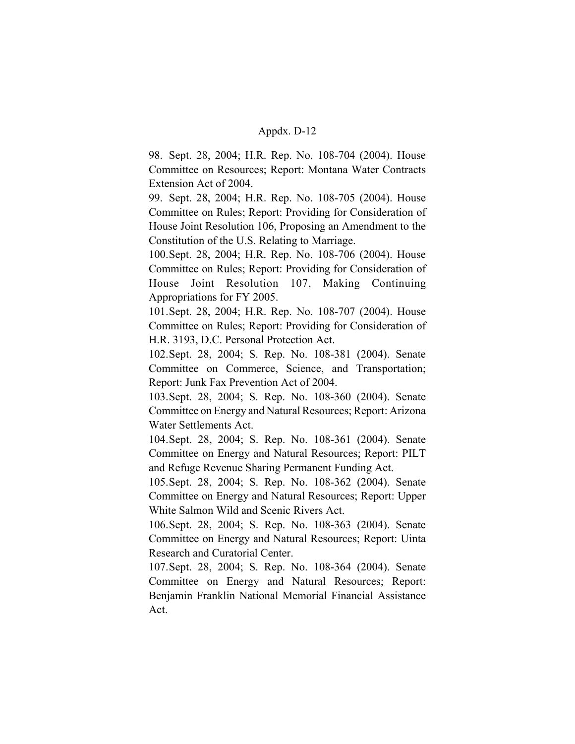98. Sept. 28, 2004; H.R. Rep. No. 108-704 (2004). House Committee on Resources; Report: Montana Water Contracts Extension Act of 2004.

99. Sept. 28, 2004; H.R. Rep. No. 108-705 (2004). House Committee on Rules; Report: Providing for Consideration of House Joint Resolution 106, Proposing an Amendment to the Constitution of the U.S. Relating to Marriage.

100. Sept. 28, 2004; H.R. Rep. No. 108-706 (2004). House Committee on Rules; Report: Providing for Consideration of House Joint Resolution 107, Making Continuing Appropriations for FY 2005.

101. Sept. 28, 2004; H.R. Rep. No. 108-707 (2004). House Committee on Rules; Report: Providing for Consideration of H.R. 3193, D.C. Personal Protection Act.

102. Sept. 28, 2004; S. Rep. No. 108-381 (2004). Senate Committee on Commerce, Science, and Transportation; Report: Junk Fax Prevention Act of 2004.

103. Sept. 28, 2004; S. Rep. No. 108-360 (2004). Senate Committee on Energy and Natural Resources; Report: Arizona Water Settlements Act.

104. Sept. 28, 2004; S. Rep. No. 108-361 (2004). Senate Committee on Energy and Natural Resources; Report: PILT and Refuge Revenue Sharing Permanent Funding Act.

105. Sept. 28, 2004; S. Rep. No. 108-362 (2004). Senate Committee on Energy and Natural Resources; Report: Upper White Salmon Wild and Scenic Rivers Act.

106. Sept. 28, 2004; S. Rep. No. 108-363 (2004). Senate Committee on Energy and Natural Resources; Report: Uinta Research and Curatorial Center.

107. Sept. 28, 2004; S. Rep. No. 108-364 (2004). Senate Committee on Energy and Natural Resources; Report: Benjamin Franklin National Memorial Financial Assistance Act.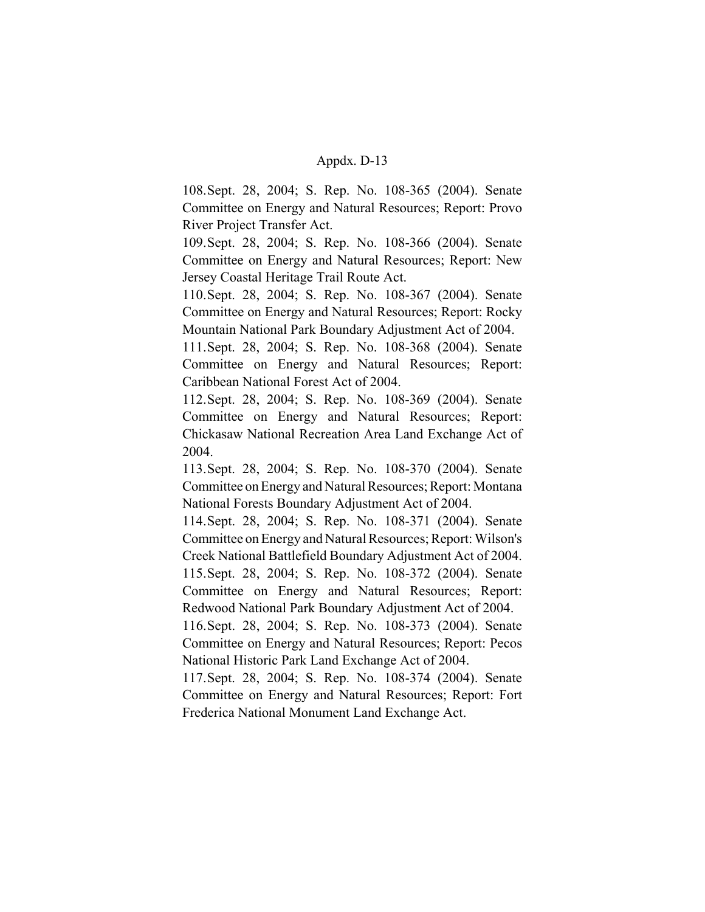108. Sept. 28, 2004; S. Rep. No. 108-365 (2004). Senate Committee on Energy and Natural Resources; Report: Provo River Project Transfer Act.

109. Sept. 28, 2004; S. Rep. No. 108-366 (2004). Senate Committee on Energy and Natural Resources; Report: New Jersey Coastal Heritage Trail Route Act.

110. Sept. 28, 2004; S. Rep. No. 108-367 (2004). Senate Committee on Energy and Natural Resources; Report: Rocky Mountain National Park Boundary Adjustment Act of 2004.

111. Sept. 28, 2004; S. Rep. No. 108-368 (2004). Senate Committee on Energy and Natural Resources; Report: Caribbean National Forest Act of 2004.

112. Sept. 28, 2004; S. Rep. No. 108-369 (2004). Senate Committee on Energy and Natural Resources; Report: Chickasaw National Recreation Area Land Exchange Act of 2004.

113. Sept. 28, 2004; S. Rep. No. 108-370 (2004). Senate Committee on Energy and Natural Resources; Report: Montana National Forests Boundary Adjustment Act of 2004.

114. Sept. 28, 2004; S. Rep. No. 108-371 (2004). Senate Committee on Energy and Natural Resources; Report: Wilson's Creek National Battlefield Boundary Adjustment Act of 2004.

115. Sept. 28, 2004; S. Rep. No. 108-372 (2004). Senate Committee on Energy and Natural Resources; Report: Redwood National Park Boundary Adjustment Act of 2004.

116. Sept. 28, 2004; S. Rep. No. 108-373 (2004). Senate Committee on Energy and Natural Resources; Report: Pecos National Historic Park Land Exchange Act of 2004.

117. Sept. 28, 2004; S. Rep. No. 108-374 (2004). Senate Committee on Energy and Natural Resources; Report: Fort Frederica National Monument Land Exchange Act.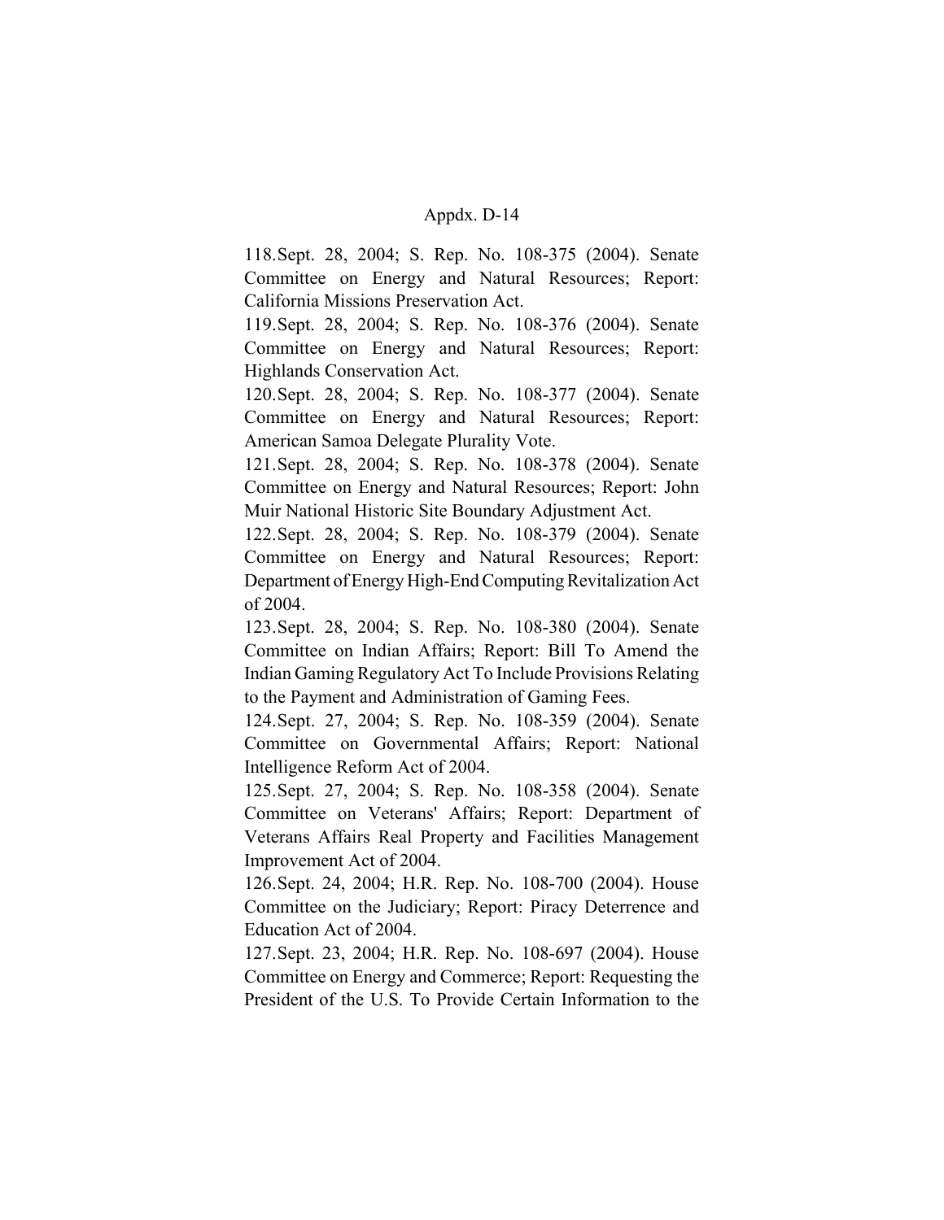118. Sept. 28, 2004; S. Rep. No. 108-375 (2004). Senate Committee on Energy and Natural Resources; Report: California Missions Preservation Act.

119. Sept. 28, 2004; S. Rep. No. 108-376 (2004). Senate Committee on Energy and Natural Resources; Report: Highlands Conservation Act.

120. Sept. 28, 2004; S. Rep. No. 108-377 (2004). Senate Committee on Energy and Natural Resources; Report: American Samoa Delegate Plurality Vote.

121. Sept. 28, 2004; S. Rep. No. 108-378 (2004). Senate Committee on Energy and Natural Resources; Report: John Muir National Historic Site Boundary Adjustment Act.

122. Sept. 28, 2004; S. Rep. No. 108-379 (2004). Senate Committee on Energy and Natural Resources; Report: Department of Energy High-End Computing Revitalization Act of 2004.

123. Sept. 28, 2004; S. Rep. No. 108-380 (2004). Senate Committee on Indian Affairs; Report: Bill To Amend the Indian Gaming Regulatory Act To Include Provisions Relating to the Payment and Administration of Gaming Fees.

124. Sept. 27, 2004; S. Rep. No. 108-359 (2004). Senate Committee on Governmental Affairs; Report: National Intelligence Reform Act of 2004.

125. Sept. 27, 2004; S. Rep. No. 108-358 (2004). Senate Committee on Veterans' Affairs; Report: Department of Veterans Affairs Real Property and Facilities Management Improvement Act of 2004.

126. Sept. 24, 2004; H.R. Rep. No. 108-700 (2004). House Committee on the Judiciary; Report: Piracy Deterrence and Education Act of 2004.

127. Sept. 23, 2004; H.R. Rep. No. 108-697 (2004). House Committee on Energy and Commerce; Report: Requesting the President of the U.S. To Provide Certain Information to the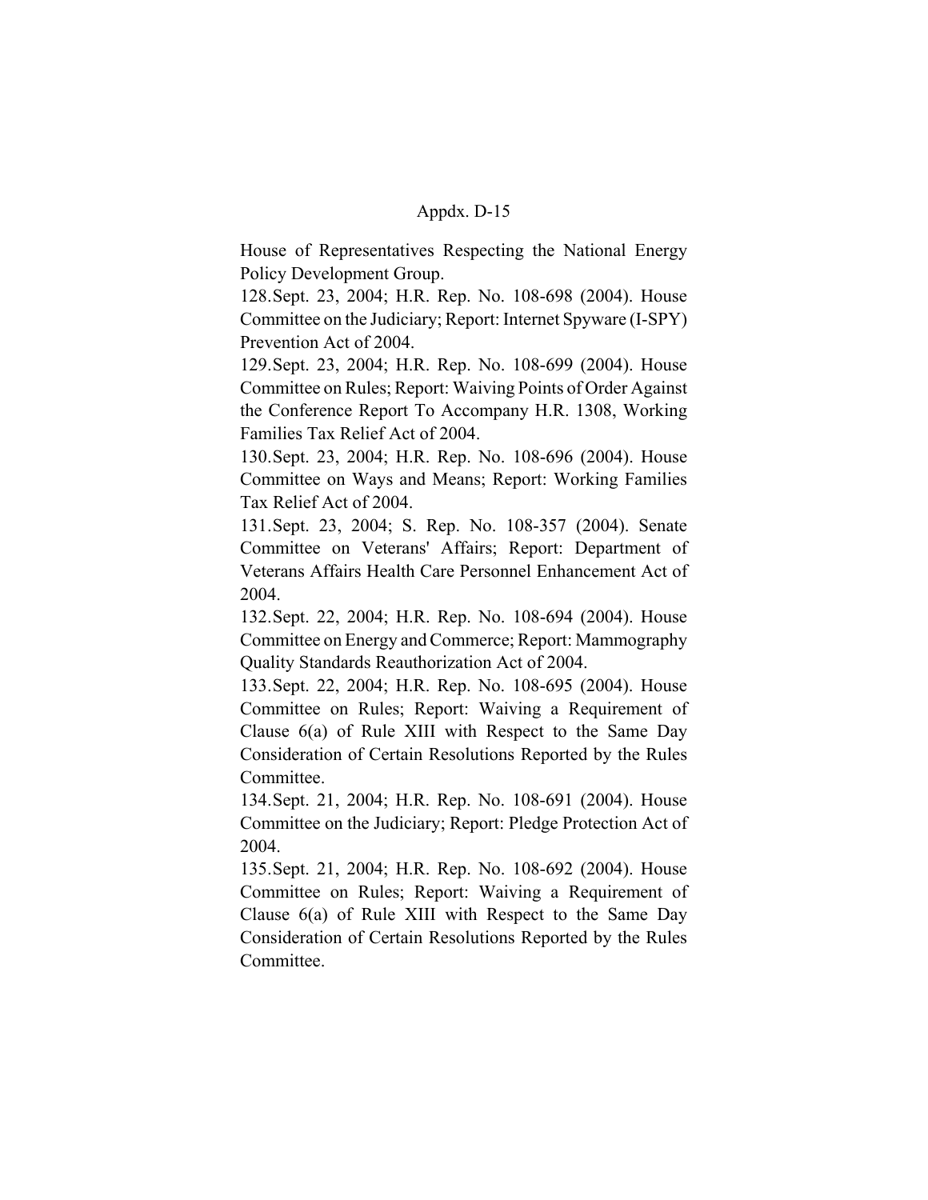House of Representatives Respecting the National Energy Policy Development Group.

128. Sept. 23, 2004; H.R. Rep. No. 108-698 (2004). House Committee on the Judiciary; Report: Internet Spyware (I-SPY) Prevention Act of 2004.

129. Sept. 23, 2004; H.R. Rep. No. 108-699 (2004). House Committee on Rules; Report: Waiving Points of Order Against the Conference Report To Accompany H.R. 1308, Working Families Tax Relief Act of 2004.

130. Sept. 23, 2004; H.R. Rep. No. 108-696 (2004). House Committee on Ways and Means; Report: Working Families Tax Relief Act of 2004.

131. Sept. 23, 2004; S. Rep. No. 108-357 (2004). Senate Committee on Veterans' Affairs; Report: Department of Veterans Affairs Health Care Personnel Enhancement Act of 2004.

132. Sept. 22, 2004; H.R. Rep. No. 108-694 (2004). House Committee on Energy and Commerce; Report: Mammography Quality Standards Reauthorization Act of 2004.

133. Sept. 22, 2004; H.R. Rep. No. 108-695 (2004). House Committee on Rules; Report: Waiving a Requirement of Clause 6(a) of Rule XIII with Respect to the Same Day Consideration of Certain Resolutions Reported by the Rules Committee.

134. Sept. 21, 2004; H.R. Rep. No. 108-691 (2004). House Committee on the Judiciary; Report: Pledge Protection Act of 2004.

135. Sept. 21, 2004; H.R. Rep. No. 108-692 (2004). House Committee on Rules; Report: Waiving a Requirement of Clause 6(a) of Rule XIII with Respect to the Same Day Consideration of Certain Resolutions Reported by the Rules Committee.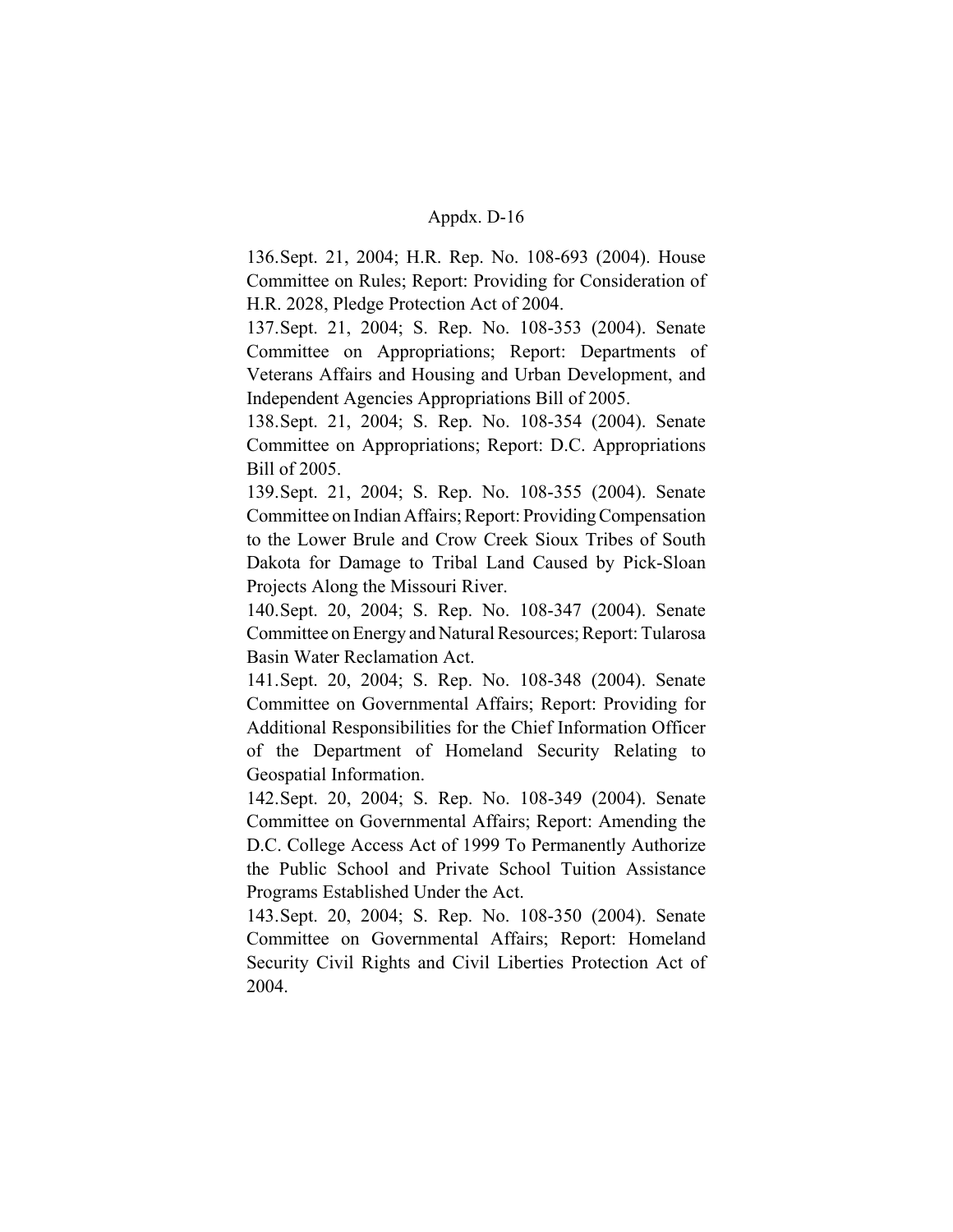136. Sept. 21, 2004; H.R. Rep. No. 108-693 (2004). House Committee on Rules; Report: Providing for Consideration of H.R. 2028, Pledge Protection Act of 2004.

137. Sept. 21, 2004; S. Rep. No. 108-353 (2004). Senate Committee on Appropriations; Report: Departments of Veterans Affairs and Housing and Urban Development, and Independent Agencies Appropriations Bill of 2005.

138. Sept. 21, 2004; S. Rep. No. 108-354 (2004). Senate Committee on Appropriations; Report: D.C. Appropriations Bill of 2005.

139. Sept. 21, 2004; S. Rep. No. 108-355 (2004). Senate Committee on Indian Affairs; Report: Providing Compensation to the Lower Brule and Crow Creek Sioux Tribes of South Dakota for Damage to Tribal Land Caused by Pick-Sloan Projects Along the Missouri River.

140. Sept. 20, 2004; S. Rep. No. 108-347 (2004). Senate Committee on Energy and Natural Resources; Report: Tularosa Basin Water Reclamation Act.

141. Sept. 20, 2004; S. Rep. No. 108-348 (2004). Senate Committee on Governmental Affairs; Report: Providing for Additional Responsibilities for the Chief Information Officer of the Department of Homeland Security Relating to Geospatial Information.

142. Sept. 20, 2004; S. Rep. No. 108-349 (2004). Senate Committee on Governmental Affairs; Report: Amending the D.C. College Access Act of 1999 To Permanently Authorize the Public School and Private School Tuition Assistance Programs Established Under the Act.

143. Sept. 20, 2004; S. Rep. No. 108-350 (2004). Senate Committee on Governmental Affairs; Report: Homeland Security Civil Rights and Civil Liberties Protection Act of 2004.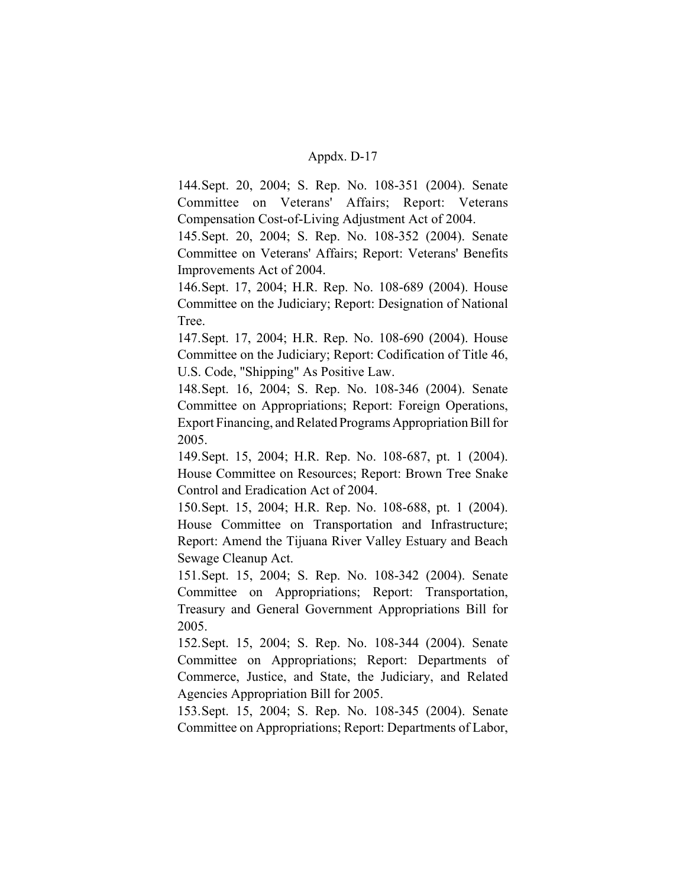144. Sept. 20, 2004; S. Rep. No. 108-351 (2004). Senate Committee on Veterans' Affairs; Report: Veterans Compensation Cost-of-Living Adjustment Act of 2004.

145. Sept. 20, 2004; S. Rep. No. 108-352 (2004). Senate Committee on Veterans' Affairs; Report: Veterans' Benefits Improvements Act of 2004.

146. Sept. 17, 2004; H.R. Rep. No. 108-689 (2004). House Committee on the Judiciary; Report: Designation of National Tree.

147. Sept. 17, 2004; H.R. Rep. No. 108-690 (2004). House Committee on the Judiciary; Report: Codification of Title 46, U.S. Code, "Shipping" As Positive Law.

148. Sept. 16, 2004; S. Rep. No. 108-346 (2004). Senate Committee on Appropriations; Report: Foreign Operations, Export Financing, and Related Programs Appropriation Bill for 2005.

149. Sept. 15, 2004; H.R. Rep. No. 108-687, pt. 1 (2004). House Committee on Resources; Report: Brown Tree Snake Control and Eradication Act of 2004.

150. Sept. 15, 2004; H.R. Rep. No. 108-688, pt. 1 (2004). House Committee on Transportation and Infrastructure; Report: Amend the Tijuana River Valley Estuary and Beach Sewage Cleanup Act.

151. Sept. 15, 2004; S. Rep. No. 108-342 (2004). Senate Committee on Appropriations; Report: Transportation, Treasury and General Government Appropriations Bill for 2005.

152. Sept. 15, 2004; S. Rep. No. 108-344 (2004). Senate Committee on Appropriations; Report: Departments of Commerce, Justice, and State, the Judiciary, and Related Agencies Appropriation Bill for 2005.

153. Sept. 15, 2004; S. Rep. No. 108-345 (2004). Senate Committee on Appropriations; Report: Departments of Labor,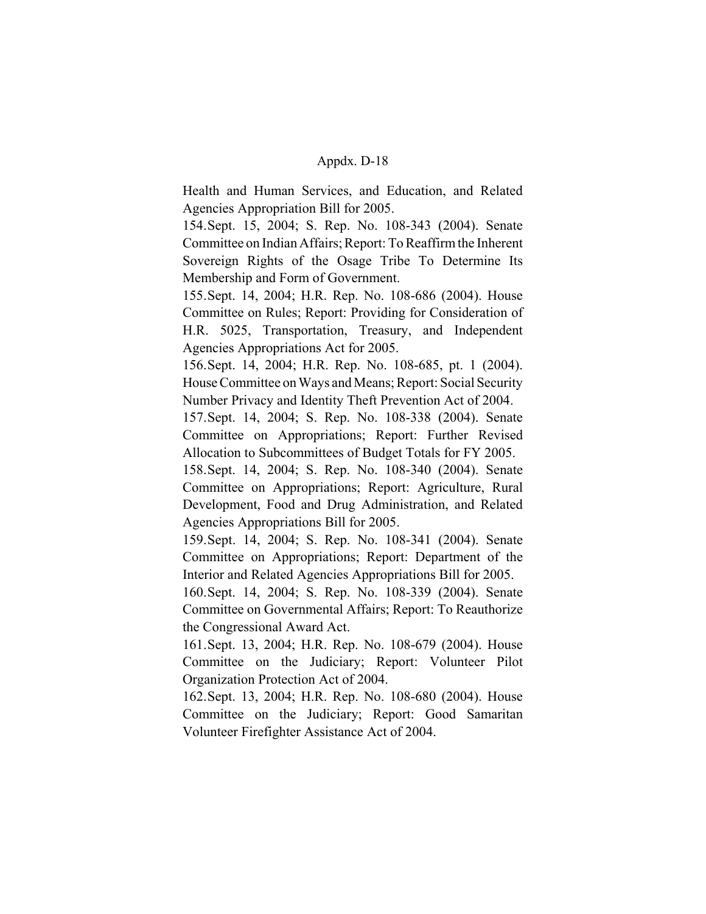Health and Human Services, and Education, and Related Agencies Appropriation Bill for 2005.

154. Sept. 15, 2004; S. Rep. No. 108-343 (2004). Senate Committee on Indian Affairs; Report: To Reaffirm the Inherent Sovereign Rights of the Osage Tribe To Determine Its Membership and Form of Government.

155. Sept. 14, 2004; H.R. Rep. No. 108-686 (2004). House Committee on Rules; Report: Providing for Consideration of H.R. 5025, Transportation, Treasury, and Independent Agencies Appropriations Act for 2005.

156. Sept. 14, 2004; H.R. Rep. No. 108-685, pt. 1 (2004). House Committee on Ways and Means; Report: Social Security Number Privacy and Identity Theft Prevention Act of 2004.

157. Sept. 14, 2004; S. Rep. No. 108-338 (2004). Senate Committee on Appropriations; Report: Further Revised Allocation to Subcommittees of Budget Totals for FY 2005.

158. Sept. 14, 2004; S. Rep. No. 108-340 (2004). Senate Committee on Appropriations; Report: Agriculture, Rural Development, Food and Drug Administration, and Related Agencies Appropriations Bill for 2005.

159. Sept. 14, 2004; S. Rep. No. 108-341 (2004). Senate Committee on Appropriations; Report: Department of the Interior and Related Agencies Appropriations Bill for 2005.

160. Sept. 14, 2004; S. Rep. No. 108-339 (2004). Senate Committee on Governmental Affairs; Report: To Reauthorize the Congressional Award Act.

161. Sept. 13, 2004; H.R. Rep. No. 108-679 (2004). House Committee on the Judiciary; Report: Volunteer Pilot Organization Protection Act of 2004.

162. Sept. 13, 2004; H.R. Rep. No. 108-680 (2004). House Committee on the Judiciary; Report: Good Samaritan Volunteer Firefighter Assistance Act of 2004.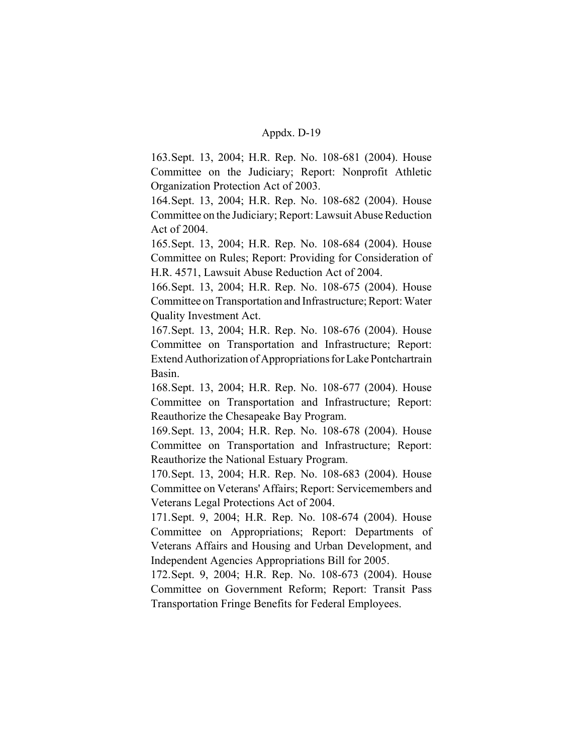163. Sept. 13, 2004; H.R. Rep. No. 108-681 (2004). House Committee on the Judiciary; Report: Nonprofit Athletic Organization Protection Act of 2003.

164. Sept. 13, 2004; H.R. Rep. No. 108-682 (2004). House Committee on the Judiciary; Report: Lawsuit Abuse Reduction Act of 2004.

165. Sept. 13, 2004; H.R. Rep. No. 108-684 (2004). House Committee on Rules; Report: Providing for Consideration of H.R. 4571, Lawsuit Abuse Reduction Act of 2004.

166. Sept. 13, 2004; H.R. Rep. No. 108-675 (2004). House Committee on Transportation and Infrastructure; Report: Water Quality Investment Act.

167. Sept. 13, 2004; H.R. Rep. No. 108-676 (2004). House Committee on Transportation and Infrastructure; Report: Extend Authorization of Appropriations for Lake Pontchartrain Basin.

168. Sept. 13, 2004; H.R. Rep. No. 108-677 (2004). House Committee on Transportation and Infrastructure; Report: Reauthorize the Chesapeake Bay Program.

169. Sept. 13, 2004; H.R. Rep. No. 108-678 (2004). House Committee on Transportation and Infrastructure; Report: Reauthorize the National Estuary Program.

170. Sept. 13, 2004; H.R. Rep. No. 108-683 (2004). House Committee on Veterans' Affairs; Report: Servicemembers and Veterans Legal Protections Act of 2004.

171. Sept. 9, 2004; H.R. Rep. No. 108-674 (2004). House Committee on Appropriations; Report: Departments of Veterans Affairs and Housing and Urban Development, and Independent Agencies Appropriations Bill for 2005.

172. Sept. 9, 2004; H.R. Rep. No. 108-673 (2004). House Committee on Government Reform; Report: Transit Pass Transportation Fringe Benefits for Federal Employees.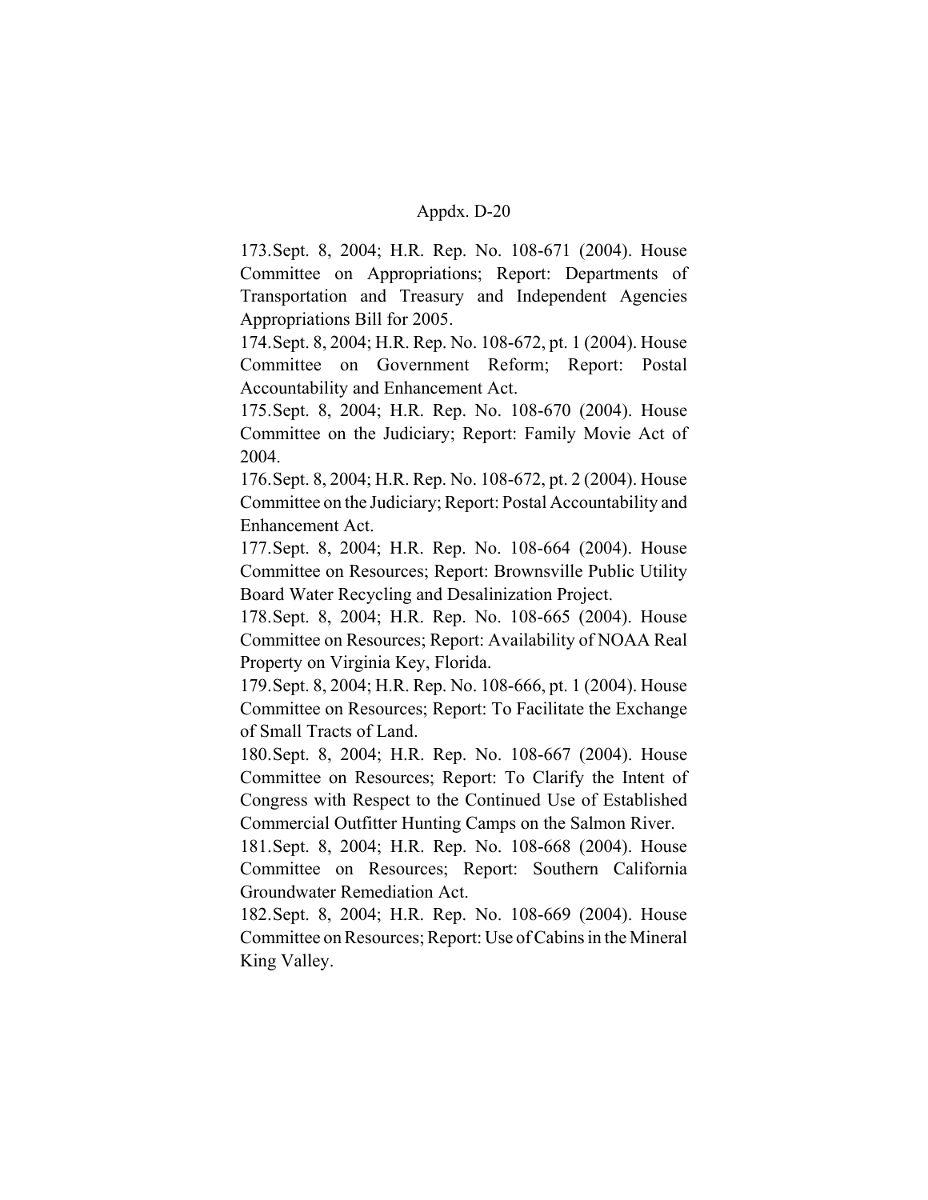173. Sept. 8, 2004; H.R. Rep. No. 108-671 (2004). House Committee on Appropriations; Report: Departments of Transportation and Treasury and Independent Agencies Appropriations Bill for 2005.

174. Sept. 8, 2004; H.R. Rep. No. 108-672, pt. 1 (2004). House Committee on Government Reform; Report: Postal Accountability and Enhancement Act.

175. Sept. 8, 2004; H.R. Rep. No. 108-670 (2004). House Committee on the Judiciary; Report: Family Movie Act of 2004.

176. Sept. 8, 2004; H.R. Rep. No. 108-672, pt. 2 (2004). House Committee on the Judiciary; Report: Postal Accountability and Enhancement Act.

177. Sept. 8, 2004; H.R. Rep. No. 108-664 (2004). House Committee on Resources; Report: Brownsville Public Utility Board Water Recycling and Desalinization Project.

178. Sept. 8, 2004; H.R. Rep. No. 108-665 (2004). House Committee on Resources; Report: Availability of NOAA Real Property on Virginia Key, Florida.

179. Sept. 8, 2004; H.R. Rep. No. 108-666, pt. 1 (2004). House Committee on Resources; Report: To Facilitate the Exchange of Small Tracts of Land.

180. Sept. 8, 2004; H.R. Rep. No. 108-667 (2004). House Committee on Resources; Report: To Clarify the Intent of Congress with Respect to the Continued Use of Established Commercial Outfitter Hunting Camps on the Salmon River.

181. Sept. 8, 2004; H.R. Rep. No. 108-668 (2004). House Committee on Resources; Report: Southern California Groundwater Remediation Act.

182. Sept. 8, 2004; H.R. Rep. No. 108-669 (2004). House Committee on Resources; Report: Use of Cabins in the Mineral King Valley.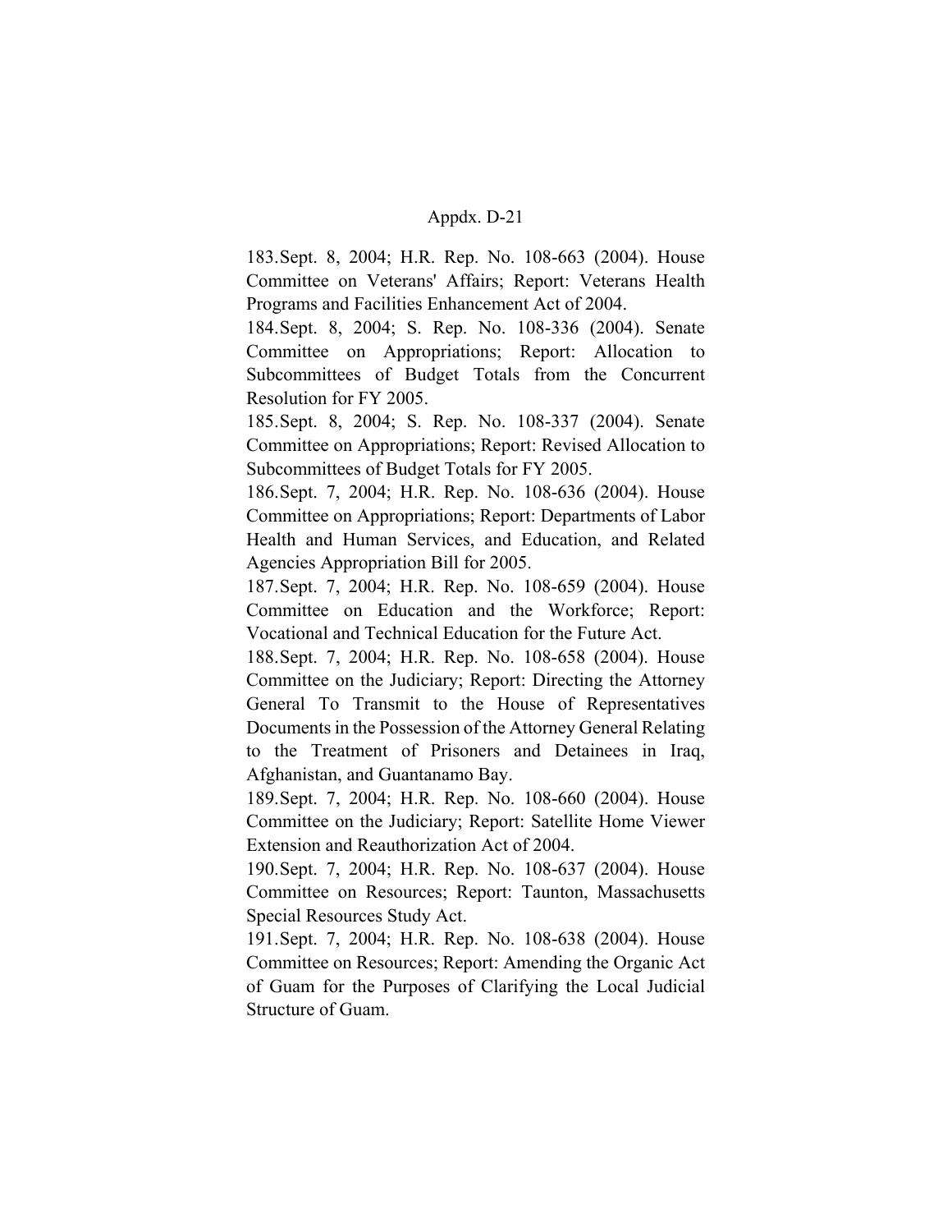183. Sept. 8, 2004; H.R. Rep. No. 108-663 (2004). House Committee on Veterans' Affairs; Report: Veterans Health Programs and Facilities Enhancement Act of 2004.

184. Sept. 8, 2004; S. Rep. No. 108-336 (2004). Senate Committee on Appropriations; Report: Allocation to Subcommittees of Budget Totals from the Concurrent Resolution for FY 2005.

185. Sept. 8, 2004; S. Rep. No. 108-337 (2004). Senate Committee on Appropriations; Report: Revised Allocation to Subcommittees of Budget Totals for FY 2005.

186. Sept. 7, 2004; H.R. Rep. No. 108-636 (2004). House Committee on Appropriations; Report: Departments of Labor Health and Human Services, and Education, and Related Agencies Appropriation Bill for 2005.

187. Sept. 7, 2004; H.R. Rep. No. 108-659 (2004). House Committee on Education and the Workforce; Report: Vocational and Technical Education for the Future Act.

188. Sept. 7, 2004; H.R. Rep. No. 108-658 (2004). House Committee on the Judiciary; Report: Directing the Attorney General To Transmit to the House of Representatives Documents in the Possession of the Attorney General Relating to the Treatment of Prisoners and Detainees in Iraq, Afghanistan, and Guantanamo Bay.

189. Sept. 7, 2004; H.R. Rep. No. 108-660 (2004). House Committee on the Judiciary; Report: Satellite Home Viewer Extension and Reauthorization Act of 2004.

190. Sept. 7, 2004; H.R. Rep. No. 108-637 (2004). House Committee on Resources; Report: Taunton, Massachusetts Special Resources Study Act.

191. Sept. 7, 2004; H.R. Rep. No. 108-638 (2004). House Committee on Resources; Report: Amending the Organic Act of Guam for the Purposes of Clarifying the Local Judicial Structure of Guam.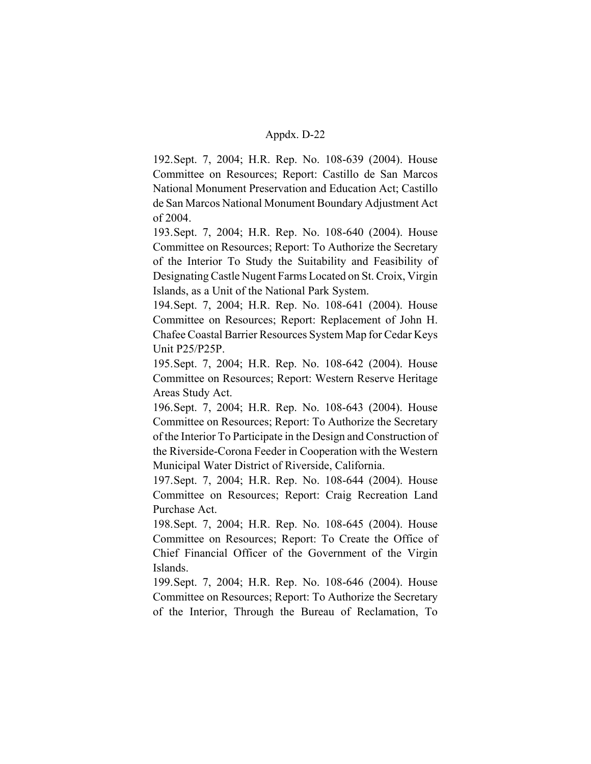192. Sept. 7, 2004; H.R. Rep. No. 108-639 (2004). House Committee on Resources; Report: Castillo de San Marcos National Monument Preservation and Education Act; Castillo de San Marcos National Monument Boundary Adjustment Act of 2004.

193. Sept. 7, 2004; H.R. Rep. No. 108-640 (2004). House Committee on Resources; Report: To Authorize the Secretary of the Interior To Study the Suitability and Feasibility of Designating Castle Nugent Farms Located on St. Croix, Virgin Islands, as a Unit of the National Park System.

194. Sept. 7, 2004; H.R. Rep. No. 108-641 (2004). House Committee on Resources; Report: Replacement of John H. Chafee Coastal Barrier Resources System Map for Cedar Keys Unit P25/P25P.

195. Sept. 7, 2004; H.R. Rep. No. 108-642 (2004). House Committee on Resources; Report: Western Reserve Heritage Areas Study Act.

196. Sept. 7, 2004; H.R. Rep. No. 108-643 (2004). House Committee on Resources; Report: To Authorize the Secretary of the Interior To Participate in the Design and Construction of the Riverside-Corona Feeder in Cooperation with the Western Municipal Water District of Riverside, California.

197. Sept. 7, 2004; H.R. Rep. No. 108-644 (2004). House Committee on Resources; Report: Craig Recreation Land Purchase Act.

198. Sept. 7, 2004; H.R. Rep. No. 108-645 (2004). House Committee on Resources; Report: To Create the Office of Chief Financial Officer of the Government of the Virgin Islands.

199. Sept. 7, 2004; H.R. Rep. No. 108-646 (2004). House Committee on Resources; Report: To Authorize the Secretary of the Interior, Through the Bureau of Reclamation, To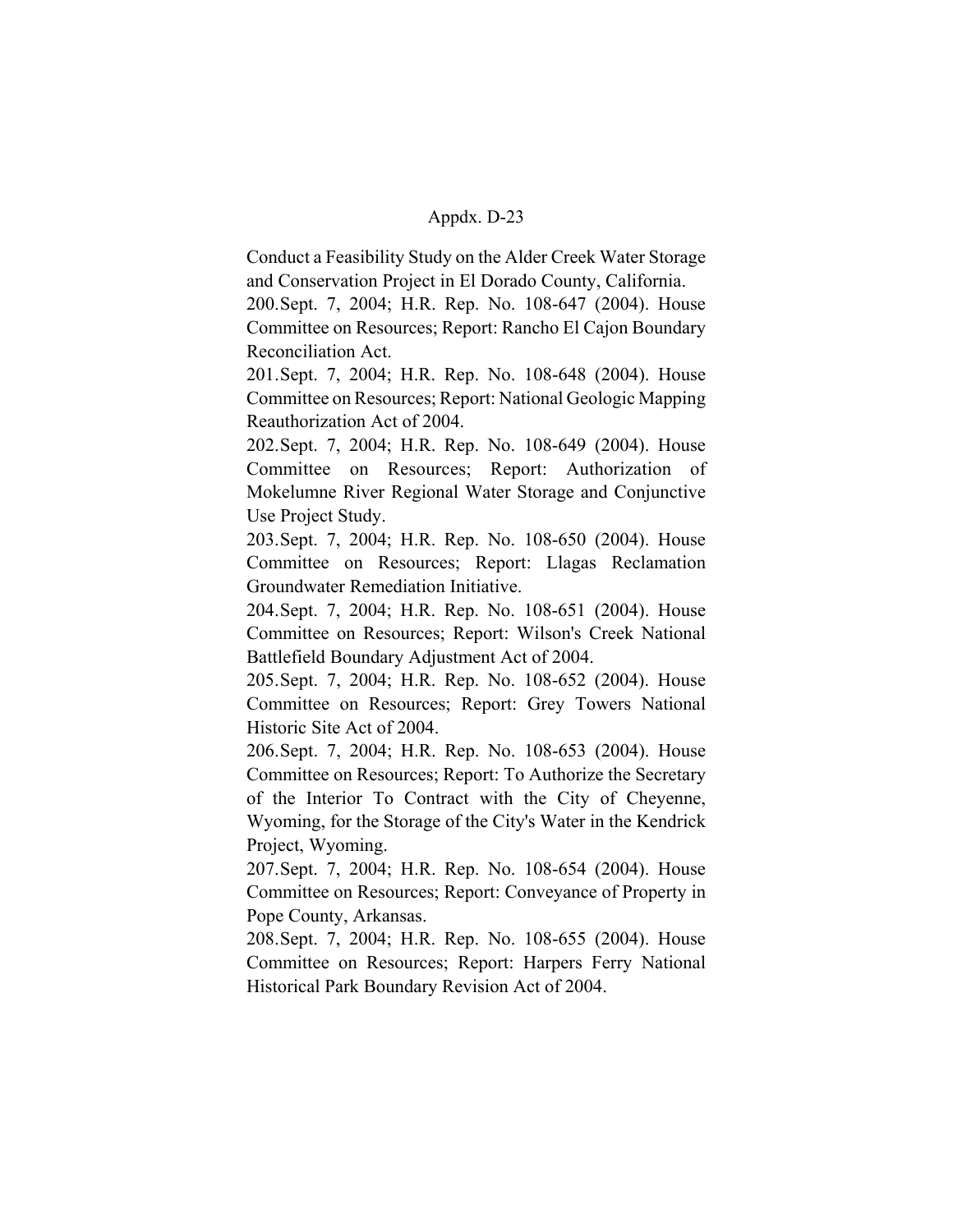Conduct a Feasibility Study on the Alder Creek Water Storage and Conservation Project in El Dorado County, California.

200. Sept. 7, 2004; H.R. Rep. No. 108-647 (2004). House Committee on Resources; Report: Rancho El Cajon Boundary Reconciliation Act.

201. Sept. 7, 2004; H.R. Rep. No. 108-648 (2004). House Committee on Resources; Report: National Geologic Mapping Reauthorization Act of 2004.

202. Sept. 7, 2004; H.R. Rep. No. 108-649 (2004). House Committee on Resources; Report: Authorization of Mokelumne River Regional Water Storage and Conjunctive Use Project Study.

203. Sept. 7, 2004; H.R. Rep. No. 108-650 (2004). House Committee on Resources; Report: Llagas Reclamation Groundwater Remediation Initiative.

204. Sept. 7, 2004; H.R. Rep. No. 108-651 (2004). House Committee on Resources; Report: Wilson's Creek National Battlefield Boundary Adjustment Act of 2004.

205. Sept. 7, 2004; H.R. Rep. No. 108-652 (2004). House Committee on Resources; Report: Grey Towers National Historic Site Act of 2004.

206. Sept. 7, 2004; H.R. Rep. No. 108-653 (2004). House Committee on Resources; Report: To Authorize the Secretary of the Interior To Contract with the City of Cheyenne, Wyoming, for the Storage of the City's Water in the Kendrick Project, Wyoming.

207. Sept. 7, 2004; H.R. Rep. No. 108-654 (2004). House Committee on Resources; Report: Conveyance of Property in Pope County, Arkansas.

208. Sept. 7, 2004; H.R. Rep. No. 108-655 (2004). House Committee on Resources; Report: Harpers Ferry National Historical Park Boundary Revision Act of 2004.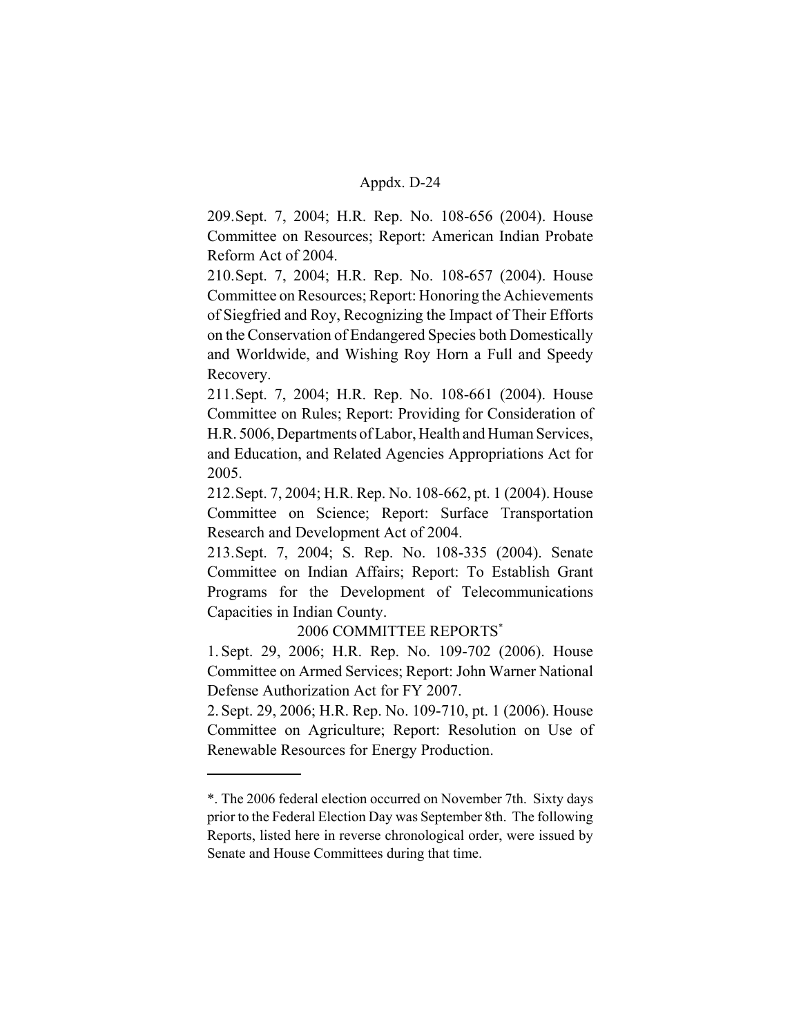209. Sept. 7, 2004; H.R. Rep. No. 108-656 (2004). House Committee on Resources; Report: American Indian Probate Reform Act of 2004.

210. Sept. 7, 2004; H.R. Rep. No. 108-657 (2004). House Committee on Resources; Report: Honoring the Achievements of Siegfried and Roy, Recognizing the Impact of Their Efforts on the Conservation of Endangered Species both Domestically and Worldwide, and Wishing Roy Horn a Full and Speedy Recovery.

211. Sept. 7, 2004; H.R. Rep. No. 108-661 (2004). House Committee on Rules; Report: Providing for Consideration of H.R. 5006, Departments of Labor, Health and Human Services, and Education, and Related Agencies Appropriations Act for 2005.

212. Sept. 7, 2004; H.R. Rep. No. 108-662, pt. 1 (2004). House Committee on Science; Report: Surface Transportation Research and Development Act of 2004.

213. Sept. 7, 2004; S. Rep. No. 108-335 (2004). Senate Committee on Indian Affairs; Report: To Establish Grant Programs for the Development of Telecommunications Capacities in Indian County.

## 2006 COMMITTEE REPORTS*

1. Sept. 29, 2006; H.R. Rep. No. 109-702 (2006). House Committee on Armed Services; Report: John Warner National Defense Authorization Act for FY 2007.

2. Sept. 29, 2006; H.R. Rep. No. 109-710, pt. 1 (2006). House Committee on Agriculture; Report: Resolution on Use of Renewable Resources for Energy Production.

---

*. The 2006 federal election occurred on November 7th. Sixty days prior to the Federal Election Day was September 8th. The following Reports, listed here in reverse chronological order, were issued by Senate and House Committees during that time.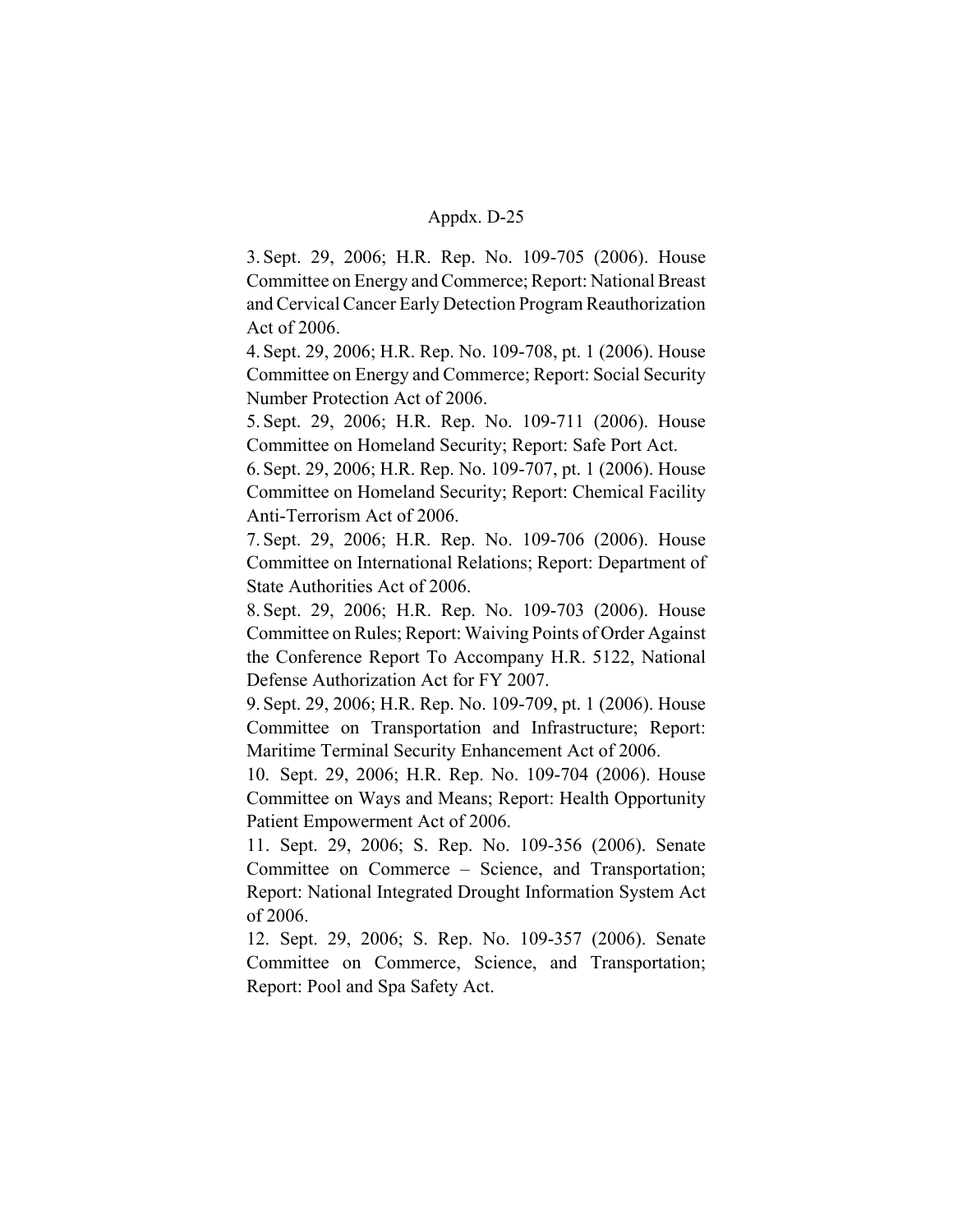3. Sept. 29, 2006; H.R. Rep. No. 109-705 (2006). House Committee on Energy and Commerce; Report: National Breast and Cervical Cancer Early Detection Program Reauthorization Act of 2006.

4. Sept. 29, 2006; H.R. Rep. No. 109-708, pt. 1 (2006). House Committee on Energy and Commerce; Report: Social Security Number Protection Act of 2006.

5. Sept. 29, 2006; H.R. Rep. No. 109-711 (2006). House Committee on Homeland Security; Report: Safe Port Act.

6. Sept. 29, 2006; H.R. Rep. No. 109-707, pt. 1 (2006). House Committee on Homeland Security; Report: Chemical Facility Anti-Terrorism Act of 2006.

7. Sept. 29, 2006; H.R. Rep. No. 109-706 (2006). House Committee on International Relations; Report: Department of State Authorities Act of 2006.

8. Sept. 29, 2006; H.R. Rep. No. 109-703 (2006). House Committee on Rules; Report: Waiving Points of Order Against the Conference Report To Accompany H.R. 5122, National Defense Authorization Act for FY 2007.

9. Sept. 29, 2006; H.R. Rep. No. 109-709, pt. 1 (2006). House Committee on Transportation and Infrastructure; Report: Maritime Terminal Security Enhancement Act of 2006.

10. Sept. 29, 2006; H.R. Rep. No. 109-704 (2006). House Committee on Ways and Means; Report: Health Opportunity Patient Empowerment Act of 2006.

11. Sept. 29, 2006; S. Rep. No. 109-356 (2006). Senate Committee on Commerce – Science, and Transportation; Report: National Integrated Drought Information System Act of 2006.

12. Sept. 29, 2006; S. Rep. No. 109-357 (2006). Senate Committee on Commerce, Science, and Transportation; Report: Pool and Spa Safety Act.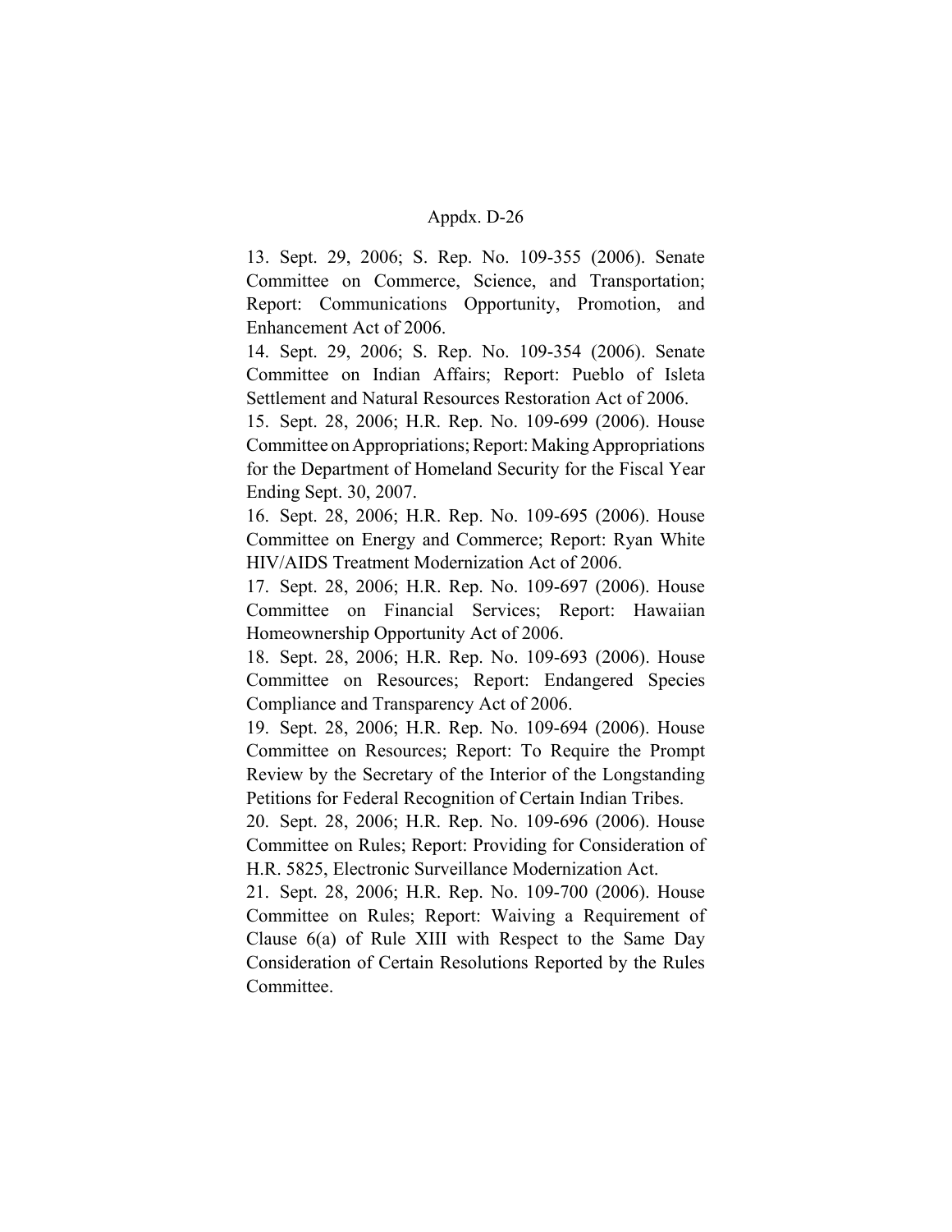13. Sept. 29, 2006; S. Rep. No. 109-355 (2006). Senate Committee on Commerce, Science, and Transportation; Report: Communications Opportunity, Promotion, and Enhancement Act of 2006.

14. Sept. 29, 2006; S. Rep. No. 109-354 (2006). Senate Committee on Indian Affairs; Report: Pueblo of Isleta Settlement and Natural Resources Restoration Act of 2006.

15. Sept. 28, 2006; H.R. Rep. No. 109-699 (2006). House Committee on Appropriations; Report: Making Appropriations for the Department of Homeland Security for the Fiscal Year Ending Sept. 30, 2007.

16. Sept. 28, 2006; H.R. Rep. No. 109-695 (2006). House Committee on Energy and Commerce; Report: Ryan White HIV/AIDS Treatment Modernization Act of 2006.

17. Sept. 28, 2006; H.R. Rep. No. 109-697 (2006). House Committee on Financial Services; Report: Hawaiian Homeownership Opportunity Act of 2006.

18. Sept. 28, 2006; H.R. Rep. No. 109-693 (2006). House Committee on Resources; Report: Endangered Species Compliance and Transparency Act of 2006.

19. Sept. 28, 2006; H.R. Rep. No. 109-694 (2006). House Committee on Resources; Report: To Require the Prompt Review by the Secretary of the Interior of the Longstanding Petitions for Federal Recognition of Certain Indian Tribes.

20. Sept. 28, 2006; H.R. Rep. No. 109-696 (2006). House Committee on Rules; Report: Providing for Consideration of H.R. 5825, Electronic Surveillance Modernization Act.

21. Sept. 28, 2006; H.R. Rep. No. 109-700 (2006). House Committee on Rules; Report: Waiving a Requirement of Clause 6(a) of Rule XIII with Respect to the Same Day Consideration of Certain Resolutions Reported by the Rules Committee.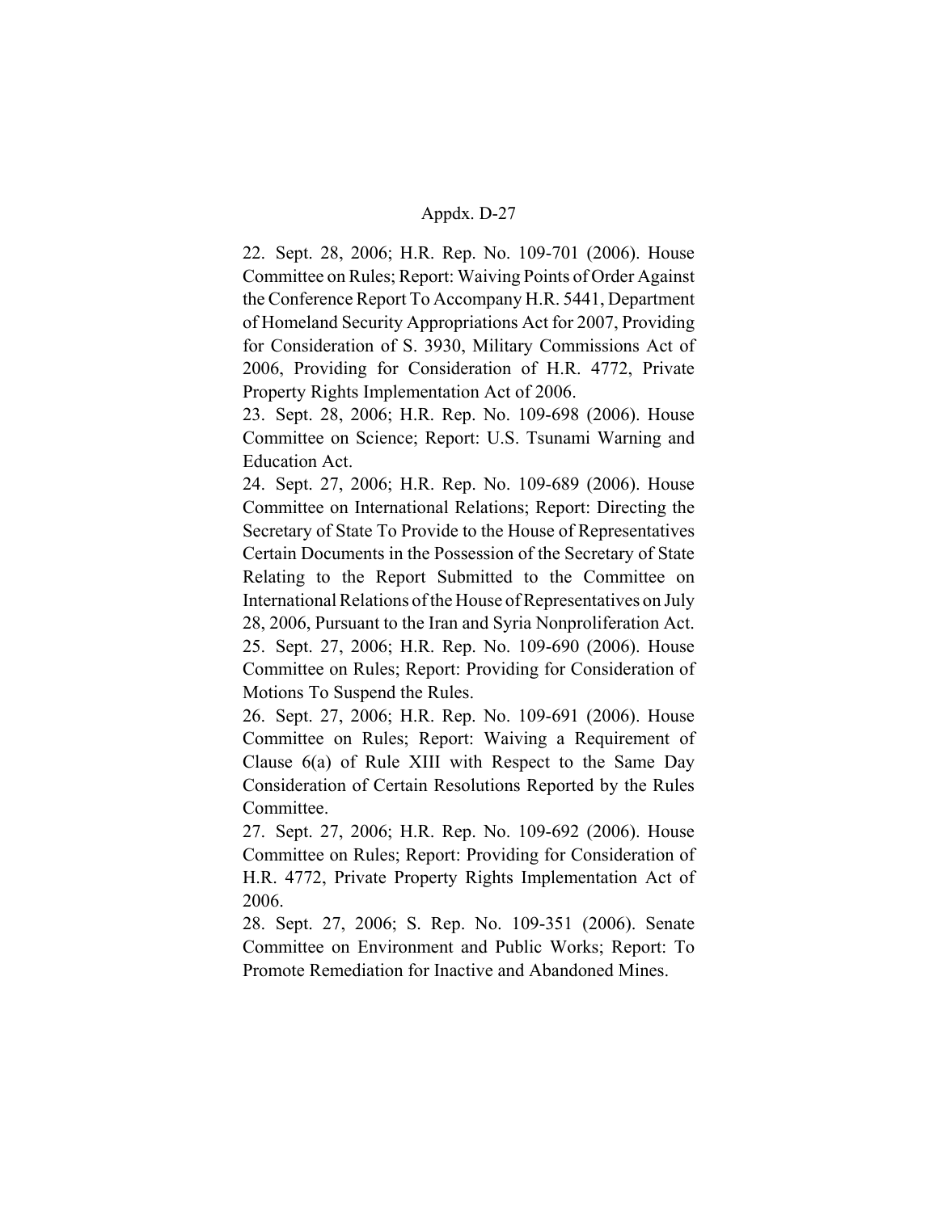22. Sept. 28, 2006; H.R. Rep. No. 109-701 (2006). House Committee on Rules; Report: Waiving Points of Order Against the Conference Report To Accompany H.R. 5441, Department of Homeland Security Appropriations Act for 2007, Providing for Consideration of S. 3930, Military Commissions Act of 2006, Providing for Consideration of H.R. 4772, Private Property Rights Implementation Act of 2006.

23. Sept. 28, 2006; H.R. Rep. No. 109-698 (2006). House Committee on Science; Report: U.S. Tsunami Warning and Education Act.

24. Sept. 27, 2006; H.R. Rep. No. 109-689 (2006). House Committee on International Relations; Report: Directing the Secretary of State To Provide to the House of Representatives Certain Documents in the Possession of the Secretary of State Relating to the Report Submitted to the Committee on International Relations of the House of Representatives on July 28, 2006, Pursuant to the Iran and Syria Nonproliferation Act.

25. Sept. 27, 2006; H.R. Rep. No. 109-690 (2006). House Committee on Rules; Report: Providing for Consideration of Motions To Suspend the Rules.

26. Sept. 27, 2006; H.R. Rep. No. 109-691 (2006). House Committee on Rules; Report: Waiving a Requirement of Clause 6(a) of Rule XIII with Respect to the Same Day Consideration of Certain Resolutions Reported by the Rules Committee.

27. Sept. 27, 2006; H.R. Rep. No. 109-692 (2006). House Committee on Rules; Report: Providing for Consideration of H.R. 4772, Private Property Rights Implementation Act of 2006.

28. Sept. 27, 2006; S. Rep. No. 109-351 (2006). Senate Committee on Environment and Public Works; Report: To Promote Remediation for Inactive and Abandoned Mines.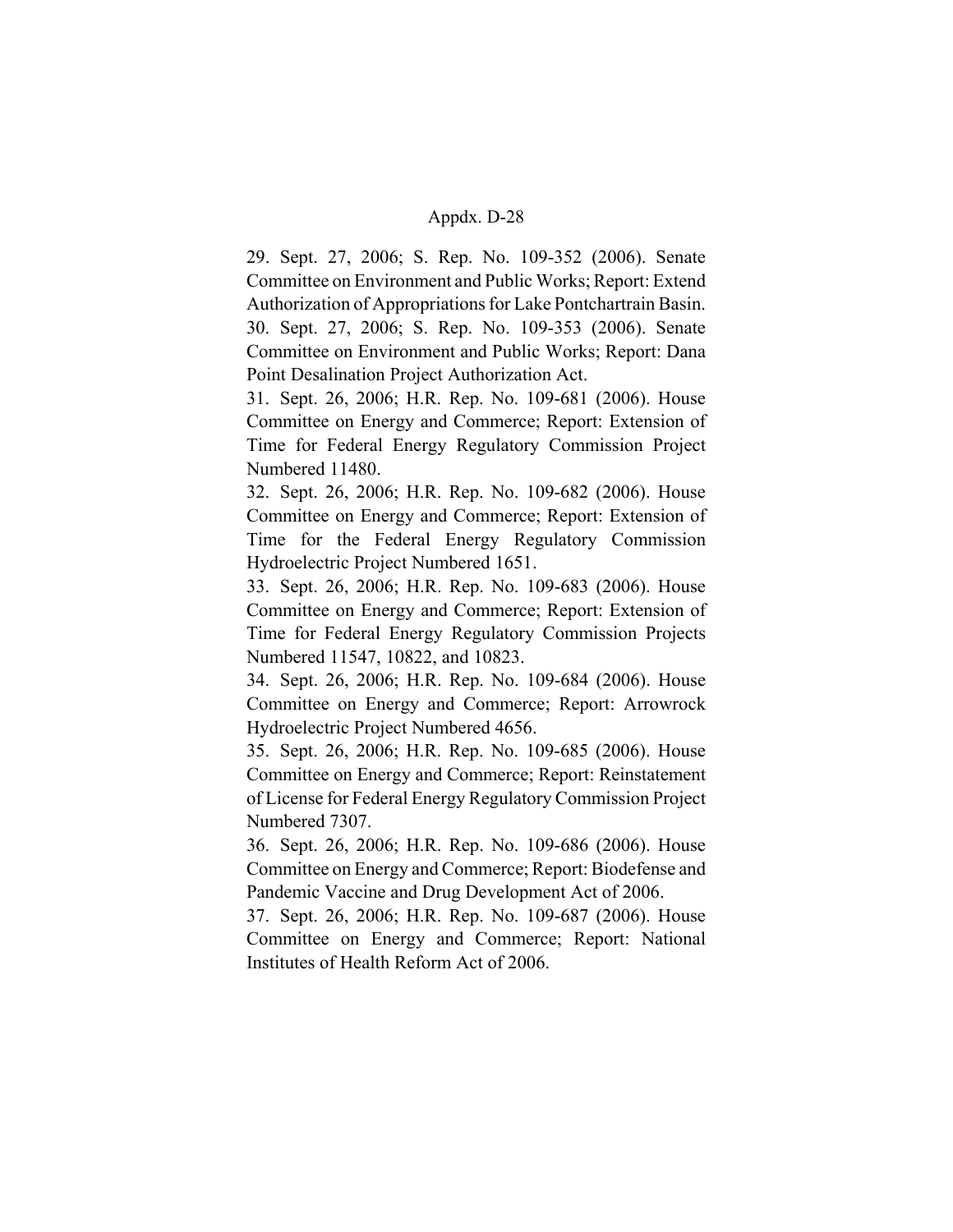29. Sept. 27, 2006; S. Rep. No. 109-352 (2006). Senate Committee on Environment and Public Works; Report: Extend Authorization of Appropriations for Lake Pontchartrain Basin.

30. Sept. 27, 2006; S. Rep. No. 109-353 (2006). Senate Committee on Environment and Public Works; Report: Dana Point Desalination Project Authorization Act.

31. Sept. 26, 2006; H.R. Rep. No. 109-681 (2006). House Committee on Energy and Commerce; Report: Extension of Time for Federal Energy Regulatory Commission Project Numbered 11480.

32. Sept. 26, 2006; H.R. Rep. No. 109-682 (2006). House Committee on Energy and Commerce; Report: Extension of Time for the Federal Energy Regulatory Commission Hydroelectric Project Numbered 1651.

33. Sept. 26, 2006; H.R. Rep. No. 109-683 (2006). House Committee on Energy and Commerce; Report: Extension of Time for Federal Energy Regulatory Commission Projects Numbered 11547, 10822, and 10823.

34. Sept. 26, 2006; H.R. Rep. No. 109-684 (2006). House Committee on Energy and Commerce; Report: Arrowrock Hydroelectric Project Numbered 4656.

35. Sept. 26, 2006; H.R. Rep. No. 109-685 (2006). House Committee on Energy and Commerce; Report: Reinstatement of License for Federal Energy Regulatory Commission Project Numbered 7307.

36. Sept. 26, 2006; H.R. Rep. No. 109-686 (2006). House Committee on Energy and Commerce; Report: Biodefense and Pandemic Vaccine and Drug Development Act of 2006.

37. Sept. 26, 2006; H.R. Rep. No. 109-687 (2006). House Committee on Energy and Commerce; Report: National Institutes of Health Reform Act of 2006.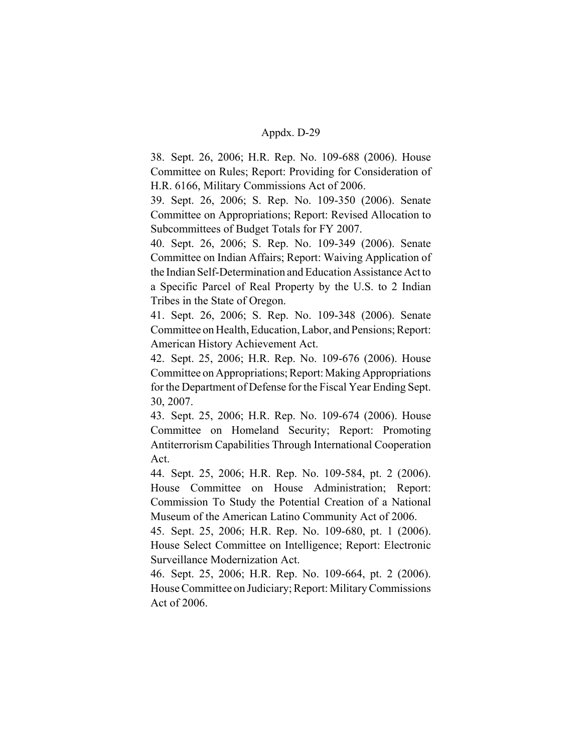38. Sept. 26, 2006; H.R. Rep. No. 109-688 (2006). House Committee on Rules; Report: Providing for Consideration of H.R. 6166, Military Commissions Act of 2006.

39. Sept. 26, 2006; S. Rep. No. 109-350 (2006). Senate Committee on Appropriations; Report: Revised Allocation to Subcommittees of Budget Totals for FY 2007.

40. Sept. 26, 2006; S. Rep. No. 109-349 (2006). Senate Committee on Indian Affairs; Report: Waiving Application of the Indian Self-Determination and Education Assistance Act to a Specific Parcel of Real Property by the U.S. to 2 Indian Tribes in the State of Oregon.

41. Sept. 26, 2006; S. Rep. No. 109-348 (2006). Senate Committee on Health, Education, Labor, and Pensions; Report: American History Achievement Act.

42. Sept. 25, 2006; H.R. Rep. No. 109-676 (2006). House Committee on Appropriations; Report: Making Appropriations for the Department of Defense for the Fiscal Year Ending Sept. 30, 2007.

43. Sept. 25, 2006; H.R. Rep. No. 109-674 (2006). House Committee on Homeland Security; Report: Promoting Antiterrorism Capabilities Through International Cooperation Act.

44. Sept. 25, 2006; H.R. Rep. No. 109-584, pt. 2 (2006). House Committee on House Administration; Report: Commission To Study the Potential Creation of a National Museum of the American Latino Community Act of 2006.

45. Sept. 25, 2006; H.R. Rep. No. 109-680, pt. 1 (2006). House Select Committee on Intelligence; Report: Electronic Surveillance Modernization Act.

46. Sept. 25, 2006; H.R. Rep. No. 109-664, pt. 2 (2006). House Committee on Judiciary; Report: Military Commissions Act of 2006.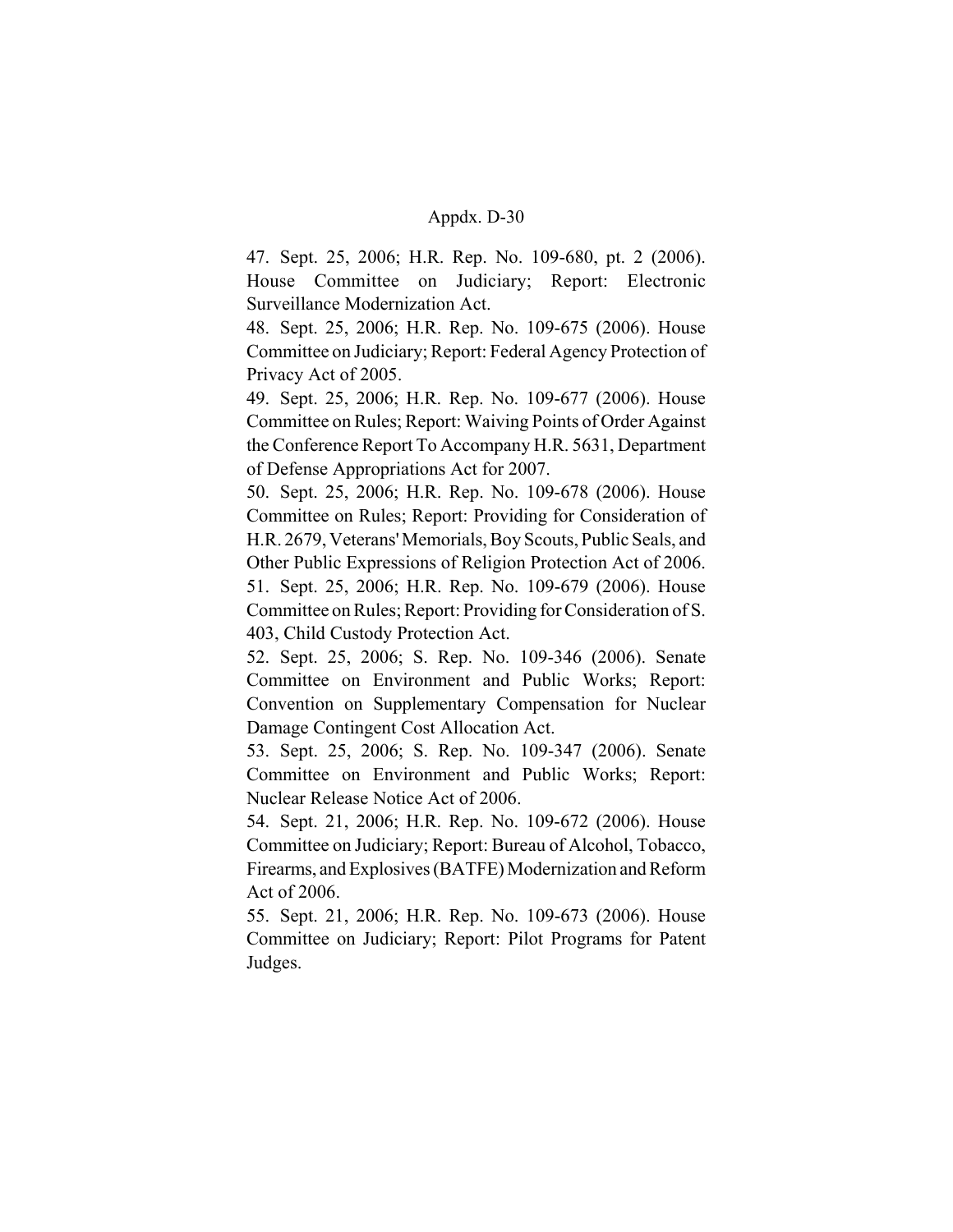47. Sept. 25, 2006; H.R. Rep. No. 109-680, pt. 2 (2006). House Committee on Judiciary; Report: Electronic Surveillance Modernization Act.

48. Sept. 25, 2006; H.R. Rep. No. 109-675 (2006). House Committee on Judiciary; Report: Federal Agency Protection of Privacy Act of 2005.

49. Sept. 25, 2006; H.R. Rep. No. 109-677 (2006). House Committee on Rules; Report: Waiving Points of Order Against the Conference Report To Accompany H.R. 5631, Department of Defense Appropriations Act for 2007.

50. Sept. 25, 2006; H.R. Rep. No. 109-678 (2006). House Committee on Rules; Report: Providing for Consideration of H.R. 2679, Veterans' Memorials, Boy Scouts, Public Seals, and Other Public Expressions of Religion Protection Act of 2006.

51. Sept. 25, 2006; H.R. Rep. No. 109-679 (2006). House Committee on Rules; Report: Providing for Consideration of S. 403, Child Custody Protection Act.

52. Sept. 25, 2006; S. Rep. No. 109-346 (2006). Senate Committee on Environment and Public Works; Report: Convention on Supplementary Compensation for Nuclear Damage Contingent Cost Allocation Act.

53. Sept. 25, 2006; S. Rep. No. 109-347 (2006). Senate Committee on Environment and Public Works; Report: Nuclear Release Notice Act of 2006.

54. Sept. 21, 2006; H.R. Rep. No. 109-672 (2006). House Committee on Judiciary; Report: Bureau of Alcohol, Tobacco, Firearms, and Explosives (BATFE) Modernization and Reform Act of 2006.

55. Sept. 21, 2006; H.R. Rep. No. 109-673 (2006). House Committee on Judiciary; Report: Pilot Programs for Patent Judges.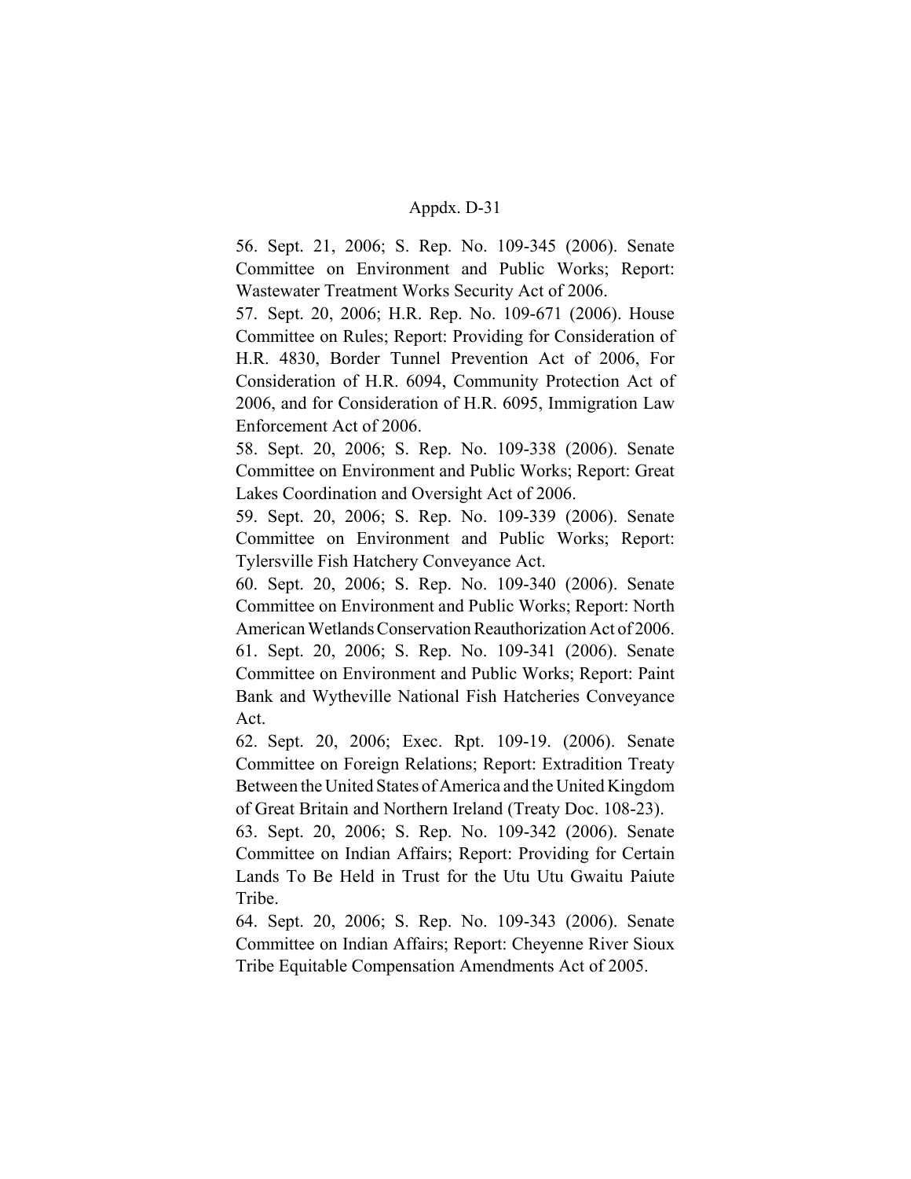56. Sept. 21, 2006; S. Rep. No. 109-345 (2006). Senate Committee on Environment and Public Works; Report: Wastewater Treatment Works Security Act of 2006.

57. Sept. 20, 2006; H.R. Rep. No. 109-671 (2006). House Committee on Rules; Report: Providing for Consideration of H.R. 4830, Border Tunnel Prevention Act of 2006, For Consideration of H.R. 6094, Community Protection Act of 2006, and for Consideration of H.R. 6095, Immigration Law Enforcement Act of 2006.

58. Sept. 20, 2006; S. Rep. No. 109-338 (2006). Senate Committee on Environment and Public Works; Report: Great Lakes Coordination and Oversight Act of 2006.

59. Sept. 20, 2006; S. Rep. No. 109-339 (2006). Senate Committee on Environment and Public Works; Report: Tylersville Fish Hatchery Conveyance Act.

60. Sept. 20, 2006; S. Rep. No. 109-340 (2006). Senate Committee on Environment and Public Works; Report: North American Wetlands Conservation Reauthorization Act of 2006.

61. Sept. 20, 2006; S. Rep. No. 109-341 (2006). Senate Committee on Environment and Public Works; Report: Paint Bank and Wytheville National Fish Hatcheries Conveyance Act.

62. Sept. 20, 2006; Exec. Rpt. 109-19. (2006). Senate Committee on Foreign Relations; Report: Extradition Treaty Between the United States of America and the United Kingdom of Great Britain and Northern Ireland (Treaty Doc. 108-23).

63. Sept. 20, 2006; S. Rep. No. 109-342 (2006). Senate Committee on Indian Affairs; Report: Providing for Certain Lands To Be Held in Trust for the Utu Utu Gwaitu Paiute Tribe.

64. Sept. 20, 2006; S. Rep. No. 109-343 (2006). Senate Committee on Indian Affairs; Report: Cheyenne River Sioux Tribe Equitable Compensation Amendments Act of 2005.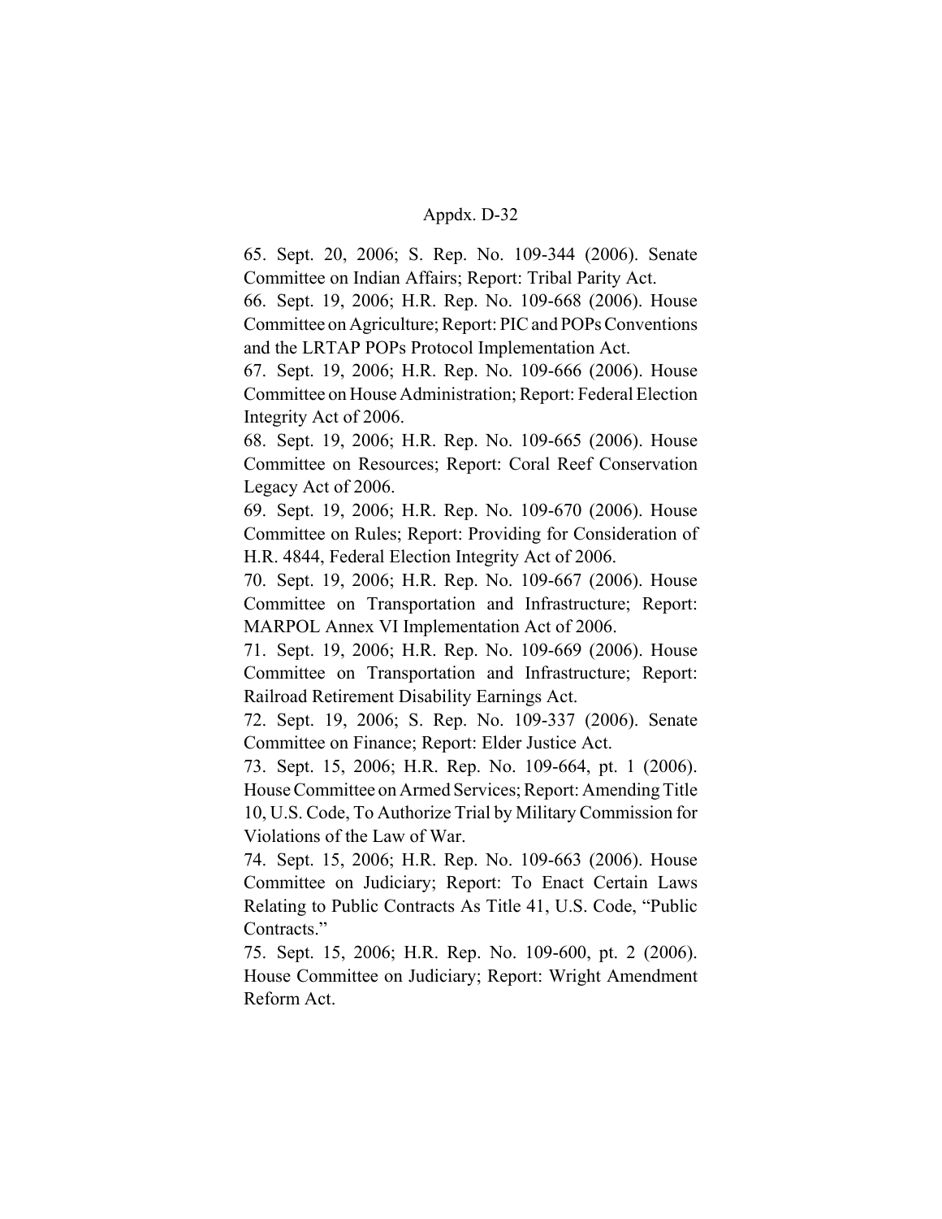65. Sept. 20, 2006; S. Rep. No. 109-344 (2006). Senate Committee on Indian Affairs; Report: Tribal Parity Act.

66. Sept. 19, 2006; H.R. Rep. No. 109-668 (2006). House Committee on Agriculture; Report: PIC and POPs Conventions and the LRTAP POPs Protocol Implementation Act.

67. Sept. 19, 2006; H.R. Rep. No. 109-666 (2006). House Committee on House Administration; Report: Federal Election Integrity Act of 2006.

68. Sept. 19, 2006; H.R. Rep. No. 109-665 (2006). House Committee on Resources; Report: Coral Reef Conservation Legacy Act of 2006.

69. Sept. 19, 2006; H.R. Rep. No. 109-670 (2006). House Committee on Rules; Report: Providing for Consideration of H.R. 4844, Federal Election Integrity Act of 2006.

70. Sept. 19, 2006; H.R. Rep. No. 109-667 (2006). House Committee on Transportation and Infrastructure; Report: MARPOL Annex VI Implementation Act of 2006.

71. Sept. 19, 2006; H.R. Rep. No. 109-669 (2006). House Committee on Transportation and Infrastructure; Report: Railroad Retirement Disability Earnings Act.

72. Sept. 19, 2006; S. Rep. No. 109-337 (2006). Senate Committee on Finance; Report: Elder Justice Act.

73. Sept. 15, 2006; H.R. Rep. No. 109-664, pt. 1 (2006). House Committee on Armed Services; Report: Amending Title 10, U.S. Code, To Authorize Trial by Military Commission for Violations of the Law of War.

74. Sept. 15, 2006; H.R. Rep. No. 109-663 (2006). House Committee on Judiciary; Report: To Enact Certain Laws Relating to Public Contracts As Title 41, U.S. Code, "Public Contracts."

75. Sept. 15, 2006; H.R. Rep. No. 109-600, pt. 2 (2006). House Committee on Judiciary; Report: Wright Amendment Reform Act.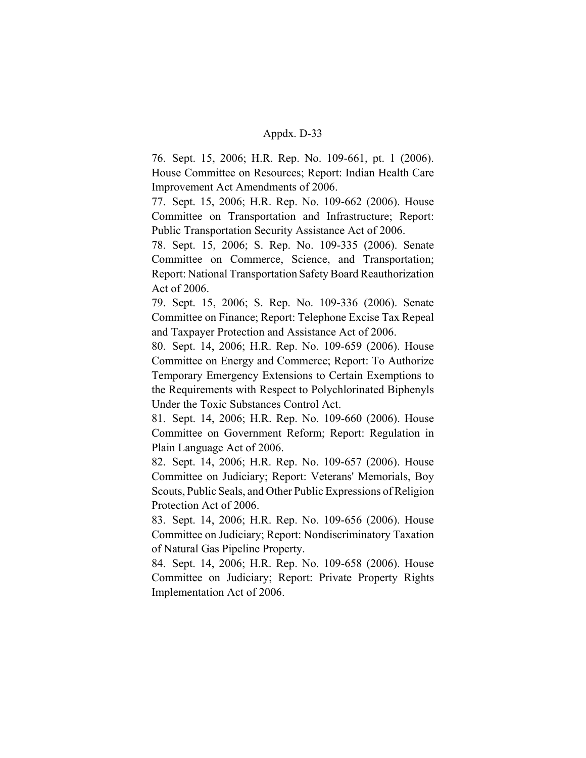76. Sept. 15, 2006; H.R. Rep. No. 109-661, pt. 1 (2006). House Committee on Resources; Report: Indian Health Care Improvement Act Amendments of 2006.

77. Sept. 15, 2006; H.R. Rep. No. 109-662 (2006). House Committee on Transportation and Infrastructure; Report: Public Transportation Security Assistance Act of 2006.

78. Sept. 15, 2006; S. Rep. No. 109-335 (2006). Senate Committee on Commerce, Science, and Transportation; Report: National Transportation Safety Board Reauthorization Act of 2006.

79. Sept. 15, 2006; S. Rep. No. 109-336 (2006). Senate Committee on Finance; Report: Telephone Excise Tax Repeal and Taxpayer Protection and Assistance Act of 2006.

80. Sept. 14, 2006; H.R. Rep. No. 109-659 (2006). House Committee on Energy and Commerce; Report: To Authorize Temporary Emergency Extensions to Certain Exemptions to the Requirements with Respect to Polychlorinated Biphenyls Under the Toxic Substances Control Act.

81. Sept. 14, 2006; H.R. Rep. No. 109-660 (2006). House Committee on Government Reform; Report: Regulation in Plain Language Act of 2006.

82. Sept. 14, 2006; H.R. Rep. No. 109-657 (2006). House Committee on Judiciary; Report: Veterans' Memorials, Boy Scouts, Public Seals, and Other Public Expressions of Religion Protection Act of 2006.

83. Sept. 14, 2006; H.R. Rep. No. 109-656 (2006). House Committee on Judiciary; Report: Nondiscriminatory Taxation of Natural Gas Pipeline Property.

84. Sept. 14, 2006; H.R. Rep. No. 109-658 (2006). House Committee on Judiciary; Report: Private Property Rights Implementation Act of 2006.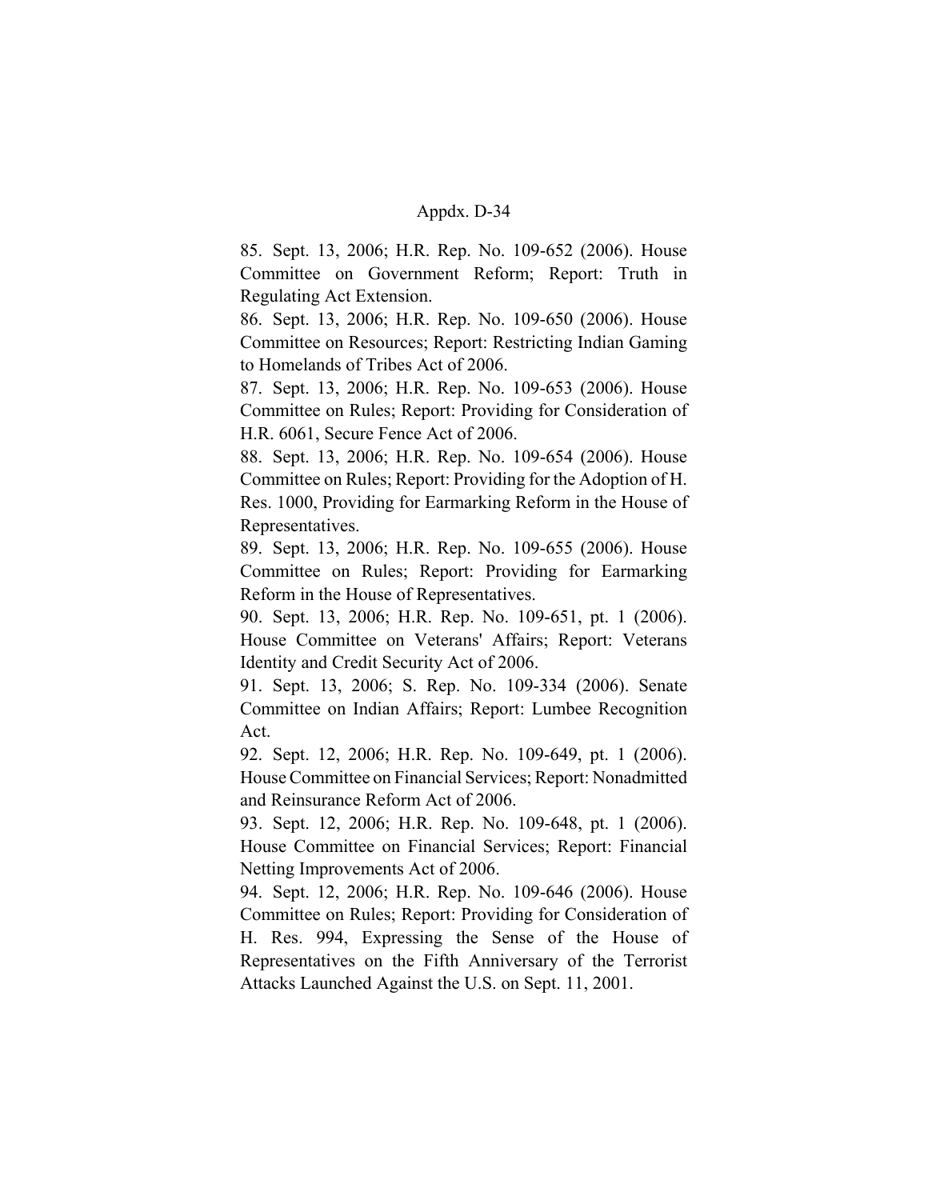85. Sept. 13, 2006; H.R. Rep. No. 109-652 (2006). House Committee on Government Reform; Report: Truth in Regulating Act Extension.

86. Sept. 13, 2006; H.R. Rep. No. 109-650 (2006). House Committee on Resources; Report: Restricting Indian Gaming to Homelands of Tribes Act of 2006.

87. Sept. 13, 2006; H.R. Rep. No. 109-653 (2006). House Committee on Rules; Report: Providing for Consideration of H.R. 6061, Secure Fence Act of 2006.

88. Sept. 13, 2006; H.R. Rep. No. 109-654 (2006). House Committee on Rules; Report: Providing for the Adoption of H. Res. 1000, Providing for Earmarking Reform in the House of Representatives.

89. Sept. 13, 2006; H.R. Rep. No. 109-655 (2006). House Committee on Rules; Report: Providing for Earmarking Reform in the House of Representatives.

90. Sept. 13, 2006; H.R. Rep. No. 109-651, pt. 1 (2006). House Committee on Veterans' Affairs; Report: Veterans Identity and Credit Security Act of 2006.

91. Sept. 13, 2006; S. Rep. No. 109-334 (2006). Senate Committee on Indian Affairs; Report: Lumbee Recognition Act.

92. Sept. 12, 2006; H.R. Rep. No. 109-649, pt. 1 (2006). House Committee on Financial Services; Report: Nonadmitted and Reinsurance Reform Act of 2006.

93. Sept. 12, 2006; H.R. Rep. No. 109-648, pt. 1 (2006). House Committee on Financial Services; Report: Financial Netting Improvements Act of 2006.

94. Sept. 12, 2006; H.R. Rep. No. 109-646 (2006). House Committee on Rules; Report: Providing for Consideration of H. Res. 994, Expressing the Sense of the House of Representatives on the Fifth Anniversary of the Terrorist Attacks Launched Against the U.S. on Sept. 11, 2001.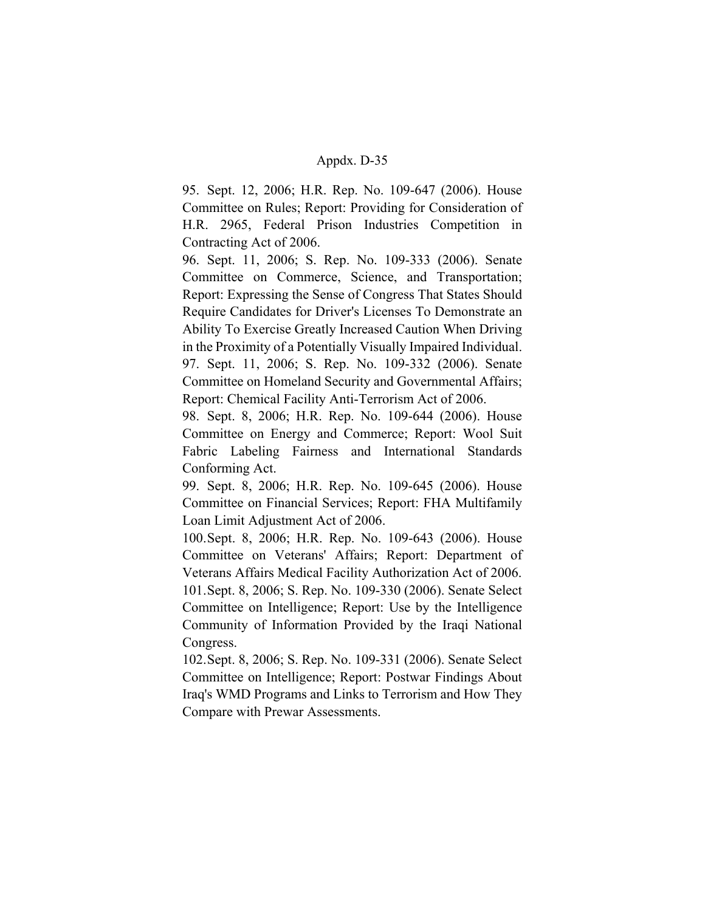95. Sept. 12, 2006; H.R. Rep. No. 109-647 (2006). House Committee on Rules; Report: Providing for Consideration of H.R. 2965, Federal Prison Industries Competition in Contracting Act of 2006.

96. Sept. 11, 2006; S. Rep. No. 109-333 (2006). Senate Committee on Commerce, Science, and Transportation; Report: Expressing the Sense of Congress That States Should Require Candidates for Driver's Licenses To Demonstrate an Ability To Exercise Greatly Increased Caution When Driving in the Proximity of a Potentially Visually Impaired Individual.

97. Sept. 11, 2006; S. Rep. No. 109-332 (2006). Senate Committee on Homeland Security and Governmental Affairs; Report: Chemical Facility Anti-Terrorism Act of 2006.

98. Sept. 8, 2006; H.R. Rep. No. 109-644 (2006). House Committee on Energy and Commerce; Report: Wool Suit Fabric Labeling Fairness and International Standards Conforming Act.

99. Sept. 8, 2006; H.R. Rep. No. 109-645 (2006). House Committee on Financial Services; Report: FHA Multifamily Loan Limit Adjustment Act of 2006.

100. Sept. 8, 2006; H.R. Rep. No. 109-643 (2006). House Committee on Veterans' Affairs; Report: Department of Veterans Affairs Medical Facility Authorization Act of 2006.

101. Sept. 8, 2006; S. Rep. No. 109-330 (2006). Senate Select Committee on Intelligence; Report: Use by the Intelligence Community of Information Provided by the Iraqi National Congress.

102. Sept. 8, 2006; S. Rep. No. 109-331 (2006). Senate Select Committee on Intelligence; Report: Postwar Findings About Iraq's WMD Programs and Links to Terrorism and How They Compare with Prewar Assessments.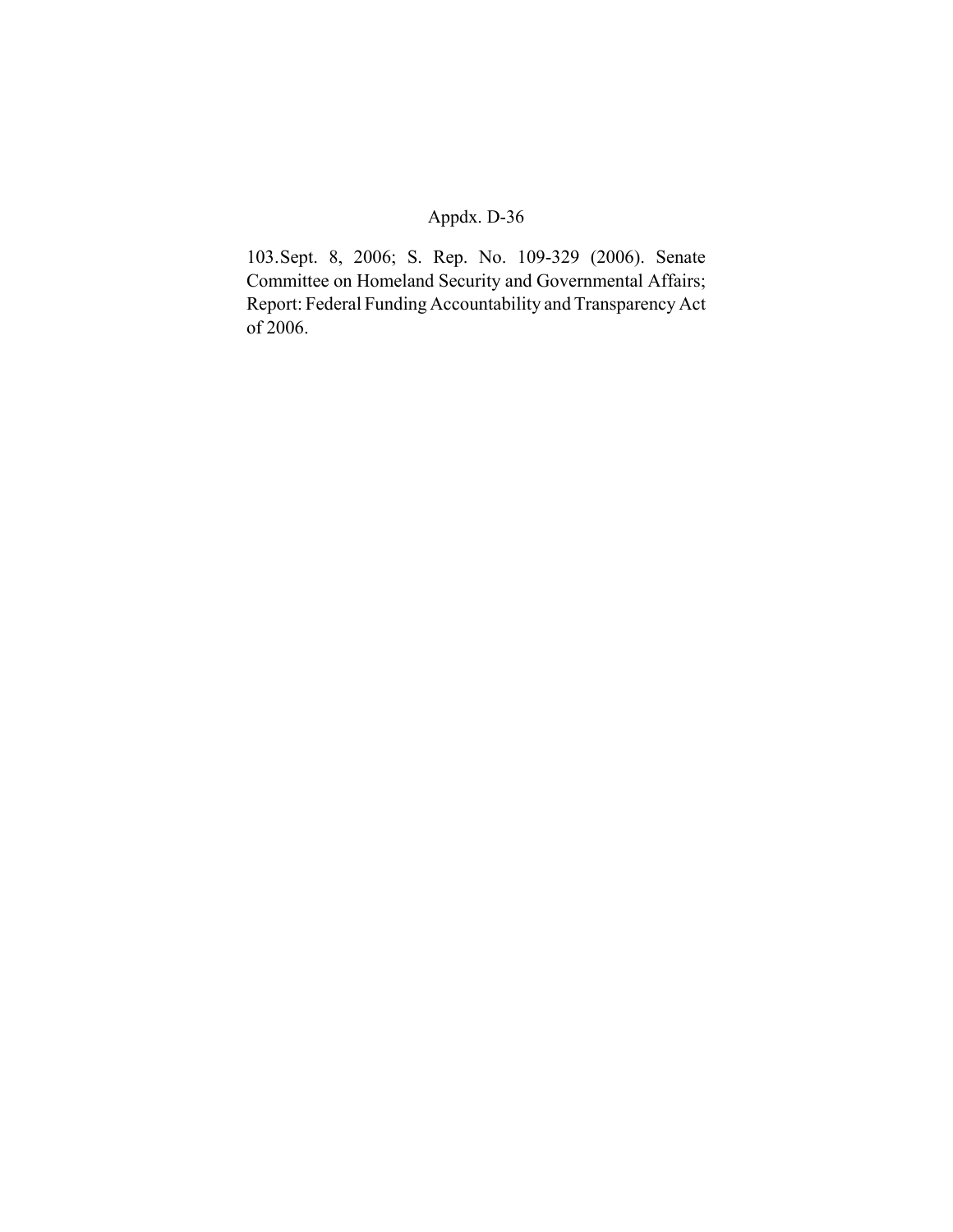103. Sept. 8, 2006; S. Rep. No. 109-329 (2006). Senate Committee on Homeland Security and Governmental Affairs; Report: Federal Funding Accountability and Transparency Act of 2006.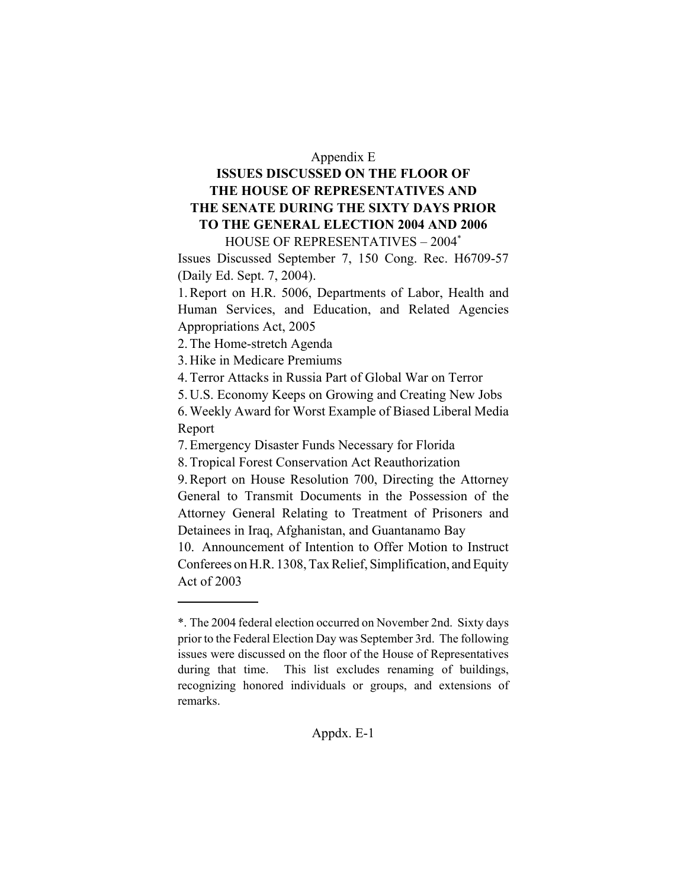Appendix E

## ISSUES DISCUSSED ON THE FLOOR OF THE HOUSE OF REPRESENTATIVES AND THE SENATE DURING THE SIXTY DAYS PRIOR TO THE GENERAL ELECTION 2004 AND 2006

### HOUSE OF REPRESENTATIVES – 2004*

Issues Discussed September 7, 150 Cong. Rec. H6709-57 (Daily Ed. Sept. 7, 2004).

1. Report on H.R. 5006, Departments of Labor, Health and Human Services, and Education, and Related Agencies Appropriations Act, 2005
2. The Home-stretch Agenda
3. Hike in Medicare Premiums
4. Terror Attacks in Russia Part of Global War on Terror
5. U.S. Economy Keeps on Growing and Creating New Jobs
6. Weekly Award for Worst Example of Biased Liberal Media Report
7. Emergency Disaster Funds Necessary for Florida
8. Tropical Forest Conservation Act Reauthorization
9. Report on House Resolution 700, Directing the Attorney General to Transmit Documents in the Possession of the Attorney General Relating to Treatment of Prisoners and Detainees in Iraq, Afghanistan, and Guantanamo Bay
10. Announcement of Intention to Offer Motion to Instruct Conferees on H.R. 1308, Tax Relief, Simplification, and Equity Act of 2003

---

*. The 2004 federal election occurred on November 2nd. Sixty days prior to the Federal Election Day was September 3rd. The following issues were discussed on the floor of the House of Representatives during that time. This list excludes renaming of buildings, recognizing honored individuals or groups, and extensions of remarks.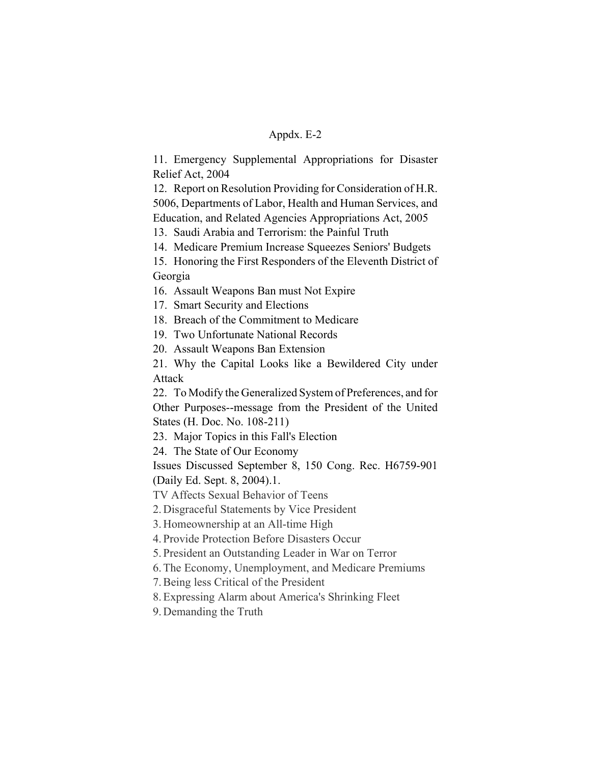Appdx. E-2

11. Emergency Supplemental Appropriations for Disaster Relief Act, 2004
12. Report on Resolution Providing for Consideration of H.R. 5006, Departments of Labor, Health and Human Services, and Education, and Related Agencies Appropriations Act, 2005
13. Saudi Arabia and Terrorism: the Painful Truth
14. Medicare Premium Increase Squeezes Seniors' Budgets
15. Honoring the First Responders of the Eleventh District of Georgia
16. Assault Weapons Ban must Not Expire
17. Smart Security and Elections
18. Breach of the Commitment to Medicare
19. Two Unfortunate National Records
20. Assault Weapons Ban Extension
21. Why the Capital Looks like a Bewildered City under Attack
22. To Modify the Generalized System of Preferences, and for Other Purposes--message from the President of the United States (H. Doc. No. 108-211)
23. Major Topics in this Fall's Election
24. The State of Our Economy

Issues Discussed September 8, 150 Cong. Rec. H6759-901 (Daily Ed. Sept. 8, 2004).1.

TV Affects Sexual Behavior of Teens
2. Disgraceful Statements by Vice President
3. Homeownership at an All-time High
4. Provide Protection Before Disasters Occur
5. President an Outstanding Leader in War on Terror
6. The Economy, Unemployment, and Medicare Premiums
7. Being less Critical of the President
8. Expressing Alarm about America's Shrinking Fleet
9. Demanding the Truth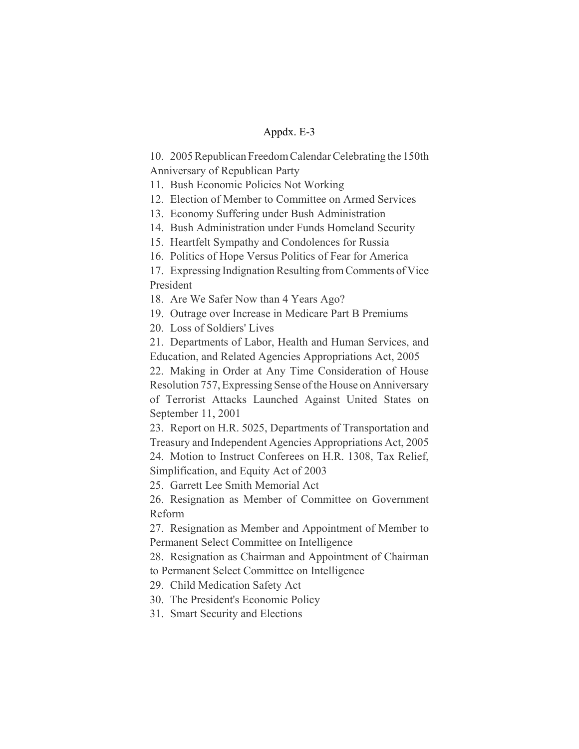10. 2005 Republican Freedom Calendar Celebrating the 150th Anniversary of Republican Party
11. Bush Economic Policies Not Working
12. Election of Member to Committee on Armed Services
13. Economy Suffering under Bush Administration
14. Bush Administration under Funds Homeland Security
15. Heartfelt Sympathy and Condolences for Russia
16. Politics of Hope Versus Politics of Fear for America
17. Expressing Indignation Resulting from Comments of Vice President
18. Are We Safer Now than 4 Years Ago?
19. Outrage over Increase in Medicare Part B Premiums
20. Loss of Soldiers' Lives
21. Departments of Labor, Health and Human Services, and Education, and Related Agencies Appropriations Act, 2005
22. Making in Order at Any Time Consideration of House Resolution 757, Expressing Sense of the House on Anniversary of Terrorist Attacks Launched Against United States on September 11, 2001
23. Report on H.R. 5025, Departments of Transportation and Treasury and Independent Agencies Appropriations Act, 2005
24. Motion to Instruct Conferees on H.R. 1308, Tax Relief, Simplification, and Equity Act of 2003
25. Garrett Lee Smith Memorial Act
26. Resignation as Member of Committee on Government Reform
27. Resignation as Member and Appointment of Member to Permanent Select Committee on Intelligence
28. Resignation as Chairman and Appointment of Chairman to Permanent Select Committee on Intelligence
29. Child Medication Safety Act
30. The President's Economic Policy
31. Smart Security and Elections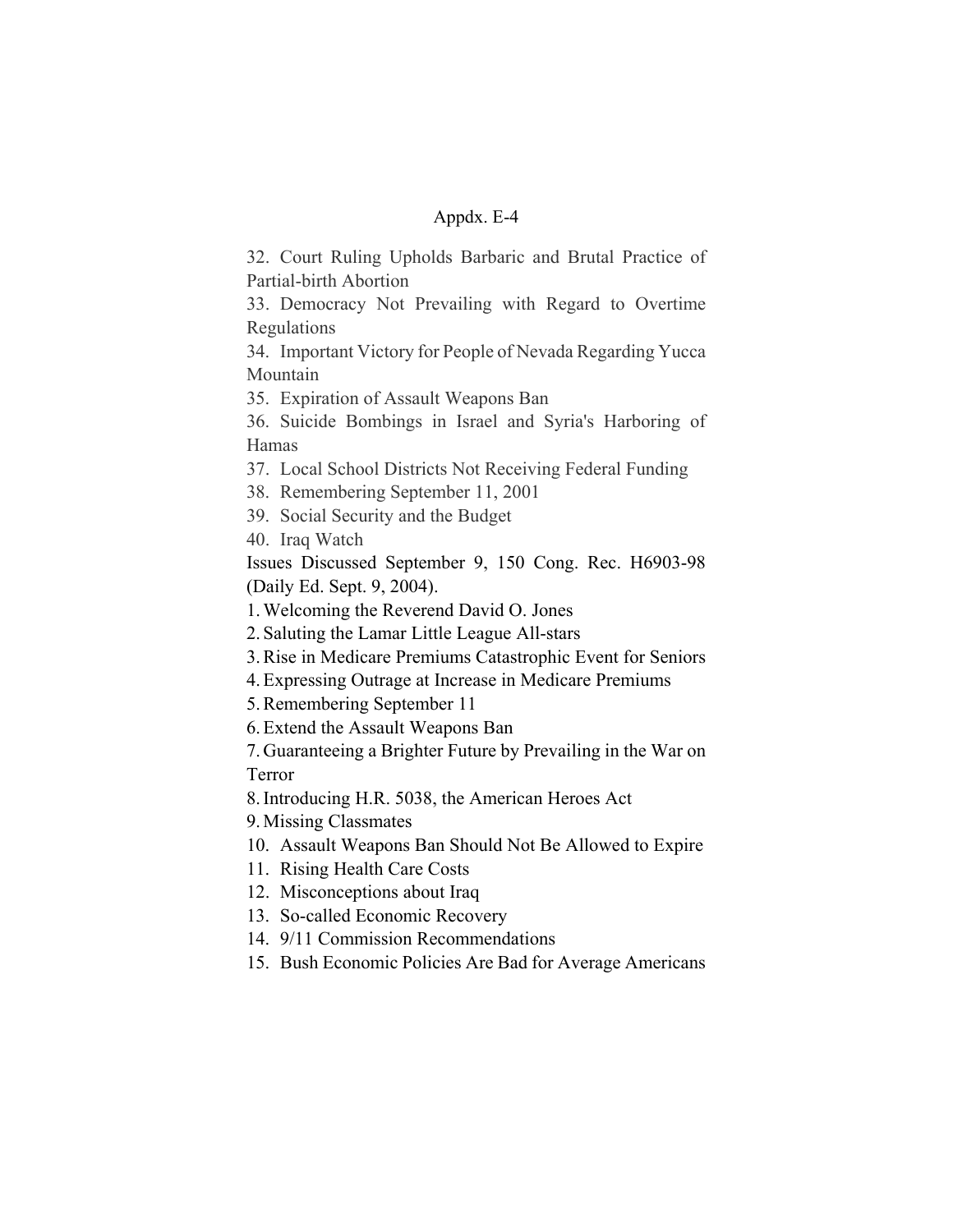Appdx. E-4

32. Court Ruling Upholds Barbaric and Brutal Practice of Partial-birth Abortion
33. Democracy Not Prevailing with Regard to Overtime Regulations
34. Important Victory for People of Nevada Regarding Yucca Mountain
35. Expiration of Assault Weapons Ban
36. Suicide Bombings in Israel and Syria's Harboring of Hamas
37. Local School Districts Not Receiving Federal Funding
38. Remembering September 11, 2001
39. Social Security and the Budget
40. Iraq Watch

Issues Discussed September 9, 150 Cong. Rec. H6903-98 (Daily Ed. Sept. 9, 2004).

1. Welcoming the Reverend David O. Jones
2. Saluting the Lamar Little League All-stars
3. Rise in Medicare Premiums Catastrophic Event for Seniors
4. Expressing Outrage at Increase in Medicare Premiums
5. Remembering September 11
6. Extend the Assault Weapons Ban
7. Guaranteeing a Brighter Future by Prevailing in the War on Terror
8. Introducing H.R. 5038, the American Heroes Act
9. Missing Classmates
10. Assault Weapons Ban Should Not Be Allowed to Expire
11. Rising Health Care Costs
12. Misconceptions about Iraq
13. So-called Economic Recovery
14. 9/11 Commission Recommendations
15. Bush Economic Policies Are Bad for Average Americans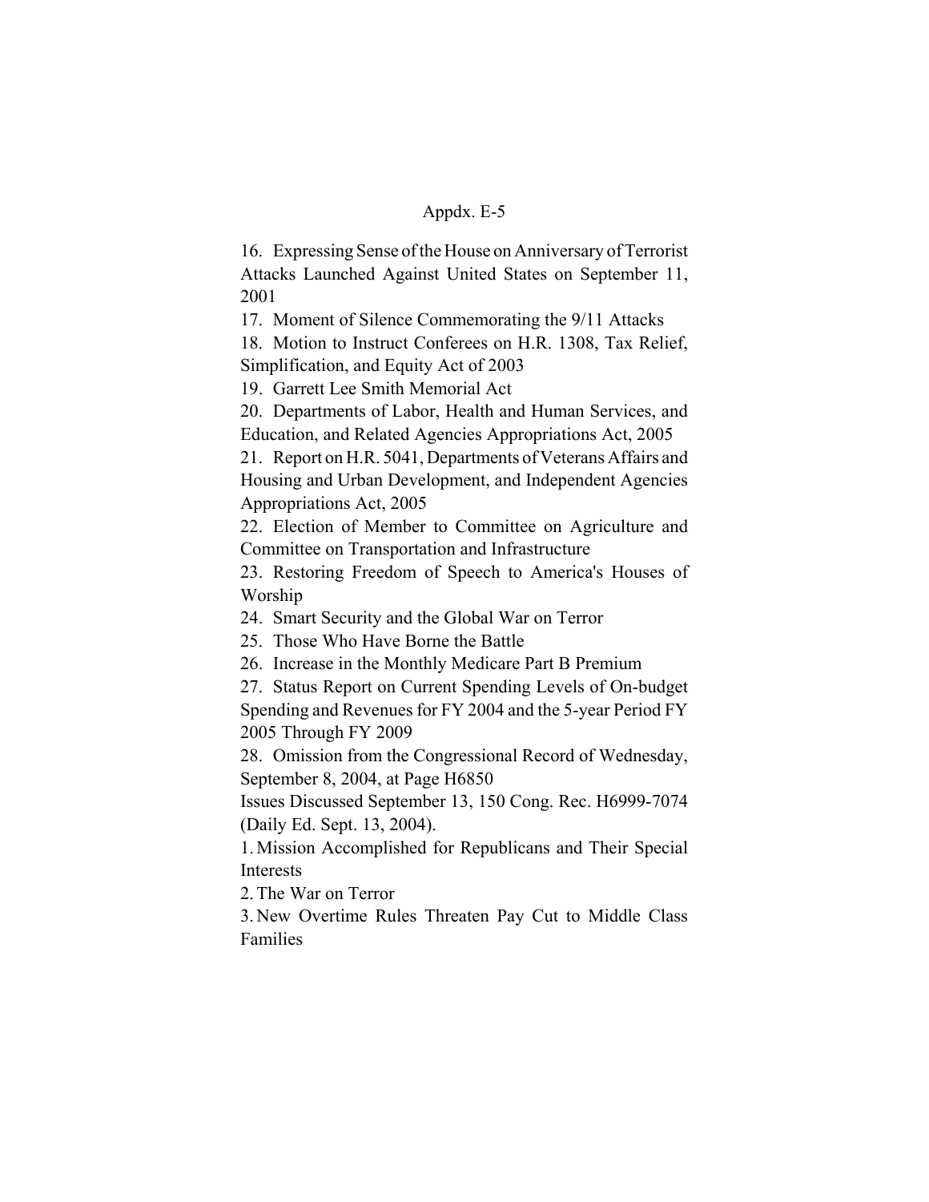16. Expressing Sense of the House on Anniversary of Terrorist Attacks Launched Against United States on September 11, 2001

17. Moment of Silence Commemorating the 9/11 Attacks

18. Motion to Instruct Conferees on H.R. 1308, Tax Relief, Simplification, and Equity Act of 2003

19. Garrett Lee Smith Memorial Act

20. Departments of Labor, Health and Human Services, and Education, and Related Agencies Appropriations Act, 2005

21. Report on H.R. 5041, Departments of Veterans Affairs and Housing and Urban Development, and Independent Agencies Appropriations Act, 2005

22. Election of Member to Committee on Agriculture and Committee on Transportation and Infrastructure

23. Restoring Freedom of Speech to America's Houses of Worship

24. Smart Security and the Global War on Terror

25. Those Who Have Borne the Battle

26. Increase in the Monthly Medicare Part B Premium

27. Status Report on Current Spending Levels of On-budget Spending and Revenues for FY 2004 and the 5-year Period FY 2005 Through FY 2009

28. Omission from the Congressional Record of Wednesday, September 8, 2004, at Page H6850

Issues Discussed September 13, 150 Cong. Rec. H6999-7074 (Daily Ed. Sept. 13, 2004).

1. Mission Accomplished for Republicans and Their Special Interests

2. The War on Terror

3. New Overtime Rules Threaten Pay Cut to Middle Class Families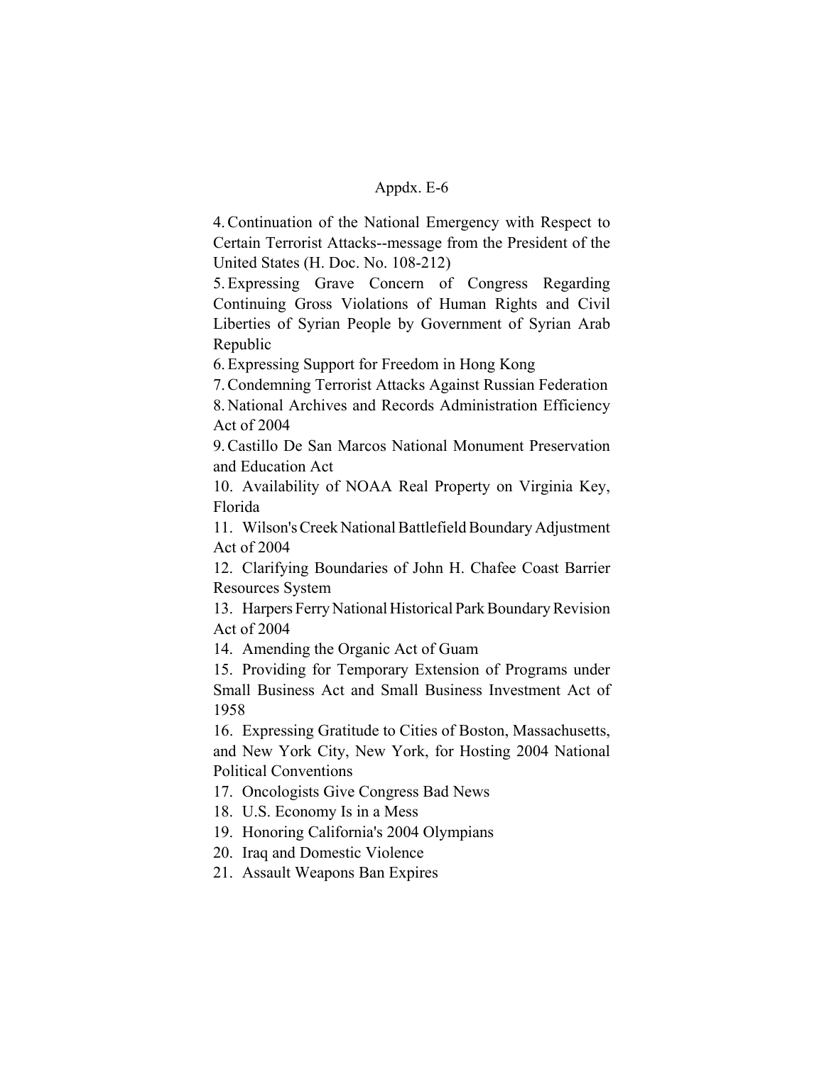Appdx. E-6

4. Continuation of the National Emergency with Respect to Certain Terrorist Attacks--message from the President of the United States (H. Doc. No. 108-212)
5. Expressing Grave Concern of Congress Regarding Continuing Gross Violations of Human Rights and Civil Liberties of Syrian People by Government of Syrian Arab Republic
6. Expressing Support for Freedom in Hong Kong
7. Condemning Terrorist Attacks Against Russian Federation
8. National Archives and Records Administration Efficiency Act of 2004
9. Castillo De San Marcos National Monument Preservation and Education Act
10. Availability of NOAA Real Property on Virginia Key, Florida
11. Wilson's Creek National Battlefield Boundary Adjustment Act of 2004
12. Clarifying Boundaries of John H. Chafee Coast Barrier Resources System
13. Harpers Ferry National Historical Park Boundary Revision Act of 2004
14. Amending the Organic Act of Guam
15. Providing for Temporary Extension of Programs under Small Business Act and Small Business Investment Act of 1958
16. Expressing Gratitude to Cities of Boston, Massachusetts, and New York City, New York, for Hosting 2004 National Political Conventions
17. Oncologists Give Congress Bad News
18. U.S. Economy Is in a Mess
19. Honoring California's 2004 Olympians
20. Iraq and Domestic Violence
21. Assault Weapons Ban Expires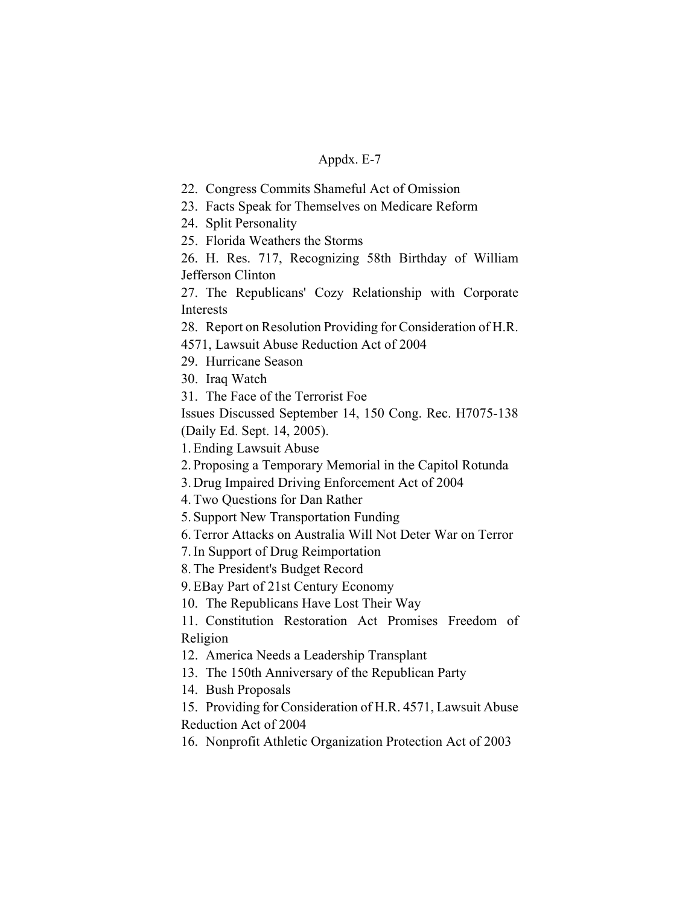Appdx. E-7

22. Congress Commits Shameful Act of Omission
23. Facts Speak for Themselves on Medicare Reform
24. Split Personality
25. Florida Weathers the Storms
26. H. Res. 717, Recognizing 58th Birthday of William Jefferson Clinton
27. The Republicans' Cozy Relationship with Corporate Interests
28. Report on Resolution Providing for Consideration of H.R. 4571, Lawsuit Abuse Reduction Act of 2004
29. Hurricane Season
30. Iraq Watch
31. The Face of the Terrorist Foe

Issues Discussed September 14, 150 Cong. Rec. H7075-138 (Daily Ed. Sept. 14, 2005).

1. Ending Lawsuit Abuse
2. Proposing a Temporary Memorial in the Capitol Rotunda
3. Drug Impaired Driving Enforcement Act of 2004
4. Two Questions for Dan Rather
5. Support New Transportation Funding
6. Terror Attacks on Australia Will Not Deter War on Terror
7. In Support of Drug Reimportation
8. The President's Budget Record
9. EBay Part of 21st Century Economy
10. The Republicans Have Lost Their Way
11. Constitution Restoration Act Promises Freedom of Religion
12. America Needs a Leadership Transplant
13. The 150th Anniversary of the Republican Party
14. Bush Proposals
15. Providing for Consideration of H.R. 4571, Lawsuit Abuse Reduction Act of 2004
16. Nonprofit Athletic Organization Protection Act of 2003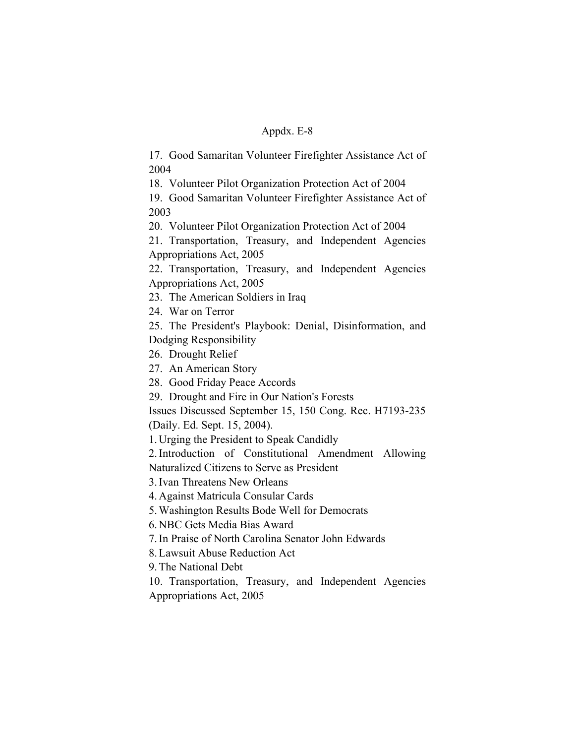17. Good Samaritan Volunteer Firefighter Assistance Act of 2004
18. Volunteer Pilot Organization Protection Act of 2004
19. Good Samaritan Volunteer Firefighter Assistance Act of 2003
20. Volunteer Pilot Organization Protection Act of 2004
21. Transportation, Treasury, and Independent Agencies Appropriations Act, 2005
22. Transportation, Treasury, and Independent Agencies Appropriations Act, 2005
23. The American Soldiers in Iraq
24. War on Terror
25. The President's Playbook: Denial, Disinformation, and Dodging Responsibility
26. Drought Relief
27. An American Story
28. Good Friday Peace Accords
29. Drought and Fire in Our Nation's Forests

Issues Discussed September 15, 150 Cong. Rec. H7193-235 (Daily. Ed. Sept. 15, 2004).

1. Urging the President to Speak Candidly
2. Introduction of Constitutional Amendment Allowing Naturalized Citizens to Serve as President
3. Ivan Threatens New Orleans
4. Against Matricula Consular Cards
5. Washington Results Bode Well for Democrats
6. NBC Gets Media Bias Award
7. In Praise of North Carolina Senator John Edwards
8. Lawsuit Abuse Reduction Act
9. The National Debt
10. Transportation, Treasury, and Independent Agencies Appropriations Act, 2005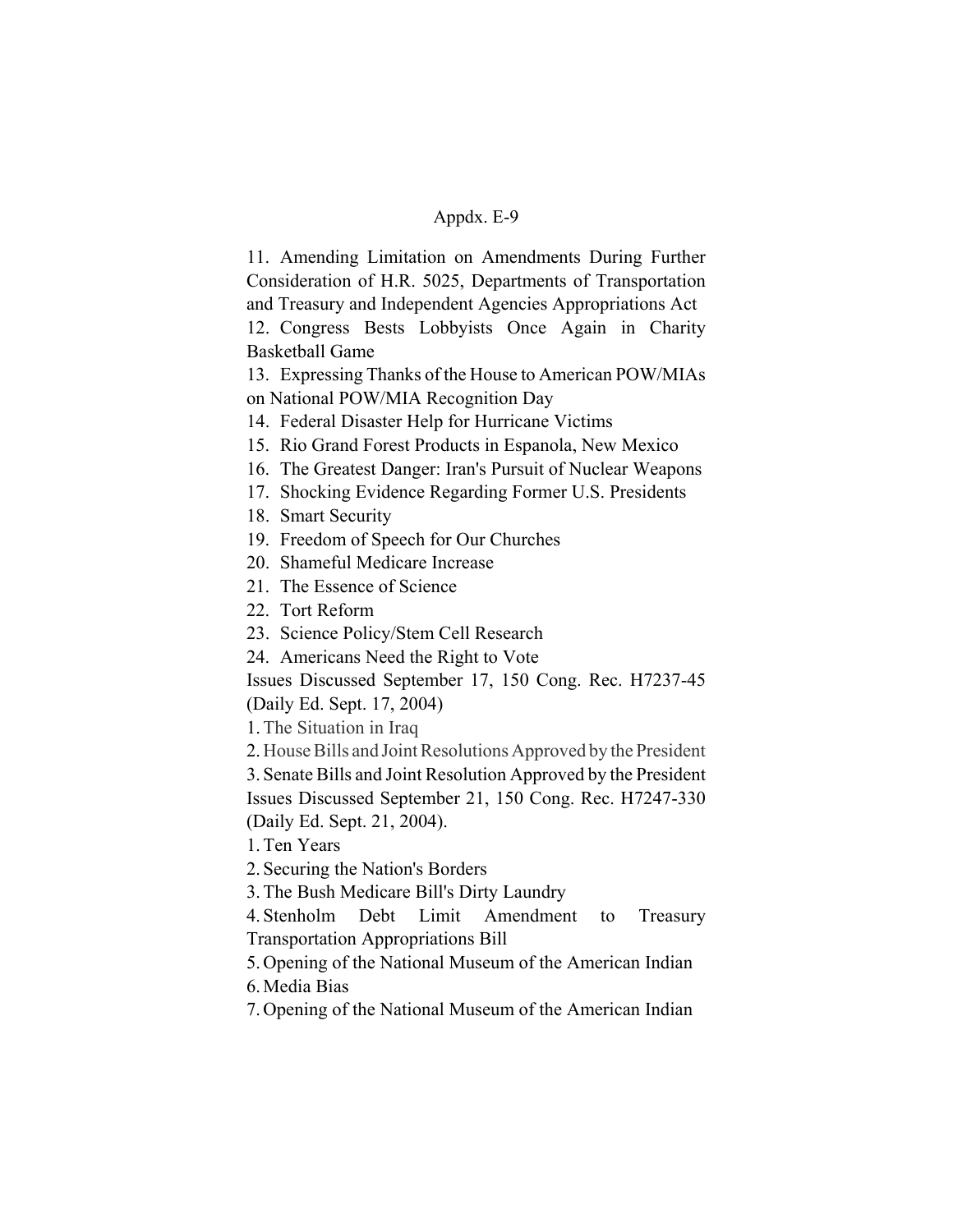11. Amending Limitation on Amendments During Further Consideration of H.R. 5025, Departments of Transportation and Treasury and Independent Agencies Appropriations Act
12. Congress Bests Lobbyists Once Again in Charity Basketball Game
13. Expressing Thanks of the House to American POW/MIAs on National POW/MIA Recognition Day
14. Federal Disaster Help for Hurricane Victims
15. Rio Grand Forest Products in Espanola, New Mexico
16. The Greatest Danger: Iran's Pursuit of Nuclear Weapons
17. Shocking Evidence Regarding Former U.S. Presidents
18. Smart Security
19. Freedom of Speech for Our Churches
20. Shameful Medicare Increase
21. The Essence of Science
22. Tort Reform
23. Science Policy/Stem Cell Research
24. Americans Need the Right to Vote

Issues Discussed September 17, 150 Cong. Rec. H7237-45 (Daily Ed. Sept. 17, 2004)

1. The Situation in Iraq
2. House Bills and Joint Resolutions Approved by the President
3. Senate Bills and Joint Resolution Approved by the President

Issues Discussed September 21, 150 Cong. Rec. H7247-330 (Daily Ed. Sept. 21, 2004).

1. Ten Years
2. Securing the Nation's Borders
3. The Bush Medicare Bill's Dirty Laundry
4. Stenholm Debt Limit Amendment to Treasury Transportation Appropriations Bill
5. Opening of the National Museum of the American Indian
6. Media Bias
7. Opening of the National Museum of the American Indian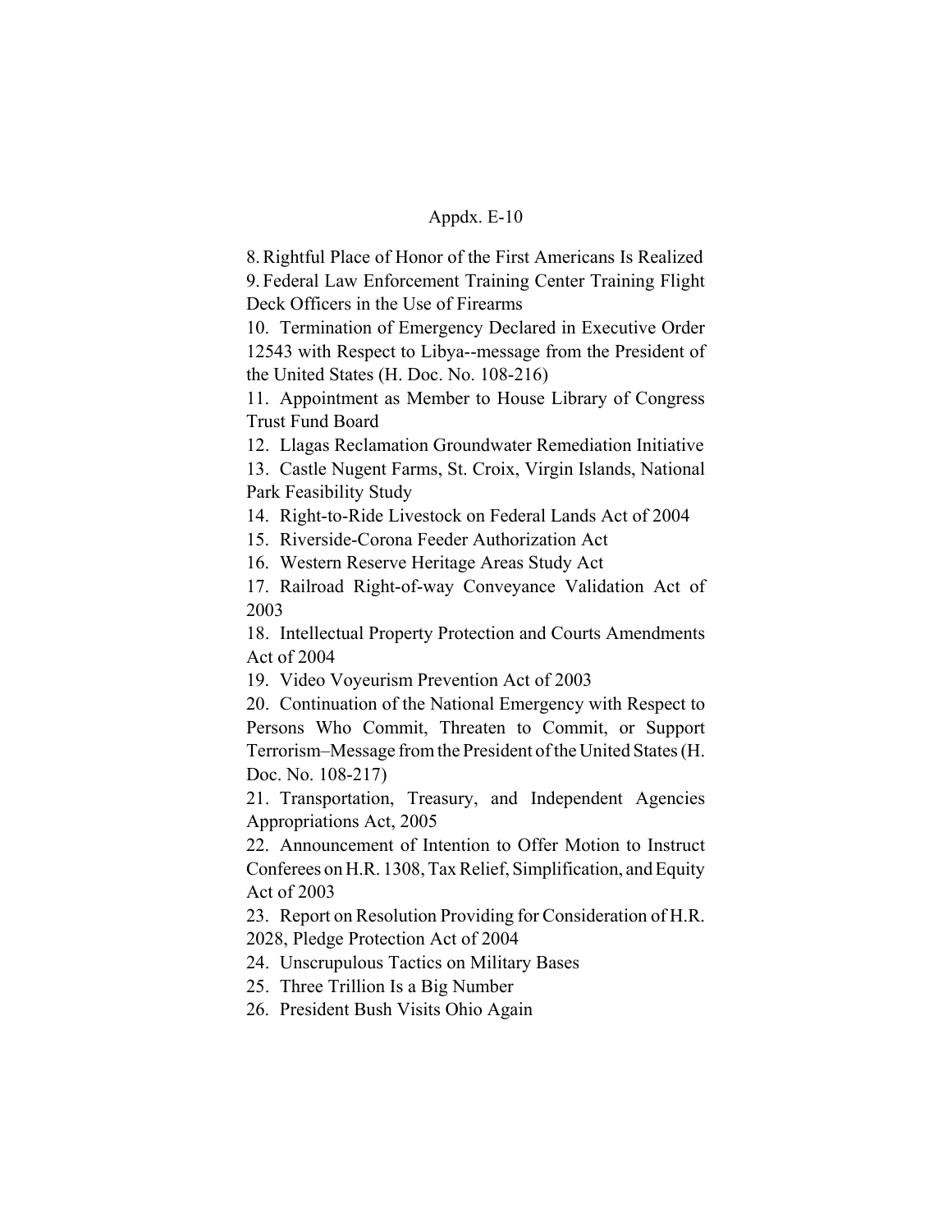8. Rightful Place of Honor of the First Americans Is Realized
9. Federal Law Enforcement Training Center Training Flight Deck Officers in the Use of Firearms
10. Termination of Emergency Declared in Executive Order 12543 with Respect to Libya--message from the President of the United States (H. Doc. No. 108-216)
11. Appointment as Member to House Library of Congress Trust Fund Board
12. Llagas Reclamation Groundwater Remediation Initiative
13. Castle Nugent Farms, St. Croix, Virgin Islands, National Park Feasibility Study
14. Right-to-Ride Livestock on Federal Lands Act of 2004
15. Riverside-Corona Feeder Authorization Act
16. Western Reserve Heritage Areas Study Act
17. Railroad Right-of-way Conveyance Validation Act of 2003
18. Intellectual Property Protection and Courts Amendments Act of 2004
19. Video Voyeurism Prevention Act of 2003
20. Continuation of the National Emergency with Respect to Persons Who Commit, Threaten to Commit, or Support Terrorism–Message from the President of the United States (H. Doc. No. 108-217)
21. Transportation, Treasury, and Independent Agencies Appropriations Act, 2005
22. Announcement of Intention to Offer Motion to Instruct Conferees on H.R. 1308, Tax Relief, Simplification, and Equity Act of 2003
23. Report on Resolution Providing for Consideration of H.R. 2028, Pledge Protection Act of 2004
24. Unscrupulous Tactics on Military Bases
25. Three Trillion Is a Big Number
26. President Bush Visits Ohio Again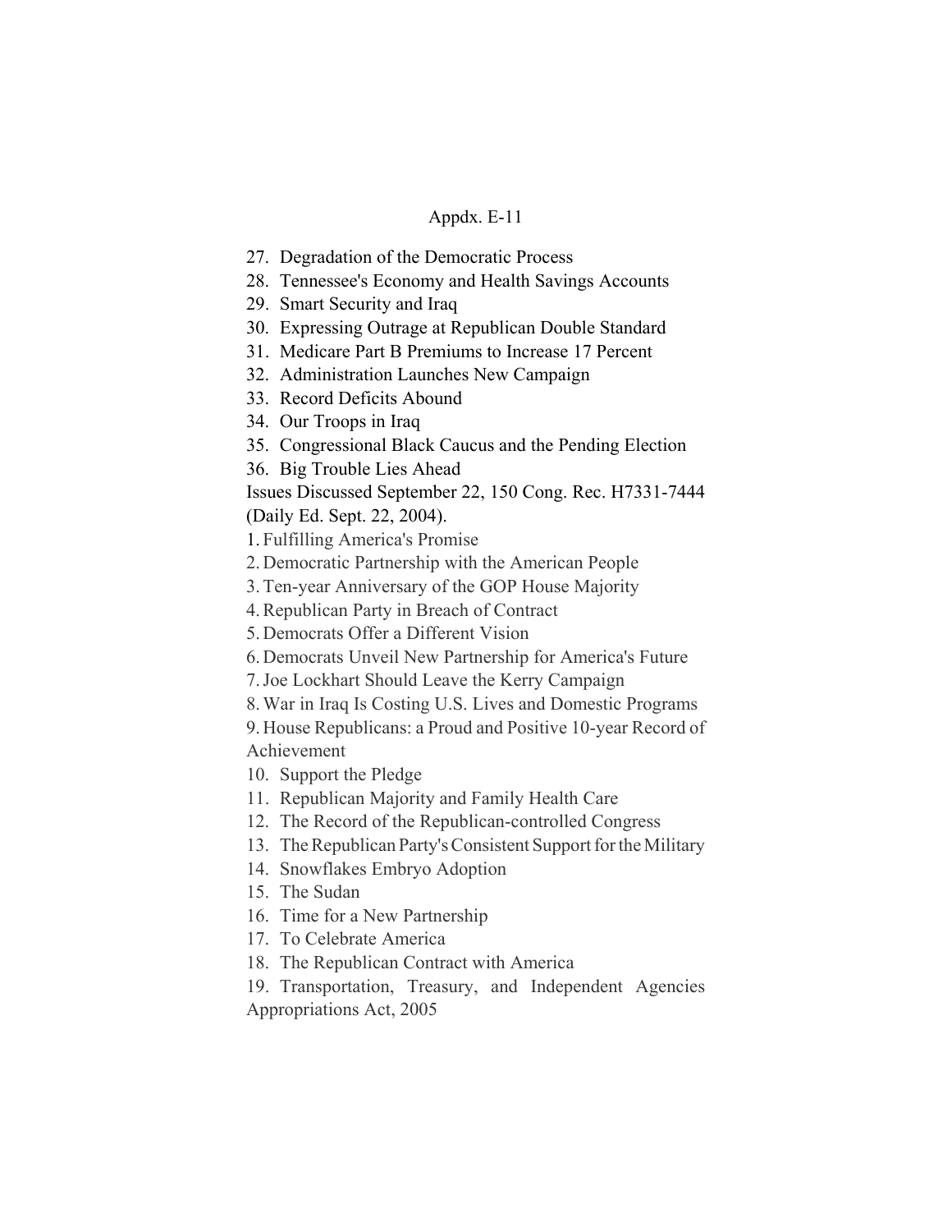Appdx. E-11

27. Degradation of the Democratic Process
28. Tennessee's Economy and Health Savings Accounts
29. Smart Security and Iraq
30. Expressing Outrage at Republican Double Standard
31. Medicare Part B Premiums to Increase 17 Percent
32. Administration Launches New Campaign
33. Record Deficits Abound
34. Our Troops in Iraq
35. Congressional Black Caucus and the Pending Election
36. Big Trouble Lies Ahead

Issues Discussed September 22, 150 Cong. Rec. H7331-7444 (Daily Ed. Sept. 22, 2004).

1. Fulfilling America's Promise
2. Democratic Partnership with the American People
3. Ten-year Anniversary of the GOP House Majority
4. Republican Party in Breach of Contract
5. Democrats Offer a Different Vision
6. Democrats Unveil New Partnership for America's Future
7. Joe Lockhart Should Leave the Kerry Campaign
8. War in Iraq Is Costing U.S. Lives and Domestic Programs
9. House Republicans: a Proud and Positive 10-year Record of Achievement
10. Support the Pledge
11. Republican Majority and Family Health Care
12. The Record of the Republican-controlled Congress
13. The Republican Party's Consistent Support for the Military
14. Snowflakes Embryo Adoption
15. The Sudan
16. Time for a New Partnership
17. To Celebrate America
18. The Republican Contract with America
19. Transportation, Treasury, and Independent Agencies Appropriations Act, 2005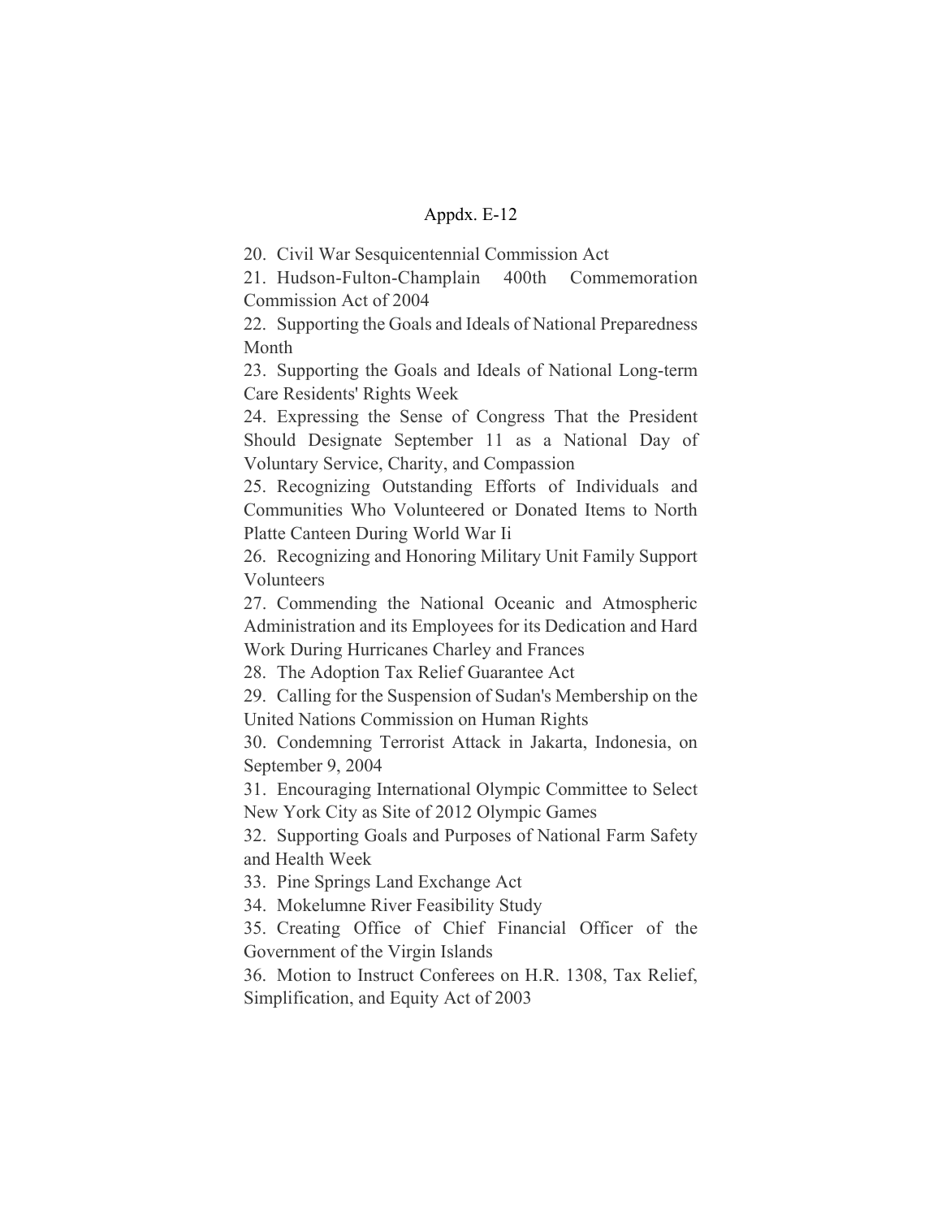Appdx. E-12

20. Civil War Sesquicentennial Commission Act
21. Hudson-Fulton-Champlain 400th Commemoration Commission Act of 2004
22. Supporting the Goals and Ideals of National Preparedness Month
23. Supporting the Goals and Ideals of National Long-term Care Residents' Rights Week
24. Expressing the Sense of Congress That the President Should Designate September 11 as a National Day of Voluntary Service, Charity, and Compassion
25. Recognizing Outstanding Efforts of Individuals and Communities Who Volunteered or Donated Items to North Platte Canteen During World War Ii
26. Recognizing and Honoring Military Unit Family Support Volunteers
27. Commending the National Oceanic and Atmospheric Administration and its Employees for its Dedication and Hard Work During Hurricanes Charley and Frances
28. The Adoption Tax Relief Guarantee Act
29. Calling for the Suspension of Sudan's Membership on the United Nations Commission on Human Rights
30. Condemning Terrorist Attack in Jakarta, Indonesia, on September 9, 2004
31. Encouraging International Olympic Committee to Select New York City as Site of 2012 Olympic Games
32. Supporting Goals and Purposes of National Farm Safety and Health Week
33. Pine Springs Land Exchange Act
34. Mokelumne River Feasibility Study
35. Creating Office of Chief Financial Officer of the Government of the Virgin Islands
36. Motion to Instruct Conferees on H.R. 1308, Tax Relief, Simplification, and Equity Act of 2003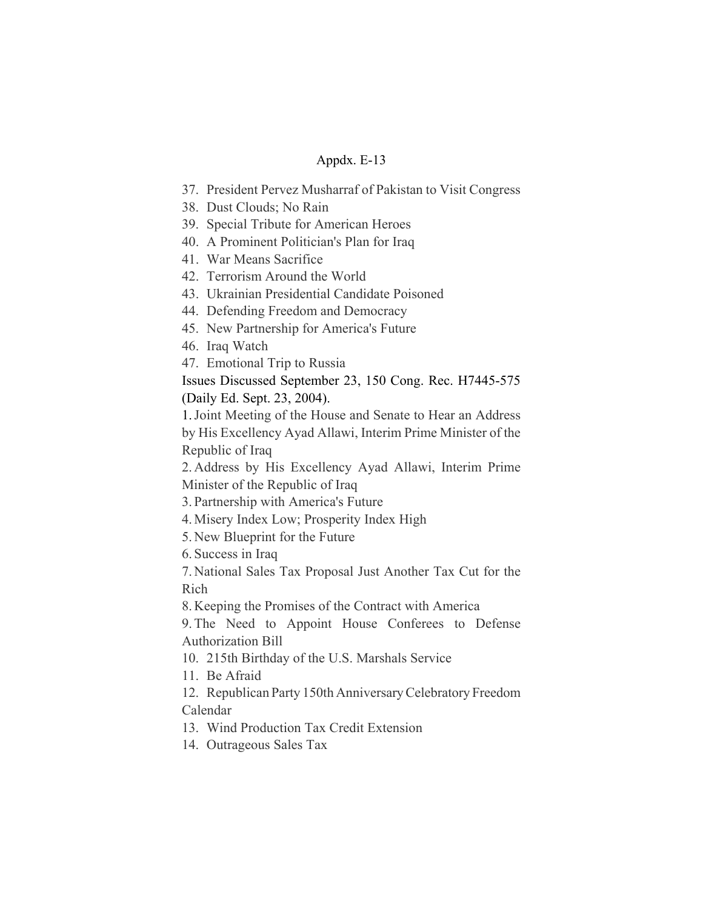Appdx. E-13

37. President Pervez Musharraf of Pakistan to Visit Congress
38. Dust Clouds; No Rain
39. Special Tribute for American Heroes
40. A Prominent Politician's Plan for Iraq
41. War Means Sacrifice
42. Terrorism Around the World
43. Ukrainian Presidential Candidate Poisoned
44. Defending Freedom and Democracy
45. New Partnership for America's Future
46. Iraq Watch
47. Emotional Trip to Russia

Issues Discussed September 23, 150 Cong. Rec. H7445-575 (Daily Ed. Sept. 23, 2004).

1. Joint Meeting of the House and Senate to Hear an Address by His Excellency Ayad Allawi, Interim Prime Minister of the Republic of Iraq
2. Address by His Excellency Ayad Allawi, Interim Prime Minister of the Republic of Iraq
3. Partnership with America's Future
4. Misery Index Low; Prosperity Index High
5. New Blueprint for the Future
6. Success in Iraq
7. National Sales Tax Proposal Just Another Tax Cut for the Rich
8. Keeping the Promises of the Contract with America
9. The Need to Appoint House Conferees to Defense Authorization Bill
10. 215th Birthday of the U.S. Marshals Service
11. Be Afraid
12. Republican Party 150th Anniversary Celebratory Freedom Calendar
13. Wind Production Tax Credit Extension
14. Outrageous Sales Tax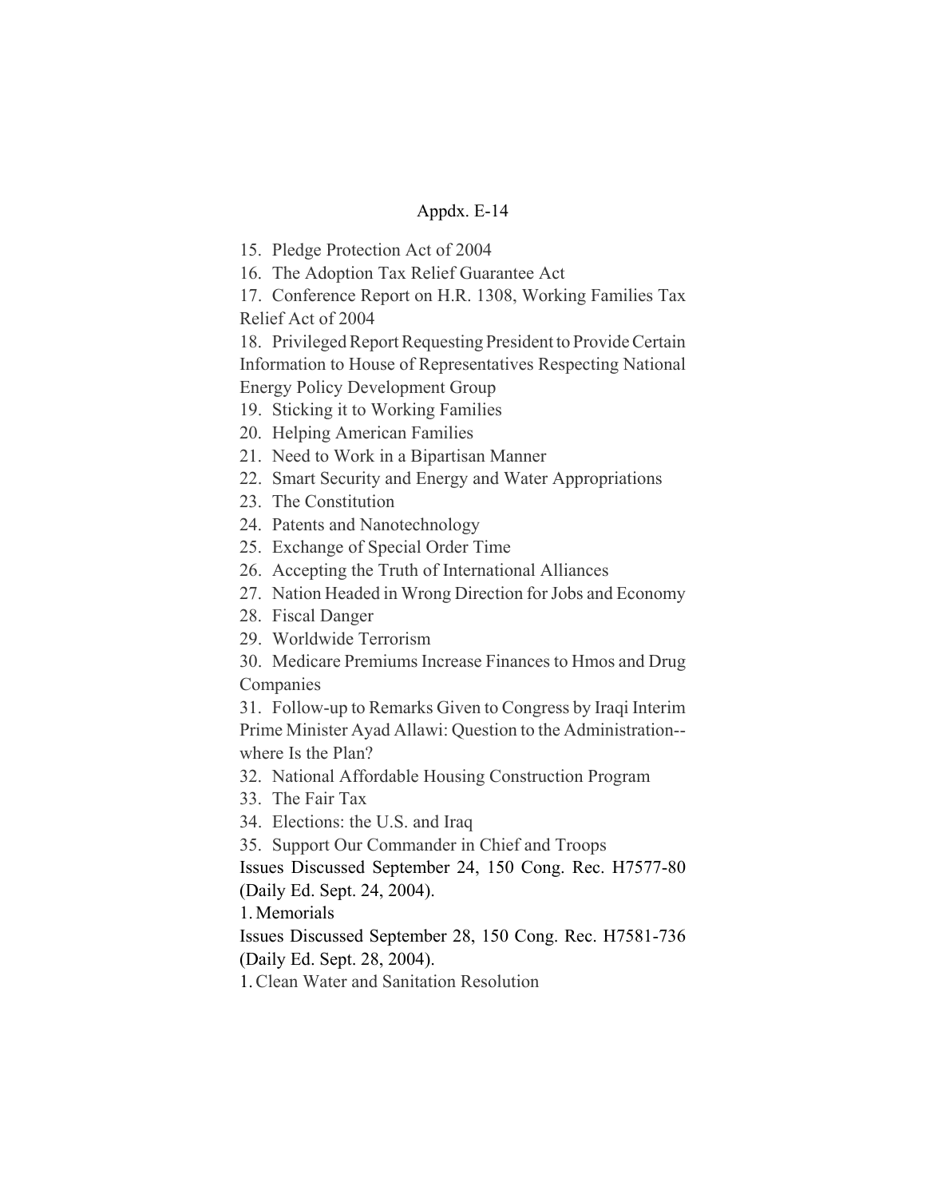15. Pledge Protection Act of 2004
16. The Adoption Tax Relief Guarantee Act
17. Conference Report on H.R. 1308, Working Families Tax Relief Act of 2004
18. Privileged Report Requesting President to Provide Certain Information to House of Representatives Respecting National Energy Policy Development Group
19. Sticking it to Working Families
20. Helping American Families
21. Need to Work in a Bipartisan Manner
22. Smart Security and Energy and Water Appropriations
23. The Constitution
24. Patents and Nanotechnology
25. Exchange of Special Order Time
26. Accepting the Truth of International Alliances
27. Nation Headed in Wrong Direction for Jobs and Economy
28. Fiscal Danger
29. Worldwide Terrorism
30. Medicare Premiums Increase Finances to Hmos and Drug Companies
31. Follow-up to Remarks Given to Congress by Iraqi Interim Prime Minister Ayad Allawi: Question to the Administration--where Is the Plan?
32. National Affordable Housing Construction Program
33. The Fair Tax
34. Elections: the U.S. and Iraq
35. Support Our Commander in Chief and Troops

Issues Discussed September 24, 150 Cong. Rec. H7577-80 (Daily Ed. Sept. 24, 2004).

1. Memorials

Issues Discussed September 28, 150 Cong. Rec. H7581-736 (Daily Ed. Sept. 28, 2004).

1. Clean Water and Sanitation Resolution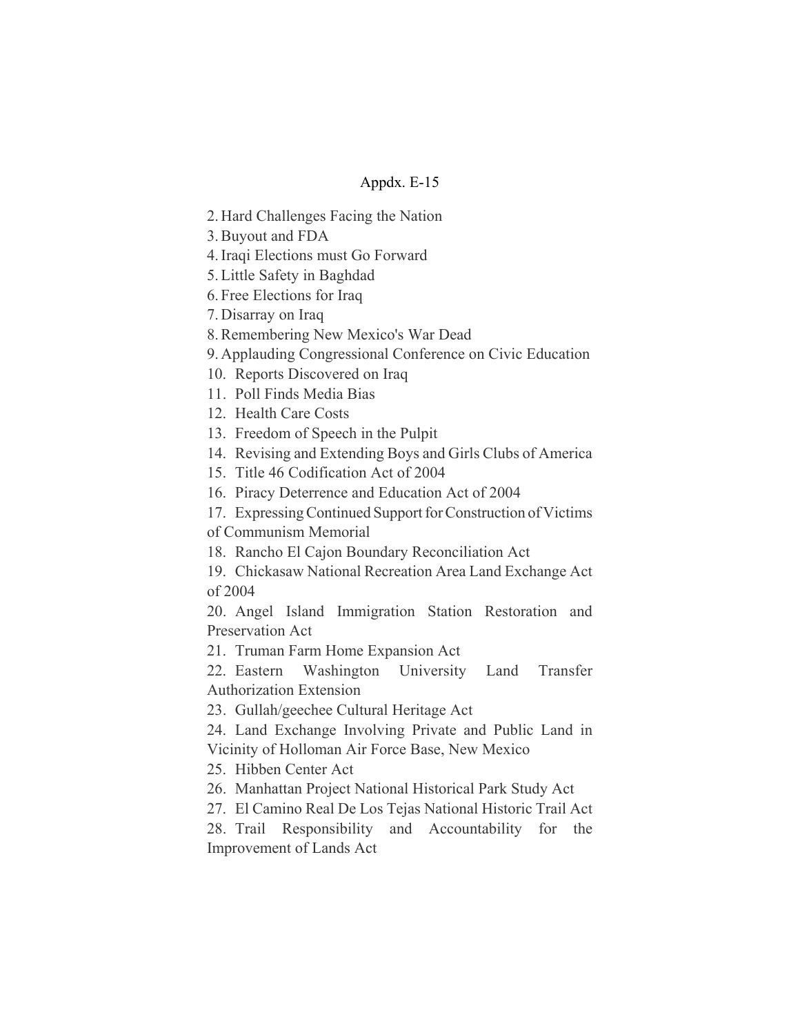Appdx. E-15

2. Hard Challenges Facing the Nation
3. Buyout and FDA
4. Iraqi Elections must Go Forward
5. Little Safety in Baghdad
6. Free Elections for Iraq
7. Disarray on Iraq
8. Remembering New Mexico's War Dead
9. Applauding Congressional Conference on Civic Education
10. Reports Discovered on Iraq
11. Poll Finds Media Bias
12. Health Care Costs
13. Freedom of Speech in the Pulpit
14. Revising and Extending Boys and Girls Clubs of America
15. Title 46 Codification Act of 2004
16. Piracy Deterrence and Education Act of 2004
17. Expressing Continued Support for Construction of Victims of Communism Memorial
18. Rancho El Cajon Boundary Reconciliation Act
19. Chickasaw National Recreation Area Land Exchange Act of 2004
20. Angel Island Immigration Station Restoration and Preservation Act
21. Truman Farm Home Expansion Act
22. Eastern Washington University Land Transfer Authorization Extension
23. Gullah/geechee Cultural Heritage Act
24. Land Exchange Involving Private and Public Land in Vicinity of Holloman Air Force Base, New Mexico
25. Hibben Center Act
26. Manhattan Project National Historical Park Study Act
27. El Camino Real De Los Tejas National Historic Trail Act
28. Trail Responsibility and Accountability for the Improvement of Lands Act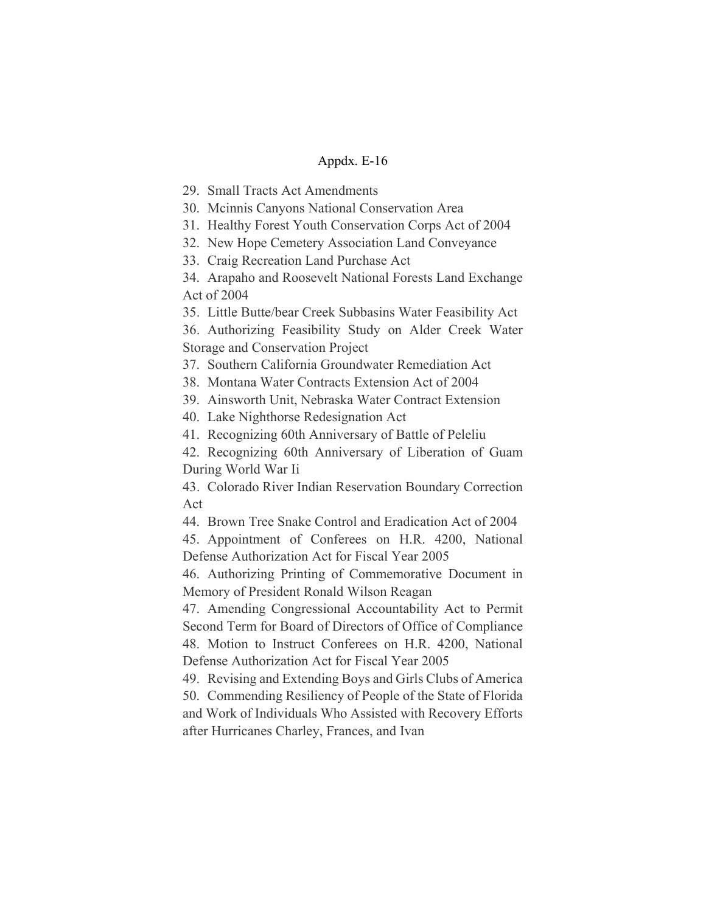Appdx. E-16

29. Small Tracts Act Amendments
30. Mcinnis Canyons National Conservation Area
31. Healthy Forest Youth Conservation Corps Act of 2004
32. New Hope Cemetery Association Land Conveyance
33. Craig Recreation Land Purchase Act
34. Arapaho and Roosevelt National Forests Land Exchange Act of 2004
35. Little Butte/bear Creek Subbasins Water Feasibility Act
36. Authorizing Feasibility Study on Alder Creek Water Storage and Conservation Project
37. Southern California Groundwater Remediation Act
38. Montana Water Contracts Extension Act of 2004
39. Ainsworth Unit, Nebraska Water Contract Extension
40. Lake Nighthorse Redesignation Act
41. Recognizing 60th Anniversary of Battle of Peleliu
42. Recognizing 60th Anniversary of Liberation of Guam During World War Ii
43. Colorado River Indian Reservation Boundary Correction Act
44. Brown Tree Snake Control and Eradication Act of 2004
45. Appointment of Conferees on H.R. 4200, National Defense Authorization Act for Fiscal Year 2005
46. Authorizing Printing of Commemorative Document in Memory of President Ronald Wilson Reagan
47. Amending Congressional Accountability Act to Permit Second Term for Board of Directors of Office of Compliance
48. Motion to Instruct Conferees on H.R. 4200, National Defense Authorization Act for Fiscal Year 2005
49. Revising and Extending Boys and Girls Clubs of America
50. Commending Resiliency of People of the State of Florida and Work of Individuals Who Assisted with Recovery Efforts after Hurricanes Charley, Frances, and Ivan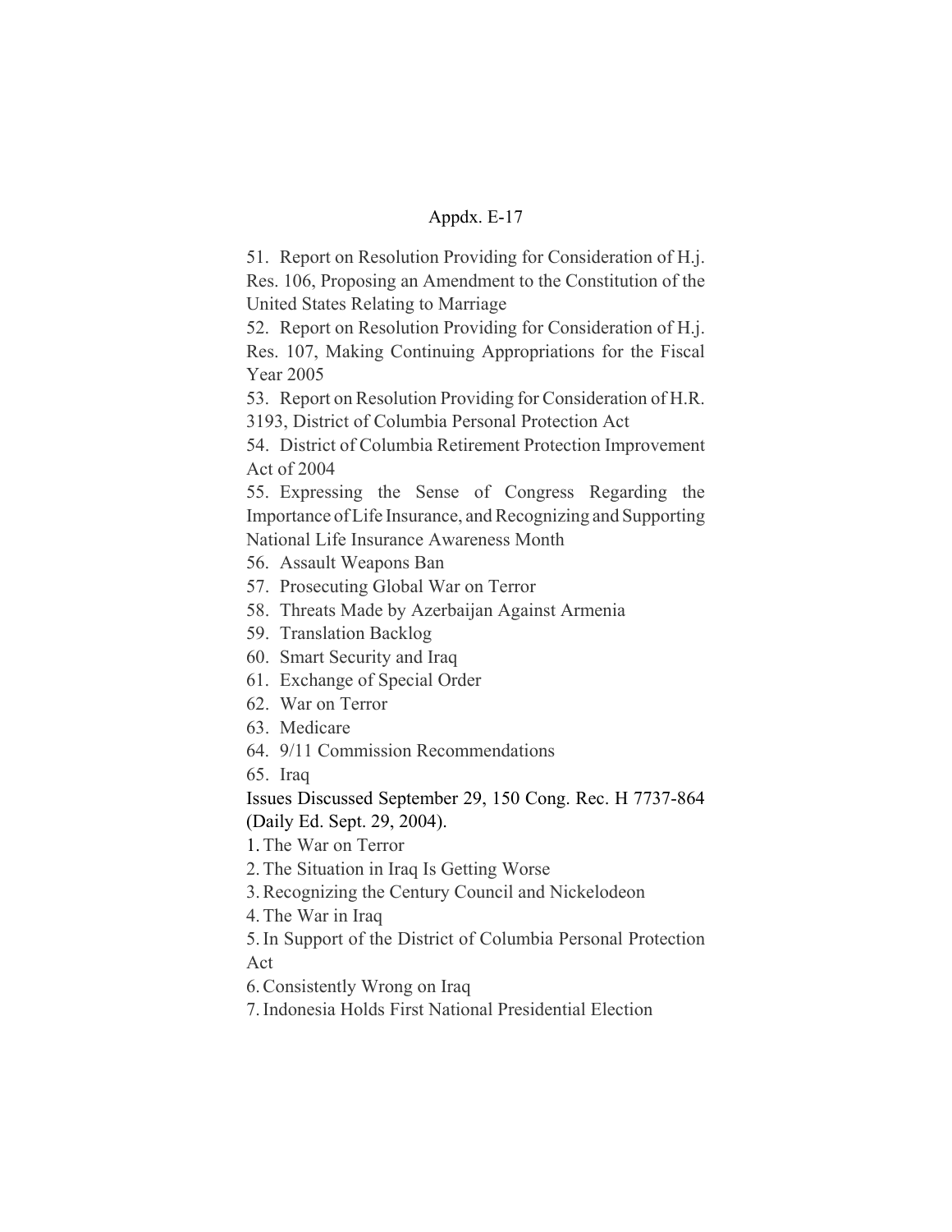51. Report on Resolution Providing for Consideration of H.j. Res. 106, Proposing an Amendment to the Constitution of the United States Relating to Marriage

52. Report on Resolution Providing for Consideration of H.j. Res. 107, Making Continuing Appropriations for the Fiscal Year 2005

53. Report on Resolution Providing for Consideration of H.R. 3193, District of Columbia Personal Protection Act

54. District of Columbia Retirement Protection Improvement Act of 2004

55. Expressing the Sense of Congress Regarding the Importance of Life Insurance, and Recognizing and Supporting National Life Insurance Awareness Month

56. Assault Weapons Ban

57. Prosecuting Global War on Terror

58. Threats Made by Azerbaijan Against Armenia

59. Translation Backlog

60. Smart Security and Iraq

61. Exchange of Special Order

62. War on Terror

63. Medicare

64. 9/11 Commission Recommendations

65. Iraq

Issues Discussed September 29, 150 Cong. Rec. H 7737-864 (Daily Ed. Sept. 29, 2004).

1. The War on Terror
2. The Situation in Iraq Is Getting Worse
3. Recognizing the Century Council and Nickelodeon
4. The War in Iraq
5. In Support of the District of Columbia Personal Protection Act
6. Consistently Wrong on Iraq
7. Indonesia Holds First National Presidential Election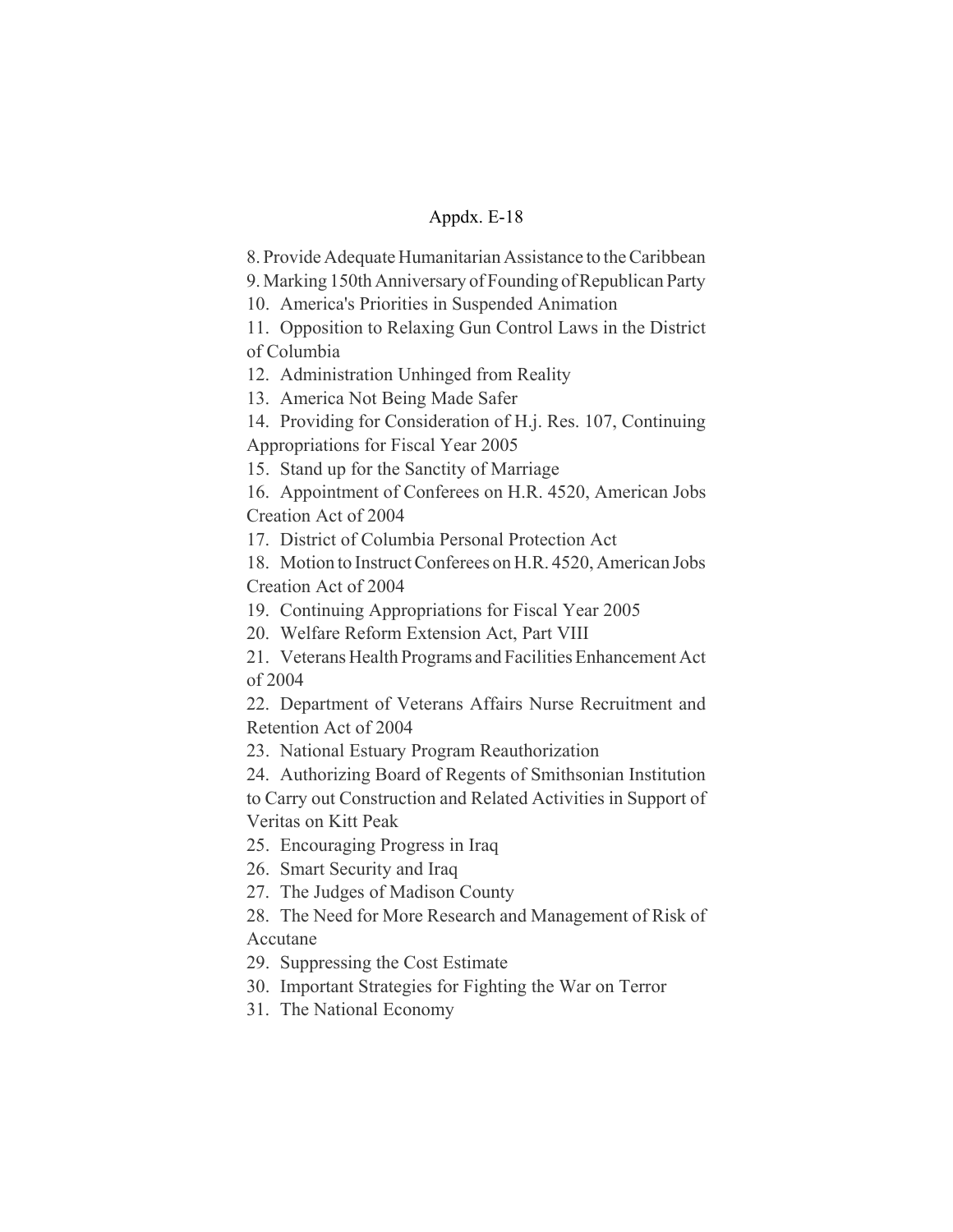Appdx. E-18

8. Provide Adequate Humanitarian Assistance to the Caribbean
9. Marking 150th Anniversary of Founding of Republican Party
10. America's Priorities in Suspended Animation
11. Opposition to Relaxing Gun Control Laws in the District of Columbia
12. Administration Unhinged from Reality
13. America Not Being Made Safer
14. Providing for Consideration of H.j. Res. 107, Continuing Appropriations for Fiscal Year 2005
15. Stand up for the Sanctity of Marriage
16. Appointment of Conferees on H.R. 4520, American Jobs Creation Act of 2004
17. District of Columbia Personal Protection Act
18. Motion to Instruct Conferees on H.R. 4520, American Jobs Creation Act of 2004
19. Continuing Appropriations for Fiscal Year 2005
20. Welfare Reform Extension Act, Part VIII
21. Veterans Health Programs and Facilities Enhancement Act of 2004
22. Department of Veterans Affairs Nurse Recruitment and Retention Act of 2004
23. National Estuary Program Reauthorization
24. Authorizing Board of Regents of Smithsonian Institution to Carry out Construction and Related Activities in Support of Veritas on Kitt Peak
25. Encouraging Progress in Iraq
26. Smart Security and Iraq
27. The Judges of Madison County
28. The Need for More Research and Management of Risk of Accutane
29. Suppressing the Cost Estimate
30. Important Strategies for Fighting the War on Terror
31. The National Economy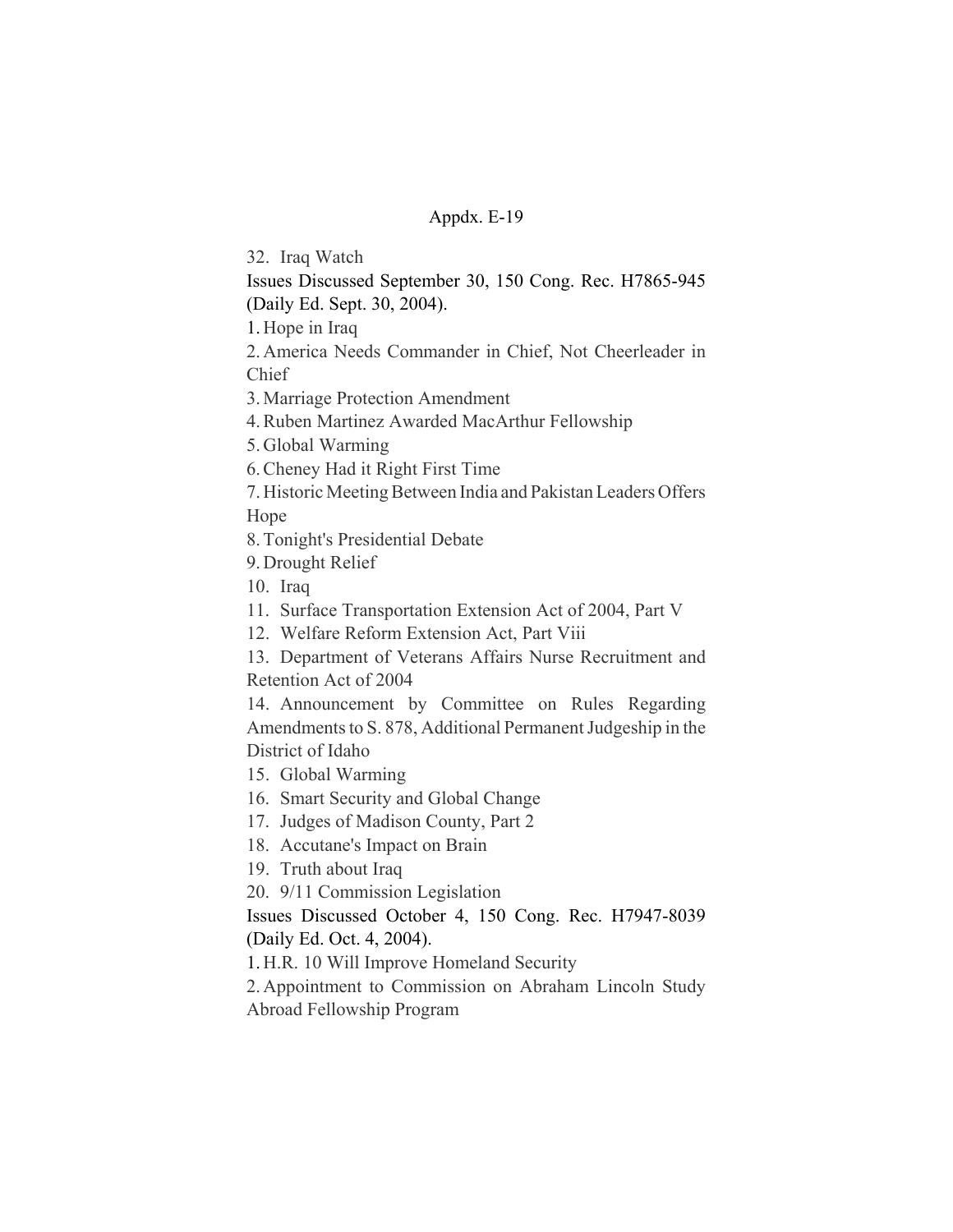32. Iraq Watch

Issues Discussed September 30, 150 Cong. Rec. H7865-945 (Daily Ed. Sept. 30, 2004).

1. Hope in Iraq
2. America Needs Commander in Chief, Not Cheerleader in Chief
3. Marriage Protection Amendment
4. Ruben Martinez Awarded MacArthur Fellowship
5. Global Warming
6. Cheney Had it Right First Time
7. Historic Meeting Between India and Pakistan Leaders Offers Hope
8. Tonight's Presidential Debate
9. Drought Relief
10. Iraq
11. Surface Transportation Extension Act of 2004, Part V
12. Welfare Reform Extension Act, Part Viii
13. Department of Veterans Affairs Nurse Recruitment and Retention Act of 2004
14. Announcement by Committee on Rules Regarding Amendments to S. 878, Additional Permanent Judgeship in the District of Idaho
15. Global Warming
16. Smart Security and Global Change
17. Judges of Madison County, Part 2
18. Accutane's Impact on Brain
19. Truth about Iraq
20. 9/11 Commission Legislation

Issues Discussed October 4, 150 Cong. Rec. H7947-8039 (Daily Ed. Oct. 4, 2004).

1. H.R. 10 Will Improve Homeland Security
2. Appointment to Commission on Abraham Lincoln Study Abroad Fellowship Program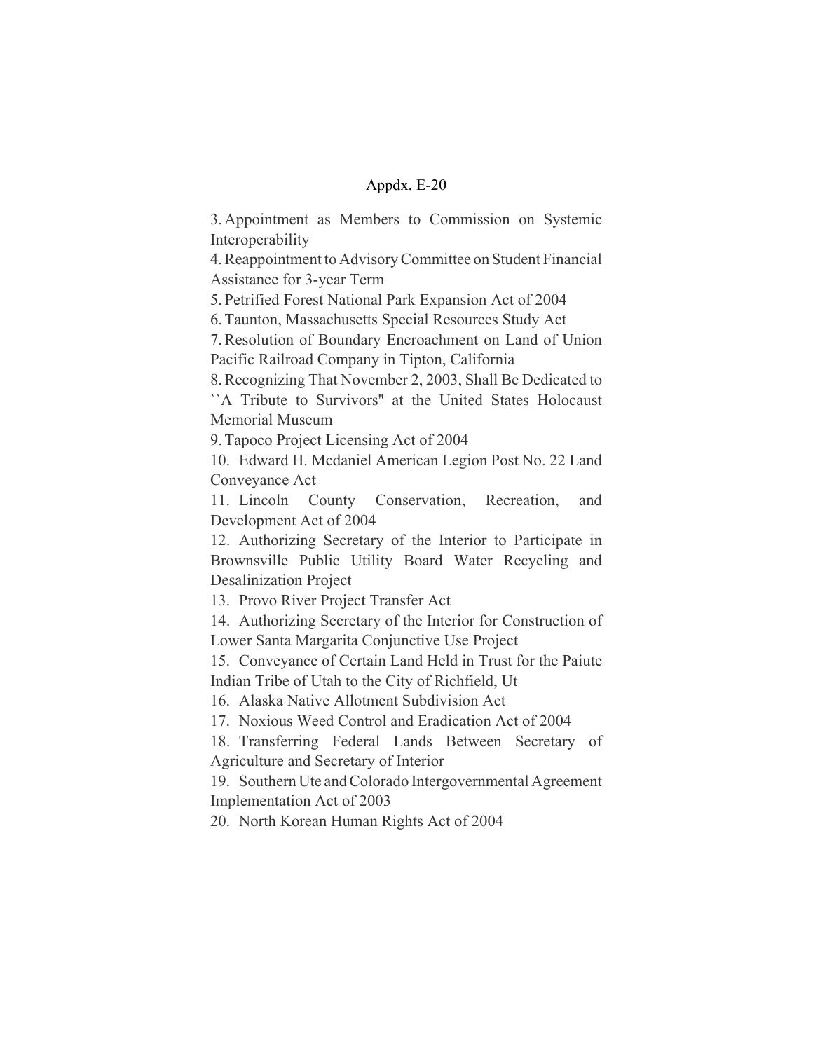Appdx. E-20

3. Appointment as Members to Commission on Systemic Interoperability
4. Reappointment to Advisory Committee on Student Financial Assistance for 3-year Term
5. Petrified Forest National Park Expansion Act of 2004
6. Taunton, Massachusetts Special Resources Study Act
7. Resolution of Boundary Encroachment on Land of Union Pacific Railroad Company in Tipton, California
8. Recognizing That November 2, 2003, Shall Be Dedicated to ``A Tribute to Survivors'' at the United States Holocaust Memorial Museum
9. Tapoco Project Licensing Act of 2004
10. Edward H. Mcdaniel American Legion Post No. 22 Land Conveyance Act
11. Lincoln County Conservation, Recreation, and Development Act of 2004
12. Authorizing Secretary of the Interior to Participate in Brownsville Public Utility Board Water Recycling and Desalinization Project
13. Provo River Project Transfer Act
14. Authorizing Secretary of the Interior for Construction of Lower Santa Margarita Conjunctive Use Project
15. Conveyance of Certain Land Held in Trust for the Paiute Indian Tribe of Utah to the City of Richfield, Ut
16. Alaska Native Allotment Subdivision Act
17. Noxious Weed Control and Eradication Act of 2004
18. Transferring Federal Lands Between Secretary of Agriculture and Secretary of Interior
19. Southern Ute and Colorado Intergovernmental Agreement Implementation Act of 2003
20. North Korean Human Rights Act of 2004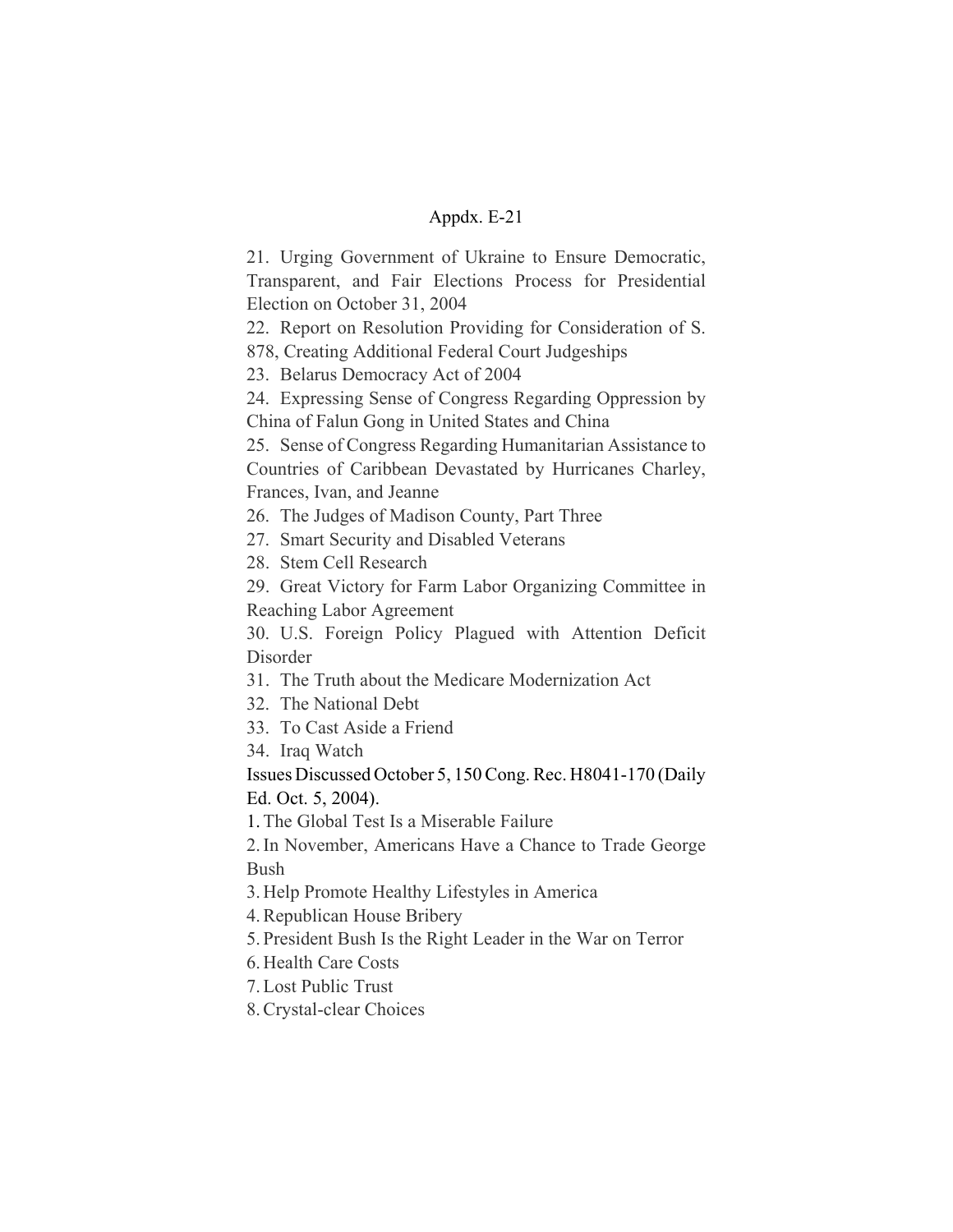21. Urging Government of Ukraine to Ensure Democratic, Transparent, and Fair Elections Process for Presidential Election on October 31, 2004
22. Report on Resolution Providing for Consideration of S. 878, Creating Additional Federal Court Judgeships
23. Belarus Democracy Act of 2004
24. Expressing Sense of Congress Regarding Oppression by China of Falun Gong in United States and China
25. Sense of Congress Regarding Humanitarian Assistance to Countries of Caribbean Devastated by Hurricanes Charley, Frances, Ivan, and Jeanne
26. The Judges of Madison County, Part Three
27. Smart Security and Disabled Veterans
28. Stem Cell Research
29. Great Victory for Farm Labor Organizing Committee in Reaching Labor Agreement
30. U.S. Foreign Policy Plagued with Attention Deficit Disorder
31. The Truth about the Medicare Modernization Act
32. The National Debt
33. To Cast Aside a Friend
34. Iraq Watch

Issues Discussed October 5, 150 Cong. Rec. H8041-170 (Daily Ed. Oct. 5, 2004).

1. The Global Test Is a Miserable Failure
2. In November, Americans Have a Chance to Trade George Bush
3. Help Promote Healthy Lifestyles in America
4. Republican House Bribery
5. President Bush Is the Right Leader in the War on Terror
6. Health Care Costs
7. Lost Public Trust
8. Crystal-clear Choices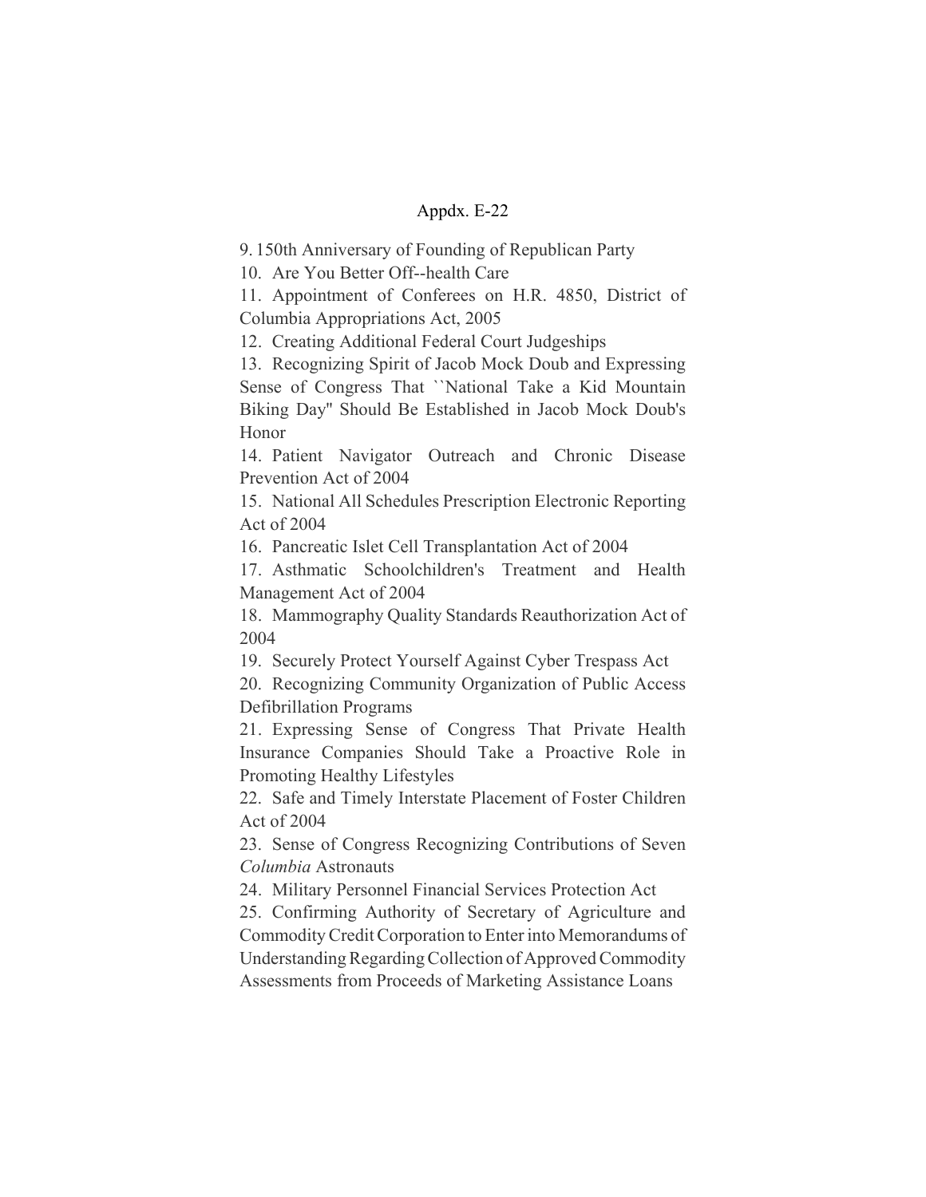9. 150th Anniversary of Founding of Republican Party

10. Are You Better Off--health Care

11. Appointment of Conferees on H.R. 4850, District of Columbia Appropriations Act, 2005

12. Creating Additional Federal Court Judgeships

13. Recognizing Spirit of Jacob Mock Doub and Expressing Sense of Congress That ``National Take a Kid Mountain Biking Day'' Should Be Established in Jacob Mock Doub's Honor

14. Patient Navigator Outreach and Chronic Disease Prevention Act of 2004

15. National All Schedules Prescription Electronic Reporting Act of 2004

16. Pancreatic Islet Cell Transplantation Act of 2004

17. Asthmatic Schoolchildren's Treatment and Health Management Act of 2004

18. Mammography Quality Standards Reauthorization Act of 2004

19. Securely Protect Yourself Against Cyber Trespass Act

20. Recognizing Community Organization of Public Access Defibrillation Programs

21. Expressing Sense of Congress That Private Health Insurance Companies Should Take a Proactive Role in Promoting Healthy Lifestyles

22. Safe and Timely Interstate Placement of Foster Children Act of 2004

23. Sense of Congress Recognizing Contributions of Seven *Columbia* Astronauts

24. Military Personnel Financial Services Protection Act

25. Confirming Authority of Secretary of Agriculture and Commodity Credit Corporation to Enter into Memorandums of Understanding Regarding Collection of Approved Commodity Assessments from Proceeds of Marketing Assistance Loans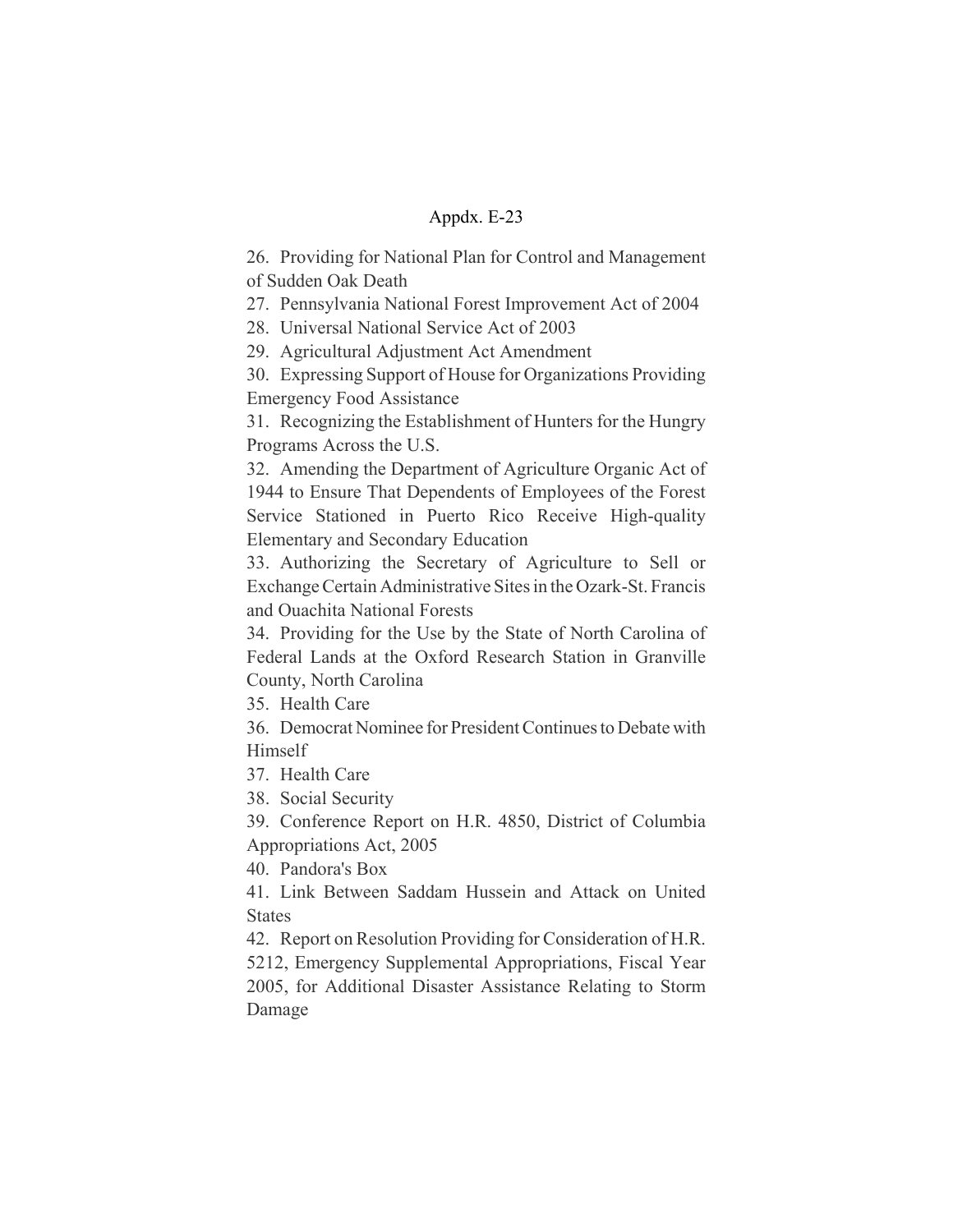Appdx. E-23

26. Providing for National Plan for Control and Management of Sudden Oak Death
27. Pennsylvania National Forest Improvement Act of 2004
28. Universal National Service Act of 2003
29. Agricultural Adjustment Act Amendment
30. Expressing Support of House for Organizations Providing Emergency Food Assistance
31. Recognizing the Establishment of Hunters for the Hungry Programs Across the U.S.
32. Amending the Department of Agriculture Organic Act of 1944 to Ensure That Dependents of Employees of the Forest Service Stationed in Puerto Rico Receive High-quality Elementary and Secondary Education
33. Authorizing the Secretary of Agriculture to Sell or Exchange Certain Administrative Sites in the Ozark-St. Francis and Ouachita National Forests
34. Providing for the Use by the State of North Carolina of Federal Lands at the Oxford Research Station in Granville County, North Carolina
35. Health Care
36. Democrat Nominee for President Continues to Debate with Himself
37. Health Care
38. Social Security
39. Conference Report on H.R. 4850, District of Columbia Appropriations Act, 2005
40. Pandora's Box
41. Link Between Saddam Hussein and Attack on United States
42. Report on Resolution Providing for Consideration of H.R. 5212, Emergency Supplemental Appropriations, Fiscal Year 2005, for Additional Disaster Assistance Relating to Storm Damage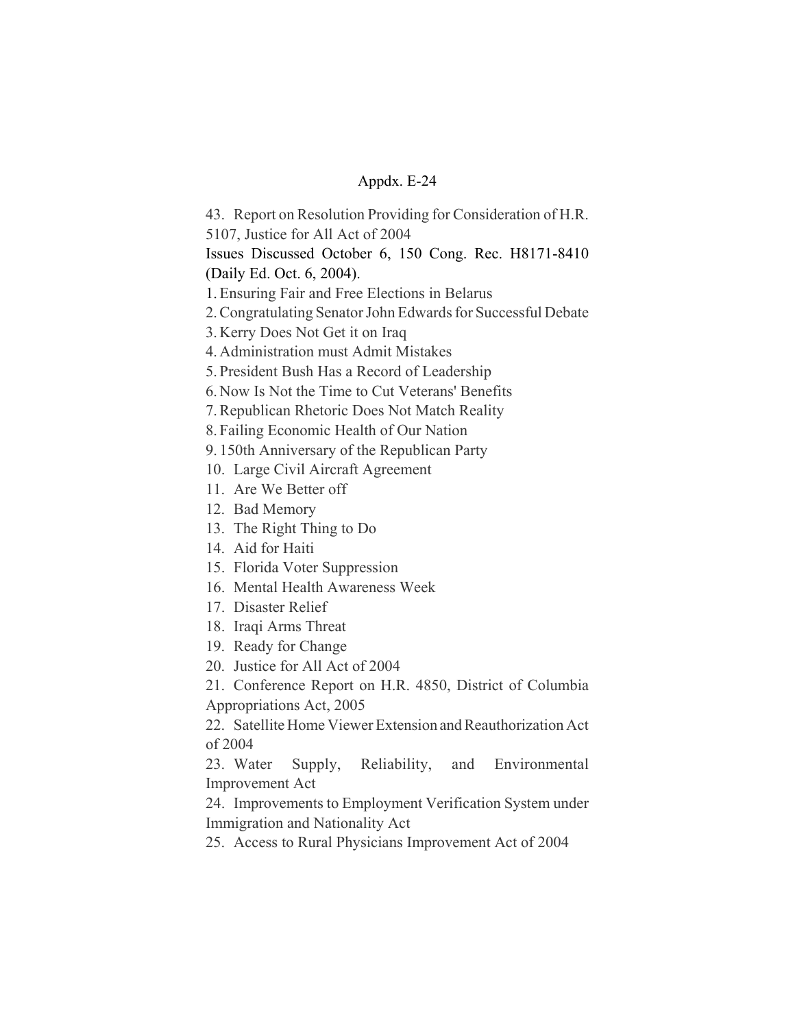Appdx. E-24

43. Report on Resolution Providing for Consideration of H.R. 5107, Justice for All Act of 2004

Issues Discussed October 6, 150 Cong. Rec. H8171-8410 (Daily Ed. Oct. 6, 2004).

1. Ensuring Fair and Free Elections in Belarus
2. Congratulating Senator John Edwards for Successful Debate
3. Kerry Does Not Get it on Iraq
4. Administration must Admit Mistakes
5. President Bush Has a Record of Leadership
6. Now Is Not the Time to Cut Veterans' Benefits
7. Republican Rhetoric Does Not Match Reality
8. Failing Economic Health of Our Nation
9. 150th Anniversary of the Republican Party
10. Large Civil Aircraft Agreement
11. Are We Better off
12. Bad Memory
13. The Right Thing to Do
14. Aid for Haiti
15. Florida Voter Suppression
16. Mental Health Awareness Week
17. Disaster Relief
18. Iraqi Arms Threat
19. Ready for Change
20. Justice for All Act of 2004
21. Conference Report on H.R. 4850, District of Columbia Appropriations Act, 2005
22. Satellite Home Viewer Extension and Reauthorization Act of 2004
23. Water Supply, Reliability, and Environmental Improvement Act
24. Improvements to Employment Verification System under Immigration and Nationality Act
25. Access to Rural Physicians Improvement Act of 2004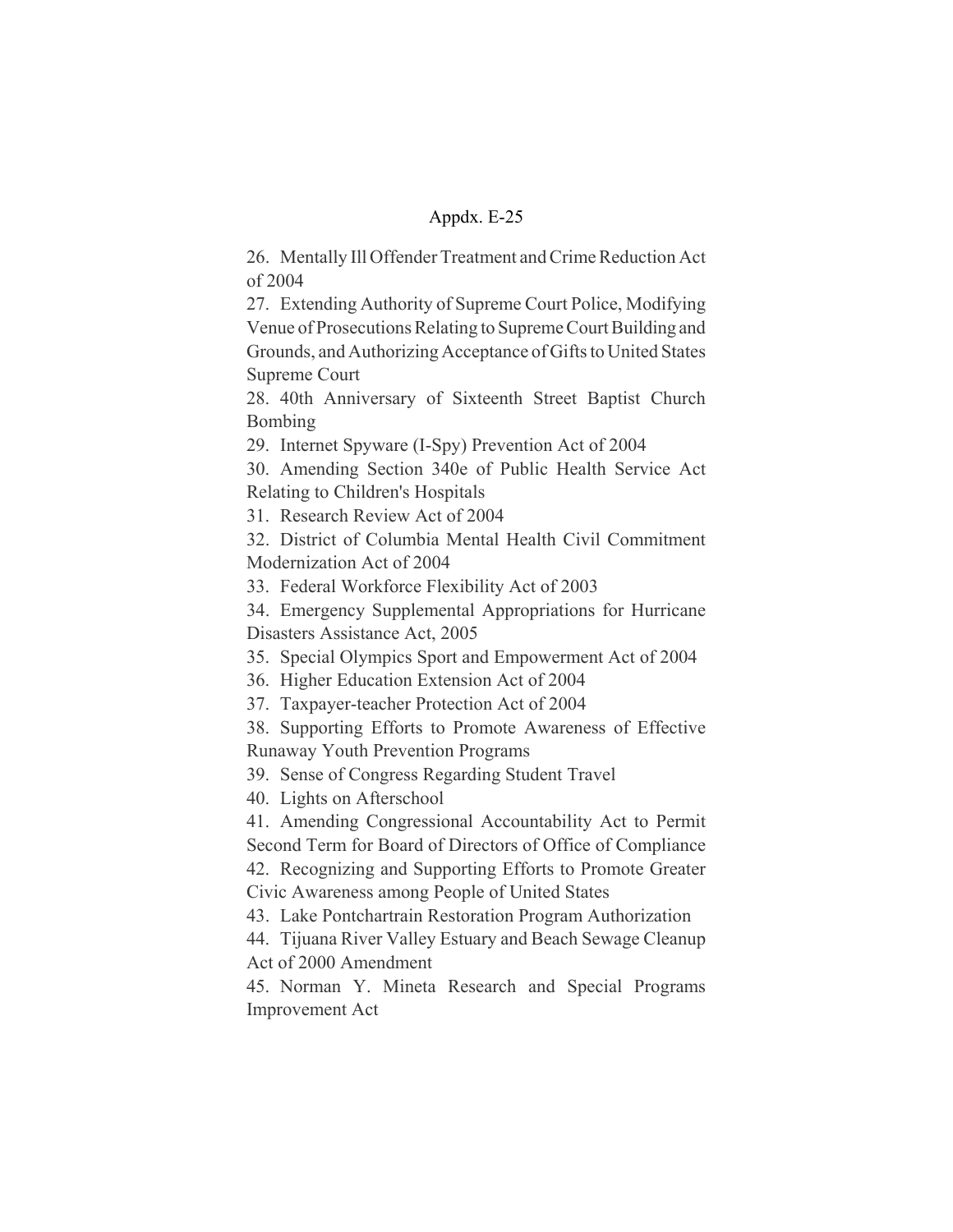26. Mentally Ill Offender Treatment and Crime Reduction Act of 2004
27. Extending Authority of Supreme Court Police, Modifying Venue of Prosecutions Relating to Supreme Court Building and Grounds, and Authorizing Acceptance of Gifts to United States Supreme Court
28. 40th Anniversary of Sixteenth Street Baptist Church Bombing
29. Internet Spyware (I-Spy) Prevention Act of 2004
30. Amending Section 340e of Public Health Service Act Relating to Children's Hospitals
31. Research Review Act of 2004
32. District of Columbia Mental Health Civil Commitment Modernization Act of 2004
33. Federal Workforce Flexibility Act of 2003
34. Emergency Supplemental Appropriations for Hurricane Disasters Assistance Act, 2005
35. Special Olympics Sport and Empowerment Act of 2004
36. Higher Education Extension Act of 2004
37. Taxpayer-teacher Protection Act of 2004
38. Supporting Efforts to Promote Awareness of Effective Runaway Youth Prevention Programs
39. Sense of Congress Regarding Student Travel
40. Lights on Afterschool
41. Amending Congressional Accountability Act to Permit Second Term for Board of Directors of Office of Compliance
42. Recognizing and Supporting Efforts to Promote Greater Civic Awareness among People of United States
43. Lake Pontchartrain Restoration Program Authorization
44. Tijuana River Valley Estuary and Beach Sewage Cleanup Act of 2000 Amendment
45. Norman Y. Mineta Research and Special Programs Improvement Act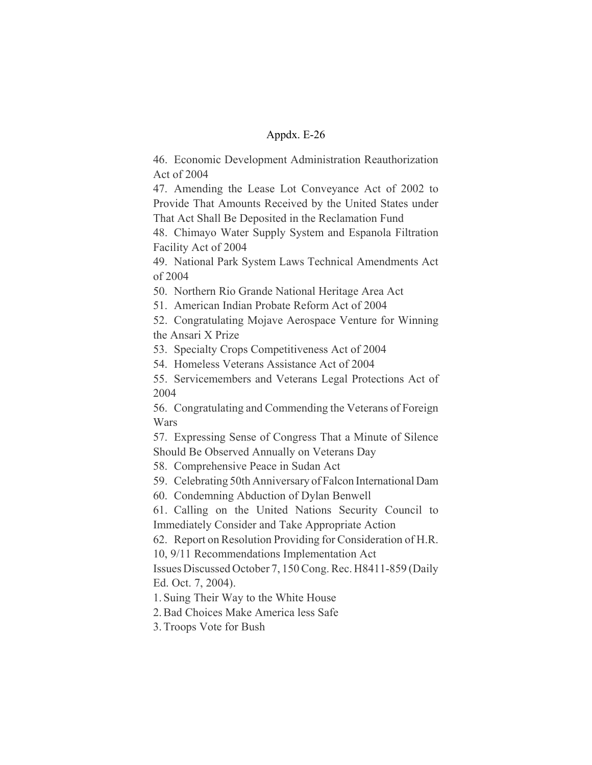46. Economic Development Administration Reauthorization Act of 2004

47. Amending the Lease Lot Conveyance Act of 2002 to Provide That Amounts Received by the United States under That Act Shall Be Deposited in the Reclamation Fund

48. Chimayo Water Supply System and Espanola Filtration Facility Act of 2004

49. National Park System Laws Technical Amendments Act of 2004

50. Northern Rio Grande National Heritage Area Act

51. American Indian Probate Reform Act of 2004

52. Congratulating Mojave Aerospace Venture for Winning the Ansari X Prize

53. Specialty Crops Competitiveness Act of 2004

54. Homeless Veterans Assistance Act of 2004

55. Servicemembers and Veterans Legal Protections Act of 2004

56. Congratulating and Commending the Veterans of Foreign Wars

57. Expressing Sense of Congress That a Minute of Silence Should Be Observed Annually on Veterans Day

58. Comprehensive Peace in Sudan Act

59. Celebrating 50th Anniversary of Falcon International Dam

60. Condemning Abduction of Dylan Benwell

61. Calling on the United Nations Security Council to Immediately Consider and Take Appropriate Action

62. Report on Resolution Providing for Consideration of H.R. 10, 9/11 Recommendations Implementation Act

Issues Discussed October 7, 150 Cong. Rec. H8411-859 (Daily Ed. Oct. 7, 2004).

1. Suing Their Way to the White House
2. Bad Choices Make America less Safe
3. Troops Vote for Bush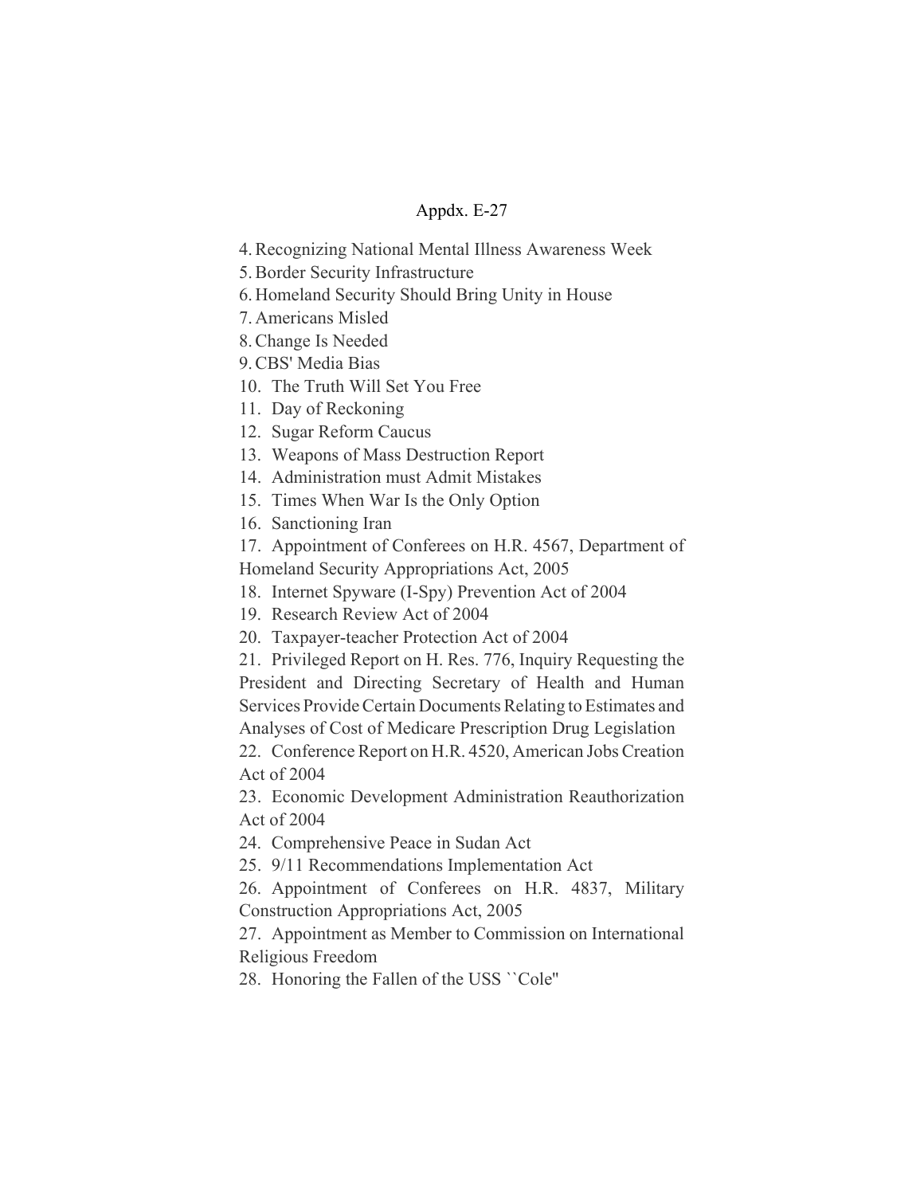Appdx. E-27

4. Recognizing National Mental Illness Awareness Week
5. Border Security Infrastructure
6. Homeland Security Should Bring Unity in House
7. Americans Misled
8. Change Is Needed
9. CBS' Media Bias
10. The Truth Will Set You Free
11. Day of Reckoning
12. Sugar Reform Caucus
13. Weapons of Mass Destruction Report
14. Administration must Admit Mistakes
15. Times When War Is the Only Option
16. Sanctioning Iran
17. Appointment of Conferees on H.R. 4567, Department of Homeland Security Appropriations Act, 2005
18. Internet Spyware (I-Spy) Prevention Act of 2004
19. Research Review Act of 2004
20. Taxpayer-teacher Protection Act of 2004
21. Privileged Report on H. Res. 776, Inquiry Requesting the President and Directing Secretary of Health and Human Services Provide Certain Documents Relating to Estimates and Analyses of Cost of Medicare Prescription Drug Legislation
22. Conference Report on H.R. 4520, American Jobs Creation Act of 2004
23. Economic Development Administration Reauthorization Act of 2004
24. Comprehensive Peace in Sudan Act
25. 9/11 Recommendations Implementation Act
26. Appointment of Conferees on H.R. 4837, Military Construction Appropriations Act, 2005
27. Appointment as Member to Commission on International Religious Freedom
28. Honoring the Fallen of the USS ``Cole''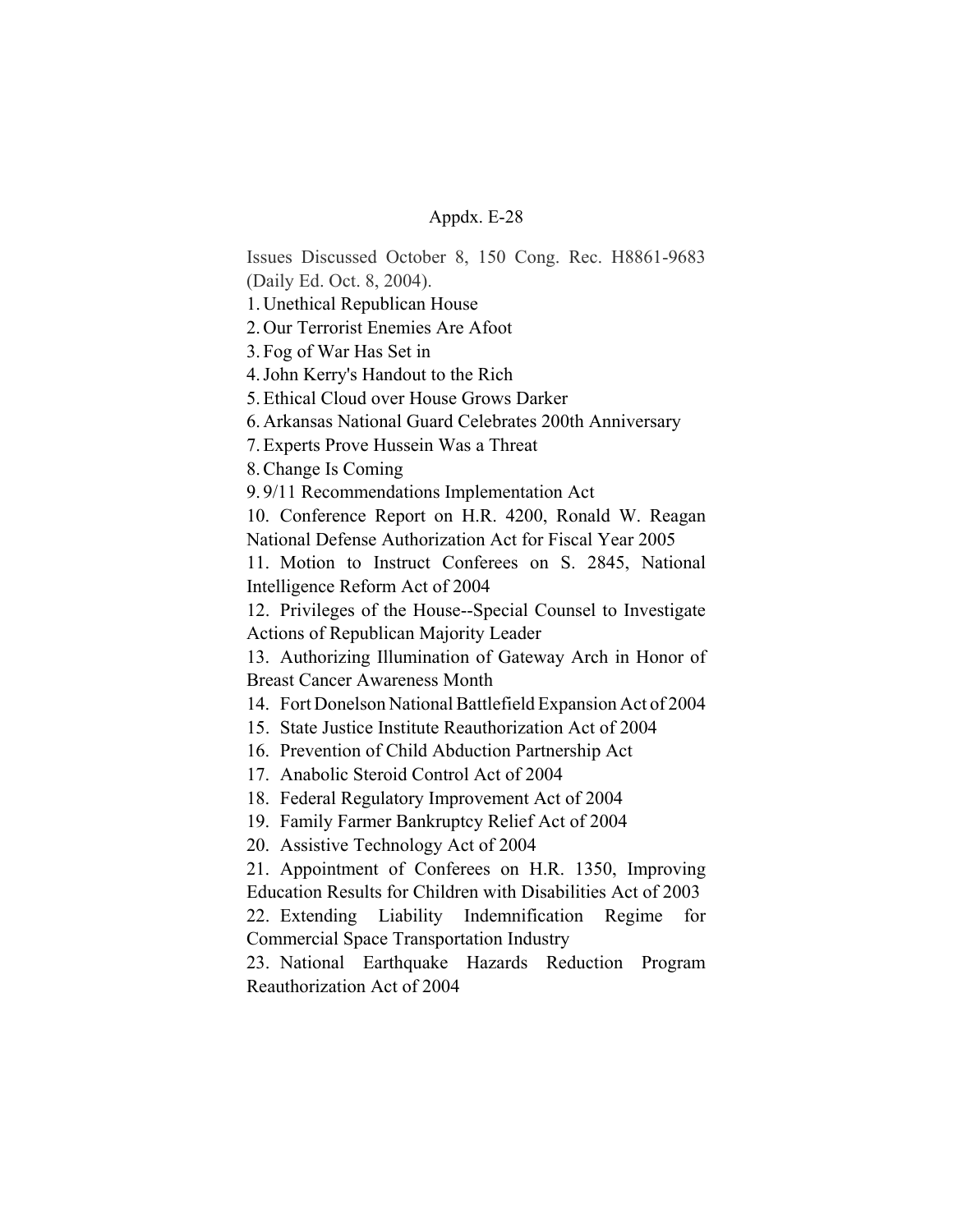Appdx. E-28

Issues Discussed October 8, 150 Cong. Rec. H8861-9683 (Daily Ed. Oct. 8, 2004).

1. Unethical Republican House
2. Our Terrorist Enemies Are Afoot
3. Fog of War Has Set in
4. John Kerry's Handout to the Rich
5. Ethical Cloud over House Grows Darker
6. Arkansas National Guard Celebrates 200th Anniversary
7. Experts Prove Hussein Was a Threat
8. Change Is Coming
9. 9/11 Recommendations Implementation Act
10. Conference Report on H.R. 4200, Ronald W. Reagan National Defense Authorization Act for Fiscal Year 2005
11. Motion to Instruct Conferees on S. 2845, National Intelligence Reform Act of 2004
12. Privileges of the House--Special Counsel to Investigate Actions of Republican Majority Leader
13. Authorizing Illumination of Gateway Arch in Honor of Breast Cancer Awareness Month
14. Fort Donelson National Battlefield Expansion Act of 2004
15. State Justice Institute Reauthorization Act of 2004
16. Prevention of Child Abduction Partnership Act
17. Anabolic Steroid Control Act of 2004
18. Federal Regulatory Improvement Act of 2004
19. Family Farmer Bankruptcy Relief Act of 2004
20. Assistive Technology Act of 2004
21. Appointment of Conferees on H.R. 1350, Improving Education Results for Children with Disabilities Act of 2003
22. Extending Liability Indemnification Regime for Commercial Space Transportation Industry
23. National Earthquake Hazards Reduction Program Reauthorization Act of 2004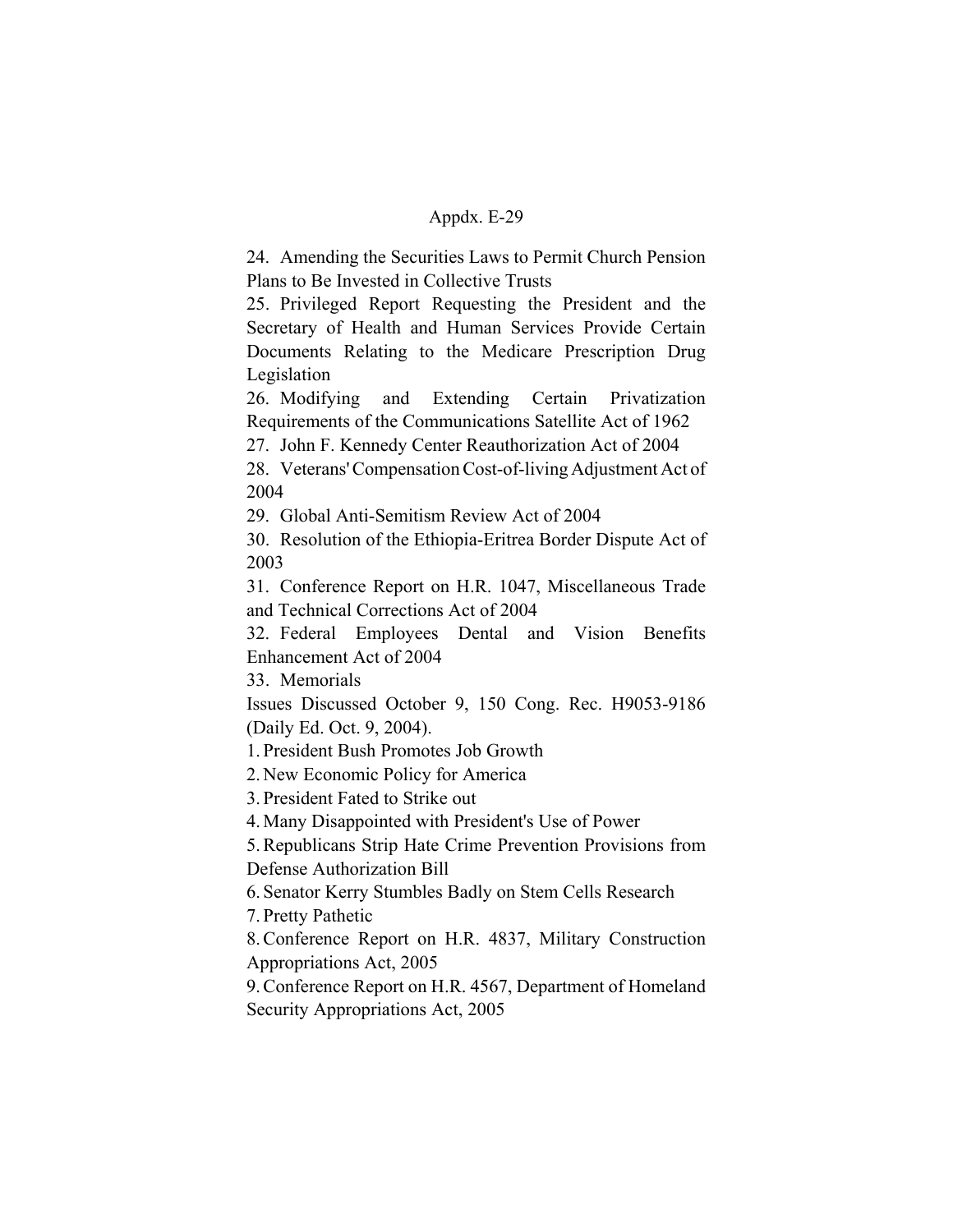24. Amending the Securities Laws to Permit Church Pension Plans to Be Invested in Collective Trusts

25. Privileged Report Requesting the President and the Secretary of Health and Human Services Provide Certain Documents Relating to the Medicare Prescription Drug Legislation

26. Modifying and Extending Certain Privatization Requirements of the Communications Satellite Act of 1962

27. John F. Kennedy Center Reauthorization Act of 2004

28. Veterans' Compensation Cost-of-living Adjustment Act of 2004

29. Global Anti-Semitism Review Act of 2004

30. Resolution of the Ethiopia-Eritrea Border Dispute Act of 2003

31. Conference Report on H.R. 1047, Miscellaneous Trade and Technical Corrections Act of 2004

32. Federal Employees Dental and Vision Benefits Enhancement Act of 2004

33. Memorials

Issues Discussed October 9, 150 Cong. Rec. H9053-9186 (Daily Ed. Oct. 9, 2004).

1. President Bush Promotes Job Growth
2. New Economic Policy for America
3. President Fated to Strike out
4. Many Disappointed with President's Use of Power
5. Republicans Strip Hate Crime Prevention Provisions from Defense Authorization Bill
6. Senator Kerry Stumbles Badly on Stem Cells Research
7. Pretty Pathetic
8. Conference Report on H.R. 4837, Military Construction Appropriations Act, 2005
9. Conference Report on H.R. 4567, Department of Homeland Security Appropriations Act, 2005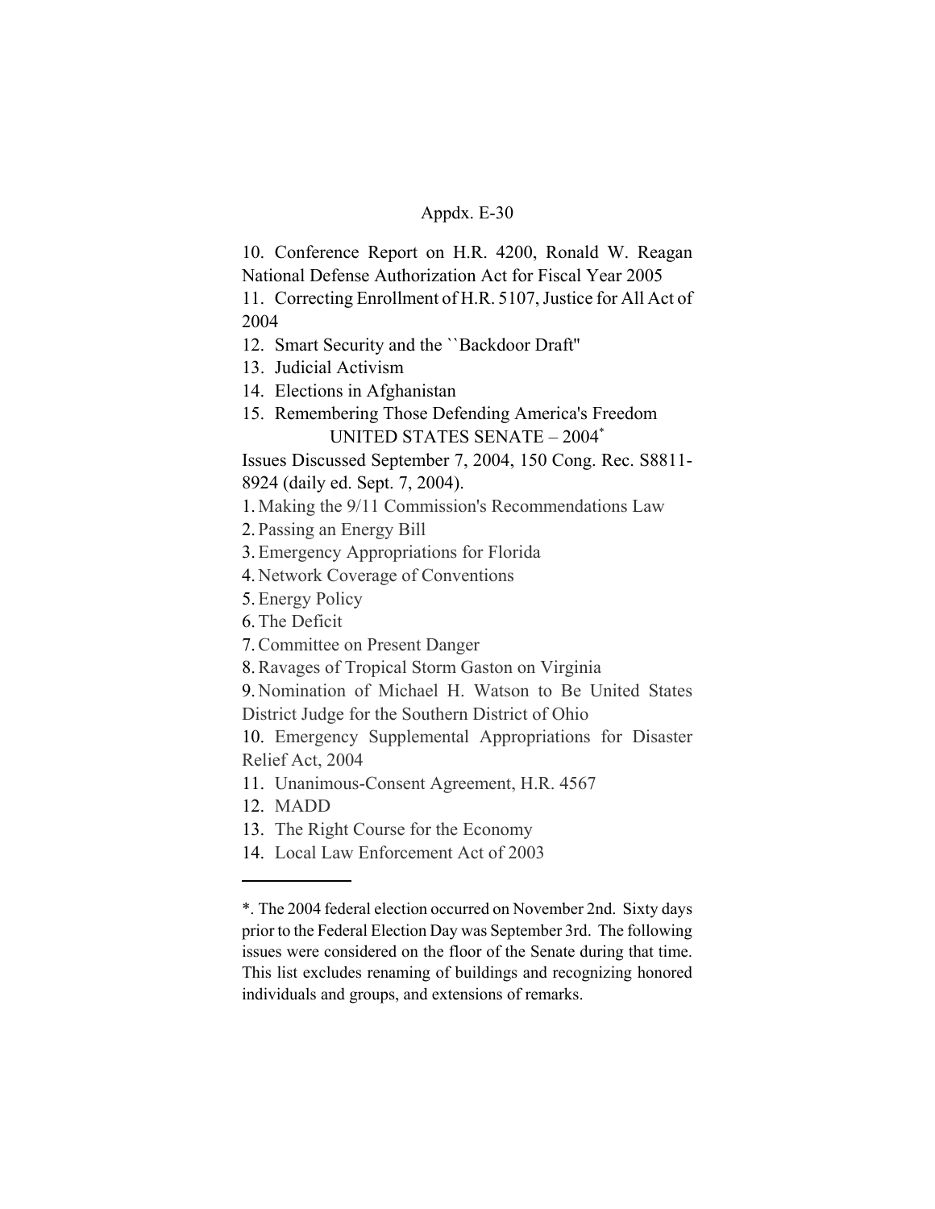10. Conference Report on H.R. 4200, Ronald W. Reagan National Defense Authorization Act for Fiscal Year 2005
11. Correcting Enrollment of H.R. 5107, Justice for All Act of 2004
12. Smart Security and the ``Backdoor Draft''
13. Judicial Activism
14. Elections in Afghanistan
15. Remembering Those Defending America's Freedom

UNITED STATES SENATE – 2004*

Issues Discussed September 7, 2004, 150 Cong. Rec. S8811-8924 (daily ed. Sept. 7, 2004).

1. Making the 9/11 Commission's Recommendations Law
2. Passing an Energy Bill
3. Emergency Appropriations for Florida
4. Network Coverage of Conventions
5. Energy Policy
6. The Deficit
7. Committee on Present Danger
8. Ravages of Tropical Storm Gaston on Virginia
9. Nomination of Michael H. Watson to Be United States District Judge for the Southern District of Ohio
10. Emergency Supplemental Appropriations for Disaster Relief Act, 2004
11. Unanimous-Consent Agreement, H.R. 4567
12. MADD
13. The Right Course for the Economy
14. Local Law Enforcement Act of 2003

---

*. The 2004 federal election occurred on November 2nd. Sixty days prior to the Federal Election Day was September 3rd. The following issues were considered on the floor of the Senate during that time. This list excludes renaming of buildings and recognizing honored individuals and groups, and extensions of remarks.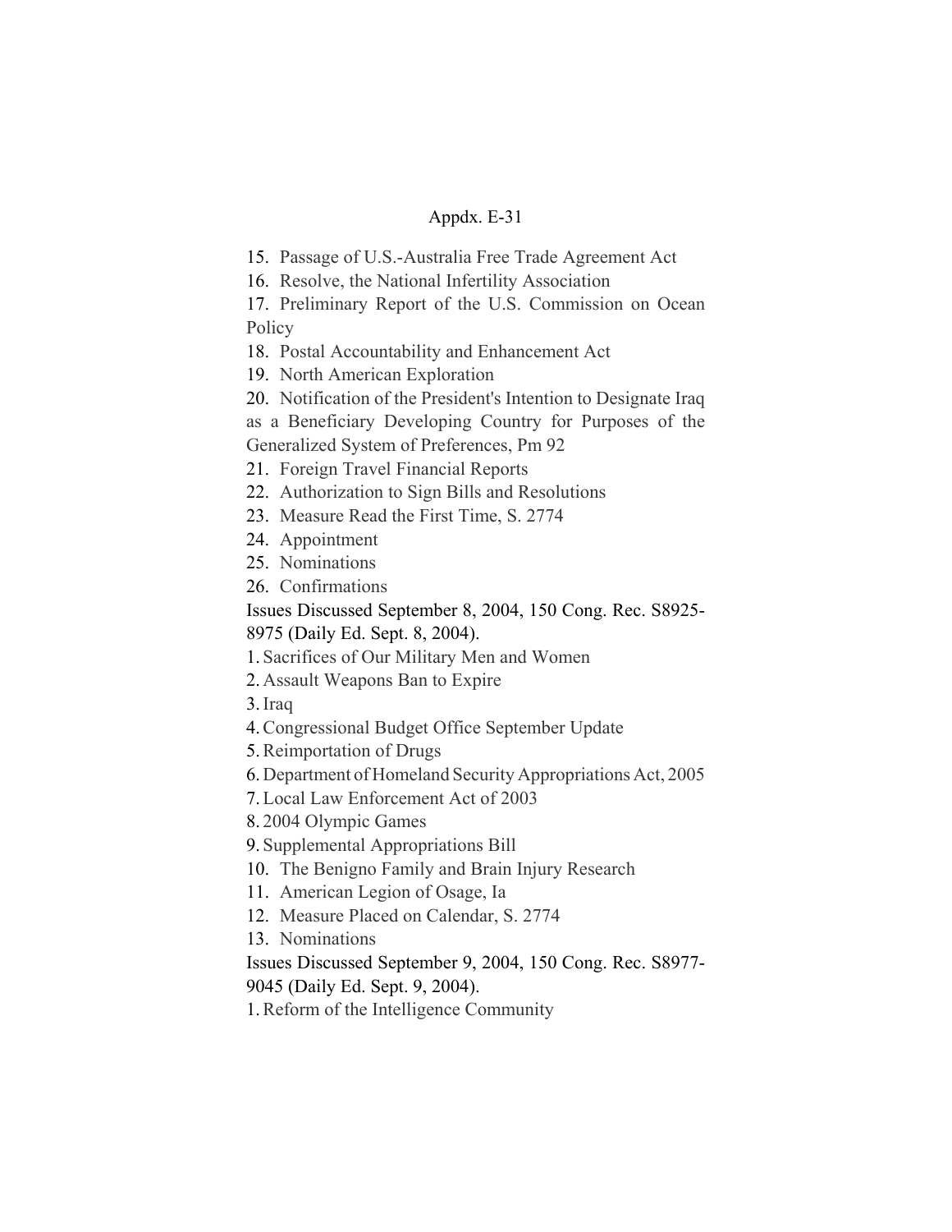15. Passage of U.S.-Australia Free Trade Agreement Act
16. Resolve, the National Infertility Association
17. Preliminary Report of the U.S. Commission on Ocean Policy
18. Postal Accountability and Enhancement Act
19. North American Exploration
20. Notification of the President's Intention to Designate Iraq as a Beneficiary Developing Country for Purposes of the Generalized System of Preferences, Pm 92
21. Foreign Travel Financial Reports
22. Authorization to Sign Bills and Resolutions
23. Measure Read the First Time, S. 2774
24. Appointment
25. Nominations
26. Confirmations

Issues Discussed September 8, 2004, 150 Cong. Rec. S8925-8975 (Daily Ed. Sept. 8, 2004).

1. Sacrifices of Our Military Men and Women
2. Assault Weapons Ban to Expire
3. Iraq
4. Congressional Budget Office September Update
5. Reimportation of Drugs
6. Department of Homeland Security Appropriations Act, 2005
7. Local Law Enforcement Act of 2003
8. 2004 Olympic Games
9. Supplemental Appropriations Bill
10. The Benigno Family and Brain Injury Research
11. American Legion of Osage, Ia
12. Measure Placed on Calendar, S. 2774
13. Nominations

Issues Discussed September 9, 2004, 150 Cong. Rec. S8977-9045 (Daily Ed. Sept. 9, 2004).

1. Reform of the Intelligence Community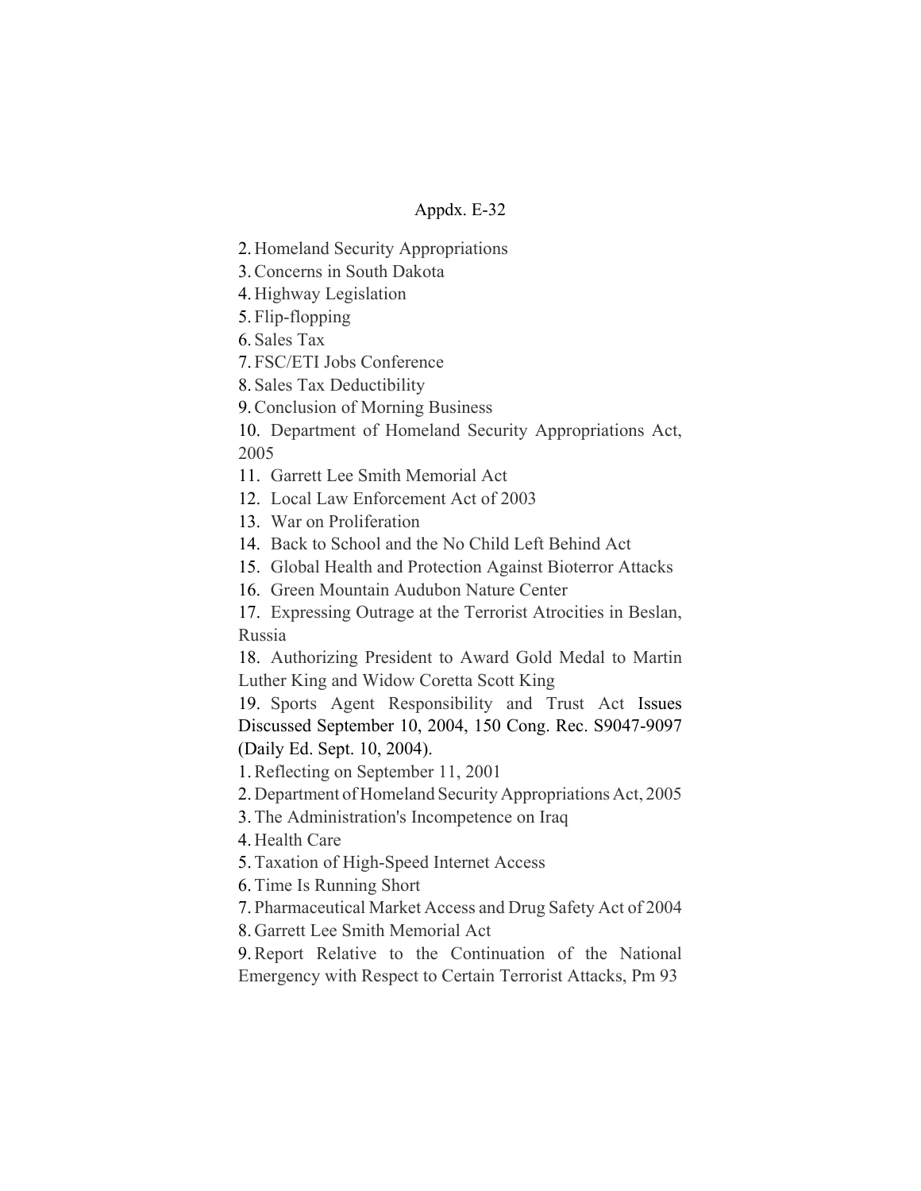Appdx. E-32

2. Homeland Security Appropriations
3. Concerns in South Dakota
4. Highway Legislation
5. Flip-flopping
6. Sales Tax
7. FSC/ETI Jobs Conference
8. Sales Tax Deductibility
9. Conclusion of Morning Business
10. Department of Homeland Security Appropriations Act, 2005
11. Garrett Lee Smith Memorial Act
12. Local Law Enforcement Act of 2003
13. War on Proliferation
14. Back to School and the No Child Left Behind Act
15. Global Health and Protection Against Bioterror Attacks
16. Green Mountain Audubon Nature Center
17. Expressing Outrage at the Terrorist Atrocities in Beslan, Russia
18. Authorizing President to Award Gold Medal to Martin Luther King and Widow Coretta Scott King
19. Sports Agent Responsibility and Trust Act Issues Discussed September 10, 2004, 150 Cong. Rec. S9047-9097 (Daily Ed. Sept. 10, 2004).

1. Reflecting on September 11, 2001
2. Department of Homeland Security Appropriations Act, 2005
3. The Administration's Incompetence on Iraq
4. Health Care
5. Taxation of High-Speed Internet Access
6. Time Is Running Short
7. Pharmaceutical Market Access and Drug Safety Act of 2004
8. Garrett Lee Smith Memorial Act
9. Report Relative to the Continuation of the National Emergency with Respect to Certain Terrorist Attacks, Pm 93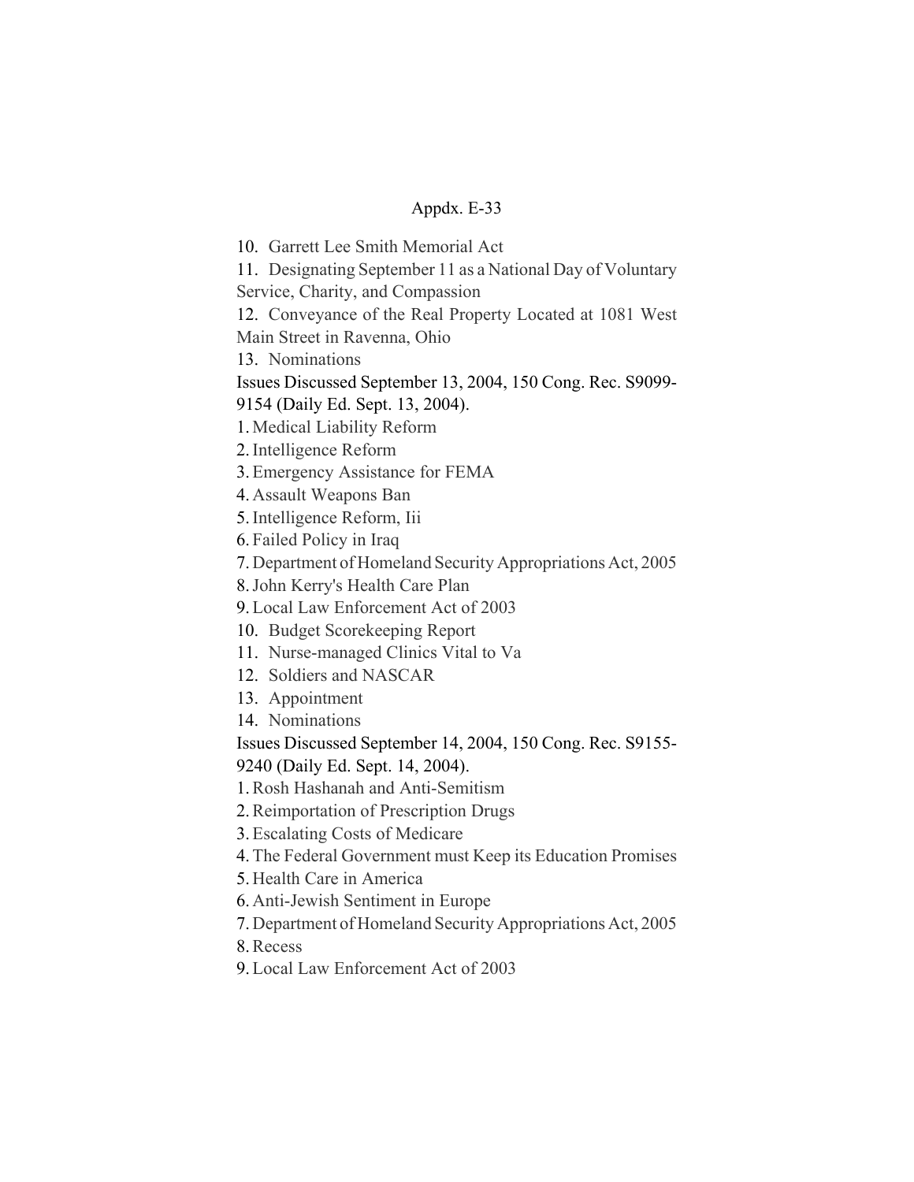10. Garrett Lee Smith Memorial Act
11. Designating September 11 as a National Day of Voluntary Service, Charity, and Compassion
12. Conveyance of the Real Property Located at 1081 West Main Street in Ravenna, Ohio
13. Nominations

Issues Discussed September 13, 2004, 150 Cong. Rec. S9099-9154 (Daily Ed. Sept. 13, 2004).

1. Medical Liability Reform
2. Intelligence Reform
3. Emergency Assistance for FEMA
4. Assault Weapons Ban
5. Intelligence Reform, Iii
6. Failed Policy in Iraq
7. Department of Homeland Security Appropriations Act, 2005
8. John Kerry's Health Care Plan
9. Local Law Enforcement Act of 2003
10. Budget Scorekeeping Report
11. Nurse-managed Clinics Vital to Va
12. Soldiers and NASCAR
13. Appointment
14. Nominations

Issues Discussed September 14, 2004, 150 Cong. Rec. S9155-9240 (Daily Ed. Sept. 14, 2004).

1. Rosh Hashanah and Anti-Semitism
2. Reimportation of Prescription Drugs
3. Escalating Costs of Medicare
4. The Federal Government must Keep its Education Promises
5. Health Care in America
6. Anti-Jewish Sentiment in Europe
7. Department of Homeland Security Appropriations Act, 2005
8. Recess
9. Local Law Enforcement Act of 2003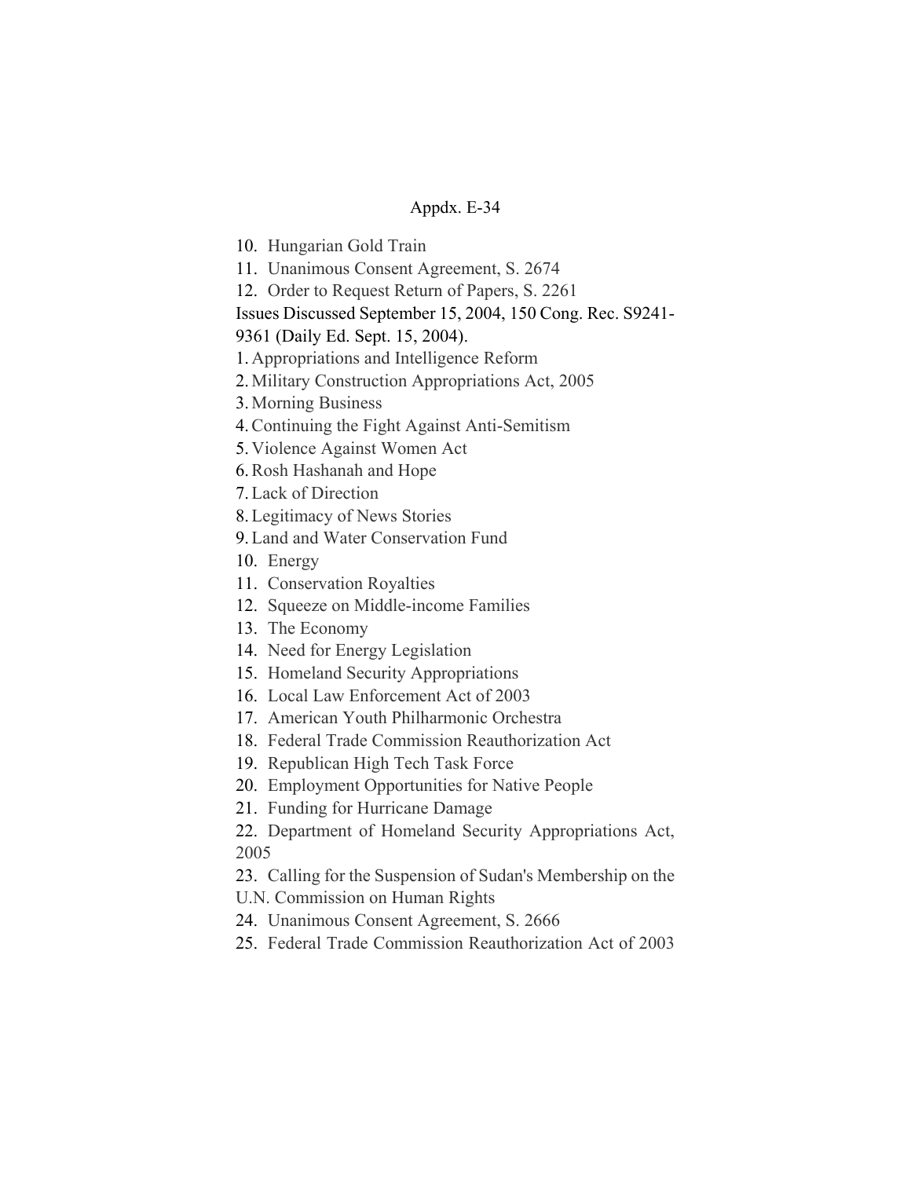10. Hungarian Gold Train
11. Unanimous Consent Agreement, S. 2674
12. Order to Request Return of Papers, S. 2261

Issues Discussed September 15, 2004, 150 Cong. Rec. S9241-9361 (Daily Ed. Sept. 15, 2004).

1. Appropriations and Intelligence Reform
2. Military Construction Appropriations Act, 2005
3. Morning Business
4. Continuing the Fight Against Anti-Semitism
5. Violence Against Women Act
6. Rosh Hashanah and Hope
7. Lack of Direction
8. Legitimacy of News Stories
9. Land and Water Conservation Fund
10. Energy
11. Conservation Royalties
12. Squeeze on Middle-income Families
13. The Economy
14. Need for Energy Legislation
15. Homeland Security Appropriations
16. Local Law Enforcement Act of 2003
17. American Youth Philharmonic Orchestra
18. Federal Trade Commission Reauthorization Act
19. Republican High Tech Task Force
20. Employment Opportunities for Native People
21. Funding for Hurricane Damage
22. Department of Homeland Security Appropriations Act, 2005
23. Calling for the Suspension of Sudan's Membership on the U.N. Commission on Human Rights
24. Unanimous Consent Agreement, S. 2666
25. Federal Trade Commission Reauthorization Act of 2003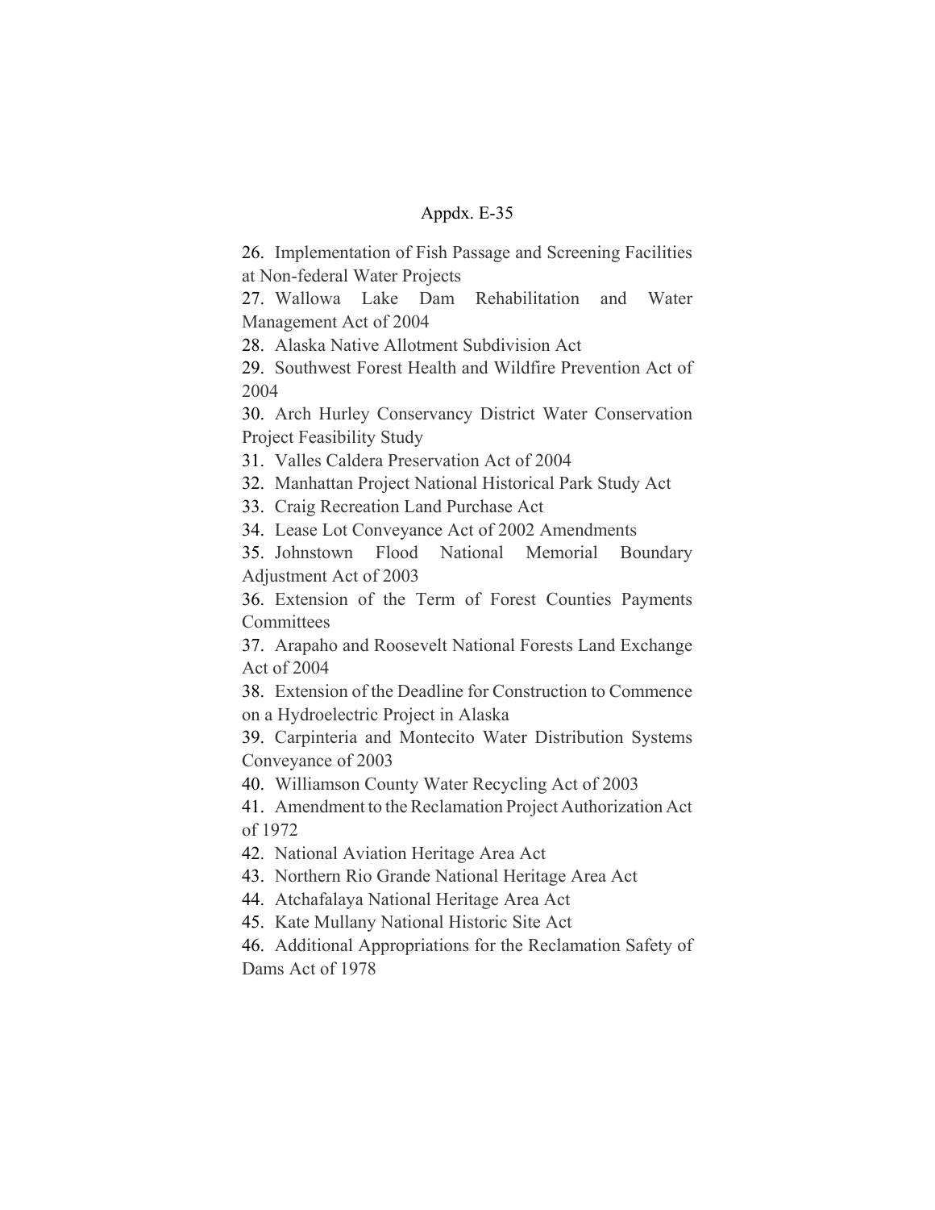26. Implementation of Fish Passage and Screening Facilities at Non-federal Water Projects
27. Wallowa Lake Dam Rehabilitation and Water Management Act of 2004
28. Alaska Native Allotment Subdivision Act
29. Southwest Forest Health and Wildfire Prevention Act of 2004
30. Arch Hurley Conservancy District Water Conservation Project Feasibility Study
31. Valles Caldera Preservation Act of 2004
32. Manhattan Project National Historical Park Study Act
33. Craig Recreation Land Purchase Act
34. Lease Lot Conveyance Act of 2002 Amendments
35. Johnstown Flood National Memorial Boundary Adjustment Act of 2003
36. Extension of the Term of Forest Counties Payments Committees
37. Arapaho and Roosevelt National Forests Land Exchange Act of 2004
38. Extension of the Deadline for Construction to Commence on a Hydroelectric Project in Alaska
39. Carpinteria and Montecito Water Distribution Systems Conveyance of 2003
40. Williamson County Water Recycling Act of 2003
41. Amendment to the Reclamation Project Authorization Act of 1972
42. National Aviation Heritage Area Act
43. Northern Rio Grande National Heritage Area Act
44. Atchafalaya National Heritage Area Act
45. Kate Mullany National Historic Site Act
46. Additional Appropriations for the Reclamation Safety of Dams Act of 1978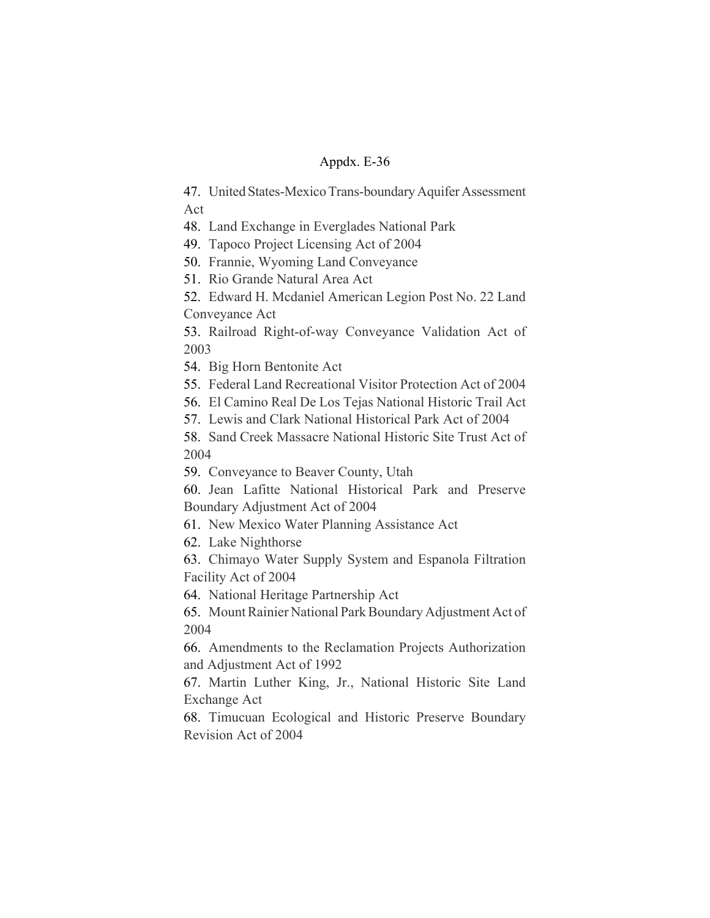47. United States-Mexico Trans-boundary Aquifer Assessment Act

48. Land Exchange in Everglades National Park

49. Tapoco Project Licensing Act of 2004

50. Frannie, Wyoming Land Conveyance

51. Rio Grande Natural Area Act

52. Edward H. Mcdaniel American Legion Post No. 22 Land Conveyance Act

53. Railroad Right-of-way Conveyance Validation Act of 2003

54. Big Horn Bentonite Act

55. Federal Land Recreational Visitor Protection Act of 2004

56. El Camino Real De Los Tejas National Historic Trail Act

57. Lewis and Clark National Historical Park Act of 2004

58. Sand Creek Massacre National Historic Site Trust Act of 2004

59. Conveyance to Beaver County, Utah

60. Jean Lafitte National Historical Park and Preserve Boundary Adjustment Act of 2004

61. New Mexico Water Planning Assistance Act

62. Lake Nighthorse

63. Chimayo Water Supply System and Espanola Filtration Facility Act of 2004

64. National Heritage Partnership Act

65. Mount Rainier National Park Boundary Adjustment Act of 2004

66. Amendments to the Reclamation Projects Authorization and Adjustment Act of 1992

67. Martin Luther King, Jr., National Historic Site Land Exchange Act

68. Timucuan Ecological and Historic Preserve Boundary Revision Act of 2004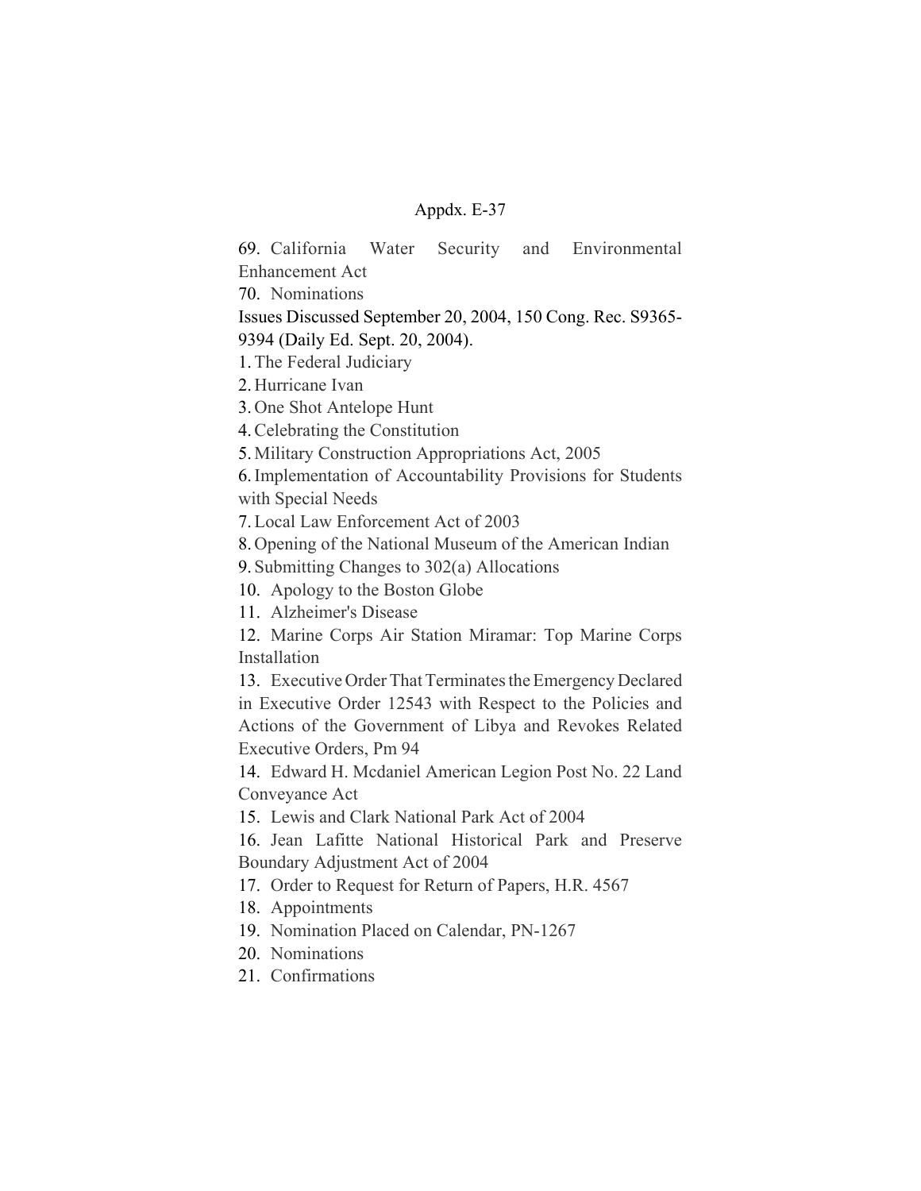69. California Water Security and Environmental Enhancement Act

70. Nominations

Issues Discussed September 20, 2004, 150 Cong. Rec. S9365-9394 (Daily Ed. Sept. 20, 2004).

1. The Federal Judiciary
2. Hurricane Ivan
3. One Shot Antelope Hunt
4. Celebrating the Constitution
5. Military Construction Appropriations Act, 2005
6. Implementation of Accountability Provisions for Students with Special Needs
7. Local Law Enforcement Act of 2003
8. Opening of the National Museum of the American Indian
9. Submitting Changes to 302(a) Allocations
10. Apology to the Boston Globe
11. Alzheimer's Disease
12. Marine Corps Air Station Miramar: Top Marine Corps Installation
13. Executive Order That Terminates the Emergency Declared in Executive Order 12543 with Respect to the Policies and Actions of the Government of Libya and Revokes Related Executive Orders, Pm 94
14. Edward H. Mcdaniel American Legion Post No. 22 Land Conveyance Act
15. Lewis and Clark National Park Act of 2004
16. Jean Lafitte National Historical Park and Preserve Boundary Adjustment Act of 2004
17. Order to Request for Return of Papers, H.R. 4567
18. Appointments
19. Nomination Placed on Calendar, PN-1267
20. Nominations
21. Confirmations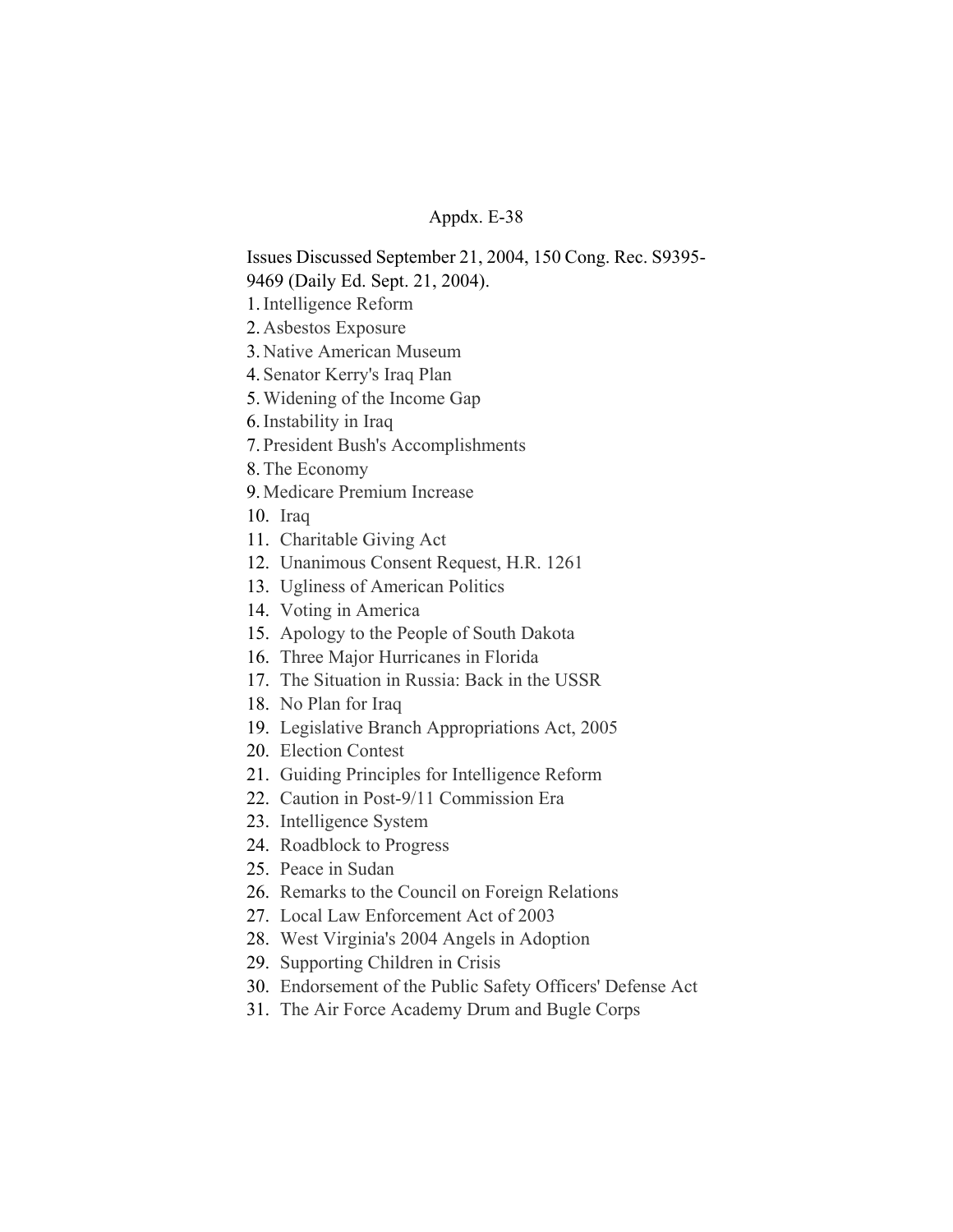Appdx. E-38

Issues Discussed September 21, 2004, 150 Cong. Rec. S9395-9469 (Daily Ed. Sept. 21, 2004).

1. Intelligence Reform
2. Asbestos Exposure
3. Native American Museum
4. Senator Kerry's Iraq Plan
5. Widening of the Income Gap
6. Instability in Iraq
7. President Bush's Accomplishments
8. The Economy
9. Medicare Premium Increase
10. Iraq
11. Charitable Giving Act
12. Unanimous Consent Request, H.R. 1261
13. Ugliness of American Politics
14. Voting in America
15. Apology to the People of South Dakota
16. Three Major Hurricanes in Florida
17. The Situation in Russia: Back in the USSR
18. No Plan for Iraq
19. Legislative Branch Appropriations Act, 2005
20. Election Contest
21. Guiding Principles for Intelligence Reform
22. Caution in Post-9/11 Commission Era
23. Intelligence System
24. Roadblock to Progress
25. Peace in Sudan
26. Remarks to the Council on Foreign Relations
27. Local Law Enforcement Act of 2003
28. West Virginia's 2004 Angels in Adoption
29. Supporting Children in Crisis
30. Endorsement of the Public Safety Officers' Defense Act
31. The Air Force Academy Drum and Bugle Corps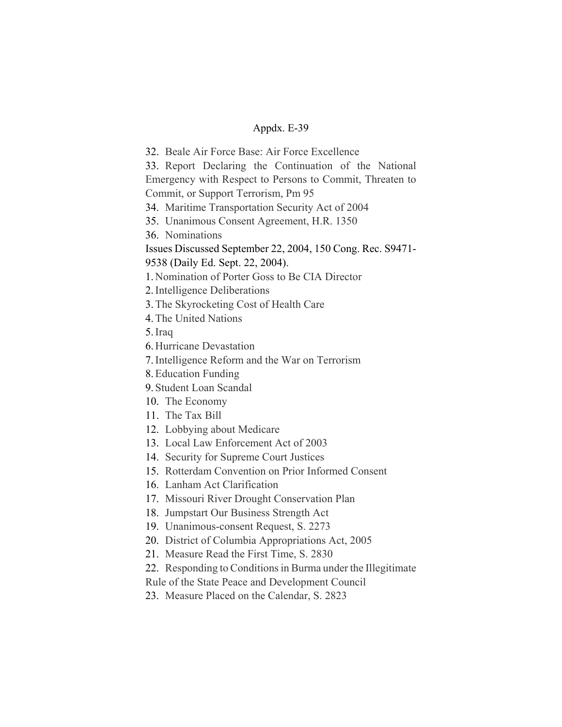32. Beale Air Force Base: Air Force Excellence
33. Report Declaring the Continuation of the National Emergency with Respect to Persons to Commit, Threaten to Commit, or Support Terrorism, Pm 95
34. Maritime Transportation Security Act of 2004
35. Unanimous Consent Agreement, H.R. 1350
36. Nominations

Issues Discussed September 22, 2004, 150 Cong. Rec. S9471-9538 (Daily Ed. Sept. 22, 2004).

1. Nomination of Porter Goss to Be CIA Director
2. Intelligence Deliberations
3. The Skyrocketing Cost of Health Care
4. The United Nations
5. Iraq
6. Hurricane Devastation
7. Intelligence Reform and the War on Terrorism
8. Education Funding
9. Student Loan Scandal
10. The Economy
11. The Tax Bill
12. Lobbying about Medicare
13. Local Law Enforcement Act of 2003
14. Security for Supreme Court Justices
15. Rotterdam Convention on Prior Informed Consent
16. Lanham Act Clarification
17. Missouri River Drought Conservation Plan
18. Jumpstart Our Business Strength Act
19. Unanimous-consent Request, S. 2273
20. District of Columbia Appropriations Act, 2005
21. Measure Read the First Time, S. 2830
22. Responding to Conditions in Burma under the Illegitimate Rule of the State Peace and Development Council
23. Measure Placed on the Calendar, S. 2823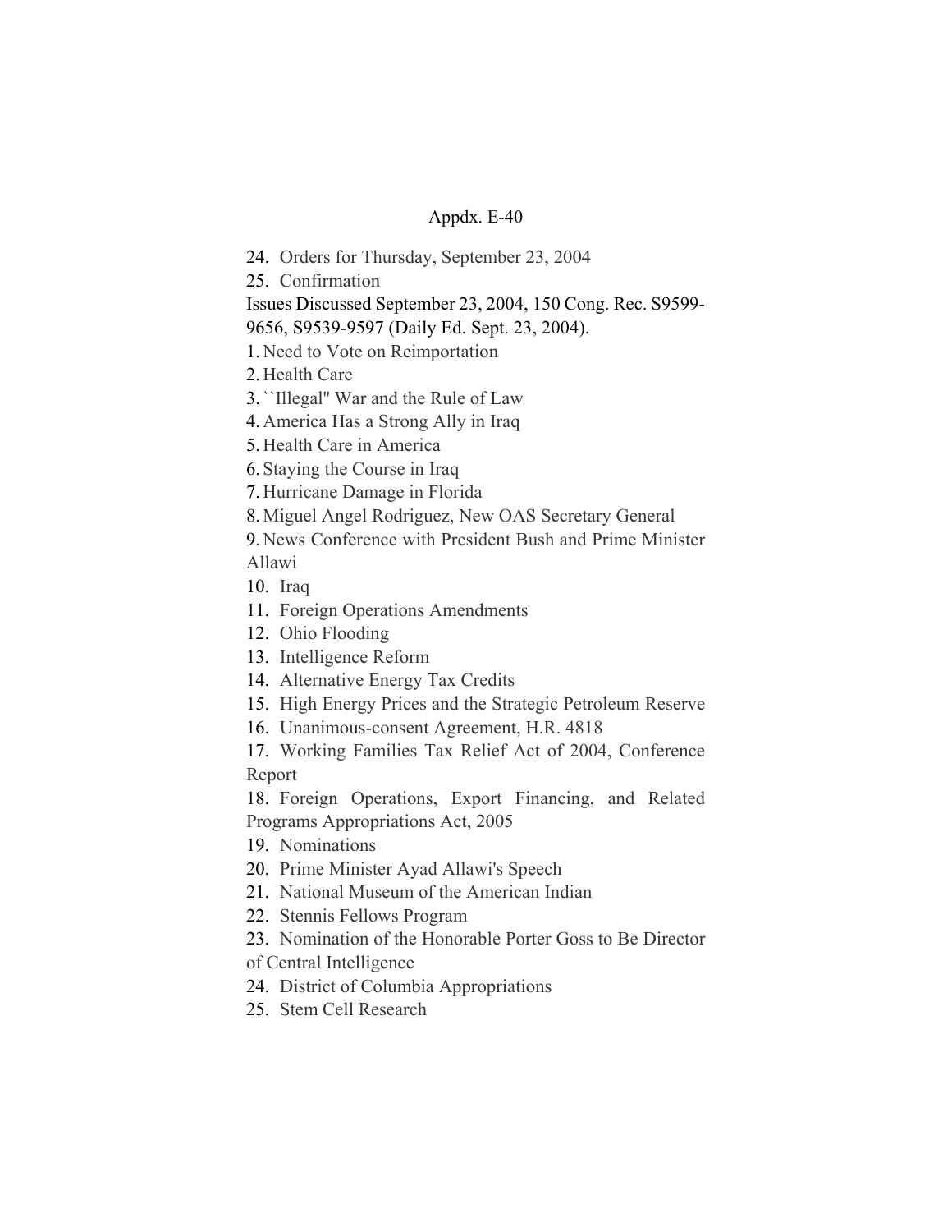24. Orders for Thursday, September 23, 2004
25. Confirmation

Issues Discussed September 23, 2004, 150 Cong. Rec. S9599-9656, S9539-9597 (Daily Ed. Sept. 23, 2004).

1. Need to Vote on Reimportation
2. Health Care
3. ``Illegal'' War and the Rule of Law
4. America Has a Strong Ally in Iraq
5. Health Care in America
6. Staying the Course in Iraq
7. Hurricane Damage in Florida
8. Miguel Angel Rodriguez, New OAS Secretary General
9. News Conference with President Bush and Prime Minister Allawi
10. Iraq
11. Foreign Operations Amendments
12. Ohio Flooding
13. Intelligence Reform
14. Alternative Energy Tax Credits
15. High Energy Prices and the Strategic Petroleum Reserve
16. Unanimous-consent Agreement, H.R. 4818
17. Working Families Tax Relief Act of 2004, Conference Report
18. Foreign Operations, Export Financing, and Related Programs Appropriations Act, 2005
19. Nominations
20. Prime Minister Ayad Allawi's Speech
21. National Museum of the American Indian
22. Stennis Fellows Program
23. Nomination of the Honorable Porter Goss to Be Director of Central Intelligence
24. District of Columbia Appropriations
25. Stem Cell Research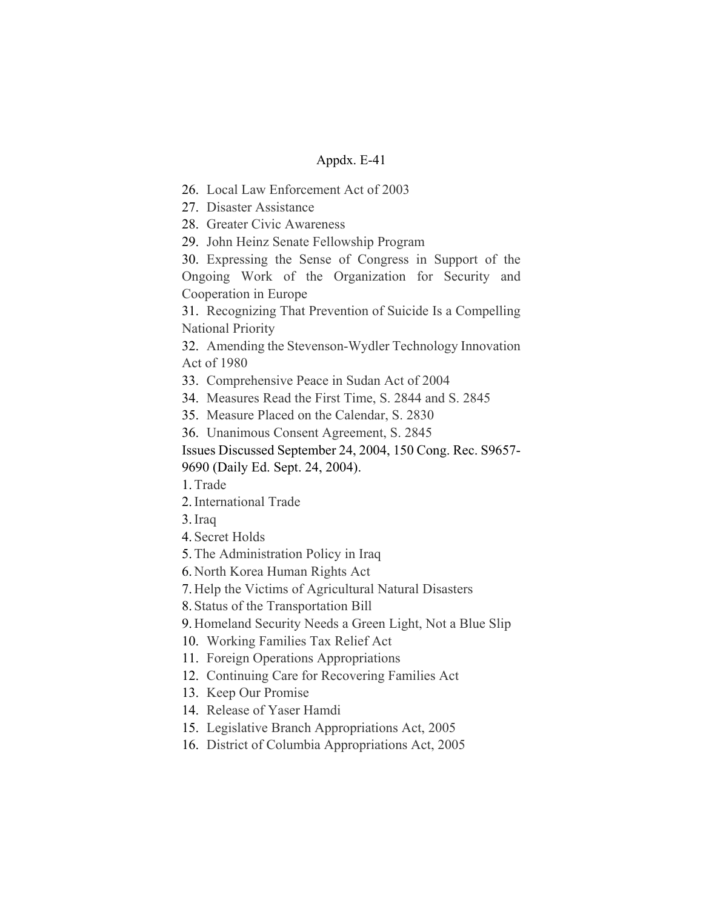26. Local Law Enforcement Act of 2003
27. Disaster Assistance
28. Greater Civic Awareness
29. John Heinz Senate Fellowship Program
30. Expressing the Sense of Congress in Support of the Ongoing Work of the Organization for Security and Cooperation in Europe
31. Recognizing That Prevention of Suicide Is a Compelling National Priority
32. Amending the Stevenson-Wydler Technology Innovation Act of 1980
33. Comprehensive Peace in Sudan Act of 2004
34. Measures Read the First Time, S. 2844 and S. 2845
35. Measure Placed on the Calendar, S. 2830
36. Unanimous Consent Agreement, S. 2845

Issues Discussed September 24, 2004, 150 Cong. Rec. S9657-9690 (Daily Ed. Sept. 24, 2004).

1. Trade
2. International Trade
3. Iraq
4. Secret Holds
5. The Administration Policy in Iraq
6. North Korea Human Rights Act
7. Help the Victims of Agricultural Natural Disasters
8. Status of the Transportation Bill
9. Homeland Security Needs a Green Light, Not a Blue Slip
10. Working Families Tax Relief Act
11. Foreign Operations Appropriations
12. Continuing Care for Recovering Families Act
13. Keep Our Promise
14. Release of Yaser Hamdi
15. Legislative Branch Appropriations Act, 2005
16. District of Columbia Appropriations Act, 2005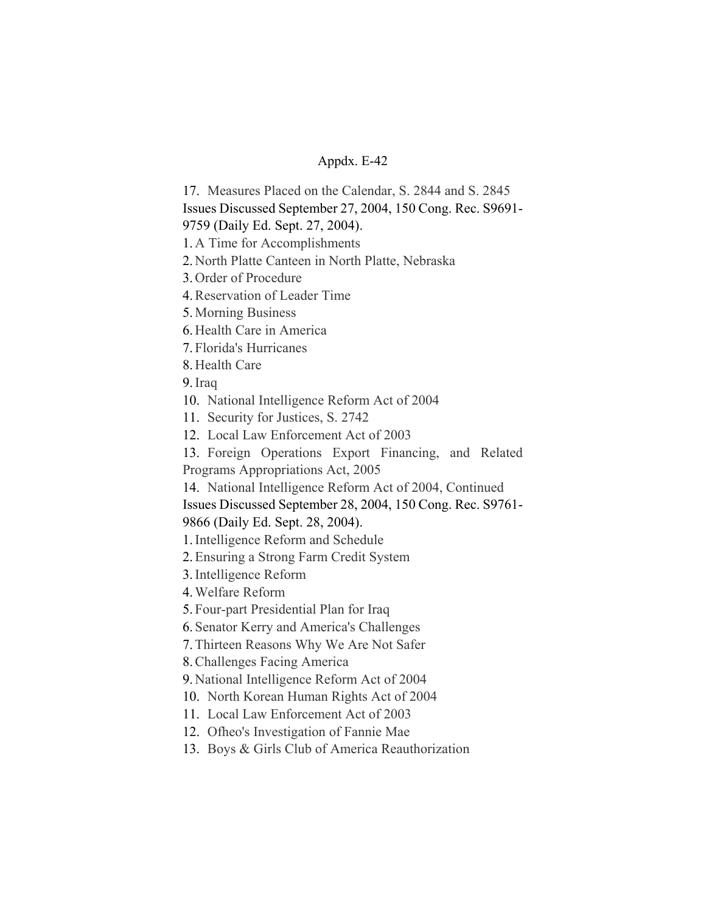17. Measures Placed on the Calendar, S. 2844 and S. 2845

Issues Discussed September 27, 2004, 150 Cong. Rec. S9691-9759 (Daily Ed. Sept. 27, 2004).

1. A Time for Accomplishments
2. North Platte Canteen in North Platte, Nebraska
3. Order of Procedure
4. Reservation of Leader Time
5. Morning Business
6. Health Care in America
7. Florida's Hurricanes
8. Health Care
9. Iraq
10. National Intelligence Reform Act of 2004
11. Security for Justices, S. 2742
12. Local Law Enforcement Act of 2003
13. Foreign Operations Export Financing, and Related Programs Appropriations Act, 2005
14. National Intelligence Reform Act of 2004, Continued

Issues Discussed September 28, 2004, 150 Cong. Rec. S9761-9866 (Daily Ed. Sept. 28, 2004).

1. Intelligence Reform and Schedule
2. Ensuring a Strong Farm Credit System
3. Intelligence Reform
4. Welfare Reform
5. Four-part Presidential Plan for Iraq
6. Senator Kerry and America's Challenges
7. Thirteen Reasons Why We Are Not Safer
8. Challenges Facing America
9. National Intelligence Reform Act of 2004
10. North Korean Human Rights Act of 2004
11. Local Law Enforcement Act of 2003
12. Ofheo's Investigation of Fannie Mae
13. Boys & Girls Club of America Reauthorization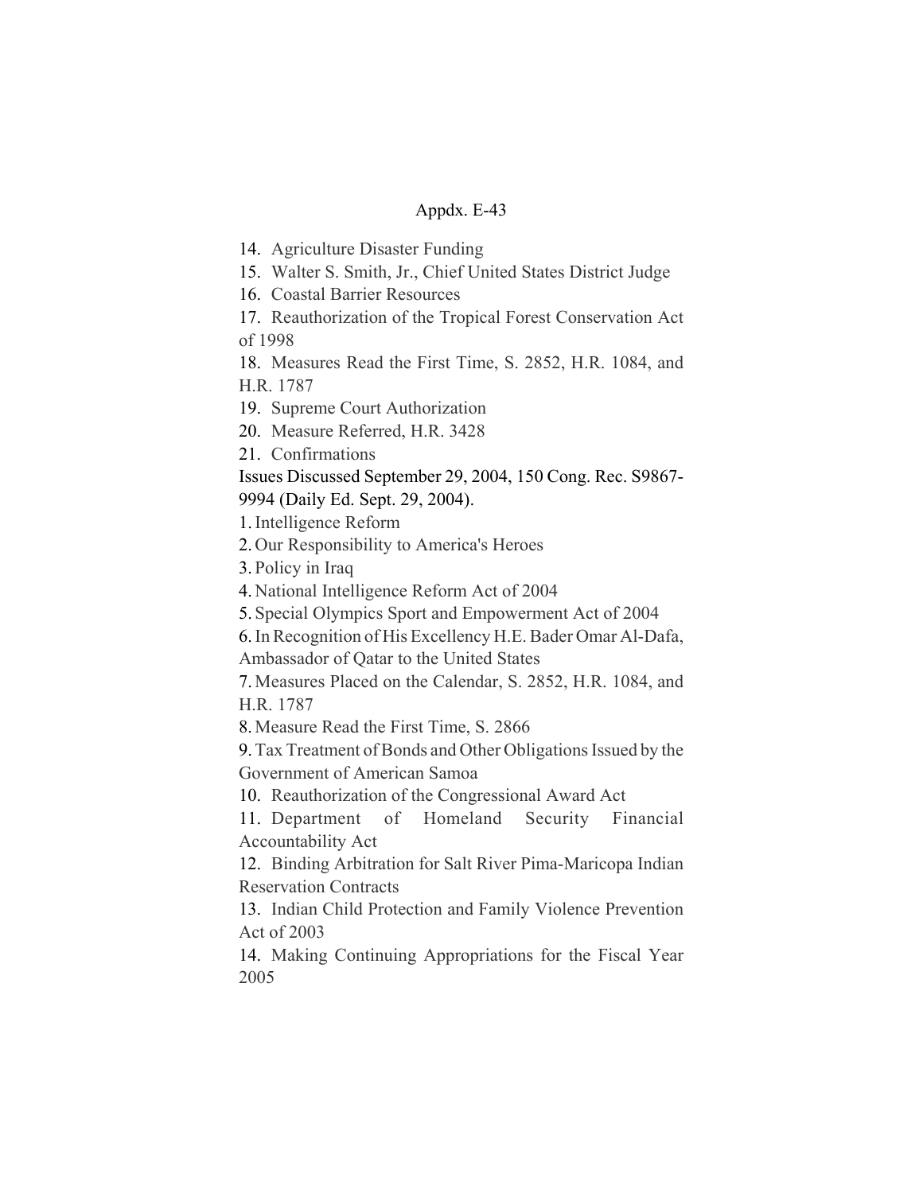14. Agriculture Disaster Funding
15. Walter S. Smith, Jr., Chief United States District Judge
16. Coastal Barrier Resources
17. Reauthorization of the Tropical Forest Conservation Act of 1998
18. Measures Read the First Time, S. 2852, H.R. 1084, and H.R. 1787
19. Supreme Court Authorization
20. Measure Referred, H.R. 3428
21. Confirmations

Issues Discussed September 29, 2004, 150 Cong. Rec. S9867-9994 (Daily Ed. Sept. 29, 2004).

1. Intelligence Reform
2. Our Responsibility to America's Heroes
3. Policy in Iraq
4. National Intelligence Reform Act of 2004
5. Special Olympics Sport and Empowerment Act of 2004
6. In Recognition of His Excellency H.E. Bader Omar Al-Dafa, Ambassador of Qatar to the United States
7. Measures Placed on the Calendar, S. 2852, H.R. 1084, and H.R. 1787
8. Measure Read the First Time, S. 2866
9. Tax Treatment of Bonds and Other Obligations Issued by the Government of American Samoa
10. Reauthorization of the Congressional Award Act
11. Department of Homeland Security Financial Accountability Act
12. Binding Arbitration for Salt River Pima-Maricopa Indian Reservation Contracts
13. Indian Child Protection and Family Violence Prevention Act of 2003
14. Making Continuing Appropriations for the Fiscal Year 2005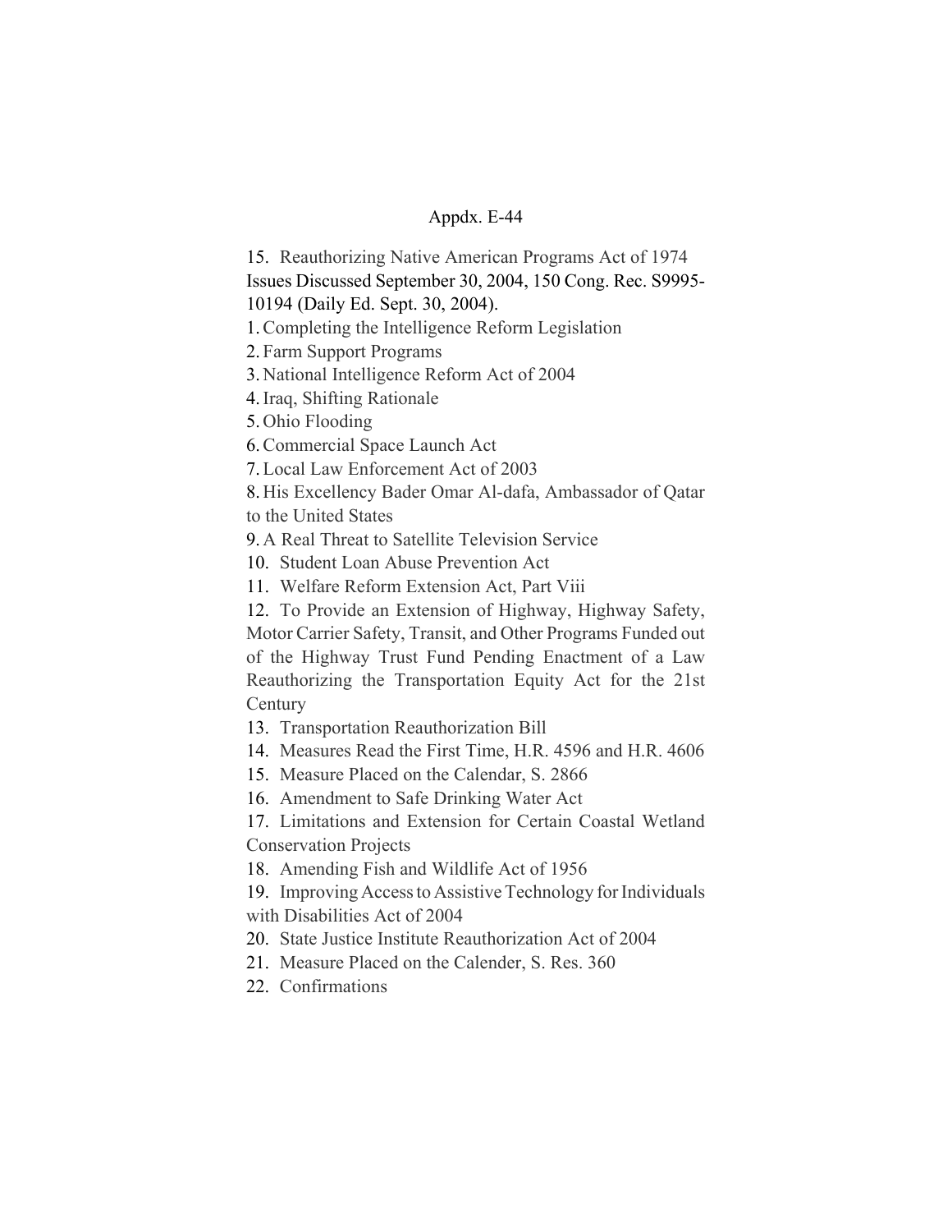Appdx. E-44

15. Reauthorizing Native American Programs Act of 1974

Issues Discussed September 30, 2004, 150 Cong. Rec. S9995-10194 (Daily Ed. Sept. 30, 2004).

1. Completing the Intelligence Reform Legislation
2. Farm Support Programs
3. National Intelligence Reform Act of 2004
4. Iraq, Shifting Rationale
5. Ohio Flooding
6. Commercial Space Launch Act
7. Local Law Enforcement Act of 2003
8. His Excellency Bader Omar Al-dafa, Ambassador of Qatar to the United States
9. A Real Threat to Satellite Television Service
10. Student Loan Abuse Prevention Act
11. Welfare Reform Extension Act, Part Viii
12. To Provide an Extension of Highway, Highway Safety, Motor Carrier Safety, Transit, and Other Programs Funded out of the Highway Trust Fund Pending Enactment of a Law Reauthorizing the Transportation Equity Act for the 21st Century
13. Transportation Reauthorization Bill
14. Measures Read the First Time, H.R. 4596 and H.R. 4606
15. Measure Placed on the Calendar, S. 2866
16. Amendment to Safe Drinking Water Act
17. Limitations and Extension for Certain Coastal Wetland Conservation Projects
18. Amending Fish and Wildlife Act of 1956
19. Improving Access to Assistive Technology for Individuals with Disabilities Act of 2004
20. State Justice Institute Reauthorization Act of 2004
21. Measure Placed on the Calender, S. Res. 360
22. Confirmations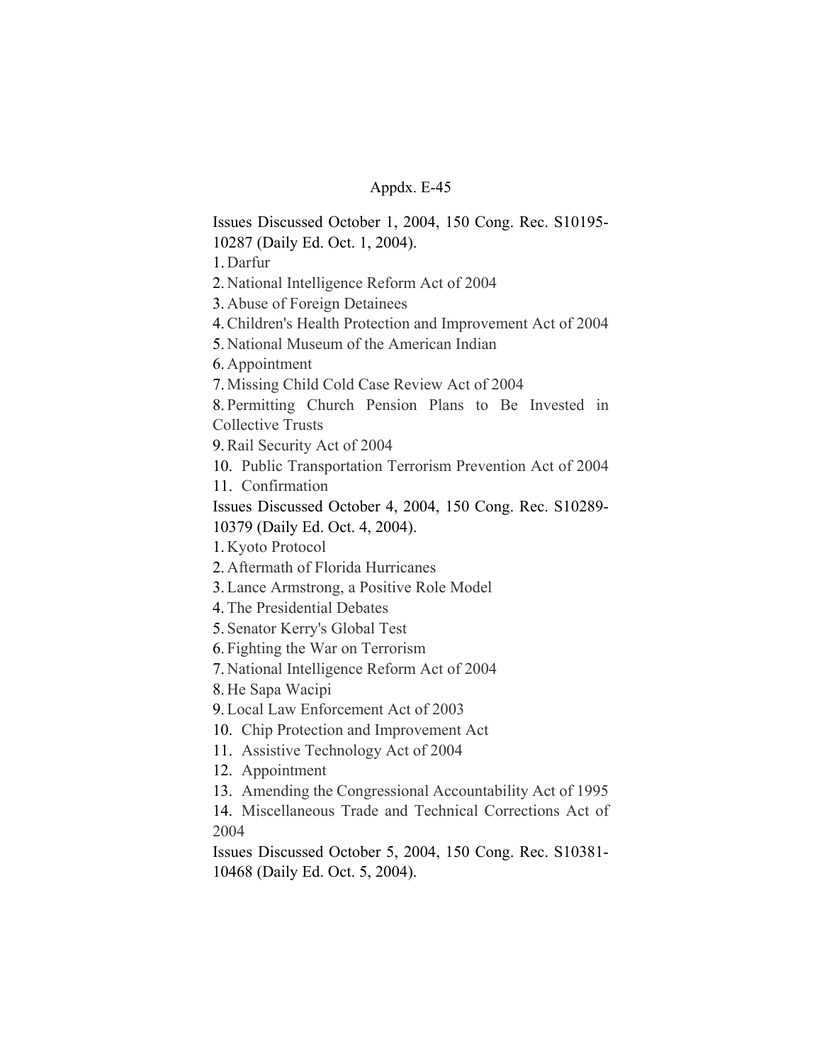Appdx. E-45

Issues Discussed October 1, 2004, 150 Cong. Rec. S10195-10287 (Daily Ed. Oct. 1, 2004).

1. Darfur
2. National Intelligence Reform Act of 2004
3. Abuse of Foreign Detainees
4. Children's Health Protection and Improvement Act of 2004
5. National Museum of the American Indian
6. Appointment
7. Missing Child Cold Case Review Act of 2004
8. Permitting Church Pension Plans to Be Invested in Collective Trusts
9. Rail Security Act of 2004
10. Public Transportation Terrorism Prevention Act of 2004
11. Confirmation

Issues Discussed October 4, 2004, 150 Cong. Rec. S10289-10379 (Daily Ed. Oct. 4, 2004).

1. Kyoto Protocol
2. Aftermath of Florida Hurricanes
3. Lance Armstrong, a Positive Role Model
4. The Presidential Debates
5. Senator Kerry's Global Test
6. Fighting the War on Terrorism
7. National Intelligence Reform Act of 2004
8. He Sapa Wacipi
9. Local Law Enforcement Act of 2003
10. Chip Protection and Improvement Act
11. Assistive Technology Act of 2004
12. Appointment
13. Amending the Congressional Accountability Act of 1995
14. Miscellaneous Trade and Technical Corrections Act of 2004

Issues Discussed October 5, 2004, 150 Cong. Rec. S10381-10468 (Daily Ed. Oct. 5, 2004).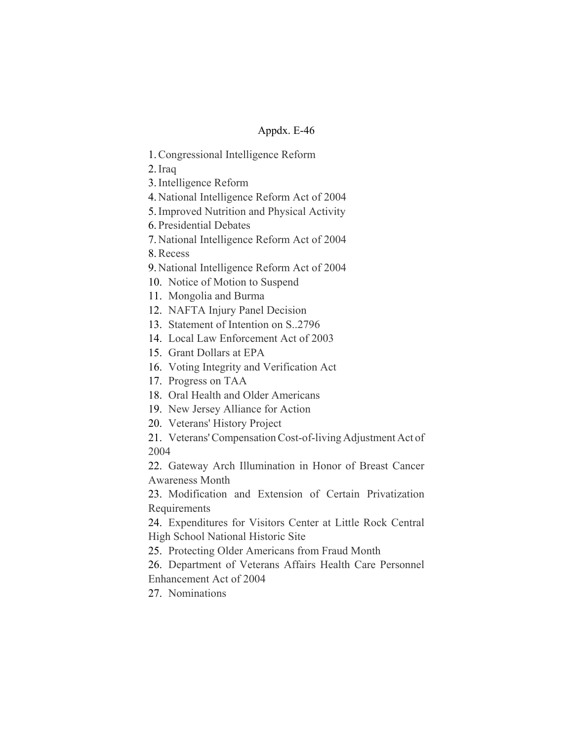Appdx. E-46

1. Congressional Intelligence Reform
2. Iraq
3. Intelligence Reform
4. National Intelligence Reform Act of 2004
5. Improved Nutrition and Physical Activity
6. Presidential Debates
7. National Intelligence Reform Act of 2004
8. Recess
9. National Intelligence Reform Act of 2004
10. Notice of Motion to Suspend
11. Mongolia and Burma
12. NAFTA Injury Panel Decision
13. Statement of Intention on S..2796
14. Local Law Enforcement Act of 2003
15. Grant Dollars at EPA
16. Voting Integrity and Verification Act
17. Progress on TAA
18. Oral Health and Older Americans
19. New Jersey Alliance for Action
20. Veterans' History Project
21. Veterans' Compensation Cost-of-living Adjustment Act of 2004
22. Gateway Arch Illumination in Honor of Breast Cancer Awareness Month
23. Modification and Extension of Certain Privatization Requirements
24. Expenditures for Visitors Center at Little Rock Central High School National Historic Site
25. Protecting Older Americans from Fraud Month
26. Department of Veterans Affairs Health Care Personnel Enhancement Act of 2004
27. Nominations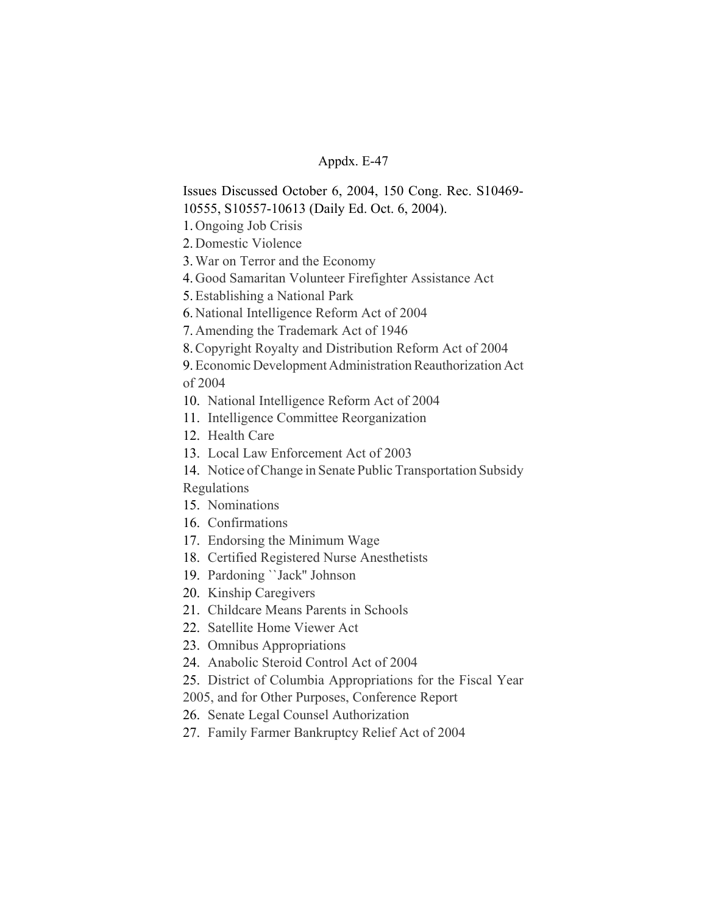Appdx. E-47

Issues Discussed October 6, 2004, 150 Cong. Rec. S10469-10555, S10557-10613 (Daily Ed. Oct. 6, 2004).

1. Ongoing Job Crisis
2. Domestic Violence
3. War on Terror and the Economy
4. Good Samaritan Volunteer Firefighter Assistance Act
5. Establishing a National Park
6. National Intelligence Reform Act of 2004
7. Amending the Trademark Act of 1946
8. Copyright Royalty and Distribution Reform Act of 2004
9. Economic Development Administration Reauthorization Act of 2004
10. National Intelligence Reform Act of 2004
11. Intelligence Committee Reorganization
12. Health Care
13. Local Law Enforcement Act of 2003
14. Notice of Change in Senate Public Transportation Subsidy Regulations
15. Nominations
16. Confirmations
17. Endorsing the Minimum Wage
18. Certified Registered Nurse Anesthetists
19. Pardoning ``Jack'' Johnson
20. Kinship Caregivers
21. Childcare Means Parents in Schools
22. Satellite Home Viewer Act
23. Omnibus Appropriations
24. Anabolic Steroid Control Act of 2004
25. District of Columbia Appropriations for the Fiscal Year 2005, and for Other Purposes, Conference Report
26. Senate Legal Counsel Authorization
27. Family Farmer Bankruptcy Relief Act of 2004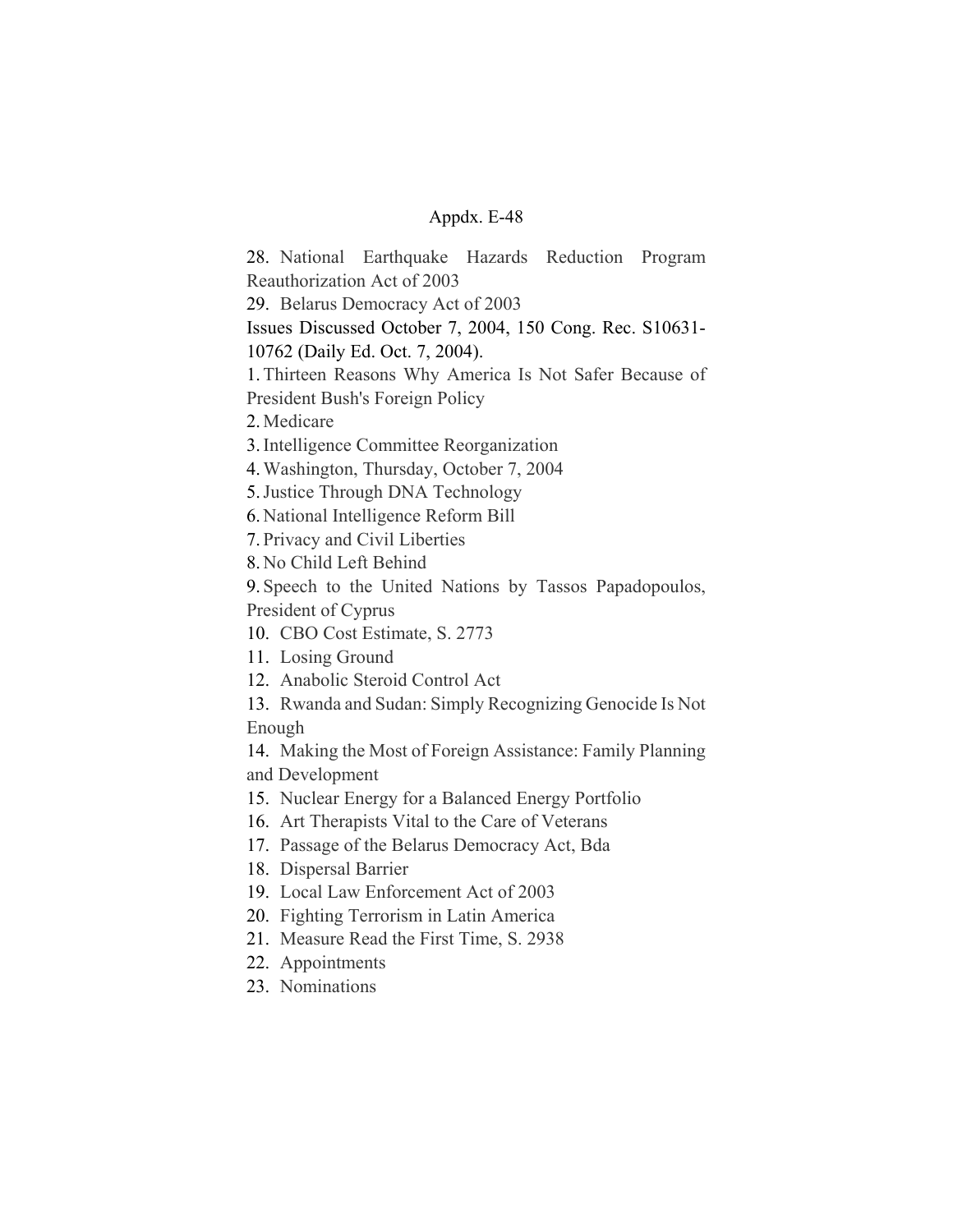28. National Earthquake Hazards Reduction Program Reauthorization Act of 2003
29. Belarus Democracy Act of 2003

Issues Discussed October 7, 2004, 150 Cong. Rec. S10631-10762 (Daily Ed. Oct. 7, 2004).

1. Thirteen Reasons Why America Is Not Safer Because of President Bush's Foreign Policy
2. Medicare
3. Intelligence Committee Reorganization
4. Washington, Thursday, October 7, 2004
5. Justice Through DNA Technology
6. National Intelligence Reform Bill
7. Privacy and Civil Liberties
8. No Child Left Behind
9. Speech to the United Nations by Tassos Papadopoulos, President of Cyprus
10. CBO Cost Estimate, S. 2773
11. Losing Ground
12. Anabolic Steroid Control Act
13. Rwanda and Sudan: Simply Recognizing Genocide Is Not Enough
14. Making the Most of Foreign Assistance: Family Planning and Development
15. Nuclear Energy for a Balanced Energy Portfolio
16. Art Therapists Vital to the Care of Veterans
17. Passage of the Belarus Democracy Act, Bda
18. Dispersal Barrier
19. Local Law Enforcement Act of 2003
20. Fighting Terrorism in Latin America
21. Measure Read the First Time, S. 2938
22. Appointments
23. Nominations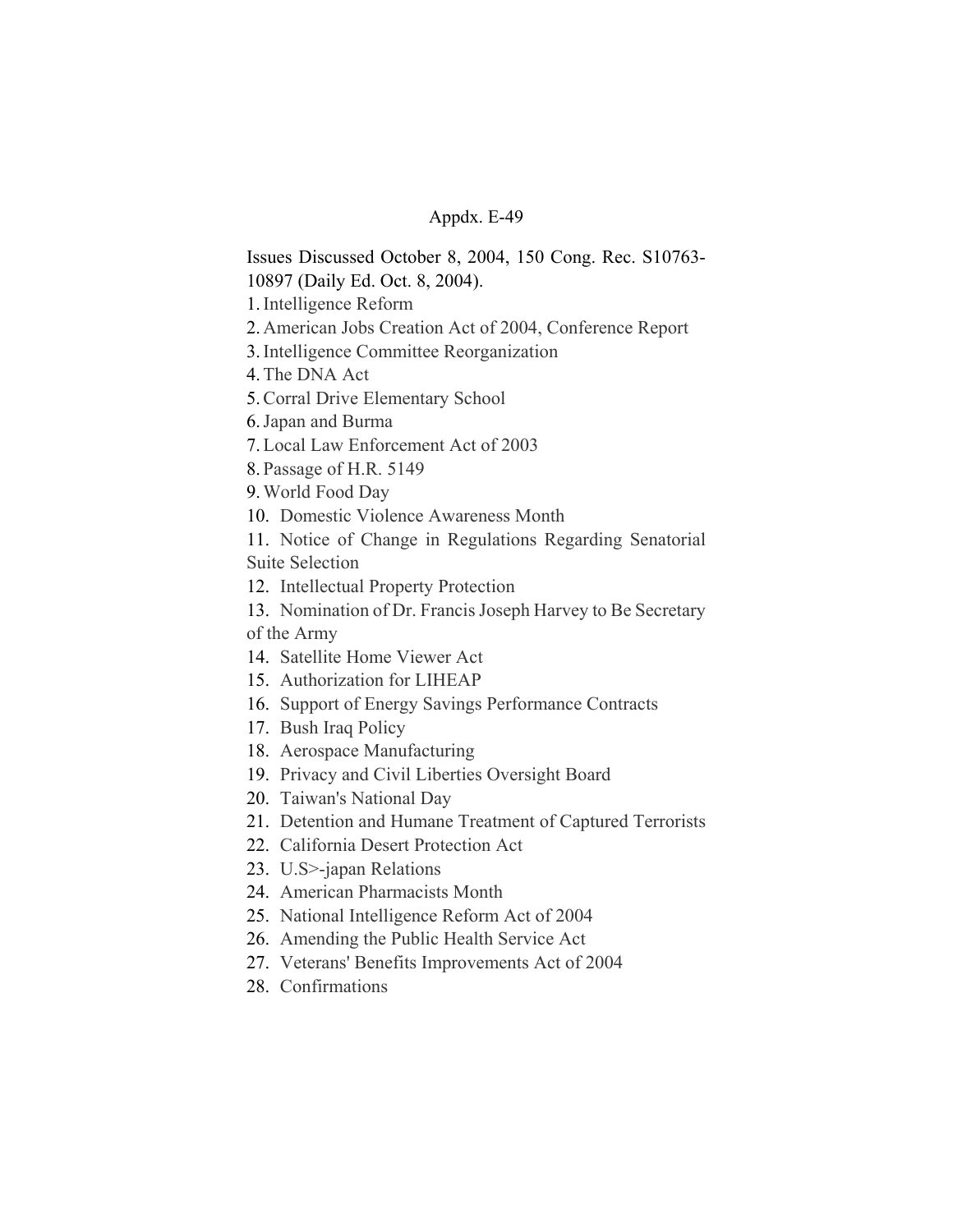Appdx. E-49

Issues Discussed October 8, 2004, 150 Cong. Rec. S10763-10897 (Daily Ed. Oct. 8, 2004).

1. Intelligence Reform
2. American Jobs Creation Act of 2004, Conference Report
3. Intelligence Committee Reorganization
4. The DNA Act
5. Corral Drive Elementary School
6. Japan and Burma
7. Local Law Enforcement Act of 2003
8. Passage of H.R. 5149
9. World Food Day
10. Domestic Violence Awareness Month
11. Notice of Change in Regulations Regarding Senatorial Suite Selection
12. Intellectual Property Protection
13. Nomination of Dr. Francis Joseph Harvey to Be Secretary of the Army
14. Satellite Home Viewer Act
15. Authorization for LIHEAP
16. Support of Energy Savings Performance Contracts
17. Bush Iraq Policy
18. Aerospace Manufacturing
19. Privacy and Civil Liberties Oversight Board
20. Taiwan's National Day
21. Detention and Humane Treatment of Captured Terrorists
22. California Desert Protection Act
23. U.S>-japan Relations
24. American Pharmacists Month
25. National Intelligence Reform Act of 2004
26. Amending the Public Health Service Act
27. Veterans' Benefits Improvements Act of 2004
28. Confirmations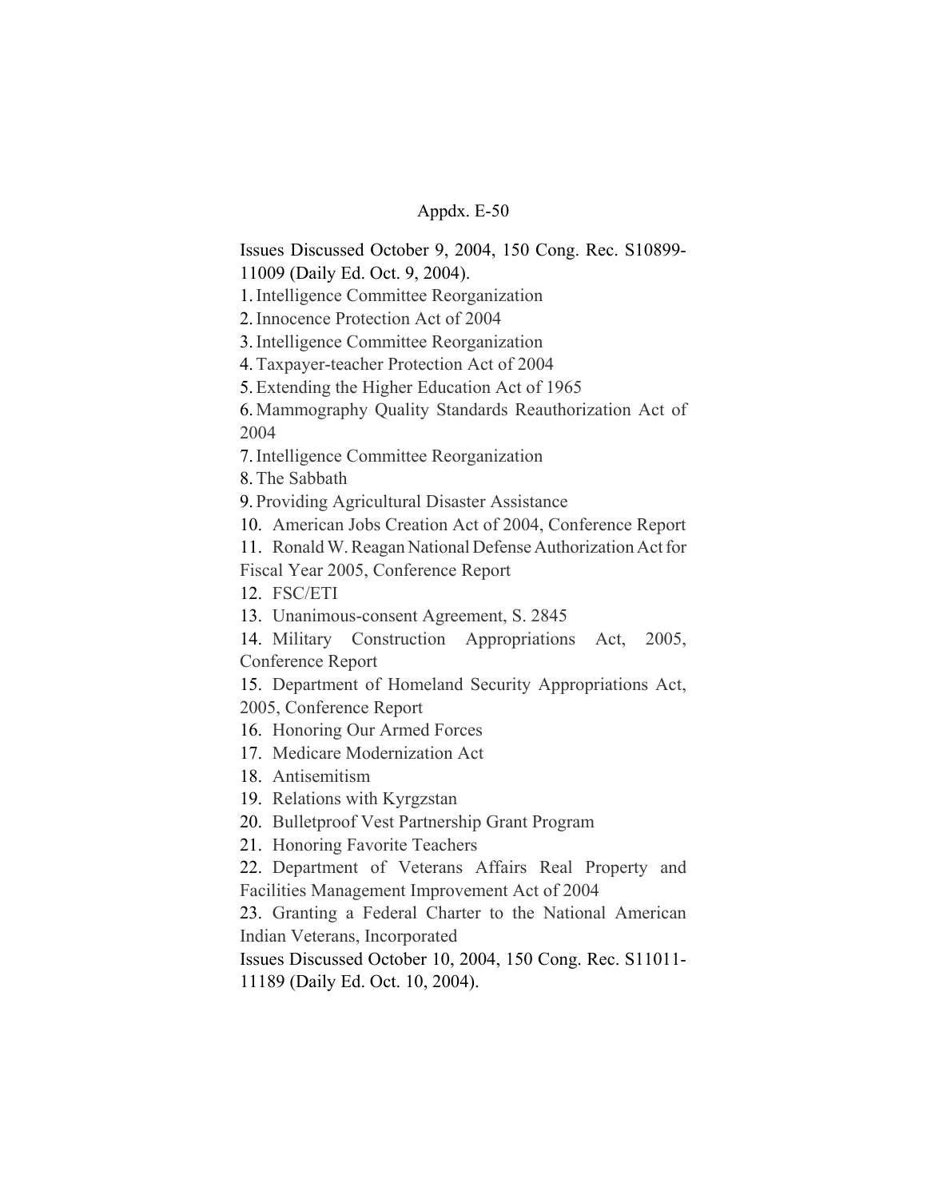Appdx. E-50

Issues Discussed October 9, 2004, 150 Cong. Rec. S10899-11009 (Daily Ed. Oct. 9, 2004).

1. Intelligence Committee Reorganization
2. Innocence Protection Act of 2004
3. Intelligence Committee Reorganization
4. Taxpayer-teacher Protection Act of 2004
5. Extending the Higher Education Act of 1965
6. Mammography Quality Standards Reauthorization Act of 2004
7. Intelligence Committee Reorganization
8. The Sabbath
9. Providing Agricultural Disaster Assistance
10. American Jobs Creation Act of 2004, Conference Report
11. Ronald W. Reagan National Defense Authorization Act for Fiscal Year 2005, Conference Report
12. FSC/ETI
13. Unanimous-consent Agreement, S. 2845
14. Military Construction Appropriations Act, 2005, Conference Report
15. Department of Homeland Security Appropriations Act, 2005, Conference Report
16. Honoring Our Armed Forces
17. Medicare Modernization Act
18. Antisemitism
19. Relations with Kyrgzstan
20. Bulletproof Vest Partnership Grant Program
21. Honoring Favorite Teachers
22. Department of Veterans Affairs Real Property and Facilities Management Improvement Act of 2004
23. Granting a Federal Charter to the National American Indian Veterans, Incorporated

Issues Discussed October 10, 2004, 150 Cong. Rec. S11011-11189 (Daily Ed. Oct. 10, 2004).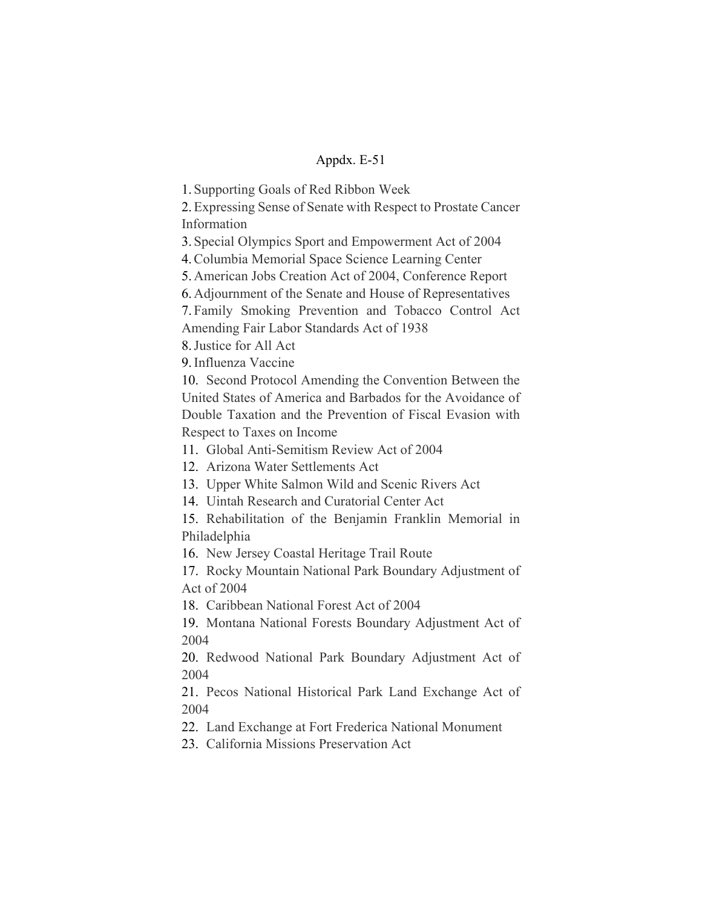Appdx. E-51

1. Supporting Goals of Red Ribbon Week
2. Expressing Sense of Senate with Respect to Prostate Cancer Information
3. Special Olympics Sport and Empowerment Act of 2004
4. Columbia Memorial Space Science Learning Center
5. American Jobs Creation Act of 2004, Conference Report
6. Adjournment of the Senate and House of Representatives
7. Family Smoking Prevention and Tobacco Control Act Amending Fair Labor Standards Act of 1938
8. Justice for All Act
9. Influenza Vaccine
10. Second Protocol Amending the Convention Between the United States of America and Barbados for the Avoidance of Double Taxation and the Prevention of Fiscal Evasion with Respect to Taxes on Income
11. Global Anti-Semitism Review Act of 2004
12. Arizona Water Settlements Act
13. Upper White Salmon Wild and Scenic Rivers Act
14. Uintah Research and Curatorial Center Act
15. Rehabilitation of the Benjamin Franklin Memorial in Philadelphia
16. New Jersey Coastal Heritage Trail Route
17. Rocky Mountain National Park Boundary Adjustment of Act of 2004
18. Caribbean National Forest Act of 2004
19. Montana National Forests Boundary Adjustment Act of 2004
20. Redwood National Park Boundary Adjustment Act of 2004
21. Pecos National Historical Park Land Exchange Act of 2004
22. Land Exchange at Fort Frederica National Monument
23. California Missions Preservation Act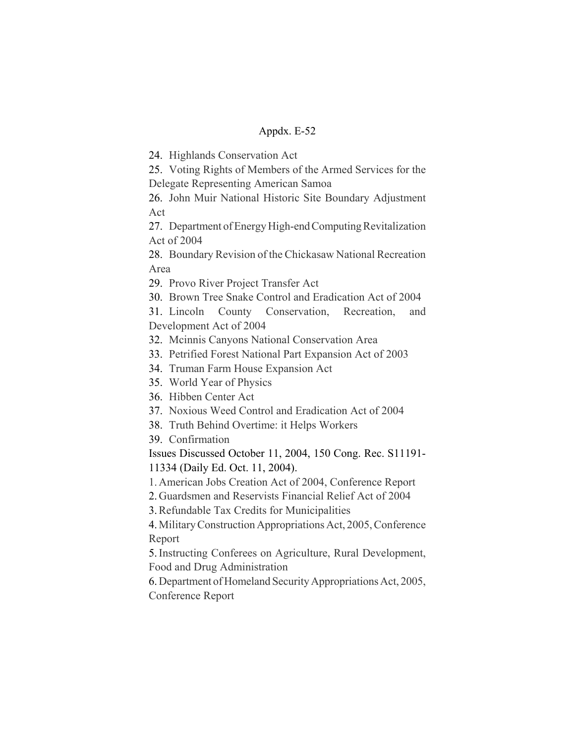Appdx. E-52

24. Highlands Conservation Act
25. Voting Rights of Members of the Armed Services for the Delegate Representing American Samoa
26. John Muir National Historic Site Boundary Adjustment Act
27. Department of Energy High-end Computing Revitalization Act of 2004
28. Boundary Revision of the Chickasaw National Recreation Area
29. Provo River Project Transfer Act
30. Brown Tree Snake Control and Eradication Act of 2004
31. Lincoln County Conservation, Recreation, and Development Act of 2004
32. Mcinnis Canyons National Conservation Area
33. Petrified Forest National Part Expansion Act of 2003
34. Truman Farm House Expansion Act
35. World Year of Physics
36. Hibben Center Act
37. Noxious Weed Control and Eradication Act of 2004
38. Truth Behind Overtime: it Helps Workers
39. Confirmation

Issues Discussed October 11, 2004, 150 Cong. Rec. S11191-11334 (Daily Ed. Oct. 11, 2004).

1. American Jobs Creation Act of 2004, Conference Report
2. Guardsmen and Reservists Financial Relief Act of 2004
3. Refundable Tax Credits for Municipalities
4. Military Construction Appropriations Act, 2005, Conference Report
5. Instructing Conferees on Agriculture, Rural Development, Food and Drug Administration
6. Department of Homeland Security Appropriations Act, 2005, Conference Report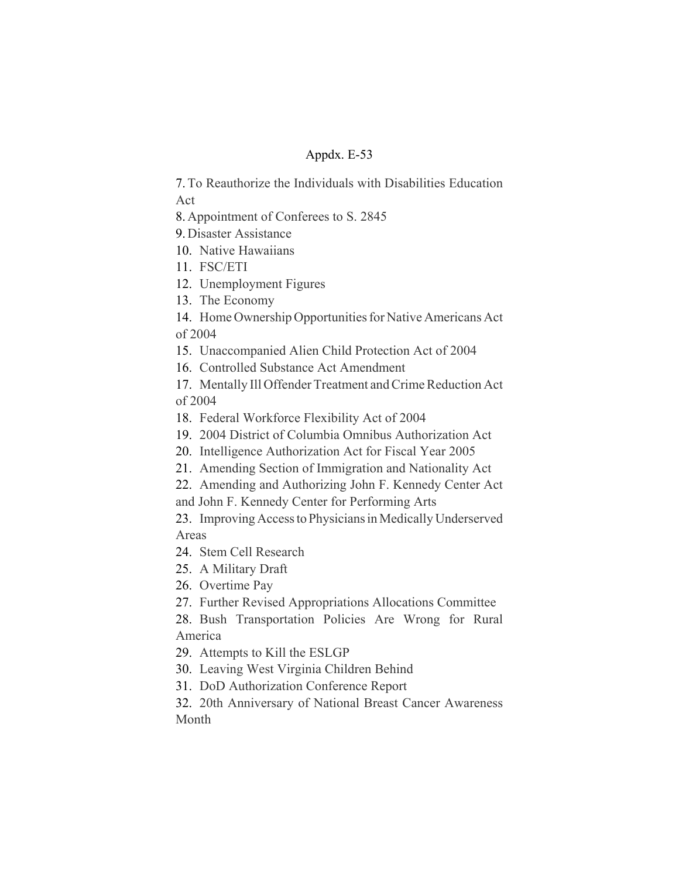Appdx. E-53

7. To Reauthorize the Individuals with Disabilities Education Act
8. Appointment of Conferees to S. 2845
9. Disaster Assistance
10. Native Hawaiians
11. FSC/ETI
12. Unemployment Figures
13. The Economy
14. Home Ownership Opportunities for Native Americans Act of 2004
15. Unaccompanied Alien Child Protection Act of 2004
16. Controlled Substance Act Amendment
17. Mentally Ill Offender Treatment and Crime Reduction Act of 2004
18. Federal Workforce Flexibility Act of 2004
19. 2004 District of Columbia Omnibus Authorization Act
20. Intelligence Authorization Act for Fiscal Year 2005
21. Amending Section of Immigration and Nationality Act
22. Amending and Authorizing John F. Kennedy Center Act and John F. Kennedy Center for Performing Arts
23. Improving Access to Physicians in Medically Underserved Areas
24. Stem Cell Research
25. A Military Draft
26. Overtime Pay
27. Further Revised Appropriations Allocations Committee
28. Bush Transportation Policies Are Wrong for Rural America
29. Attempts to Kill the ESLGP
30. Leaving West Virginia Children Behind
31. DoD Authorization Conference Report
32. 20th Anniversary of National Breast Cancer Awareness Month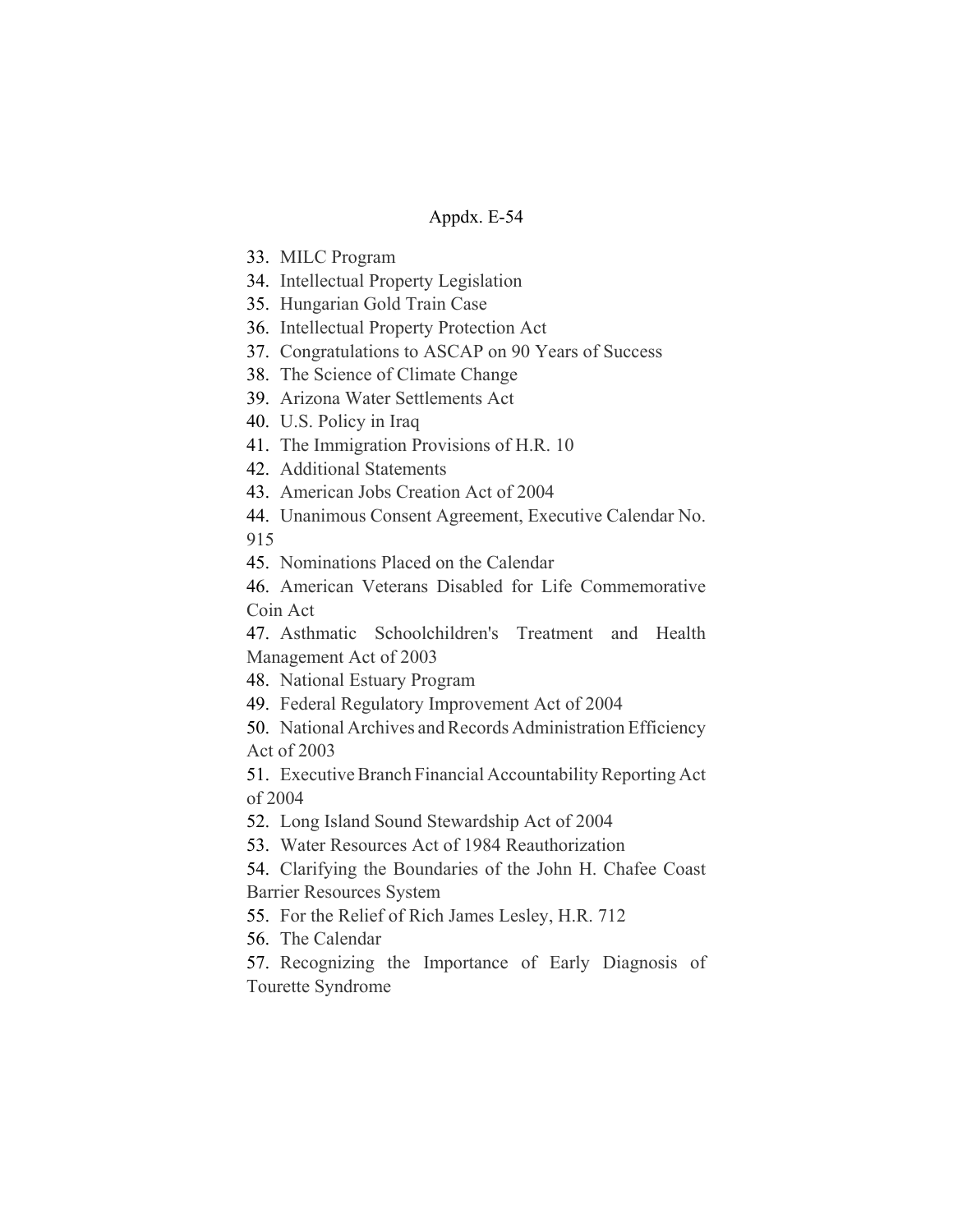Appdx. E-54

33. MILC Program
34. Intellectual Property Legislation
35. Hungarian Gold Train Case
36. Intellectual Property Protection Act
37. Congratulations to ASCAP on 90 Years of Success
38. The Science of Climate Change
39. Arizona Water Settlements Act
40. U.S. Policy in Iraq
41. The Immigration Provisions of H.R. 10
42. Additional Statements
43. American Jobs Creation Act of 2004
44. Unanimous Consent Agreement, Executive Calendar No. 915
45. Nominations Placed on the Calendar
46. American Veterans Disabled for Life Commemorative Coin Act
47. Asthmatic Schoolchildren's Treatment and Health Management Act of 2003
48. National Estuary Program
49. Federal Regulatory Improvement Act of 2004
50. National Archives and Records Administration Efficiency Act of 2003
51. Executive Branch Financial Accountability Reporting Act of 2004
52. Long Island Sound Stewardship Act of 2004
53. Water Resources Act of 1984 Reauthorization
54. Clarifying the Boundaries of the John H. Chafee Coast Barrier Resources System
55. For the Relief of Rich James Lesley, H.R. 712
56. The Calendar
57. Recognizing the Importance of Early Diagnosis of Tourette Syndrome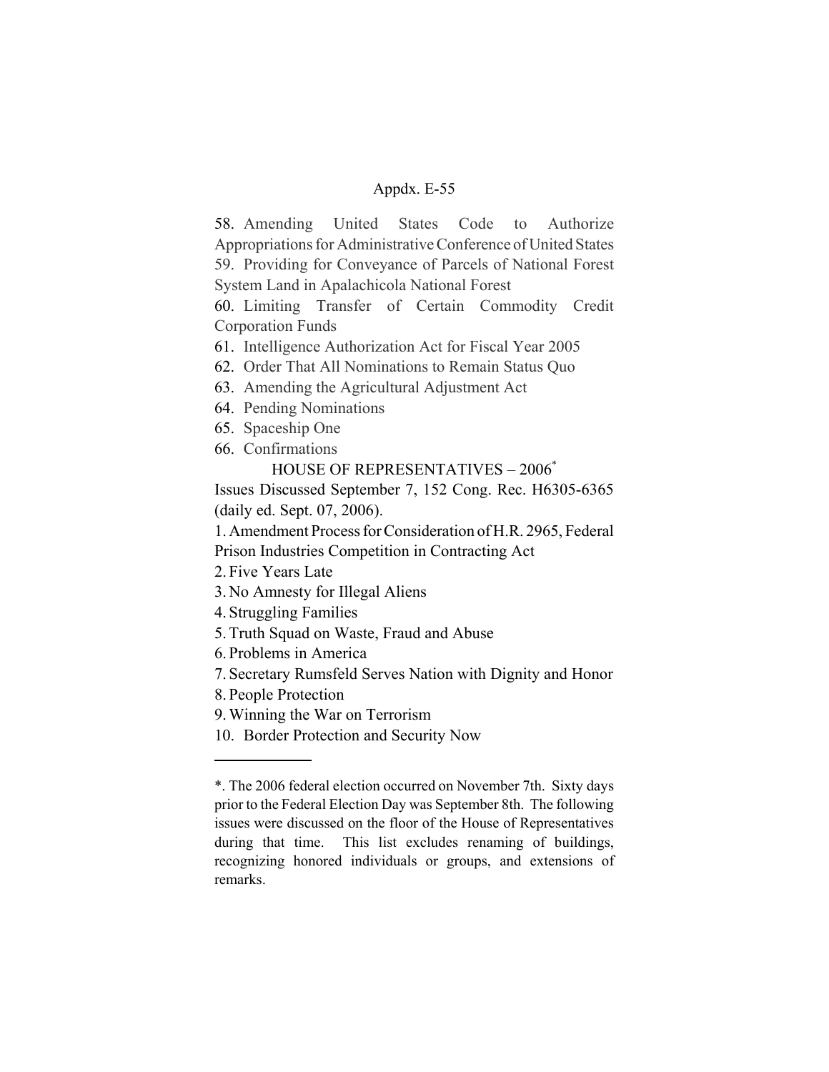58. Amending United States Code to Authorize Appropriations for Administrative Conference of United States
59. Providing for Conveyance of Parcels of National Forest System Land in Apalachicola National Forest
60. Limiting Transfer of Certain Commodity Credit Corporation Funds
61. Intelligence Authorization Act for Fiscal Year 2005
62. Order That All Nominations to Remain Status Quo
63. Amending the Agricultural Adjustment Act
64. Pending Nominations
65. Spaceship One
66. Confirmations

HOUSE OF REPRESENTATIVES – 2006*

Issues Discussed September 7, 152 Cong. Rec. H6305-6365 (daily ed. Sept. 07, 2006).

1. Amendment Process for Consideration of H.R. 2965, Federal Prison Industries Competition in Contracting Act
2. Five Years Late
3. No Amnesty for Illegal Aliens
4. Struggling Families
5. Truth Squad on Waste, Fraud and Abuse
6. Problems in America
7. Secretary Rumsfeld Serves Nation with Dignity and Honor
8. People Protection
9. Winning the War on Terrorism
10. Border Protection and Security Now

---

*. The 2006 federal election occurred on November 7th. Sixty days prior to the Federal Election Day was September 8th. The following issues were discussed on the floor of the House of Representatives during that time. This list excludes renaming of buildings, recognizing honored individuals or groups, and extensions of remarks.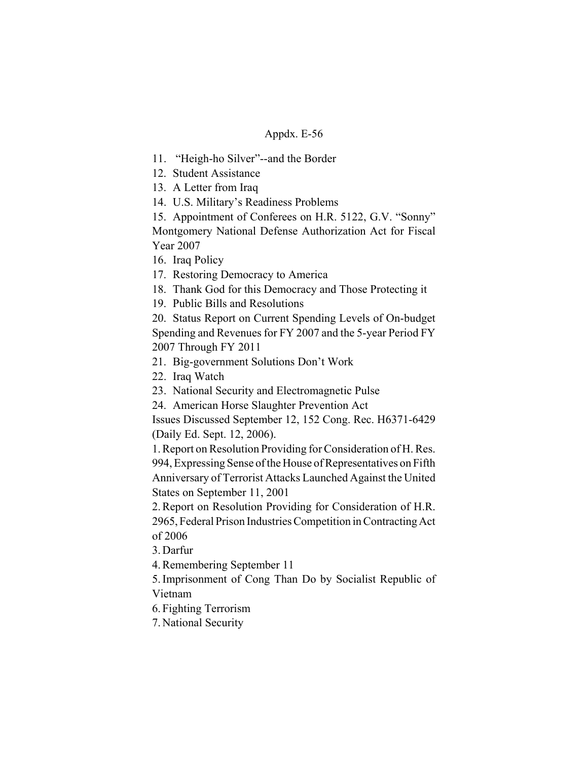11. "Heigh-ho Silver"--and the Border
12. Student Assistance
13. A Letter from Iraq
14. U.S. Military's Readiness Problems
15. Appointment of Conferees on H.R. 5122, G.V. "Sonny" Montgomery National Defense Authorization Act for Fiscal Year 2007
16. Iraq Policy
17. Restoring Democracy to America
18. Thank God for this Democracy and Those Protecting it
19. Public Bills and Resolutions
20. Status Report on Current Spending Levels of On-budget Spending and Revenues for FY 2007 and the 5-year Period FY 2007 Through FY 2011
21. Big-government Solutions Don't Work
22. Iraq Watch
23. National Security and Electromagnetic Pulse
24. American Horse Slaughter Prevention Act

Issues Discussed September 12, 152 Cong. Rec. H6371-6429 (Daily Ed. Sept. 12, 2006).

1. Report on Resolution Providing for Consideration of H. Res. 994, Expressing Sense of the House of Representatives on Fifth Anniversary of Terrorist Attacks Launched Against the United States on September 11, 2001
2. Report on Resolution Providing for Consideration of H.R. 2965, Federal Prison Industries Competition in Contracting Act of 2006
3. Darfur
4. Remembering September 11
5. Imprisonment of Cong Than Do by Socialist Republic of Vietnam
6. Fighting Terrorism
7. National Security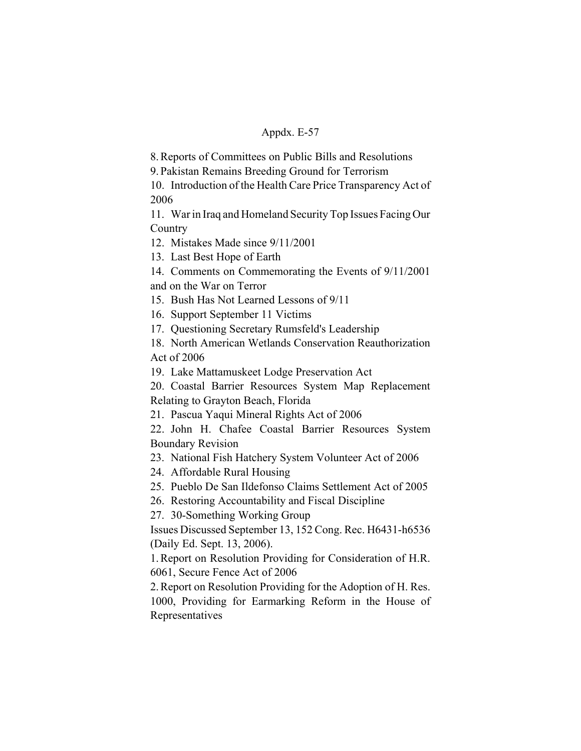8. Reports of Committees on Public Bills and Resolutions
9. Pakistan Remains Breeding Ground for Terrorism
10. Introduction of the Health Care Price Transparency Act of 2006
11. War in Iraq and Homeland Security Top Issues Facing Our Country
12. Mistakes Made since 9/11/2001
13. Last Best Hope of Earth
14. Comments on Commemorating the Events of 9/11/2001 and on the War on Terror
15. Bush Has Not Learned Lessons of 9/11
16. Support September 11 Victims
17. Questioning Secretary Rumsfeld's Leadership
18. North American Wetlands Conservation Reauthorization Act of 2006
19. Lake Mattamuskeet Lodge Preservation Act
20. Coastal Barrier Resources System Map Replacement Relating to Grayton Beach, Florida
21. Pascua Yaqui Mineral Rights Act of 2006
22. John H. Chafee Coastal Barrier Resources System Boundary Revision
23. National Fish Hatchery System Volunteer Act of 2006
24. Affordable Rural Housing
25. Pueblo De San Ildefonso Claims Settlement Act of 2005
26. Restoring Accountability and Fiscal Discipline
27. 30-Something Working Group

Issues Discussed September 13, 152 Cong. Rec. H6431-h6536 (Daily Ed. Sept. 13, 2006).

1. Report on Resolution Providing for Consideration of H.R. 6061, Secure Fence Act of 2006
2. Report on Resolution Providing for the Adoption of H. Res. 1000, Providing for Earmarking Reform in the House of Representatives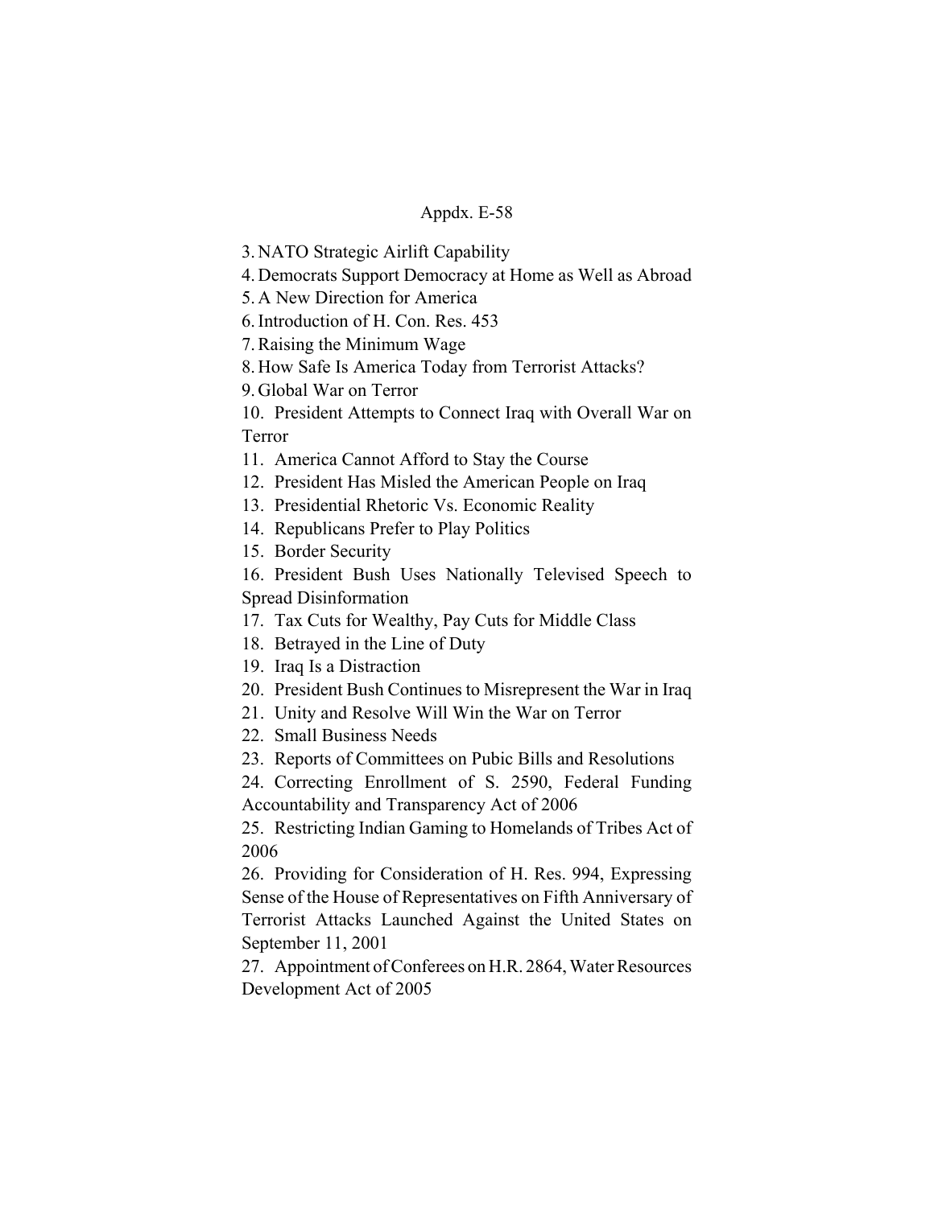3. NATO Strategic Airlift Capability
4. Democrats Support Democracy at Home as Well as Abroad
5. A New Direction for America
6. Introduction of H. Con. Res. 453
7. Raising the Minimum Wage
8. How Safe Is America Today from Terrorist Attacks?
9. Global War on Terror
10. President Attempts to Connect Iraq with Overall War on Terror
11. America Cannot Afford to Stay the Course
12. President Has Misled the American People on Iraq
13. Presidential Rhetoric Vs. Economic Reality
14. Republicans Prefer to Play Politics
15. Border Security
16. President Bush Uses Nationally Televised Speech to Spread Disinformation
17. Tax Cuts for Wealthy, Pay Cuts for Middle Class
18. Betrayed in the Line of Duty
19. Iraq Is a Distraction
20. President Bush Continues to Misrepresent the War in Iraq
21. Unity and Resolve Will Win the War on Terror
22. Small Business Needs
23. Reports of Committees on Pubic Bills and Resolutions
24. Correcting Enrollment of S. 2590, Federal Funding Accountability and Transparency Act of 2006
25. Restricting Indian Gaming to Homelands of Tribes Act of 2006
26. Providing for Consideration of H. Res. 994, Expressing Sense of the House of Representatives on Fifth Anniversary of Terrorist Attacks Launched Against the United States on September 11, 2001
27. Appointment of Conferees on H.R. 2864, Water Resources Development Act of 2005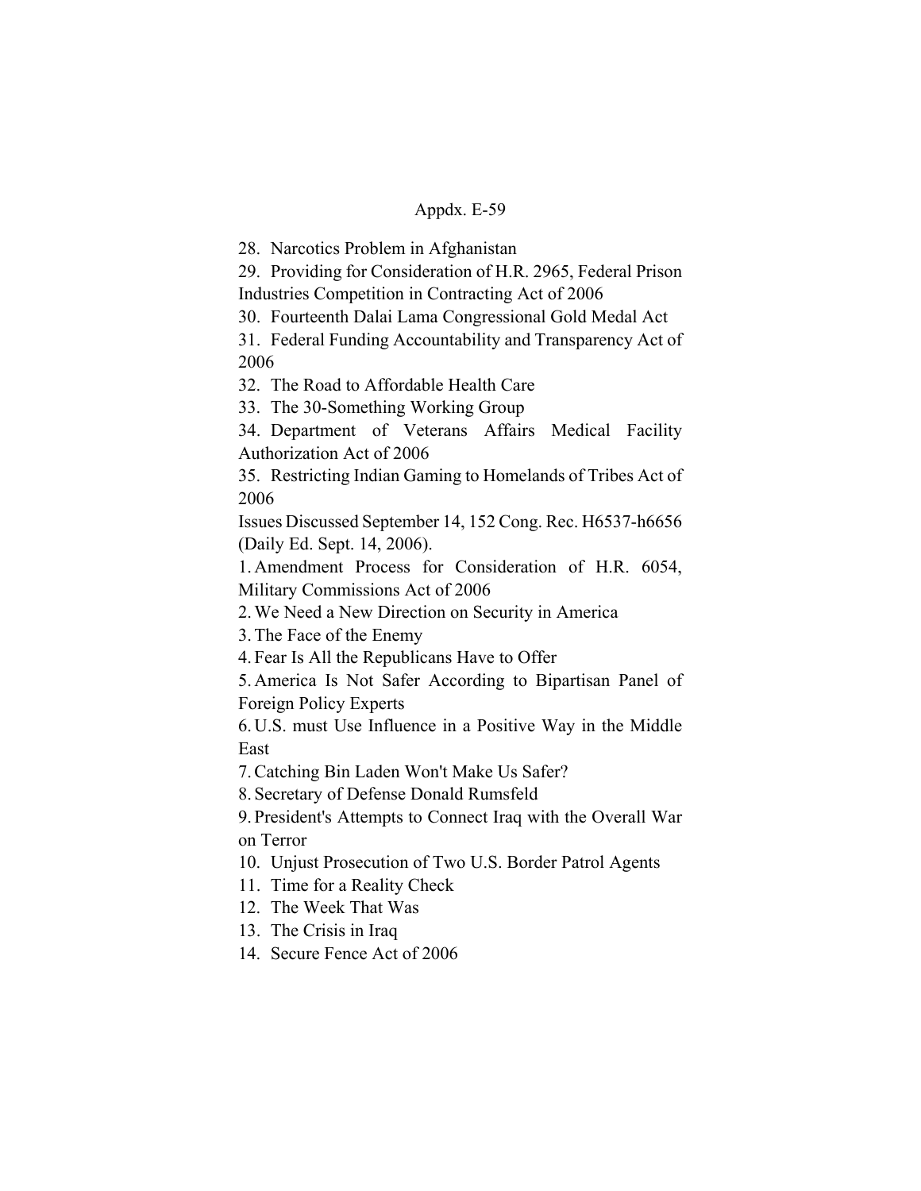28. Narcotics Problem in Afghanistan
29. Providing for Consideration of H.R. 2965, Federal Prison Industries Competition in Contracting Act of 2006
30. Fourteenth Dalai Lama Congressional Gold Medal Act
31. Federal Funding Accountability and Transparency Act of 2006
32. The Road to Affordable Health Care
33. The 30-Something Working Group
34. Department of Veterans Affairs Medical Facility Authorization Act of 2006
35. Restricting Indian Gaming to Homelands of Tribes Act of 2006

Issues Discussed September 14, 152 Cong. Rec. H6537-h6656 (Daily Ed. Sept. 14, 2006).

1. Amendment Process for Consideration of H.R. 6054, Military Commissions Act of 2006
2. We Need a New Direction on Security in America
3. The Face of the Enemy
4. Fear Is All the Republicans Have to Offer
5. America Is Not Safer According to Bipartisan Panel of Foreign Policy Experts
6. U.S. must Use Influence in a Positive Way in the Middle East
7. Catching Bin Laden Won't Make Us Safer?
8. Secretary of Defense Donald Rumsfeld
9. President's Attempts to Connect Iraq with the Overall War on Terror
10. Unjust Prosecution of Two U.S. Border Patrol Agents
11. Time for a Reality Check
12. The Week That Was
13. The Crisis in Iraq
14. Secure Fence Act of 2006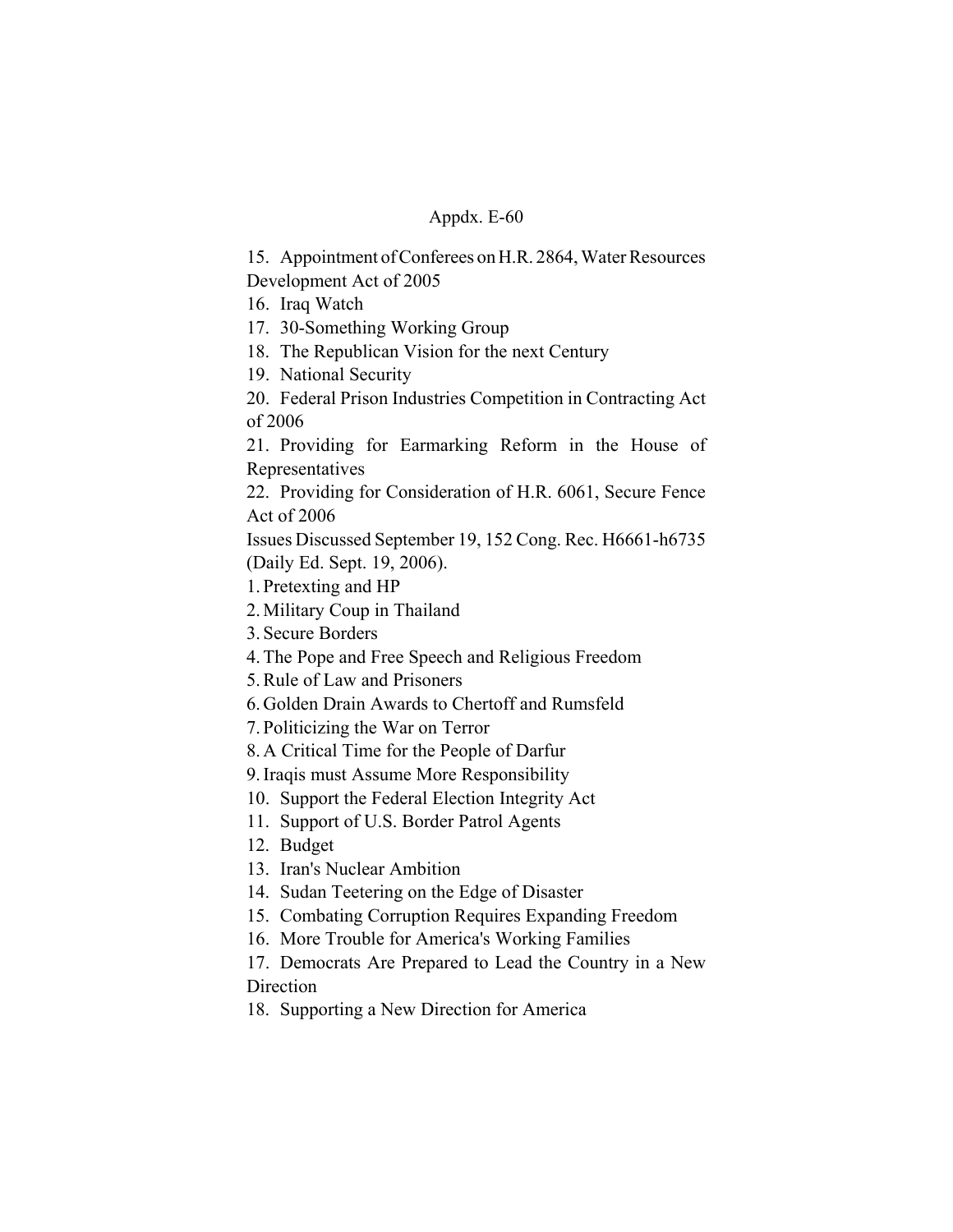Appdx. E-60

15. Appointment of Conferees on H.R. 2864, Water Resources Development Act of 2005
16. Iraq Watch
17. 30-Something Working Group
18. The Republican Vision for the next Century
19. National Security
20. Federal Prison Industries Competition in Contracting Act of 2006
21. Providing for Earmarking Reform in the House of Representatives
22. Providing for Consideration of H.R. 6061, Secure Fence Act of 2006

Issues Discussed September 19, 152 Cong. Rec. H6661-h6735 (Daily Ed. Sept. 19, 2006).

1. Pretexting and HP
2. Military Coup in Thailand
3. Secure Borders
4. The Pope and Free Speech and Religious Freedom
5. Rule of Law and Prisoners
6. Golden Drain Awards to Chertoff and Rumsfeld
7. Politicizing the War on Terror
8. A Critical Time for the People of Darfur
9. Iraqis must Assume More Responsibility
10. Support the Federal Election Integrity Act
11. Support of U.S. Border Patrol Agents
12. Budget
13. Iran's Nuclear Ambition
14. Sudan Teetering on the Edge of Disaster
15. Combating Corruption Requires Expanding Freedom
16. More Trouble for America's Working Families
17. Democrats Are Prepared to Lead the Country in a New Direction
18. Supporting a New Direction for America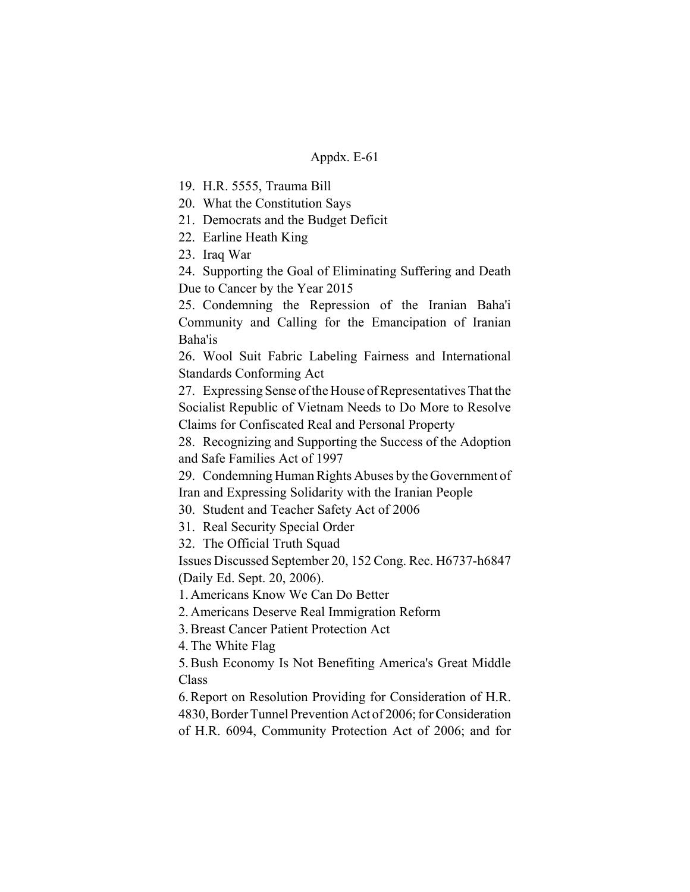19. H.R. 5555, Trauma Bill
20. What the Constitution Says
21. Democrats and the Budget Deficit
22. Earline Heath King
23. Iraq War
24. Supporting the Goal of Eliminating Suffering and Death Due to Cancer by the Year 2015
25. Condemning the Repression of the Iranian Baha'i Community and Calling for the Emancipation of Iranian Baha'is
26. Wool Suit Fabric Labeling Fairness and International Standards Conforming Act
27. Expressing Sense of the House of Representatives That the Socialist Republic of Vietnam Needs to Do More to Resolve Claims for Confiscated Real and Personal Property
28. Recognizing and Supporting the Success of the Adoption and Safe Families Act of 1997
29. Condemning Human Rights Abuses by the Government of Iran and Expressing Solidarity with the Iranian People
30. Student and Teacher Safety Act of 2006
31. Real Security Special Order
32. The Official Truth Squad

Issues Discussed September 20, 152 Cong. Rec. H6737-h6847 (Daily Ed. Sept. 20, 2006).

1. Americans Know We Can Do Better
2. Americans Deserve Real Immigration Reform
3. Breast Cancer Patient Protection Act
4. The White Flag
5. Bush Economy Is Not Benefiting America's Great Middle Class
6. Report on Resolution Providing for Consideration of H.R. 4830, Border Tunnel Prevention Act of 2006; for Consideration of H.R. 6094, Community Protection Act of 2006; and for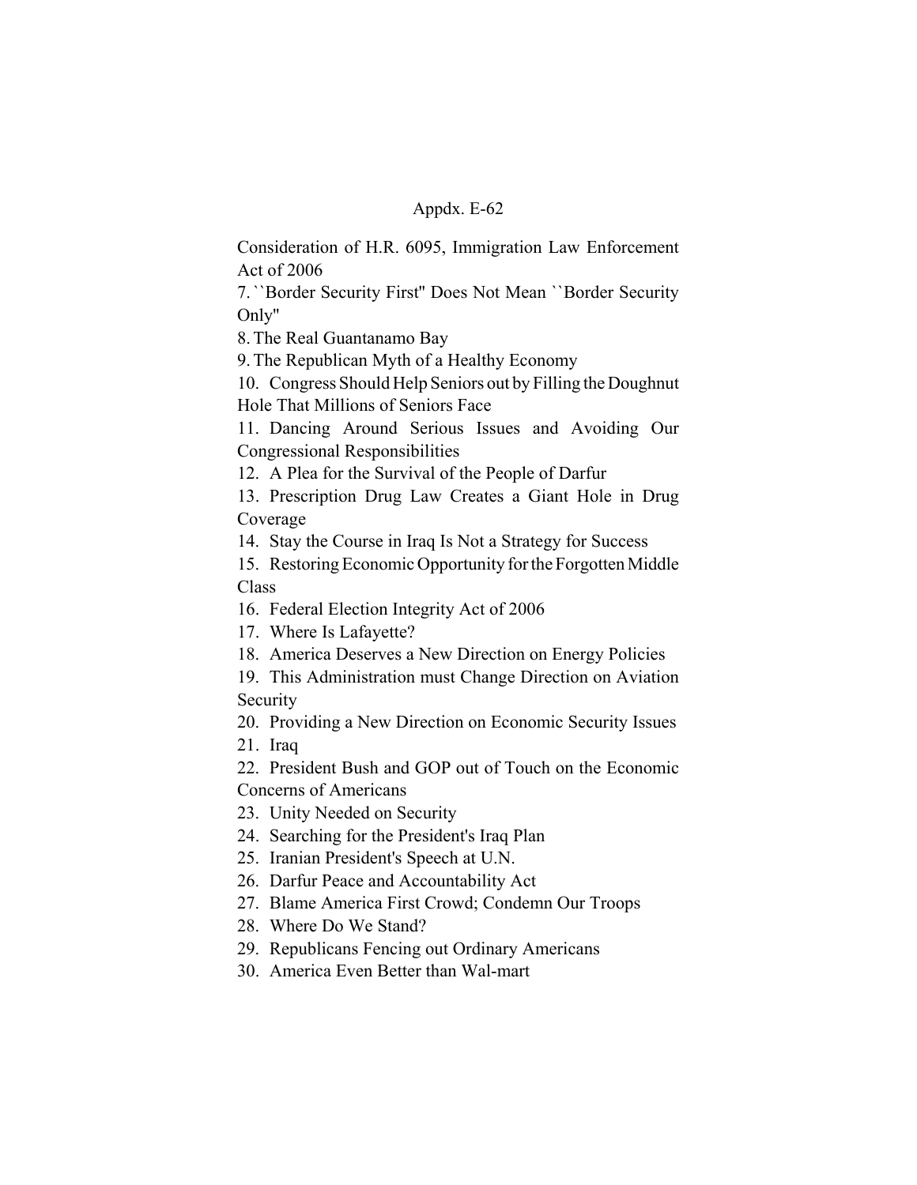Consideration of H.R. 6095, Immigration Law Enforcement Act of 2006

7. ``Border Security First'' Does Not Mean ``Border Security Only''

8. The Real Guantanamo Bay

9. The Republican Myth of a Healthy Economy

10. Congress Should Help Seniors out by Filling the Doughnut Hole That Millions of Seniors Face

11. Dancing Around Serious Issues and Avoiding Our Congressional Responsibilities

12. A Plea for the Survival of the People of Darfur

13. Prescription Drug Law Creates a Giant Hole in Drug Coverage

14. Stay the Course in Iraq Is Not a Strategy for Success

15. Restoring Economic Opportunity for the Forgotten Middle Class

16. Federal Election Integrity Act of 2006

17. Where Is Lafayette?

18. America Deserves a New Direction on Energy Policies

19. This Administration must Change Direction on Aviation Security

20. Providing a New Direction on Economic Security Issues

21. Iraq

22. President Bush and GOP out of Touch on the Economic Concerns of Americans

23. Unity Needed on Security

24. Searching for the President's Iraq Plan

25. Iranian President's Speech at U.N.

26. Darfur Peace and Accountability Act

27. Blame America First Crowd; Condemn Our Troops

28. Where Do We Stand?

29. Republicans Fencing out Ordinary Americans

30. America Even Better than Wal-mart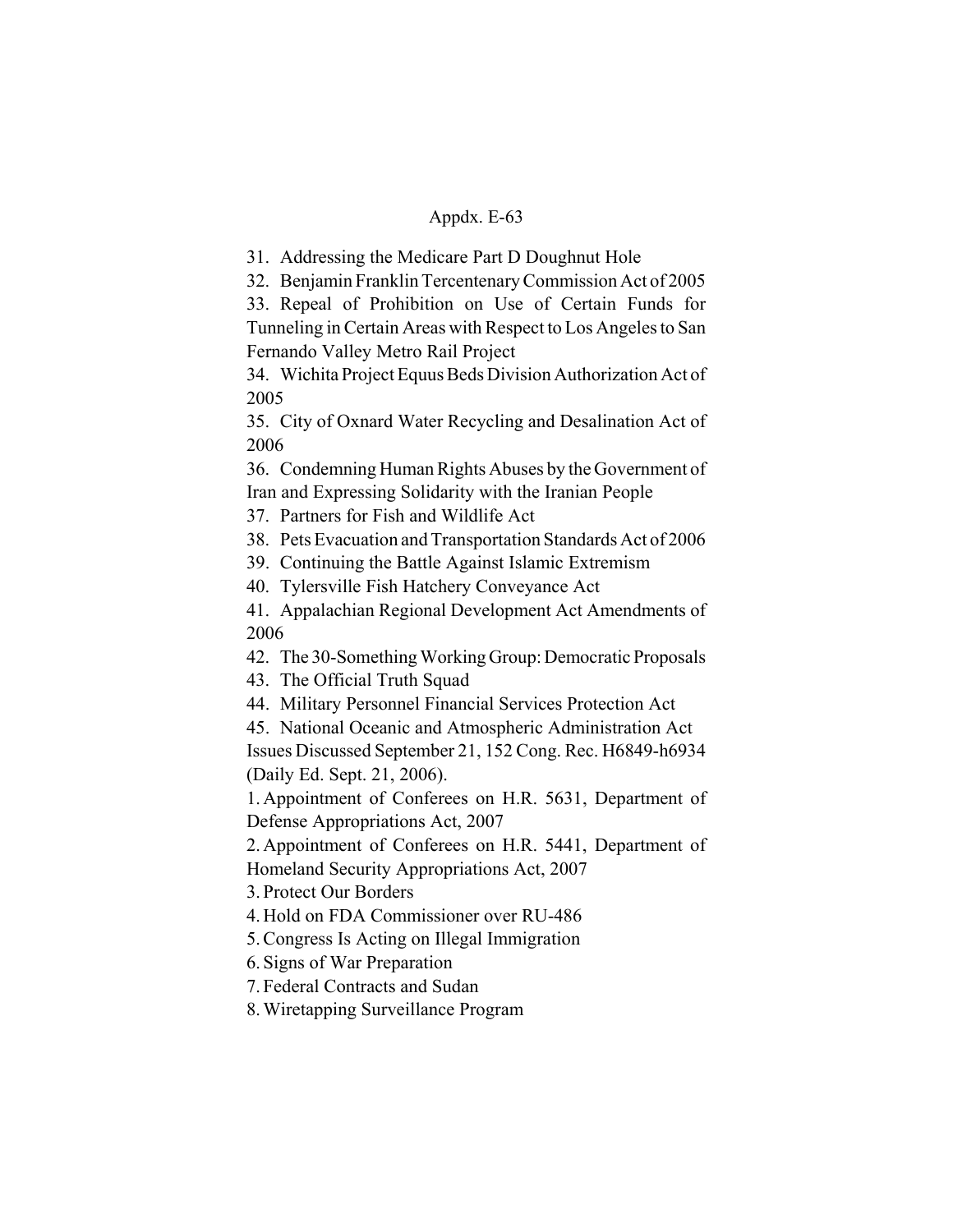Appdx. E-63

31. Addressing the Medicare Part D Doughnut Hole
32. Benjamin Franklin Tercentenary Commission Act of 2005
33. Repeal of Prohibition on Use of Certain Funds for Tunneling in Certain Areas with Respect to Los Angeles to San Fernando Valley Metro Rail Project
34. Wichita Project Equus Beds Division Authorization Act of 2005
35. City of Oxnard Water Recycling and Desalination Act of 2006
36. Condemning Human Rights Abuses by the Government of Iran and Expressing Solidarity with the Iranian People
37. Partners for Fish and Wildlife Act
38. Pets Evacuation and Transportation Standards Act of 2006
39. Continuing the Battle Against Islamic Extremism
40. Tylersville Fish Hatchery Conveyance Act
41. Appalachian Regional Development Act Amendments of 2006
42. The 30-Something Working Group: Democratic Proposals
43. The Official Truth Squad
44. Military Personnel Financial Services Protection Act
45. National Oceanic and Atmospheric Administration Act

Issues Discussed September 21, 152 Cong. Rec. H6849-h6934 (Daily Ed. Sept. 21, 2006).

1. Appointment of Conferees on H.R. 5631, Department of Defense Appropriations Act, 2007
2. Appointment of Conferees on H.R. 5441, Department of Homeland Security Appropriations Act, 2007
3. Protect Our Borders
4. Hold on FDA Commissioner over RU-486
5. Congress Is Acting on Illegal Immigration
6. Signs of War Preparation
7. Federal Contracts and Sudan
8. Wiretapping Surveillance Program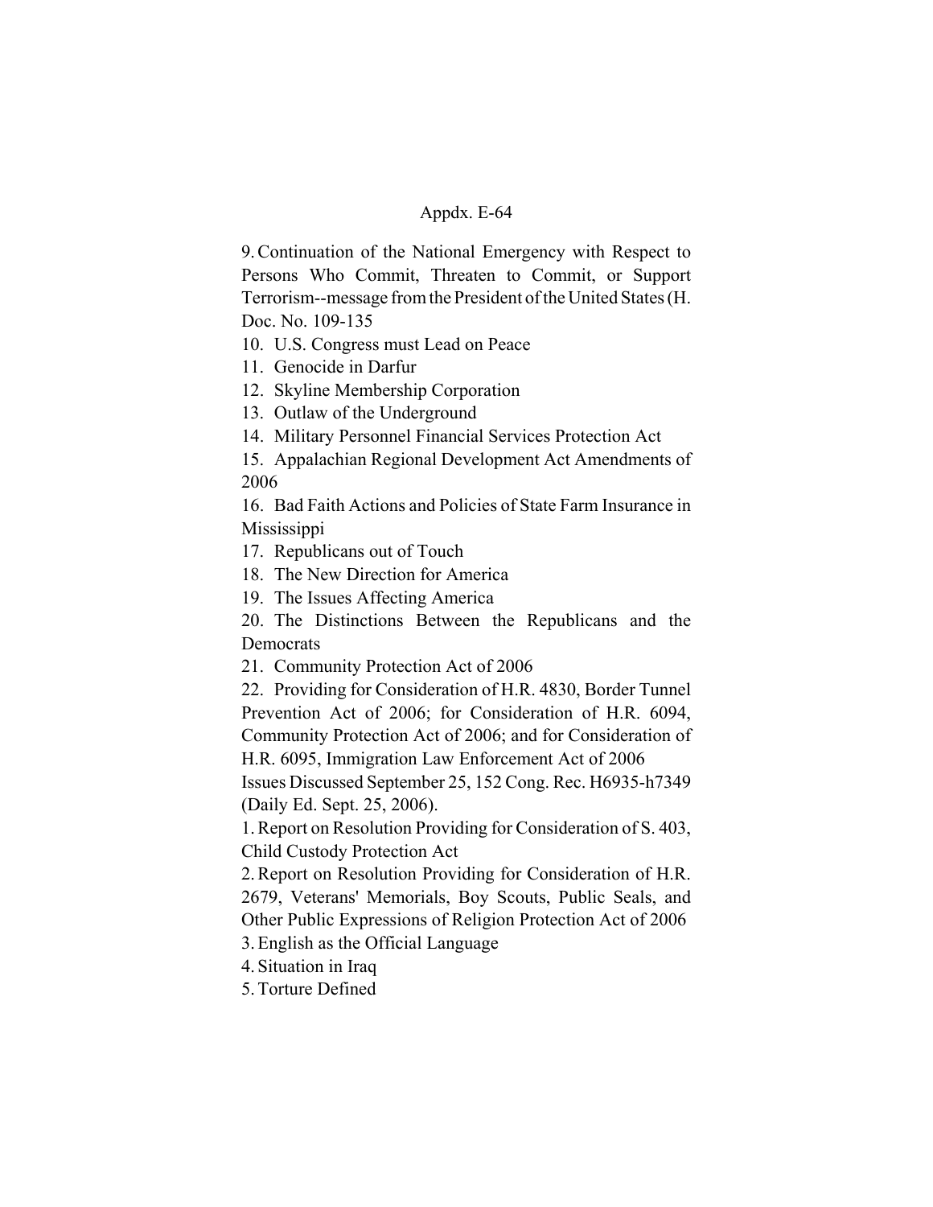9. Continuation of the National Emergency with Respect to Persons Who Commit, Threaten to Commit, or Support Terrorism--message from the President of the United States (H. Doc. No. 109-135

10. U.S. Congress must Lead on Peace

11. Genocide in Darfur

12. Skyline Membership Corporation

13. Outlaw of the Underground

14. Military Personnel Financial Services Protection Act

15. Appalachian Regional Development Act Amendments of 2006

16. Bad Faith Actions and Policies of State Farm Insurance in Mississippi

17. Republicans out of Touch

18. The New Direction for America

19. The Issues Affecting America

20. The Distinctions Between the Republicans and the Democrats

21. Community Protection Act of 2006

22. Providing for Consideration of H.R. 4830, Border Tunnel Prevention Act of 2006; for Consideration of H.R. 6094, Community Protection Act of 2006; and for Consideration of H.R. 6095, Immigration Law Enforcement Act of 2006

Issues Discussed September 25, 152 Cong. Rec. H6935-h7349 (Daily Ed. Sept. 25, 2006).

1. Report on Resolution Providing for Consideration of S. 403, Child Custody Protection Act

2. Report on Resolution Providing for Consideration of H.R. 2679, Veterans' Memorials, Boy Scouts, Public Seals, and Other Public Expressions of Religion Protection Act of 2006

3. English as the Official Language

4. Situation in Iraq

5. Torture Defined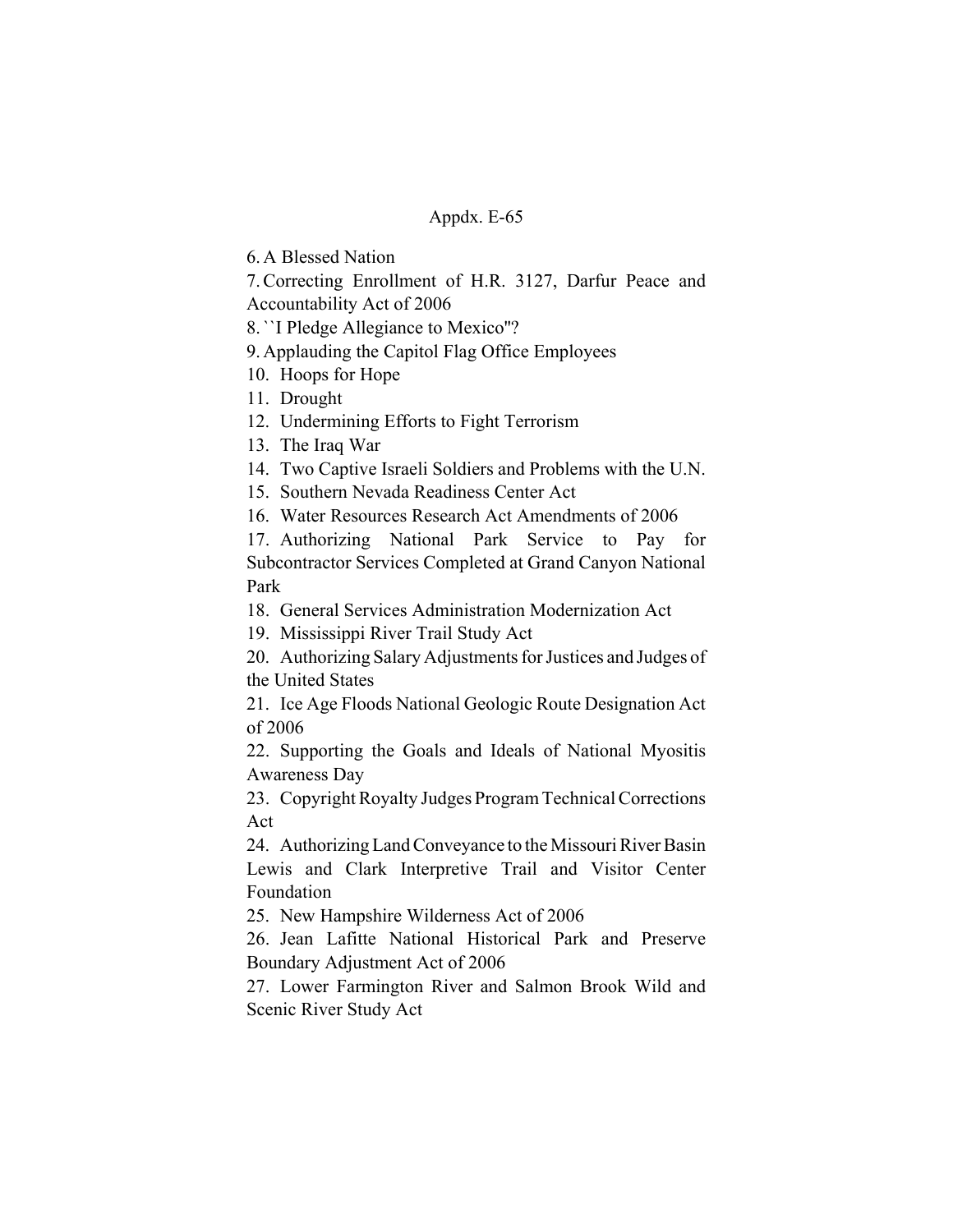6. A Blessed Nation

7. Correcting Enrollment of H.R. 3127, Darfur Peace and Accountability Act of 2006

8. ``I Pledge Allegiance to Mexico''?

9. Applauding the Capitol Flag Office Employees

10. Hoops for Hope

11. Drought

12. Undermining Efforts to Fight Terrorism

13. The Iraq War

14. Two Captive Israeli Soldiers and Problems with the U.N.

15. Southern Nevada Readiness Center Act

16. Water Resources Research Act Amendments of 2006

17. Authorizing National Park Service to Pay for Subcontractor Services Completed at Grand Canyon National Park

18. General Services Administration Modernization Act

19. Mississippi River Trail Study Act

20. Authorizing Salary Adjustments for Justices and Judges of the United States

21. Ice Age Floods National Geologic Route Designation Act of 2006

22. Supporting the Goals and Ideals of National Myositis Awareness Day

23. Copyright Royalty Judges Program Technical Corrections Act

24. Authorizing Land Conveyance to the Missouri River Basin Lewis and Clark Interpretive Trail and Visitor Center Foundation

25. New Hampshire Wilderness Act of 2006

26. Jean Lafitte National Historical Park and Preserve Boundary Adjustment Act of 2006

27. Lower Farmington River and Salmon Brook Wild and Scenic River Study Act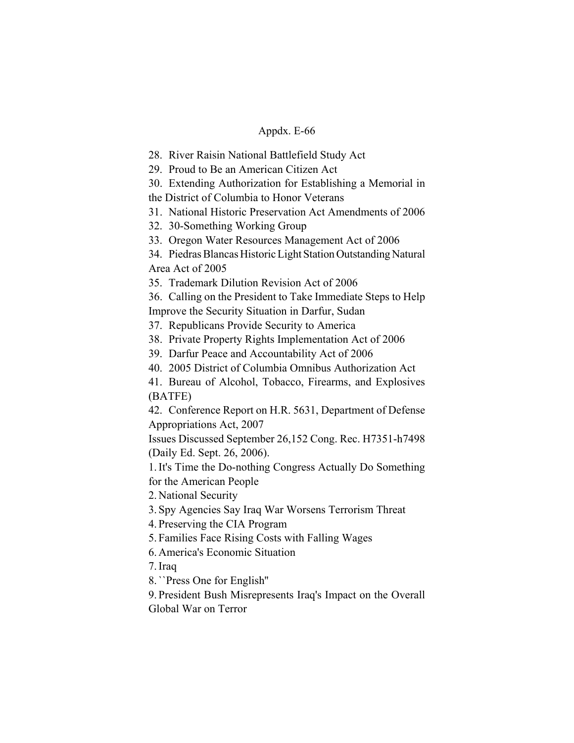28. River Raisin National Battlefield Study Act

29. Proud to Be an American Citizen Act

30. Extending Authorization for Establishing a Memorial in the District of Columbia to Honor Veterans

31. National Historic Preservation Act Amendments of 2006

32. 30-Something Working Group

33. Oregon Water Resources Management Act of 2006

34. Piedras Blancas Historic Light Station Outstanding Natural Area Act of 2005

35. Trademark Dilution Revision Act of 2006

36. Calling on the President to Take Immediate Steps to Help Improve the Security Situation in Darfur, Sudan

37. Republicans Provide Security to America

38. Private Property Rights Implementation Act of 2006

39. Darfur Peace and Accountability Act of 2006

40. 2005 District of Columbia Omnibus Authorization Act

41. Bureau of Alcohol, Tobacco, Firearms, and Explosives (BATFE)

42. Conference Report on H.R. 5631, Department of Defense Appropriations Act, 2007

Issues Discussed September 26,152 Cong. Rec. H7351-h7498 (Daily Ed. Sept. 26, 2006).

1. It's Time the Do-nothing Congress Actually Do Something for the American People

2. National Security

3. Spy Agencies Say Iraq War Worsens Terrorism Threat

4. Preserving the CIA Program

5. Families Face Rising Costs with Falling Wages

6. America's Economic Situation

7. Iraq

8. ``Press One for English''

9. President Bush Misrepresents Iraq's Impact on the Overall Global War on Terror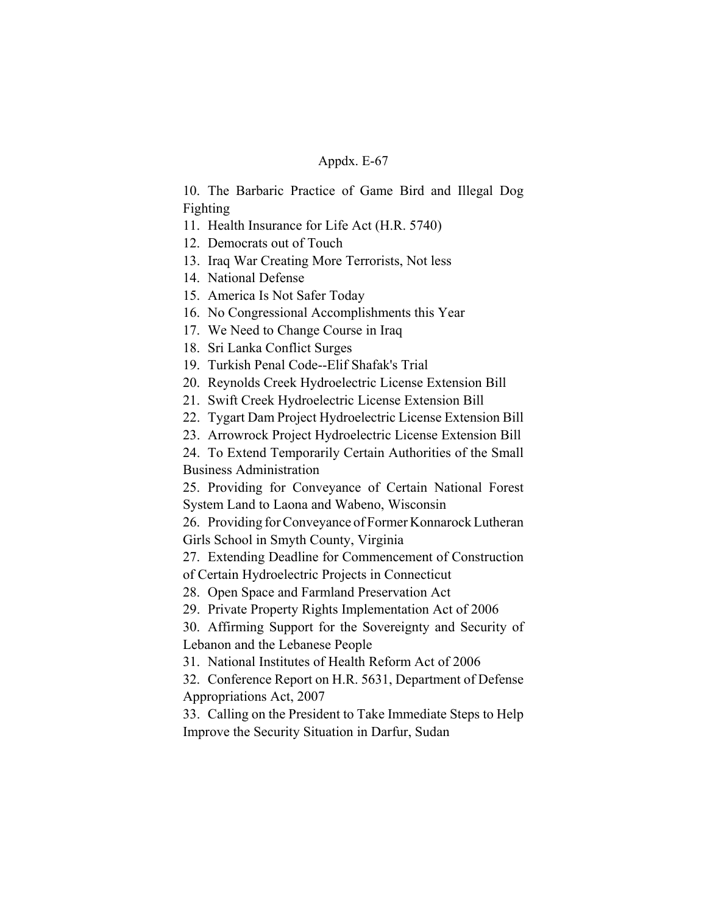10. The Barbaric Practice of Game Bird and Illegal Dog Fighting
11. Health Insurance for Life Act (H.R. 5740)
12. Democrats out of Touch
13. Iraq War Creating More Terrorists, Not less
14. National Defense
15. America Is Not Safer Today
16. No Congressional Accomplishments this Year
17. We Need to Change Course in Iraq
18. Sri Lanka Conflict Surges
19. Turkish Penal Code--Elif Shafak's Trial
20. Reynolds Creek Hydroelectric License Extension Bill
21. Swift Creek Hydroelectric License Extension Bill
22. Tygart Dam Project Hydroelectric License Extension Bill
23. Arrowrock Project Hydroelectric License Extension Bill
24. To Extend Temporarily Certain Authorities of the Small Business Administration
25. Providing for Conveyance of Certain National Forest System Land to Laona and Wabeno, Wisconsin
26. Providing for Conveyance of Former Konnarock Lutheran Girls School in Smyth County, Virginia
27. Extending Deadline for Commencement of Construction of Certain Hydroelectric Projects in Connecticut
28. Open Space and Farmland Preservation Act
29. Private Property Rights Implementation Act of 2006
30. Affirming Support for the Sovereignty and Security of Lebanon and the Lebanese People
31. National Institutes of Health Reform Act of 2006
32. Conference Report on H.R. 5631, Department of Defense Appropriations Act, 2007
33. Calling on the President to Take Immediate Steps to Help Improve the Security Situation in Darfur, Sudan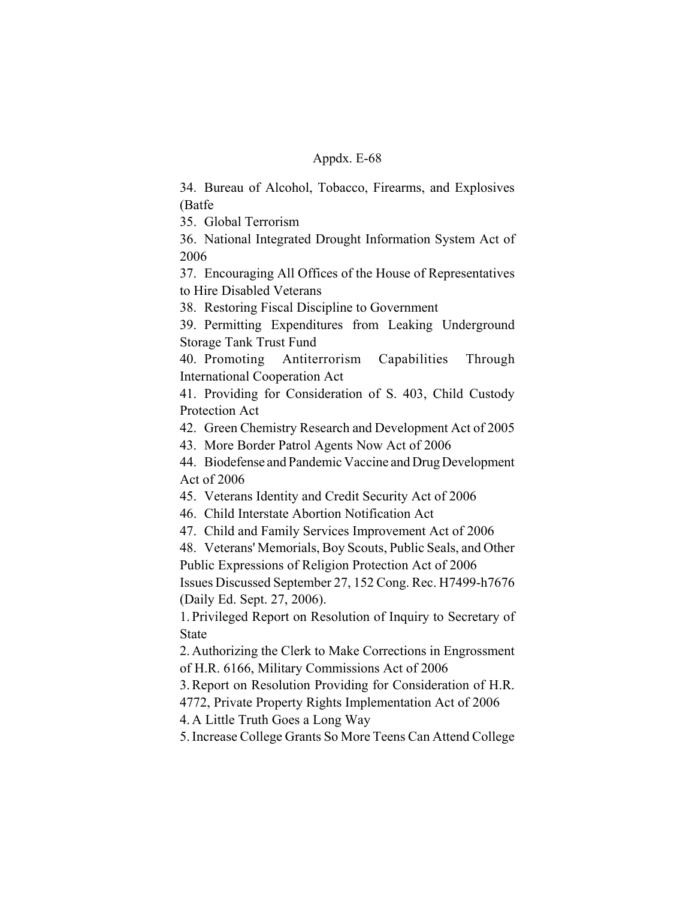34. Bureau of Alcohol, Tobacco, Firearms, and Explosives (Batfe

35. Global Terrorism

36. National Integrated Drought Information System Act of 2006

37. Encouraging All Offices of the House of Representatives to Hire Disabled Veterans

38. Restoring Fiscal Discipline to Government

39. Permitting Expenditures from Leaking Underground Storage Tank Trust Fund

40. Promoting Antiterrorism Capabilities Through International Cooperation Act

41. Providing for Consideration of S. 403, Child Custody Protection Act

42. Green Chemistry Research and Development Act of 2005

43. More Border Patrol Agents Now Act of 2006

44. Biodefense and Pandemic Vaccine and Drug Development Act of 2006

45. Veterans Identity and Credit Security Act of 2006

46. Child Interstate Abortion Notification Act

47. Child and Family Services Improvement Act of 2006

48. Veterans' Memorials, Boy Scouts, Public Seals, and Other Public Expressions of Religion Protection Act of 2006

Issues Discussed September 27, 152 Cong. Rec. H7499-h7676 (Daily Ed. Sept. 27, 2006).

1. Privileged Report on Resolution of Inquiry to Secretary of State

2. Authorizing the Clerk to Make Corrections in Engrossment of H.R. 6166, Military Commissions Act of 2006

3. Report on Resolution Providing for Consideration of H.R. 4772, Private Property Rights Implementation Act of 2006

4. A Little Truth Goes a Long Way

5. Increase College Grants So More Teens Can Attend College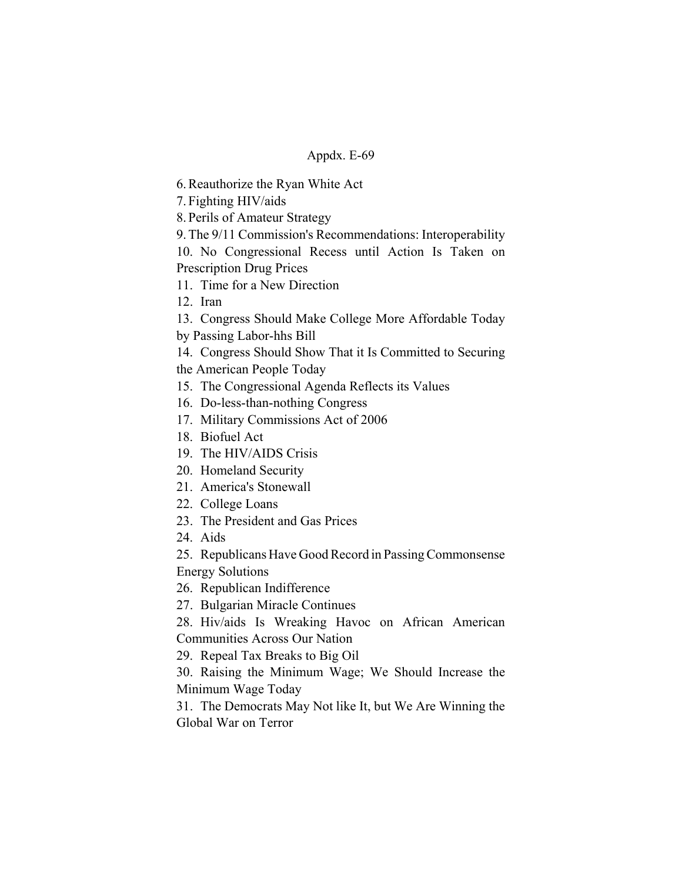6. Reauthorize the Ryan White Act
7. Fighting HIV/aids
8. Perils of Amateur Strategy
9. The 9/11 Commission's Recommendations: Interoperability
10. No Congressional Recess until Action Is Taken on Prescription Drug Prices
11. Time for a New Direction
12. Iran
13. Congress Should Make College More Affordable Today by Passing Labor-hhs Bill
14. Congress Should Show That it Is Committed to Securing the American People Today
15. The Congressional Agenda Reflects its Values
16. Do-less-than-nothing Congress
17. Military Commissions Act of 2006
18. Biofuel Act
19. The HIV/AIDS Crisis
20. Homeland Security
21. America's Stonewall
22. College Loans
23. The President and Gas Prices
24. Aids
25. Republicans Have Good Record in Passing Commonsense Energy Solutions
26. Republican Indifference
27. Bulgarian Miracle Continues
28. Hiv/aids Is Wreaking Havoc on African American Communities Across Our Nation
29. Repeal Tax Breaks to Big Oil
30. Raising the Minimum Wage; We Should Increase the Minimum Wage Today
31. The Democrats May Not like It, but We Are Winning the Global War on Terror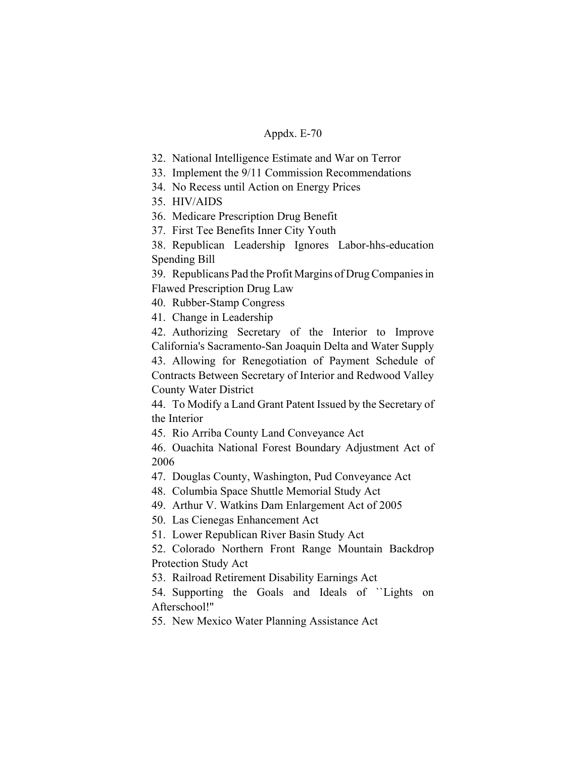32. National Intelligence Estimate and War on Terror
33. Implement the 9/11 Commission Recommendations
34. No Recess until Action on Energy Prices
35. HIV/AIDS
36. Medicare Prescription Drug Benefit
37. First Tee Benefits Inner City Youth
38. Republican Leadership Ignores Labor-hhs-education Spending Bill
39. Republicans Pad the Profit Margins of Drug Companies in Flawed Prescription Drug Law
40. Rubber-Stamp Congress
41. Change in Leadership
42. Authorizing Secretary of the Interior to Improve California's Sacramento-San Joaquin Delta and Water Supply
43. Allowing for Renegotiation of Payment Schedule of Contracts Between Secretary of Interior and Redwood Valley County Water District
44. To Modify a Land Grant Patent Issued by the Secretary of the Interior
45. Rio Arriba County Land Conveyance Act
46. Ouachita National Forest Boundary Adjustment Act of 2006
47. Douglas County, Washington, Pud Conveyance Act
48. Columbia Space Shuttle Memorial Study Act
49. Arthur V. Watkins Dam Enlargement Act of 2005
50. Las Cienegas Enhancement Act
51. Lower Republican River Basin Study Act
52. Colorado Northern Front Range Mountain Backdrop Protection Study Act
53. Railroad Retirement Disability Earnings Act
54. Supporting the Goals and Ideals of ``Lights on Afterschool!''
55. New Mexico Water Planning Assistance Act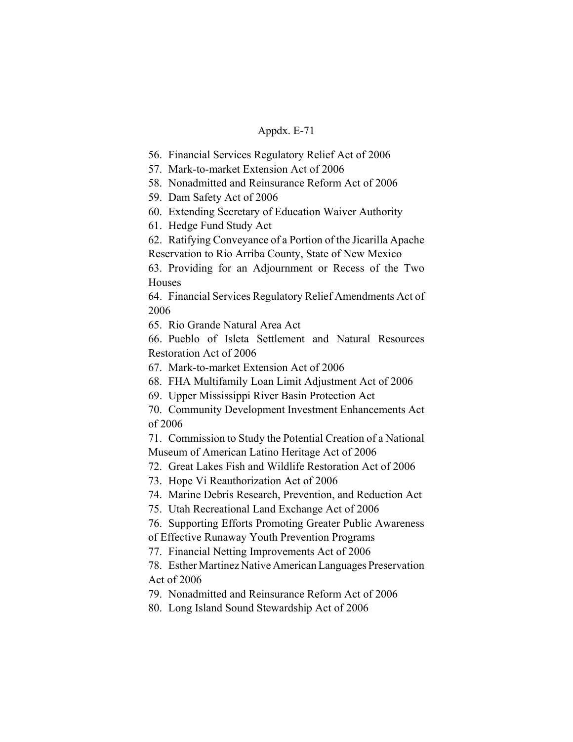56. Financial Services Regulatory Relief Act of 2006
57. Mark-to-market Extension Act of 2006
58. Nonadmitted and Reinsurance Reform Act of 2006
59. Dam Safety Act of 2006
60. Extending Secretary of Education Waiver Authority
61. Hedge Fund Study Act
62. Ratifying Conveyance of a Portion of the Jicarilla Apache Reservation to Rio Arriba County, State of New Mexico
63. Providing for an Adjournment or Recess of the Two Houses
64. Financial Services Regulatory Relief Amendments Act of 2006
65. Rio Grande Natural Area Act
66. Pueblo of Isleta Settlement and Natural Resources Restoration Act of 2006
67. Mark-to-market Extension Act of 2006
68. FHA Multifamily Loan Limit Adjustment Act of 2006
69. Upper Mississippi River Basin Protection Act
70. Community Development Investment Enhancements Act of 2006
71. Commission to Study the Potential Creation of a National Museum of American Latino Heritage Act of 2006
72. Great Lakes Fish and Wildlife Restoration Act of 2006
73. Hope Vi Reauthorization Act of 2006
74. Marine Debris Research, Prevention, and Reduction Act
75. Utah Recreational Land Exchange Act of 2006
76. Supporting Efforts Promoting Greater Public Awareness of Effective Runaway Youth Prevention Programs
77. Financial Netting Improvements Act of 2006
78. Esther Martinez Native American Languages Preservation Act of 2006
79. Nonadmitted and Reinsurance Reform Act of 2006
80. Long Island Sound Stewardship Act of 2006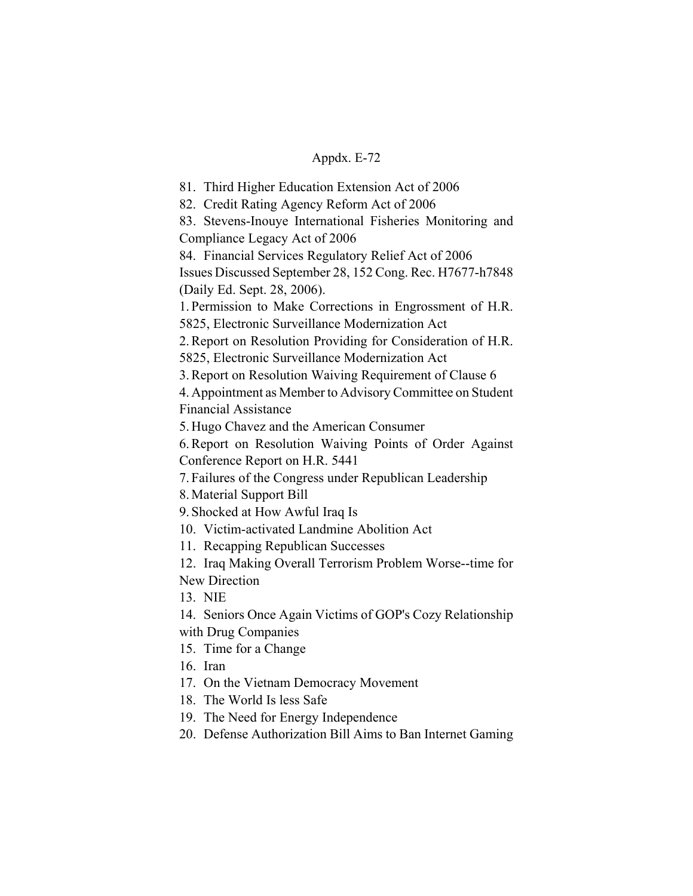81. Third Higher Education Extension Act of 2006
82. Credit Rating Agency Reform Act of 2006
83. Stevens-Inouye International Fisheries Monitoring and Compliance Legacy Act of 2006
84. Financial Services Regulatory Relief Act of 2006

Issues Discussed September 28, 152 Cong. Rec. H7677-h7848 (Daily Ed. Sept. 28, 2006).

1. Permission to Make Corrections in Engrossment of H.R. 5825, Electronic Surveillance Modernization Act
2. Report on Resolution Providing for Consideration of H.R. 5825, Electronic Surveillance Modernization Act
3. Report on Resolution Waiving Requirement of Clause 6
4. Appointment as Member to Advisory Committee on Student Financial Assistance
5. Hugo Chavez and the American Consumer
6. Report on Resolution Waiving Points of Order Against Conference Report on H.R. 5441
7. Failures of the Congress under Republican Leadership
8. Material Support Bill
9. Shocked at How Awful Iraq Is
10. Victim-activated Landmine Abolition Act
11. Recapping Republican Successes
12. Iraq Making Overall Terrorism Problem Worse--time for New Direction
13. NIE
14. Seniors Once Again Victims of GOP's Cozy Relationship with Drug Companies
15. Time for a Change
16. Iran
17. On the Vietnam Democracy Movement
18. The World Is less Safe
19. The Need for Energy Independence
20. Defense Authorization Bill Aims to Ban Internet Gaming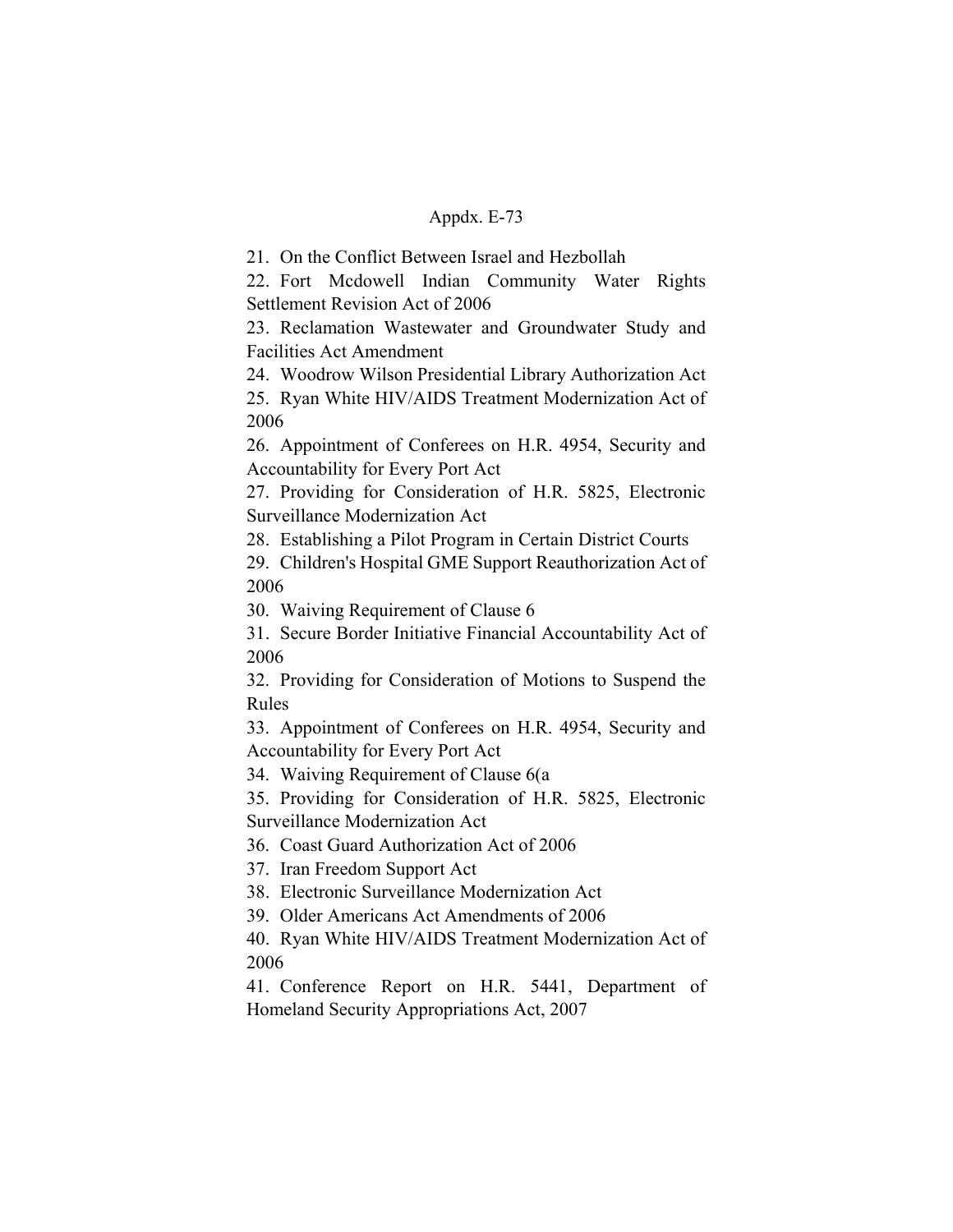21. On the Conflict Between Israel and Hezbollah
22. Fort Mcdowell Indian Community Water Rights Settlement Revision Act of 2006
23. Reclamation Wastewater and Groundwater Study and Facilities Act Amendment
24. Woodrow Wilson Presidential Library Authorization Act
25. Ryan White HIV/AIDS Treatment Modernization Act of 2006
26. Appointment of Conferees on H.R. 4954, Security and Accountability for Every Port Act
27. Providing for Consideration of H.R. 5825, Electronic Surveillance Modernization Act
28. Establishing a Pilot Program in Certain District Courts
29. Children's Hospital GME Support Reauthorization Act of 2006
30. Waiving Requirement of Clause 6
31. Secure Border Initiative Financial Accountability Act of 2006
32. Providing for Consideration of Motions to Suspend the Rules
33. Appointment of Conferees on H.R. 4954, Security and Accountability for Every Port Act
34. Waiving Requirement of Clause 6(a
35. Providing for Consideration of H.R. 5825, Electronic Surveillance Modernization Act
36. Coast Guard Authorization Act of 2006
37. Iran Freedom Support Act
38. Electronic Surveillance Modernization Act
39. Older Americans Act Amendments of 2006
40. Ryan White HIV/AIDS Treatment Modernization Act of 2006
41. Conference Report on H.R. 5441, Department of Homeland Security Appropriations Act, 2007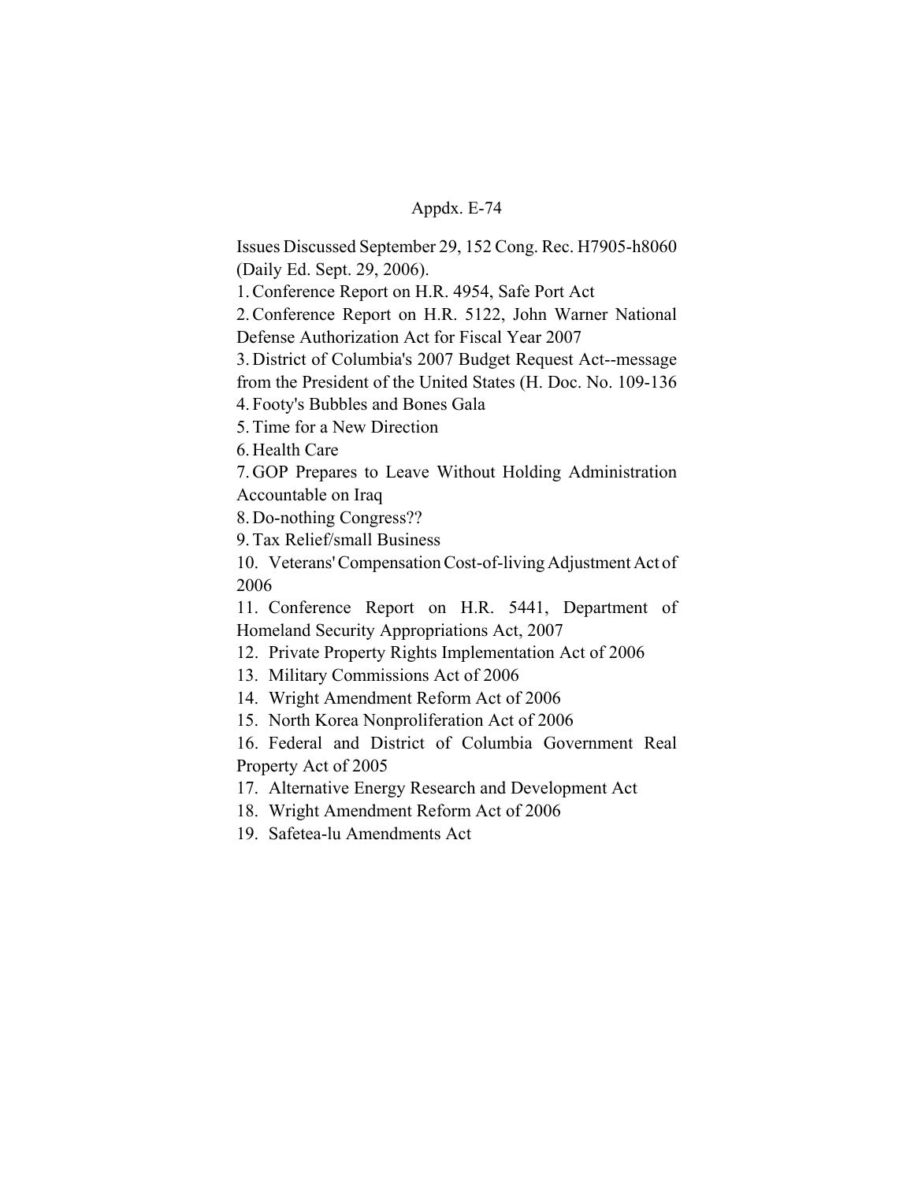Appdx. E-74

Issues Discussed September 29, 152 Cong. Rec. H7905-h8060 (Daily Ed. Sept. 29, 2006).

1. Conference Report on H.R. 4954, Safe Port Act
2. Conference Report on H.R. 5122, John Warner National Defense Authorization Act for Fiscal Year 2007
3. District of Columbia's 2007 Budget Request Act--message from the President of the United States (H. Doc. No. 109-136
4. Footy's Bubbles and Bones Gala
5. Time for a New Direction
6. Health Care
7. GOP Prepares to Leave Without Holding Administration Accountable on Iraq
8. Do-nothing Congress??
9. Tax Relief/small Business
10. Veterans' Compensation Cost-of-living Adjustment Act of 2006
11. Conference Report on H.R. 5441, Department of Homeland Security Appropriations Act, 2007
12. Private Property Rights Implementation Act of 2006
13. Military Commissions Act of 2006
14. Wright Amendment Reform Act of 2006
15. North Korea Nonproliferation Act of 2006
16. Federal and District of Columbia Government Real Property Act of 2005
17. Alternative Energy Research and Development Act
18. Wright Amendment Reform Act of 2006
19. Safetea-lu Amendments Act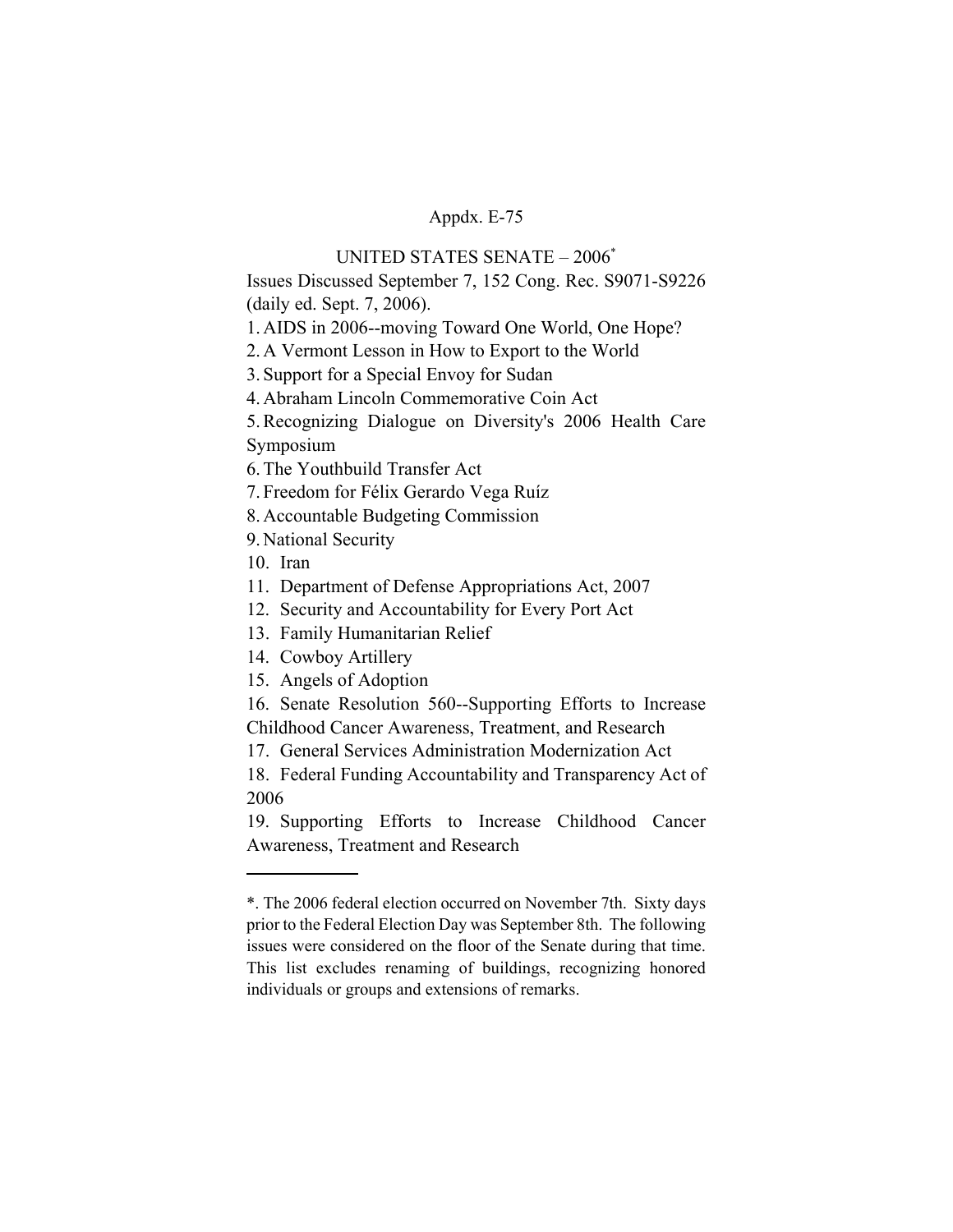Appdx. E-75

UNITED STATES SENATE – 2006*

Issues Discussed September 7, 152 Cong. Rec. S9071-S9226 (daily ed. Sept. 7, 2006).

1. AIDS in 2006--moving Toward One World, One Hope?
2. A Vermont Lesson in How to Export to the World
3. Support for a Special Envoy for Sudan
4. Abraham Lincoln Commemorative Coin Act
5. Recognizing Dialogue on Diversity's 2006 Health Care Symposium
6. The Youthbuild Transfer Act
7. Freedom for Félix Gerardo Vega Ruíz
8. Accountable Budgeting Commission
9. National Security
10. Iran
11. Department of Defense Appropriations Act, 2007
12. Security and Accountability for Every Port Act
13. Family Humanitarian Relief
14. Cowboy Artillery
15. Angels of Adoption
16. Senate Resolution 560--Supporting Efforts to Increase Childhood Cancer Awareness, Treatment, and Research
17. General Services Administration Modernization Act
18. Federal Funding Accountability and Transparency Act of 2006
19. Supporting Efforts to Increase Childhood Cancer Awareness, Treatment and Research

---

*. The 2006 federal election occurred on November 7th. Sixty days prior to the Federal Election Day was September 8th. The following issues were considered on the floor of the Senate during that time. This list excludes renaming of buildings, recognizing honored individuals or groups and extensions of remarks.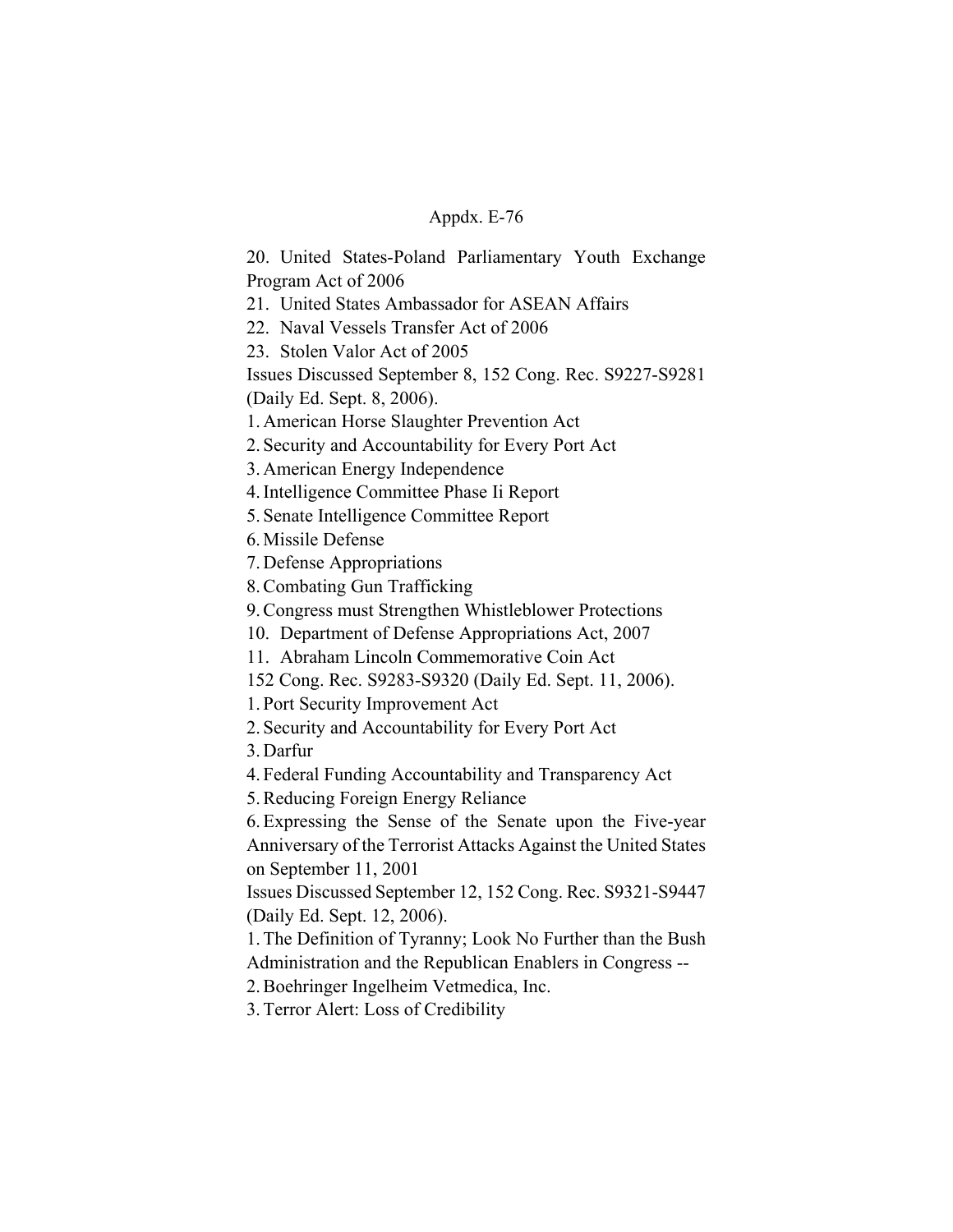20. United States-Poland Parliamentary Youth Exchange Program Act of 2006

21. United States Ambassador for ASEAN Affairs

22. Naval Vessels Transfer Act of 2006

23. Stolen Valor Act of 2005

Issues Discussed September 8, 152 Cong. Rec. S9227-S9281 (Daily Ed. Sept. 8, 2006).

1. American Horse Slaughter Prevention Act
2. Security and Accountability for Every Port Act
3. American Energy Independence
4. Intelligence Committee Phase Ii Report
5. Senate Intelligence Committee Report
6. Missile Defense
7. Defense Appropriations
8. Combating Gun Trafficking
9. Congress must Strengthen Whistleblower Protections
10. Department of Defense Appropriations Act, 2007
11. Abraham Lincoln Commemorative Coin Act

152 Cong. Rec. S9283-S9320 (Daily Ed. Sept. 11, 2006).

1. Port Security Improvement Act
2. Security and Accountability for Every Port Act
3. Darfur
4. Federal Funding Accountability and Transparency Act
5. Reducing Foreign Energy Reliance
6. Expressing the Sense of the Senate upon the Five-year Anniversary of the Terrorist Attacks Against the United States on September 11, 2001

Issues Discussed September 12, 152 Cong. Rec. S9321-S9447 (Daily Ed. Sept. 12, 2006).

1. The Definition of Tyranny; Look No Further than the Bush Administration and the Republican Enablers in Congress --
2. Boehringer Ingelheim Vetmedica, Inc.
3. Terror Alert: Loss of Credibility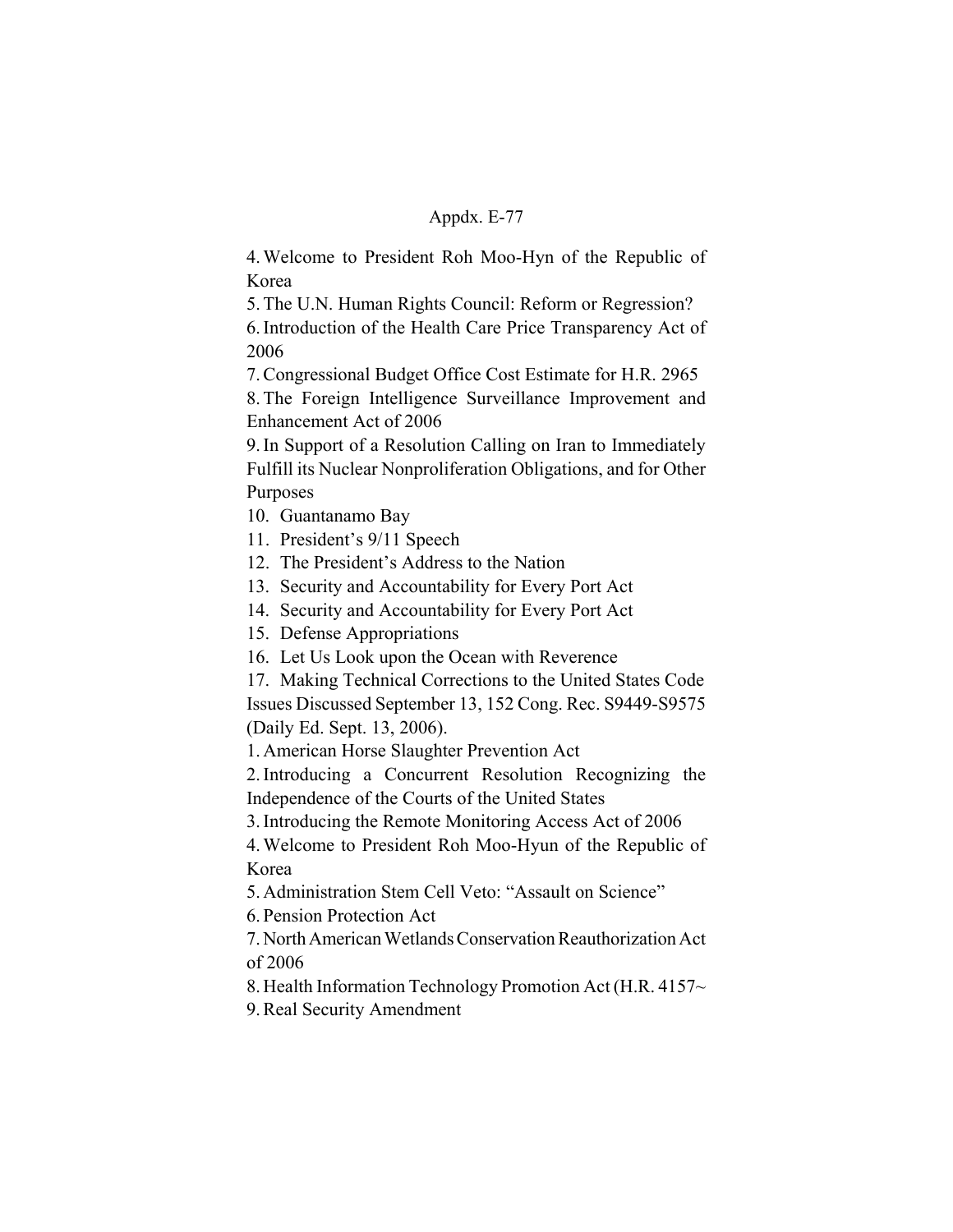Appdx. E-77

4. Welcome to President Roh Moo-Hyn of the Republic of Korea

5. The U.N. Human Rights Council: Reform or Regression?

6. Introduction of the Health Care Price Transparency Act of 2006

7. Congressional Budget Office Cost Estimate for H.R. 2965

8. The Foreign Intelligence Surveillance Improvement and Enhancement Act of 2006

9. In Support of a Resolution Calling on Iran to Immediately Fulfill its Nuclear Nonproliferation Obligations, and for Other Purposes

10. Guantanamo Bay

11. President's 9/11 Speech

12. The President's Address to the Nation

13. Security and Accountability for Every Port Act

14. Security and Accountability for Every Port Act

15. Defense Appropriations

16. Let Us Look upon the Ocean with Reverence

17. Making Technical Corrections to the United States Code

Issues Discussed September 13, 152 Cong. Rec. S9449-S9575 (Daily Ed. Sept. 13, 2006).

1. American Horse Slaughter Prevention Act

2. Introducing a Concurrent Resolution Recognizing the Independence of the Courts of the United States

3. Introducing the Remote Monitoring Access Act of 2006

4. Welcome to President Roh Moo-Hyun of the Republic of Korea

5. Administration Stem Cell Veto: "Assault on Science"

6. Pension Protection Act

7. North American Wetlands Conservation Reauthorization Act of 2006

8. Health Information Technology Promotion Act (H.R. 4157~

9. Real Security Amendment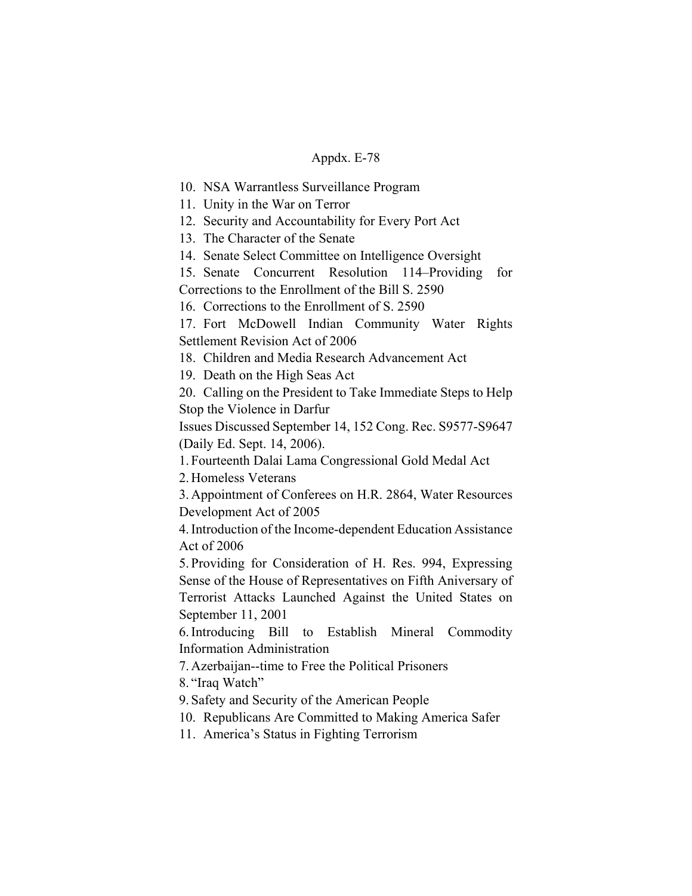10. NSA Warrantless Surveillance Program
11. Unity in the War on Terror
12. Security and Accountability for Every Port Act
13. The Character of the Senate
14. Senate Select Committee on Intelligence Oversight
15. Senate Concurrent Resolution 114–Providing for Corrections to the Enrollment of the Bill S. 2590
16. Corrections to the Enrollment of S. 2590
17. Fort McDowell Indian Community Water Rights Settlement Revision Act of 2006
18. Children and Media Research Advancement Act
19. Death on the High Seas Act
20. Calling on the President to Take Immediate Steps to Help Stop the Violence in Darfur

Issues Discussed September 14, 152 Cong. Rec. S9577-S9647 (Daily Ed. Sept. 14, 2006).

1. Fourteenth Dalai Lama Congressional Gold Medal Act
2. Homeless Veterans
3. Appointment of Conferees on H.R. 2864, Water Resources Development Act of 2005
4. Introduction of the Income-dependent Education Assistance Act of 2006
5. Providing for Consideration of H. Res. 994, Expressing Sense of the House of Representatives on Fifth Aniversary of Terrorist Attacks Launched Against the United States on September 11, 2001
6. Introducing Bill to Establish Mineral Commodity Information Administration
7. Azerbaijan--time to Free the Political Prisoners
8. "Iraq Watch"
9. Safety and Security of the American People
10. Republicans Are Committed to Making America Safer
11. America's Status in Fighting Terrorism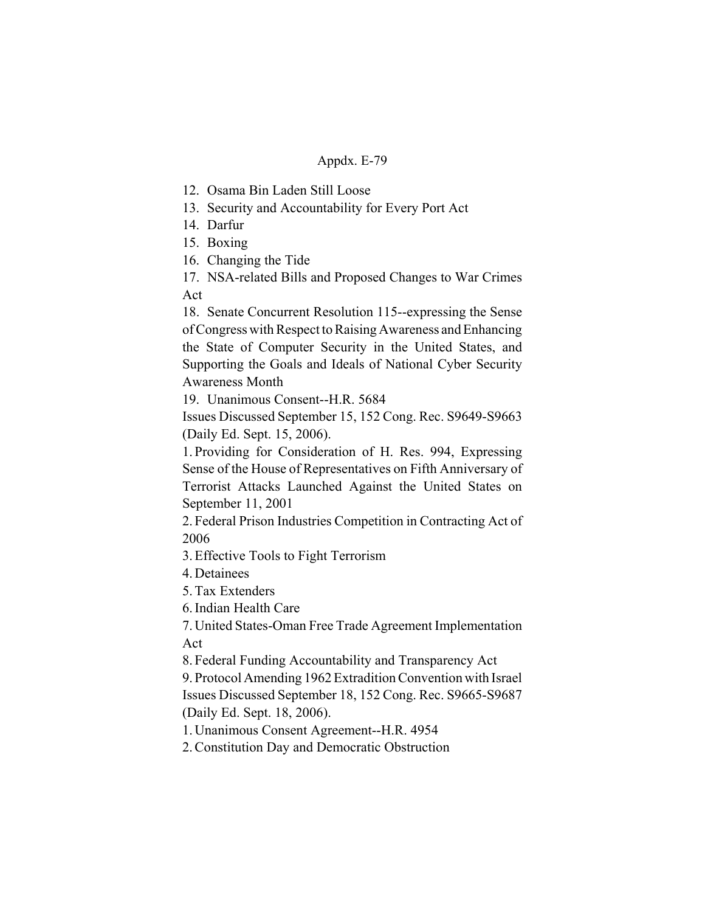12. Osama Bin Laden Still Loose
13. Security and Accountability for Every Port Act
14. Darfur
15. Boxing
16. Changing the Tide
17. NSA-related Bills and Proposed Changes to War Crimes Act
18. Senate Concurrent Resolution 115--expressing the Sense of Congress with Respect to Raising Awareness and Enhancing the State of Computer Security in the United States, and Supporting the Goals and Ideals of National Cyber Security Awareness Month
19. Unanimous Consent--H.R. 5684

Issues Discussed September 15, 152 Cong. Rec. S9649-S9663 (Daily Ed. Sept. 15, 2006).

1. Providing for Consideration of H. Res. 994, Expressing Sense of the House of Representatives on Fifth Anniversary of Terrorist Attacks Launched Against the United States on September 11, 2001
2. Federal Prison Industries Competition in Contracting Act of 2006
3. Effective Tools to Fight Terrorism
4. Detainees
5. Tax Extenders
6. Indian Health Care
7. United States-Oman Free Trade Agreement Implementation Act
8. Federal Funding Accountability and Transparency Act
9. Protocol Amending 1962 Extradition Convention with Israel

Issues Discussed September 18, 152 Cong. Rec. S9665-S9687 (Daily Ed. Sept. 18, 2006).

1. Unanimous Consent Agreement--H.R. 4954
2. Constitution Day and Democratic Obstruction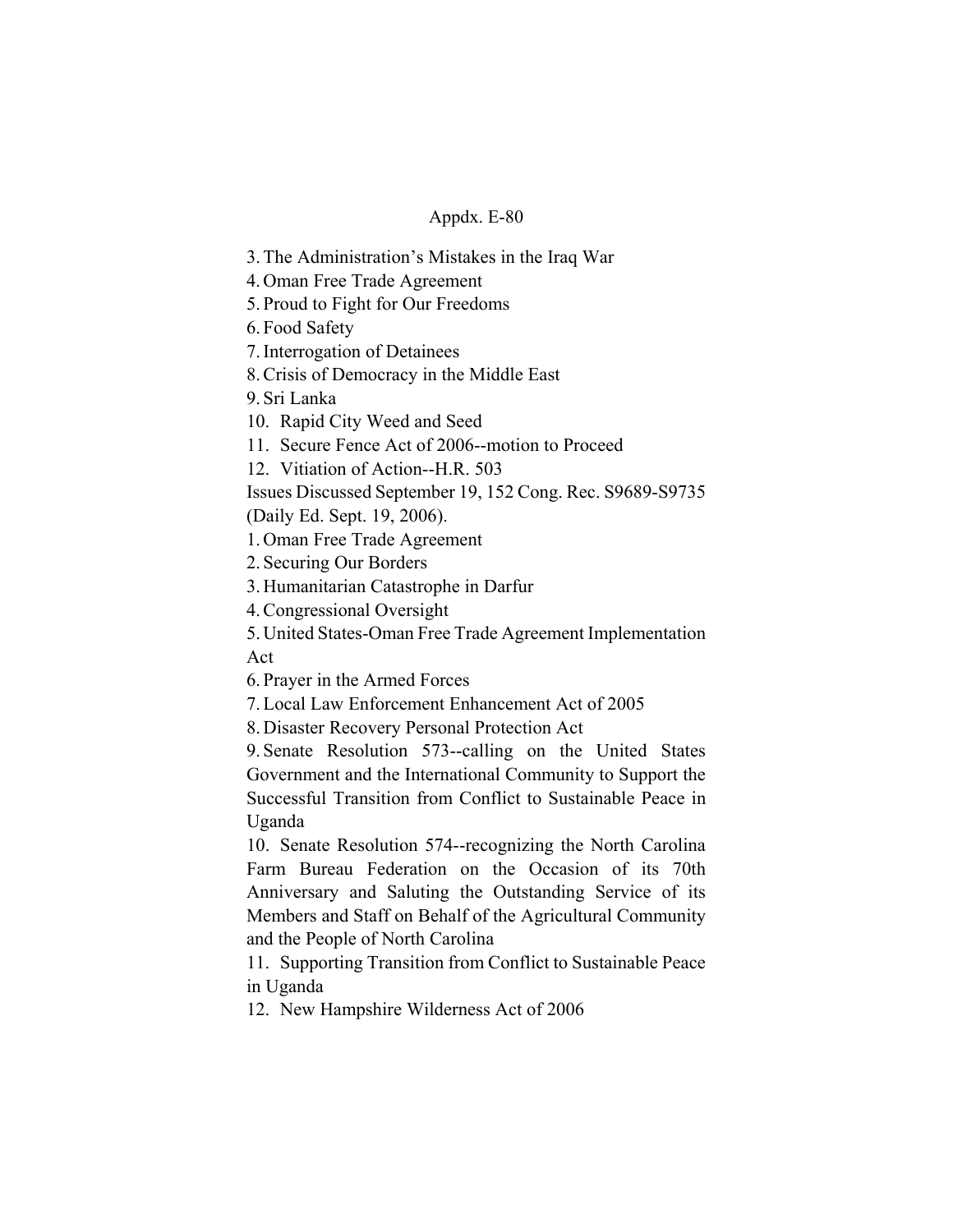3. The Administration's Mistakes in the Iraq War
4. Oman Free Trade Agreement
5. Proud to Fight for Our Freedoms
6. Food Safety
7. Interrogation of Detainees
8. Crisis of Democracy in the Middle East
9. Sri Lanka
10. Rapid City Weed and Seed
11. Secure Fence Act of 2006--motion to Proceed
12. Vitiation of Action--H.R. 503

Issues Discussed September 19, 152 Cong. Rec. S9689-S9735 (Daily Ed. Sept. 19, 2006).

1. Oman Free Trade Agreement
2. Securing Our Borders
3. Humanitarian Catastrophe in Darfur
4. Congressional Oversight
5. United States-Oman Free Trade Agreement Implementation Act
6. Prayer in the Armed Forces
7. Local Law Enforcement Enhancement Act of 2005
8. Disaster Recovery Personal Protection Act
9. Senate Resolution 573--calling on the United States Government and the International Community to Support the Successful Transition from Conflict to Sustainable Peace in Uganda
10. Senate Resolution 574--recognizing the North Carolina Farm Bureau Federation on the Occasion of its 70th Anniversary and Saluting the Outstanding Service of its Members and Staff on Behalf of the Agricultural Community and the People of North Carolina
11. Supporting Transition from Conflict to Sustainable Peace in Uganda
12. New Hampshire Wilderness Act of 2006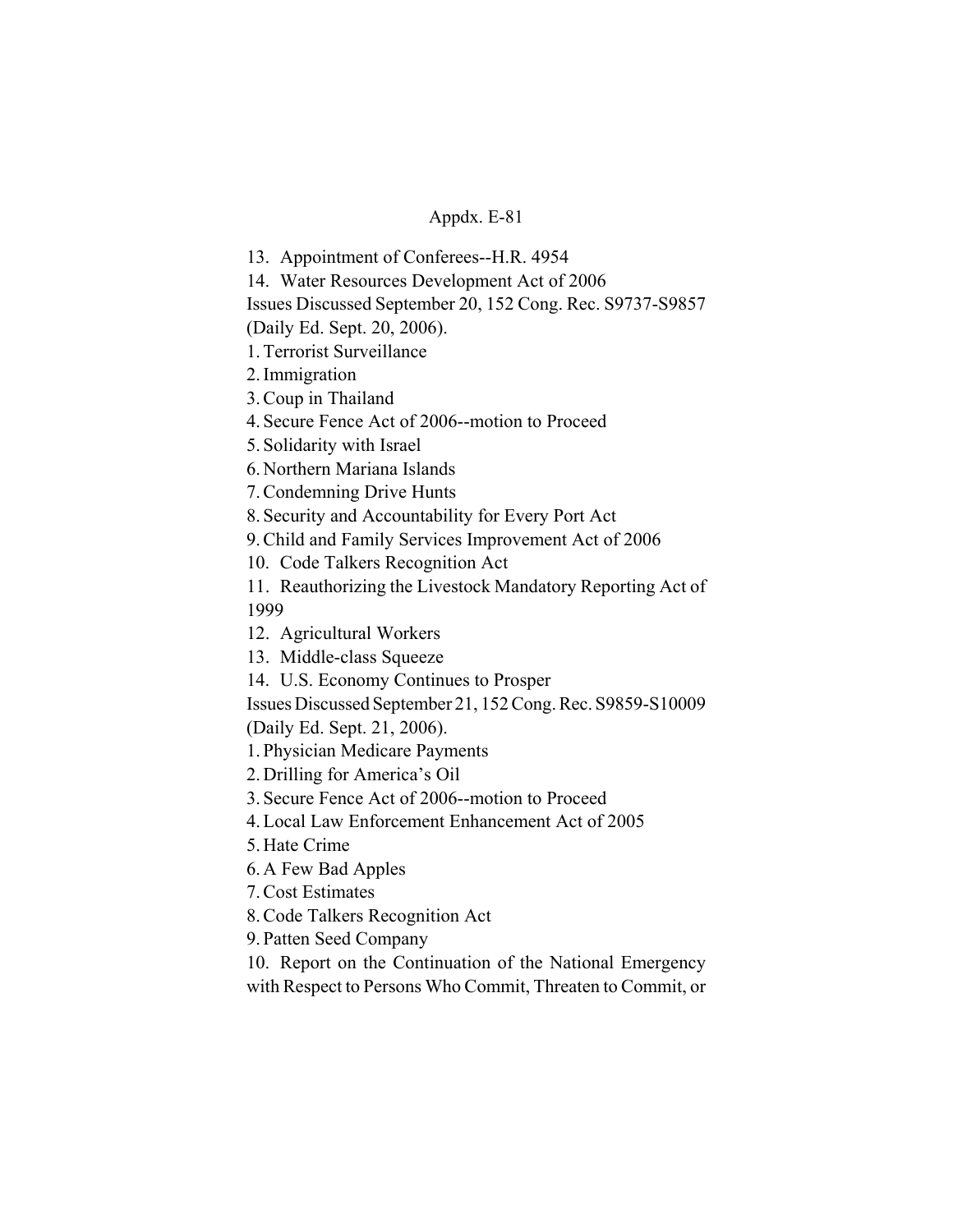13. Appointment of Conferees--H.R. 4954

14. Water Resources Development Act of 2006

Issues Discussed September 20, 152 Cong. Rec. S9737-S9857 (Daily Ed. Sept. 20, 2006).

1. Terrorist Surveillance
2. Immigration
3. Coup in Thailand
4. Secure Fence Act of 2006--motion to Proceed
5. Solidarity with Israel
6. Northern Mariana Islands
7. Condemning Drive Hunts
8. Security and Accountability for Every Port Act
9. Child and Family Services Improvement Act of 2006
10. Code Talkers Recognition Act
11. Reauthorizing the Livestock Mandatory Reporting Act of 1999
12. Agricultural Workers
13. Middle-class Squeeze
14. U.S. Economy Continues to Prosper

Issues Discussed September 21, 152 Cong. Rec. S9859-S10009 (Daily Ed. Sept. 21, 2006).

1. Physician Medicare Payments
2. Drilling for America's Oil
3. Secure Fence Act of 2006--motion to Proceed
4. Local Law Enforcement Enhancement Act of 2005
5. Hate Crime
6. A Few Bad Apples
7. Cost Estimates
8. Code Talkers Recognition Act
9. Patten Seed Company
10. Report on the Continuation of the National Emergency with Respect to Persons Who Commit, Threaten to Commit, or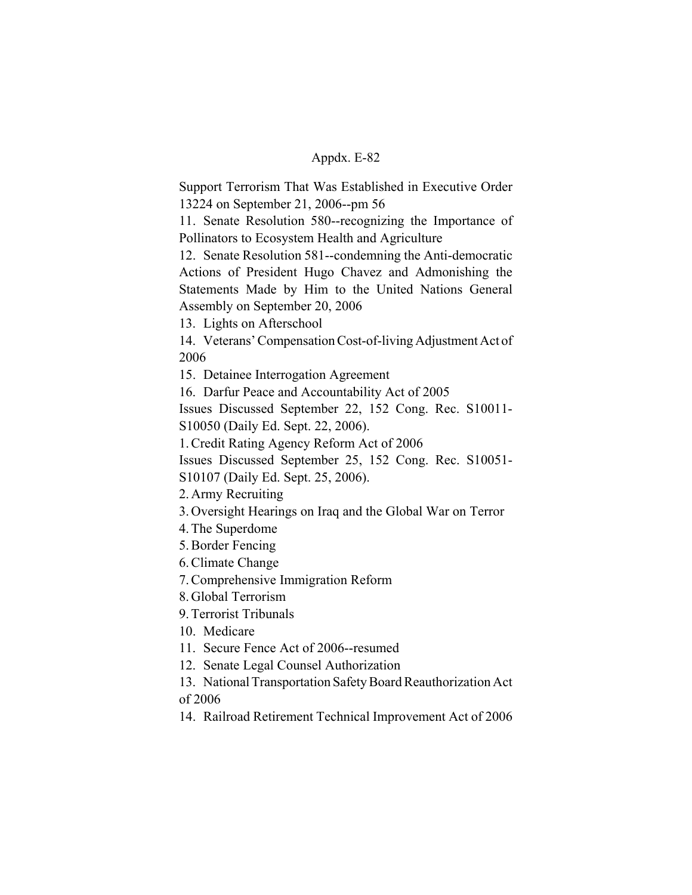Support Terrorism That Was Established in Executive Order 13224 on September 21, 2006--pm 56

11. Senate Resolution 580--recognizing the Importance of Pollinators to Ecosystem Health and Agriculture
12. Senate Resolution 581--condemning the Anti-democratic Actions of President Hugo Chavez and Admonishing the Statements Made by Him to the United Nations General Assembly on September 20, 2006
13. Lights on Afterschool
14. Veterans' Compensation Cost-of-living Adjustment Act of 2006
15. Detainee Interrogation Agreement
16. Darfur Peace and Accountability Act of 2005

Issues Discussed September 22, 152 Cong. Rec. S10011-S10050 (Daily Ed. Sept. 22, 2006).

1. Credit Rating Agency Reform Act of 2006

Issues Discussed September 25, 152 Cong. Rec. S10051-S10107 (Daily Ed. Sept. 25, 2006).

2. Army Recruiting
3. Oversight Hearings on Iraq and the Global War on Terror
4. The Superdome
5. Border Fencing
6. Climate Change
7. Comprehensive Immigration Reform
8. Global Terrorism
9. Terrorist Tribunals
10. Medicare
11. Secure Fence Act of 2006--resumed
12. Senate Legal Counsel Authorization
13. National Transportation Safety Board Reauthorization Act of 2006
14. Railroad Retirement Technical Improvement Act of 2006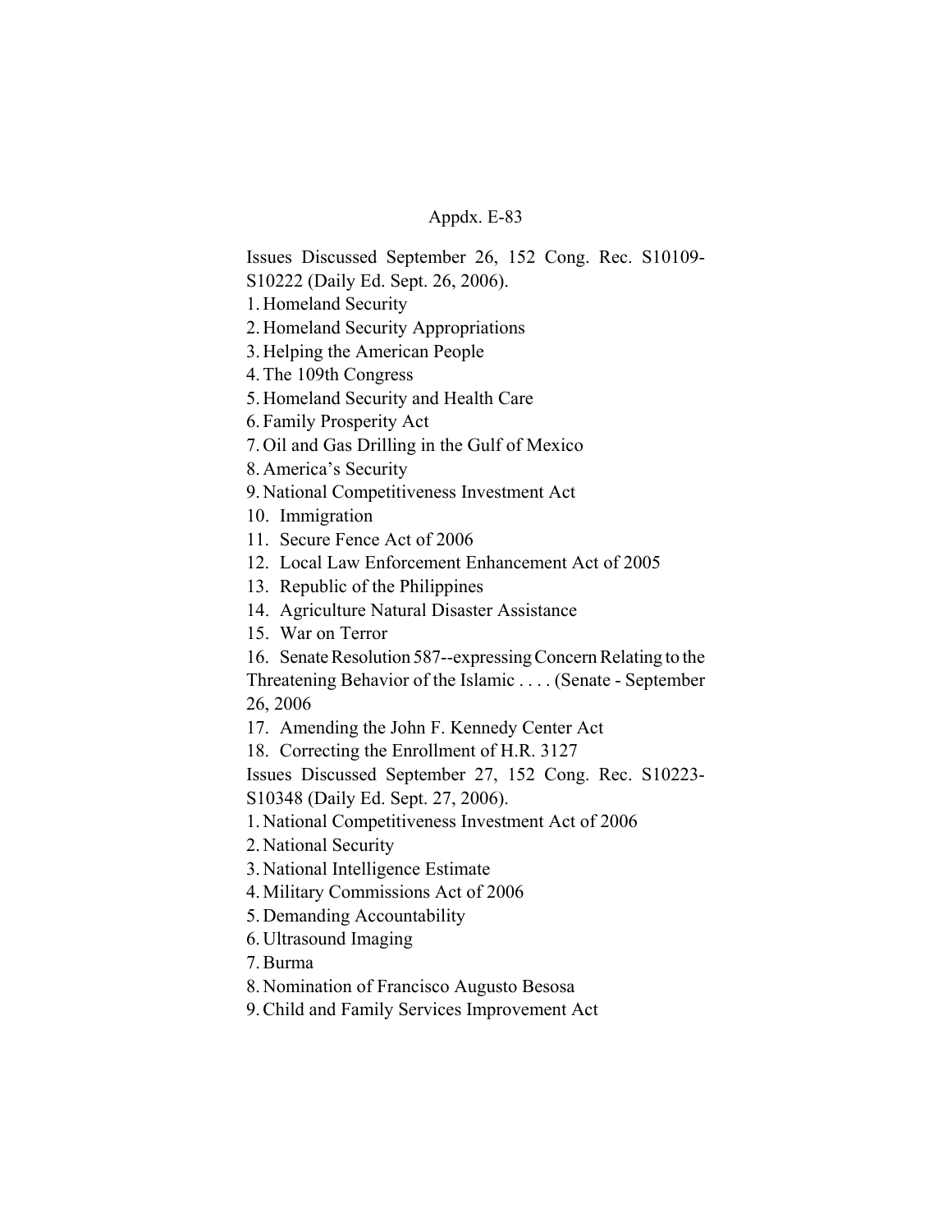Appdx. E-83

Issues Discussed September 26, 152 Cong. Rec. S10109-S10222 (Daily Ed. Sept. 26, 2006).

1. Homeland Security
2. Homeland Security Appropriations
3. Helping the American People
4. The 109th Congress
5. Homeland Security and Health Care
6. Family Prosperity Act
7. Oil and Gas Drilling in the Gulf of Mexico
8. America's Security
9. National Competitiveness Investment Act
10. Immigration
11. Secure Fence Act of 2006
12. Local Law Enforcement Enhancement Act of 2005
13. Republic of the Philippines
14. Agriculture Natural Disaster Assistance
15. War on Terror
16. Senate Resolution 587--expressing Concern Relating to the Threatening Behavior of the Islamic . . . . (Senate - September 26, 2006
17. Amending the John F. Kennedy Center Act
18. Correcting the Enrollment of H.R. 3127

Issues Discussed September 27, 152 Cong. Rec. S10223-S10348 (Daily Ed. Sept. 27, 2006).

1. National Competitiveness Investment Act of 2006
2. National Security
3. National Intelligence Estimate
4. Military Commissions Act of 2006
5. Demanding Accountability
6. Ultrasound Imaging
7. Burma
8. Nomination of Francisco Augusto Besosa
9. Child and Family Services Improvement Act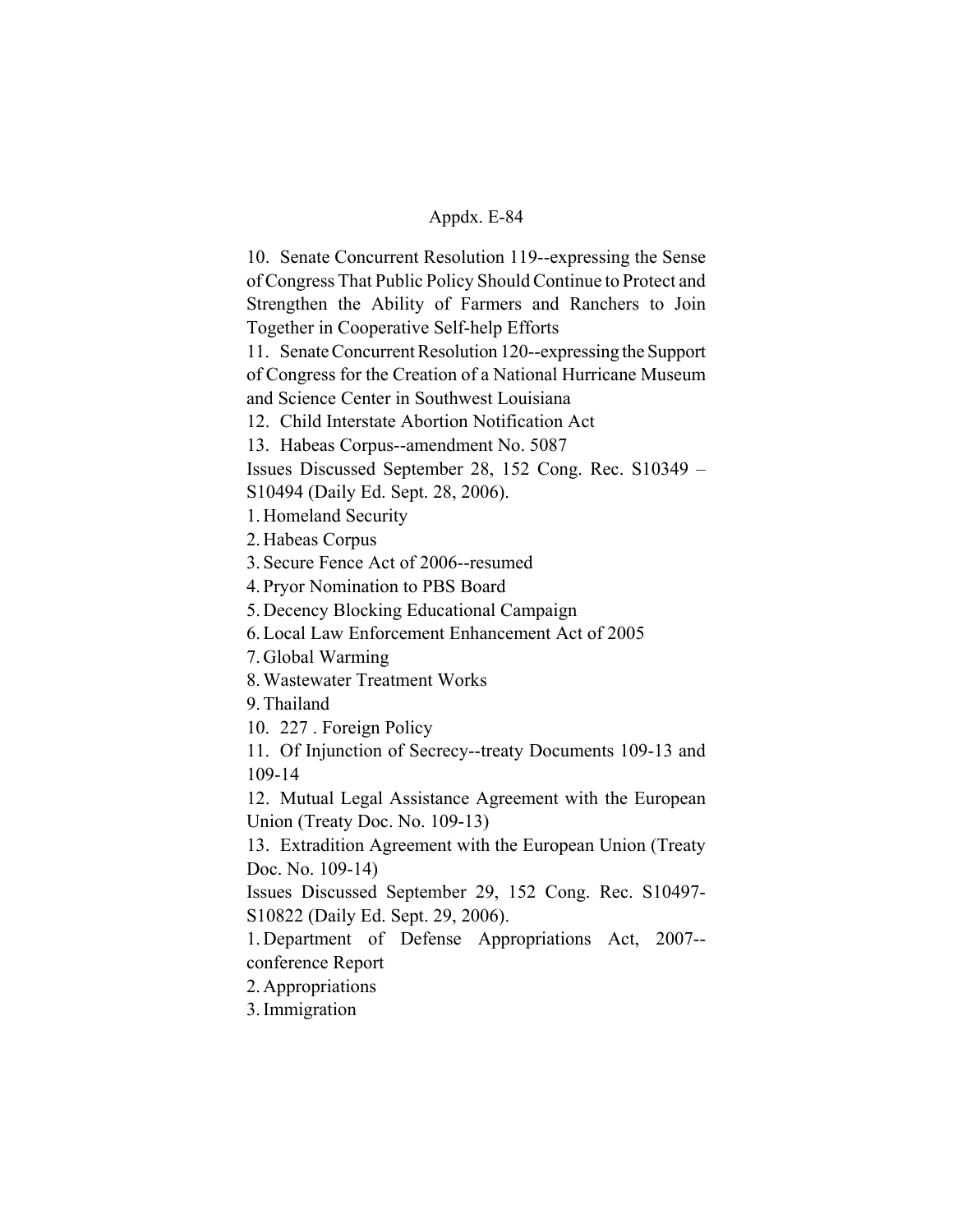10. Senate Concurrent Resolution 119--expressing the Sense of Congress That Public Policy Should Continue to Protect and Strengthen the Ability of Farmers and Ranchers to Join Together in Cooperative Self-help Efforts

11. Senate Concurrent Resolution 120--expressing the Support of Congress for the Creation of a National Hurricane Museum and Science Center in Southwest Louisiana

12. Child Interstate Abortion Notification Act

13. Habeas Corpus--amendment No. 5087

Issues Discussed September 28, 152 Cong. Rec. S10349 – S10494 (Daily Ed. Sept. 28, 2006).

1. Homeland Security
2. Habeas Corpus
3. Secure Fence Act of 2006--resumed
4. Pryor Nomination to PBS Board
5. Decency Blocking Educational Campaign
6. Local Law Enforcement Enhancement Act of 2005
7. Global Warming
8. Wastewater Treatment Works
9. Thailand
10. 227 . Foreign Policy
11. Of Injunction of Secrecy--treaty Documents 109-13 and 109-14
12. Mutual Legal Assistance Agreement with the European Union (Treaty Doc. No. 109-13)
13. Extradition Agreement with the European Union (Treaty Doc. No. 109-14)

Issues Discussed September 29, 152 Cong. Rec. S10497-S10822 (Daily Ed. Sept. 29, 2006).

1. Department of Defense Appropriations Act, 2007--conference Report
2. Appropriations
3. Immigration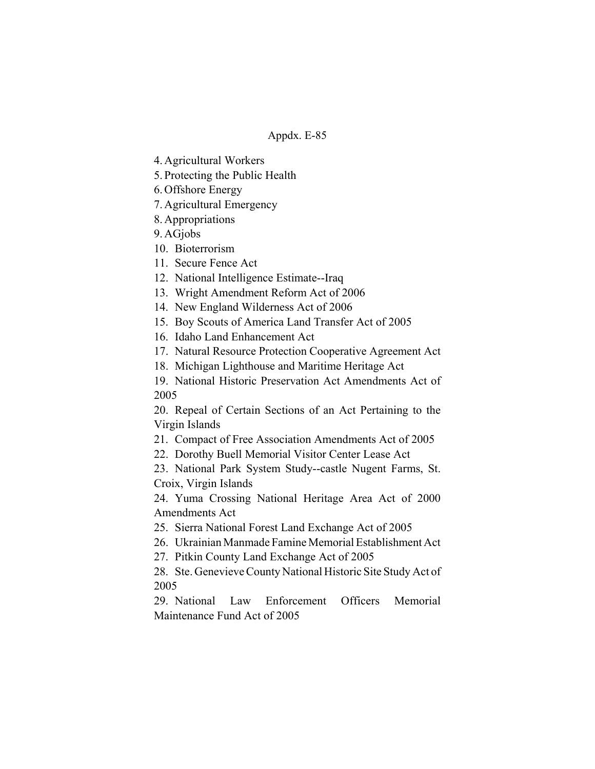4. Agricultural Workers
5. Protecting the Public Health
6. Offshore Energy
7. Agricultural Emergency
8. Appropriations
9. AGjobs
10. Bioterrorism
11. Secure Fence Act
12. National Intelligence Estimate--Iraq
13. Wright Amendment Reform Act of 2006
14. New England Wilderness Act of 2006
15. Boy Scouts of America Land Transfer Act of 2005
16. Idaho Land Enhancement Act
17. Natural Resource Protection Cooperative Agreement Act
18. Michigan Lighthouse and Maritime Heritage Act
19. National Historic Preservation Act Amendments Act of 2005
20. Repeal of Certain Sections of an Act Pertaining to the Virgin Islands
21. Compact of Free Association Amendments Act of 2005
22. Dorothy Buell Memorial Visitor Center Lease Act
23. National Park System Study--castle Nugent Farms, St. Croix, Virgin Islands
24. Yuma Crossing National Heritage Area Act of 2000 Amendments Act
25. Sierra National Forest Land Exchange Act of 2005
26. Ukrainian Manmade Famine Memorial Establishment Act
27. Pitkin County Land Exchange Act of 2005
28. Ste. Genevieve County National Historic Site Study Act of 2005
29. National Law Enforcement Officers Memorial Maintenance Fund Act of 2005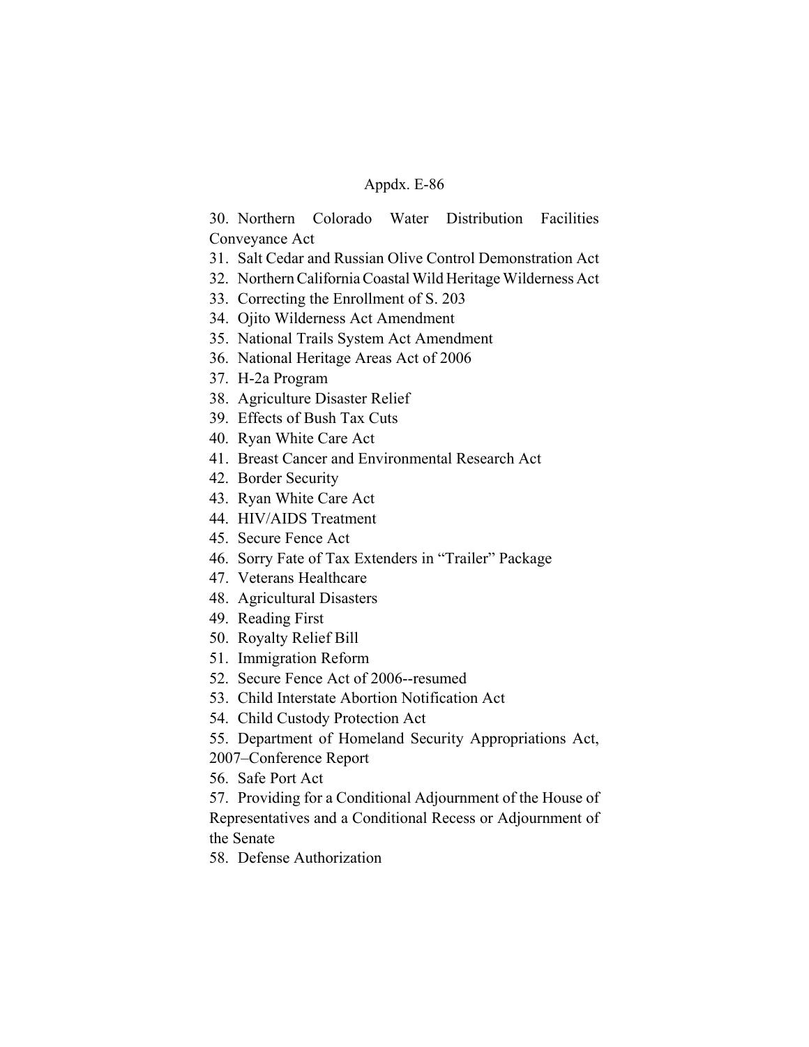30. Northern Colorado Water Distribution Facilities Conveyance Act
31. Salt Cedar and Russian Olive Control Demonstration Act
32. Northern California Coastal Wild Heritage Wilderness Act
33. Correcting the Enrollment of S. 203
34. Ojito Wilderness Act Amendment
35. National Trails System Act Amendment
36. National Heritage Areas Act of 2006
37. H-2a Program
38. Agriculture Disaster Relief
39. Effects of Bush Tax Cuts
40. Ryan White Care Act
41. Breast Cancer and Environmental Research Act
42. Border Security
43. Ryan White Care Act
44. HIV/AIDS Treatment
45. Secure Fence Act
46. Sorry Fate of Tax Extenders in "Trailer" Package
47. Veterans Healthcare
48. Agricultural Disasters
49. Reading First
50. Royalty Relief Bill
51. Immigration Reform
52. Secure Fence Act of 2006--resumed
53. Child Interstate Abortion Notification Act
54. Child Custody Protection Act
55. Department of Homeland Security Appropriations Act, 2007–Conference Report
56. Safe Port Act
57. Providing for a Conditional Adjournment of the House of Representatives and a Conditional Recess or Adjournment of the Senate
58. Defense Authorization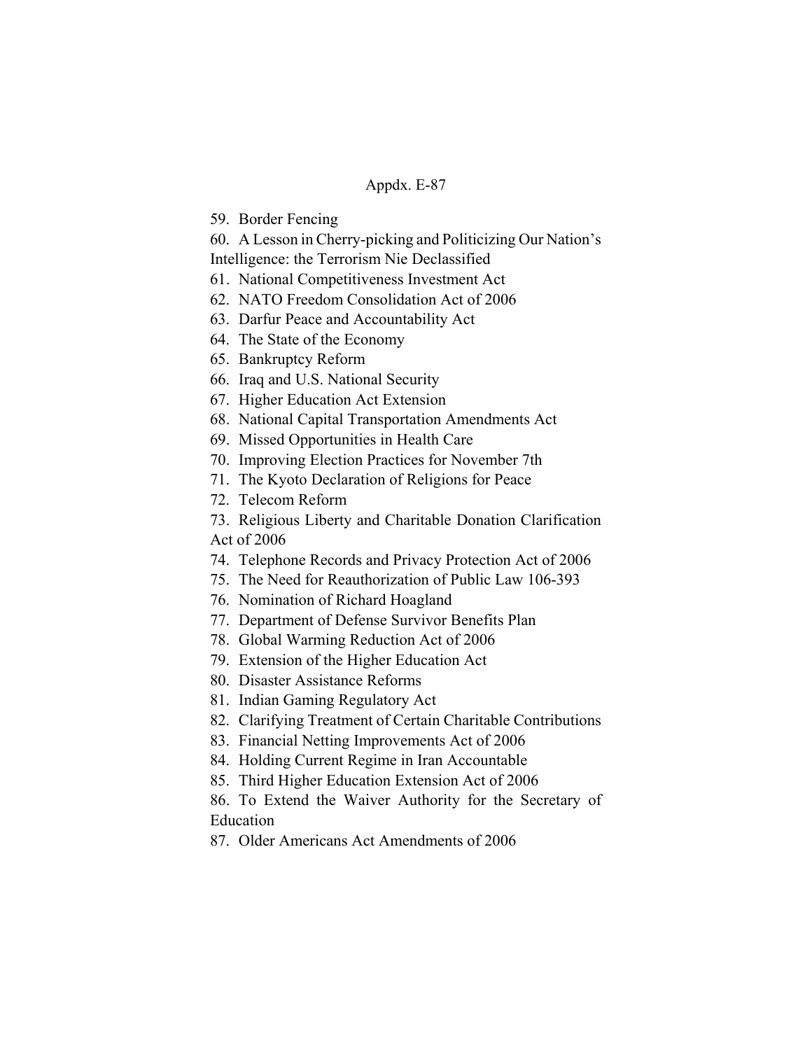59. Border Fencing
60. A Lesson in Cherry-picking and Politicizing Our Nation's Intelligence: the Terrorism Nie Declassified
61. National Competitiveness Investment Act
62. NATO Freedom Consolidation Act of 2006
63. Darfur Peace and Accountability Act
64. The State of the Economy
65. Bankruptcy Reform
66. Iraq and U.S. National Security
67. Higher Education Act Extension
68. National Capital Transportation Amendments Act
69. Missed Opportunities in Health Care
70. Improving Election Practices for November 7th
71. The Kyoto Declaration of Religions for Peace
72. Telecom Reform
73. Religious Liberty and Charitable Donation Clarification Act of 2006
74. Telephone Records and Privacy Protection Act of 2006
75. The Need for Reauthorization of Public Law 106-393
76. Nomination of Richard Hoagland
77. Department of Defense Survivor Benefits Plan
78. Global Warming Reduction Act of 2006
79. Extension of the Higher Education Act
80. Disaster Assistance Reforms
81. Indian Gaming Regulatory Act
82. Clarifying Treatment of Certain Charitable Contributions
83. Financial Netting Improvements Act of 2006
84. Holding Current Regime in Iran Accountable
85. Third Higher Education Extension Act of 2006
86. To Extend the Waiver Authority for the Secretary of Education
87. Older Americans Act Amendments of 2006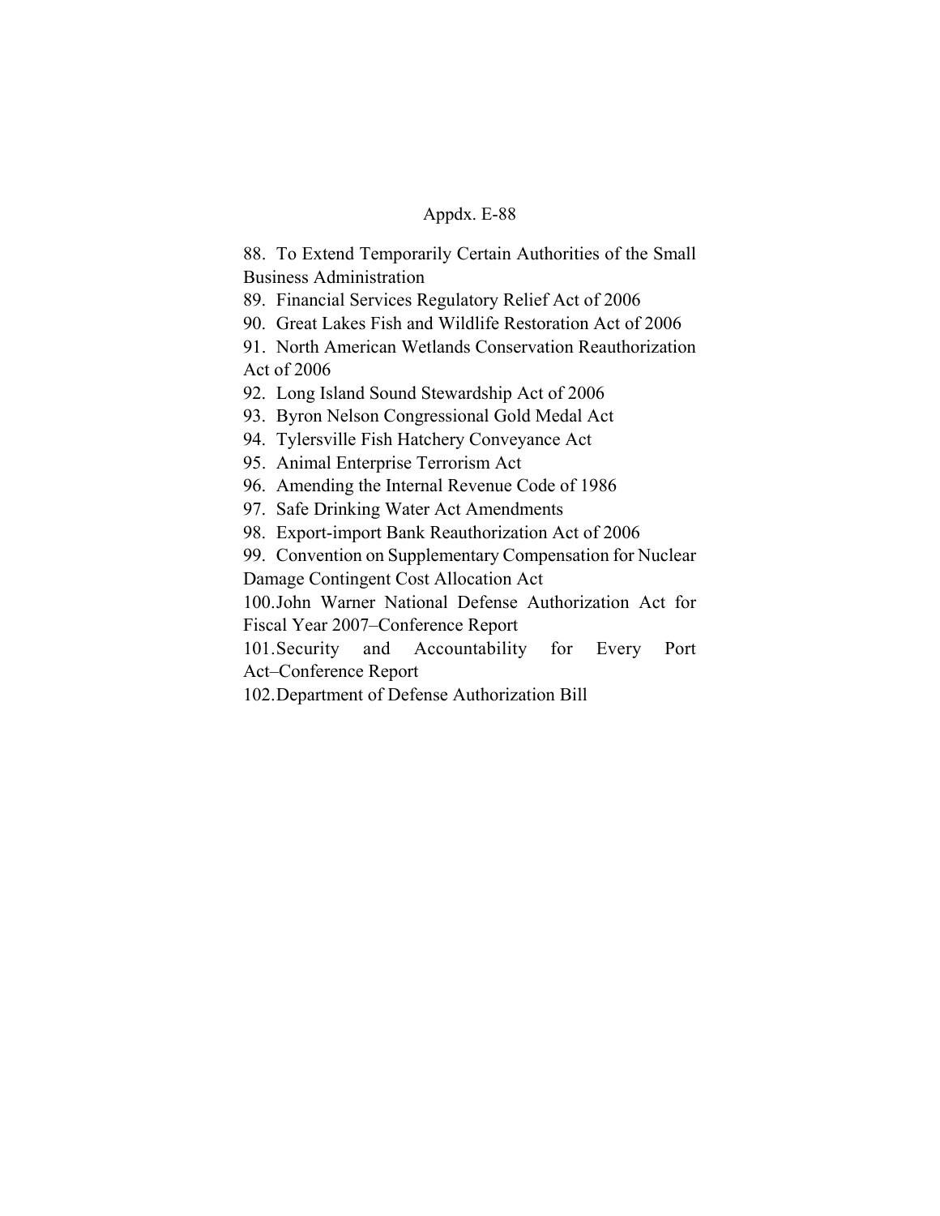Appdx. E-88

88. To Extend Temporarily Certain Authorities of the Small Business Administration
89. Financial Services Regulatory Relief Act of 2006
90. Great Lakes Fish and Wildlife Restoration Act of 2006
91. North American Wetlands Conservation Reauthorization Act of 2006
92. Long Island Sound Stewardship Act of 2006
93. Byron Nelson Congressional Gold Medal Act
94. Tylersville Fish Hatchery Conveyance Act
95. Animal Enterprise Terrorism Act
96. Amending the Internal Revenue Code of 1986
97. Safe Drinking Water Act Amendments
98. Export-import Bank Reauthorization Act of 2006
99. Convention on Supplementary Compensation for Nuclear Damage Contingent Cost Allocation Act
100. John Warner National Defense Authorization Act for Fiscal Year 2007–Conference Report
101. Security and Accountability for Every Port Act–Conference Report
102. Department of Defense Authorization Bill